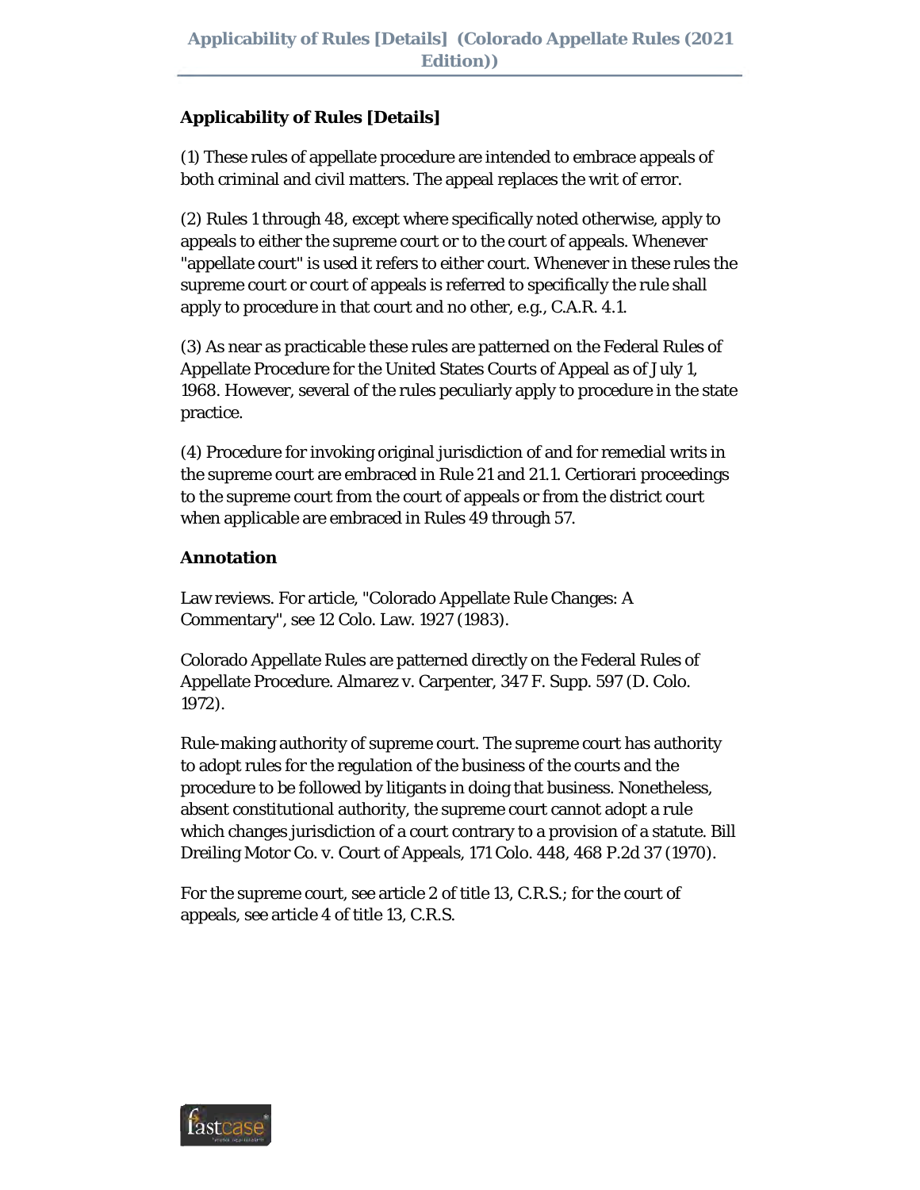## Applicability of Rules [Details]

(1) These rules of appellate procedure are intended to embrace appeals of both criminal and civil matters. The appeal replaces the writ of error.

(2) Rules 1 through 48, except where specifically noted otherwise, apply to appeals to either the supreme court or to the court of appeals. Whenever "appellate court" is used it refers to either court. Whenever in these rules the supreme court or court of appeals is referred to specifically the rule shall apply to procedure in that court and no other, e.g., C.A.R. 4.1.

(3) As near as practicable these rules are patterned on the Federal Rules of Appellate Procedure for the United States Courts of Appeal as of July 1, 1968. However, several of the rules peculiarly apply to procedure in the state practice.

(4) Procedure for invoking original jurisdiction of and for remedial writs in the supreme court are embraced in Rule 21 and 21.1. Certiorari proceedings to the supreme court from the court of appeals or from the district court when applicable are embraced in Rules 49 through 57.

### Annotation

Law reviews. For article, "Colorado Appellate Rule Changes: A Commentary", see 12 Colo. Law. 1927 (1983).

Colorado Appellate Rules are patterned directly on the Federal Rules of Appellate Procedure. Almarez v. Carpenter, 347 F. Supp. 597 (D. Colo. 1972).

Rule-making authority of supreme court. The supreme court has authority to adopt rules for the regulation of the business of the courts and the procedure to be followed by litigants in doing that business. Nonetheless, absent constitutional authority, the supreme court cannot adopt a rule which changes jurisdiction of a court contrary to a provision of a statute. Bill Dreiling Motor Co. v. Court of Appeals, 171 Colo. 448, 468 P.2d 37 (1970).

For the supreme court, see article 2 of title 13, C.R.S.; for the court of appeals, see article 4 of title 13, C.R.S.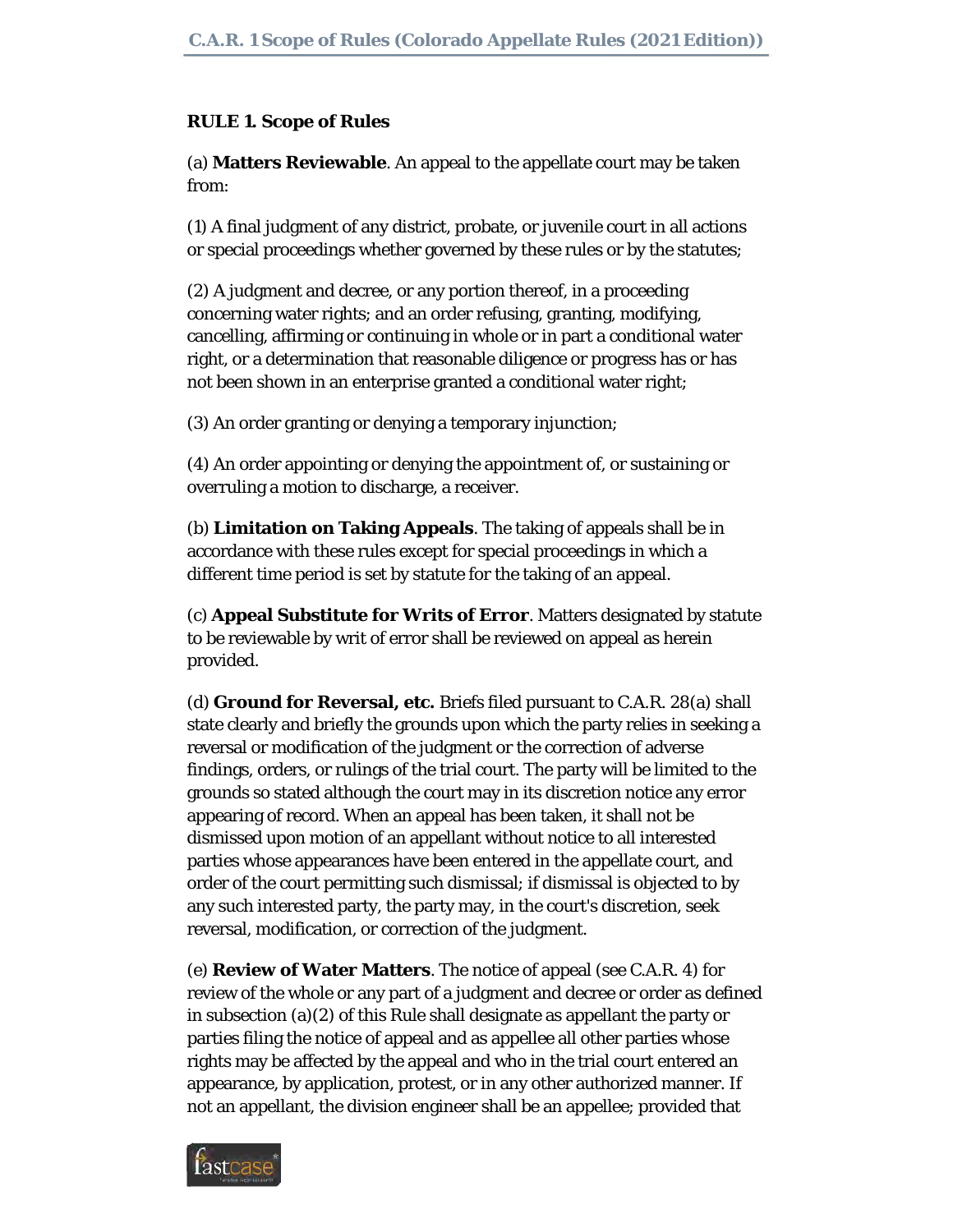**RULE 1. Scope of Rules**

(a) **Matters Reviewable**. An appeal to the appellate court may be taken from:

(1) A final judgment of any district, probate, or juvenile court in all actions or special proceedings whether governed by these rules or by the statutes;

(2) A judgment and decree, or any portion thereof, in a proceeding concerning water rights; and an order refusing, granting, modifying, cancelling, affirming or continuing in whole or in part a conditional water right, or a determination that reasonable diligence or progress has or has not been shown in an enterprise granted a conditional water right;

(3) An order granting or denying a temporary injunction;

(4) An order appointing or denying the appointment of, or sustaining or overruling a motion to discharge, a receiver.

(b) **Limitation on Taking Appeals**. The taking of appeals shall be in accordance with these rules except for special proceedings in which a different time period is set by statute for the taking of an appeal.

(c) **Appeal Substitute for Writs of Error**. Matters designated by statute to be reviewable by writ of error shall be reviewed on appeal as herein provided.

(d) **Ground for Reversal, etc.** Briefs filed pursuant to C.A.R. 28(a) shall state clearly and briefly the grounds upon which the party relies in seeking a reversal or modification of the judgment or the correction of adverse findings, orders, or rulings of the trial court. The party will be limited to the grounds so stated although the court may in its discretion notice any error appearing of record. When an appeal has been taken, it shall not be dismissed upon motion of an appellant without notice to all interested parties whose appearances have been entered in the appellate court, and order of the court permitting such dismissal; if dismissal is objected to by any such interested party, the party may, in the court's discretion, seek reversal, modification, or correction of the judgment.

(e) **Review of Water Matters**. The notice of appeal (see C.A.R. 4) for review of the whole or any part of a judgment and decree or order as defined in subsection (a)(2) of this Rule shall designate as appellant the party or parties filing the notice of appeal and as appellee all other parties whose rights may be affected by the appeal and who in the trial court entered an appearance, by application, protest, or in any other authorized manner. If not an appellant, the division engineer shall be an appellee; provided that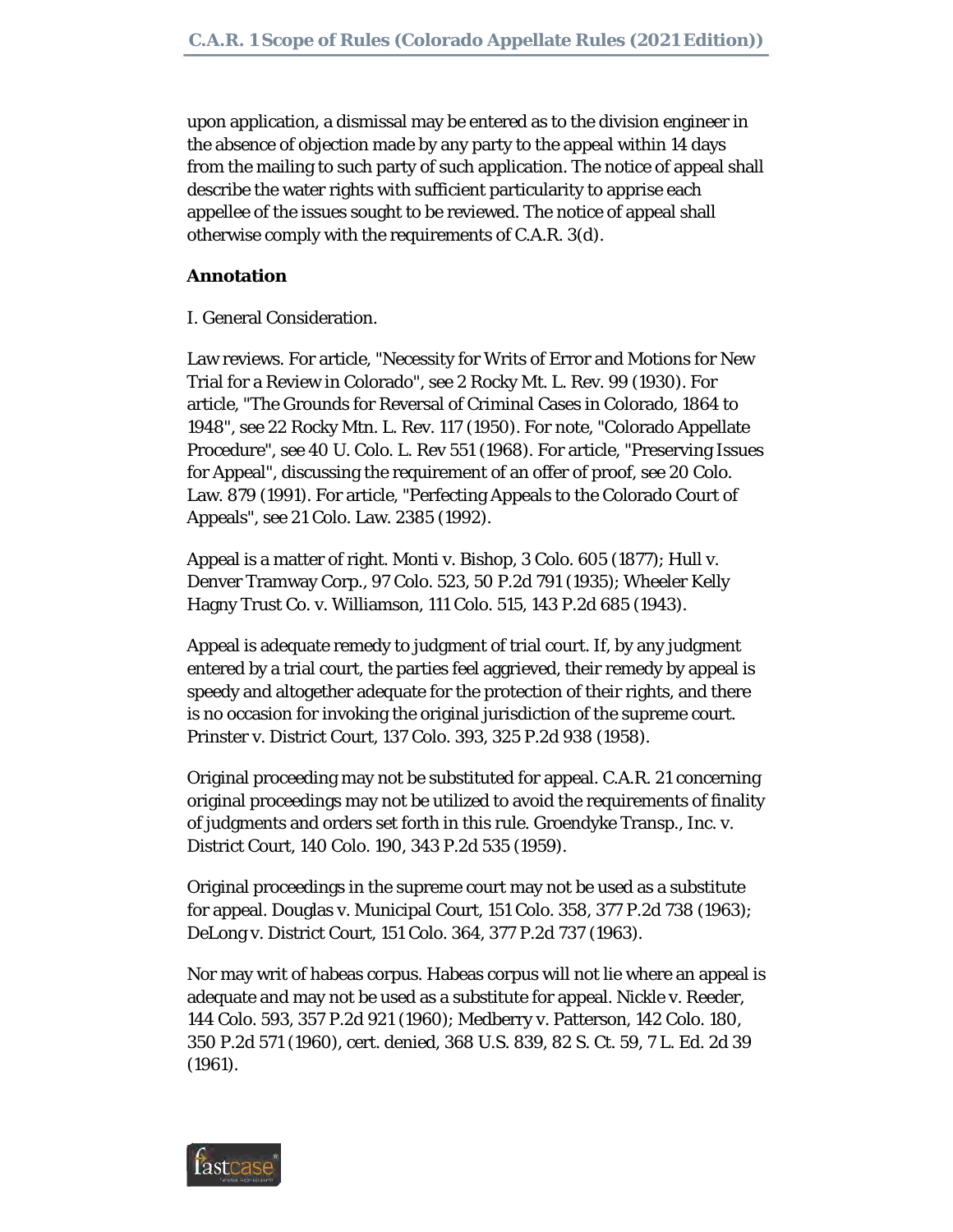upon application, a dismissal may be entered as to the division engineer in the absence of objection made by any party to the appeal within 14 days from the mailing to such party of such application. The notice of appeal shall describe the water rights with sufficient particularity to apprise each appellee of the issues sought to be reviewed. The notice of appeal shall otherwise comply with the requirements of C.A.R. 3(d).

**Annotation**

I. General Consideration.

Law reviews. For article, "Necessity for Writs of Error and Motions for New Trial for a Review in Colorado", see 2 Rocky Mt. L. Rev. 99 (1930). For article, "The Grounds for Reversal of Criminal Cases in Colorado, 1864 to 1948", see 22 Rocky Mtn. L. Rev. 117 (1950). For note, "Colorado Appellate Procedure", see 40 U. Colo. L. Rev 551 (1968). For article, "Preserving Issues for Appeal", discussing the requirement of an offer of proof, see 20 Colo. Law. 879 (1991). For article, "Perfecting Appeals to the Colorado Court of Appeals", see 21 Colo. Law. 2385 (1992).

Appeal is a matter of right. Monti v. Bishop, 3 Colo. 605 (1877); Hull v. Denver Tramway Corp., 97 Colo. 523, 50 P.2d 791 (1935); Wheeler Kelly Hagny Trust Co. v. Williamson, 111 Colo. 515, 143 P.2d 685 (1943).

Appeal is adequate remedy to judgment of trial court. If, by any judgment entered by a trial court, the parties feel aggrieved, their remedy by appeal is speedy and altogether adequate for the protection of their rights, and there is no occasion for invoking the original jurisdiction of the supreme court. Prinster v. District Court, 137 Colo. 393, 325 P.2d 938 (1958).

Original proceeding may not be substituted for appeal. C.A.R. 21 concerning original proceedings may not be utilized to avoid the requirements of finality of judgments and orders set forth in this rule. Groendyke Transp., Inc. v. District Court, 140 Colo. 190, 343 P.2d 535 (1959).

Original proceedings in the supreme court may not be used as a substitute for appeal. Douglas v. Municipal Court, 151 Colo. 358, 377 P.2d 738 (1963); DeLong v. District Court, 151 Colo. 364, 377 P.2d 737 (1963).

Nor may writ of habeas corpus. Habeas corpus will not lie where an appeal is adequate and may not be used as a substitute for appeal. Nickle v. Reeder, 144 Colo. 593, 357 P.2d 921 (1960); Medberry v. Patterson, 142 Colo. 180, 350 P.2d 571 (1960), cert. denied, 368 U.S. 839, 82 S. Ct. 59, 7 L. Ed. 2d 39 (1961).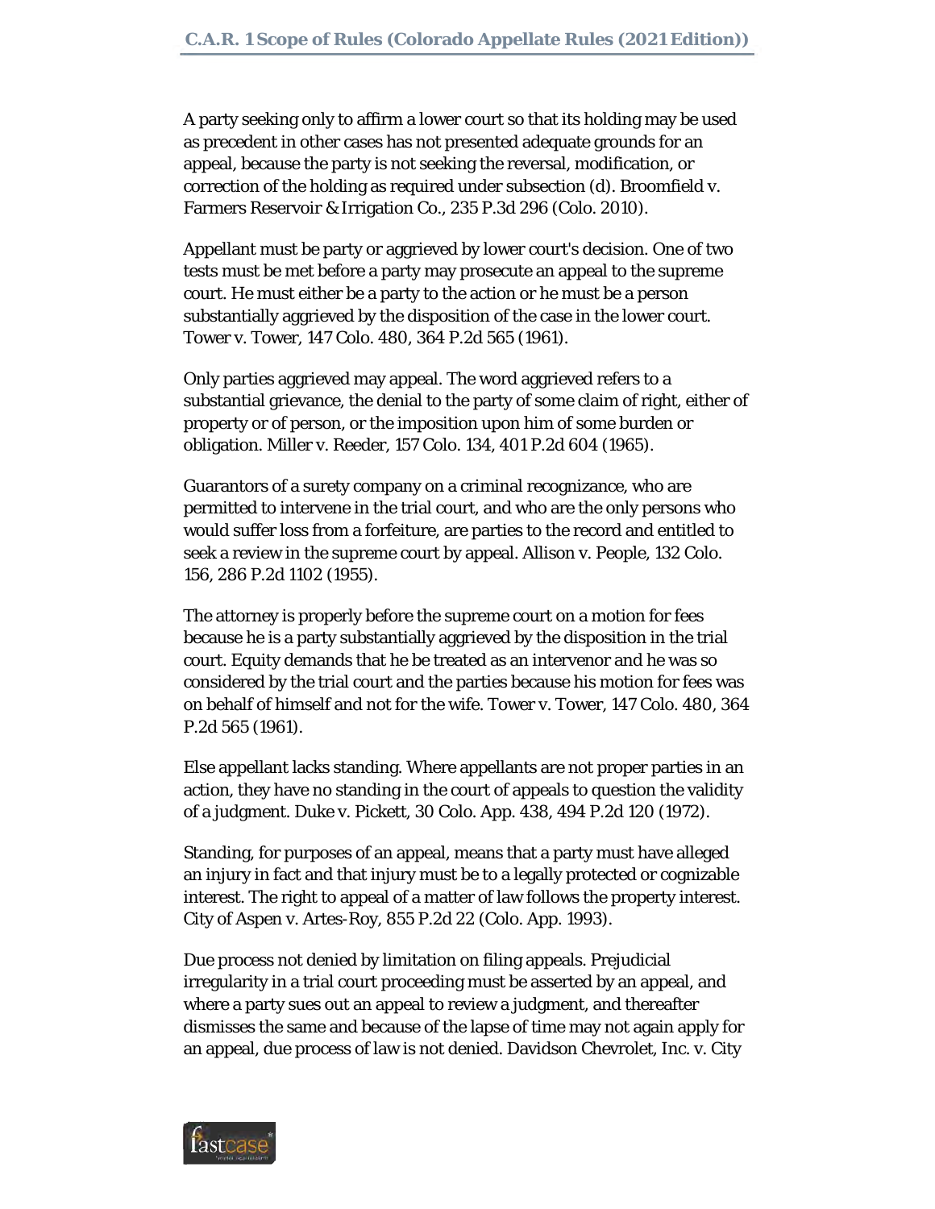A party seeking only to affirm a lower court so that its holding may be used as precedent in other cases has not presented adequate grounds for an appeal, because the party is not seeking the reversal, modification, or correction of the holding as required under subsection (d). Broomfield v. Farmers Reservoir & Irrigation Co., 235 P.3d 296 (Colo. 2010).

Appellant must be party or aggrieved by lower court's decision. One of two tests must be met before a party may prosecute an appeal to the supreme court. He must either be a party to the action or he must be a person substantially aggrieved by the disposition of the case in the lower court. Tower v. Tower, 147 Colo. 480, 364 P.2d 565 (1961).

Only parties aggrieved may appeal. The word aggrieved refers to a substantial grievance, the denial to the party of some claim of right, either of property or of person, or the imposition upon him of some burden or obligation. Miller v. Reeder, 157 Colo. 134, 401 P.2d 604 (1965).

Guarantors of a surety company on a criminal recognizance, who are permitted to intervene in the trial court, and who are the only persons who would suffer loss from a forfeiture, are parties to the record and entitled to seek a review in the supreme court by appeal. Allison v. People, 132 Colo. 156, 286 P.2d 1102 (1955).

The attorney is properly before the supreme court on a motion for fees because he is a party substantially aggrieved by the disposition in the trial court. Equity demands that he be treated as an intervenor and he was so considered by the trial court and the parties because his motion for fees was on behalf of himself and not for the wife. Tower v. Tower, 147 Colo. 480, 364 P.2d 565 (1961).

Else appellant lacks standing. Where appellants are not proper parties in an action, they have no standing in the court of appeals to question the validity of a judgment. Duke v. Pickett, 30 Colo. App. 438, 494 P.2d 120 (1972).

Standing, for purposes of an appeal, means that a party must have alleged an injury in fact and that injury must be to a legally protected or cognizable interest. The right to appeal of a matter of law follows the property interest. City of Aspen v. Artes-Roy, 855 P.2d 22 (Colo. App. 1993).

Due process not denied by limitation on filing appeals. Prejudicial irregularity in a trial court proceeding must be asserted by an appeal, and where a party sues out an appeal to review a judgment, and thereafter dismisses the same and because of the lapse of time may not again apply for an appeal, due process of law is not denied. Davidson Chevrolet, Inc. v. City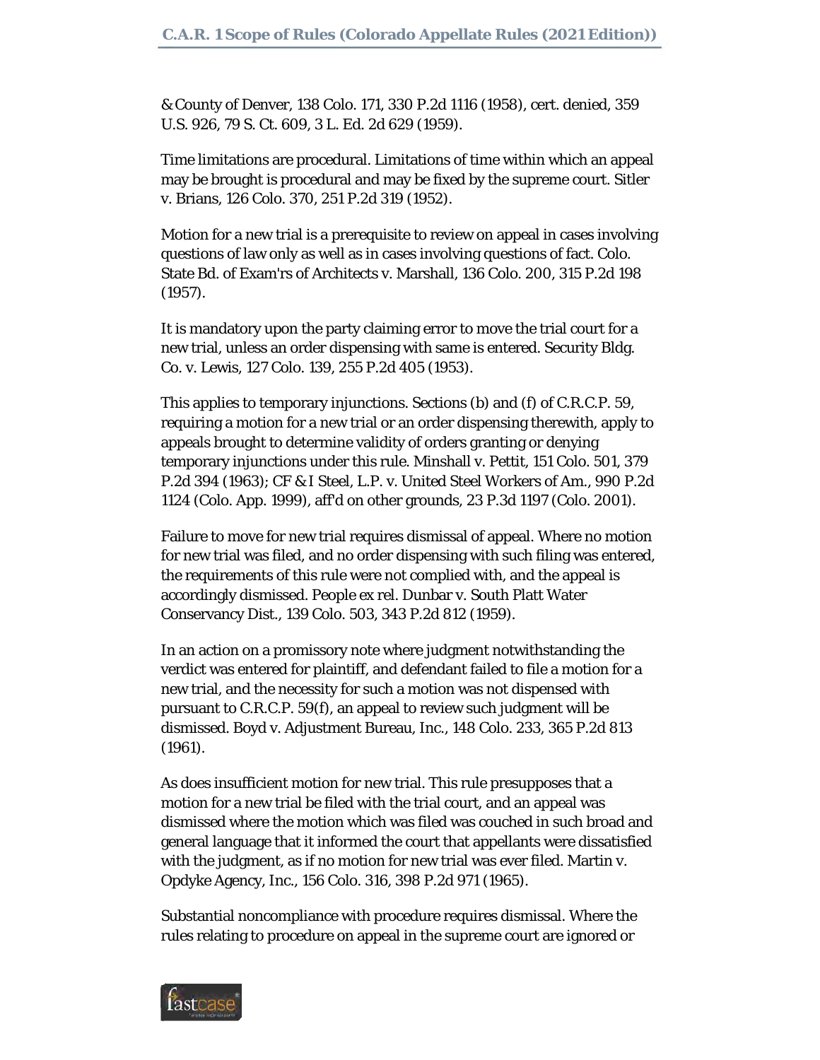& County of Denver, 138 Colo. 171, 330 P.2d 1116 (1958), cert. denied, 359 U.S. 926, 79 S. Ct. 609, 3 L. Ed. 2d 629 (1959).

Time limitations are procedural. Limitations of time within which an appeal may be brought is procedural and may be fixed by the supreme court. Sitler v. Brians, 126 Colo. 370, 251 P.2d 319 (1952).

Motion for a new trial is a prerequisite to review on appeal in cases involving questions of law only as well as in cases involving questions of fact. Colo. State Bd. of Exam'rs of Architects v. Marshall, 136 Colo. 200, 315 P.2d 198 (1957).

It is mandatory upon the party claiming error to move the trial court for a new trial, unless an order dispensing with same is entered. Security Bldg. Co. v. Lewis, 127 Colo. 139, 255 P.2d 405 (1953).

This applies to temporary injunctions. Sections (b) and (f) of C.R.C.P. 59, requiring a motion for a new trial or an order dispensing therewith, apply to appeals brought to determine validity of orders granting or denying temporary injunctions under this rule. Minshall v. Pettit, 151 Colo. 501, 379 P.2d 394 (1963); CF & I Steel, L.P. v. United Steel Workers of Am., 990 P.2d 1124 (Colo. App. 1999), aff'd on other grounds, 23 P.3d 1197 (Colo. 2001).

Failure to move for new trial requires dismissal of appeal. Where no motion for new trial was filed, and no order dispensing with such filing was entered, the requirements of this rule were not complied with, and the appeal is accordingly dismissed. People ex rel. Dunbar v. South Platt Water Conservancy Dist., 139 Colo. 503, 343 P.2d 812 (1959).

In an action on a promissory note where judgment notwithstanding the verdict was entered for plaintiff, and defendant failed to file a motion for a new trial, and the necessity for such a motion was not dispensed with pursuant to C.R.C.P. 59(f), an appeal to review such judgment will be dismissed. Boyd v. Adjustment Bureau, Inc., 148 Colo. 233, 365 P.2d 813 (1961).

As does insufficient motion for new trial. This rule presupposes that a motion for a new trial be filed with the trial court, and an appeal was dismissed where the motion which was filed was couched in such broad and general language that it informed the court that appellants were dissatisfied with the judgment, as if no motion for new trial was ever filed. Martin v. Opdyke Agency, Inc., 156 Colo. 316, 398 P.2d 971 (1965).

Substantial noncompliance with procedure requires dismissal. Where the rules relating to procedure on appeal in the supreme court are ignored or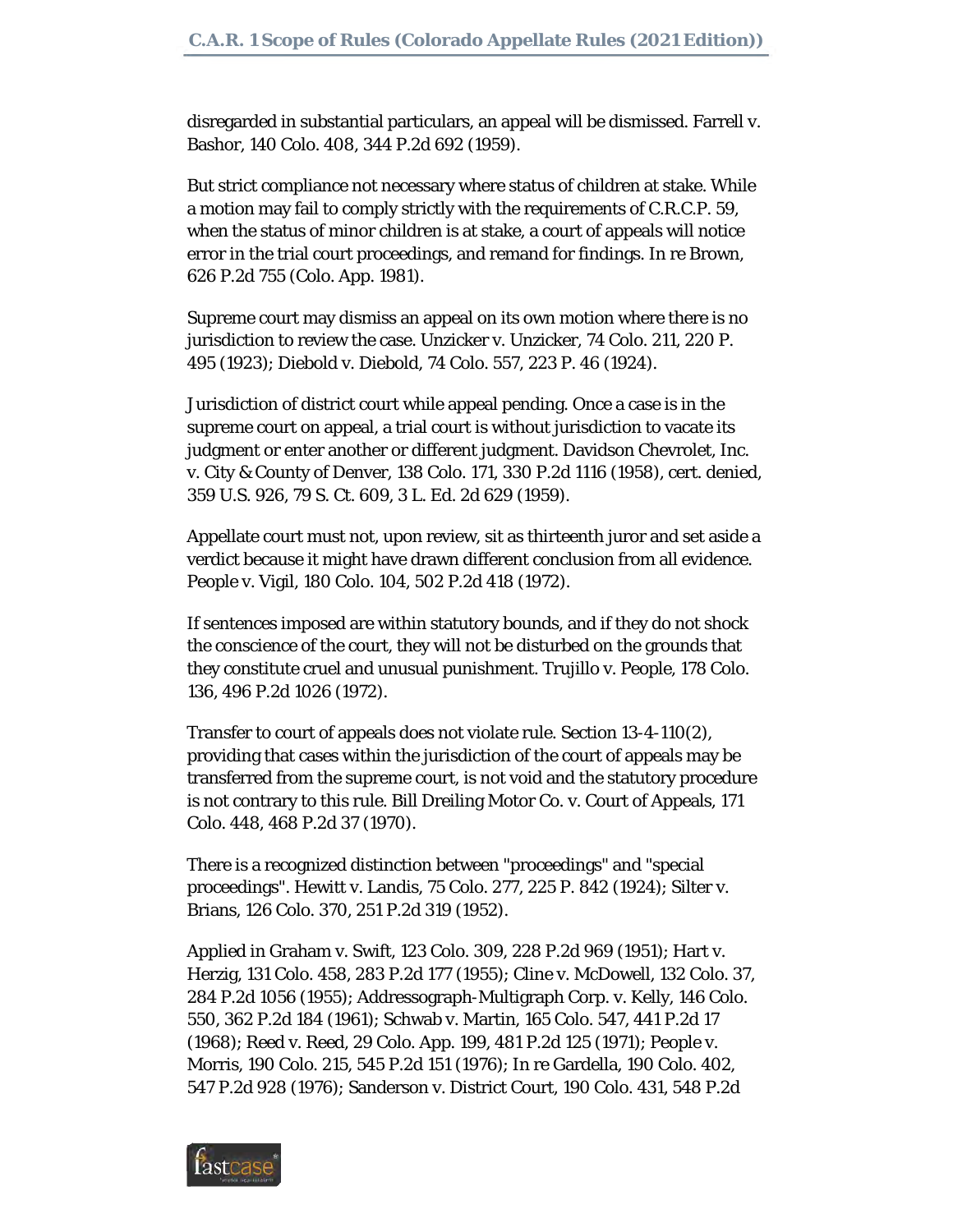disregarded in substantial particulars, an appeal will be dismissed. Farrell v. Bashor, 140 Colo. 408, 344 P.2d 692 (1959).

But strict compliance not necessary where status of children at stake. While a motion may fail to comply strictly with the requirements of C.R.C.P. 59, when the status of minor children is at stake, a court of appeals will notice error in the trial court proceedings, and remand for findings. In re Brown, 626 P.2d 755 (Colo. App. 1981).

Supreme court may dismiss an appeal on its own motion where there is no jurisdiction to review the case. Unzicker v. Unzicker, 74 Colo. 211, 220 P. 495 (1923); Diebold v. Diebold, 74 Colo. 557, 223 P. 46 (1924).

Jurisdiction of district court while appeal pending. Once a case is in the supreme court on appeal, a trial court is without jurisdiction to vacate its judgment or enter another or different judgment. Davidson Chevrolet, Inc. v. City & County of Denver, 138 Colo. 171, 330 P.2d 1116 (1958), cert. denied, 359 U.S. 926, 79 S. Ct. 609, 3 L. Ed. 2d 629 (1959).

Appellate court must not, upon review, sit as thirteenth juror and set aside a verdict because it might have drawn different conclusion from all evidence. People v. Vigil, 180 Colo. 104, 502 P.2d 418 (1972).

If sentences imposed are within statutory bounds, and if they do not shock the conscience of the court, they will not be disturbed on the grounds that they constitute cruel and unusual punishment. Trujillo v. People, 178 Colo. 136, 496 P.2d 1026 (1972).

Transfer to court of appeals does not violate rule. Section 13-4-110(2), providing that cases within the jurisdiction of the court of appeals may be transferred from the supreme court, is not void and the statutory procedure is not contrary to this rule. Bill Dreiling Motor Co. v. Court of Appeals, 171 Colo. 448, 468 P.2d 37 (1970).

There is a recognized distinction between "proceedings" and "special proceedings". Hewitt v. Landis, 75 Colo. 277, 225 P. 842 (1924); Silter v. Brians, 126 Colo. 370, 251 P.2d 319 (1952).

Applied in Graham v. Swift, 123 Colo. 309, 228 P.2d 969 (1951); Hart v. Herzig, 131 Colo. 458, 283 P.2d 177 (1955); Cline v. McDowell, 132 Colo. 37, 284 P.2d 1056 (1955); Addressograph-Multigraph Corp. v. Kelly, 146 Colo. 550, 362 P.2d 184 (1961); Schwab v. Martin, 165 Colo. 547, 441 P.2d 17 (1968); Reed v. Reed, 29 Colo. App. 199, 481 P.2d 125 (1971); People v. Morris, 190 Colo. 215, 545 P.2d 151 (1976); In re Gardella, 190 Colo. 402, 547 P.2d 928 (1976); Sanderson v. District Court, 190 Colo. 431, 548 P.2d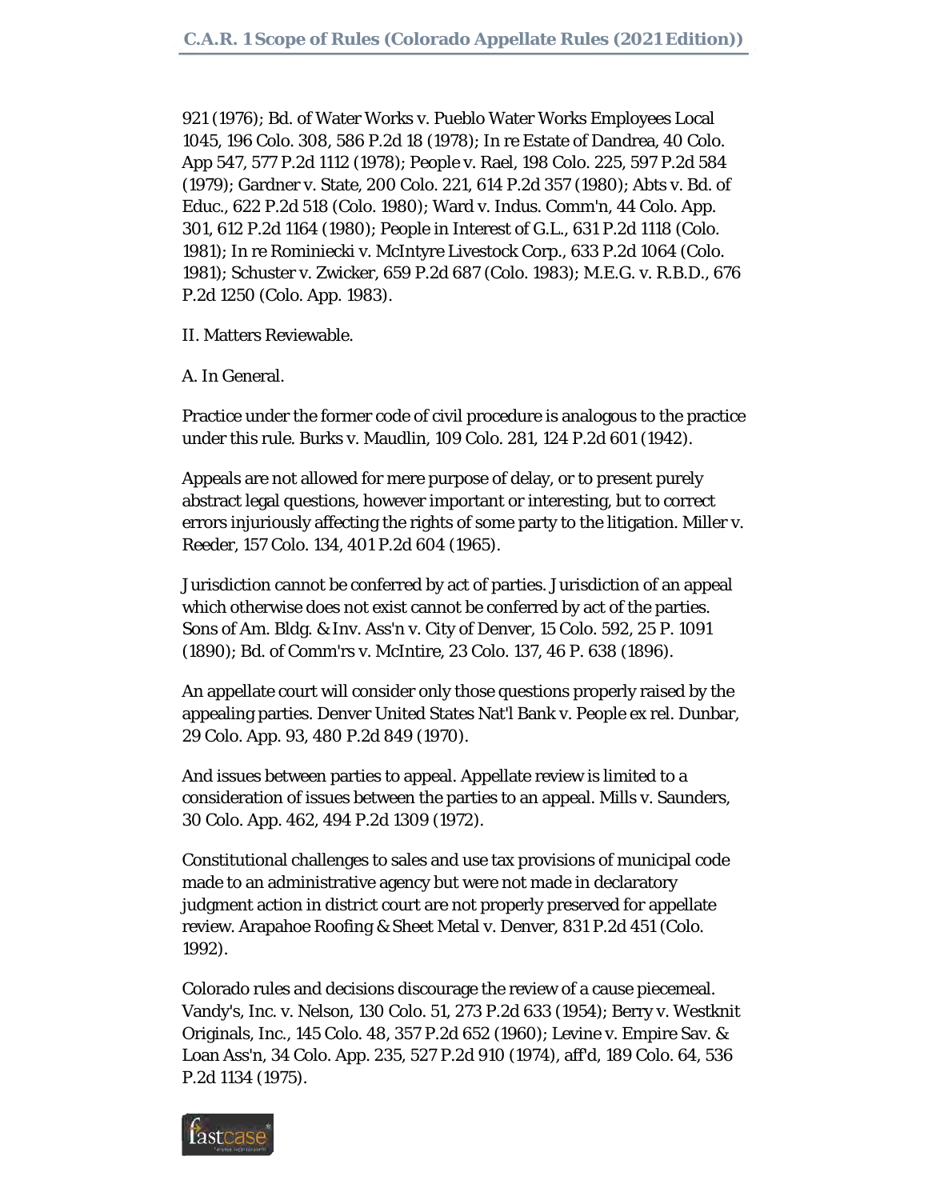921 (1976); Bd. of Water Works v. Pueblo Water Works Employees Local 1045, 196 Colo. 308, 586 P.2d 18 (1978); In re Estate of Dandrea, 40 Colo. App 547, 577 P.2d 1112 (1978); People v. Rael, 198 Colo. 225, 597 P.2d 584 (1979); Gardner v. State, 200 Colo. 221, 614 P.2d 357 (1980); Abts v. Bd. of Educ., 622 P.2d 518 (Colo. 1980); Ward v. Indus. Comm'n, 44 Colo. App. 301, 612 P.2d 1164 (1980); People in Interest of G.L., 631 P.2d 1118 (Colo. 1981); In re Rominiecki v. McIntyre Livestock Corp., 633 P.2d 1064 (Colo. 1981); Schuster v. Zwicker, 659 P.2d 687 (Colo. 1983); M.E.G. v. R.B.D., 676 P.2d 1250 (Colo. App. 1983).

II. Matters Reviewable.

A. In General.

Practice under the former code of civil procedure is analogous to the practice under this rule. Burks v. Maudlin, 109 Colo. 281, 124 P.2d 601 (1942).

Appeals are not allowed for mere purpose of delay, or to present purely abstract legal questions, however important or interesting, but to correct errors injuriously affecting the rights of some party to the litigation. Miller v. Reeder, 157 Colo. 134, 401 P.2d 604 (1965).

Jurisdiction cannot be conferred by act of parties. Jurisdiction of an appeal which otherwise does not exist cannot be conferred by act of the parties. Sons of Am. Bldg. & Inv. Ass'n v. City of Denver, 15 Colo. 592, 25 P. 1091 (1890); Bd. of Comm'rs v. McIntire, 23 Colo. 137, 46 P. 638 (1896).

An appellate court will consider only those questions properly raised by the appealing parties. Denver United States Nat'l Bank v. People ex rel. Dunbar, 29 Colo. App. 93, 480 P.2d 849 (1970).

And issues between parties to appeal. Appellate review is limited to a consideration of issues between the parties to an appeal. Mills v. Saunders, 30 Colo. App. 462, 494 P.2d 1309 (1972).

Constitutional challenges to sales and use tax provisions of municipal code made to an administrative agency but were not made in declaratory judgment action in district court are not properly preserved for appellate review. Arapahoe Roofing & Sheet Metal v. Denver, 831 P.2d 451 (Colo. 1992).

Colorado rules and decisions discourage the review of a cause piecemeal. Vandy's, Inc. v. Nelson, 130 Colo. 51, 273 P.2d 633 (1954); Berry v. Westknit Originals, Inc., 145 Colo. 48, 357 P.2d 652 (1960); Levine v. Empire Sav. & Loan Ass'n, 34 Colo. App. 235, 527 P.2d 910 (1974), aff'd, 189 Colo. 64, 536 P.2d 1134 (1975).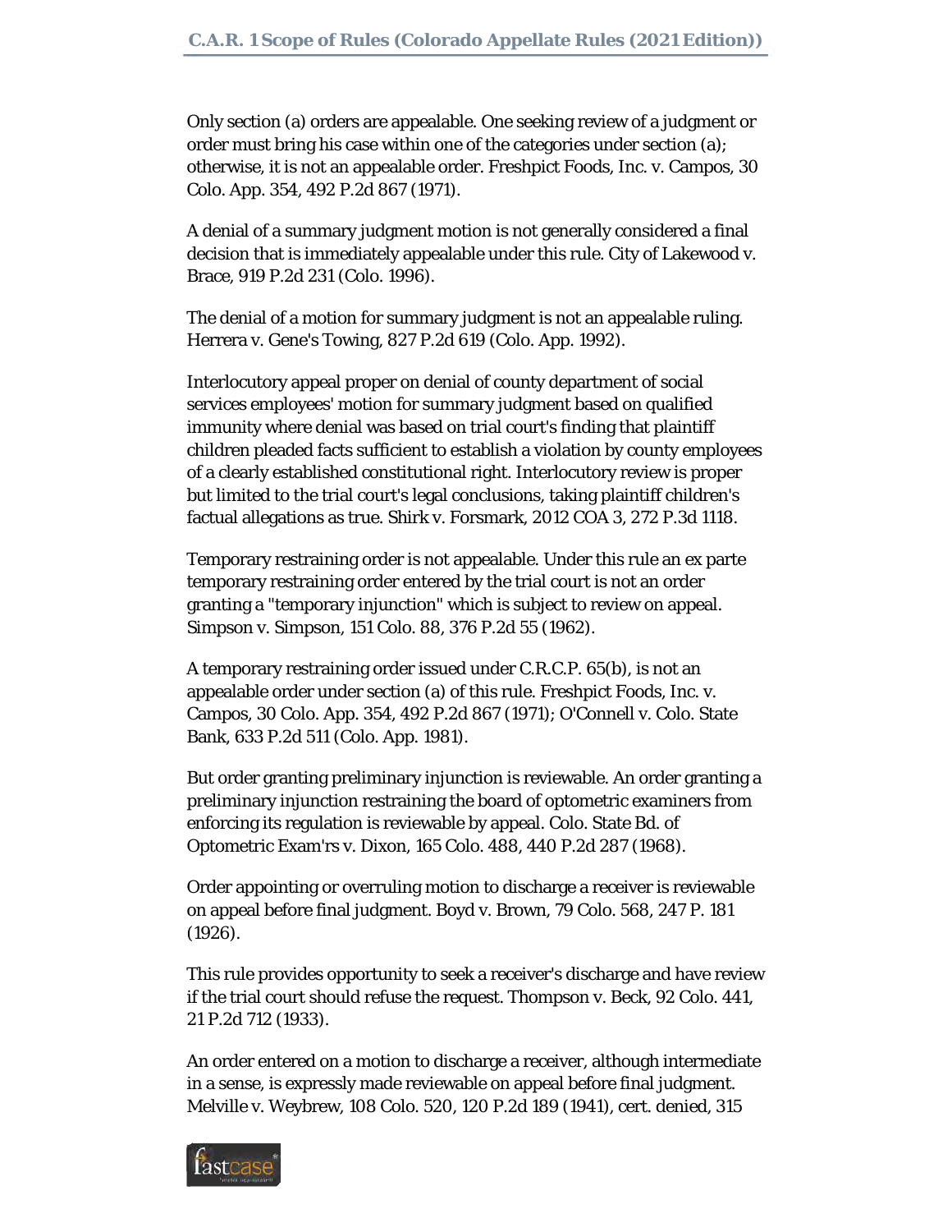Only section (a) orders are appealable. One seeking review of a judgment or order must bring his case within one of the categories under section (a); otherwise, it is not an appealable order. Freshpict Foods, Inc. v. Campos, 30 Colo. App. 354, 492 P.2d 867 (1971).

A denial of a summary judgment motion is not generally considered a final decision that is immediately appealable under this rule. City of Lakewood v. Brace, 919 P.2d 231 (Colo. 1996).

The denial of a motion for summary judgment is not an appealable ruling. Herrera v. Gene's Towing, 827 P.2d 619 (Colo. App. 1992).

Interlocutory appeal proper on denial of county department of social services employees' motion for summary judgment based on qualified immunity where denial was based on trial court's finding that plaintiff children pleaded facts sufficient to establish a violation by county employees of a clearly established constitutional right. Interlocutory review is proper but limited to the trial court's legal conclusions, taking plaintiff children's factual allegations as true. Shirk v. Forsmark, 2012 COA 3, 272 P.3d 1118.

Temporary restraining order is not appealable. Under this rule an ex parte temporary restraining order entered by the trial court is not an order granting a "temporary injunction" which is subject to review on appeal. Simpson v. Simpson, 151 Colo. 88, 376 P.2d 55 (1962).

A temporary restraining order issued under C.R.C.P. 65(b), is not an appealable order under section (a) of this rule. Freshpict Foods, Inc. v. Campos, 30 Colo. App. 354, 492 P.2d 867 (1971); O'Connell v. Colo. State Bank, 633 P.2d 511 (Colo. App. 1981).

But order granting preliminary injunction is reviewable. An order granting a preliminary injunction restraining the board of optometric examiners from enforcing its regulation is reviewable by appeal. Colo. State Bd. of Optometric Exam'rs v. Dixon, 165 Colo. 488, 440 P.2d 287 (1968).

Order appointing or overruling motion to discharge a receiver is reviewable on appeal before final judgment. Boyd v. Brown, 79 Colo. 568, 247 P. 181 (1926).

This rule provides opportunity to seek a receiver's discharge and have review if the trial court should refuse the request. Thompson v. Beck, 92 Colo. 441, 21 P.2d 712 (1933).

An order entered on a motion to discharge a receiver, although intermediate in a sense, is expressly made reviewable on appeal before final judgment. Melville v. Weybrew, 108 Colo. 520, 120 P.2d 189 (1941), cert. denied, 315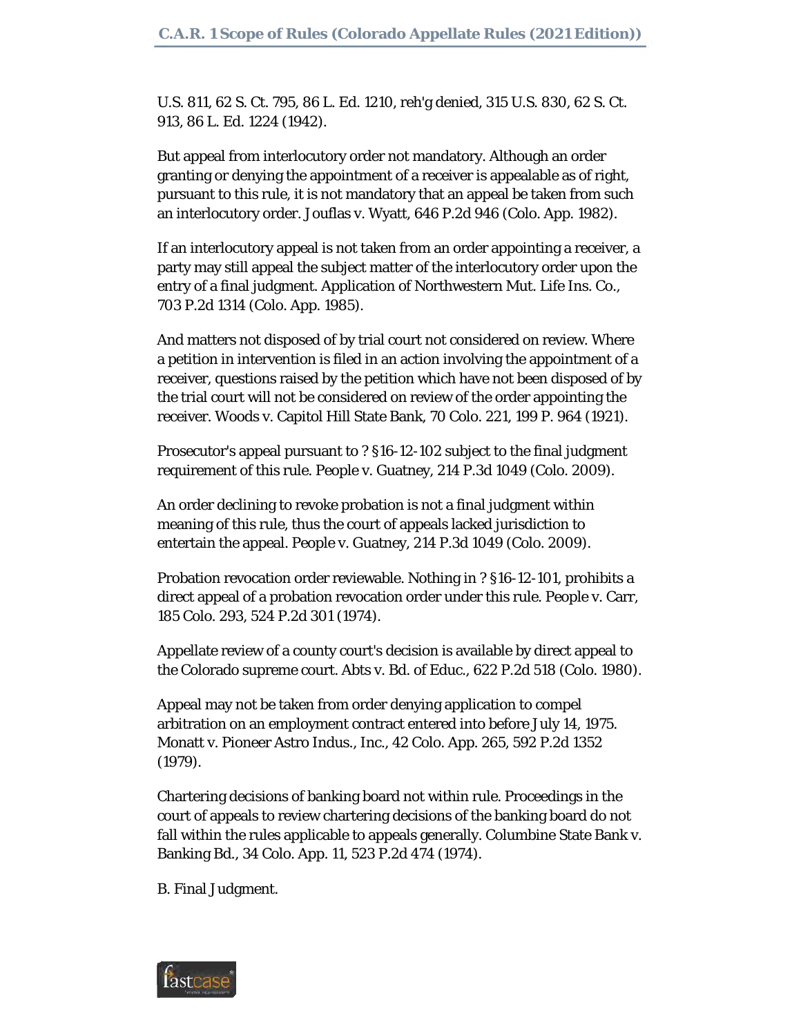U.S. 811, 62 S. Ct. 795, 86 L. Ed. 1210, reh'g denied, 315 U.S. 830, 62 S. Ct. 913, 86 L. Ed. 1224 (1942).

But appeal from interlocutory order not mandatory. Although an order granting or denying the appointment of a receiver is appealable as of right, pursuant to this rule, it is not mandatory that an appeal be taken from such an interlocutory order. Jouflas v. Wyatt, 646 P.2d 946 (Colo. App. 1982).

If an interlocutory appeal is not taken from an order appointing a receiver, a party may still appeal the subject matter of the interlocutory order upon the entry of a final judgment. Application of Northwestern Mut. Life Ins. Co., 703 P.2d 1314 (Colo. App. 1985).

And matters not disposed of by trial court not considered on review. Where a petition in intervention is filed in an action involving the appointment of a receiver, questions raised by the petition which have not been disposed of by the trial court will not be considered on review of the order appointing the receiver. Woods v. Capitol Hill State Bank, 70 Colo. 221, 199 P. 964 (1921).

Prosecutor's appeal pursuant to ? §16-12-102 subject to the final judgment requirement of this rule. People v. Guatney, 214 P.3d 1049 (Colo. 2009).

An order declining to revoke probation is not a final judgment within meaning of this rule, thus the court of appeals lacked jurisdiction to entertain the appeal. People v. Guatney, 214 P.3d 1049 (Colo. 2009).

Probation revocation order reviewable. Nothing in ? §16-12-101, prohibits a direct appeal of a probation revocation order under this rule. People v. Carr, 185 Colo. 293, 524 P.2d 301 (1974).

Appellate review of a county court's decision is available by direct appeal to the Colorado supreme court. Abts v. Bd. of Educ., 622 P.2d 518 (Colo. 1980).

Appeal may not be taken from order denying application to compel arbitration on an employment contract entered into before July 14, 1975. Monatt v. Pioneer Astro Indus., Inc., 42 Colo. App. 265, 592 P.2d 1352 (1979).

Chartering decisions of banking board not within rule. Proceedings in the court of appeals to review chartering decisions of the banking board do not fall within the rules applicable to appeals generally. Columbine State Bank v. Banking Bd., 34 Colo. App. 11, 523 P.2d 474 (1974).

B. Final Judgment.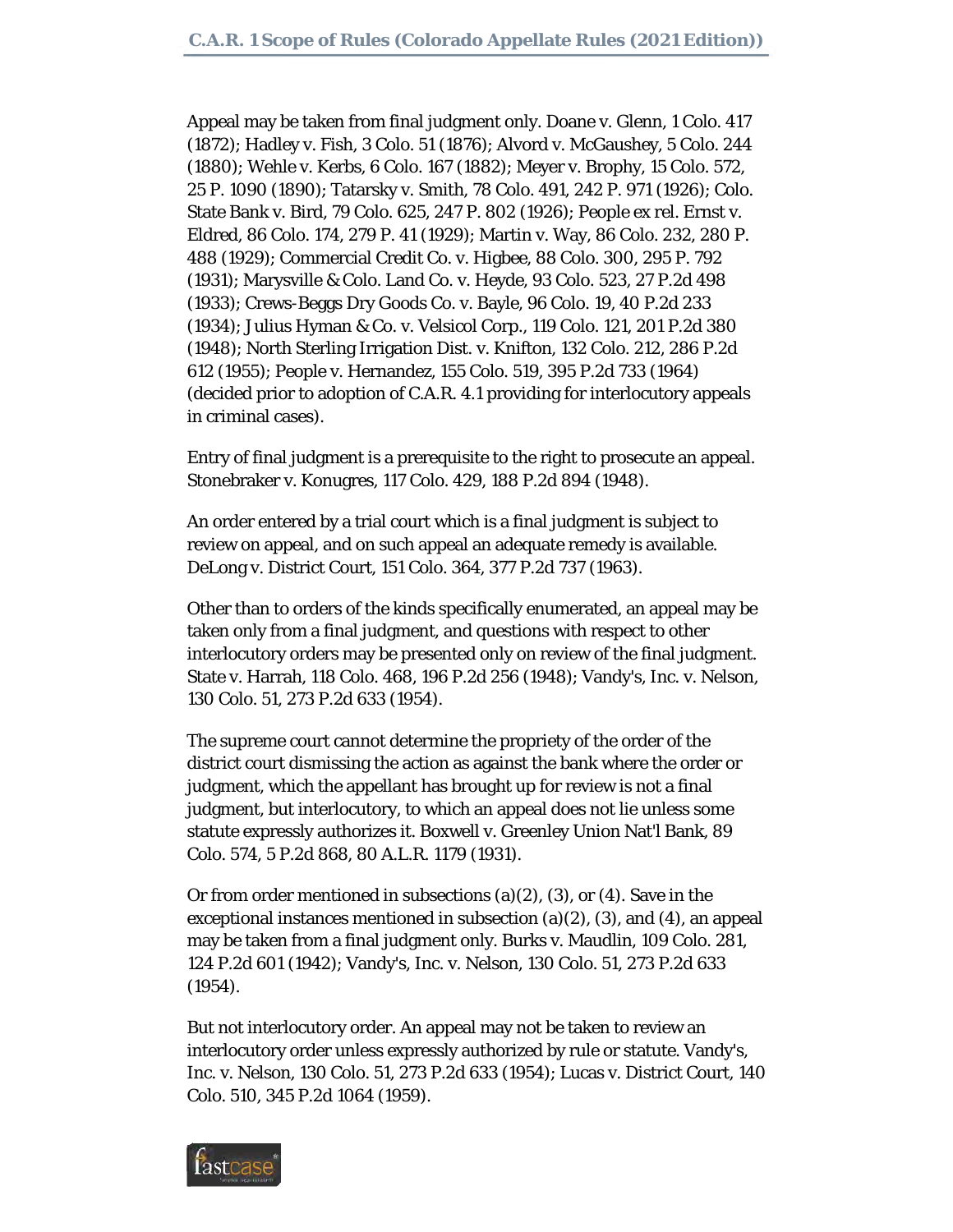Appeal may be taken from final judgment only. Doane v. Glenn, 1 Colo. 417 (1872); Hadley v. Fish, 3 Colo. 51 (1876); Alvord v. McGaushey, 5 Colo. 244 (1880); Wehle v. Kerbs, 6 Colo. 167 (1882); Meyer v. Brophy, 15 Colo. 572, 25 P. 1090 (1890); Tatarsky v. Smith, 78 Colo. 491, 242 P. 971 (1926); Colo. State Bank v. Bird, 79 Colo. 625, 247 P. 802 (1926); People ex rel. Ernst v. Eldred, 86 Colo. 174, 279 P. 41 (1929); Martin v. Way, 86 Colo. 232, 280 P. 488 (1929); Commercial Credit Co. v. Higbee, 88 Colo. 300, 295 P. 792 (1931); Marysville & Colo. Land Co. v. Heyde, 93 Colo. 523, 27 P.2d 498 (1933); Crews-Beggs Dry Goods Co. v. Bayle, 96 Colo. 19, 40 P.2d 233 (1934); Julius Hyman & Co. v. Velsicol Corp., 119 Colo. 121, 201 P.2d 380 (1948); North Sterling Irrigation Dist. v. Knifton, 132 Colo. 212, 286 P.2d 612 (1955); People v. Hernandez, 155 Colo. 519, 395 P.2d 733 (1964) (decided prior to adoption of C.A.R. 4.1 providing for interlocutory appeals in criminal cases).

Entry of final judgment is a prerequisite to the right to prosecute an appeal. Stonebraker v. Konugres, 117 Colo. 429, 188 P.2d 894 (1948).

An order entered by a trial court which is a final judgment is subject to review on appeal, and on such appeal an adequate remedy is available. DeLong v. District Court, 151 Colo. 364, 377 P.2d 737 (1963).

Other than to orders of the kinds specifically enumerated, an appeal may be taken only from a final judgment, and questions with respect to other interlocutory orders may be presented only on review of the final judgment. State v. Harrah, 118 Colo. 468, 196 P.2d 256 (1948); Vandy's, Inc. v. Nelson, 130 Colo. 51, 273 P.2d 633 (1954).

The supreme court cannot determine the propriety of the order of the district court dismissing the action as against the bank where the order or judgment, which the appellant has brought up for review is not a final judgment, but interlocutory, to which an appeal does not lie unless some statute expressly authorizes it. Boxwell v. Greenley Union Nat'l Bank, 89 Colo. 574, 5 P.2d 868, 80 A.L.R. 1179 (1931).

Or from order mentioned in subsections (a)(2), (3), or (4). Save in the exceptional instances mentioned in subsection (a)(2), (3), and (4), an appeal may be taken from a final judgment only. Burks v. Maudlin, 109 Colo. 281, 124 P.2d 601 (1942); Vandy's, Inc. v. Nelson, 130 Colo. 51, 273 P.2d 633 (1954).

But not interlocutory order. An appeal may not be taken to review an interlocutory order unless expressly authorized by rule or statute. Vandy's, Inc. v. Nelson, 130 Colo. 51, 273 P.2d 633 (1954); Lucas v. District Court, 140 Colo. 510, 345 P.2d 1064 (1959).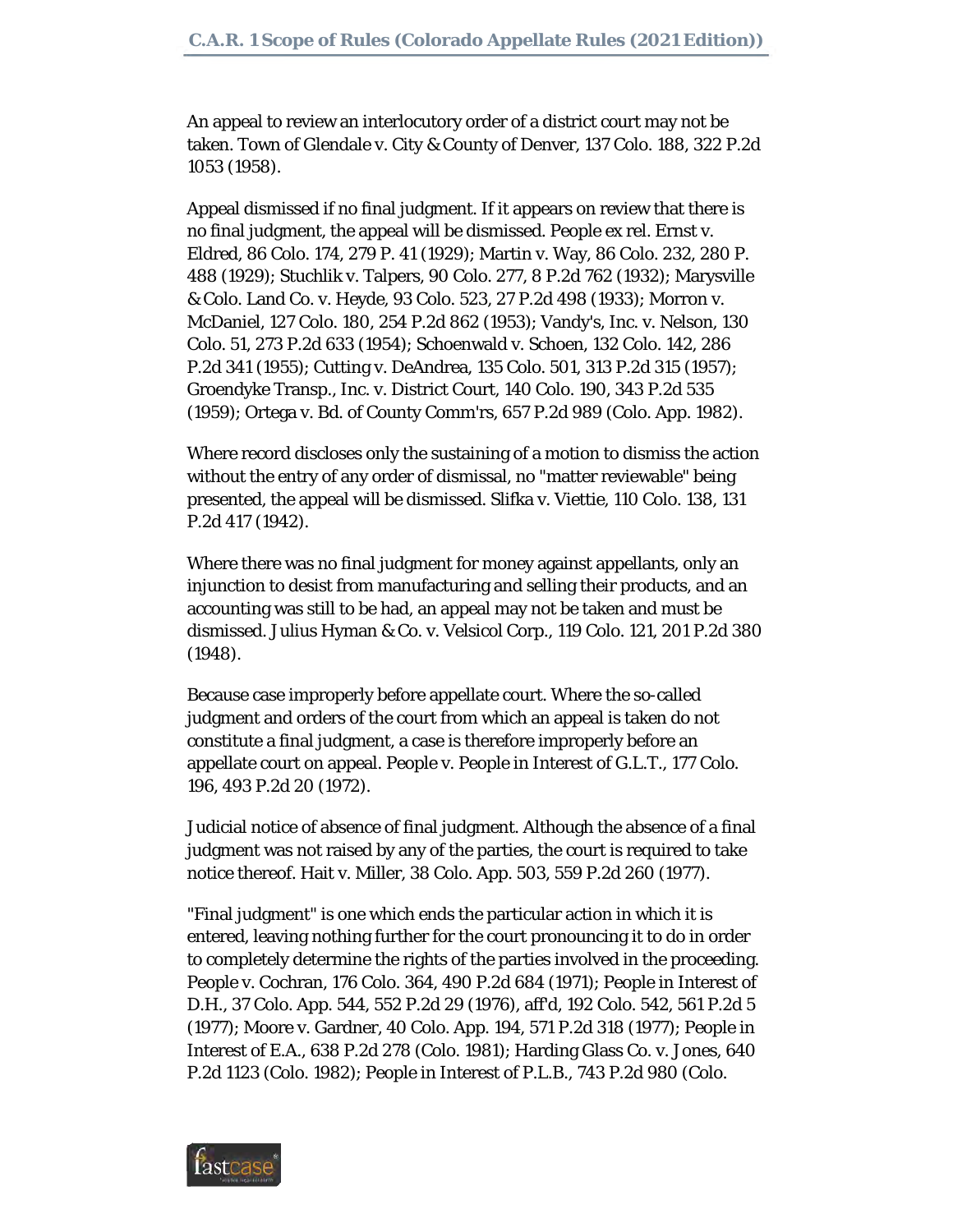An appeal to review an interlocutory order of a district court may not be taken. Town of Glendale v. City & County of Denver, 137 Colo. 188, 322 P.2d 1053 (1958).

Appeal dismissed if no final judgment. If it appears on review that there is no final judgment, the appeal will be dismissed. People ex rel. Ernst v. Eldred, 86 Colo. 174, 279 P. 41 (1929); Martin v. Way, 86 Colo. 232, 280 P. 488 (1929); Stuchlik v. Talpers, 90 Colo. 277, 8 P.2d 762 (1932); Marysville & Colo. Land Co. v. Heyde, 93 Colo. 523, 27 P.2d 498 (1933); Morron v. McDaniel, 127 Colo. 180, 254 P.2d 862 (1953); Vandy's, Inc. v. Nelson, 130 Colo. 51, 273 P.2d 633 (1954); Schoenwald v. Schoen, 132 Colo. 142, 286 P.2d 341 (1955); Cutting v. DeAndrea, 135 Colo. 501, 313 P.2d 315 (1957); Groendyke Transp., Inc. v. District Court, 140 Colo. 190, 343 P.2d 535 (1959); Ortega v. Bd. of County Comm'rs, 657 P.2d 989 (Colo. App. 1982).

Where record discloses only the sustaining of a motion to dismiss the action without the entry of any order of dismissal, no "matter reviewable" being presented, the appeal will be dismissed. Slifka v. Viettie, 110 Colo. 138, 131 P.2d 417 (1942).

Where there was no final judgment for money against appellants, only an injunction to desist from manufacturing and selling their products, and an accounting was still to be had, an appeal may not be taken and must be dismissed. Julius Hyman & Co. v. Velsicol Corp., 119 Colo. 121, 201 P.2d 380 (1948).

Because case improperly before appellate court. Where the so-called judgment and orders of the court from which an appeal is taken do not constitute a final judgment, a case is therefore improperly before an appellate court on appeal. People v. People in Interest of G.L.T., 177 Colo. 196, 493 P.2d 20 (1972).

Judicial notice of absence of final judgment. Although the absence of a final judgment was not raised by any of the parties, the court is required to take notice thereof. Hait v. Miller, 38 Colo. App. 503, 559 P.2d 260 (1977).

"Final judgment" is one which ends the particular action in which it is entered, leaving nothing further for the court pronouncing it to do in order to completely determine the rights of the parties involved in the proceeding. People v. Cochran, 176 Colo. 364, 490 P.2d 684 (1971); People in Interest of D.H., 37 Colo. App. 544, 552 P.2d 29 (1976), aff'd, 192 Colo. 542, 561 P.2d 5 (1977); Moore v. Gardner, 40 Colo. App. 194, 571 P.2d 318 (1977); People in Interest of E.A., 638 P.2d 278 (Colo. 1981); Harding Glass Co. v. Jones, 640 P.2d 1123 (Colo. 1982); People in Interest of P.L.B., 743 P.2d 980 (Colo.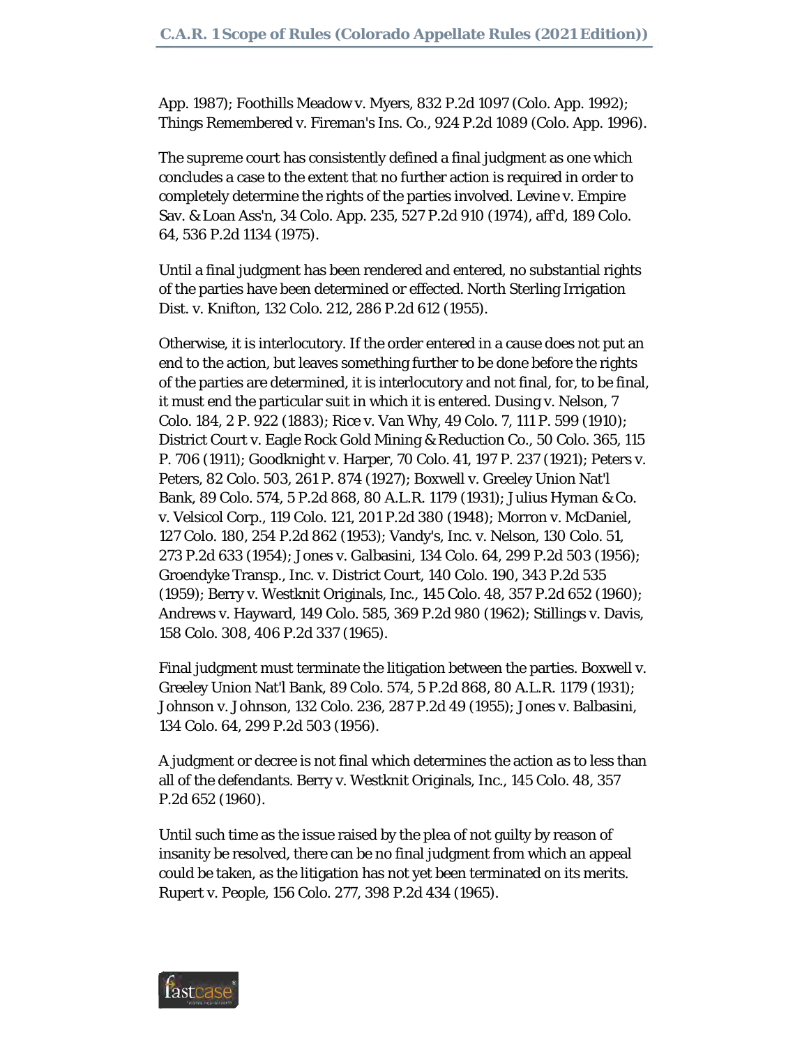App. 1987); Foothills Meadow v. Myers, 832 P.2d 1097 (Colo. App. 1992); Things Remembered v. Fireman's Ins. Co., 924 P.2d 1089 (Colo. App. 1996).

The supreme court has consistently defined a final judgment as one which concludes a case to the extent that no further action is required in order to completely determine the rights of the parties involved. Levine v. Empire Sav. & Loan Ass'n, 34 Colo. App. 235, 527 P.2d 910 (1974), aff'd, 189 Colo. 64, 536 P.2d 1134 (1975).

Until a final judgment has been rendered and entered, no substantial rights of the parties have been determined or effected. North Sterling Irrigation Dist. v. Knifton, 132 Colo. 212, 286 P.2d 612 (1955).

Otherwise, it is interlocutory. If the order entered in a cause does not put an end to the action, but leaves something further to be done before the rights of the parties are determined, it is interlocutory and not final, for, to be final, it must end the particular suit in which it is entered. Dusing v. Nelson, 7 Colo. 184, 2 P. 922 (1883); Rice v. Van Why, 49 Colo. 7, 111 P. 599 (1910); District Court v. Eagle Rock Gold Mining & Reduction Co., 50 Colo. 365, 115 P. 706 (1911); Goodknight v. Harper, 70 Colo. 41, 197 P. 237 (1921); Peters v. Peters, 82 Colo. 503, 261 P. 874 (1927); Boxwell v. Greeley Union Nat'l Bank, 89 Colo. 574, 5 P.2d 868, 80 A.L.R. 1179 (1931); Julius Hyman & Co. v. Velsicol Corp., 119 Colo. 121, 201 P.2d 380 (1948); Morron v. McDaniel, 127 Colo. 180, 254 P.2d 862 (1953); Vandy's, Inc. v. Nelson, 130 Colo. 51, 273 P.2d 633 (1954); Jones v. Galbasini, 134 Colo. 64, 299 P.2d 503 (1956); Groendyke Transp., Inc. v. District Court, 140 Colo. 190, 343 P.2d 535 (1959); Berry v. Westknit Originals, Inc., 145 Colo. 48, 357 P.2d 652 (1960); Andrews v. Hayward, 149 Colo. 585, 369 P.2d 980 (1962); Stillings v. Davis, 158 Colo. 308, 406 P.2d 337 (1965).

Final judgment must terminate the litigation between the parties. Boxwell v. Greeley Union Nat'l Bank, 89 Colo. 574, 5 P.2d 868, 80 A.L.R. 1179 (1931); Johnson v. Johnson, 132 Colo. 236, 287 P.2d 49 (1955); Jones v. Balbasini, 134 Colo. 64, 299 P.2d 503 (1956).

A judgment or decree is not final which determines the action as to less than all of the defendants. Berry v. Westknit Originals, Inc., 145 Colo. 48, 357 P.2d 652 (1960).

Until such time as the issue raised by the plea of not guilty by reason of insanity be resolved, there can be no final judgment from which an appeal could be taken, as the litigation has not yet been terminated on its merits. Rupert v. People, 156 Colo. 277, 398 P.2d 434 (1965).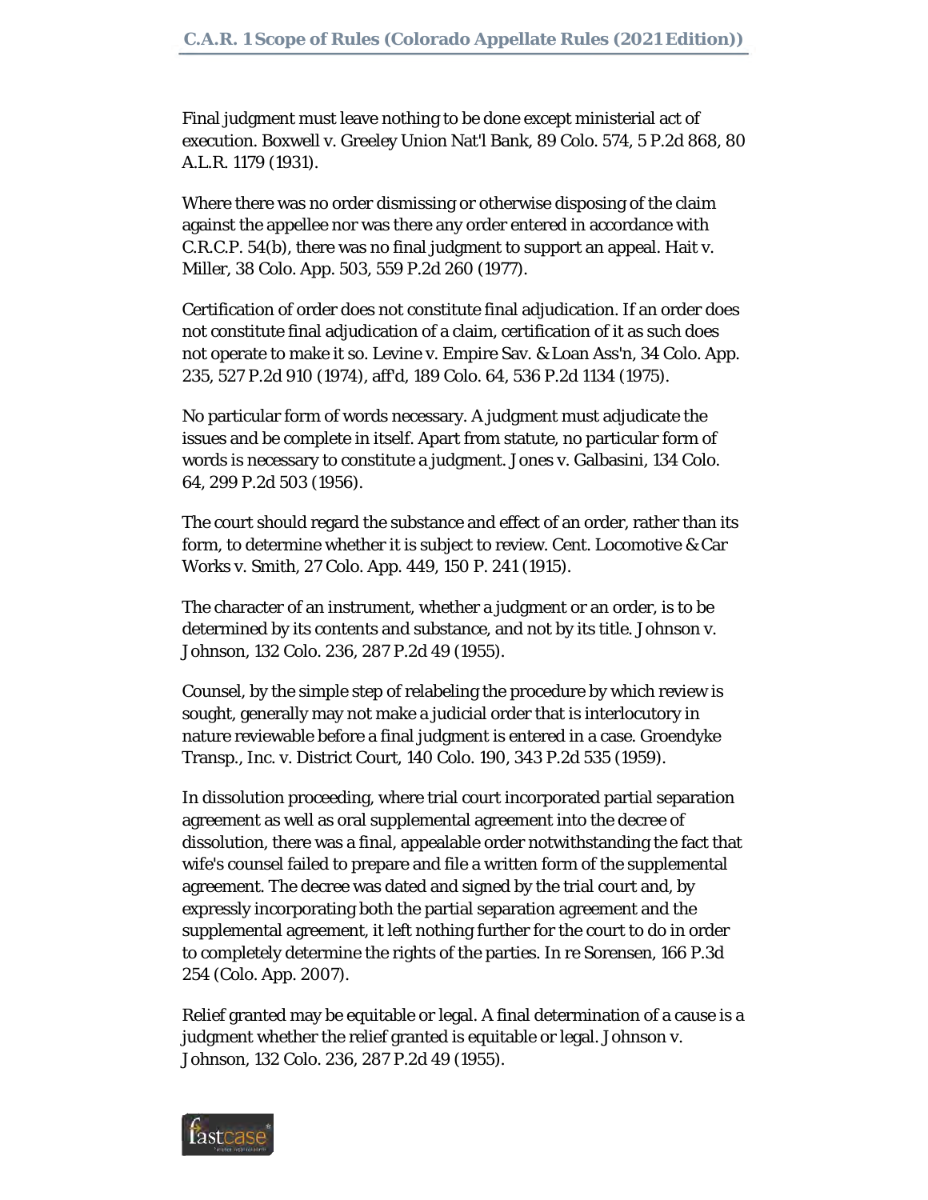Final judgment must leave nothing to be done except ministerial act of execution. Boxwell v. Greeley Union Nat'l Bank, 89 Colo. 574, 5 P.2d 868, 80 A.L.R. 1179 (1931).

Where there was no order dismissing or otherwise disposing of the claim against the appellee nor was there any order entered in accordance with C.R.C.P. 54(b), there was no final judgment to support an appeal. Hait v. Miller, 38 Colo. App. 503, 559 P.2d 260 (1977).

Certification of order does not constitute final adjudication. If an order does not constitute final adjudication of a claim, certification of it as such does not operate to make it so. Levine v. Empire Sav. & Loan Ass'n, 34 Colo. App. 235, 527 P.2d 910 (1974), aff'd, 189 Colo. 64, 536 P.2d 1134 (1975).

No particular form of words necessary. A judgment must adjudicate the issues and be complete in itself. Apart from statute, no particular form of words is necessary to constitute a judgment. Jones v. Galbasini, 134 Colo. 64, 299 P.2d 503 (1956).

The court should regard the substance and effect of an order, rather than its form, to determine whether it is subject to review. Cent. Locomotive & Car Works v. Smith, 27 Colo. App. 449, 150 P. 241 (1915).

The character of an instrument, whether a judgment or an order, is to be determined by its contents and substance, and not by its title. Johnson v. Johnson, 132 Colo. 236, 287 P.2d 49 (1955).

Counsel, by the simple step of relabeling the procedure by which review is sought, generally may not make a judicial order that is interlocutory in nature reviewable before a final judgment is entered in a case. Groendyke Transp., Inc. v. District Court, 140 Colo. 190, 343 P.2d 535 (1959).

In dissolution proceeding, where trial court incorporated partial separation agreement as well as oral supplemental agreement into the decree of dissolution, there was a final, appealable order notwithstanding the fact that wife's counsel failed to prepare and file a written form of the supplemental agreement. The decree was dated and signed by the trial court and, by expressly incorporating both the partial separation agreement and the supplemental agreement, it left nothing further for the court to do in order to completely determine the rights of the parties. In re Sorensen, 166 P.3d 254 (Colo. App. 2007).

Relief granted may be equitable or legal. A final determination of a cause is a judgment whether the relief granted is equitable or legal. Johnson v. Johnson, 132 Colo. 236, 287 P.2d 49 (1955).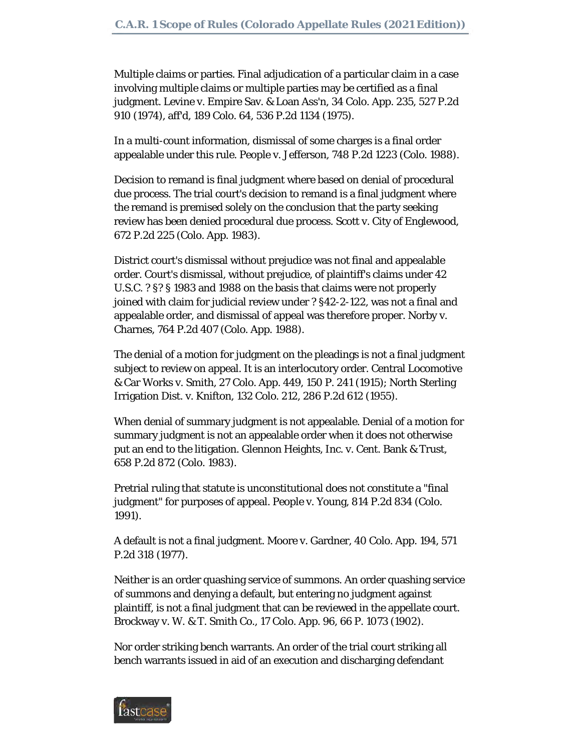Multiple claims or parties. Final adjudication of a particular claim in a case involving multiple claims or multiple parties may be certified as a final judgment. Levine v. Empire Sav. & Loan Ass'n, 34 Colo. App. 235, 527 P.2d 910 (1974), aff'd, 189 Colo. 64, 536 P.2d 1134 (1975).

In a multi-count information, dismissal of some charges is a final order appealable under this rule. People v. Jefferson, 748 P.2d 1223 (Colo. 1988).

Decision to remand is final judgment where based on denial of procedural due process. The trial court's decision to remand is a final judgment where the remand is premised solely on the conclusion that the party seeking review has been denied procedural due process. Scott v. City of Englewood, 672 P.2d 225 (Colo. App. 1983).

District court's dismissal without prejudice was not final and appealable order. Court's dismissal, without prejudice, of plaintiff's claims under 42 U.S.C. ? §? § 1983 and 1988 on the basis that claims were not properly joined with claim for judicial review under ? §42-2-122, was not a final and appealable order, and dismissal of appeal was therefore proper. Norby v. Charnes, 764 P.2d 407 (Colo. App. 1988).

The denial of a motion for judgment on the pleadings is not a final judgment subject to review on appeal. It is an interlocutory order. Central Locomotive & Car Works v. Smith, 27 Colo. App. 449, 150 P. 241 (1915); North Sterling Irrigation Dist. v. Knifton, 132 Colo. 212, 286 P.2d 612 (1955).

When denial of summary judgment is not appealable. Denial of a motion for summary judgment is not an appealable order when it does not otherwise put an end to the litigation. Glennon Heights, Inc. v. Cent. Bank & Trust, 658 P.2d 872 (Colo. 1983).

Pretrial ruling that statute is unconstitutional does not constitute a "final judgment" for purposes of appeal. People v. Young, 814 P.2d 834 (Colo. 1991).

A default is not a final judgment. Moore v. Gardner, 40 Colo. App. 194, 571 P.2d 318 (1977).

Neither is an order quashing service of summons. An order quashing service of summons and denying a default, but entering no judgment against plaintiff, is not a final judgment that can be reviewed in the appellate court. Brockway v. W. & T. Smith Co., 17 Colo. App. 96, 66 P. 1073 (1902).

Nor order striking bench warrants. An order of the trial court striking all bench warrants issued in aid of an execution and discharging defendant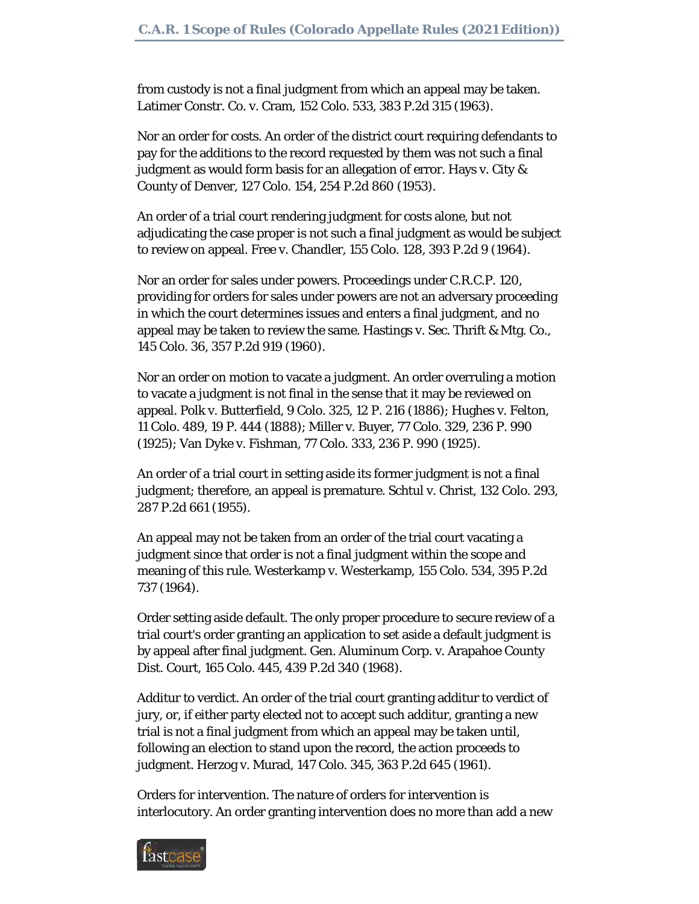from custody is not a final judgment from which an appeal may be taken. Latimer Constr. Co. v. Cram, 152 Colo. 533, 383 P.2d 315 (1963).

Nor an order for costs. An order of the district court requiring defendants to pay for the additions to the record requested by them was not such a final judgment as would form basis for an allegation of error. Hays v. City & County of Denver, 127 Colo. 154, 254 P.2d 860 (1953).

An order of a trial court rendering judgment for costs alone, but not adjudicating the case proper is not such a final judgment as would be subject to review on appeal. Free v. Chandler, 155 Colo. 128, 393 P.2d 9 (1964).

Nor an order for sales under powers. Proceedings under C.R.C.P. 120, providing for orders for sales under powers are not an adversary proceeding in which the court determines issues and enters a final judgment, and no appeal may be taken to review the same. Hastings v. Sec. Thrift & Mtg. Co., 145 Colo. 36, 357 P.2d 919 (1960).

Nor an order on motion to vacate a judgment. An order overruling a motion to vacate a judgment is not final in the sense that it may be reviewed on appeal. Polk v. Butterfield, 9 Colo. 325, 12 P. 216 (1886); Hughes v. Felton, 11 Colo. 489, 19 P. 444 (1888); Miller v. Buyer, 77 Colo. 329, 236 P. 990 (1925); Van Dyke v. Fishman, 77 Colo. 333, 236 P. 990 (1925).

An order of a trial court in setting aside its former judgment is not a final judgment; therefore, an appeal is premature. Schtul v. Christ, 132 Colo. 293, 287 P.2d 661 (1955).

An appeal may not be taken from an order of the trial court vacating a judgment since that order is not a final judgment within the scope and meaning of this rule. Westerkamp v. Westerkamp, 155 Colo. 534, 395 P.2d 737 (1964).

Order setting aside default. The only proper procedure to secure review of a trial court's order granting an application to set aside a default judgment is by appeal after final judgment. Gen. Aluminum Corp. v. Arapahoe County Dist. Court, 165 Colo. 445, 439 P.2d 340 (1968).

Additur to verdict. An order of the trial court granting additur to verdict of jury, or, if either party elected not to accept such additur, granting a new trial is not a final judgment from which an appeal may be taken until, following an election to stand upon the record, the action proceeds to judgment. Herzog v. Murad, 147 Colo. 345, 363 P.2d 645 (1961).

Orders for intervention. The nature of orders for intervention is interlocutory. An order granting intervention does no more than add a new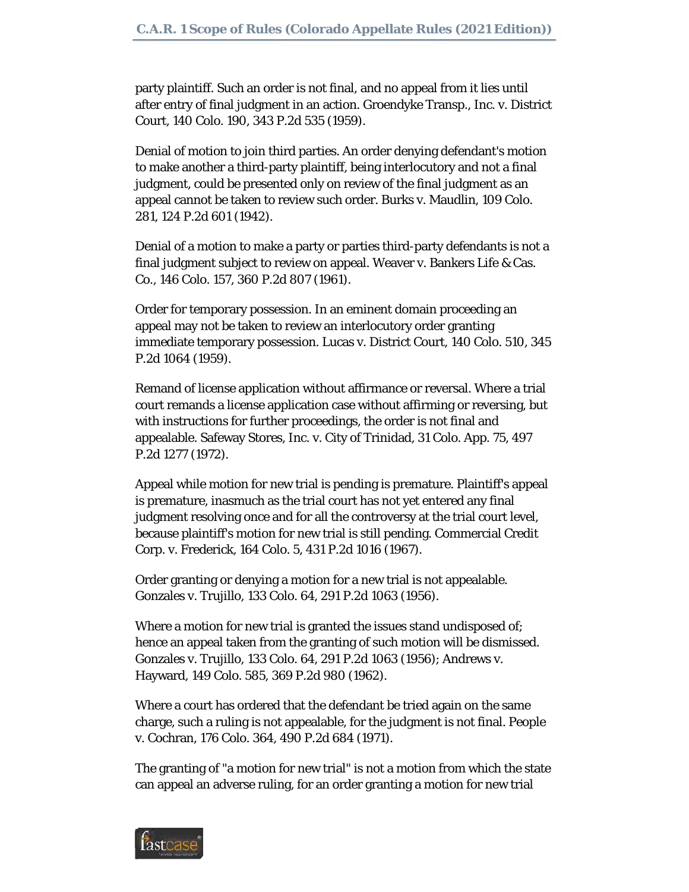party plaintiff. Such an order is not final, and no appeal from it lies until after entry of final judgment in an action. Groendyke Transp., Inc. v. District Court, 140 Colo. 190, 343 P.2d 535 (1959).

Denial of motion to join third parties. An order denying defendant's motion to make another a third-party plaintiff, being interlocutory and not a final judgment, could be presented only on review of the final judgment as an appeal cannot be taken to review such order. Burks v. Maudlin, 109 Colo. 281, 124 P.2d 601 (1942).

Denial of a motion to make a party or parties third-party defendants is not a final judgment subject to review on appeal. Weaver v. Bankers Life & Cas. Co., 146 Colo. 157, 360 P.2d 807 (1961).

Order for temporary possession. In an eminent domain proceeding an appeal may not be taken to review an interlocutory order granting immediate temporary possession. Lucas v. District Court, 140 Colo. 510, 345 P.2d 1064 (1959).

Remand of license application without affirmance or reversal. Where a trial court remands a license application case without affirming or reversing, but with instructions for further proceedings, the order is not final and appealable. Safeway Stores, Inc. v. City of Trinidad, 31 Colo. App. 75, 497 P.2d 1277 (1972).

Appeal while motion for new trial is pending is premature. Plaintiff's appeal is premature, inasmuch as the trial court has not yet entered any final judgment resolving once and for all the controversy at the trial court level, because plaintiff's motion for new trial is still pending. Commercial Credit Corp. v. Frederick, 164 Colo. 5, 431 P.2d 1016 (1967).

Order granting or denying a motion for a new trial is not appealable. Gonzales v. Trujillo, 133 Colo. 64, 291 P.2d 1063 (1956).

Where a motion for new trial is granted the issues stand undisposed of; hence an appeal taken from the granting of such motion will be dismissed. Gonzales v. Trujillo, 133 Colo. 64, 291 P.2d 1063 (1956); Andrews v. Hayward, 149 Colo. 585, 369 P.2d 980 (1962).

Where a court has ordered that the defendant be tried again on the same charge, such a ruling is not appealable, for the judgment is not final. People v. Cochran, 176 Colo. 364, 490 P.2d 684 (1971).

The granting of "a motion for new trial" is not a motion from which the state can appeal an adverse ruling, for an order granting a motion for new trial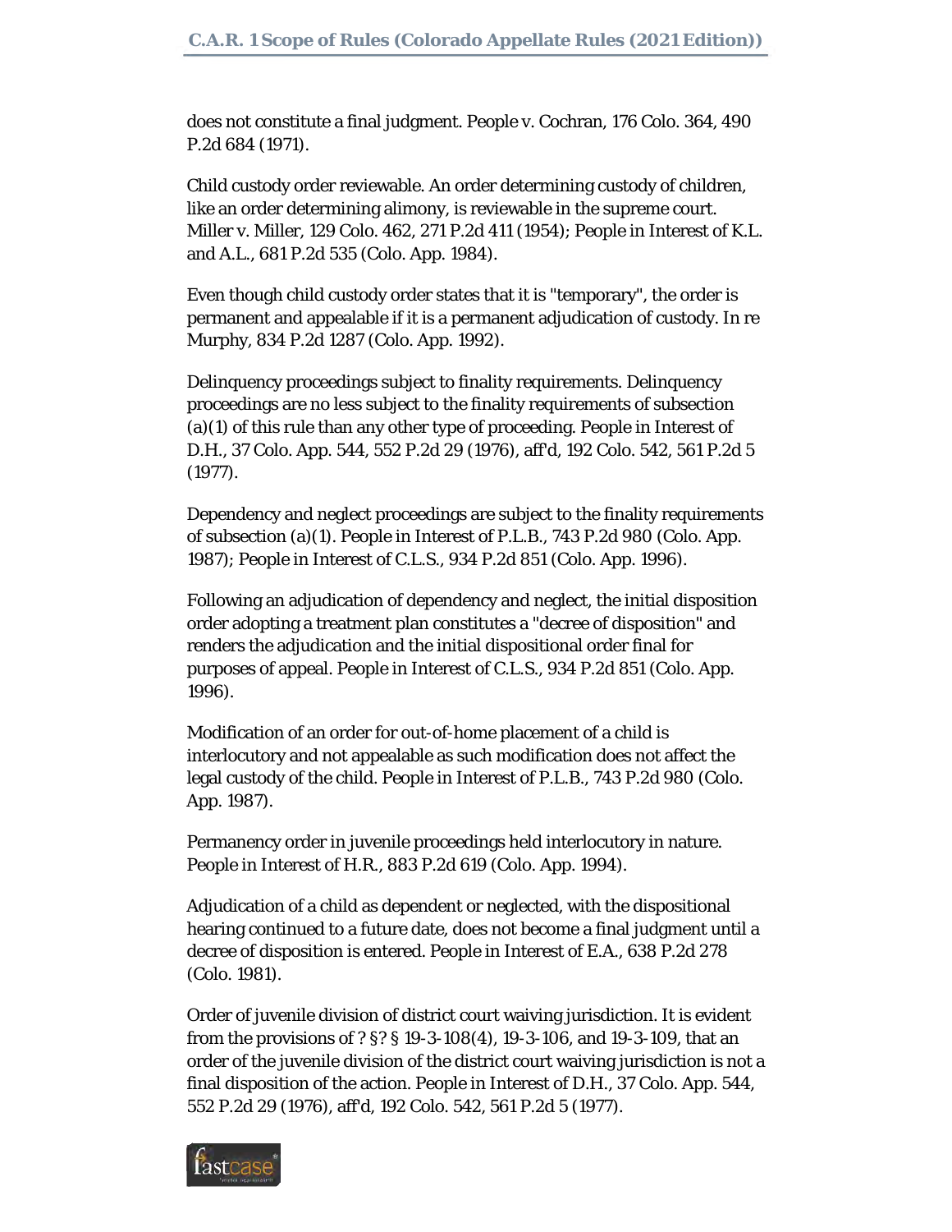does not constitute a final judgment. People v. Cochran, 176 Colo. 364, 490 P.2d 684 (1971).

Child custody order reviewable. An order determining custody of children, like an order determining alimony, is reviewable in the supreme court. Miller v. Miller, 129 Colo. 462, 271 P.2d 411 (1954); People in Interest of K.L. and A.L., 681 P.2d 535 (Colo. App. 1984).

Even though child custody order states that it is "temporary", the order is permanent and appealable if it is a permanent adjudication of custody. In re Murphy, 834 P.2d 1287 (Colo. App. 1992).

Delinquency proceedings subject to finality requirements. Delinquency proceedings are no less subject to the finality requirements of subsection (a)(1) of this rule than any other type of proceeding. People in Interest of D.H., 37 Colo. App. 544, 552 P.2d 29 (1976), aff'd, 192 Colo. 542, 561 P.2d 5 (1977).

Dependency and neglect proceedings are subject to the finality requirements of subsection (a)(1). People in Interest of P.L.B., 743 P.2d 980 (Colo. App. 1987); People in Interest of C.L.S., 934 P.2d 851 (Colo. App. 1996).

Following an adjudication of dependency and neglect, the initial disposition order adopting a treatment plan constitutes a "decree of disposition" and renders the adjudication and the initial dispositional order final for purposes of appeal. People in Interest of C.L.S., 934 P.2d 851 (Colo. App. 1996).

Modification of an order for out-of-home placement of a child is interlocutory and not appealable as such modification does not affect the legal custody of the child. People in Interest of P.L.B., 743 P.2d 980 (Colo. App. 1987).

Permanency order in juvenile proceedings held interlocutory in nature. People in Interest of H.R., 883 P.2d 619 (Colo. App. 1994).

Adjudication of a child as dependent or neglected, with the dispositional hearing continued to a future date, does not become a final judgment until a decree of disposition is entered. People in Interest of E.A., 638 P.2d 278 (Colo. 1981).

Order of juvenile division of district court waiving jurisdiction. It is evident from the provisions of ?§? § 19-3-108(4), 19-3-106, and 19-3-109, that an order of the juvenile division of the district court waiving jurisdiction is not a final disposition of the action. People in Interest of D.H., 37 Colo. App. 544, 552 P.2d 29 (1976), aff'd, 192 Colo. 542, 561 P.2d 5 (1977).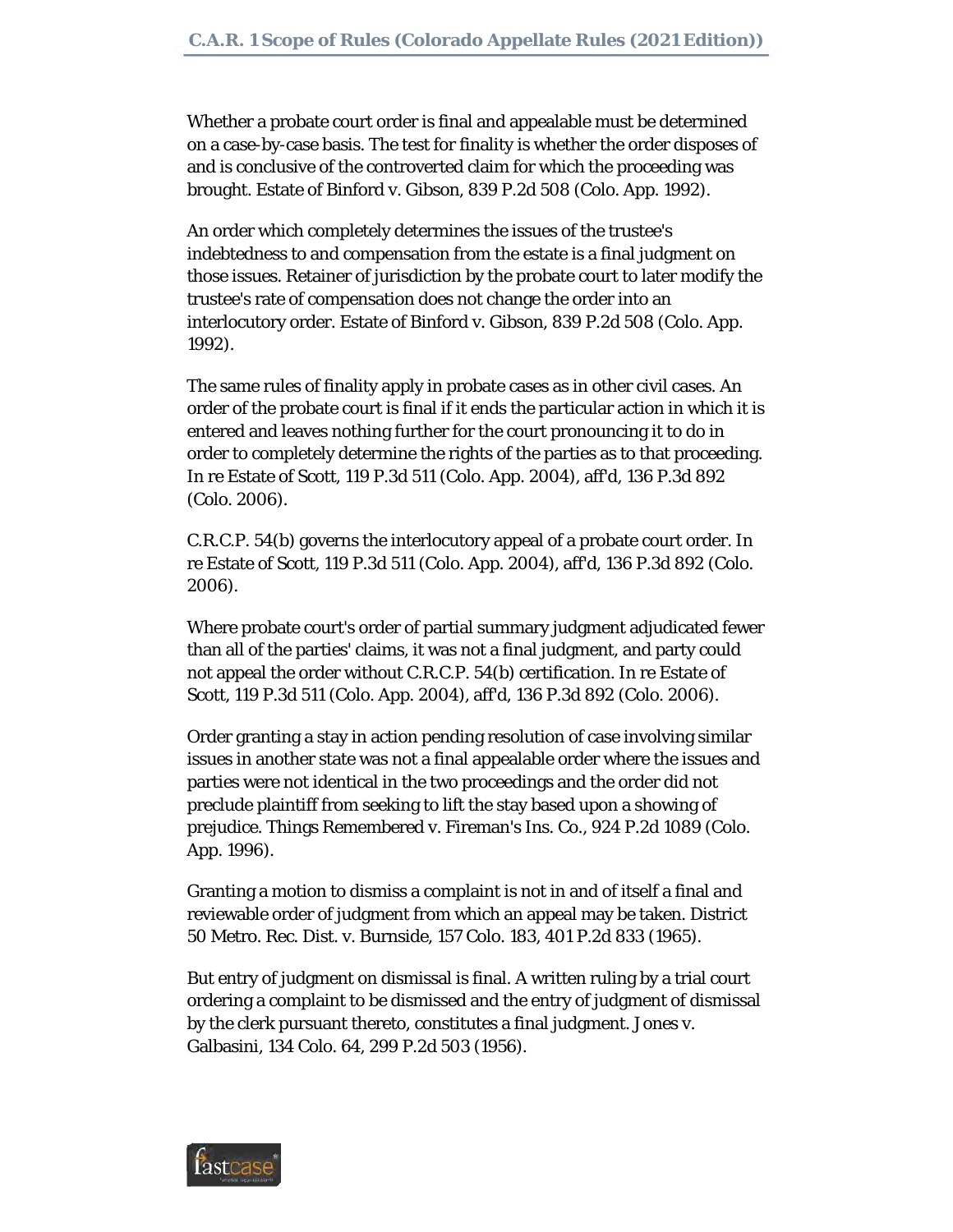Whether a probate court order is final and appealable must be determined on a case-by-case basis. The test for finality is whether the order disposes of and is conclusive of the controverted claim for which the proceeding was brought. Estate of Binford v. Gibson, 839 P.2d 508 (Colo. App. 1992).

An order which completely determines the issues of the trustee's indebtedness to and compensation from the estate is a final judgment on those issues. Retainer of jurisdiction by the probate court to later modify the trustee's rate of compensation does not change the order into an interlocutory order. Estate of Binford v. Gibson, 839 P.2d 508 (Colo. App. 1992).

The same rules of finality apply in probate cases as in other civil cases. An order of the probate court is final if it ends the particular action in which it is entered and leaves nothing further for the court pronouncing it to do in order to completely determine the rights of the parties as to that proceeding. In re Estate of Scott, 119 P.3d 511 (Colo. App. 2004), aff'd, 136 P.3d 892 (Colo. 2006).

C.R.C.P. 54(b) governs the interlocutory appeal of a probate court order. In re Estate of Scott, 119 P.3d 511 (Colo. App. 2004), aff'd, 136 P.3d 892 (Colo. 2006).

Where probate court's order of partial summary judgment adjudicated fewer than all of the parties' claims, it was not a final judgment, and party could not appeal the order without C.R.C.P. 54(b) certification. In re Estate of Scott, 119 P.3d 511 (Colo. App. 2004), aff'd, 136 P.3d 892 (Colo. 2006).

Order granting a stay in action pending resolution of case involving similar issues in another state was not a final appealable order where the issues and parties were not identical in the two proceedings and the order did not preclude plaintiff from seeking to lift the stay based upon a showing of prejudice. Things Remembered v. Fireman's Ins. Co., 924 P.2d 1089 (Colo. App. 1996).

Granting a motion to dismiss a complaint is not in and of itself a final and reviewable order of judgment from which an appeal may be taken. District 50 Metro. Rec. Dist. v. Burnside, 157 Colo. 183, 401 P.2d 833 (1965).

But entry of judgment on dismissal is final. A written ruling by a trial court ordering a complaint to be dismissed and the entry of judgment of dismissal by the clerk pursuant thereto, constitutes a final judgment. Jones v. Galbasini, 134 Colo. 64, 299 P.2d 503 (1956).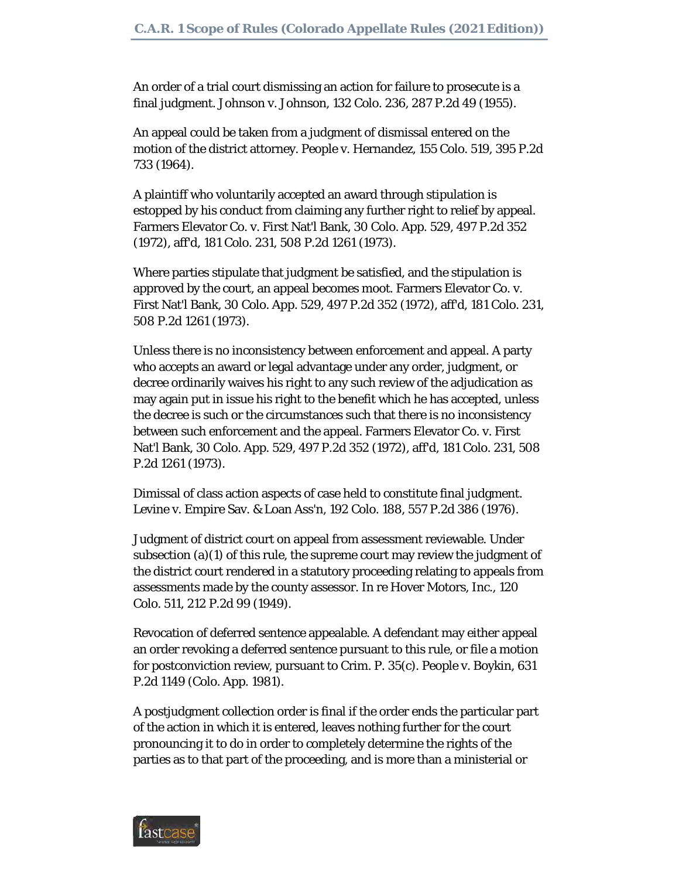An order of a trial court dismissing an action for failure to prosecute is a final judgment. Johnson v. Johnson, 132 Colo. 236, 287 P.2d 49 (1955).

An appeal could be taken from a judgment of dismissal entered on the motion of the district attorney. People v. Hernandez, 155 Colo. 519, 395 P.2d 733 (1964).

A plaintiff who voluntarily accepted an award through stipulation is estopped by his conduct from claiming any further right to relief by appeal. Farmers Elevator Co. v. First Nat'l Bank, 30 Colo. App. 529, 497 P.2d 352 (1972), aff'd, 181 Colo. 231, 508 P.2d 1261 (1973).

Where parties stipulate that judgment be satisfied, and the stipulation is approved by the court, an appeal becomes moot. Farmers Elevator Co. v. First Nat'l Bank, 30 Colo. App. 529, 497 P.2d 352 (1972), aff'd, 181 Colo. 231, 508 P.2d 1261 (1973).

Unless there is no inconsistency between enforcement and appeal. A party who accepts an award or legal advantage under any order, judgment, or decree ordinarily waives his right to any such review of the adjudication as may again put in issue his right to the benefit which he has accepted, unless the decree is such or the circumstances such that there is no inconsistency between such enforcement and the appeal. Farmers Elevator Co. v. First Nat'l Bank, 30 Colo. App. 529, 497 P.2d 352 (1972), aff'd, 181 Colo. 231, 508 P.2d 1261 (1973).

Dimissal of class action aspects of case held to constitute final judgment. Levine v. Empire Sav. & Loan Ass'n, 192 Colo. 188, 557 P.2d 386 (1976).

Judgment of district court on appeal from assessment reviewable. Under subsection (a)(1) of this rule, the supreme court may review the judgment of the district court rendered in a statutory proceeding relating to appeals from assessments made by the county assessor. In re Hover Motors, Inc., 120 Colo. 511, 212 P.2d 99 (1949).

Revocation of deferred sentence appealable. A defendant may either appeal an order revoking a deferred sentence pursuant to this rule, or file a motion for postconviction review, pursuant to Crim. P. 35(c). People v. Boykin, 631 P.2d 1149 (Colo. App. 1981).

A postjudgment collection order is final if the order ends the particular part of the action in which it is entered, leaves nothing further for the court pronouncing it to do in order to completely determine the rights of the parties as to that part of the proceeding, and is more than a ministerial or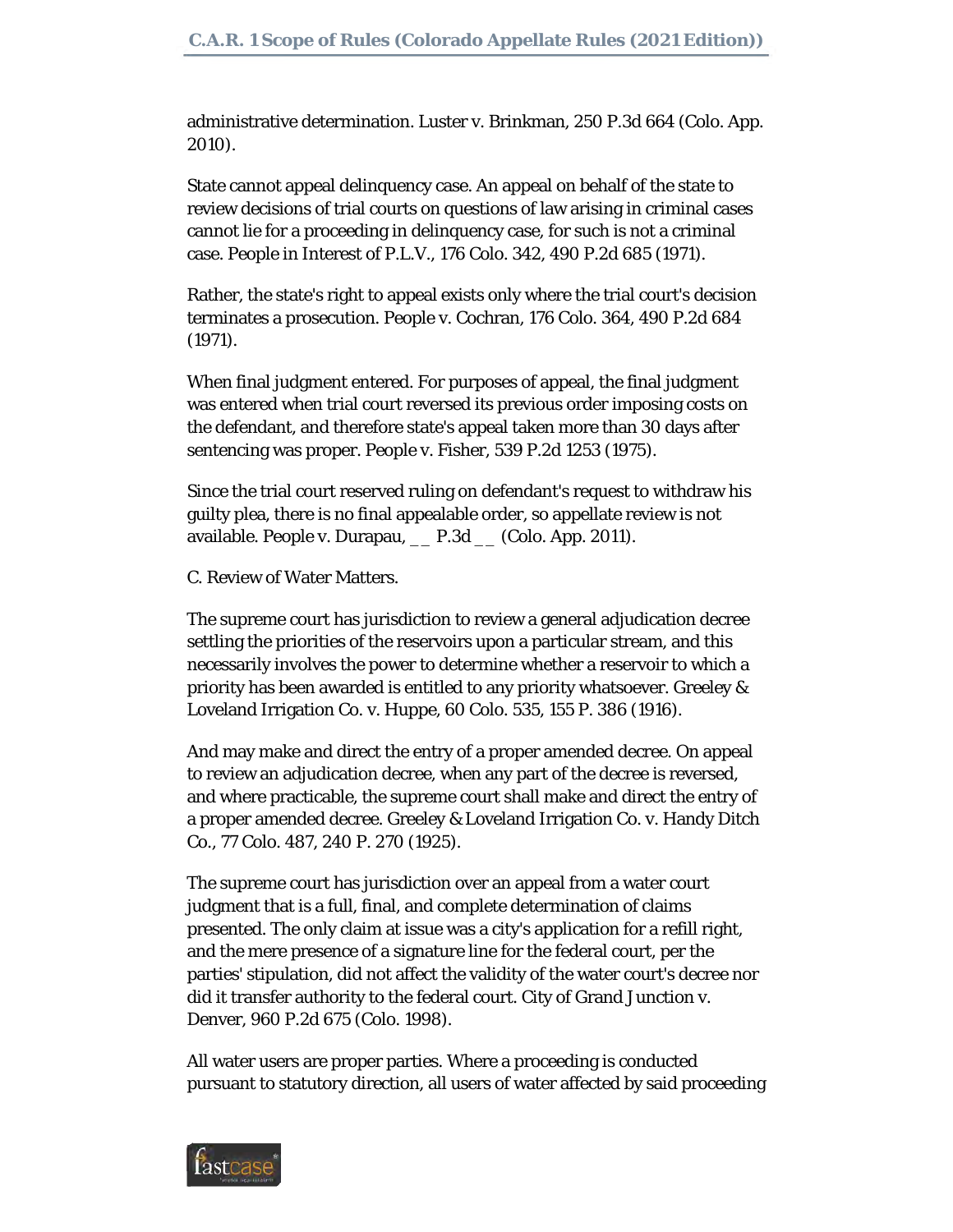administrative determination. Luster v. Brinkman, 250 P.3d 664 (Colo. App. 2010).

State cannot appeal delinquency case. An appeal on behalf of the state to review decisions of trial courts on questions of law arising in criminal cases cannot lie for a proceeding in delinquency case, for such is not a criminal case. People in Interest of P.L.V., 176 Colo. 342, 490 P.2d 685 (1971).

Rather, the state's right to appeal exists only where the trial court's decision terminates a prosecution. People v. Cochran, 176 Colo. 364, 490 P.2d 684 (1971).

When final judgment entered. For purposes of appeal, the final judgment was entered when trial court reversed its previous order imposing costs on the defendant, and therefore state's appeal taken more than 30 days after sentencing was proper. People v. Fisher, 539 P.2d 1253 (1975).

Since the trial court reserved ruling on defendant's request to withdraw his guilty plea, there is no final appealable order, so appellate review is not available. People v. Durapau, __ P.3d __ (Colo. App. 2011).

C. Review of Water Matters.

The supreme court has jurisdiction to review a general adjudication decree settling the priorities of the reservoirs upon a particular stream, and this necessarily involves the power to determine whether a reservoir to which a priority has been awarded is entitled to any priority whatsoever. Greeley & Loveland Irrigation Co. v. Huppe, 60 Colo. 535, 155 P. 386 (1916).

And may make and direct the entry of a proper amended decree. On appeal to review an adjudication decree, when any part of the decree is reversed, and where practicable, the supreme court shall make and direct the entry of a proper amended decree. Greeley & Loveland Irrigation Co. v. Handy Ditch Co., 77 Colo. 487, 240 P. 270 (1925).

The supreme court has jurisdiction over an appeal from a water court judgment that is a full, final, and complete determination of claims presented. The only claim at issue was a city's application for a refill right, and the mere presence of a signature line for the federal court, per the parties' stipulation, did not affect the validity of the water court's decree nor did it transfer authority to the federal court. City of Grand Junction v. Denver, 960 P.2d 675 (Colo. 1998).

All water users are proper parties. Where a proceeding is conducted pursuant to statutory direction, all users of water affected by said proceeding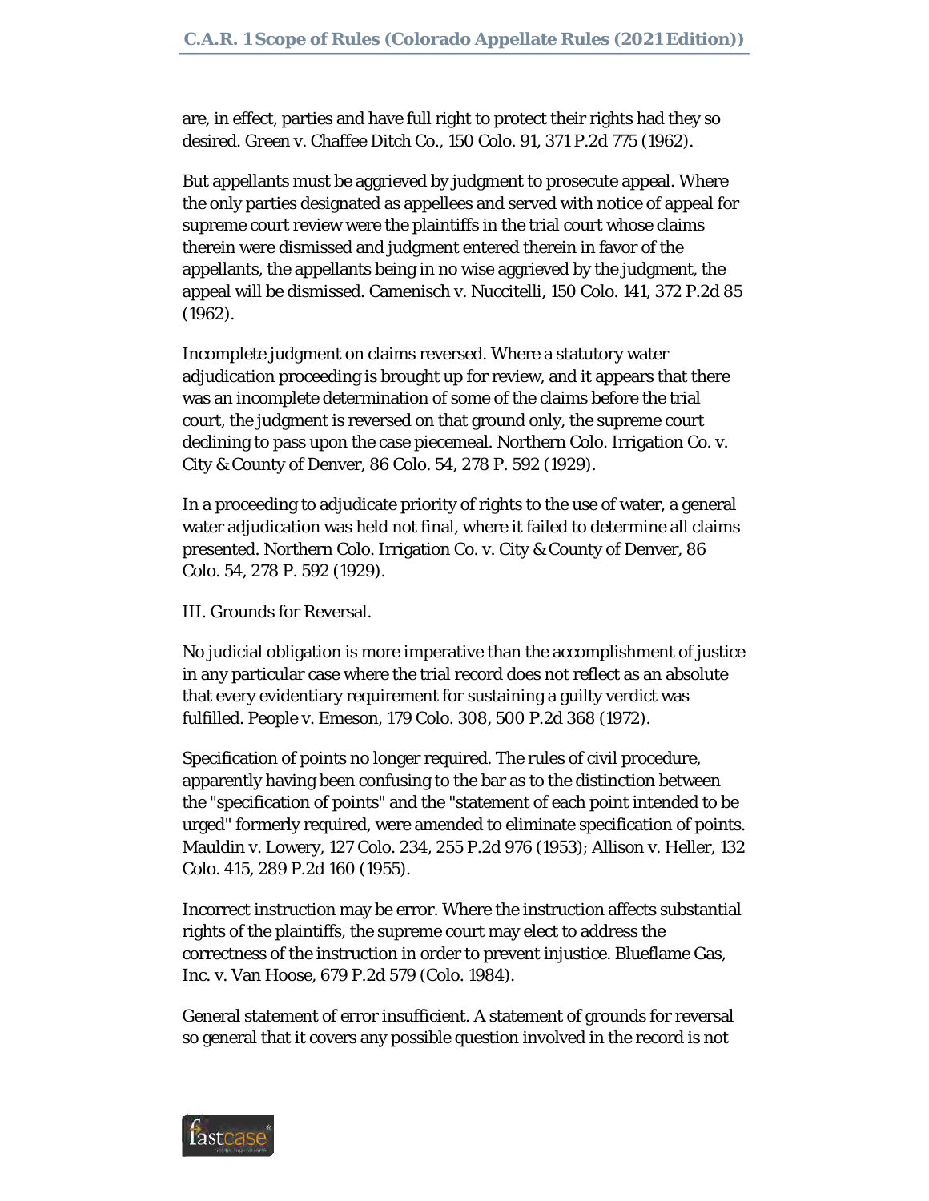are, in effect, parties and have full right to protect their rights had they so desired. Green v. Chaffee Ditch Co., 150 Colo. 91, 371 P.2d 775 (1962).

But appellants must be aggrieved by judgment to prosecute appeal. Where the only parties designated as appellees and served with notice of appeal for supreme court review were the plaintiffs in the trial court whose claims therein were dismissed and judgment entered therein in favor of the appellants, the appellants being in no wise aggrieved by the judgment, the appeal will be dismissed. Camenisch v. Nuccitelli, 150 Colo. 141, 372 P.2d 85 (1962).

Incomplete judgment on claims reversed. Where a statutory water adjudication proceeding is brought up for review, and it appears that there was an incomplete determination of some of the claims before the trial court, the judgment is reversed on that ground only, the supreme court declining to pass upon the case piecemeal. Northern Colo. Irrigation Co. v. City & County of Denver, 86 Colo. 54, 278 P. 592 (1929).

In a proceeding to adjudicate priority of rights to the use of water, a general water adjudication was held not final, where it failed to determine all claims presented. Northern Colo. Irrigation Co. v. City & County of Denver, 86 Colo. 54, 278 P. 592 (1929).

III. Grounds for Reversal.

No judicial obligation is more imperative than the accomplishment of justice in any particular case where the trial record does not reflect as an absolute that every evidentiary requirement for sustaining a guilty verdict was fulfilled. People v. Emeson, 179 Colo. 308, 500 P.2d 368 (1972).

Specification of points no longer required. The rules of civil procedure, apparently having been confusing to the bar as to the distinction between the "specification of points" and the "statement of each point intended to be urged" formerly required, were amended to eliminate specification of points. Mauldin v. Lowery, 127 Colo. 234, 255 P.2d 976 (1953); Allison v. Heller, 132 Colo. 415, 289 P.2d 160 (1955).

Incorrect instruction may be error. Where the instruction affects substantial rights of the plaintiffs, the supreme court may elect to address the correctness of the instruction in order to prevent injustice. Blueflame Gas, Inc. v. Van Hoose, 679 P.2d 579 (Colo. 1984).

General statement of error insufficient. A statement of grounds for reversal so general that it covers any possible question involved in the record is not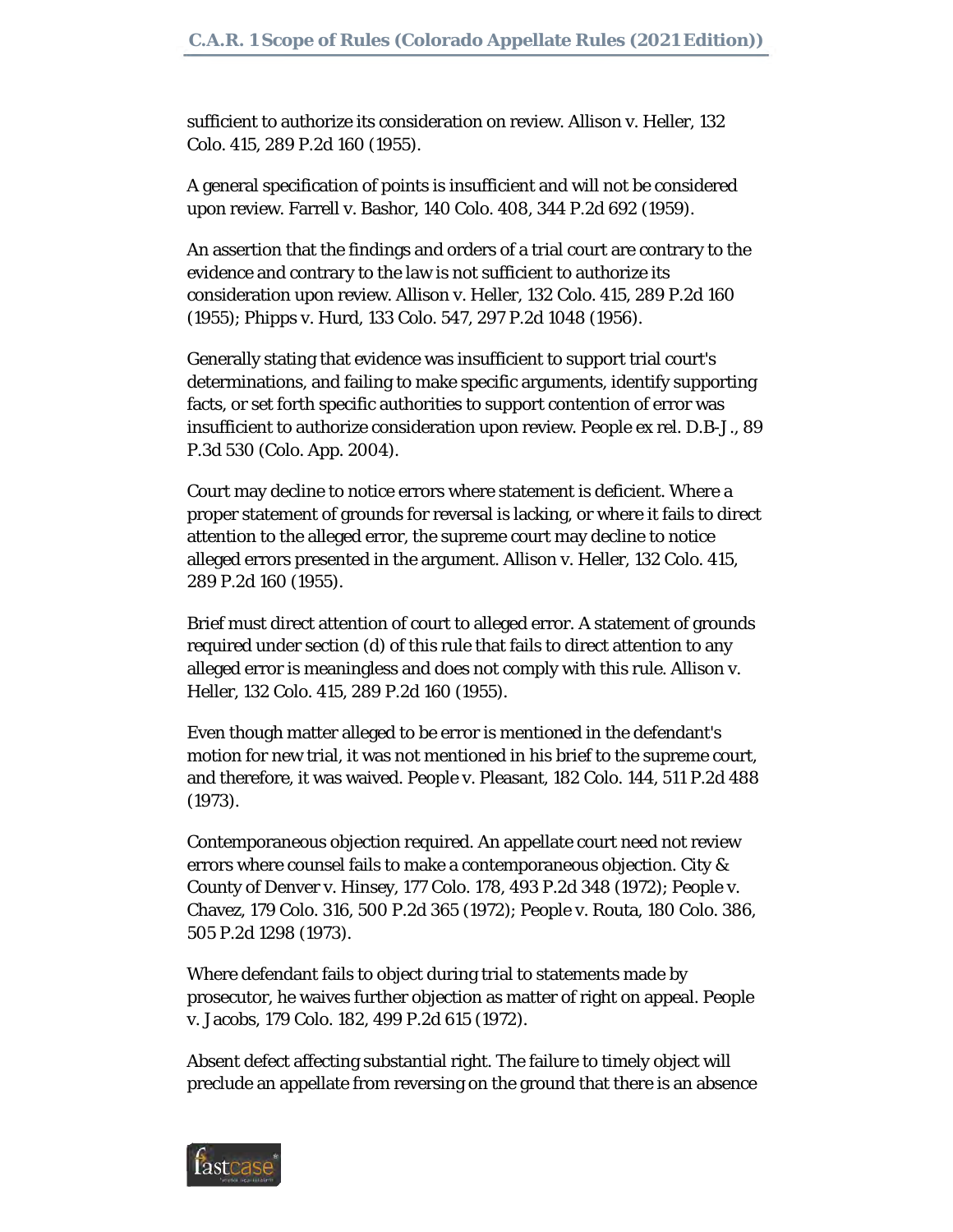sufficient to authorize its consideration on review. Allison v. Heller, 132 Colo. 415, 289 P.2d 160 (1955).

A general specification of points is insufficient and will not be considered upon review. Farrell v. Bashor, 140 Colo. 408, 344 P.2d 692 (1959).

An assertion that the findings and orders of a trial court are contrary to the evidence and contrary to the law is not sufficient to authorize its consideration upon review. Allison v. Heller, 132 Colo. 415, 289 P.2d 160 (1955); Phipps v. Hurd, 133 Colo. 547, 297 P.2d 1048 (1956).

Generally stating that evidence was insufficient to support trial court's determinations, and failing to make specific arguments, identify supporting facts, or set forth specific authorities to support contention of error was insufficient to authorize consideration upon review. People ex rel. D.B-J., 89 P.3d 530 (Colo. App. 2004).

Court may decline to notice errors where statement is deficient. Where a proper statement of grounds for reversal is lacking, or where it fails to direct attention to the alleged error, the supreme court may decline to notice alleged errors presented in the argument. Allison v. Heller, 132 Colo. 415, 289 P.2d 160 (1955).

Brief must direct attention of court to alleged error. A statement of grounds required under section (d) of this rule that fails to direct attention to any alleged error is meaningless and does not comply with this rule. Allison v. Heller, 132 Colo. 415, 289 P.2d 160 (1955).

Even though matter alleged to be error is mentioned in the defendant's motion for new trial, it was not mentioned in his brief to the supreme court, and therefore, it was waived. People v. Pleasant, 182 Colo. 144, 511 P.2d 488 (1973).

Contemporaneous objection required. An appellate court need not review errors where counsel fails to make a contemporaneous objection. City & County of Denver v. Hinsey, 177 Colo. 178, 493 P.2d 348 (1972); People v. Chavez, 179 Colo. 316, 500 P.2d 365 (1972); People v. Routa, 180 Colo. 386, 505 P.2d 1298 (1973).

Where defendant fails to object during trial to statements made by prosecutor, he waives further objection as matter of right on appeal. People v. Jacobs, 179 Colo. 182, 499 P.2d 615 (1972).

Absent defect affecting substantial right. The failure to timely object will preclude an appellate from reversing on the ground that there is an absence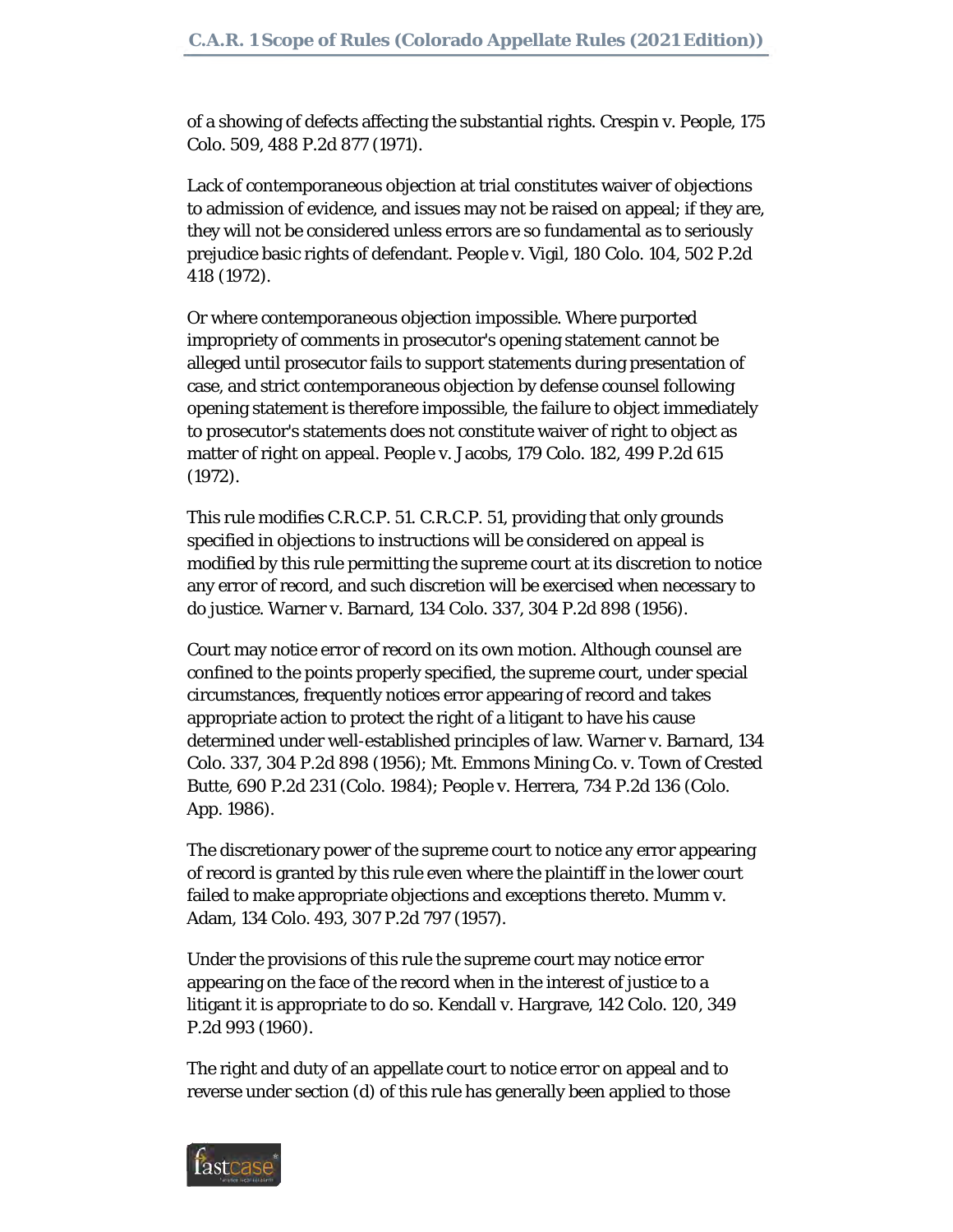of a showing of defects affecting the substantial rights. Crespin v. People, 175 Colo. 509, 488 P.2d 877 (1971).

Lack of contemporaneous objection at trial constitutes waiver of objections to admission of evidence, and issues may not be raised on appeal; if they are, they will not be considered unless errors are so fundamental as to seriously prejudice basic rights of defendant. People v. Vigil, 180 Colo. 104, 502 P.2d 418 (1972).

Or where contemporaneous objection impossible. Where purported impropriety of comments in prosecutor's opening statement cannot be alleged until prosecutor fails to support statements during presentation of case, and strict contemporaneous objection by defense counsel following opening statement is therefore impossible, the failure to object immediately to prosecutor's statements does not constitute waiver of right to object as matter of right on appeal. People v. Jacobs, 179 Colo. 182, 499 P.2d 615 (1972).

This rule modifies C.R.C.P. 51. C.R.C.P. 51, providing that only grounds specified in objections to instructions will be considered on appeal is modified by this rule permitting the supreme court at its discretion to notice any error of record, and such discretion will be exercised when necessary to do justice. Warner v. Barnard, 134 Colo. 337, 304 P.2d 898 (1956).

Court may notice error of record on its own motion. Although counsel are confined to the points properly specified, the supreme court, under special circumstances, frequently notices error appearing of record and takes appropriate action to protect the right of a litigant to have his cause determined under well-established principles of law. Warner v. Barnard, 134 Colo. 337, 304 P.2d 898 (1956); Mt. Emmons Mining Co. v. Town of Crested Butte, 690 P.2d 231 (Colo. 1984); People v. Herrera, 734 P.2d 136 (Colo. App. 1986).

The discretionary power of the supreme court to notice any error appearing of record is granted by this rule even where the plaintiff in the lower court failed to make appropriate objections and exceptions thereto. Mumm v. Adam, 134 Colo. 493, 307 P.2d 797 (1957).

Under the provisions of this rule the supreme court may notice error appearing on the face of the record when in the interest of justice to a litigant it is appropriate to do so. Kendall v. Hargrave, 142 Colo. 120, 349 P.2d 993 (1960).

The right and duty of an appellate court to notice error on appeal and to reverse under section (d) of this rule has generally been applied to those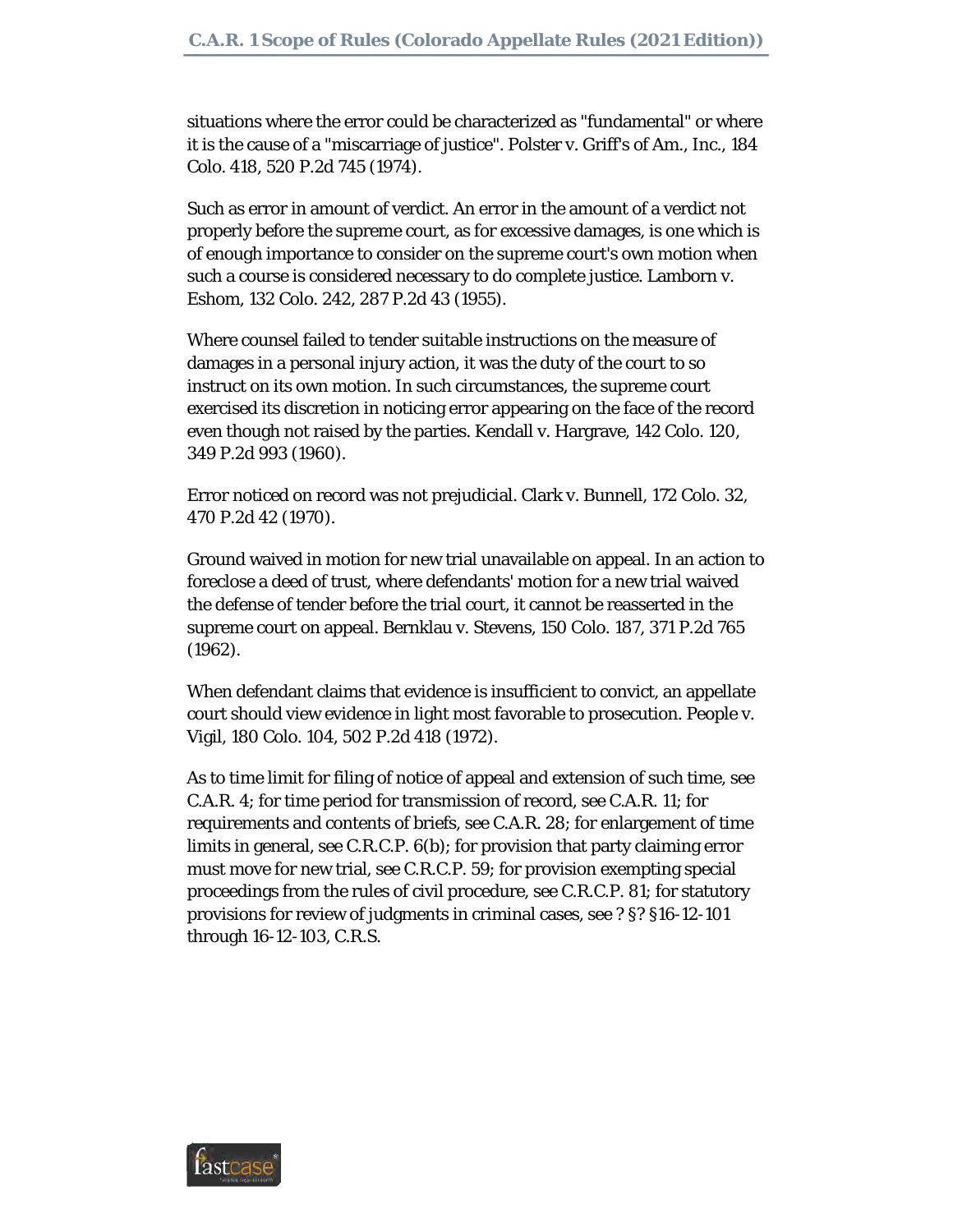situations where the error could be characterized as "fundamental" or where it is the cause of a "miscarriage of justice". Polster v. Griff's of Am., Inc., 184 Colo. 418, 520 P.2d 745 (1974).

Such as error in amount of verdict. An error in the amount of a verdict not properly before the supreme court, as for excessive damages, is one which is of enough importance to consider on the supreme court's own motion when such a course is considered necessary to do complete justice. Lamborn v. Eshom, 132 Colo. 242, 287 P.2d 43 (1955).

Where counsel failed to tender suitable instructions on the measure of damages in a personal injury action, it was the duty of the court to so instruct on its own motion. In such circumstances, the supreme court exercised its discretion in noticing error appearing on the face of the record even though not raised by the parties. Kendall v. Hargrave, 142 Colo. 120, 349 P.2d 993 (1960).

Error noticed on record was not prejudicial. Clark v. Bunnell, 172 Colo. 32, 470 P.2d 42 (1970).

Ground waived in motion for new trial unavailable on appeal. In an action to foreclose a deed of trust, where defendants' motion for a new trial waived the defense of tender before the trial court, it cannot be reasserted in the supreme court on appeal. Bernklau v. Stevens, 150 Colo. 187, 371 P.2d 765 (1962).

When defendant claims that evidence is insufficient to convict, an appellate court should view evidence in light most favorable to prosecution. People v. Vigil, 180 Colo. 104, 502 P.2d 418 (1972).

As to time limit for filing of notice of appeal and extension of such time, see C.A.R. 4; for time period for transmission of record, see C.A.R. 11; for requirements and contents of briefs, see C.A.R. 28; for enlargement of time limits in general, see C.R.C.P. 6(b); for provision that party claiming error must move for new trial, see C.R.C.P. 59; for provision exempting special proceedings from the rules of civil procedure, see C.R.C.P. 81; for statutory provisions for review of judgments in criminal cases, see ? §? §16-12-101 through 16-12-103, C.R.S.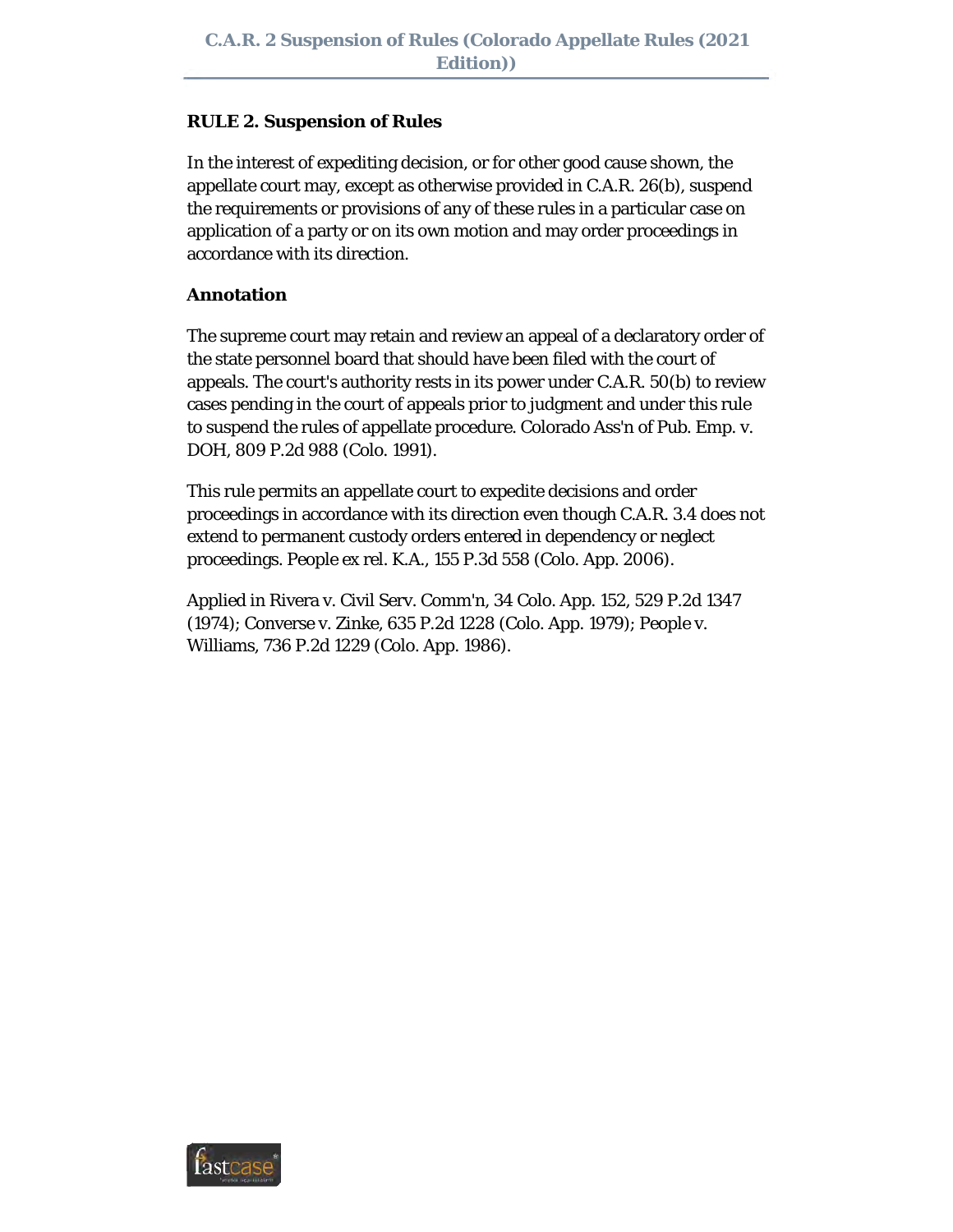**RULE 2. Suspension of Rules**

In the interest of expediting decision, or for other good cause shown, the appellate court may, except as otherwise provided in C.A.R. 26(b), suspend the requirements or provisions of any of these rules in a particular case on application of a party or on its own motion and may order proceedings in accordance with its direction.

**Annotation**

The supreme court may retain and review an appeal of a declaratory order of the state personnel board that should have been filed with the court of appeals. The court's authority rests in its power under C.A.R. 50(b) to review cases pending in the court of appeals prior to judgment and under this rule to suspend the rules of appellate procedure. Colorado Ass'n of Pub. Emp. v. DOH, 809 P.2d 988 (Colo. 1991).

This rule permits an appellate court to expedite decisions and order proceedings in accordance with its direction even though C.A.R. 3.4 does not extend to permanent custody orders entered in dependency or neglect proceedings. People ex rel. K.A., 155 P.3d 558 (Colo. App. 2006).

Applied in Rivera v. Civil Serv. Comm'n, 34 Colo. App. 152, 529 P.2d 1347 (1974); Converse v. Zinke, 635 P.2d 1228 (Colo. App. 1979); People v. Williams, 736 P.2d 1229 (Colo. App. 1986).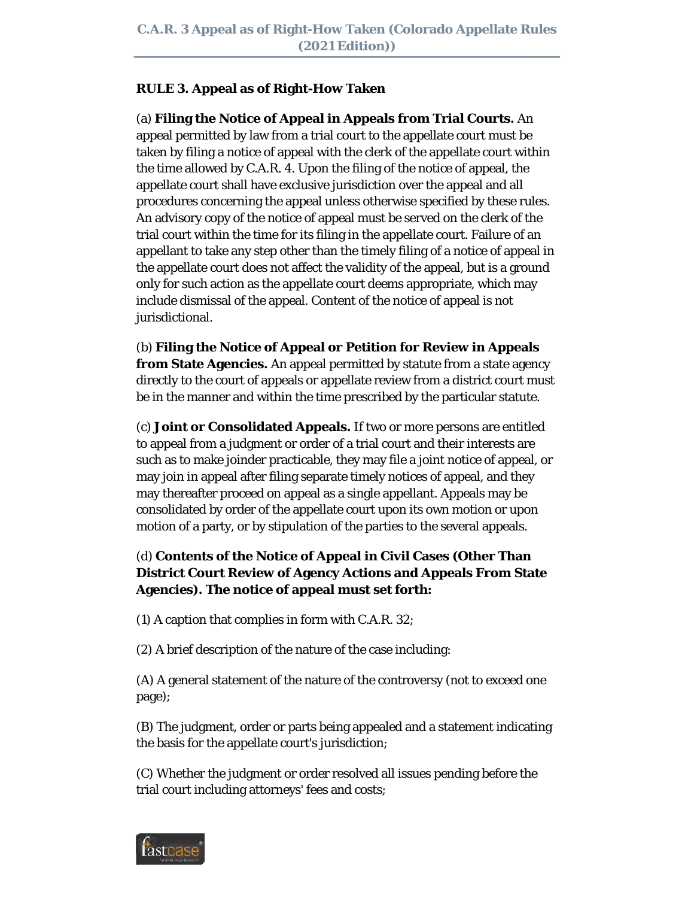**RULE 3. Appeal as of Right-How Taken**

(a) **Filing the Notice of Appeal in Appeals from Trial Courts.** An appeal permitted by law from a trial court to the appellate court must be taken by filing a notice of appeal with the clerk of the appellate court within the time allowed by C.A.R. 4. Upon the filing of the notice of appeal, the appellate court shall have exclusive jurisdiction over the appeal and all procedures concerning the appeal unless otherwise specified by these rules. An advisory copy of the notice of appeal must be served on the clerk of the trial court within the time for its filing in the appellate court. Failure of an appellant to take any step other than the timely filing of a notice of appeal in the appellate court does not affect the validity of the appeal, but is a ground only for such action as the appellate court deems appropriate, which may include dismissal of the appeal. Content of the notice of appeal is not jurisdictional.

(b) **Filing the Notice of Appeal or Petition for Review in Appeals from State Agencies.** An appeal permitted by statute from a state agency directly to the court of appeals or appellate review from a district court must be in the manner and within the time prescribed by the particular statute.

(c) **Joint or Consolidated Appeals.** If two or more persons are entitled to appeal from a judgment or order of a trial court and their interests are such as to make joinder practicable, they may file a joint notice of appeal, or may join in appeal after filing separate timely notices of appeal, and they may thereafter proceed on appeal as a single appellant. Appeals may be consolidated by order of the appellate court upon its own motion or upon motion of a party, or by stipulation of the parties to the several appeals.

(d) **Contents of the Notice of Appeal in Civil Cases (Other Than District Court Review of Agency Actions and Appeals From State Agencies). The notice of appeal must set forth:**

(1) A caption that complies in form with C.A.R. 32;

(2) A brief description of the nature of the case including:

(A) A general statement of the nature of the controversy (not to exceed one page);

(B) The judgment, order or parts being appealed and a statement indicating the basis for the appellate court's jurisdiction;

(C) Whether the judgment or order resolved all issues pending before the trial court including attorneys' fees and costs;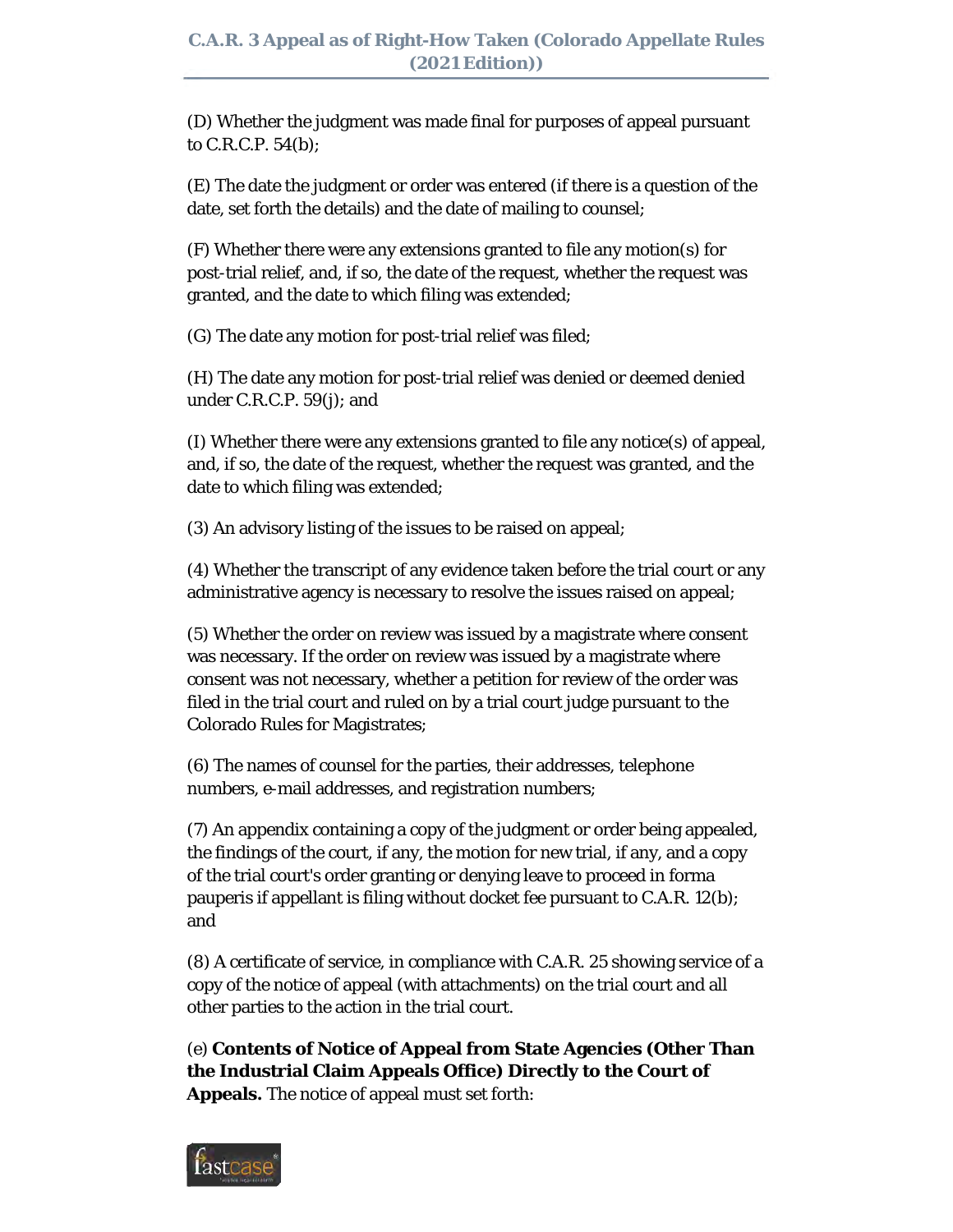(D) Whether the judgment was made final for purposes of appeal pursuant to C.R.C.P. 54(b);

(E) The date the judgment or order was entered (if there is a question of the date, set forth the details) and the date of mailing to counsel;

(F) Whether there were any extensions granted to file any motion(s) for post-trial relief, and, if so, the date of the request, whether the request was granted, and the date to which filing was extended;

(G) The date any motion for post-trial relief was filed;

(H) The date any motion for post-trial relief was denied or deemed denied under C.R.C.P. 59(j); and

(I) Whether there were any extensions granted to file any notice(s) of appeal, and, if so, the date of the request, whether the request was granted, and the date to which filing was extended;

(3) An advisory listing of the issues to be raised on appeal;

(4) Whether the transcript of any evidence taken before the trial court or any administrative agency is necessary to resolve the issues raised on appeal;

(5) Whether the order on review was issued by a magistrate where consent was necessary. If the order on review was issued by a magistrate where consent was not necessary, whether a petition for review of the order was filed in the trial court and ruled on by a trial court judge pursuant to the Colorado Rules for Magistrates;

(6) The names of counsel for the parties, their addresses, telephone numbers, e-mail addresses, and registration numbers;

(7) An appendix containing a copy of the judgment or order being appealed, the findings of the court, if any, the motion for new trial, if any, and a copy of the trial court's order granting or denying leave to proceed in forma pauperis if appellant is filing without docket fee pursuant to C.A.R. 12(b); and

(8) A certificate of service, in compliance with C.A.R. 25 showing service of a copy of the notice of appeal (with attachments) on the trial court and all other parties to the action in the trial court.

(e) **Contents of Notice of Appeal from State Agencies (Other Than the Industrial Claim Appeals Office) Directly to the Court of Appeals.** The notice of appeal must set forth: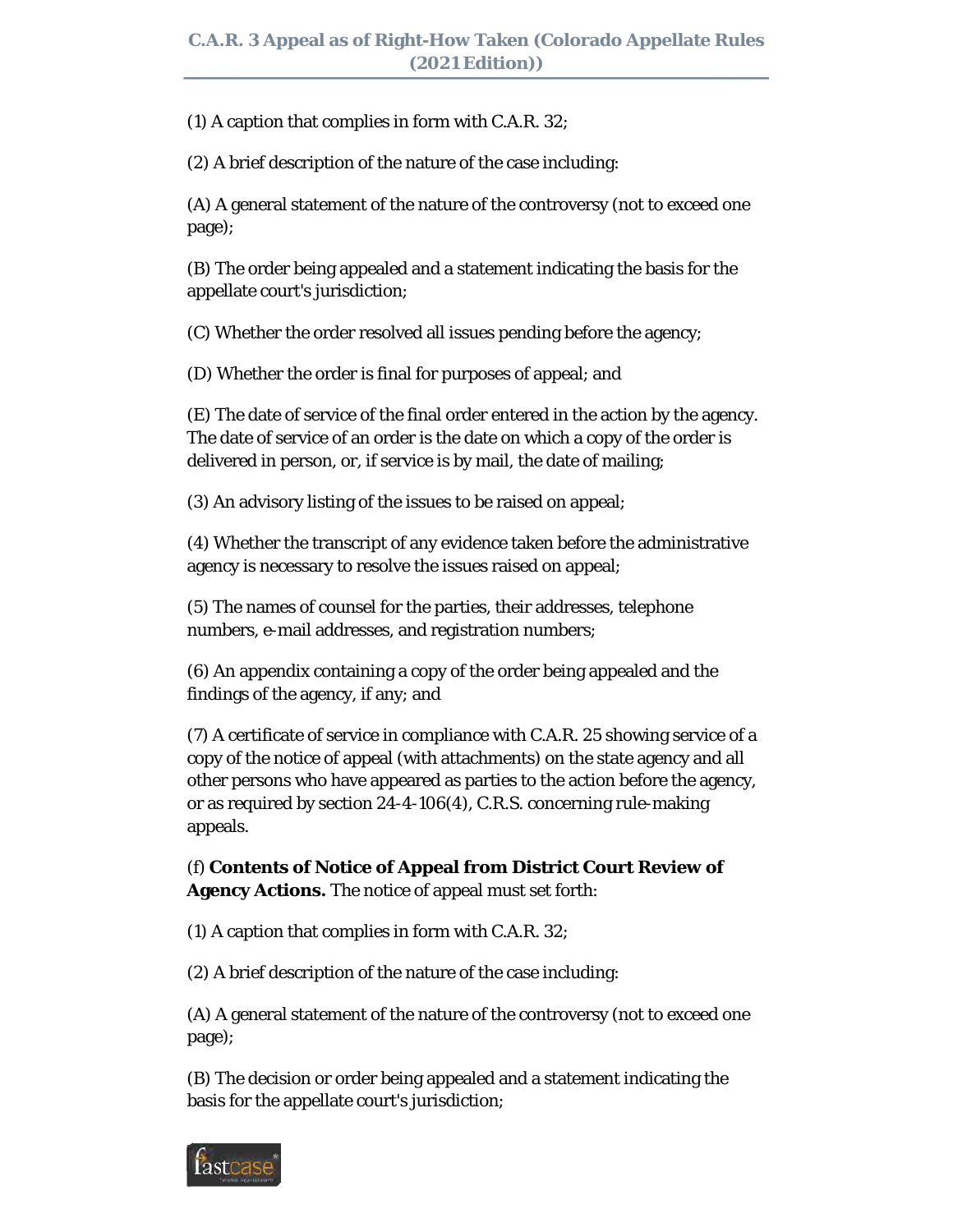(1) A caption that complies in form with C.A.R. 32;

(2) A brief description of the nature of the case including:

(A) A general statement of the nature of the controversy (not to exceed one page);

(B) The order being appealed and a statement indicating the basis for the appellate court's jurisdiction;

(C) Whether the order resolved all issues pending before the agency;

(D) Whether the order is final for purposes of appeal; and

(E) The date of service of the final order entered in the action by the agency. The date of service of an order is the date on which a copy of the order is delivered in person, or, if service is by mail, the date of mailing;

(3) An advisory listing of the issues to be raised on appeal;

(4) Whether the transcript of any evidence taken before the administrative agency is necessary to resolve the issues raised on appeal;

(5) The names of counsel for the parties, their addresses, telephone numbers, e-mail addresses, and registration numbers;

(6) An appendix containing a copy of the order being appealed and the findings of the agency, if any; and

(7) A certificate of service in compliance with C.A.R. 25 showing service of a copy of the notice of appeal (with attachments) on the state agency and all other persons who have appeared as parties to the action before the agency, or as required by section 24-4-106(4), C.R.S. concerning rule-making appeals.

(f) **Contents of Notice of Appeal from District Court Review of Agency Actions.** The notice of appeal must set forth:

(1) A caption that complies in form with C.A.R. 32;

(2) A brief description of the nature of the case including:

(A) A general statement of the nature of the controversy (not to exceed one page);

(B) The decision or order being appealed and a statement indicating the basis for the appellate court's jurisdiction;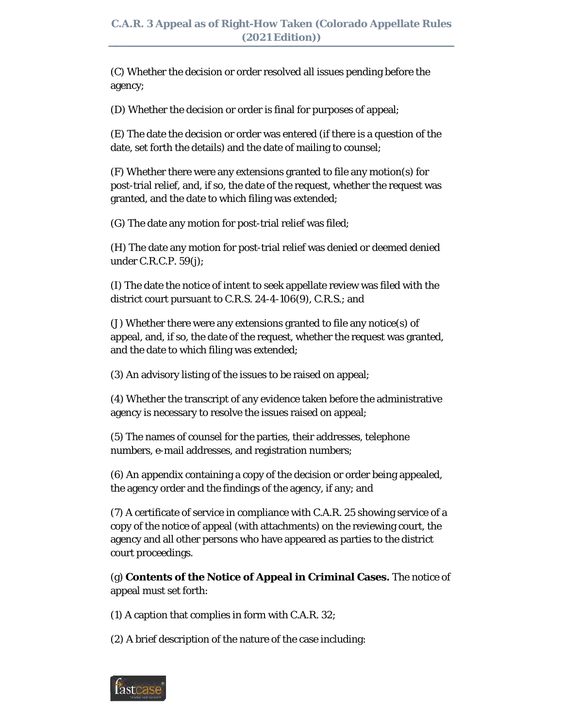(C) Whether the decision or order resolved all issues pending before the agency;

(D) Whether the decision or order is final for purposes of appeal;

(E) The date the decision or order was entered (if there is a question of the date, set forth the details) and the date of mailing to counsel;

(F) Whether there were any extensions granted to file any motion(s) for post-trial relief, and, if so, the date of the request, whether the request was granted, and the date to which filing was extended;

(G) The date any motion for post-trial relief was filed;

(H) The date any motion for post-trial relief was denied or deemed denied under C.R.C.P. 59(j);

(I) The date the notice of intent to seek appellate review was filed with the district court pursuant to C.R.S. 24-4-106(9), C.R.S.; and

(J) Whether there were any extensions granted to file any notice(s) of appeal, and, if so, the date of the request, whether the request was granted, and the date to which filing was extended;

(3) An advisory listing of the issues to be raised on appeal;

(4) Whether the transcript of any evidence taken before the administrative agency is necessary to resolve the issues raised on appeal;

(5) The names of counsel for the parties, their addresses, telephone numbers, e-mail addresses, and registration numbers;

(6) An appendix containing a copy of the decision or order being appealed, the agency order and the findings of the agency, if any; and

(7) A certificate of service in compliance with C.A.R. 25 showing service of a copy of the notice of appeal (with attachments) on the reviewing court, the agency and all other persons who have appeared as parties to the district court proceedings.

(g) **Contents of the Notice of Appeal in Criminal Cases.** The notice of appeal must set forth:

(1) A caption that complies in form with C.A.R. 32;

(2) A brief description of the nature of the case including: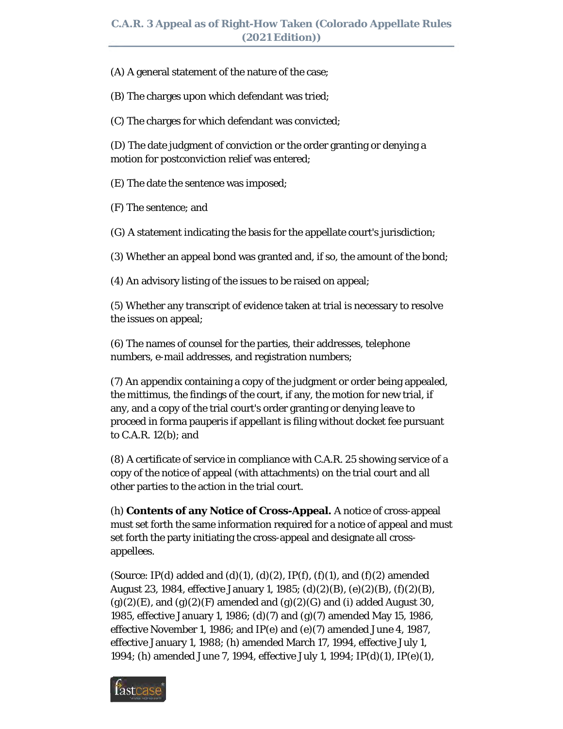(A) A general statement of the nature of the case;

(B) The charges upon which defendant was tried;

(C) The charges for which defendant was convicted;

(D) The date judgment of conviction or the order granting or denying a motion for postconviction relief was entered;

(E) The date the sentence was imposed;

(F) The sentence; and

(G) A statement indicating the basis for the appellate court's jurisdiction;

(3) Whether an appeal bond was granted and, if so, the amount of the bond;

(4) An advisory listing of the issues to be raised on appeal;

(5) Whether any transcript of evidence taken at trial is necessary to resolve the issues on appeal;

(6) The names of counsel for the parties, their addresses, telephone numbers, e-mail addresses, and registration numbers;

(7) An appendix containing a copy of the judgment or order being appealed, the mittimus, the findings of the court, if any, the motion for new trial, if any, and a copy of the trial court's order granting or denying leave to proceed in forma pauperis if appellant is filing without docket fee pursuant to C.A.R. 12(b); and

(8) A certificate of service in compliance with C.A.R. 25 showing service of a copy of the notice of appeal (with attachments) on the trial court and all other parties to the action in the trial court.

(h) **Contents of any Notice of Cross-Appeal.** A notice of cross-appeal must set forth the same information required for a notice of appeal and must set forth the party initiating the cross-appeal and designate all cross-appellees.

(Source: IP(d) added and (d)(1), (d)(2), IP(f), (f)(1), and (f)(2) amended August 23, 1984, effective January 1, 1985; (d)(2)(B), (e)(2)(B), (f)(2)(B), (g)(2)(E), and (g)(2)(F) amended and (g)(2)(G) and (i) added August 30, 1985, effective January 1, 1986; (d)(7) and (g)(7) amended May 15, 1986, effective November 1, 1986; and IP(e) and (e)(7) amended June 4, 1987, effective January 1, 1988; (h) amended March 17, 1994, effective July 1, 1994; (h) amended June 7, 1994, effective July 1, 1994; IP(d)(1), IP(e)(1),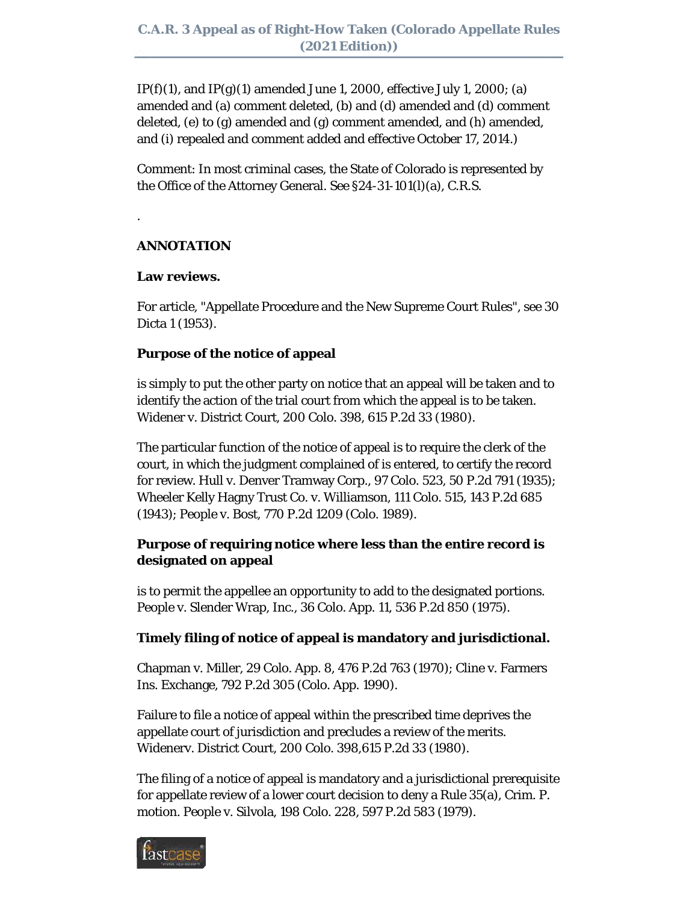IP(f)(1), and IP(g)(1) amended June 1, 2000, effective July 1, 2000; (a) amended and (a) comment deleted, (b) and (d) amended and (d) comment deleted, (e) to (g) amended and (g) comment amended, and (h) amended, and (i) repealed and comment added and effective October 17, 2014.)

Comment: In most criminal cases, the State of Colorado is represented by the Office of the Attorney General. See §24-31-101(l)(a), C.R.S.

.

**ANNOTATION**

**Law reviews.**

For article, "Appellate Procedure and the New Supreme Court Rules", see 30 Dicta 1 (1953).

**Purpose of the notice of appeal**

is simply to put the other party on notice that an appeal will be taken and to identify the action of the trial court from which the appeal is to be taken. Widener v. District Court, 200 Colo. 398, 615 P.2d 33 (1980).

The particular function of the notice of appeal is to require the clerk of the court, in which the judgment complained of is entered, to certify the record for review. Hull v. Denver Tramway Corp., 97 Colo. 523, 50 P.2d 791 (1935); Wheeler Kelly Hagny Trust Co. v. Williamson, 111 Colo. 515, 143 P.2d 685 (1943); People v. Bost, 770 P.2d 1209 (Colo. 1989).

**Purpose of requiring notice where less than the entire record is designated on appeal**

is to permit the appellee an opportunity to add to the designated portions. People v. Slender Wrap, Inc., 36 Colo. App. 11, 536 P.2d 850 (1975).

**Timely filing of notice of appeal is mandatory and jurisdictional.**

Chapman v. Miller, 29 Colo. App. 8, 476 P.2d 763 (1970); Cline v. Farmers Ins. Exchange, 792 P.2d 305 (Colo. App. 1990).

Failure to file a notice of appeal within the prescribed time deprives the appellate court of jurisdiction and precludes a review of the merits. Widenerv. District Court, 200 Colo. 398,615 P.2d 33 (1980).

The filing of a notice of appeal is mandatory and a jurisdictional prerequisite for appellate review of a lower court decision to deny a Rule 35(a), Crim. P. motion. People v. Silvola, 198 Colo. 228, 597 P.2d 583 (1979).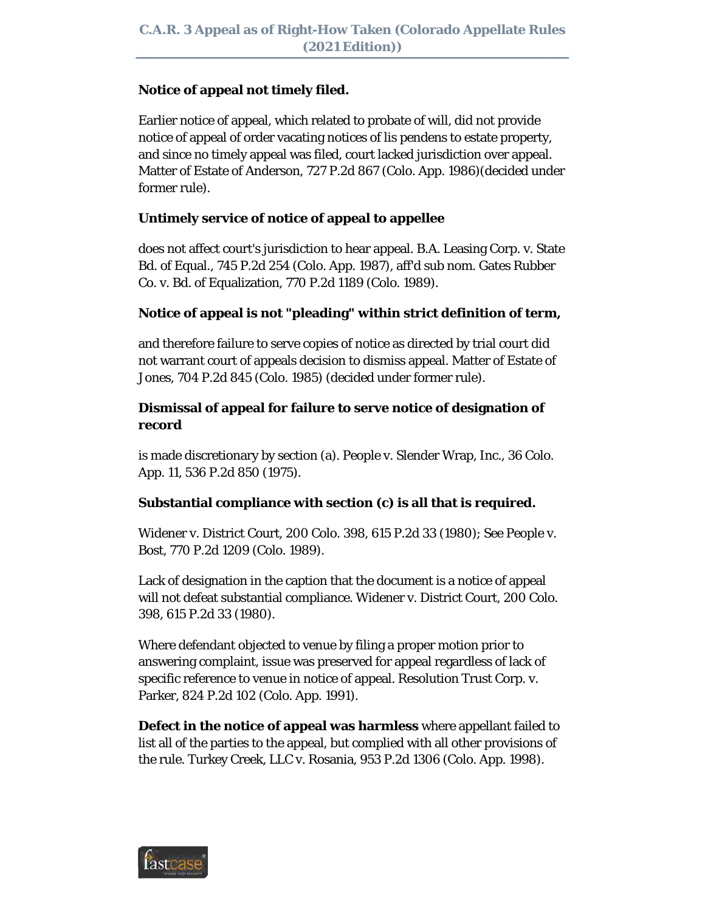**Notice of appeal not timely filed.**

Earlier notice of appeal, which related to probate of will, did not provide notice of appeal of order vacating notices of lis pendens to estate property, and since no timely appeal was filed, court lacked jurisdiction over appeal. Matter of Estate of Anderson, 727 P.2d 867 (Colo. App. 1986)(decided under former rule).

**Untimely service of notice of appeal to appellee**

does not affect court's jurisdiction to hear appeal. B.A. Leasing Corp. v. State Bd. of Equal., 745 P.2d 254 (Colo. App. 1987), aff'd sub nom. Gates Rubber Co. v. Bd. of Equalization, 770 P.2d 1189 (Colo. 1989).

**Notice of appeal is not "pleading" within strict definition of term,**

and therefore failure to serve copies of notice as directed by trial court did not warrant court of appeals decision to dismiss appeal. Matter of Estate of Jones, 704 P.2d 845 (Colo. 1985) (decided under former rule).

**Dismissal of appeal for failure to serve notice of designation of record**

is made discretionary by section (a). People v. Slender Wrap, Inc., 36 Colo. App. 11, 536 P.2d 850 (1975).

**Substantial compliance with section (c) is all that is required.**

Widener v. District Court, 200 Colo. 398, 615 P.2d 33 (1980); See People v. Bost, 770 P.2d 1209 (Colo. 1989).

Lack of designation in the caption that the document is a notice of appeal will not defeat substantial compliance. Widener v. District Court, 200 Colo. 398, 615 P.2d 33 (1980).

Where defendant objected to venue by filing a proper motion prior to answering complaint, issue was preserved for appeal regardless of lack of specific reference to venue in notice of appeal. Resolution Trust Corp. v. Parker, 824 P.2d 102 (Colo. App. 1991).

**Defect in the notice of appeal was harmless** where appellant failed to list all of the parties to the appeal, but complied with all other provisions of the rule. Turkey Creek, LLC v. Rosania, 953 P.2d 1306 (Colo. App. 1998).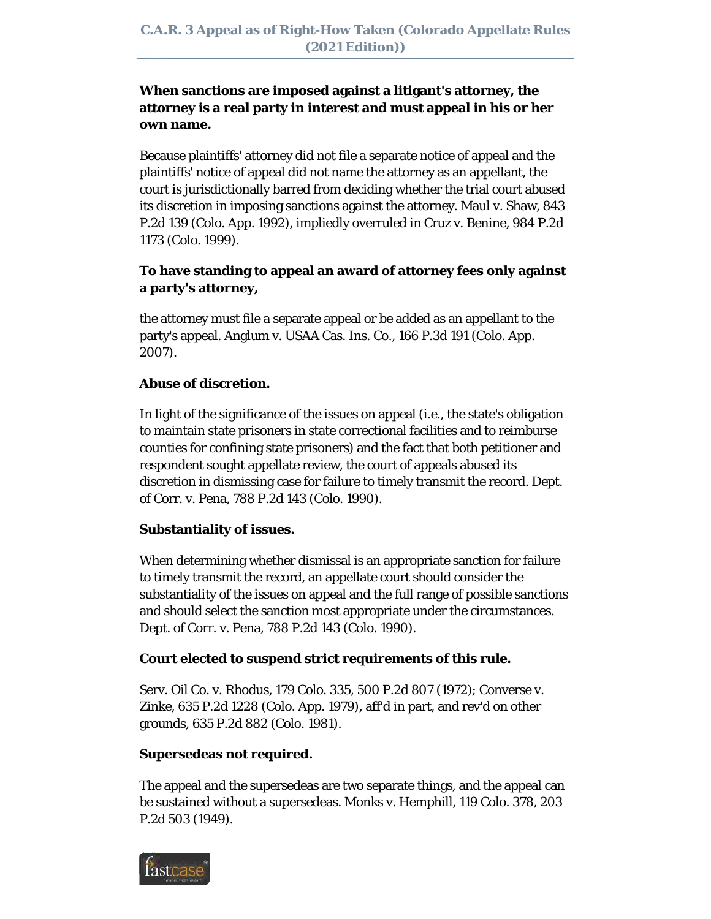**When sanctions are imposed against a litigant's attorney, the attorney is a real party in interest and must appeal in his or her own name.**

Because plaintiffs' attorney did not file a separate notice of appeal and the plaintiffs' notice of appeal did not name the attorney as an appellant, the court is jurisdictionally barred from deciding whether the trial court abused its discretion in imposing sanctions against the attorney. Maul v. Shaw, 843 P.2d 139 (Colo. App. 1992), impliedly overruled in Cruz v. Benine, 984 P.2d 1173 (Colo. 1999).

**To have standing to appeal an award of attorney fees only against a party's attorney,**

the attorney must file a separate appeal or be added as an appellant to the party's appeal. Anglum v. USAA Cas. Ins. Co., 166 P.3d 191 (Colo. App. 2007).

**Abuse of discretion.**

In light of the significance of the issues on appeal (i.e., the state's obligation to maintain state prisoners in state correctional facilities and to reimburse counties for confining state prisoners) and the fact that both petitioner and respondent sought appellate review, the court of appeals abused its discretion in dismissing case for failure to timely transmit the record. Dept. of Corr. v. Pena, 788 P.2d 143 (Colo. 1990).

**Substantiality of issues.**

When determining whether dismissal is an appropriate sanction for failure to timely transmit the record, an appellate court should consider the substantiality of the issues on appeal and the full range of possible sanctions and should select the sanction most appropriate under the circumstances. Dept. of Corr. v. Pena, 788 P.2d 143 (Colo. 1990).

**Court elected to suspend strict requirements of this rule.**

Serv. Oil Co. v. Rhodus, 179 Colo. 335, 500 P.2d 807 (1972); Converse v. Zinke, 635 P.2d 1228 (Colo. App. 1979), aff'd in part, and rev'd on other grounds, 635 P.2d 882 (Colo. 1981).

**Supersedeas not required.**

The appeal and the supersedeas are two separate things, and the appeal can be sustained without a supersedeas. Monks v. Hemphill, 119 Colo. 378, 203 P.2d 503 (1949).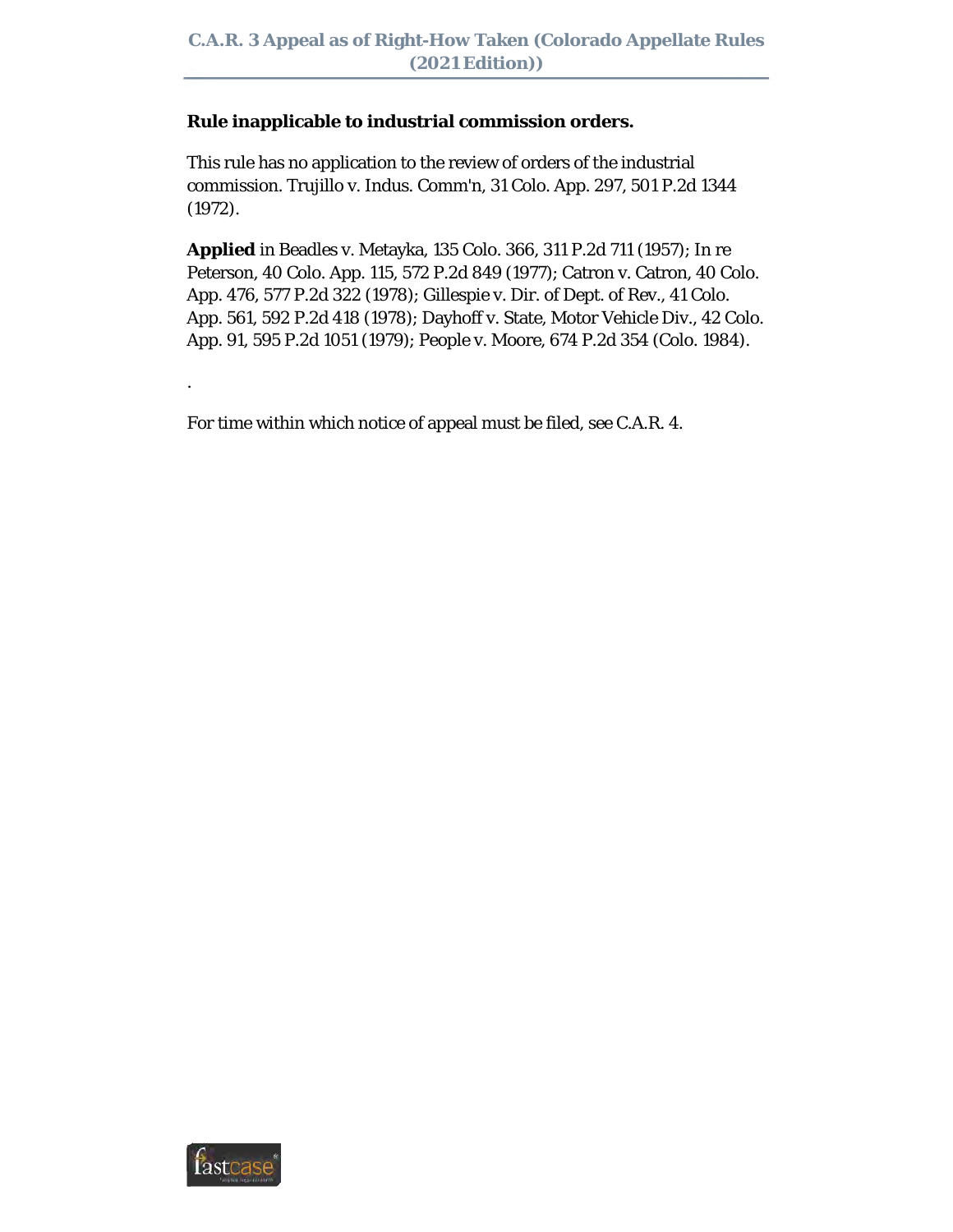**Rule inapplicable to industrial commission orders.**

This rule has no application to the review of orders of the industrial commission. Trujillo v. Indus. Comm'n, 31 Colo. App. 297, 501 P.2d 1344 (1972).

**Applied** in Beadles v. Metayka, 135 Colo. 366, 311 P.2d 711 (1957); In re Peterson, 40 Colo. App. 115, 572 P.2d 849 (1977); Catron v. Catron, 40 Colo. App. 476, 577 P.2d 322 (1978); Gillespie v. Dir. of Dept. of Rev., 41 Colo. App. 561, 592 P.2d 418 (1978); Dayhoff v. State, Motor Vehicle Div., 42 Colo. App. 91, 595 P.2d 1051 (1979); People v. Moore, 674 P.2d 354 (Colo. 1984).

.

For time within which notice of appeal must be filed, see C.A.R. 4.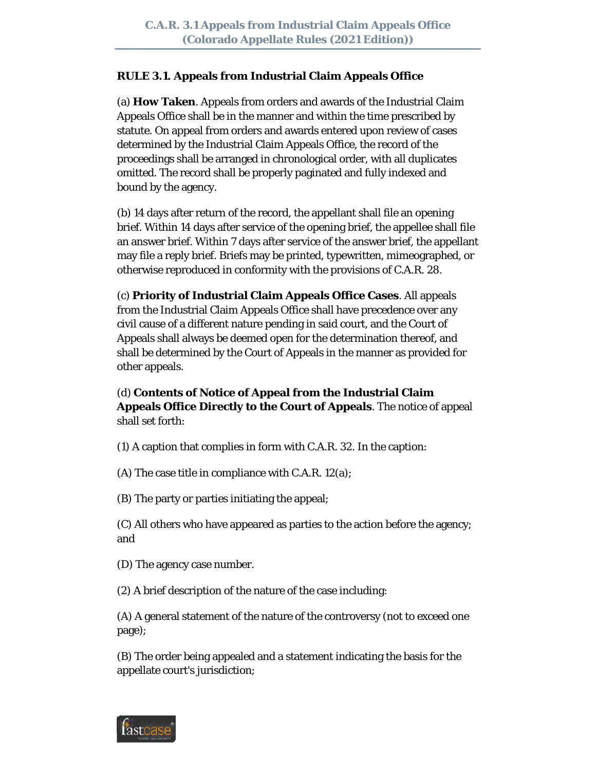**RULE 3.1. Appeals from Industrial Claim Appeals Office**

(a) **How Taken**. Appeals from orders and awards of the Industrial Claim Appeals Office shall be in the manner and within the time prescribed by statute. On appeal from orders and awards entered upon review of cases determined by the Industrial Claim Appeals Office, the record of the proceedings shall be arranged in chronological order, with all duplicates omitted. The record shall be properly paginated and fully indexed and bound by the agency.

(b) 14 days after return of the record, the appellant shall file an opening brief. Within 14 days after service of the opening brief, the appellee shall file an answer brief. Within 7 days after service of the answer brief, the appellant may file a reply brief. Briefs may be printed, typewritten, mimeographed, or otherwise reproduced in conformity with the provisions of C.A.R. 28.

(c) **Priority of Industrial Claim Appeals Office Cases**. All appeals from the Industrial Claim Appeals Office shall have precedence over any civil cause of a different nature pending in said court, and the Court of Appeals shall always be deemed open for the determination thereof, and shall be determined by the Court of Appeals in the manner as provided for other appeals.

(d) **Contents of Notice of Appeal from the Industrial Claim Appeals Office Directly to the Court of Appeals**. The notice of appeal shall set forth:

(1) A caption that complies in form with C.A.R. 32. In the caption:

(A) The case title in compliance with C.A.R. 12(a);

(B) The party or parties initiating the appeal;

(C) All others who have appeared as parties to the action before the agency; and

(D) The agency case number.

(2) A brief description of the nature of the case including:

(A) A general statement of the nature of the controversy (not to exceed one page);

(B) The order being appealed and a statement indicating the basis for the appellate court's jurisdiction;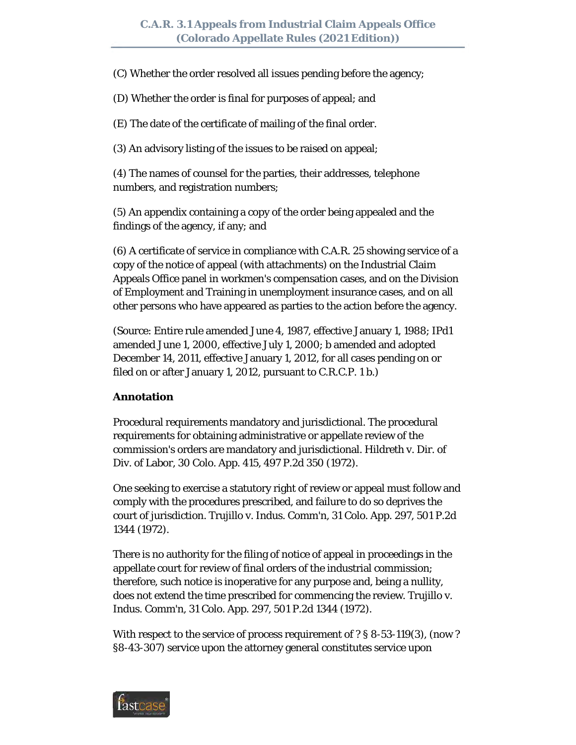(C) Whether the order resolved all issues pending before the agency;

(D) Whether the order is final for purposes of appeal; and

(E) The date of the certificate of mailing of the final order.

(3) An advisory listing of the issues to be raised on appeal;

(4) The names of counsel for the parties, their addresses, telephone numbers, and registration numbers;

(5) An appendix containing a copy of the order being appealed and the findings of the agency, if any; and

(6) A certificate of service in compliance with C.A.R. 25 showing service of a copy of the notice of appeal (with attachments) on the Industrial Claim Appeals Office panel in workmen's compensation cases, and on the Division of Employment and Training in unemployment insurance cases, and on all other persons who have appeared as parties to the action before the agency.

(Source: Entire rule amended June 4, 1987, effective January 1, 1988; IPd1 amended June 1, 2000, effective July 1, 2000; b amended and adopted December 14, 2011, effective January 1, 2012, for all cases pending on or filed on or after January 1, 2012, pursuant to C.R.C.P. 1 b.)

**Annotation**

Procedural requirements mandatory and jurisdictional. The procedural requirements for obtaining administrative or appellate review of the commission's orders are mandatory and jurisdictional. Hildreth v. Dir. of Div. of Labor, 30 Colo. App. 415, 497 P.2d 350 (1972).

One seeking to exercise a statutory right of review or appeal must follow and comply with the procedures prescribed, and failure to do so deprives the court of jurisdiction. Trujillo v. Indus. Comm'n, 31 Colo. App. 297, 501 P.2d 1344 (1972).

There is no authority for the filing of notice of appeal in proceedings in the appellate court for review of final orders of the industrial commission; therefore, such notice is inoperative for any purpose and, being a nullity, does not extend the time prescribed for commencing the review. Trujillo v. Indus. Comm'n, 31 Colo. App. 297, 501 P.2d 1344 (1972).

With respect to the service of process requirement of ? § 8-53-119(3), (now ? §8-43-307) service upon the attorney general constitutes service upon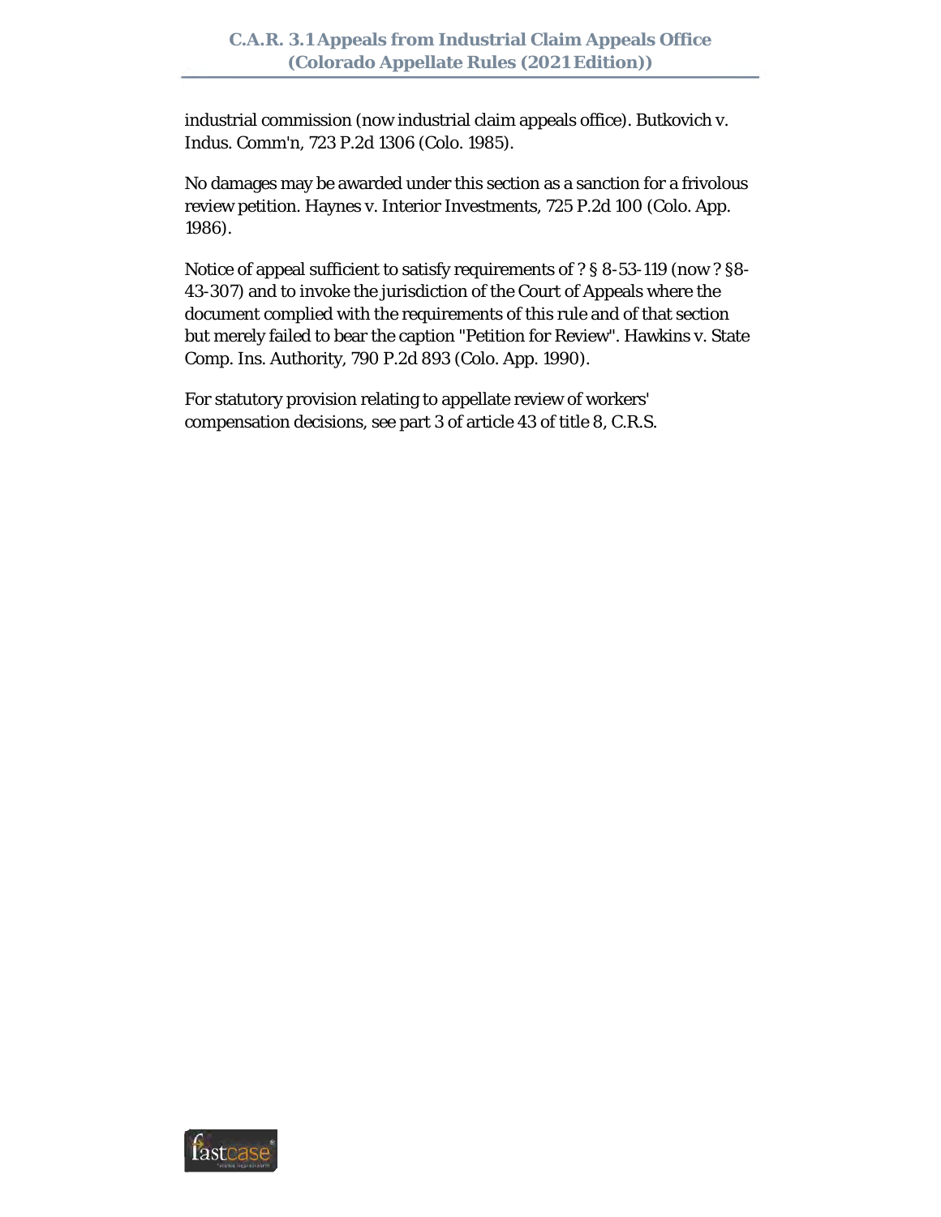industrial commission (now industrial claim appeals office). Butkovich v. Indus. Comm'n, 723 P.2d 1306 (Colo. 1985).

No damages may be awarded under this section as a sanction for a frivolous review petition. Haynes v. Interior Investments, 725 P.2d 100 (Colo. App. 1986).

Notice of appeal sufficient to satisfy requirements of ? § 8-53-119 (now ? §8-43-307) and to invoke the jurisdiction of the Court of Appeals where the document complied with the requirements of this rule and of that section but merely failed to bear the caption "Petition for Review". Hawkins v. State Comp. Ins. Authority, 790 P.2d 893 (Colo. App. 1990).

For statutory provision relating to appellate review of workers' compensation decisions, see part 3 of article 43 of title 8, C.R.S.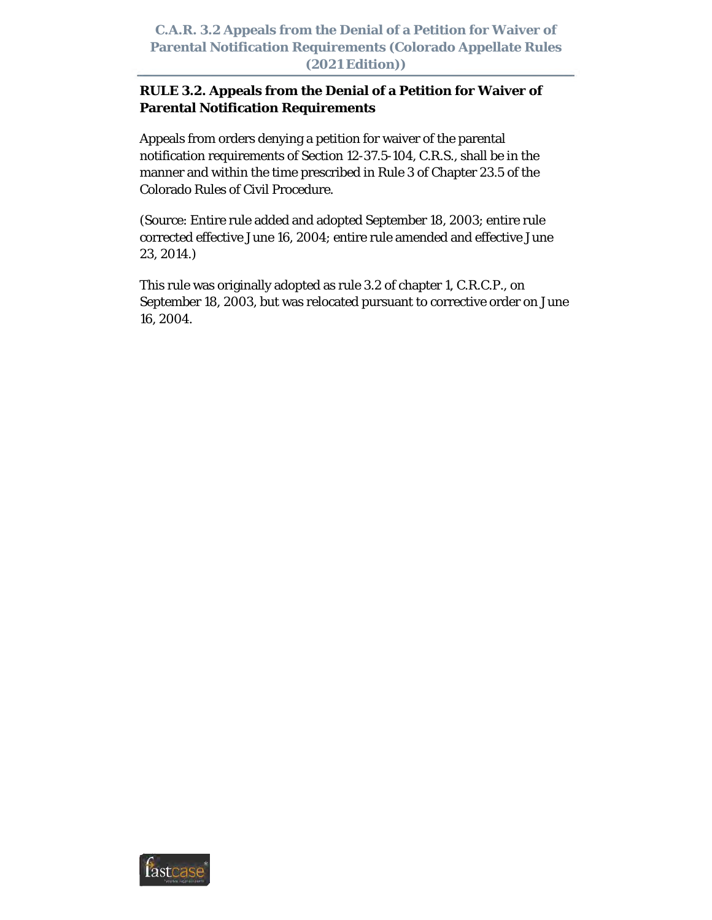## RULE 3.2. Appeals from the Denial of a Petition for Waiver of Parental Notification Requirements

Appeals from orders denying a petition for waiver of the parental notification requirements of Section 12-37.5-104, C.R.S., shall be in the manner and within the time prescribed in Rule 3 of Chapter 23.5 of the Colorado Rules of Civil Procedure.

(Source: Entire rule added and adopted September 18, 2003; entire rule corrected effective June 16, 2004; entire rule amended and effective June 23, 2014.)

This rule was originally adopted as rule 3.2 of chapter 1, C.R.C.P., on September 18, 2003, but was relocated pursuant to corrective order on June 16, 2004.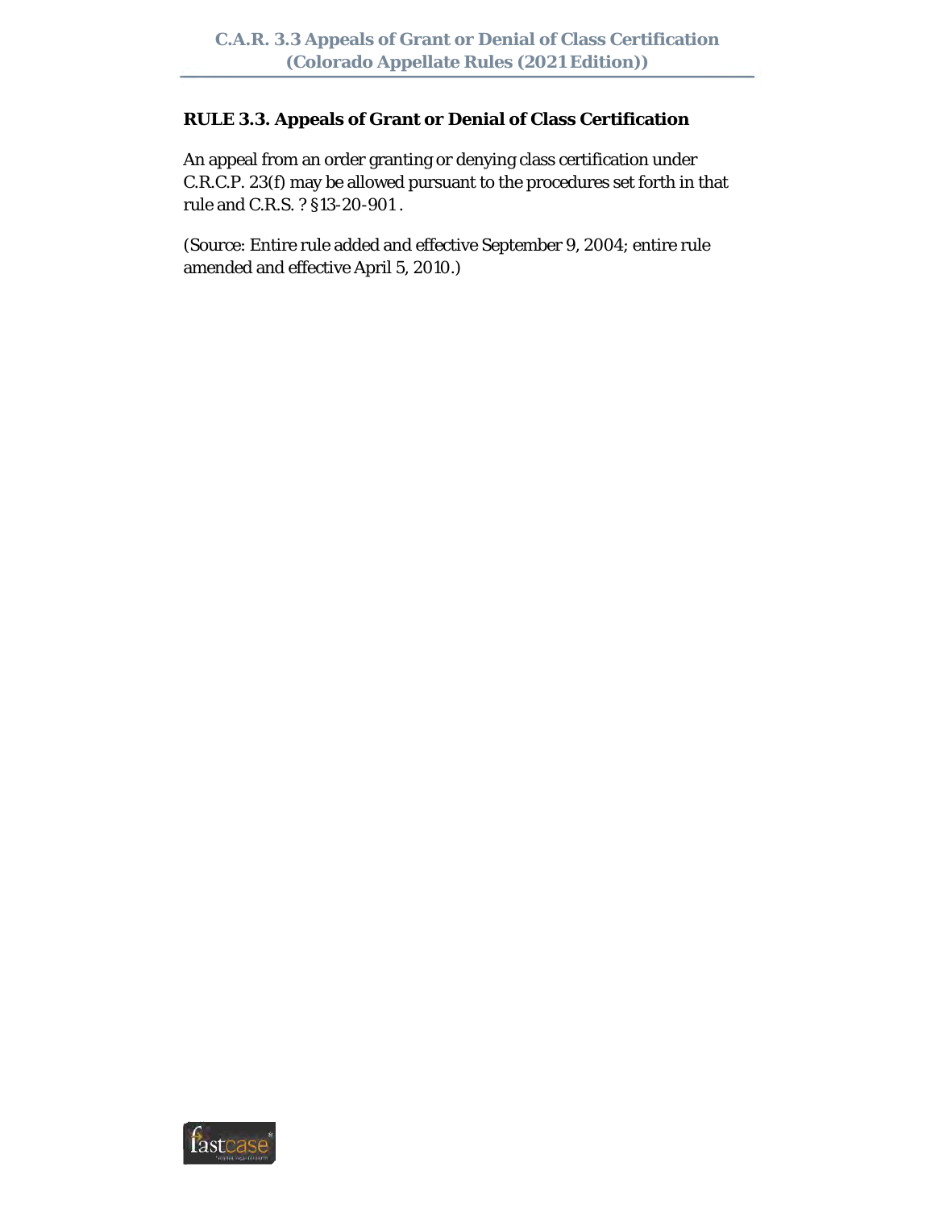## RULE 3.3. Appeals of Grant or Denial of Class Certification

An appeal from an order granting or denying class certification under C.R.C.P. 23(f) may be allowed pursuant to the procedures set forth in that rule and C.R.S. ? §13-20-901.

(Source: Entire rule added and effective September 9, 2004; entire rule amended and effective April 5, 2010.)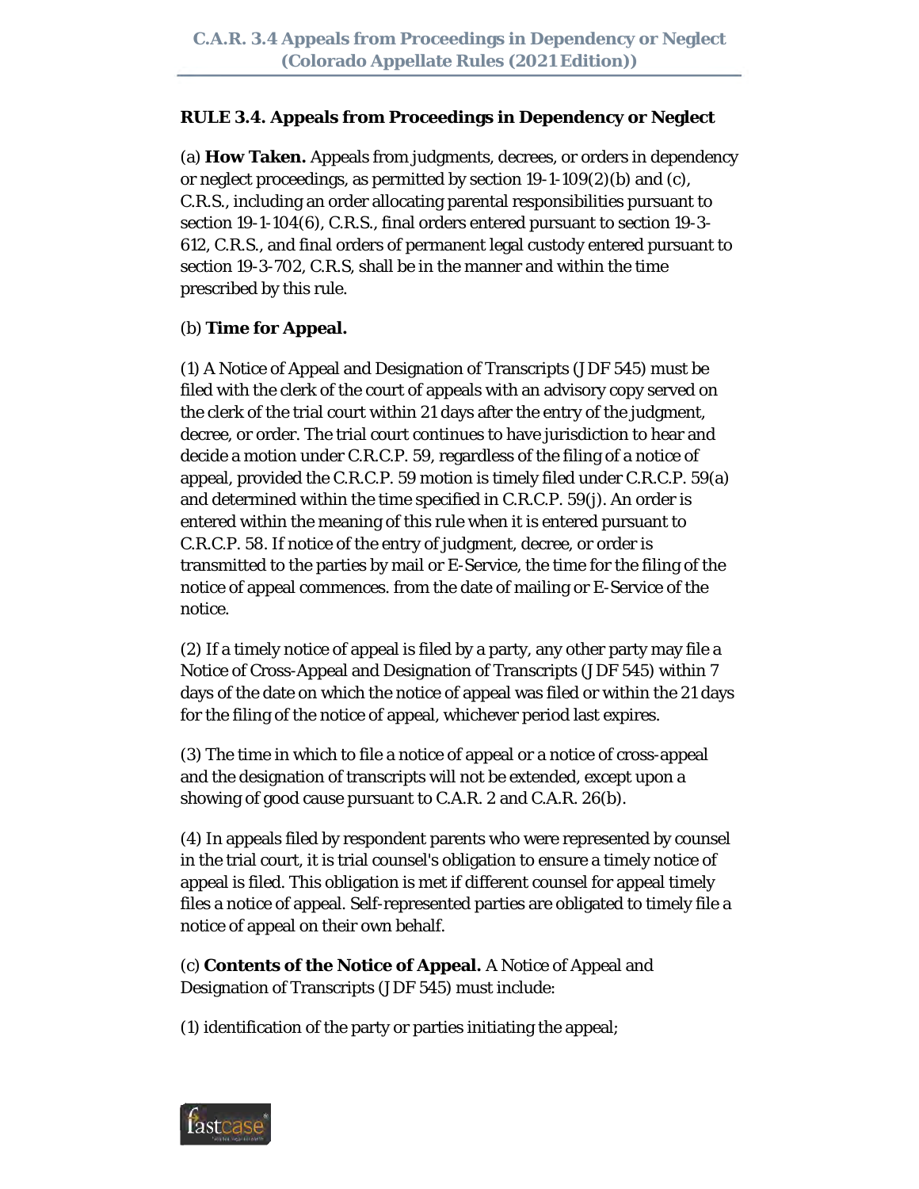**RULE 3.4. Appeals from Proceedings in Dependency or Neglect**

(a) **How Taken.** Appeals from judgments, decrees, or orders in dependency or neglect proceedings, as permitted by section 19-1-109(2)(b) and (c), C.R.S., including an order allocating parental responsibilities pursuant to section 19-1-104(6), C.R.S., final orders entered pursuant to section 19-3-612, C.R.S., and final orders of permanent legal custody entered pursuant to section 19-3-702, C.R.S, shall be in the manner and within the time prescribed by this rule.

(b) **Time for Appeal.**

(1) A Notice of Appeal and Designation of Transcripts (JDF 545) must be filed with the clerk of the court of appeals with an advisory copy served on the clerk of the trial court within 21 days after the entry of the judgment, decree, or order. The trial court continues to have jurisdiction to hear and decide a motion under C.R.C.P. 59, regardless of the filing of a notice of appeal, provided the C.R.C.P. 59 motion is timely filed under C.R.C.P. 59(a) and determined within the time specified in C.R.C.P. 59(j). An order is entered within the meaning of this rule when it is entered pursuant to C.R.C.P. 58. If notice of the entry of judgment, decree, or order is transmitted to the parties by mail or E-Service, the time for the filing of the notice of appeal commences. from the date of mailing or E-Service of the notice.

(2) If a timely notice of appeal is filed by a party, any other party may file a Notice of Cross-Appeal and Designation of Transcripts (JDF 545) within 7 days of the date on which the notice of appeal was filed or within the 21 days for the filing of the notice of appeal, whichever period last expires.

(3) The time in which to file a notice of appeal or a notice of cross-appeal and the designation of transcripts will not be extended, except upon a showing of good cause pursuant to C.A.R. 2 and C.A.R. 26(b).

(4) In appeals filed by respondent parents who were represented by counsel in the trial court, it is trial counsel's obligation to ensure a timely notice of appeal is filed. This obligation is met if different counsel for appeal timely files a notice of appeal. Self-represented parties are obligated to timely file a notice of appeal on their own behalf.

(c) **Contents of the Notice of Appeal.** A Notice of Appeal and Designation of Transcripts (JDF 545) must include:

(1) identification of the party or parties initiating the appeal;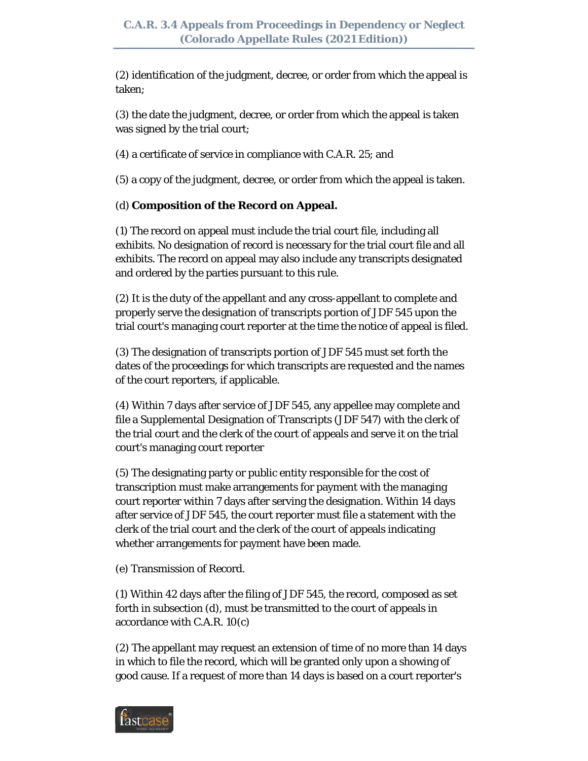(2) identification of the judgment, decree, or order from which the appeal is taken;

(3) the date the judgment, decree, or order from which the appeal is taken was signed by the trial court;

(4) a certificate of service in compliance with C.A.R. 25; and

(5) a copy of the judgment, decree, or order from which the appeal is taken.

(d) **Composition of the Record on Appeal.**

(1) The record on appeal must include the trial court file, including all exhibits. No designation of record is necessary for the trial court file and all exhibits. The record on appeal may also include any transcripts designated and ordered by the parties pursuant to this rule.

(2) It is the duty of the appellant and any cross-appellant to complete and properly serve the designation of transcripts portion of JDF 545 upon the trial court's managing court reporter at the time the notice of appeal is filed.

(3) The designation of transcripts portion of JDF 545 must set forth the dates of the proceedings for which transcripts are requested and the names of the court reporters, if applicable.

(4) Within 7 days after service of JDF 545, any appellee may complete and file a Supplemental Designation of Transcripts (JDF 547) with the clerk of the trial court and the clerk of the court of appeals and serve it on the trial court's managing court reporter

(5) The designating party or public entity responsible for the cost of transcription must make arrangements for payment with the managing court reporter within 7 days after serving the designation. Within 14 days after service of JDF 545, the court reporter must file a statement with the clerk of the trial court and the clerk of the court of appeals indicating whether arrangements for payment have been made.

(e) Transmission of Record.

(1) Within 42 days after the filing of JDF 545, the record, composed as set forth in subsection (d), must be transmitted to the court of appeals in accordance with C.A.R. 10(c)

(2) The appellant may request an extension of time of no more than 14 days in which to file the record, which will be granted only upon a showing of good cause. If a request of more than 14 days is based on a court reporter's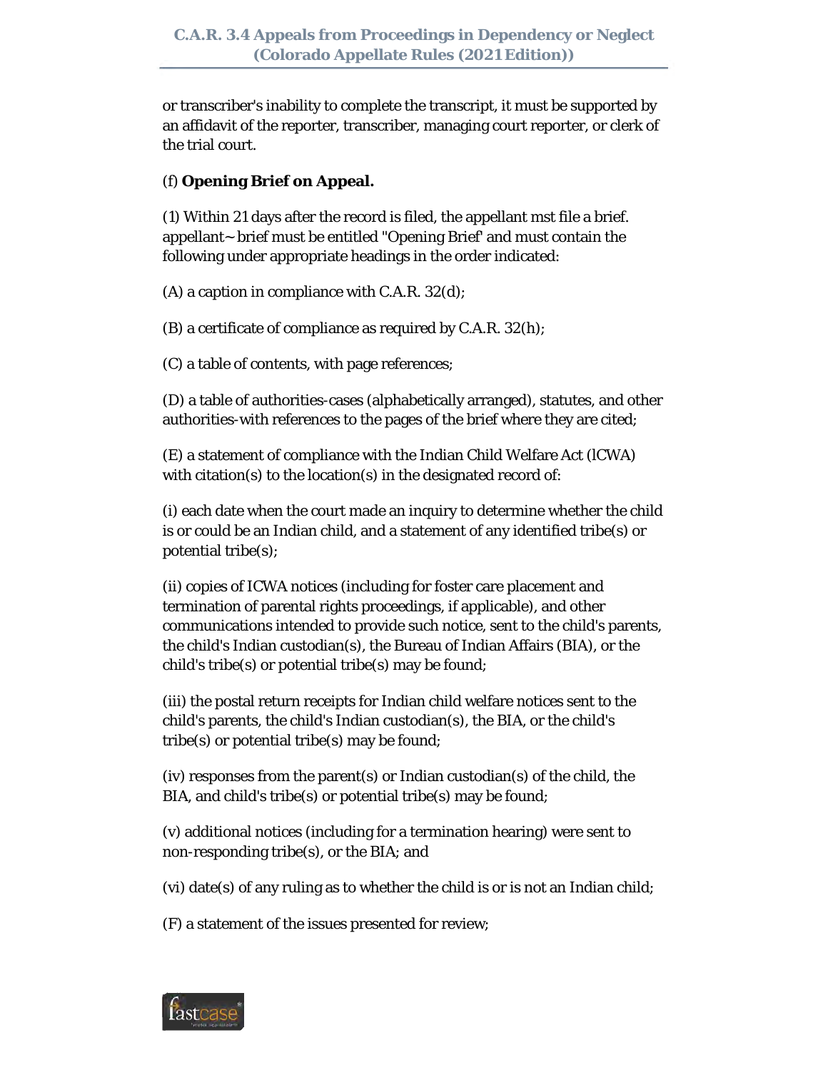or transcriber's inability to complete the transcript, it must be supported by an affidavit of the reporter, transcriber, managing court reporter, or clerk of the trial court.

(f) **Opening Brief on Appeal.**

(1) Within 21 days after the record is filed, the appellant mst file a brief. appellant~ brief must be entitled "Opening Brief' and must contain the following under appropriate headings in the order indicated:

(A) a caption in compliance with C.A.R. 32(d);

(B) a certificate of compliance as required by C.A.R. 32(h);

(C) a table of contents, with page references;

(D) a table of authorities-cases (alphabetically arranged), statutes, and other authorities-with references to the pages of the brief where they are cited;

(E) a statement of compliance with the Indian Child Welfare Act (lCWA) with citation(s) to the location(s) in the designated record of:

(i) each date when the court made an inquiry to determine whether the child is or could be an Indian child, and a statement of any identified tribe(s) or potential tribe(s);

(ii) copies of ICWA notices (including for foster care placement and termination of parental rights proceedings, if applicable), and other communications intended to provide such notice, sent to the child's parents, the child's Indian custodian(s), the Bureau of Indian Affairs (BIA), or the child's tribe(s) or potential tribe(s) may be found;

(iii) the postal return receipts for Indian child welfare notices sent to the child's parents, the child's Indian custodian(s), the BIA, or the child's tribe(s) or potential tribe(s) may be found;

(iv) responses from the parent(s) or Indian custodian(s) of the child, the BIA, and child's tribe(s) or potential tribe(s) may be found;

(v) additional notices (including for a termination hearing) were sent to non-responding tribe(s), or the BIA; and

(vi) date(s) of any ruling as to whether the child is or is not an Indian child;

(F) a statement of the issues presented for review;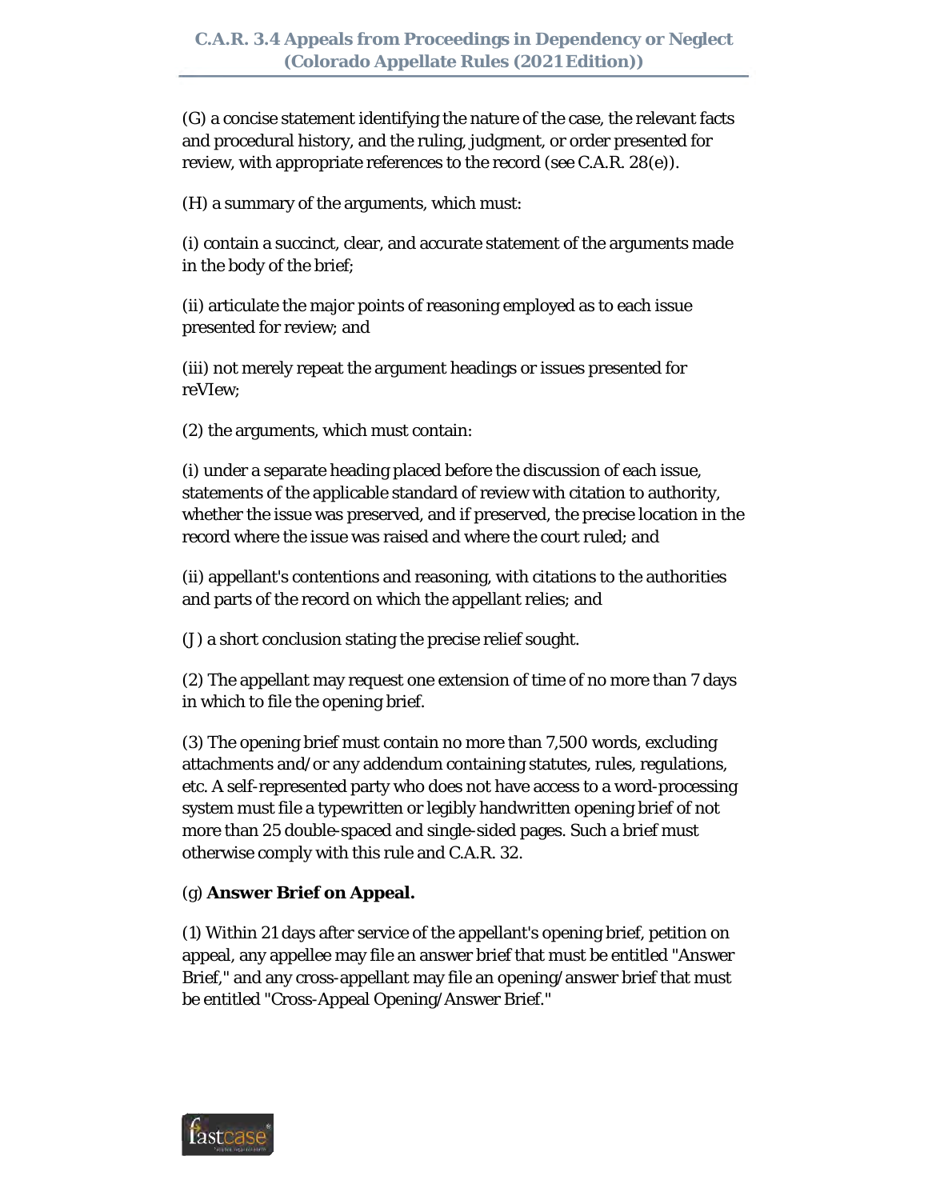(G) a concise statement identifying the nature of the case, the relevant facts and procedural history, and the ruling, judgment, or order presented for review, with appropriate references to the record (see C.A.R. 28(e)).

(H) a summary of the arguments, which must:

(i) contain a succinct, clear, and accurate statement of the arguments made in the body of the brief;

(ii) articulate the major points of reasoning employed as to each issue presented for review; and

(iii) not merely repeat the argument headings or issues presented for reVIew;

(2) the arguments, which must contain:

(i) under a separate heading placed before the discussion of each issue, statements of the applicable standard of review with citation to authority, whether the issue was preserved, and if preserved, the precise location in the record where the issue was raised and where the court ruled; and

(ii) appellant's contentions and reasoning, with citations to the authorities and parts of the record on which the appellant relies; and

(J) a short conclusion stating the precise relief sought.

(2) The appellant may request one extension of time of no more than 7 days in which to file the opening brief.

(3) The opening brief must contain no more than 7,500 words, excluding attachments and/or any addendum containing statutes, rules, regulations, etc. A self-represented party who does not have access to a word-processing system must file a typewritten or legibly handwritten opening brief of not more than 25 double-spaced and single-sided pages. Such a brief must otherwise comply with this rule and C.A.R. 32.

(g) **Answer Brief on Appeal.**

(1) Within 21 days after service of the appellant's opening brief, petition on appeal, any appellee may file an answer brief that must be entitled "Answer Brief," and any cross-appellant may file an opening/answer brief that must be entitled "Cross-Appeal Opening/Answer Brief."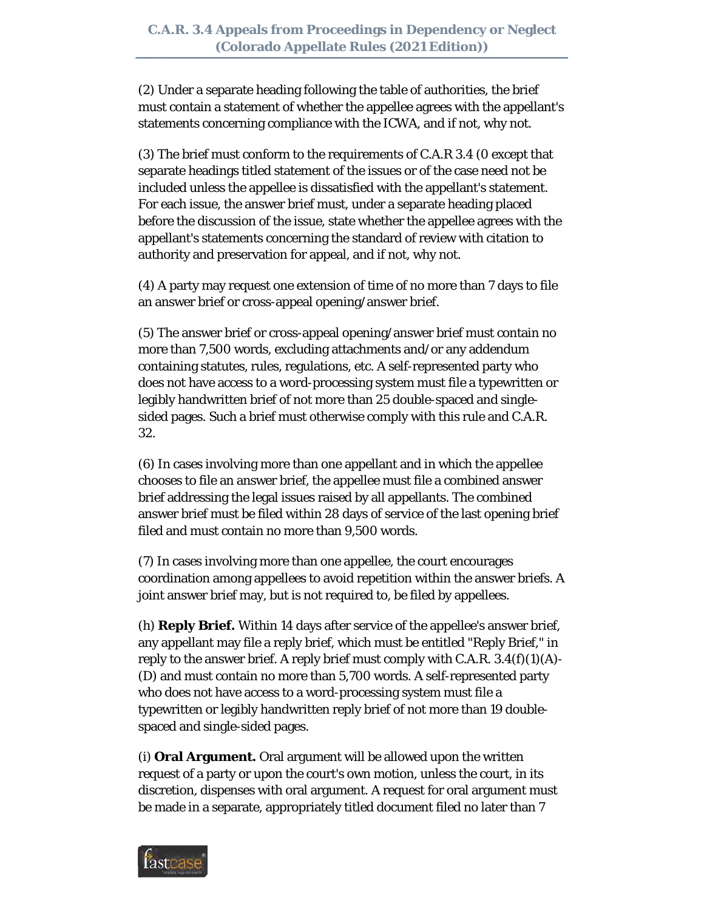(2) Under a separate heading following the table of authorities, the brief must contain a statement of whether the appellee agrees with the appellant's statements concerning compliance with the ICWA, and if not, why not.

(3) The brief must conform to the requirements of C.A.R 3.4 (0 except that separate headings titled statement of the issues or of the case need not be included unless the appellee is dissatisfied with the appellant's statement. For each issue, the answer brief must, under a separate heading placed before the discussion of the issue, state whether the appellee agrees with the appellant's statements concerning the standard of review with citation to authority and preservation for appeal, and if not, why not.

(4) A party may request one extension of time of no more than 7 days to file an answer brief or cross-appeal opening/answer brief.

(5) The answer brief or cross-appeal opening/answer brief must contain no more than 7,500 words, excluding attachments and/or any addendum containing statutes, rules, regulations, etc. A self-represented party who does not have access to a word-processing system must file a typewritten or legibly handwritten brief of not more than 25 double-spaced and single-sided pages. Such a brief must otherwise comply with this rule and C.A.R. 32.

(6) In cases involving more than one appellant and in which the appellee chooses to file an answer brief, the appellee must file a combined answer brief addressing the legal issues raised by all appellants. The combined answer brief must be filed within 28 days of service of the last opening brief filed and must contain no more than 9,500 words.

(7) In cases involving more than one appellee, the court encourages coordination among appellees to avoid repetition within the answer briefs. A joint answer brief may, but is not required to, be filed by appellees.

(h) **Reply Brief.** Within 14 days after service of the appellee's answer brief, any appellant may file a reply brief, which must be entitled "Reply Brief," in reply to the answer brief. A reply brief must comply with C.A.R. 3.4(f)(1)(A)-(D) and must contain no more than 5,700 words. A self-represented party who does not have access to a word-processing system must file a typewritten or legibly handwritten reply brief of not more than 19 double-spaced and single-sided pages.

(i) **Oral Argument.** Oral argument will be allowed upon the written request of a party or upon the court's own motion, unless the court, in its discretion, dispenses with oral argument. A request for oral argument must be made in a separate, appropriately titled document filed no later than 7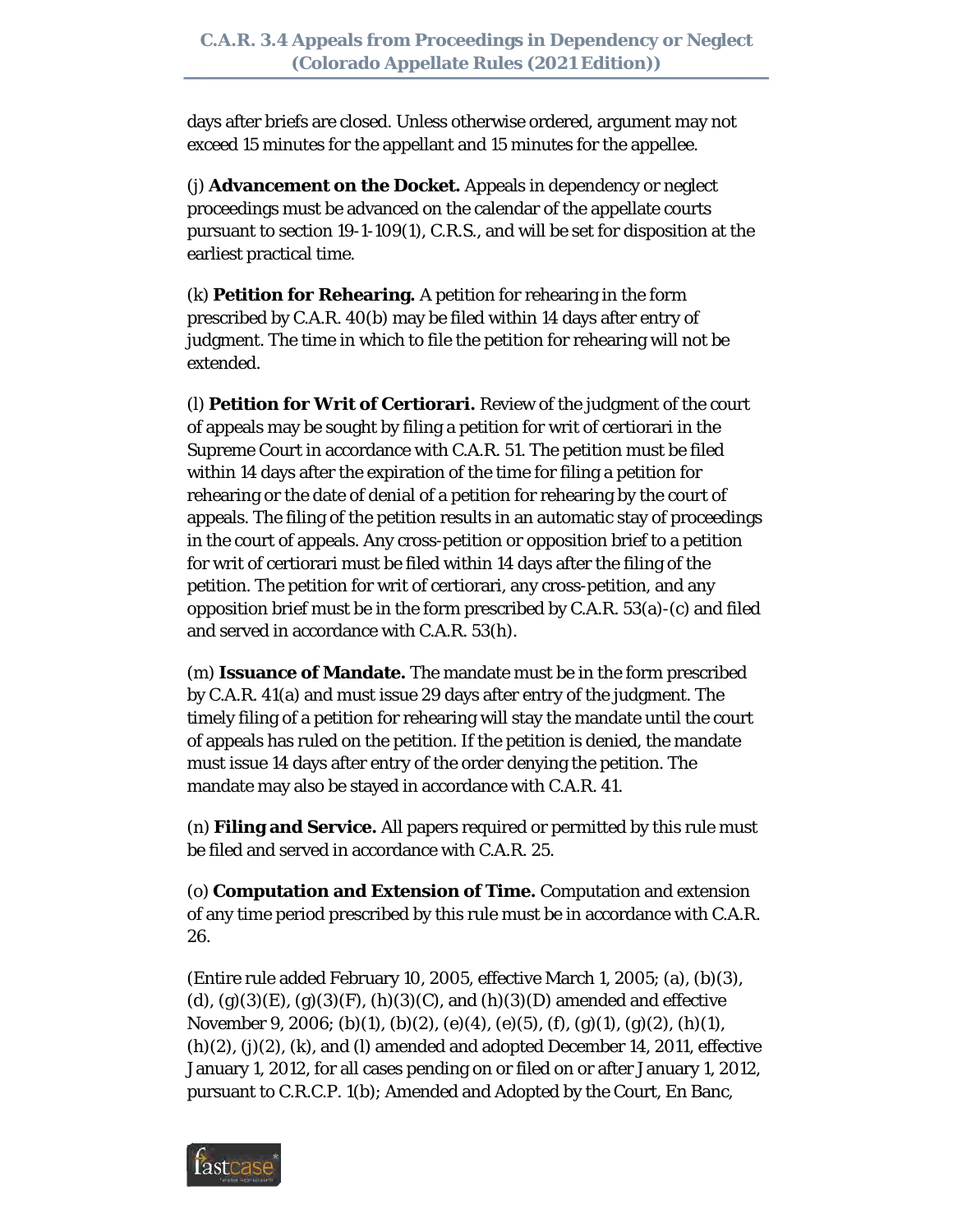days after briefs are closed. Unless otherwise ordered, argument may not exceed 15 minutes for the appellant and 15 minutes for the appellee.

(j) **Advancement on the Docket.** Appeals in dependency or neglect proceedings must be advanced on the calendar of the appellate courts pursuant to section 19-1-109(1), C.R.S., and will be set for disposition at the earliest practical time.

(k) **Petition for Rehearing.** A petition for rehearing in the form prescribed by C.A.R. 40(b) may be filed within 14 days after entry of judgment. The time in which to file the petition for rehearing will not be extended.

(l) **Petition for Writ of Certiorari.** Review of the judgment of the court of appeals may be sought by filing a petition for writ of certiorari in the Supreme Court in accordance with C.A.R. 51. The petition must be filed within 14 days after the expiration of the time for filing a petition for rehearing or the date of denial of a petition for rehearing by the court of appeals. The filing of the petition results in an automatic stay of proceedings in the court of appeals. Any cross-petition or opposition brief to a petition for writ of certiorari must be filed within 14 days after the filing of the petition. The petition for writ of certiorari, any cross-petition, and any opposition brief must be in the form prescribed by C.A.R. 53(a)-(c) and filed and served in accordance with C.A.R. 53(h).

(m) **Issuance of Mandate.** The mandate must be in the form prescribed by C.A.R. 41(a) and must issue 29 days after entry of the judgment. The timely filing of a petition for rehearing will stay the mandate until the court of appeals has ruled on the petition. If the petition is denied, the mandate must issue 14 days after entry of the order denying the petition. The mandate may also be stayed in accordance with C.A.R. 41.

(n) **Filing and Service.** All papers required or permitted by this rule must be filed and served in accordance with C.A.R. 25.

(o) **Computation and Extension of Time.** Computation and extension of any time period prescribed by this rule must be in accordance with C.A.R. 26.

(Entire rule added February 10, 2005, effective March 1, 2005; (a), (b)(3), (d), (g)(3)(E), (g)(3)(F), (h)(3)(C), and (h)(3)(D) amended and effective November 9, 2006; (b)(1), (b)(2), (e)(4), (e)(5), (f), (g)(1), (g)(2), (h)(1), (h)(2), (j)(2), (k), and (l) amended and adopted December 14, 2011, effective January 1, 2012, for all cases pending on or filed on or after January 1, 2012, pursuant to C.R.C.P. 1(b); Amended and Adopted by the Court, En Banc,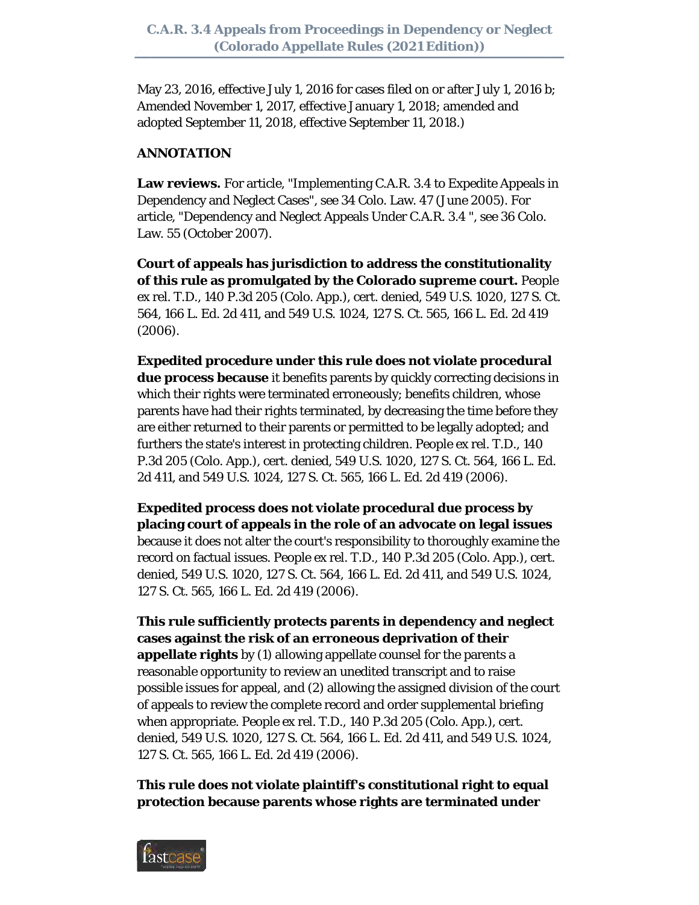May 23, 2016, effective July 1, 2016 for cases filed on or after July 1, 2016 b; Amended November 1, 2017, effective January 1, 2018; amended and adopted September 11, 2018, effective September 11, 2018.)

**ANNOTATION**

**Law reviews.** For article, "Implementing C.A.R. 3.4 to Expedite Appeals in Dependency and Neglect Cases", see 34 Colo. Law. 47 (June 2005). For article, "Dependency and Neglect Appeals Under C.A.R. 3.4 ", see 36 Colo. Law. 55 (October 2007).

**Court of appeals has jurisdiction to address the constitutionality of this rule as promulgated by the Colorado supreme court.** People ex rel. T.D., 140 P.3d 205 (Colo. App.), cert. denied, 549 U.S. 1020, 127 S. Ct. 564, 166 L. Ed. 2d 411, and 549 U.S. 1024, 127 S. Ct. 565, 166 L. Ed. 2d 419 (2006).

**Expedited procedure under this rule does not violate procedural due process because** it benefits parents by quickly correcting decisions in which their rights were terminated erroneously; benefits children, whose parents have had their rights terminated, by decreasing the time before they are either returned to their parents or permitted to be legally adopted; and furthers the state's interest in protecting children. People ex rel. T.D., 140 P.3d 205 (Colo. App.), cert. denied, 549 U.S. 1020, 127 S. Ct. 564, 166 L. Ed. 2d 411, and 549 U.S. 1024, 127 S. Ct. 565, 166 L. Ed. 2d 419 (2006).

**Expedited process does not violate procedural due process by placing court of appeals in the role of an advocate on legal issues** because it does not alter the court's responsibility to thoroughly examine the record on factual issues. People ex rel. T.D., 140 P.3d 205 (Colo. App.), cert. denied, 549 U.S. 1020, 127 S. Ct. 564, 166 L. Ed. 2d 411, and 549 U.S. 1024, 127 S. Ct. 565, 166 L. Ed. 2d 419 (2006).

**This rule sufficiently protects parents in dependency and neglect cases against the risk of an erroneous deprivation of their appellate rights** by (1) allowing appellate counsel for the parents a reasonable opportunity to review an unedited transcript and to raise possible issues for appeal, and (2) allowing the assigned division of the court of appeals to review the complete record and order supplemental briefing when appropriate. People ex rel. T.D., 140 P.3d 205 (Colo. App.), cert. denied, 549 U.S. 1020, 127 S. Ct. 564, 166 L. Ed. 2d 411, and 549 U.S. 1024, 127 S. Ct. 565, 166 L. Ed. 2d 419 (2006).

**This rule does not violate plaintiff's constitutional right to equal protection because parents whose rights are terminated under**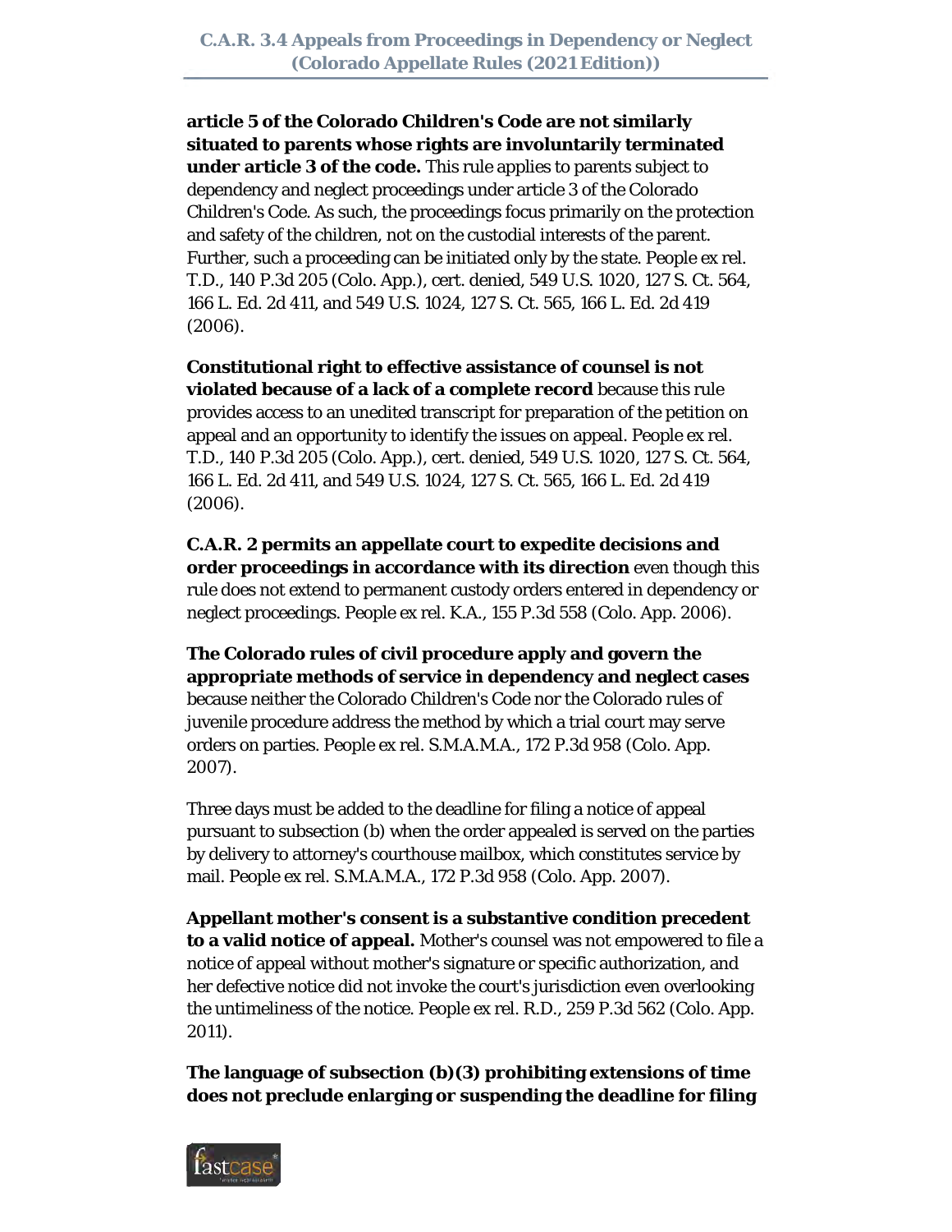**article 5 of the Colorado Children's Code are not similarly situated to parents whose rights are involuntarily terminated under article 3 of the code.** This rule applies to parents subject to dependency and neglect proceedings under article 3 of the Colorado Children's Code. As such, the proceedings focus primarily on the protection and safety of the children, not on the custodial interests of the parent. Further, such a proceeding can be initiated only by the state. People ex rel. T.D., 140 P.3d 205 (Colo. App.), cert. denied, 549 U.S. 1020, 127 S. Ct. 564, 166 L. Ed. 2d 411, and 549 U.S. 1024, 127 S. Ct. 565, 166 L. Ed. 2d 419 (2006).

**Constitutional right to effective assistance of counsel is not violated because of a lack of a complete record** because this rule provides access to an unedited transcript for preparation of the petition on appeal and an opportunity to identify the issues on appeal. People ex rel. T.D., 140 P.3d 205 (Colo. App.), cert. denied, 549 U.S. 1020, 127 S. Ct. 564, 166 L. Ed. 2d 411, and 549 U.S. 1024, 127 S. Ct. 565, 166 L. Ed. 2d 419 (2006).

**C.A.R. 2 permits an appellate court to expedite decisions and order proceedings in accordance with its direction** even though this rule does not extend to permanent custody orders entered in dependency or neglect proceedings. People ex rel. K.A., 155 P.3d 558 (Colo. App. 2006).

**The Colorado rules of civil procedure apply and govern the appropriate methods of service in dependency and neglect cases** because neither the Colorado Children's Code nor the Colorado rules of juvenile procedure address the method by which a trial court may serve orders on parties. People ex rel. S.M.A.M.A., 172 P.3d 958 (Colo. App. 2007).

Three days must be added to the deadline for filing a notice of appeal pursuant to subsection (b) when the order appealed is served on the parties by delivery to attorney's courthouse mailbox, which constitutes service by mail. People ex rel. S.M.A.M.A., 172 P.3d 958 (Colo. App. 2007).

**Appellant mother's consent is a substantive condition precedent to a valid notice of appeal.** Mother's counsel was not empowered to file a notice of appeal without mother's signature or specific authorization, and her defective notice did not invoke the court's jurisdiction even overlooking the untimeliness of the notice. People ex rel. R.D., 259 P.3d 562 (Colo. App. 2011).

**The language of subsection (b)(3) prohibiting extensions of time does not preclude enlarging or suspending the deadline for filing**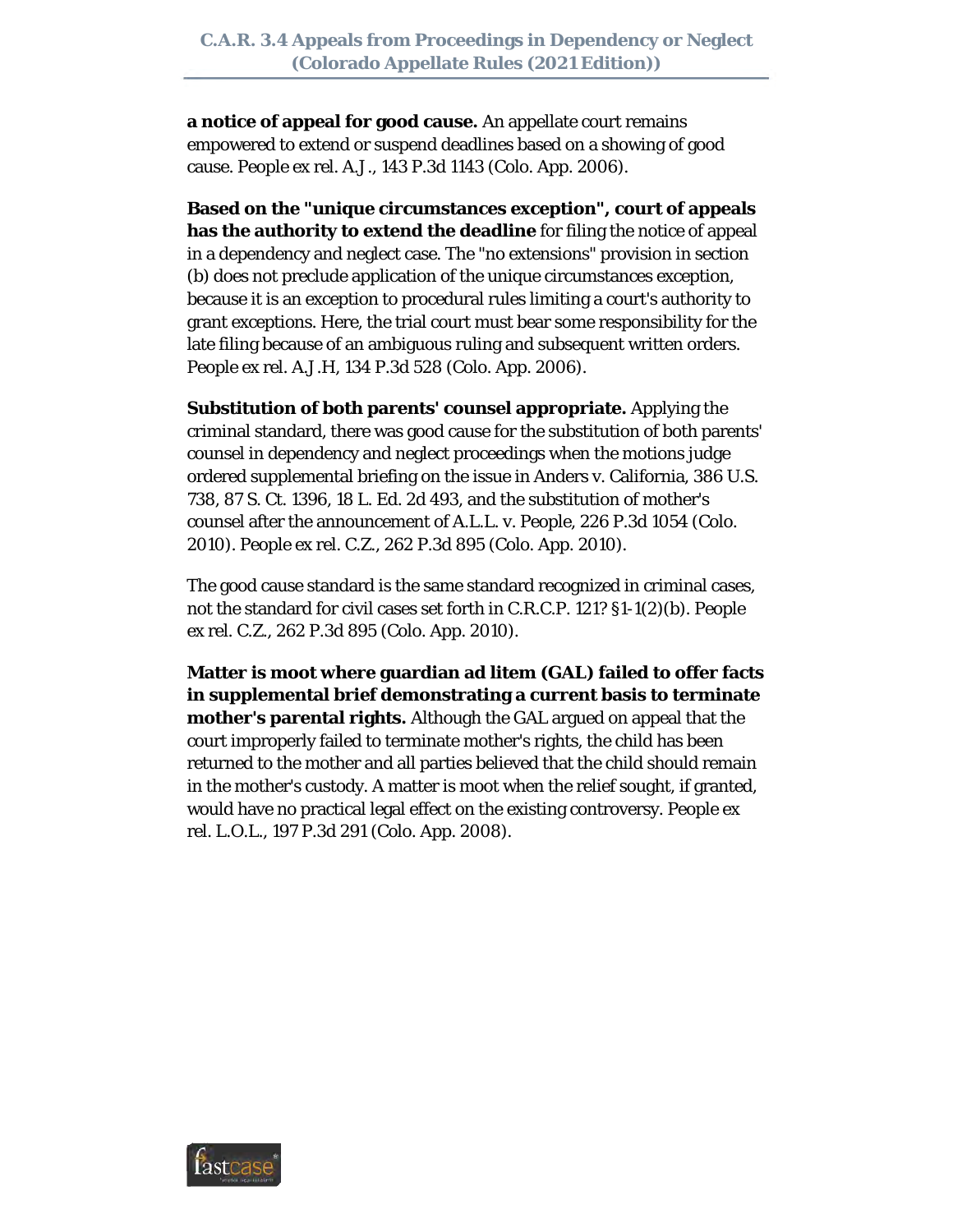**a notice of appeal for good cause.** An appellate court remains empowered to extend or suspend deadlines based on a showing of good cause. People ex rel. A.J., 143 P.3d 1143 (Colo. App. 2006).

**Based on the "unique circumstances exception", court of appeals has the authority to extend the deadline** for filing the notice of appeal in a dependency and neglect case. The "no extensions" provision in section (b) does not preclude application of the unique circumstances exception, because it is an exception to procedural rules limiting a court's authority to grant exceptions. Here, the trial court must bear some responsibility for the late filing because of an ambiguous ruling and subsequent written orders. People ex rel. A.J.H, 134 P.3d 528 (Colo. App. 2006).

**Substitution of both parents' counsel appropriate.** Applying the criminal standard, there was good cause for the substitution of both parents' counsel in dependency and neglect proceedings when the motions judge ordered supplemental briefing on the issue in Anders v. California, 386 U.S. 738, 87 S. Ct. 1396, 18 L. Ed. 2d 493, and the substitution of mother's counsel after the announcement of A.L.L. v. People, 226 P.3d 1054 (Colo. 2010). People ex rel. C.Z., 262 P.3d 895 (Colo. App. 2010).

The good cause standard is the same standard recognized in criminal cases, not the standard for civil cases set forth in C.R.C.P. 121? §1-1(2)(b). People ex rel. C.Z., 262 P.3d 895 (Colo. App. 2010).

**Matter is moot where guardian ad litem (GAL) failed to offer facts in supplemental brief demonstrating a current basis to terminate mother's parental rights.** Although the GAL argued on appeal that the court improperly failed to terminate mother's rights, the child has been returned to the mother and all parties believed that the child should remain in the mother's custody. A matter is moot when the relief sought, if granted, would have no practical legal effect on the existing controversy. People ex rel. L.O.L., 197 P.3d 291 (Colo. App. 2008).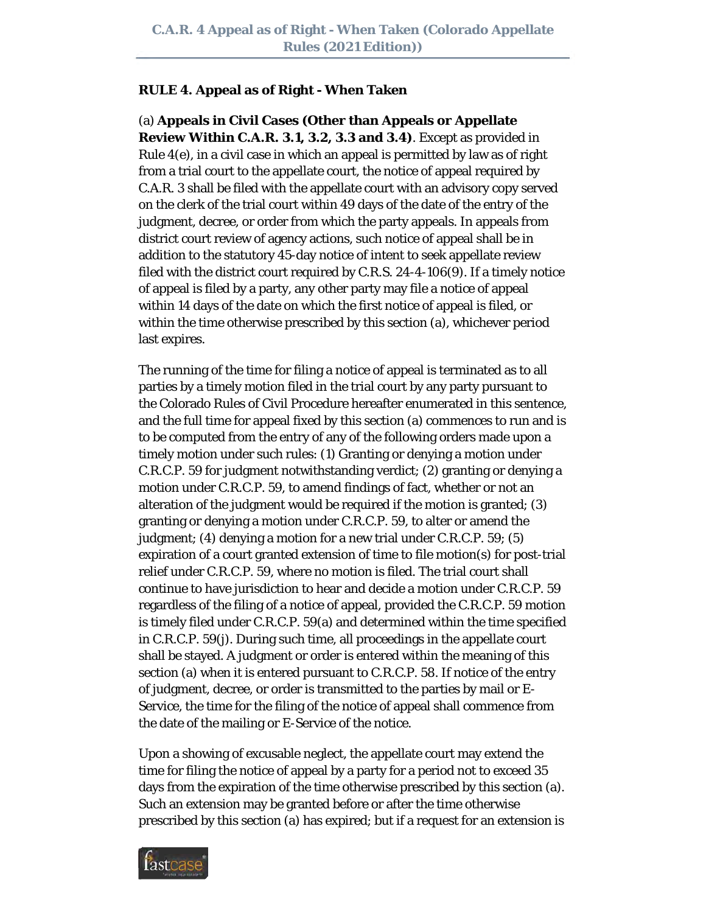**RULE 4. Appeal as of Right - When Taken**

(a) **Appeals in Civil Cases (Other than Appeals or Appellate Review Within C.A.R. 3.1, 3.2, 3.3 and 3.4)**. Except as provided in Rule 4(e), in a civil case in which an appeal is permitted by law as of right from a trial court to the appellate court, the notice of appeal required by C.A.R. 3 shall be filed with the appellate court with an advisory copy served on the clerk of the trial court within 49 days of the date of the entry of the judgment, decree, or order from which the party appeals. In appeals from district court review of agency actions, such notice of appeal shall be in addition to the statutory 45-day notice of intent to seek appellate review filed with the district court required by C.R.S. 24-4-106(9). If a timely notice of appeal is filed by a party, any other party may file a notice of appeal within 14 days of the date on which the first notice of appeal is filed, or within the time otherwise prescribed by this section (a), whichever period last expires.

The running of the time for filing a notice of appeal is terminated as to all parties by a timely motion filed in the trial court by any party pursuant to the Colorado Rules of Civil Procedure hereafter enumerated in this sentence, and the full time for appeal fixed by this section (a) commences to run and is to be computed from the entry of any of the following orders made upon a timely motion under such rules: (1) Granting or denying a motion under C.R.C.P. 59 for judgment notwithstanding verdict; (2) granting or denying a motion under C.R.C.P. 59, to amend findings of fact, whether or not an alteration of the judgment would be required if the motion is granted; (3) granting or denying a motion under C.R.C.P. 59, to alter or amend the judgment; (4) denying a motion for a new trial under C.R.C.P. 59; (5) expiration of a court granted extension of time to file motion(s) for post-trial relief under C.R.C.P. 59, where no motion is filed. The trial court shall continue to have jurisdiction to hear and decide a motion under C.R.C.P. 59 regardless of the filing of a notice of appeal, provided the C.R.C.P. 59 motion is timely filed under C.R.C.P. 59(a) and determined within the time specified in C.R.C.P. 59(j). During such time, all proceedings in the appellate court shall be stayed. A judgment or order is entered within the meaning of this section (a) when it is entered pursuant to C.R.C.P. 58. If notice of the entry of judgment, decree, or order is transmitted to the parties by mail or E-Service, the time for the filing of the notice of appeal shall commence from the date of the mailing or E-Service of the notice.

Upon a showing of excusable neglect, the appellate court may extend the time for filing the notice of appeal by a party for a period not to exceed 35 days from the expiration of the time otherwise prescribed by this section (a). Such an extension may be granted before or after the time otherwise prescribed by this section (a) has expired; but if a request for an extension is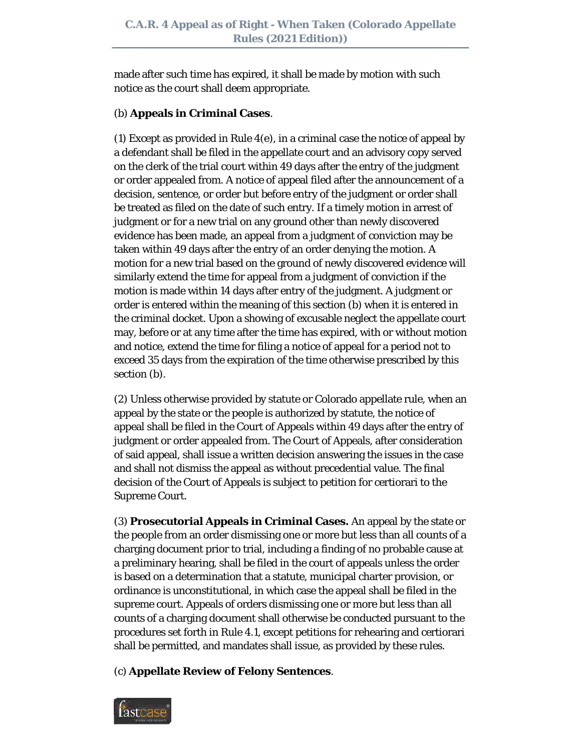made after such time has expired, it shall be made by motion with such notice as the court shall deem appropriate.

(b) **Appeals in Criminal Cases**.

(1) Except as provided in Rule 4(e), in a criminal case the notice of appeal by a defendant shall be filed in the appellate court and an advisory copy served on the clerk of the trial court within 49 days after the entry of the judgment or order appealed from. A notice of appeal filed after the announcement of a decision, sentence, or order but before entry of the judgment or order shall be treated as filed on the date of such entry. If a timely motion in arrest of judgment or for a new trial on any ground other than newly discovered evidence has been made, an appeal from a judgment of conviction may be taken within 49 days after the entry of an order denying the motion. A motion for a new trial based on the ground of newly discovered evidence will similarly extend the time for appeal from a judgment of conviction if the motion is made within 14 days after entry of the judgment. A judgment or order is entered within the meaning of this section (b) when it is entered in the criminal docket. Upon a showing of excusable neglect the appellate court may, before or at any time after the time has expired, with or without motion and notice, extend the time for filing a notice of appeal for a period not to exceed 35 days from the expiration of the time otherwise prescribed by this section (b).

(2) Unless otherwise provided by statute or Colorado appellate rule, when an appeal by the state or the people is authorized by statute, the notice of appeal shall be filed in the Court of Appeals within 49 days after the entry of judgment or order appealed from. The Court of Appeals, after consideration of said appeal, shall issue a written decision answering the issues in the case and shall not dismiss the appeal as without precedential value. The final decision of the Court of Appeals is subject to petition for certiorari to the Supreme Court.

(3) **Prosecutorial Appeals in Criminal Cases.** An appeal by the state or the people from an order dismissing one or more but less than all counts of a charging document prior to trial, including a finding of no probable cause at a preliminary hearing, shall be filed in the court of appeals unless the order is based on a determination that a statute, municipal charter provision, or ordinance is unconstitutional, in which case the appeal shall be filed in the supreme court. Appeals of orders dismissing one or more but less than all counts of a charging document shall otherwise be conducted pursuant to the procedures set forth in Rule 4.1, except petitions for rehearing and certiorari shall be permitted, and mandates shall issue, as provided by these rules.

(c) **Appellate Review of Felony Sentences**.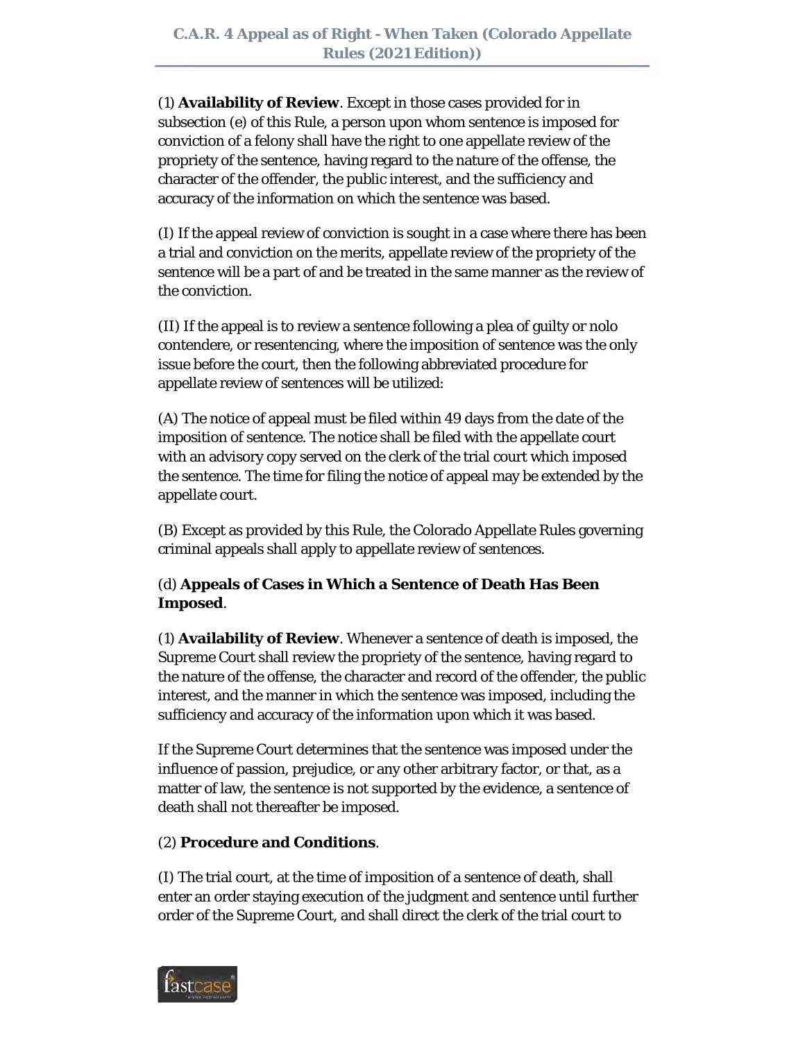(1) **Availability of Review**. Except in those cases provided for in subsection (e) of this Rule, a person upon whom sentence is imposed for conviction of a felony shall have the right to one appellate review of the propriety of the sentence, having regard to the nature of the offense, the character of the offender, the public interest, and the sufficiency and accuracy of the information on which the sentence was based.

(I) If the appeal review of conviction is sought in a case where there has been a trial and conviction on the merits, appellate review of the propriety of the sentence will be a part of and be treated in the same manner as the review of the conviction.

(II) If the appeal is to review a sentence following a plea of guilty or nolo contendere, or resentencing, where the imposition of sentence was the only issue before the court, then the following abbreviated procedure for appellate review of sentences will be utilized:

(A) The notice of appeal must be filed within 49 days from the date of the imposition of sentence. The notice shall be filed with the appellate court with an advisory copy served on the clerk of the trial court which imposed the sentence. The time for filing the notice of appeal may be extended by the appellate court.

(B) Except as provided by this Rule, the Colorado Appellate Rules governing criminal appeals shall apply to appellate review of sentences.

(d) **Appeals of Cases in Which a Sentence of Death Has Been Imposed**.

(1) **Availability of Review**. Whenever a sentence of death is imposed, the Supreme Court shall review the propriety of the sentence, having regard to the nature of the offense, the character and record of the offender, the public interest, and the manner in which the sentence was imposed, including the sufficiency and accuracy of the information upon which it was based.

If the Supreme Court determines that the sentence was imposed under the influence of passion, prejudice, or any other arbitrary factor, or that, as a matter of law, the sentence is not supported by the evidence, a sentence of death shall not thereafter be imposed.

(2) **Procedure and Conditions**.

(I) The trial court, at the time of imposition of a sentence of death, shall enter an order staying execution of the judgment and sentence until further order of the Supreme Court, and shall direct the clerk of the trial court to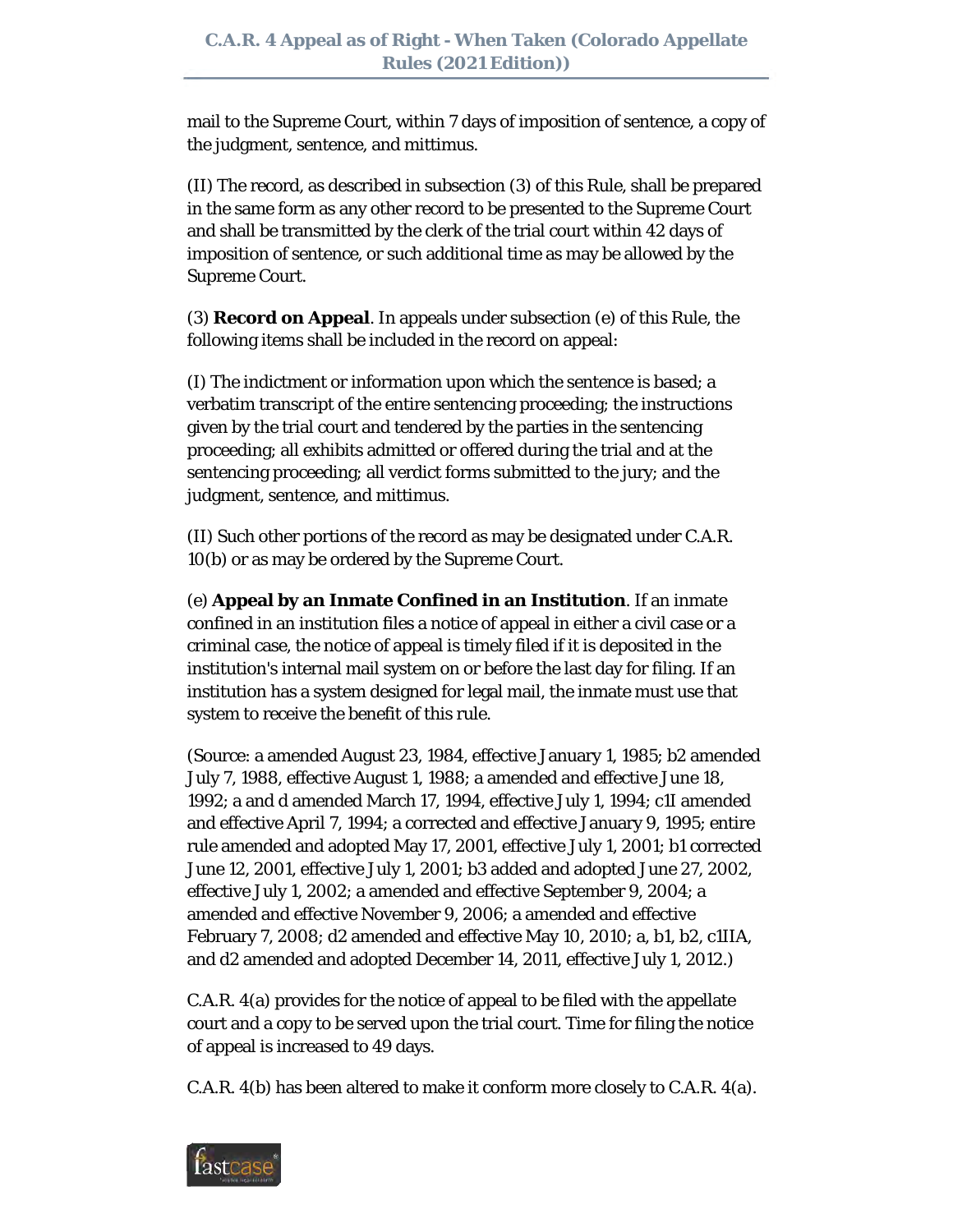mail to the Supreme Court, within 7 days of imposition of sentence, a copy of the judgment, sentence, and mittimus.

(II) The record, as described in subsection (3) of this Rule, shall be prepared in the same form as any other record to be presented to the Supreme Court and shall be transmitted by the clerk of the trial court within 42 days of imposition of sentence, or such additional time as may be allowed by the Supreme Court.

(3) **Record on Appeal**. In appeals under subsection (e) of this Rule, the following items shall be included in the record on appeal:

(I) The indictment or information upon which the sentence is based; a verbatim transcript of the entire sentencing proceeding; the instructions given by the trial court and tendered by the parties in the sentencing proceeding; all exhibits admitted or offered during the trial and at the sentencing proceeding; all verdict forms submitted to the jury; and the judgment, sentence, and mittimus.

(II) Such other portions of the record as may be designated under C.A.R. 10(b) or as may be ordered by the Supreme Court.

(e) **Appeal by an Inmate Confined in an Institution**. If an inmate confined in an institution files a notice of appeal in either a civil case or a criminal case, the notice of appeal is timely filed if it is deposited in the institution's internal mail system on or before the last day for filing. If an institution has a system designed for legal mail, the inmate must use that system to receive the benefit of this rule.

(Source: a amended August 23, 1984, effective January 1, 1985; b2 amended July 7, 1988, effective August 1, 1988; a amended and effective June 18, 1992; a and d amended March 17, 1994, effective July 1, 1994; c1I amended and effective April 7, 1994; a corrected and effective January 9, 1995; entire rule amended and adopted May 17, 2001, effective July 1, 2001; b1 corrected June 12, 2001, effective July 1, 2001; b3 added and adopted June 27, 2002, effective July 1, 2002; a amended and effective September 9, 2004; a amended and effective November 9, 2006; a amended and effective February 7, 2008; d2 amended and effective May 10, 2010; a, b1, b2, c1IIA, and d2 amended and adopted December 14, 2011, effective July 1, 2012.)

C.A.R. 4(a) provides for the notice of appeal to be filed with the appellate court and a copy to be served upon the trial court. Time for filing the notice of appeal is increased to 49 days.

C.A.R. 4(b) has been altered to make it conform more closely to C.A.R. 4(a).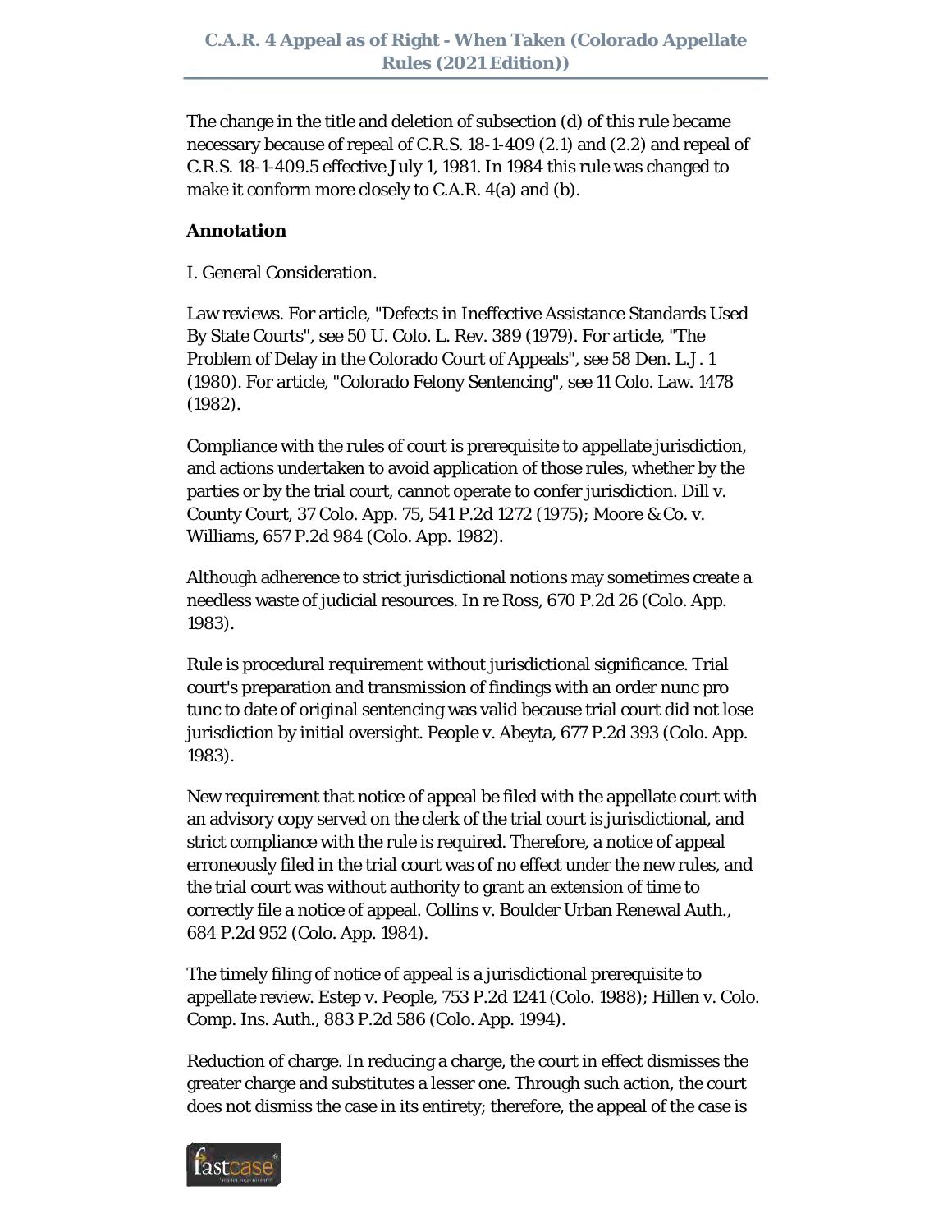The change in the title and deletion of subsection (d) of this rule became necessary because of repeal of C.R.S. 18-1-409 (2.1) and (2.2) and repeal of C.R.S. 18-1-409.5 effective July 1, 1981. In 1984 this rule was changed to make it conform more closely to C.A.R. 4(a) and (b).

**Annotation**

I. General Consideration.

Law reviews. For article, "Defects in Ineffective Assistance Standards Used By State Courts", see 50 U. Colo. L. Rev. 389 (1979). For article, "The Problem of Delay in the Colorado Court of Appeals", see 58 Den. L.J. 1 (1980). For article, "Colorado Felony Sentencing", see 11 Colo. Law. 1478 (1982).

Compliance with the rules of court is prerequisite to appellate jurisdiction, and actions undertaken to avoid application of those rules, whether by the parties or by the trial court, cannot operate to confer jurisdiction. Dill v. County Court, 37 Colo. App. 75, 541 P.2d 1272 (1975); Moore & Co. v. Williams, 657 P.2d 984 (Colo. App. 1982).

Although adherence to strict jurisdictional notions may sometimes create a needless waste of judicial resources. In re Ross, 670 P.2d 26 (Colo. App. 1983).

Rule is procedural requirement without jurisdictional significance. Trial court's preparation and transmission of findings with an order nunc pro tunc to date of original sentencing was valid because trial court did not lose jurisdiction by initial oversight. People v. Abeyta, 677 P.2d 393 (Colo. App. 1983).

New requirement that notice of appeal be filed with the appellate court with an advisory copy served on the clerk of the trial court is jurisdictional, and strict compliance with the rule is required. Therefore, a notice of appeal erroneously filed in the trial court was of no effect under the new rules, and the trial court was without authority to grant an extension of time to correctly file a notice of appeal. Collins v. Boulder Urban Renewal Auth., 684 P.2d 952 (Colo. App. 1984).

The timely filing of notice of appeal is a jurisdictional prerequisite to appellate review. Estep v. People, 753 P.2d 1241 (Colo. 1988); Hillen v. Colo. Comp. Ins. Auth., 883 P.2d 586 (Colo. App. 1994).

Reduction of charge. In reducing a charge, the court in effect dismisses the greater charge and substitutes a lesser one. Through such action, the court does not dismiss the case in its entirety; therefore, the appeal of the case is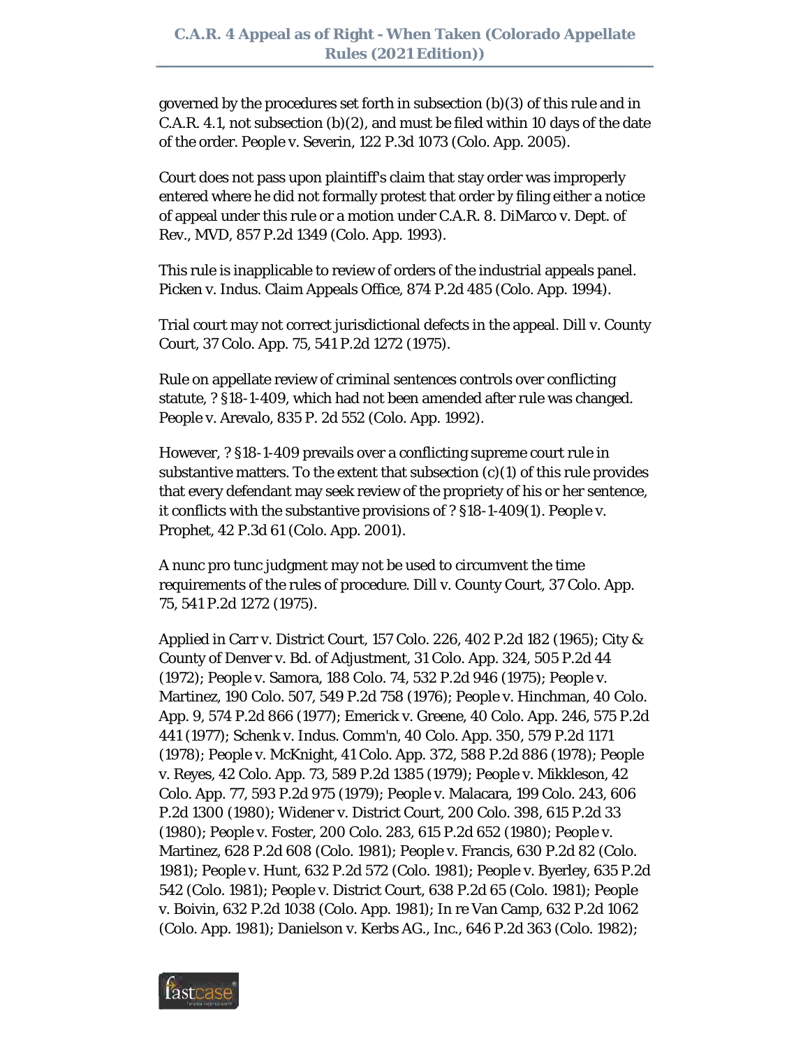governed by the procedures set forth in subsection (b)(3) of this rule and in C.A.R. 4.1, not subsection (b)(2), and must be filed within 10 days of the date of the order. People v. Severin, 122 P.3d 1073 (Colo. App. 2005).

Court does not pass upon plaintiff's claim that stay order was improperly entered where he did not formally protest that order by filing either a notice of appeal under this rule or a motion under C.A.R. 8. DiMarco v. Dept. of Rev., MVD, 857 P.2d 1349 (Colo. App. 1993).

This rule is inapplicable to review of orders of the industrial appeals panel. Picken v. Indus. Claim Appeals Office, 874 P.2d 485 (Colo. App. 1994).

Trial court may not correct jurisdictional defects in the appeal. Dill v. County Court, 37 Colo. App. 75, 541 P.2d 1272 (1975).

Rule on appellate review of criminal sentences controls over conflicting statute, ? §18-1-409, which had not been amended after rule was changed. People v. Arevalo, 835 P. 2d 552 (Colo. App. 1992).

However, ? §18-1-409 prevails over a conflicting supreme court rule in substantive matters. To the extent that subsection (c)(1) of this rule provides that every defendant may seek review of the propriety of his or her sentence, it conflicts with the substantive provisions of ? §18-1-409(1). People v. Prophet, 42 P.3d 61 (Colo. App. 2001).

A nunc pro tunc judgment may not be used to circumvent the time requirements of the rules of procedure. Dill v. County Court, 37 Colo. App. 75, 541 P.2d 1272 (1975).

Applied in Carr v. District Court, 157 Colo. 226, 402 P.2d 182 (1965); City & County of Denver v. Bd. of Adjustment, 31 Colo. App. 324, 505 P.2d 44 (1972); People v. Samora, 188 Colo. 74, 532 P.2d 946 (1975); People v. Martinez, 190 Colo. 507, 549 P.2d 758 (1976); People v. Hinchman, 40 Colo. App. 9, 574 P.2d 866 (1977); Emerick v. Greene, 40 Colo. App. 246, 575 P.2d 441 (1977); Schenk v. Indus. Comm'n, 40 Colo. App. 350, 579 P.2d 1171 (1978); People v. McKnight, 41 Colo. App. 372, 588 P.2d 886 (1978); People v. Reyes, 42 Colo. App. 73, 589 P.2d 1385 (1979); People v. Mikkleson, 42 Colo. App. 77, 593 P.2d 975 (1979); People v. Malacara, 199 Colo. 243, 606 P.2d 1300 (1980); Widener v. District Court, 200 Colo. 398, 615 P.2d 33 (1980); People v. Foster, 200 Colo. 283, 615 P.2d 652 (1980); People v. Martinez, 628 P.2d 608 (Colo. 1981); People v. Francis, 630 P.2d 82 (Colo. 1981); People v. Hunt, 632 P.2d 572 (Colo. 1981); People v. Byerley, 635 P.2d 542 (Colo. 1981); People v. District Court, 638 P.2d 65 (Colo. 1981); People v. Boivin, 632 P.2d 1038 (Colo. App. 1981); In re Van Camp, 632 P.2d 1062 (Colo. App. 1981); Danielson v. Kerbs AG., Inc., 646 P.2d 363 (Colo. 1982);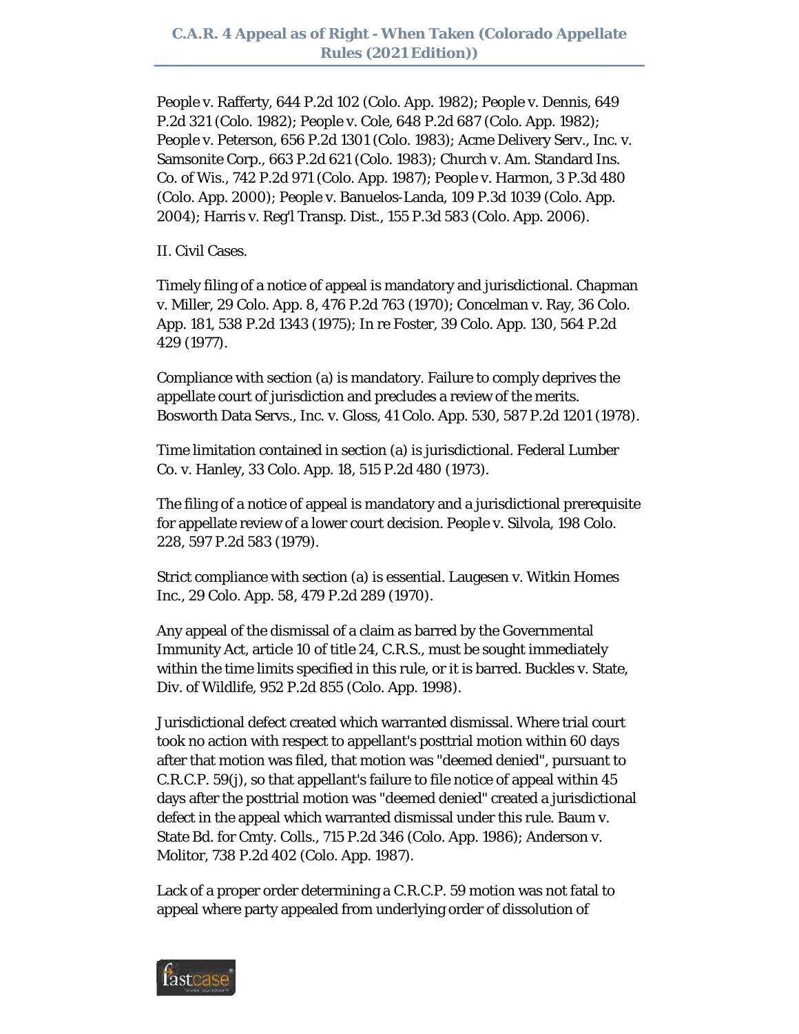People v. Rafferty, 644 P.2d 102 (Colo. App. 1982); People v. Dennis, 649 P.2d 321 (Colo. 1982); People v. Cole, 648 P.2d 687 (Colo. App. 1982); People v. Peterson, 656 P.2d 1301 (Colo. 1983); Acme Delivery Serv., Inc. v. Samsonite Corp., 663 P.2d 621 (Colo. 1983); Church v. Am. Standard Ins. Co. of Wis., 742 P.2d 971 (Colo. App. 1987); People v. Harmon, 3 P.3d 480 (Colo. App. 2000); People v. Banuelos-Landa, 109 P.3d 1039 (Colo. App. 2004); Harris v. Reg'l Transp. Dist., 155 P.3d 583 (Colo. App. 2006).

II. Civil Cases.

Timely filing of a notice of appeal is mandatory and jurisdictional. Chapman v. Miller, 29 Colo. App. 8, 476 P.2d 763 (1970); Concelman v. Ray, 36 Colo. App. 181, 538 P.2d 1343 (1975); In re Foster, 39 Colo. App. 130, 564 P.2d 429 (1977).

Compliance with section (a) is mandatory. Failure to comply deprives the appellate court of jurisdiction and precludes a review of the merits. Bosworth Data Servs., Inc. v. Gloss, 41 Colo. App. 530, 587 P.2d 1201 (1978).

Time limitation contained in section (a) is jurisdictional. Federal Lumber Co. v. Hanley, 33 Colo. App. 18, 515 P.2d 480 (1973).

The filing of a notice of appeal is mandatory and a jurisdictional prerequisite for appellate review of a lower court decision. People v. Silvola, 198 Colo. 228, 597 P.2d 583 (1979).

Strict compliance with section (a) is essential. Laugesen v. Witkin Homes Inc., 29 Colo. App. 58, 479 P.2d 289 (1970).

Any appeal of the dismissal of a claim as barred by the Governmental Immunity Act, article 10 of title 24, C.R.S., must be sought immediately within the time limits specified in this rule, or it is barred. Buckles v. State, Div. of Wildlife, 952 P.2d 855 (Colo. App. 1998).

Jurisdictional defect created which warranted dismissal. Where trial court took no action with respect to appellant's posttrial motion within 60 days after that motion was filed, that motion was "deemed denied", pursuant to C.R.C.P. 59(j), so that appellant's failure to file notice of appeal within 45 days after the posttrial motion was "deemed denied" created a jurisdictional defect in the appeal which warranted dismissal under this rule. Baum v. State Bd. for Cmty. Colls., 715 P.2d 346 (Colo. App. 1986); Anderson v. Molitor, 738 P.2d 402 (Colo. App. 1987).

Lack of a proper order determining a C.R.C.P. 59 motion was not fatal to appeal where party appealed from underlying order of dissolution of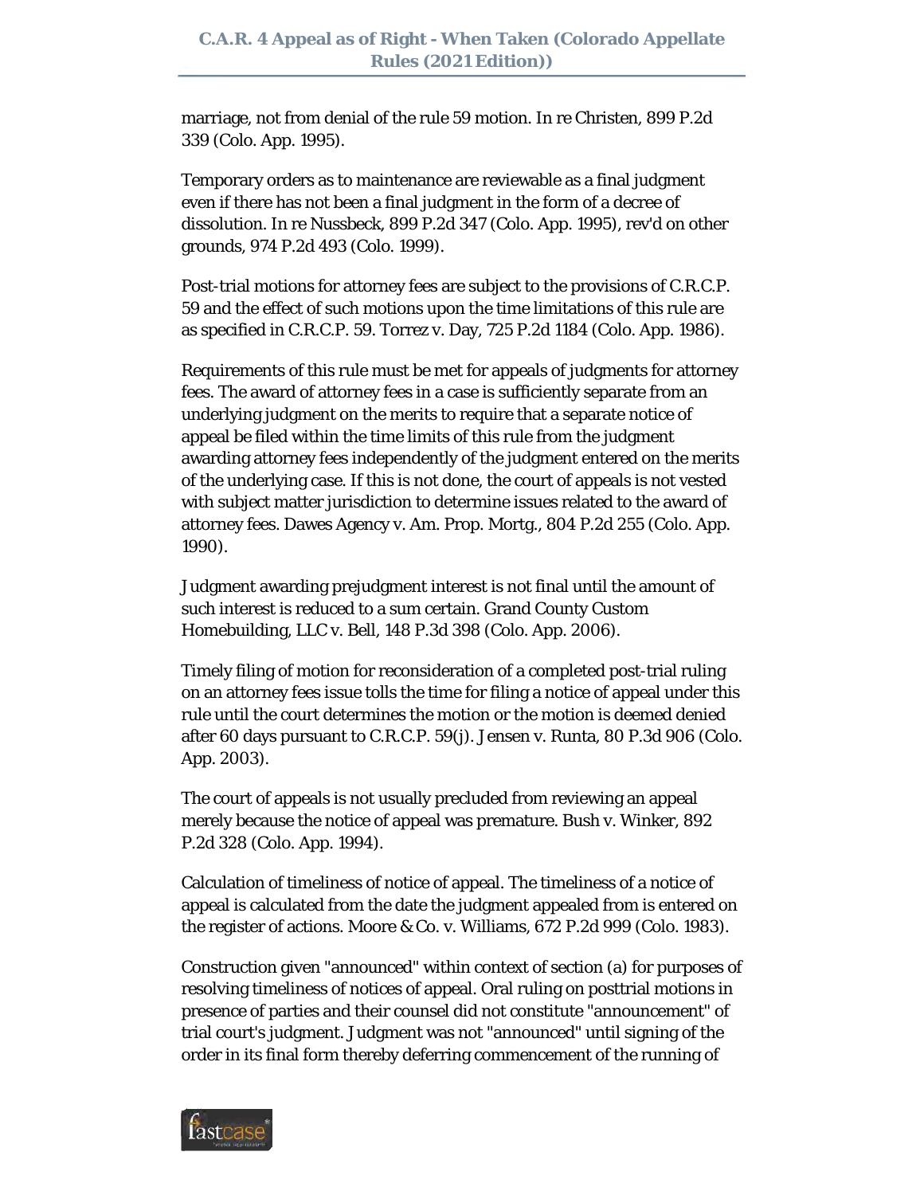marriage, not from denial of the rule 59 motion. In re Christen, 899 P.2d 339 (Colo. App. 1995).

Temporary orders as to maintenance are reviewable as a final judgment even if there has not been a final judgment in the form of a decree of dissolution. In re Nussbeck, 899 P.2d 347 (Colo. App. 1995), rev'd on other grounds, 974 P.2d 493 (Colo. 1999).

Post-trial motions for attorney fees are subject to the provisions of C.R.C.P. 59 and the effect of such motions upon the time limitations of this rule are as specified in C.R.C.P. 59. Torrez v. Day, 725 P.2d 1184 (Colo. App. 1986).

Requirements of this rule must be met for appeals of judgments for attorney fees. The award of attorney fees in a case is sufficiently separate from an underlying judgment on the merits to require that a separate notice of appeal be filed within the time limits of this rule from the judgment awarding attorney fees independently of the judgment entered on the merits of the underlying case. If this is not done, the court of appeals is not vested with subject matter jurisdiction to determine issues related to the award of attorney fees. Dawes Agency v. Am. Prop. Mortg., 804 P.2d 255 (Colo. App. 1990).

Judgment awarding prejudgment interest is not final until the amount of such interest is reduced to a sum certain. Grand County Custom Homebuilding, LLC v. Bell, 148 P.3d 398 (Colo. App. 2006).

Timely filing of motion for reconsideration of a completed post-trial ruling on an attorney fees issue tolls the time for filing a notice of appeal under this rule until the court determines the motion or the motion is deemed denied after 60 days pursuant to C.R.C.P. 59(j). Jensen v. Runta, 80 P.3d 906 (Colo. App. 2003).

The court of appeals is not usually precluded from reviewing an appeal merely because the notice of appeal was premature. Bush v. Winker, 892 P.2d 328 (Colo. App. 1994).

Calculation of timeliness of notice of appeal. The timeliness of a notice of appeal is calculated from the date the judgment appealed from is entered on the register of actions. Moore & Co. v. Williams, 672 P.2d 999 (Colo. 1983).

Construction given "announced" within context of section (a) for purposes of resolving timeliness of notices of appeal. Oral ruling on posttrial motions in presence of parties and their counsel did not constitute "announcement" of trial court's judgment. Judgment was not "announced" until signing of the order in its final form thereby deferring commencement of the running of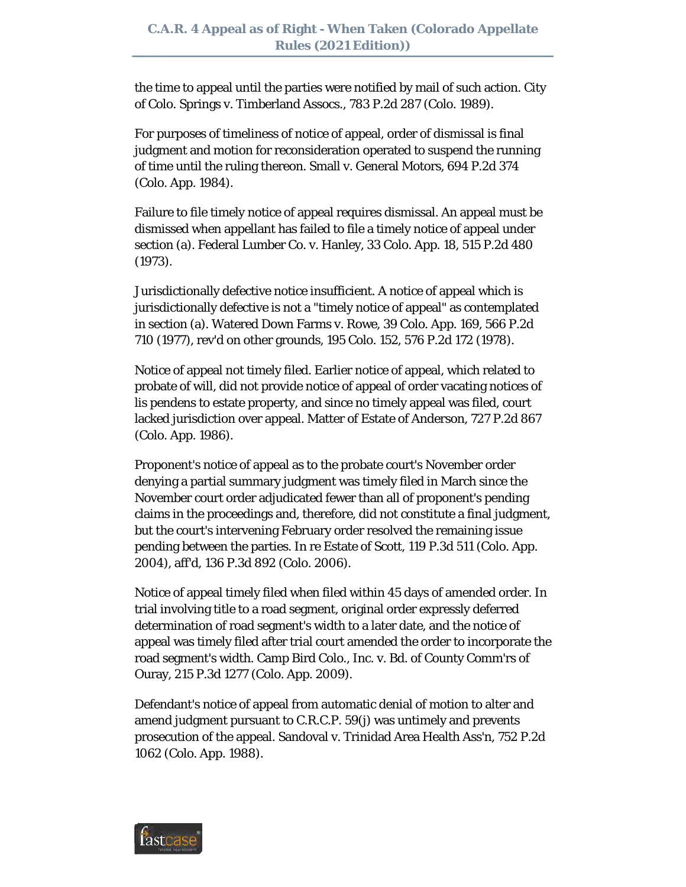the time to appeal until the parties were notified by mail of such action. City of Colo. Springs v. Timberland Assocs., 783 P.2d 287 (Colo. 1989).

For purposes of timeliness of notice of appeal, order of dismissal is final judgment and motion for reconsideration operated to suspend the running of time until the ruling thereon. Small v. General Motors, 694 P.2d 374 (Colo. App. 1984).

Failure to file timely notice of appeal requires dismissal. An appeal must be dismissed when appellant has failed to file a timely notice of appeal under section (a). Federal Lumber Co. v. Hanley, 33 Colo. App. 18, 515 P.2d 480 (1973).

Jurisdictionally defective notice insufficient. A notice of appeal which is jurisdictionally defective is not a "timely notice of appeal" as contemplated in section (a). Watered Down Farms v. Rowe, 39 Colo. App. 169, 566 P.2d 710 (1977), rev'd on other grounds, 195 Colo. 152, 576 P.2d 172 (1978).

Notice of appeal not timely filed. Earlier notice of appeal, which related to probate of will, did not provide notice of appeal of order vacating notices of lis pendens to estate property, and since no timely appeal was filed, court lacked jurisdiction over appeal. Matter of Estate of Anderson, 727 P.2d 867 (Colo. App. 1986).

Proponent's notice of appeal as to the probate court's November order denying a partial summary judgment was timely filed in March since the November court order adjudicated fewer than all of proponent's pending claims in the proceedings and, therefore, did not constitute a final judgment, but the court's intervening February order resolved the remaining issue pending between the parties. In re Estate of Scott, 119 P.3d 511 (Colo. App. 2004), aff'd, 136 P.3d 892 (Colo. 2006).

Notice of appeal timely filed when filed within 45 days of amended order. In trial involving title to a road segment, original order expressly deferred determination of road segment's width to a later date, and the notice of appeal was timely filed after trial court amended the order to incorporate the road segment's width. Camp Bird Colo., Inc. v. Bd. of County Comm'rs of Ouray, 215 P.3d 1277 (Colo. App. 2009).

Defendant's notice of appeal from automatic denial of motion to alter and amend judgment pursuant to C.R.C.P. 59(j) was untimely and prevents prosecution of the appeal. Sandoval v. Trinidad Area Health Ass'n, 752 P.2d 1062 (Colo. App. 1988).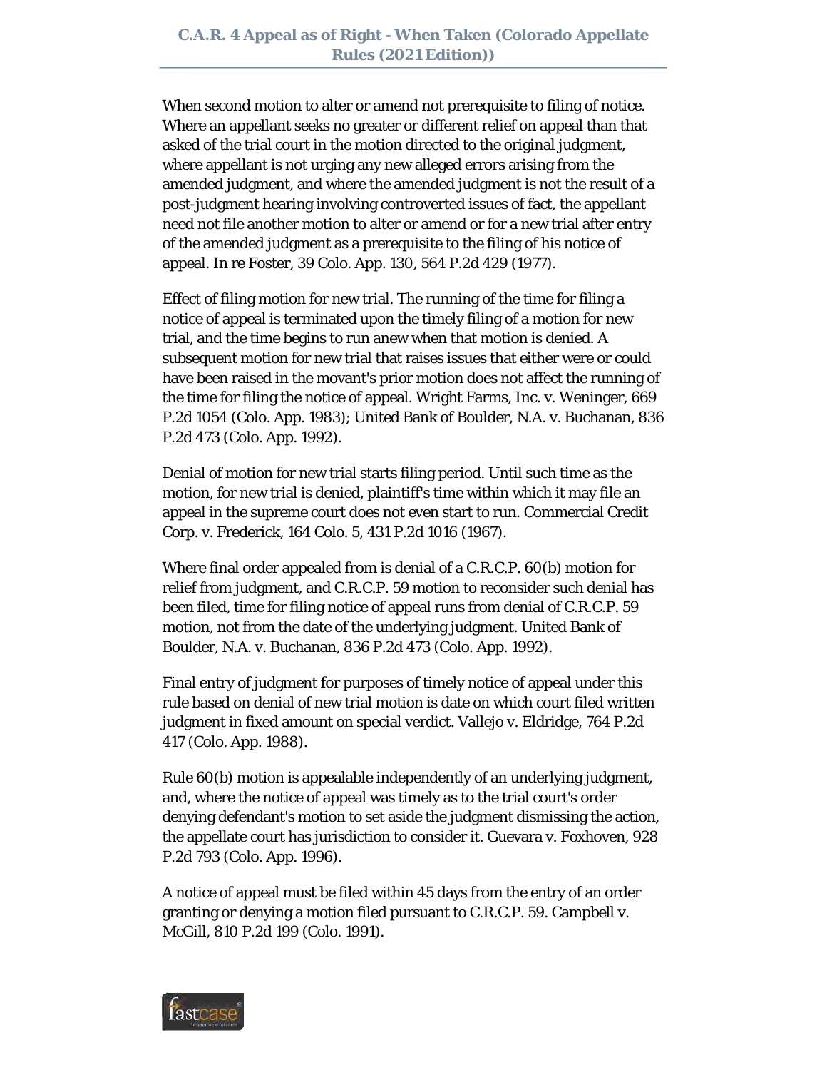When second motion to alter or amend not prerequisite to filing of notice. Where an appellant seeks no greater or different relief on appeal than that asked of the trial court in the motion directed to the original judgment, where appellant is not urging any new alleged errors arising from the amended judgment, and where the amended judgment is not the result of a post-judgment hearing involving controverted issues of fact, the appellant need not file another motion to alter or amend or for a new trial after entry of the amended judgment as a prerequisite to the filing of his notice of appeal. In re Foster, 39 Colo. App. 130, 564 P.2d 429 (1977).

Effect of filing motion for new trial. The running of the time for filing a notice of appeal is terminated upon the timely filing of a motion for new trial, and the time begins to run anew when that motion is denied. A subsequent motion for new trial that raises issues that either were or could have been raised in the movant's prior motion does not affect the running of the time for filing the notice of appeal. Wright Farms, Inc. v. Weninger, 669 P.2d 1054 (Colo. App. 1983); United Bank of Boulder, N.A. v. Buchanan, 836 P.2d 473 (Colo. App. 1992).

Denial of motion for new trial starts filing period. Until such time as the motion, for new trial is denied, plaintiff's time within which it may file an appeal in the supreme court does not even start to run. Commercial Credit Corp. v. Frederick, 164 Colo. 5, 431 P.2d 1016 (1967).

Where final order appealed from is denial of a C.R.C.P. 60(b) motion for relief from judgment, and C.R.C.P. 59 motion to reconsider such denial has been filed, time for filing notice of appeal runs from denial of C.R.C.P. 59 motion, not from the date of the underlying judgment. United Bank of Boulder, N.A. v. Buchanan, 836 P.2d 473 (Colo. App. 1992).

Final entry of judgment for purposes of timely notice of appeal under this rule based on denial of new trial motion is date on which court filed written judgment in fixed amount on special verdict. Vallejo v. Eldridge, 764 P.2d 417 (Colo. App. 1988).

Rule 60(b) motion is appealable independently of an underlying judgment, and, where the notice of appeal was timely as to the trial court's order denying defendant's motion to set aside the judgment dismissing the action, the appellate court has jurisdiction to consider it. Guevara v. Foxhoven, 928 P.2d 793 (Colo. App. 1996).

A notice of appeal must be filed within 45 days from the entry of an order granting or denying a motion filed pursuant to C.R.C.P. 59. Campbell v. McGill, 810 P.2d 199 (Colo. 1991).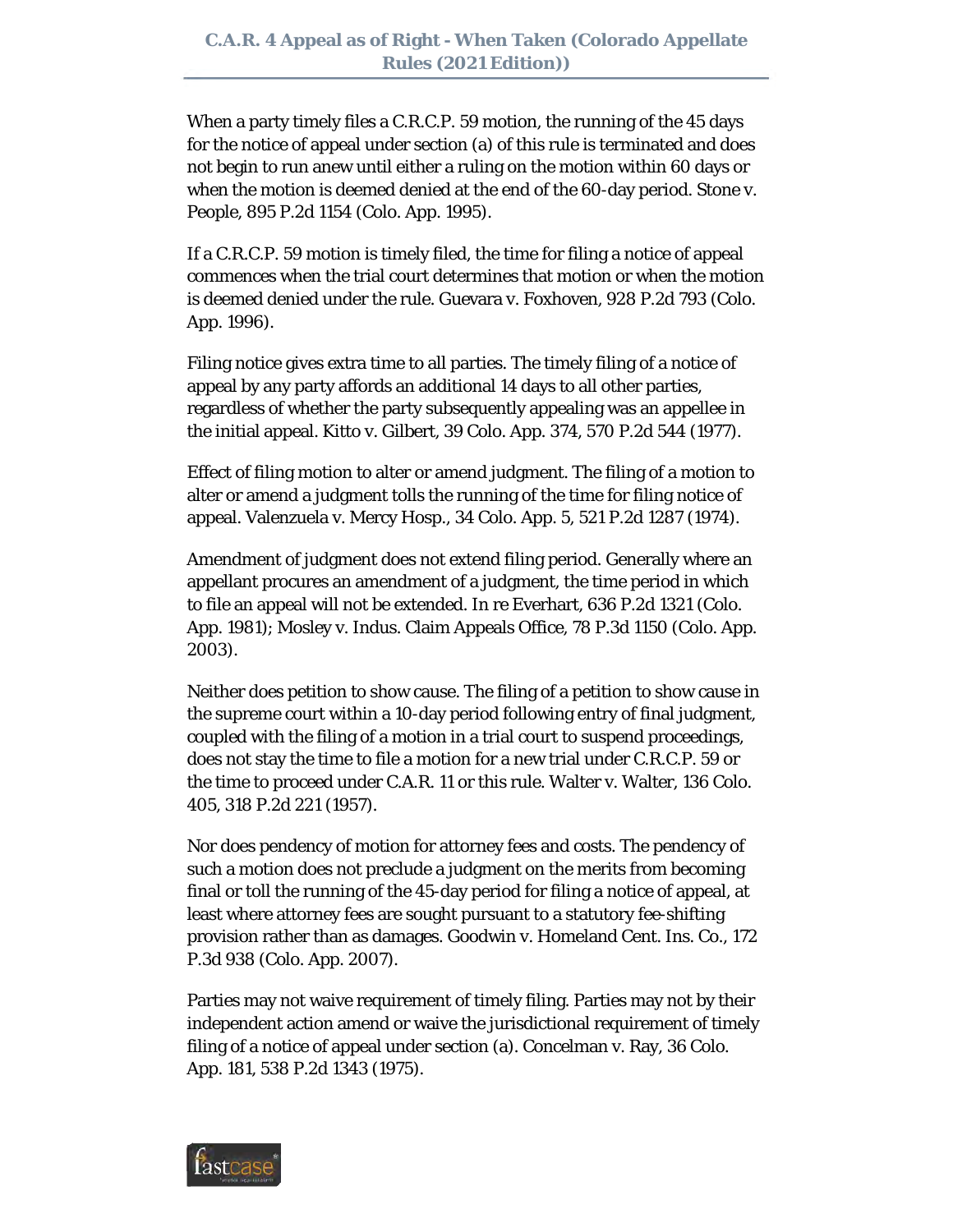When a party timely files a C.R.C.P. 59 motion, the running of the 45 days for the notice of appeal under section (a) of this rule is terminated and does not begin to run anew until either a ruling on the motion within 60 days or when the motion is deemed denied at the end of the 60-day period. Stone v. People, 895 P.2d 1154 (Colo. App. 1995).

If a C.R.C.P. 59 motion is timely filed, the time for filing a notice of appeal commences when the trial court determines that motion or when the motion is deemed denied under the rule. Guevara v. Foxhoven, 928 P.2d 793 (Colo. App. 1996).

Filing notice gives extra time to all parties. The timely filing of a notice of appeal by any party affords an additional 14 days to all other parties, regardless of whether the party subsequently appealing was an appellee in the initial appeal. Kitto v. Gilbert, 39 Colo. App. 374, 570 P.2d 544 (1977).

Effect of filing motion to alter or amend judgment. The filing of a motion to alter or amend a judgment tolls the running of the time for filing notice of appeal. Valenzuela v. Mercy Hosp., 34 Colo. App. 5, 521 P.2d 1287 (1974).

Amendment of judgment does not extend filing period. Generally where an appellant procures an amendment of a judgment, the time period in which to file an appeal will not be extended. In re Everhart, 636 P.2d 1321 (Colo. App. 1981); Mosley v. Indus. Claim Appeals Office, 78 P.3d 1150 (Colo. App. 2003).

Neither does petition to show cause. The filing of a petition to show cause in the supreme court within a 10-day period following entry of final judgment, coupled with the filing of a motion in a trial court to suspend proceedings, does not stay the time to file a motion for a new trial under C.R.C.P. 59 or the time to proceed under C.A.R. 11 or this rule. Walter v. Walter, 136 Colo. 405, 318 P.2d 221 (1957).

Nor does pendency of motion for attorney fees and costs. The pendency of such a motion does not preclude a judgment on the merits from becoming final or toll the running of the 45-day period for filing a notice of appeal, at least where attorney fees are sought pursuant to a statutory fee-shifting provision rather than as damages. Goodwin v. Homeland Cent. Ins. Co., 172 P.3d 938 (Colo. App. 2007).

Parties may not waive requirement of timely filing. Parties may not by their independent action amend or waive the jurisdictional requirement of timely filing of a notice of appeal under section (a). Concelman v. Ray, 36 Colo. App. 181, 538 P.2d 1343 (1975).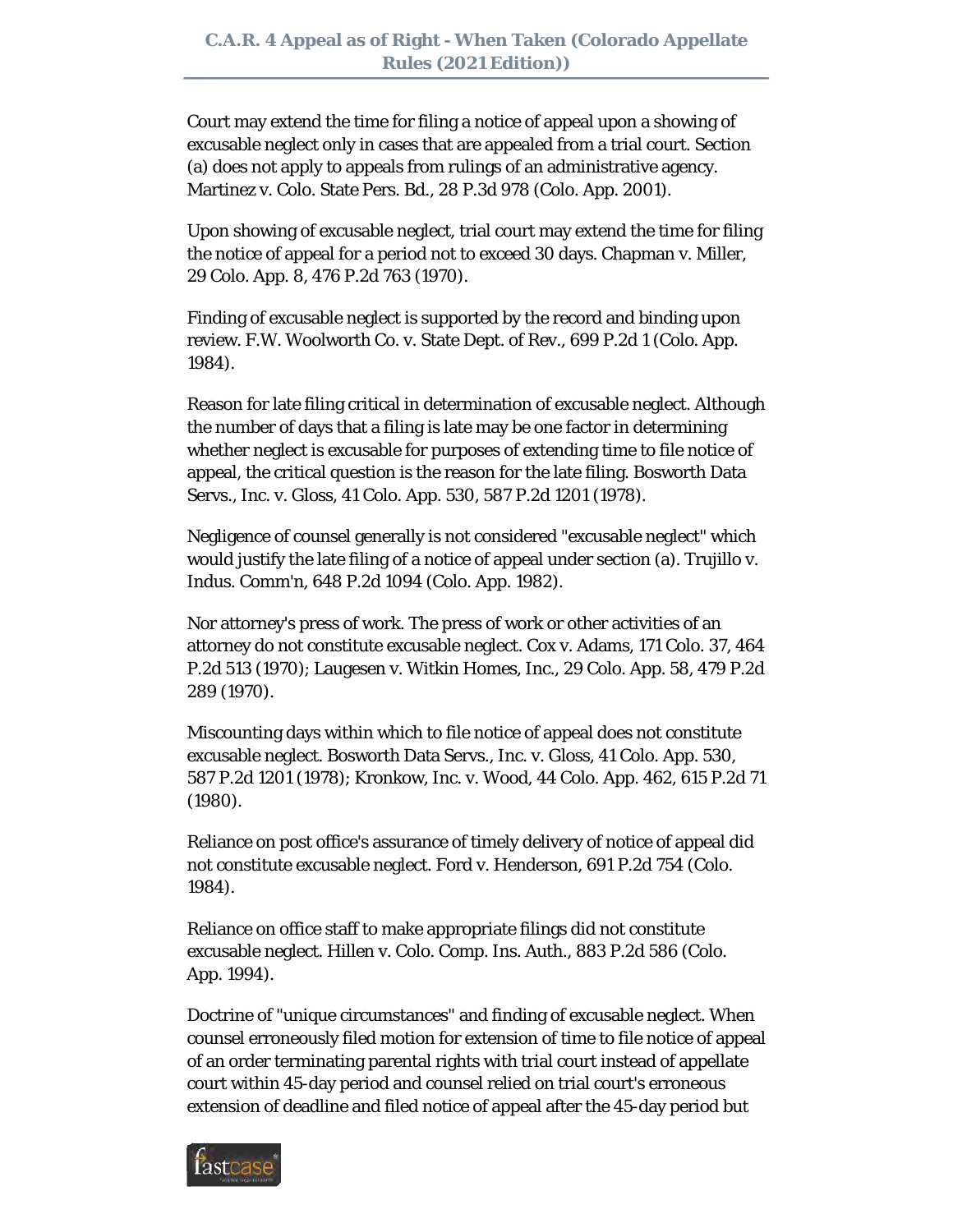Court may extend the time for filing a notice of appeal upon a showing of excusable neglect only in cases that are appealed from a trial court. Section (a) does not apply to appeals from rulings of an administrative agency. Martinez v. Colo. State Pers. Bd., 28 P.3d 978 (Colo. App. 2001).

Upon showing of excusable neglect, trial court may extend the time for filing the notice of appeal for a period not to exceed 30 days. Chapman v. Miller, 29 Colo. App. 8, 476 P.2d 763 (1970).

Finding of excusable neglect is supported by the record and binding upon review. F.W. Woolworth Co. v. State Dept. of Rev., 699 P.2d 1 (Colo. App. 1984).

Reason for late filing critical in determination of excusable neglect. Although the number of days that a filing is late may be one factor in determining whether neglect is excusable for purposes of extending time to file notice of appeal, the critical question is the reason for the late filing. Bosworth Data Servs., Inc. v. Gloss, 41 Colo. App. 530, 587 P.2d 1201 (1978).

Negligence of counsel generally is not considered "excusable neglect" which would justify the late filing of a notice of appeal under section (a). Trujillo v. Indus. Comm'n, 648 P.2d 1094 (Colo. App. 1982).

Nor attorney's press of work. The press of work or other activities of an attorney do not constitute excusable neglect. Cox v. Adams, 171 Colo. 37, 464 P.2d 513 (1970); Laugesen v. Witkin Homes, Inc., 29 Colo. App. 58, 479 P.2d 289 (1970).

Miscounting days within which to file notice of appeal does not constitute excusable neglect. Bosworth Data Servs., Inc. v. Gloss, 41 Colo. App. 530, 587 P.2d 1201 (1978); Kronkow, Inc. v. Wood, 44 Colo. App. 462, 615 P.2d 71 (1980).

Reliance on post office's assurance of timely delivery of notice of appeal did not constitute excusable neglect. Ford v. Henderson, 691 P.2d 754 (Colo. 1984).

Reliance on office staff to make appropriate filings did not constitute excusable neglect. Hillen v. Colo. Comp. Ins. Auth., 883 P.2d 586 (Colo. App. 1994).

Doctrine of "unique circumstances" and finding of excusable neglect. When counsel erroneously filed motion for extension of time to file notice of appeal of an order terminating parental rights with trial court instead of appellate court within 45-day period and counsel relied on trial court's erroneous extension of deadline and filed notice of appeal after the 45-day period but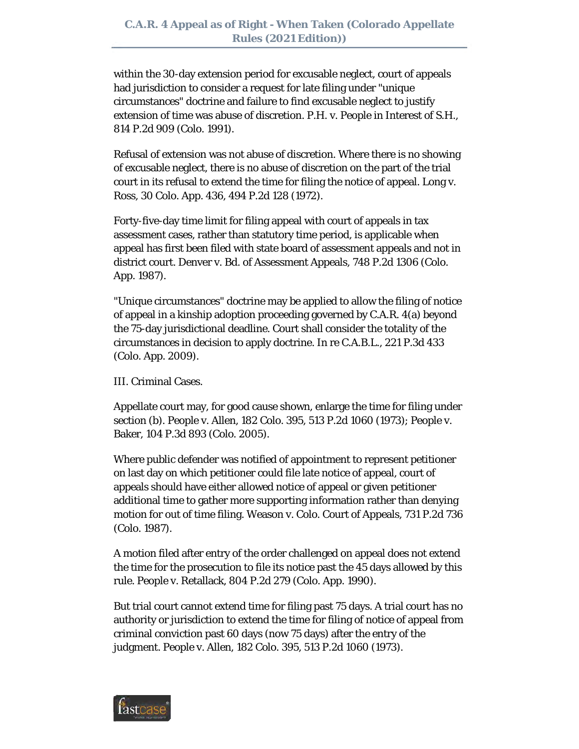within the 30-day extension period for excusable neglect, court of appeals had jurisdiction to consider a request for late filing under "unique circumstances" doctrine and failure to find excusable neglect to justify extension of time was abuse of discretion. P.H. v. People in Interest of S.H., 814 P.2d 909 (Colo. 1991).

Refusal of extension was not abuse of discretion. Where there is no showing of excusable neglect, there is no abuse of discretion on the part of the trial court in its refusal to extend the time for filing the notice of appeal. Long v. Ross, 30 Colo. App. 436, 494 P.2d 128 (1972).

Forty-five-day time limit for filing appeal with court of appeals in tax assessment cases, rather than statutory time period, is applicable when appeal has first been filed with state board of assessment appeals and not in district court. Denver v. Bd. of Assessment Appeals, 748 P.2d 1306 (Colo. App. 1987).

"Unique circumstances" doctrine may be applied to allow the filing of notice of appeal in a kinship adoption proceeding governed by C.A.R. 4(a) beyond the 75-day jurisdictional deadline. Court shall consider the totality of the circumstances in decision to apply doctrine. In re C.A.B.L., 221 P.3d 433 (Colo. App. 2009).

III. Criminal Cases.

Appellate court may, for good cause shown, enlarge the time for filing under section (b). People v. Allen, 182 Colo. 395, 513 P.2d 1060 (1973); People v. Baker, 104 P.3d 893 (Colo. 2005).

Where public defender was notified of appointment to represent petitioner on last day on which petitioner could file late notice of appeal, court of appeals should have either allowed notice of appeal or given petitioner additional time to gather more supporting information rather than denying motion for out of time filing. Weason v. Colo. Court of Appeals, 731 P.2d 736 (Colo. 1987).

A motion filed after entry of the order challenged on appeal does not extend the time for the prosecution to file its notice past the 45 days allowed by this rule. People v. Retallack, 804 P.2d 279 (Colo. App. 1990).

But trial court cannot extend time for filing past 75 days. A trial court has no authority or jurisdiction to extend the time for filing of notice of appeal from criminal conviction past 60 days (now 75 days) after the entry of the judgment. People v. Allen, 182 Colo. 395, 513 P.2d 1060 (1973).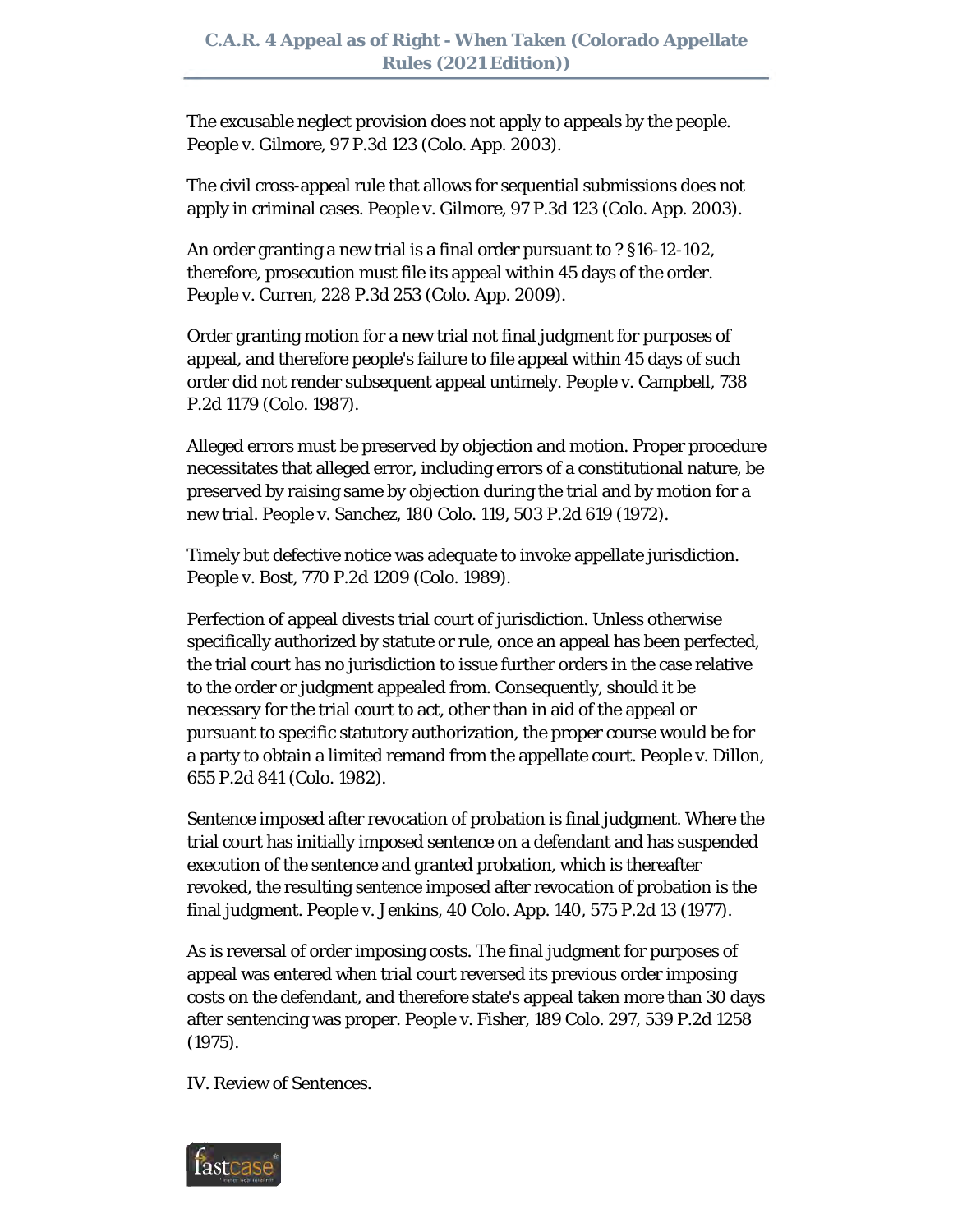The excusable neglect provision does not apply to appeals by the people. People v. Gilmore, 97 P.3d 123 (Colo. App. 2003).

The civil cross-appeal rule that allows for sequential submissions does not apply in criminal cases. People v. Gilmore, 97 P.3d 123 (Colo. App. 2003).

An order granting a new trial is a final order pursuant to ? §16-12-102, therefore, prosecution must file its appeal within 45 days of the order. People v. Curren, 228 P.3d 253 (Colo. App. 2009).

Order granting motion for a new trial not final judgment for purposes of appeal, and therefore people's failure to file appeal within 45 days of such order did not render subsequent appeal untimely. People v. Campbell, 738 P.2d 1179 (Colo. 1987).

Alleged errors must be preserved by objection and motion. Proper procedure necessitates that alleged error, including errors of a constitutional nature, be preserved by raising same by objection during the trial and by motion for a new trial. People v. Sanchez, 180 Colo. 119, 503 P.2d 619 (1972).

Timely but defective notice was adequate to invoke appellate jurisdiction. People v. Bost, 770 P.2d 1209 (Colo. 1989).

Perfection of appeal divests trial court of jurisdiction. Unless otherwise specifically authorized by statute or rule, once an appeal has been perfected, the trial court has no jurisdiction to issue further orders in the case relative to the order or judgment appealed from. Consequently, should it be necessary for the trial court to act, other than in aid of the appeal or pursuant to specific statutory authorization, the proper course would be for a party to obtain a limited remand from the appellate court. People v. Dillon, 655 P.2d 841 (Colo. 1982).

Sentence imposed after revocation of probation is final judgment. Where the trial court has initially imposed sentence on a defendant and has suspended execution of the sentence and granted probation, which is thereafter revoked, the resulting sentence imposed after revocation of probation is the final judgment. People v. Jenkins, 40 Colo. App. 140, 575 P.2d 13 (1977).

As is reversal of order imposing costs. The final judgment for purposes of appeal was entered when trial court reversed its previous order imposing costs on the defendant, and therefore state's appeal taken more than 30 days after sentencing was proper. People v. Fisher, 189 Colo. 297, 539 P.2d 1258 (1975).

IV. Review of Sentences.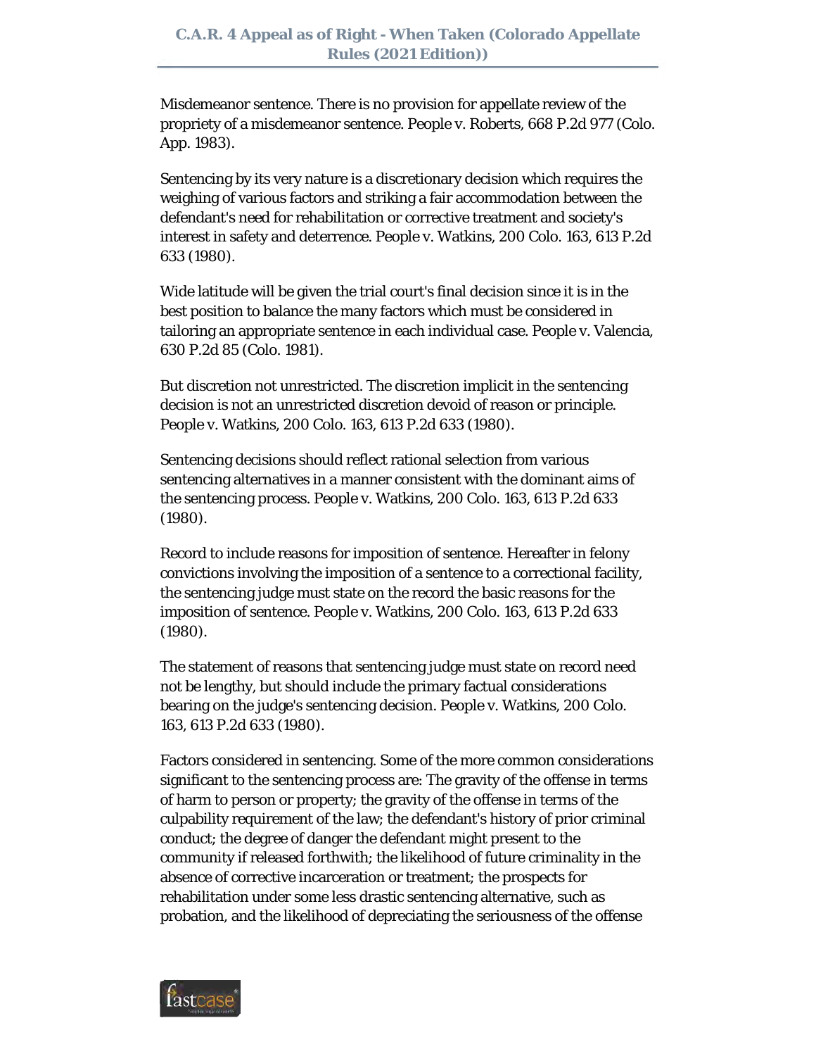Misdemeanor sentence. There is no provision for appellate review of the propriety of a misdemeanor sentence. People v. Roberts, 668 P.2d 977 (Colo. App. 1983).

Sentencing by its very nature is a discretionary decision which requires the weighing of various factors and striking a fair accommodation between the defendant's need for rehabilitation or corrective treatment and society's interest in safety and deterrence. People v. Watkins, 200 Colo. 163, 613 P.2d 633 (1980).

Wide latitude will be given the trial court's final decision since it is in the best position to balance the many factors which must be considered in tailoring an appropriate sentence in each individual case. People v. Valencia, 630 P.2d 85 (Colo. 1981).

But discretion not unrestricted. The discretion implicit in the sentencing decision is not an unrestricted discretion devoid of reason or principle. People v. Watkins, 200 Colo. 163, 613 P.2d 633 (1980).

Sentencing decisions should reflect rational selection from various sentencing alternatives in a manner consistent with the dominant aims of the sentencing process. People v. Watkins, 200 Colo. 163, 613 P.2d 633 (1980).

Record to include reasons for imposition of sentence. Hereafter in felony convictions involving the imposition of a sentence to a correctional facility, the sentencing judge must state on the record the basic reasons for the imposition of sentence. People v. Watkins, 200 Colo. 163, 613 P.2d 633 (1980).

The statement of reasons that sentencing judge must state on record need not be lengthy, but should include the primary factual considerations bearing on the judge's sentencing decision. People v. Watkins, 200 Colo. 163, 613 P.2d 633 (1980).

Factors considered in sentencing. Some of the more common considerations significant to the sentencing process are: The gravity of the offense in terms of harm to person or property; the gravity of the offense in terms of the culpability requirement of the law; the defendant's history of prior criminal conduct; the degree of danger the defendant might present to the community if released forthwith; the likelihood of future criminality in the absence of corrective incarceration or treatment; the prospects for rehabilitation under some less drastic sentencing alternative, such as probation, and the likelihood of depreciating the seriousness of the offense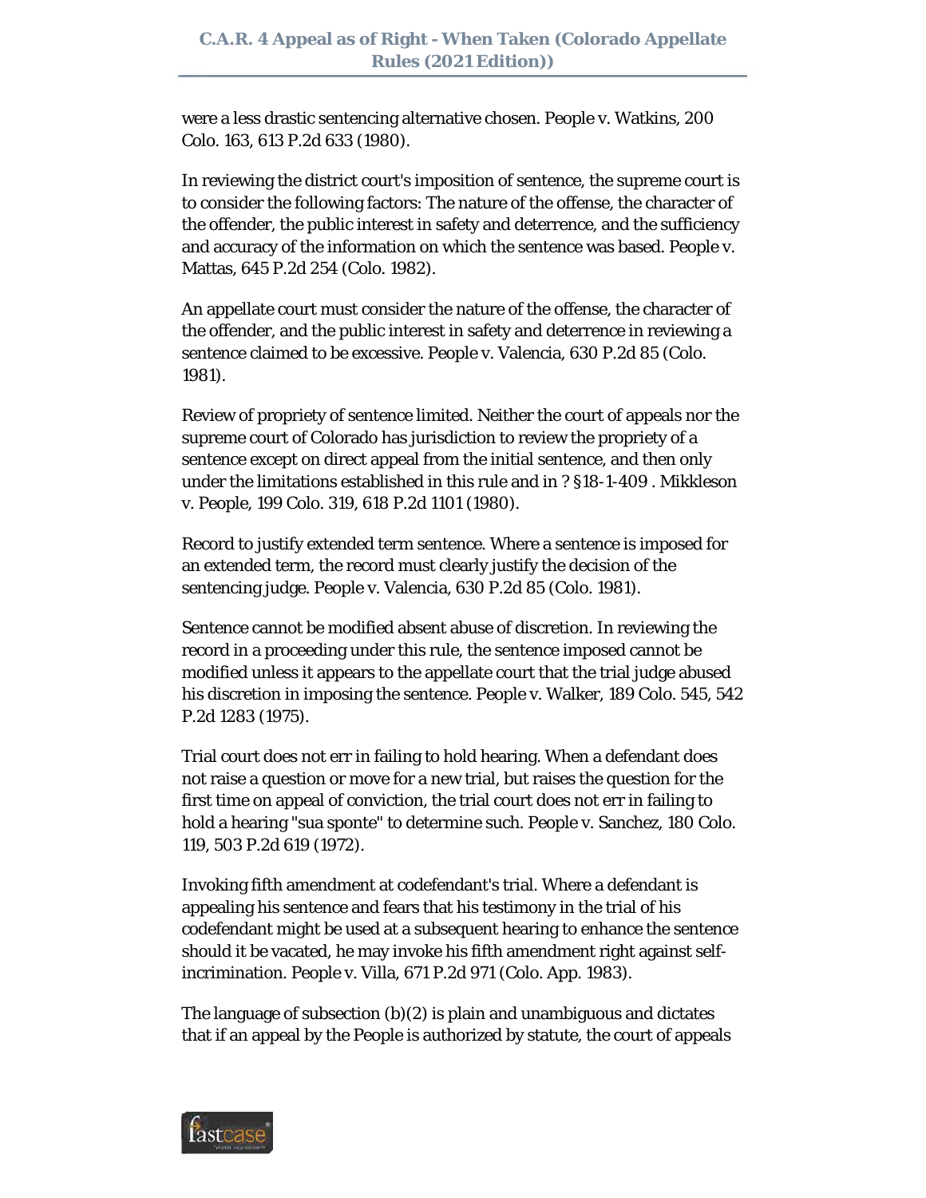were a less drastic sentencing alternative chosen. People v. Watkins, 200 Colo. 163, 613 P.2d 633 (1980).

In reviewing the district court's imposition of sentence, the supreme court is to consider the following factors: The nature of the offense, the character of the offender, the public interest in safety and deterrence, and the sufficiency and accuracy of the information on which the sentence was based. People v. Mattas, 645 P.2d 254 (Colo. 1982).

An appellate court must consider the nature of the offense, the character of the offender, and the public interest in safety and deterrence in reviewing a sentence claimed to be excessive. People v. Valencia, 630 P.2d 85 (Colo. 1981).

Review of propriety of sentence limited. Neither the court of appeals nor the supreme court of Colorado has jurisdiction to review the propriety of a sentence except on direct appeal from the initial sentence, and then only under the limitations established in this rule and in ? §18-1-409 . Mikkleson v. People, 199 Colo. 319, 618 P.2d 1101 (1980).

Record to justify extended term sentence. Where a sentence is imposed for an extended term, the record must clearly justify the decision of the sentencing judge. People v. Valencia, 630 P.2d 85 (Colo. 1981).

Sentence cannot be modified absent abuse of discretion. In reviewing the record in a proceeding under this rule, the sentence imposed cannot be modified unless it appears to the appellate court that the trial judge abused his discretion in imposing the sentence. People v. Walker, 189 Colo. 545, 542 P.2d 1283 (1975).

Trial court does not err in failing to hold hearing. When a defendant does not raise a question or move for a new trial, but raises the question for the first time on appeal of conviction, the trial court does not err in failing to hold a hearing "sua sponte" to determine such. People v. Sanchez, 180 Colo. 119, 503 P.2d 619 (1972).

Invoking fifth amendment at codefendant's trial. Where a defendant is appealing his sentence and fears that his testimony in the trial of his codefendant might be used at a subsequent hearing to enhance the sentence should it be vacated, he may invoke his fifth amendment right against self-incrimination. People v. Villa, 671 P.2d 971 (Colo. App. 1983).

The language of subsection (b)(2) is plain and unambiguous and dictates that if an appeal by the People is authorized by statute, the court of appeals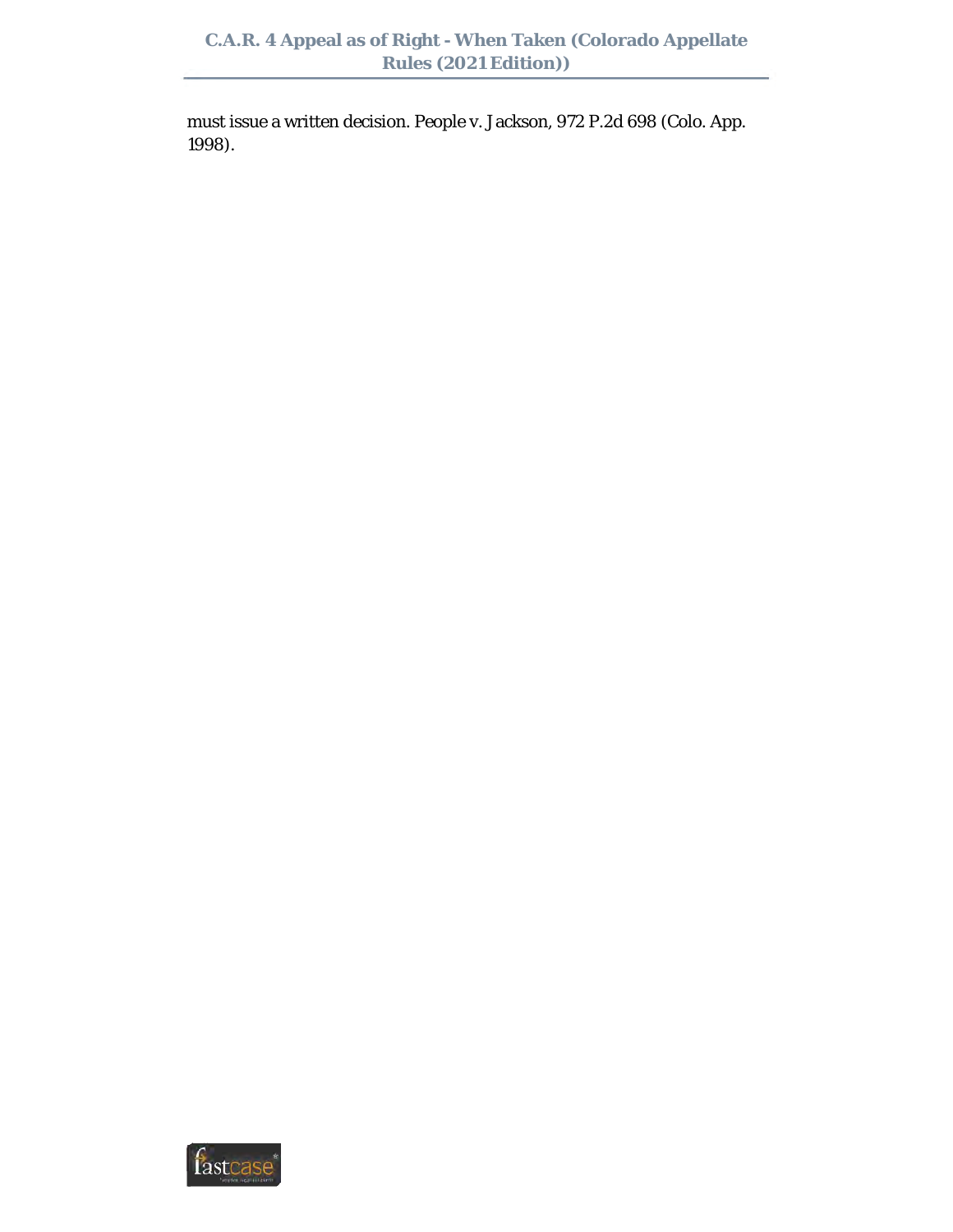must issue a written decision. People v. Jackson, 972 P.2d 698 (Colo. App. 1998).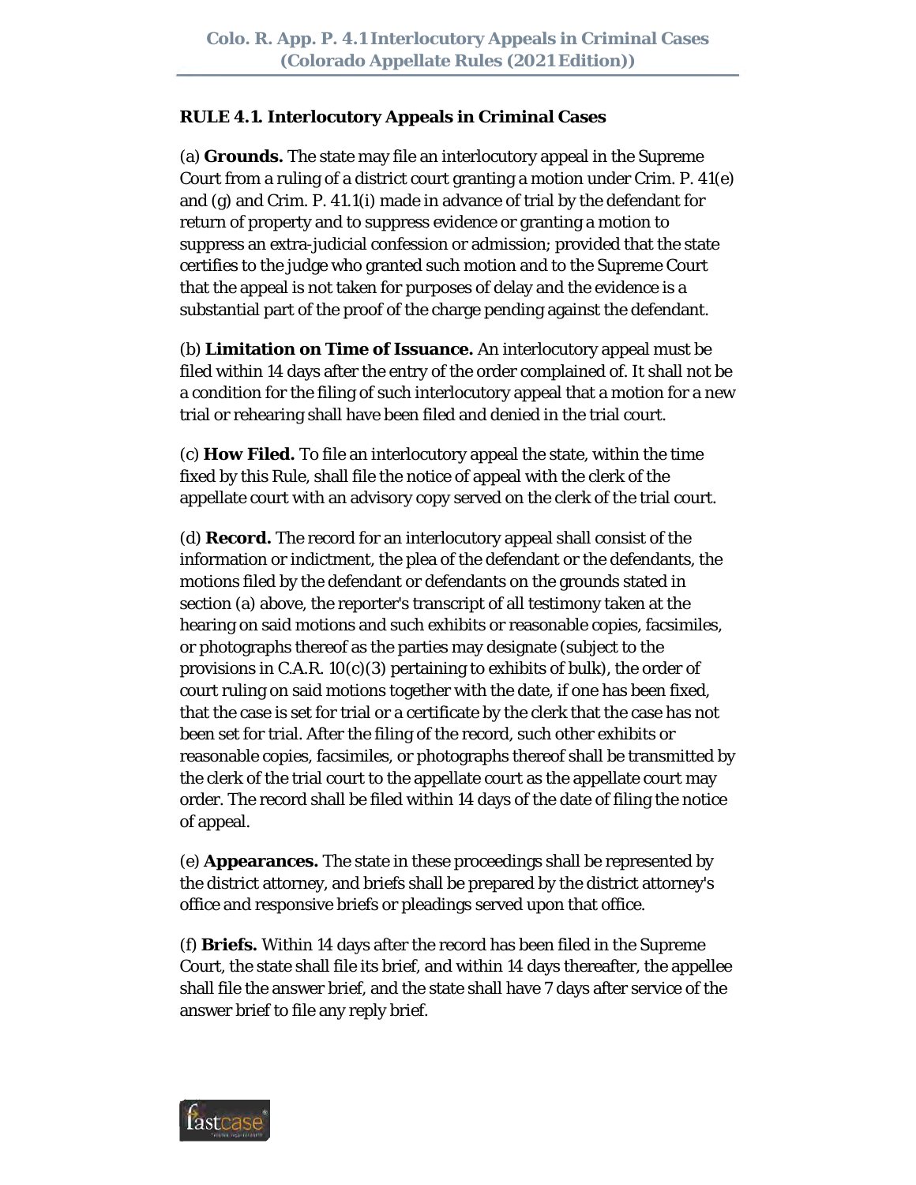**RULE 4.1. Interlocutory Appeals in Criminal Cases**

(a) **Grounds.** The state may file an interlocutory appeal in the Supreme Court from a ruling of a district court granting a motion under Crim. P. 41(e) and (g) and Crim. P. 41.1(i) made in advance of trial by the defendant for return of property and to suppress evidence or granting a motion to suppress an extra-judicial confession or admission; provided that the state certifies to the judge who granted such motion and to the Supreme Court that the appeal is not taken for purposes of delay and the evidence is a substantial part of the proof of the charge pending against the defendant.

(b) **Limitation on Time of Issuance.** An interlocutory appeal must be filed within 14 days after the entry of the order complained of. It shall not be a condition for the filing of such interlocutory appeal that a motion for a new trial or rehearing shall have been filed and denied in the trial court.

(c) **How Filed.** To file an interlocutory appeal the state, within the time fixed by this Rule, shall file the notice of appeal with the clerk of the appellate court with an advisory copy served on the clerk of the trial court.

(d) **Record.** The record for an interlocutory appeal shall consist of the information or indictment, the plea of the defendant or the defendants, the motions filed by the defendant or defendants on the grounds stated in section (a) above, the reporter's transcript of all testimony taken at the hearing on said motions and such exhibits or reasonable copies, facsimiles, or photographs thereof as the parties may designate (subject to the provisions in C.A.R. 10(c)(3) pertaining to exhibits of bulk), the order of court ruling on said motions together with the date, if one has been fixed, that the case is set for trial or a certificate by the clerk that the case has not been set for trial. After the filing of the record, such other exhibits or reasonable copies, facsimiles, or photographs thereof shall be transmitted by the clerk of the trial court to the appellate court as the appellate court may order. The record shall be filed within 14 days of the date of filing the notice of appeal.

(e) **Appearances.** The state in these proceedings shall be represented by the district attorney, and briefs shall be prepared by the district attorney's office and responsive briefs or pleadings served upon that office.

(f) **Briefs.** Within 14 days after the record has been filed in the Supreme Court, the state shall file its brief, and within 14 days thereafter, the appellee shall file the answer brief, and the state shall have 7 days after service of the answer brief to file any reply brief.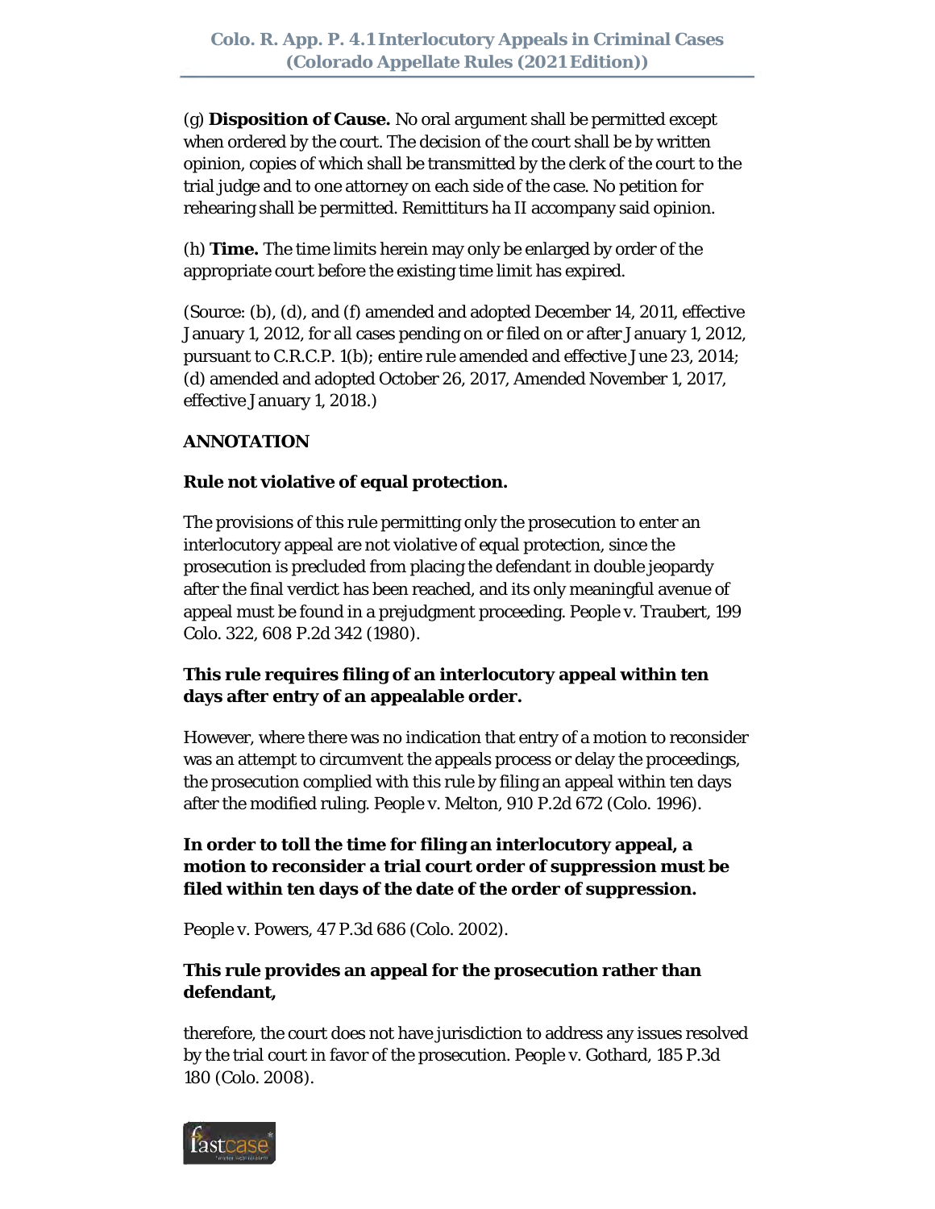(g) **Disposition of Cause.** No oral argument shall be permitted except when ordered by the court. The decision of the court shall be by written opinion, copies of which shall be transmitted by the clerk of the court to the trial judge and to one attorney on each side of the case. No petition for rehearing shall be permitted. Remittiturs ha II accompany said opinion.

(h) **Time.** The time limits herein may only be enlarged by order of the appropriate court before the existing time limit has expired.

(Source: (b), (d), and (f) amended and adopted December 14, 2011, effective January 1, 2012, for all cases pending on or filed on or after January 1, 2012, pursuant to C.R.C.P. 1(b); entire rule amended and effective June 23, 2014; (d) amended and adopted October 26, 2017, Amended November 1, 2017, effective January 1, 2018.)

**ANNOTATION**

**Rule not violative of equal protection.**

The provisions of this rule permitting only the prosecution to enter an interlocutory appeal are not violative of equal protection, since the prosecution is precluded from placing the defendant in double jeopardy after the final verdict has been reached, and its only meaningful avenue of appeal must be found in a prejudgment proceeding. People v. Traubert, 199 Colo. 322, 608 P.2d 342 (1980).

**This rule requires filing of an interlocutory appeal within ten days after entry of an appealable order.**

However, where there was no indication that entry of a motion to reconsider was an attempt to circumvent the appeals process or delay the proceedings, the prosecution complied with this rule by filing an appeal within ten days after the modified ruling. People v. Melton, 910 P.2d 672 (Colo. 1996).

**In order to toll the time for filing an interlocutory appeal, a motion to reconsider a trial court order of suppression must be filed within ten days of the date of the order of suppression.**

People v. Powers, 47 P.3d 686 (Colo. 2002).

**This rule provides an appeal for the prosecution rather than defendant,**

therefore, the court does not have jurisdiction to address any issues resolved by the trial court in favor of the prosecution. People v. Gothard, 185 P.3d 180 (Colo. 2008).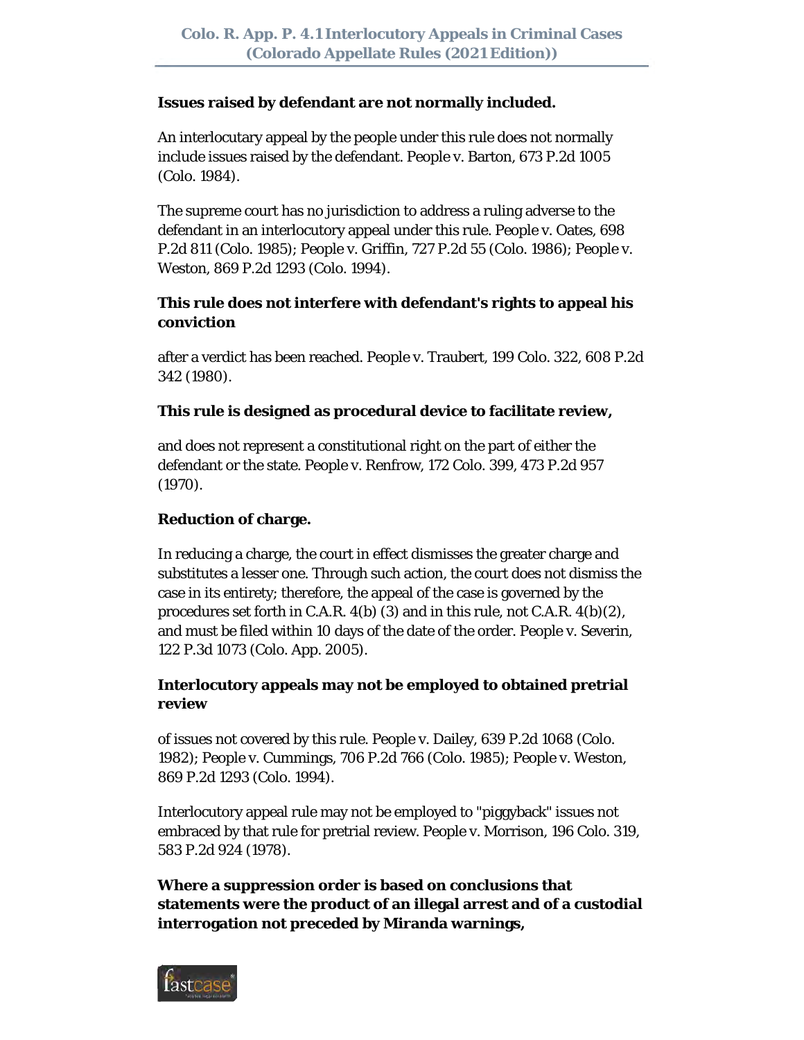**Issues raised by defendant are not normally included.**

An interlocutary appeal by the people under this rule does not normally include issues raised by the defendant. People v. Barton, 673 P.2d 1005 (Colo. 1984).

The supreme court has no jurisdiction to address a ruling adverse to the defendant in an interlocutory appeal under this rule. People v. Oates, 698 P.2d 811 (Colo. 1985); People v. Griffin, 727 P.2d 55 (Colo. 1986); People v. Weston, 869 P.2d 1293 (Colo. 1994).

**This rule does not interfere with defendant's rights to appeal his conviction**

after a verdict has been reached. People v. Traubert, 199 Colo. 322, 608 P.2d 342 (1980).

**This rule is designed as procedural device to facilitate review,**

and does not represent a constitutional right on the part of either the defendant or the state. People v. Renfrow, 172 Colo. 399, 473 P.2d 957 (1970).

**Reduction of charge.**

In reducing a charge, the court in effect dismisses the greater charge and substitutes a lesser one. Through such action, the court does not dismiss the case in its entirety; therefore, the appeal of the case is governed by the procedures set forth in C.A.R. 4(b) (3) and in this rule, not C.A.R. 4(b)(2), and must be filed within 10 days of the date of the order. People v. Severin, 122 P.3d 1073 (Colo. App. 2005).

**Interlocutory appeals may not be employed to obtained pretrial review**

of issues not covered by this rule. People v. Dailey, 639 P.2d 1068 (Colo. 1982); People v. Cummings, 706 P.2d 766 (Colo. 1985); People v. Weston, 869 P.2d 1293 (Colo. 1994).

Interlocutory appeal rule may not be employed to "piggyback" issues not embraced by that rule for pretrial review. People v. Morrison, 196 Colo. 319, 583 P.2d 924 (1978).

**Where a suppression order is based on conclusions that statements were the product of an illegal arrest and of a custodial interrogation not preceded by Miranda warnings,**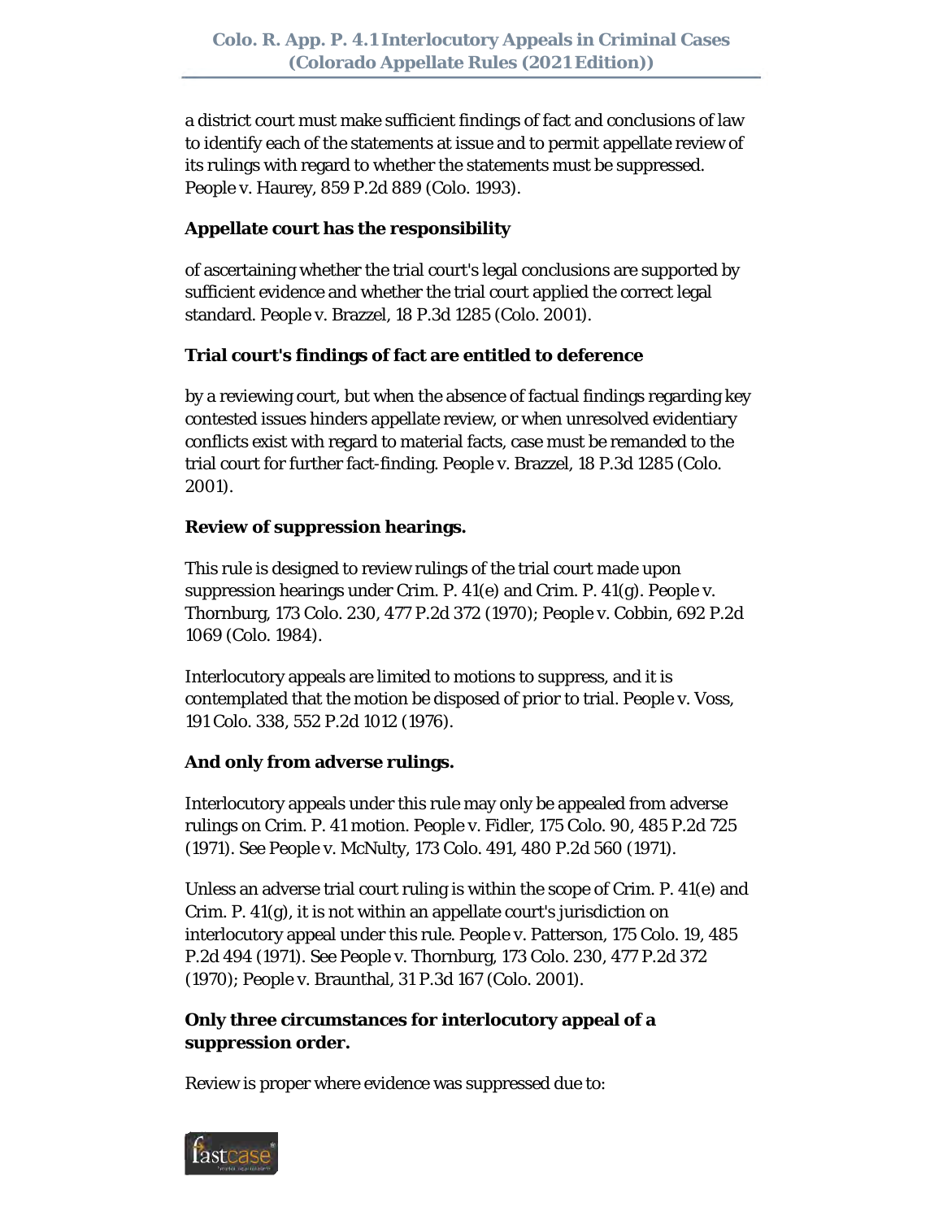a district court must make sufficient findings of fact and conclusions of law to identify each of the statements at issue and to permit appellate review of its rulings with regard to whether the statements must be suppressed. People v. Haurey, 859 P.2d 889 (Colo. 1993).

**Appellate court has the responsibility**

of ascertaining whether the trial court's legal conclusions are supported by sufficient evidence and whether the trial court applied the correct legal standard. People v. Brazzel, 18 P.3d 1285 (Colo. 2001).

**Trial court's findings of fact are entitled to deference**

by a reviewing court, but when the absence of factual findings regarding key contested issues hinders appellate review, or when unresolved evidentiary conflicts exist with regard to material facts, case must be remanded to the trial court for further fact-finding. People v. Brazzel, 18 P.3d 1285 (Colo. 2001).

**Review of suppression hearings.**

This rule is designed to review rulings of the trial court made upon suppression hearings under Crim. P. 41(e) and Crim. P. 41(g). People v. Thornburg, 173 Colo. 230, 477 P.2d 372 (1970); People v. Cobbin, 692 P.2d 1069 (Colo. 1984).

Interlocutory appeals are limited to motions to suppress, and it is contemplated that the motion be disposed of prior to trial. People v. Voss, 191 Colo. 338, 552 P.2d 1012 (1976).

**And only from adverse rulings.**

Interlocutory appeals under this rule may only be appealed from adverse rulings on Crim. P. 41 motion. People v. Fidler, 175 Colo. 90, 485 P.2d 725 (1971). See People v. McNulty, 173 Colo. 491, 480 P.2d 560 (1971).

Unless an adverse trial court ruling is within the scope of Crim. P. 41(e) and Crim. P. 41(g), it is not within an appellate court's jurisdiction on interlocutory appeal under this rule. People v. Patterson, 175 Colo. 19, 485 P.2d 494 (1971). See People v. Thornburg, 173 Colo. 230, 477 P.2d 372 (1970); People v. Braunthal, 31 P.3d 167 (Colo. 2001).

**Only three circumstances for interlocutory appeal of a suppression order.**

Review is proper where evidence was suppressed due to: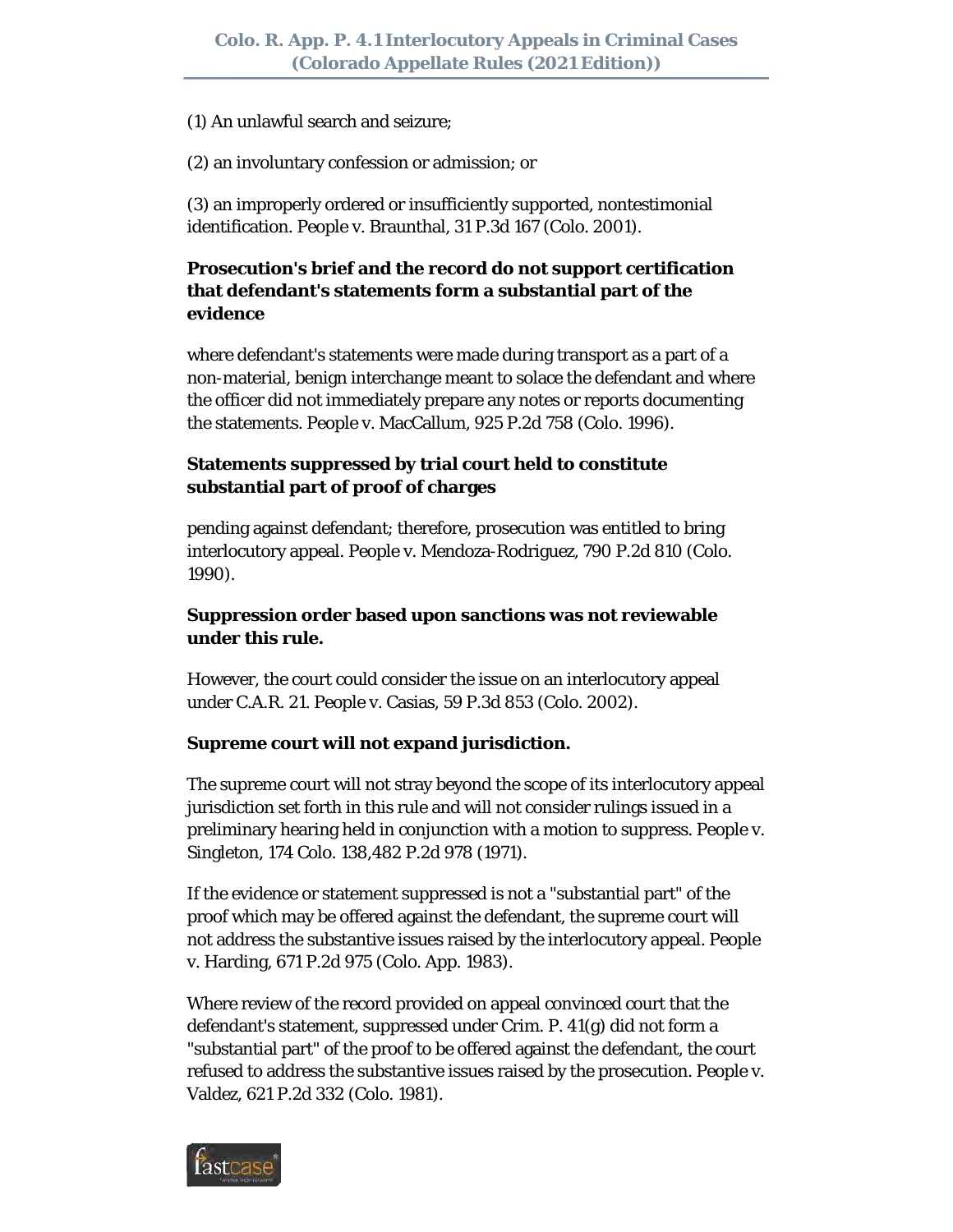(1) An unlawful search and seizure;

(2) an involuntary confession or admission; or

(3) an improperly ordered or insufficiently supported, nontestimonial identification. People v. Braunthal, 31 P.3d 167 (Colo. 2001).

**Prosecution's brief and the record do not support certification that defendant's statements form a substantial part of the evidence**

where defendant's statements were made during transport as a part of a non-material, benign interchange meant to solace the defendant and where the officer did not immediately prepare any notes or reports documenting the statements. People v. MacCallum, 925 P.2d 758 (Colo. 1996).

**Statements suppressed by trial court held to constitute substantial part of proof of charges**

pending against defendant; therefore, prosecution was entitled to bring interlocutory appeal. People v. Mendoza-Rodriguez, 790 P.2d 810 (Colo. 1990).

**Suppression order based upon sanctions was not reviewable under this rule.**

However, the court could consider the issue on an interlocutory appeal under C.A.R. 21. People v. Casias, 59 P.3d 853 (Colo. 2002).

**Supreme court will not expand jurisdiction.**

The supreme court will not stray beyond the scope of its interlocutory appeal jurisdiction set forth in this rule and will not consider rulings issued in a preliminary hearing held in conjunction with a motion to suppress. People v. Singleton, 174 Colo. 138,482 P.2d 978 (1971).

If the evidence or statement suppressed is not a "substantial part" of the proof which may be offered against the defendant, the supreme court will not address the substantive issues raised by the interlocutory appeal. People v. Harding, 671 P.2d 975 (Colo. App. 1983).

Where review of the record provided on appeal convinced court that the defendant's statement, suppressed under Crim. P. 41(g) did not form a "substantial part" of the proof to be offered against the defendant, the court refused to address the substantive issues raised by the prosecution. People v. Valdez, 621 P.2d 332 (Colo. 1981).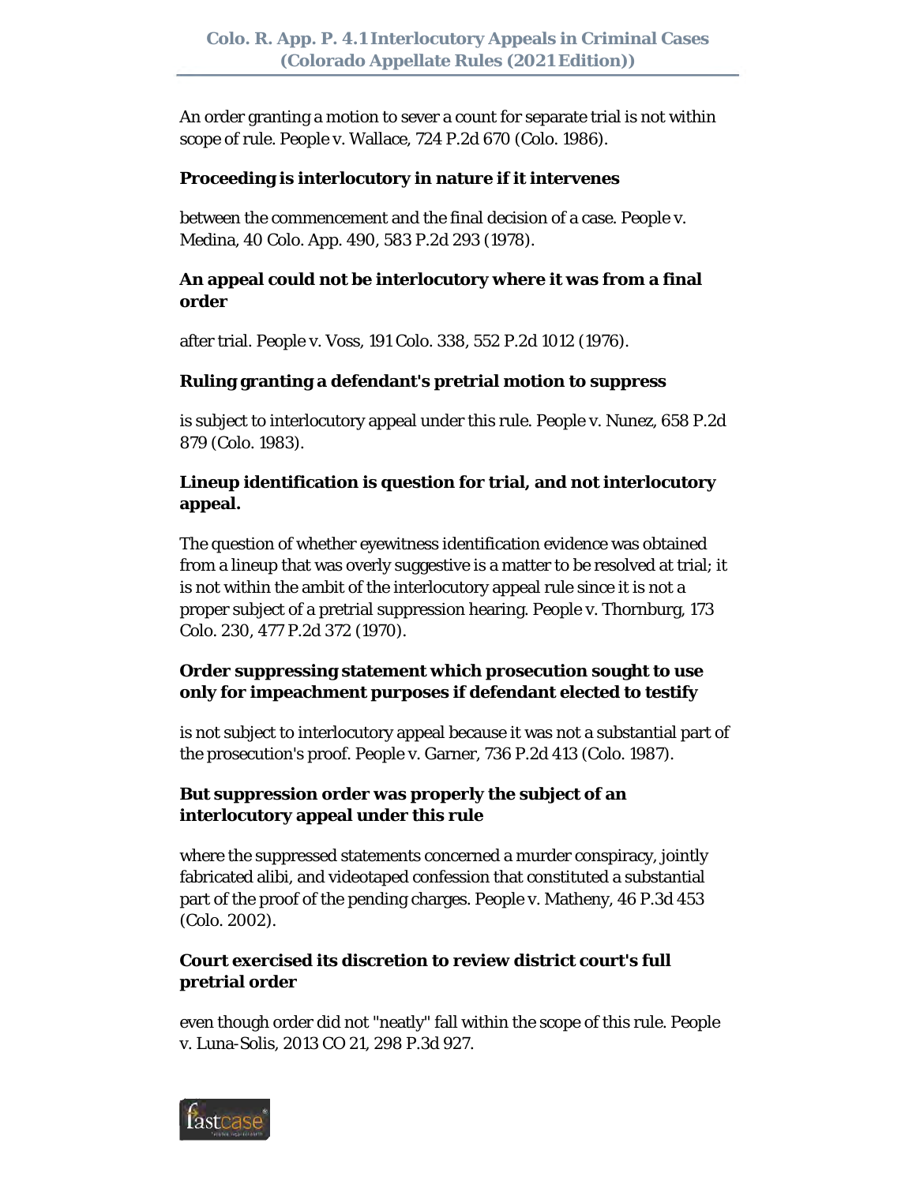An order granting a motion to sever a count for separate trial is not within scope of rule. People v. Wallace, 724 P.2d 670 (Colo. 1986).

**Proceeding is interlocutory in nature if it intervenes**

between the commencement and the final decision of a case. People v. Medina, 40 Colo. App. 490, 583 P.2d 293 (1978).

**An appeal could not be interlocutory where it was from a final order**

after trial. People v. Voss, 191 Colo. 338, 552 P.2d 1012 (1976).

**Ruling granting a defendant's pretrial motion to suppress**

is subject to interlocutory appeal under this rule. People v. Nunez, 658 P.2d 879 (Colo. 1983).

**Lineup identification is question for trial, and not interlocutory appeal.**

The question of whether eyewitness identification evidence was obtained from a lineup that was overly suggestive is a matter to be resolved at trial; it is not within the ambit of the interlocutory appeal rule since it is not a proper subject of a pretrial suppression hearing. People v. Thornburg, 173 Colo. 230, 477 P.2d 372 (1970).

**Order suppressing statement which prosecution sought to use only for impeachment purposes if defendant elected to testify**

is not subject to interlocutory appeal because it was not a substantial part of the prosecution's proof. People v. Garner, 736 P.2d 413 (Colo. 1987).

**But suppression order was properly the subject of an interlocutory appeal under this rule**

where the suppressed statements concerned a murder conspiracy, jointly fabricated alibi, and videotaped confession that constituted a substantial part of the proof of the pending charges. People v. Matheny, 46 P.3d 453 (Colo. 2002).

**Court exercised its discretion to review district court's full pretrial order**

even though order did not "neatly" fall within the scope of this rule. People v. Luna-Solis, 2013 CO 21, 298 P.3d 927.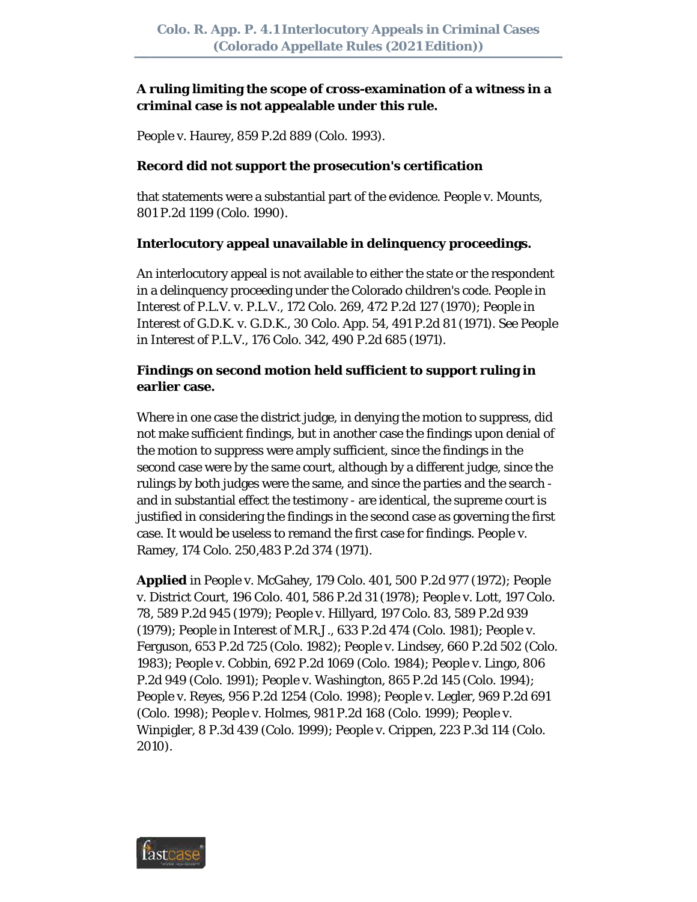**A ruling limiting the scope of cross-examination of a witness in a criminal case is not appealable under this rule.**

People v. Haurey, 859 P.2d 889 (Colo. 1993).

**Record did not support the prosecution's certification**

that statements were a substantial part of the evidence. People v. Mounts, 801 P.2d 1199 (Colo. 1990).

**Interlocutory appeal unavailable in delinquency proceedings.**

An interlocutory appeal is not available to either the state or the respondent in a delinquency proceeding under the Colorado children's code. People in Interest of P.L.V. v. P.L.V., 172 Colo. 269, 472 P.2d 127 (1970); People in Interest of G.D.K. v. G.D.K., 30 Colo. App. 54, 491 P.2d 81 (1971). See People in Interest of P.L.V., 176 Colo. 342, 490 P.2d 685 (1971).

**Findings on second motion held sufficient to support ruling in earlier case.**

Where in one case the district judge, in denying the motion to suppress, did not make sufficient findings, but in another case the findings upon denial of the motion to suppress were amply sufficient, since the findings in the second case were by the same court, although by a different judge, since the rulings by both judges were the same, and since the parties and the search - and in substantial effect the testimony - are identical, the supreme court is justified in considering the findings in the second case as governing the first case. It would be useless to remand the first case for findings. People v. Ramey, 174 Colo. 250,483 P.2d 374 (1971).

**Applied** in People v. McGahey, 179 Colo. 401, 500 P.2d 977 (1972); People v. District Court, 196 Colo. 401, 586 P.2d 31 (1978); People v. Lott, 197 Colo. 78, 589 P.2d 945 (1979); People v. Hillyard, 197 Colo. 83, 589 P.2d 939 (1979); People in Interest of M.R.J., 633 P.2d 474 (Colo. 1981); People v. Ferguson, 653 P.2d 725 (Colo. 1982); People v. Lindsey, 660 P.2d 502 (Colo. 1983); People v. Cobbin, 692 P.2d 1069 (Colo. 1984); People v. Lingo, 806 P.2d 949 (Colo. 1991); People v. Washington, 865 P.2d 145 (Colo. 1994); People v. Reyes, 956 P.2d 1254 (Colo. 1998); People v. Legler, 969 P.2d 691 (Colo. 1998); People v. Holmes, 981 P.2d 168 (Colo. 1999); People v. Winpigler, 8 P.3d 439 (Colo. 1999); People v. Crippen, 223 P.3d 114 (Colo. 2010).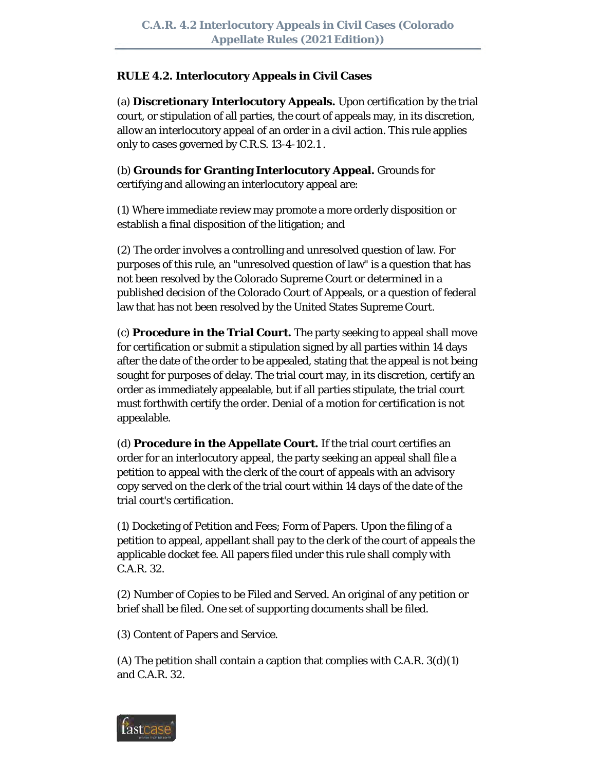**RULE 4.2. Interlocutory Appeals in Civil Cases**

(a) **Discretionary Interlocutory Appeals.** Upon certification by the trial court, or stipulation of all parties, the court of appeals may, in its discretion, allow an interlocutory appeal of an order in a civil action. This rule applies only to cases governed by C.R.S. 13-4-102.1 .

(b) **Grounds for Granting Interlocutory Appeal.** Grounds for certifying and allowing an interlocutory appeal are:

(1) Where immediate review may promote a more orderly disposition or establish a final disposition of the litigation; and

(2) The order involves a controlling and unresolved question of law. For purposes of this rule, an "unresolved question of law" is a question that has not been resolved by the Colorado Supreme Court or determined in a published decision of the Colorado Court of Appeals, or a question of federal law that has not been resolved by the United States Supreme Court.

(c) **Procedure in the Trial Court.** The party seeking to appeal shall move for certification or submit a stipulation signed by all parties within 14 days after the date of the order to be appealed, stating that the appeal is not being sought for purposes of delay. The trial court may, in its discretion, certify an order as immediately appealable, but if all parties stipulate, the trial court must forthwith certify the order. Denial of a motion for certification is not appealable.

(d) **Procedure in the Appellate Court.** If the trial court certifies an order for an interlocutory appeal, the party seeking an appeal shall file a petition to appeal with the clerk of the court of appeals with an advisory copy served on the clerk of the trial court within 14 days of the date of the trial court's certification.

(1) Docketing of Petition and Fees; Form of Papers. Upon the filing of a petition to appeal, appellant shall pay to the clerk of the court of appeals the applicable docket fee. All papers filed under this rule shall comply with C.A.R. 32.

(2) Number of Copies to be Filed and Served. An original of any petition or brief shall be filed. One set of supporting documents shall be filed.

(3) Content of Papers and Service.

(A) The petition shall contain a caption that complies with C.A.R. 3(d)(1) and C.A.R. 32.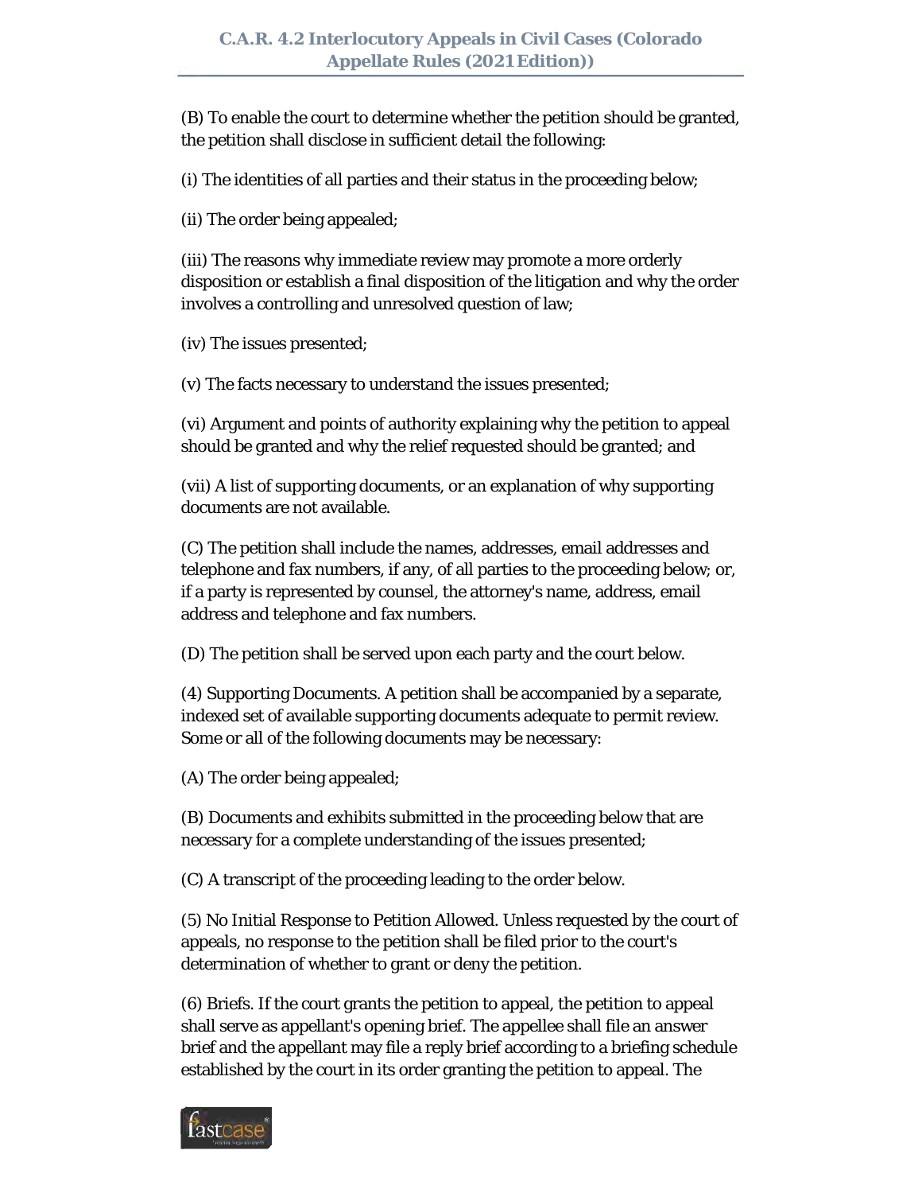(B) To enable the court to determine whether the petition should be granted, the petition shall disclose in sufficient detail the following:

(i) The identities of all parties and their status in the proceeding below;

(ii) The order being appealed;

(iii) The reasons why immediate review may promote a more orderly disposition or establish a final disposition of the litigation and why the order involves a controlling and unresolved question of law;

(iv) The issues presented;

(v) The facts necessary to understand the issues presented;

(vi) Argument and points of authority explaining why the petition to appeal should be granted and why the relief requested should be granted; and

(vii) A list of supporting documents, or an explanation of why supporting documents are not available.

(C) The petition shall include the names, addresses, email addresses and telephone and fax numbers, if any, of all parties to the proceeding below; or, if a party is represented by counsel, the attorney's name, address, email address and telephone and fax numbers.

(D) The petition shall be served upon each party and the court below.

(4) Supporting Documents. A petition shall be accompanied by a separate, indexed set of available supporting documents adequate to permit review. Some or all of the following documents may be necessary:

(A) The order being appealed;

(B) Documents and exhibits submitted in the proceeding below that are necessary for a complete understanding of the issues presented;

(C) A transcript of the proceeding leading to the order below.

(5) No Initial Response to Petition Allowed. Unless requested by the court of appeals, no response to the petition shall be filed prior to the court's determination of whether to grant or deny the petition.

(6) Briefs. If the court grants the petition to appeal, the petition to appeal shall serve as appellant's opening brief. The appellee shall file an answer brief and the appellant may file a reply brief according to a briefing schedule established by the court in its order granting the petition to appeal. The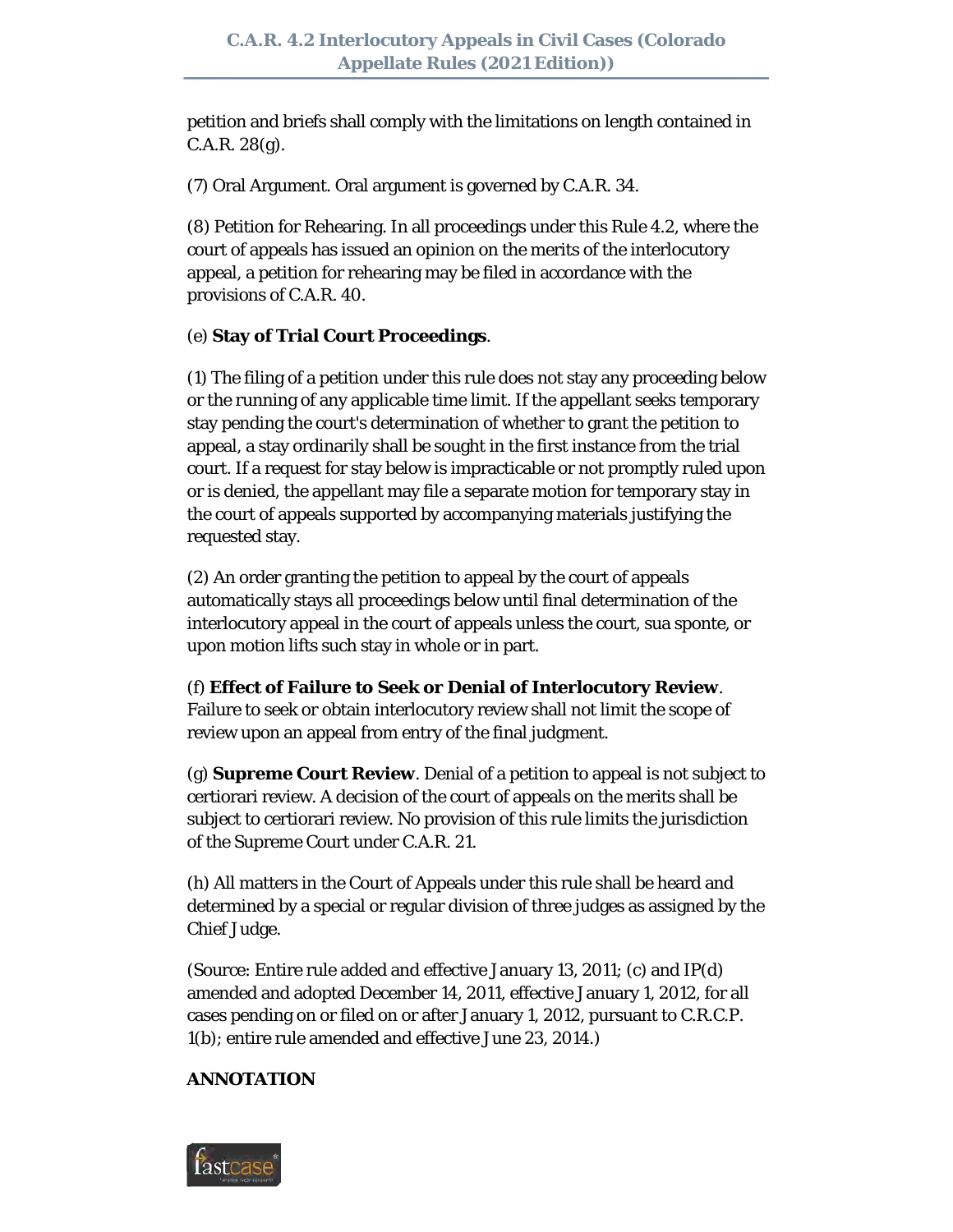petition and briefs shall comply with the limitations on length contained in C.A.R. 28(g).

(7) Oral Argument. Oral argument is governed by C.A.R. 34.

(8) Petition for Rehearing. In all proceedings under this Rule 4.2, where the court of appeals has issued an opinion on the merits of the interlocutory appeal, a petition for rehearing may be filed in accordance with the provisions of C.A.R. 40.

(e) **Stay of Trial Court Proceedings**.

(1) The filing of a petition under this rule does not stay any proceeding below or the running of any applicable time limit. If the appellant seeks temporary stay pending the court's determination of whether to grant the petition to appeal, a stay ordinarily shall be sought in the first instance from the trial court. If a request for stay below is impracticable or not promptly ruled upon or is denied, the appellant may file a separate motion for temporary stay in the court of appeals supported by accompanying materials justifying the requested stay.

(2) An order granting the petition to appeal by the court of appeals automatically stays all proceedings below until final determination of the interlocutory appeal in the court of appeals unless the court, sua sponte, or upon motion lifts such stay in whole or in part.

(f) **Effect of Failure to Seek or Denial of Interlocutory Review**. Failure to seek or obtain interlocutory review shall not limit the scope of review upon an appeal from entry of the final judgment.

(g) **Supreme Court Review**. Denial of a petition to appeal is not subject to certiorari review. A decision of the court of appeals on the merits shall be subject to certiorari review. No provision of this rule limits the jurisdiction of the Supreme Court under C.A.R. 21.

(h) All matters in the Court of Appeals under this rule shall be heard and determined by a special or regular division of three judges as assigned by the Chief Judge.

(Source: Entire rule added and effective January 13, 2011; (c) and IP(d) amended and adopted December 14, 2011, effective January 1, 2012, for all cases pending on or filed on or after January 1, 2012, pursuant to C.R.C.P. 1(b); entire rule amended and effective June 23, 2014.)

**ANNOTATION**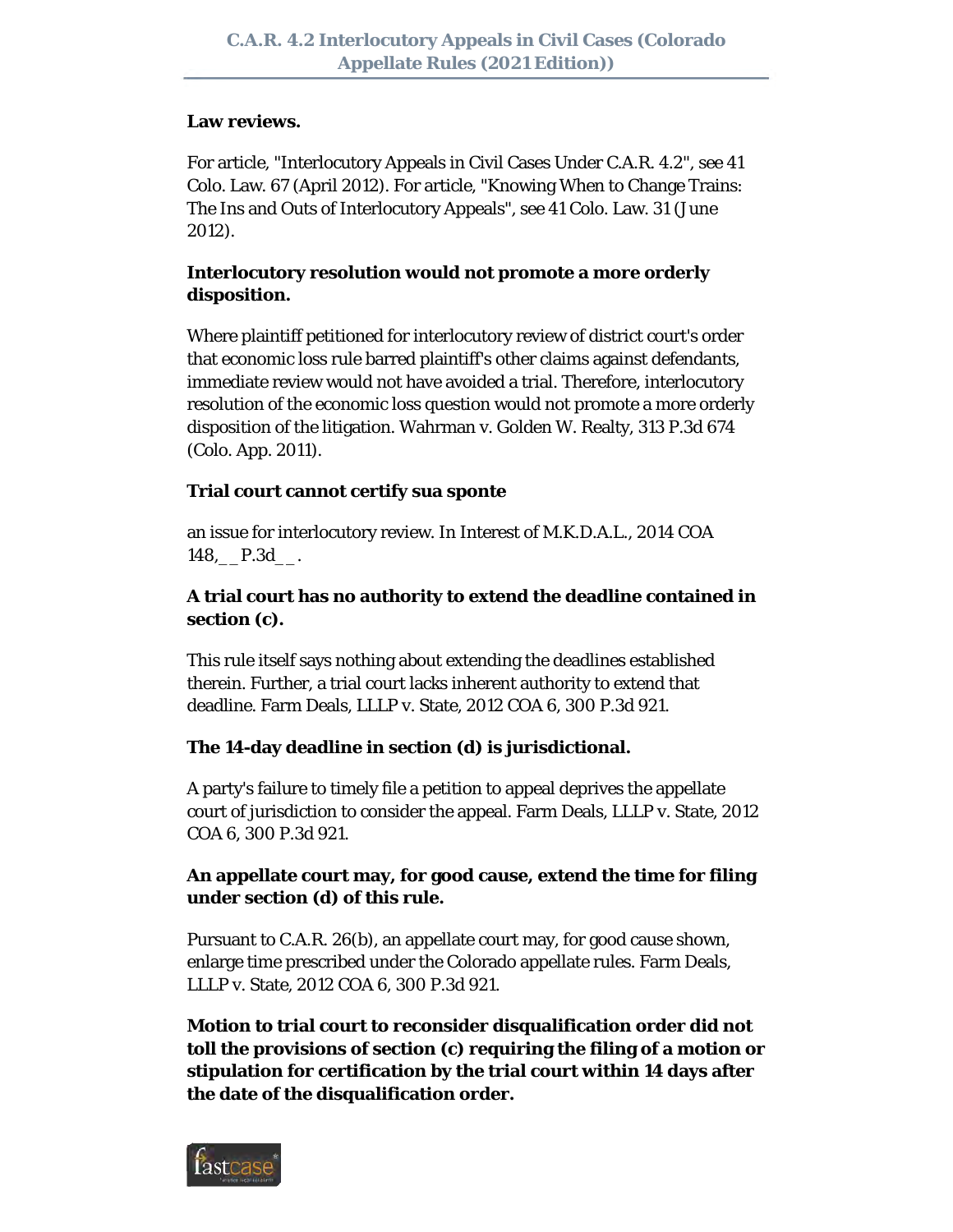**Law reviews.**

For article, "Interlocutory Appeals in Civil Cases Under C.A.R. 4.2", see 41 Colo. Law. 67 (April 2012). For article, "Knowing When to Change Trains: The Ins and Outs of Interlocutory Appeals", see 41 Colo. Law. 31 (June 2012).

**Interlocutory resolution would not promote a more orderly disposition.**

Where plaintiff petitioned for interlocutory review of district court's order that economic loss rule barred plaintiff's other claims against defendants, immediate review would not have avoided a trial. Therefore, interlocutory resolution of the economic loss question would not promote a more orderly disposition of the litigation. Wahrman v. Golden W. Realty, 313 P.3d 674 (Colo. App. 2011).

**Trial court cannot certify sua sponte**

an issue for interlocutory review. In Interest of M.K.D.A.L., 2014 COA 148,__ P.3d__.

**A trial court has no authority to extend the deadline contained in section (c).**

This rule itself says nothing about extending the deadlines established therein. Further, a trial court lacks inherent authority to extend that deadline. Farm Deals, LLLP v. State, 2012 COA 6, 300 P.3d 921.

**The 14-day deadline in section (d) is jurisdictional.**

A party's failure to timely file a petition to appeal deprives the appellate court of jurisdiction to consider the appeal. Farm Deals, LLLP v. State, 2012 COA 6, 300 P.3d 921.

**An appellate court may, for good cause, extend the time for filing under section (d) of this rule.**

Pursuant to C.A.R. 26(b), an appellate court may, for good cause shown, enlarge time prescribed under the Colorado appellate rules. Farm Deals, LLLP v. State, 2012 COA 6, 300 P.3d 921.

**Motion to trial court to reconsider disqualification order did not toll the provisions of section (c) requiring the filing of a motion or stipulation for certification by the trial court within 14 days after the date of the disqualification order.**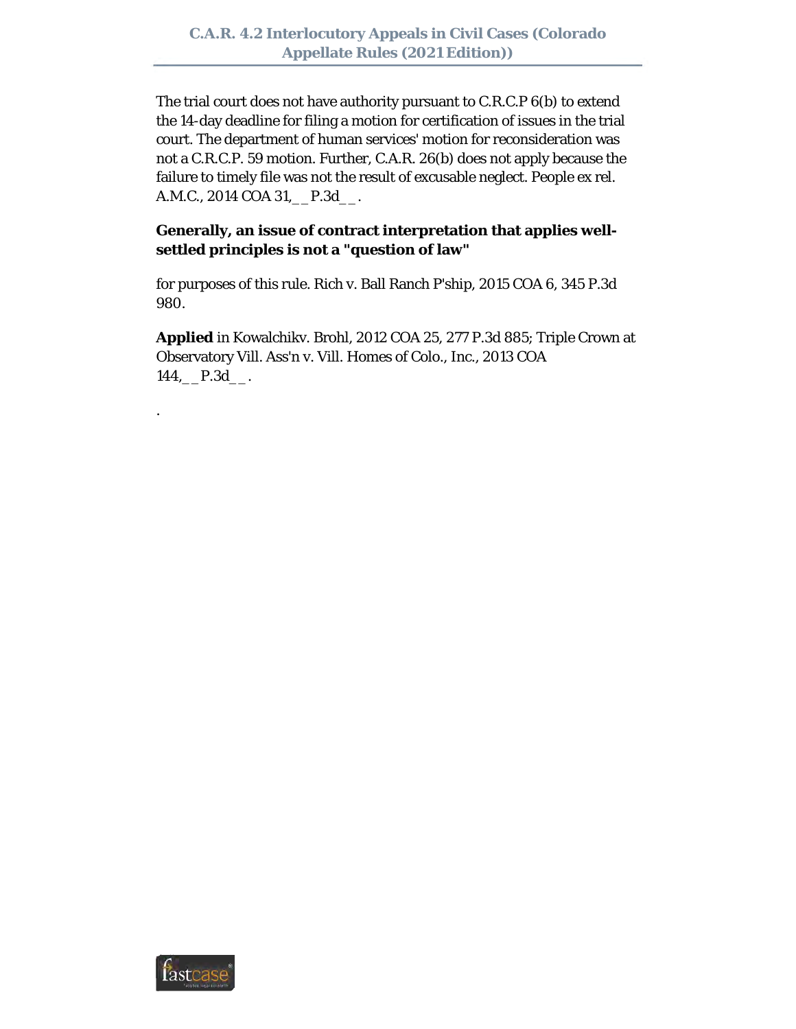The trial court does not have authority pursuant to C.R.C.P 6(b) to extend the 14-day deadline for filing a motion for certification of issues in the trial court. The department of human services' motion for reconsideration was not a C.R.C.P. 59 motion. Further, C.A.R. 26(b) does not apply because the failure to timely file was not the result of excusable neglect. People ex rel. A.M.C., 2014 COA 31,__P.3d__.

**Generally, an issue of contract interpretation that applies well-settled principles is not a "question of law"**

for purposes of this rule. Rich v. Ball Ranch P'ship, 2015 COA 6, 345 P.3d 980.

**Applied** in Kowalchikv. Brohl, 2012 COA 25, 277 P.3d 885; Triple Crown at Observatory Vill. Ass'n v. Vill. Homes of Colo., Inc., 2013 COA 144,__P.3d__.

.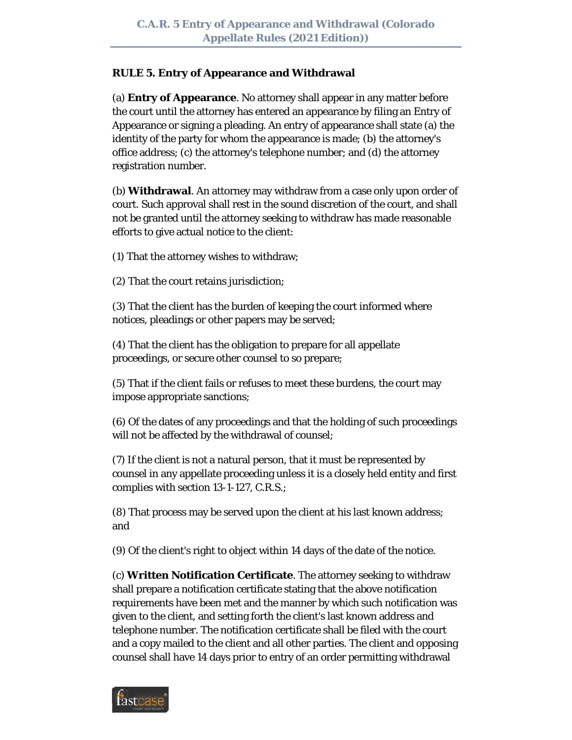**RULE 5. Entry of Appearance and Withdrawal**

(a) **Entry of Appearance**. No attorney shall appear in any matter before the court until the attorney has entered an appearance by filing an Entry of Appearance or signing a pleading. An entry of appearance shall state (a) the identity of the party for whom the appearance is made; (b) the attorney's office address; (c) the attorney's telephone number; and (d) the attorney registration number.

(b) **Withdrawal**. An attorney may withdraw from a case only upon order of court. Such approval shall rest in the sound discretion of the court, and shall not be granted until the attorney seeking to withdraw has made reasonable efforts to give actual notice to the client:

(1) That the attorney wishes to withdraw;

(2) That the court retains jurisdiction;

(3) That the client has the burden of keeping the court informed where notices, pleadings or other papers may be served;

(4) That the client has the obligation to prepare for all appellate proceedings, or secure other counsel to so prepare;

(5) That if the client fails or refuses to meet these burdens, the court may impose appropriate sanctions;

(6) Of the dates of any proceedings and that the holding of such proceedings will not be affected by the withdrawal of counsel;

(7) If the client is not a natural person, that it must be represented by counsel in any appellate proceeding unless it is a closely held entity and first complies with section 13-1-127, C.R.S.;

(8) That process may be served upon the client at his last known address; and

(9) Of the client's right to object within 14 days of the date of the notice.

(c) **Written Notification Certificate**. The attorney seeking to withdraw shall prepare a notification certificate stating that the above notification requirements have been met and the manner by which such notification was given to the client, and setting forth the client's last known address and telephone number. The notification certificate shall be filed with the court and a copy mailed to the client and all other parties. The client and opposing counsel shall have 14 days prior to entry of an order permitting withdrawal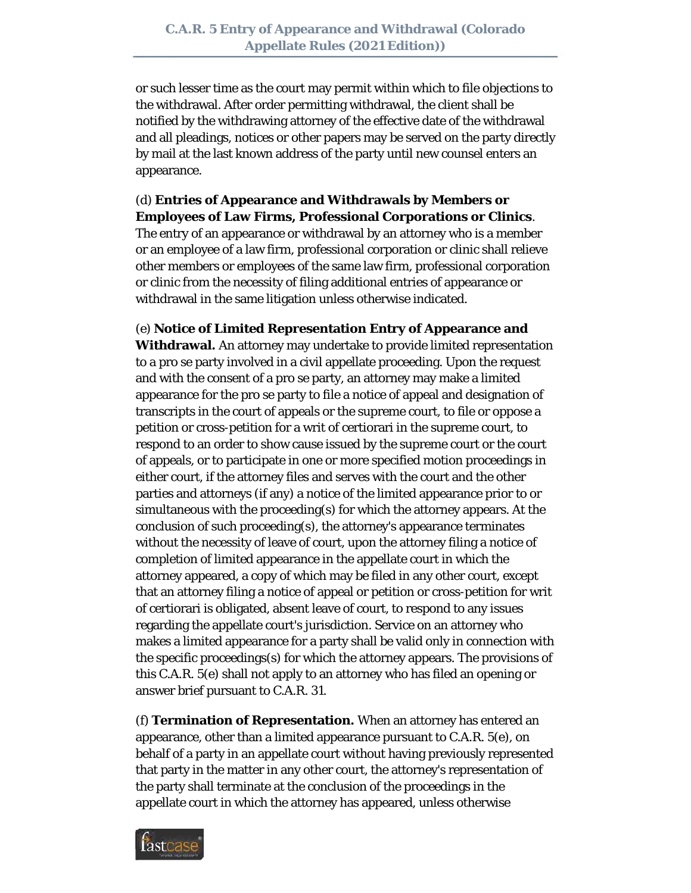or such lesser time as the court may permit within which to file objections to the withdrawal. After order permitting withdrawal, the client shall be notified by the withdrawing attorney of the effective date of the withdrawal and all pleadings, notices or other papers may be served on the party directly by mail at the last known address of the party until new counsel enters an appearance.

(d) **Entries of Appearance and Withdrawals by Members or Employees of Law Firms, Professional Corporations or Clinics**. The entry of an appearance or withdrawal by an attorney who is a member or an employee of a law firm, professional corporation or clinic shall relieve other members or employees of the same law firm, professional corporation or clinic from the necessity of filing additional entries of appearance or withdrawal in the same litigation unless otherwise indicated.

(e) **Notice of Limited Representation Entry of Appearance and Withdrawal.** An attorney may undertake to provide limited representation to a pro se party involved in a civil appellate proceeding. Upon the request and with the consent of a pro se party, an attorney may make a limited appearance for the pro se party to file a notice of appeal and designation of transcripts in the court of appeals or the supreme court, to file or oppose a petition or cross-petition for a writ of certiorari in the supreme court, to respond to an order to show cause issued by the supreme court or the court of appeals, or to participate in one or more specified motion proceedings in either court, if the attorney files and serves with the court and the other parties and attorneys (if any) a notice of the limited appearance prior to or simultaneous with the proceeding(s) for which the attorney appears. At the conclusion of such proceeding(s), the attorney's appearance terminates without the necessity of leave of court, upon the attorney filing a notice of completion of limited appearance in the appellate court in which the attorney appeared, a copy of which may be filed in any other court, except that an attorney filing a notice of appeal or petition or cross-petition for writ of certiorari is obligated, absent leave of court, to respond to any issues regarding the appellate court's jurisdiction. Service on an attorney who makes a limited appearance for a party shall be valid only in connection with the specific proceedings(s) for which the attorney appears. The provisions of this C.A.R. 5(e) shall not apply to an attorney who has filed an opening or answer brief pursuant to C.A.R. 31.

(f) **Termination of Representation.** When an attorney has entered an appearance, other than a limited appearance pursuant to C.A.R. 5(e), on behalf of a party in an appellate court without having previously represented that party in the matter in any other court, the attorney's representation of the party shall terminate at the conclusion of the proceedings in the appellate court in which the attorney has appeared, unless otherwise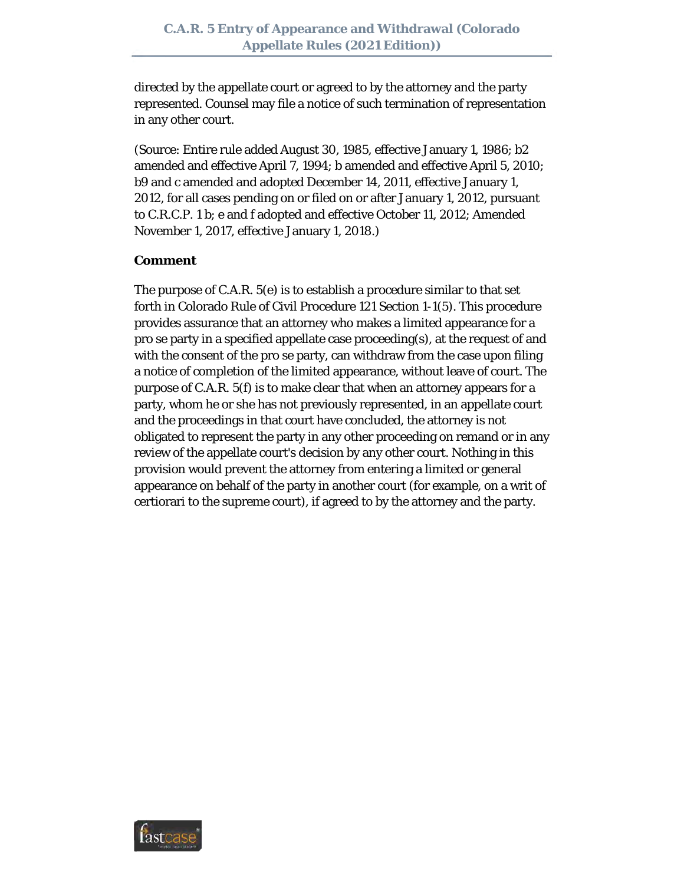directed by the appellate court or agreed to by the attorney and the party represented. Counsel may file a notice of such termination of representation in any other court.

(Source: Entire rule added August 30, 1985, effective January 1, 1986; b2 amended and effective April 7, 1994; b amended and effective April 5, 2010; b9 and c amended and adopted December 14, 2011, effective January 1, 2012, for all cases pending on or filed on or after January 1, 2012, pursuant to C.R.C.P. 1 b; e and f adopted and effective October 11, 2012; Amended November 1, 2017, effective January 1, 2018.)

**Comment**

The purpose of C.A.R. 5(e) is to establish a procedure similar to that set forth in Colorado Rule of Civil Procedure 121 Section 1-1(5). This procedure provides assurance that an attorney who makes a limited appearance for a pro se party in a specified appellate case proceeding(s), at the request of and with the consent of the pro se party, can withdraw from the case upon filing a notice of completion of the limited appearance, without leave of court. The purpose of C.A.R. 5(f) is to make clear that when an attorney appears for a party, whom he or she has not previously represented, in an appellate court and the proceedings in that court have concluded, the attorney is not obligated to represent the party in any other proceeding on remand or in any review of the appellate court's decision by any other court. Nothing in this provision would prevent the attorney from entering a limited or general appearance on behalf of the party in another court (for example, on a writ of certiorari to the supreme court), if agreed to by the attorney and the party.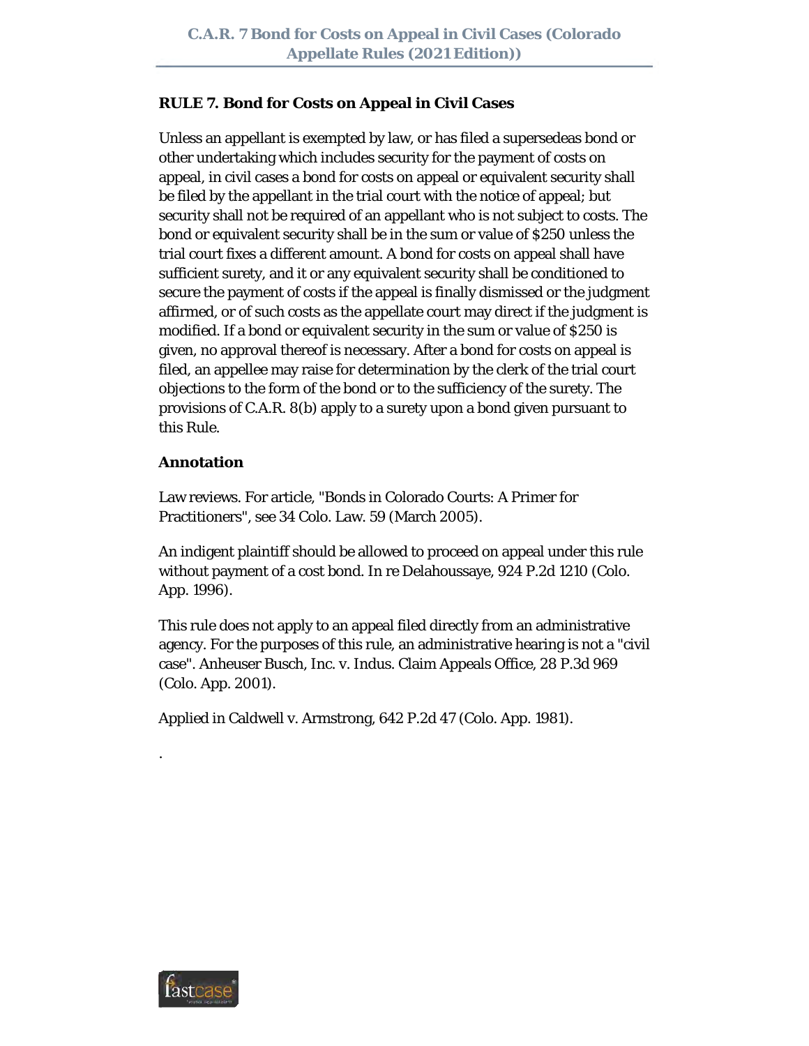**RULE 7. Bond for Costs on Appeal in Civil Cases**

Unless an appellant is exempted by law, or has filed a supersedeas bond or other undertaking which includes security for the payment of costs on appeal, in civil cases a bond for costs on appeal or equivalent security shall be filed by the appellant in the trial court with the notice of appeal; but security shall not be required of an appellant who is not subject to costs. The bond or equivalent security shall be in the sum or value of $250 unless the trial court fixes a different amount. A bond for costs on appeal shall have sufficient surety, and it or any equivalent security shall be conditioned to secure the payment of costs if the appeal is finally dismissed or the judgment affirmed, or of such costs as the appellate court may direct if the judgment is modified. If a bond or equivalent security in the sum or value of $250 is given, no approval thereof is necessary. After a bond for costs on appeal is filed, an appellee may raise for determination by the clerk of the trial court objections to the form of the bond or to the sufficiency of the surety. The provisions of C.A.R. 8(b) apply to a surety upon a bond given pursuant to this Rule.

**Annotation**

Law reviews. For article, "Bonds in Colorado Courts: A Primer for Practitioners", see 34 Colo. Law. 59 (March 2005).

An indigent plaintiff should be allowed to proceed on appeal under this rule without payment of a cost bond. In re Delahoussaye, 924 P.2d 1210 (Colo. App. 1996).

This rule does not apply to an appeal filed directly from an administrative agency. For the purposes of this rule, an administrative hearing is not a "civil case". Anheuser Busch, Inc. v. Indus. Claim Appeals Office, 28 P.3d 969 (Colo. App. 2001).

Applied in Caldwell v. Armstrong, 642 P.2d 47 (Colo. App. 1981).

.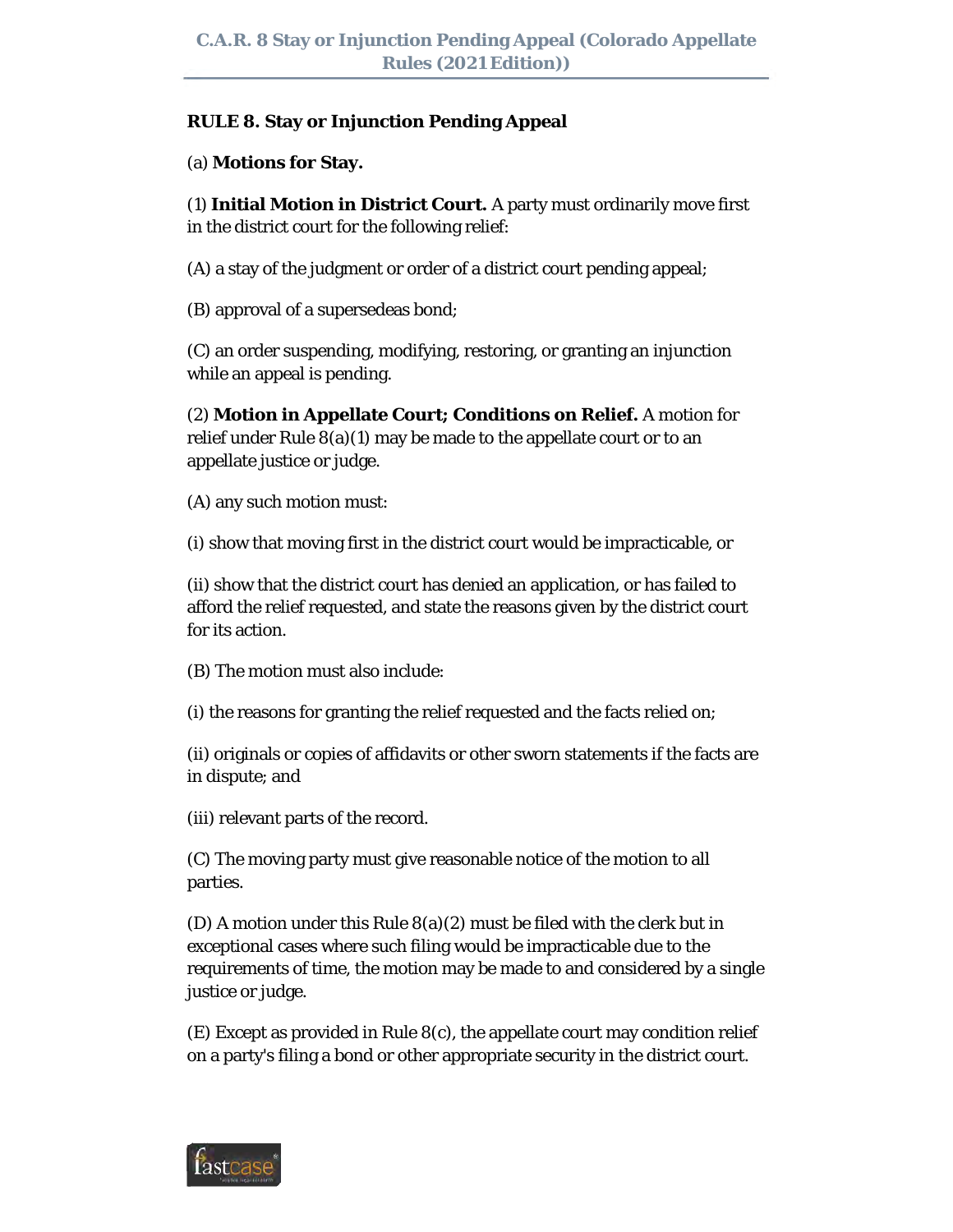**RULE 8. Stay or Injunction Pending Appeal**

(a) **Motions for Stay.**

(1) **Initial Motion in District Court.** A party must ordinarily move first in the district court for the following relief:

(A) a stay of the judgment or order of a district court pending appeal;

(B) approval of a supersedeas bond;

(C) an order suspending, modifying, restoring, or granting an injunction while an appeal is pending.

(2) **Motion in Appellate Court; Conditions on Relief.** A motion for relief under Rule 8(a)(1) may be made to the appellate court or to an appellate justice or judge.

(A) any such motion must:

(i) show that moving first in the district court would be impracticable, or

(ii) show that the district court has denied an application, or has failed to afford the relief requested, and state the reasons given by the district court for its action.

(B) The motion must also include:

(i) the reasons for granting the relief requested and the facts relied on;

(ii) originals or copies of affidavits or other sworn statements if the facts are in dispute; and

(iii) relevant parts of the record.

(C) The moving party must give reasonable notice of the motion to all parties.

(D) A motion under this Rule 8(a)(2) must be filed with the clerk but in exceptional cases where such filing would be impracticable due to the requirements of time, the motion may be made to and considered by a single justice or judge.

(E) Except as provided in Rule 8(c), the appellate court may condition relief on a party's filing a bond or other appropriate security in the district court.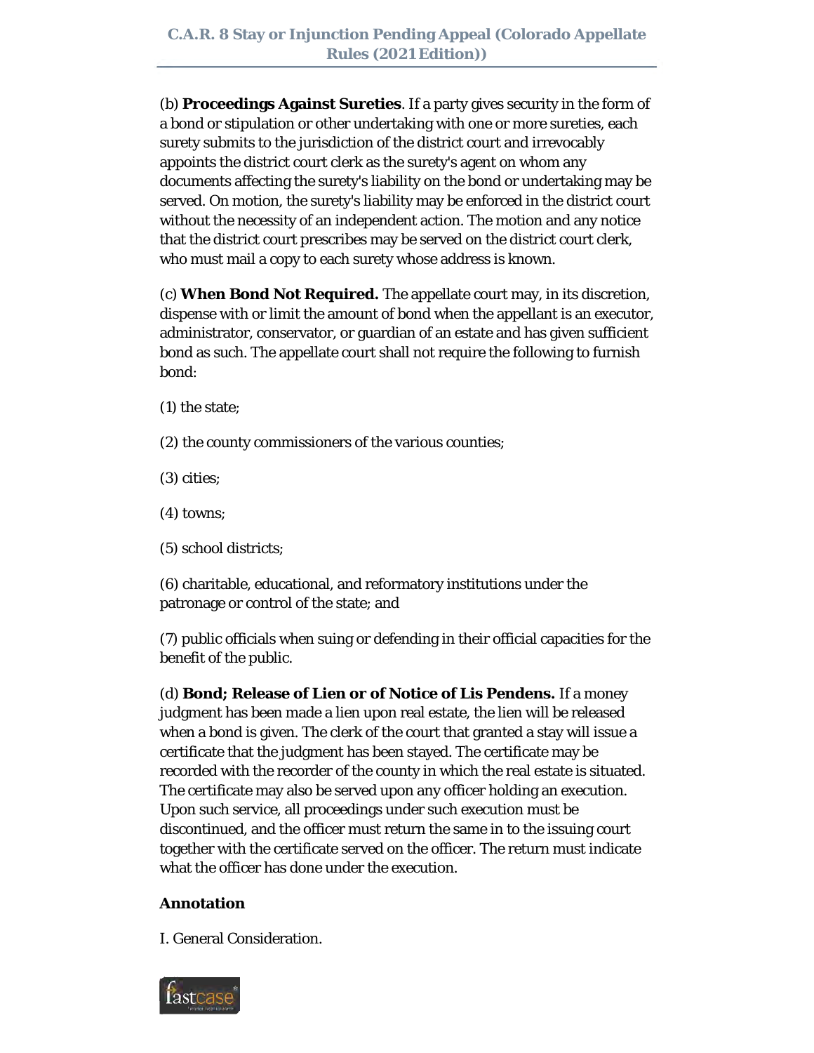(b) **Proceedings Against Sureties**. If a party gives security in the form of a bond or stipulation or other undertaking with one or more sureties, each surety submits to the jurisdiction of the district court and irrevocably appoints the district court clerk as the surety's agent on whom any documents affecting the surety's liability on the bond or undertaking may be served. On motion, the surety's liability may be enforced in the district court without the necessity of an independent action. The motion and any notice that the district court prescribes may be served on the district court clerk, who must mail a copy to each surety whose address is known.

(c) **When Bond Not Required.** The appellate court may, in its discretion, dispense with or limit the amount of bond when the appellant is an executor, administrator, conservator, or guardian of an estate and has given sufficient bond as such. The appellate court shall not require the following to furnish bond:

(1) the state;

(2) the county commissioners of the various counties;

(3) cities;

(4) towns;

(5) school districts;

(6) charitable, educational, and reformatory institutions under the patronage or control of the state; and

(7) public officials when suing or defending in their official capacities for the benefit of the public.

(d) **Bond; Release of Lien or of Notice of Lis Pendens.** If a money judgment has been made a lien upon real estate, the lien will be released when a bond is given. The clerk of the court that granted a stay will issue a certificate that the judgment has been stayed. The certificate may be recorded with the recorder of the county in which the real estate is situated. The certificate may also be served upon any officer holding an execution. Upon such service, all proceedings under such execution must be discontinued, and the officer must return the same in to the issuing court together with the certificate served on the officer. The return must indicate what the officer has done under the execution.

**Annotation**

I. General Consideration.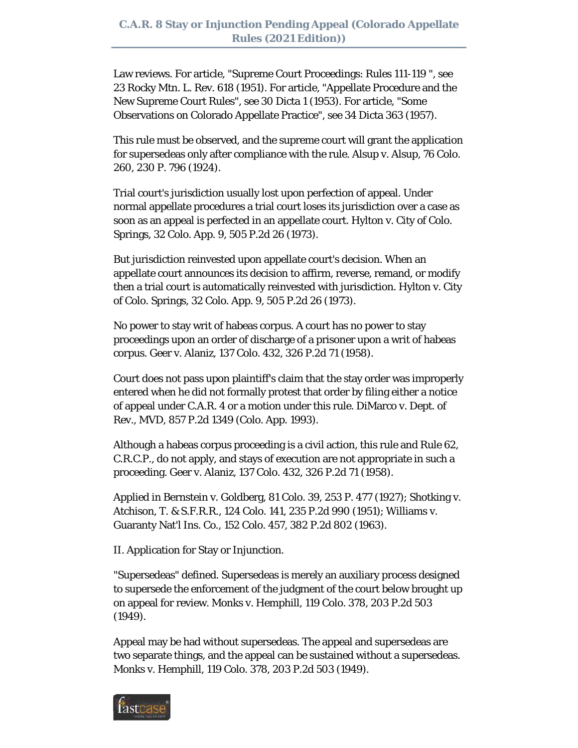Law reviews. For article, "Supreme Court Proceedings: Rules 111-119 ", see 23 Rocky Mtn. L. Rev. 618 (1951). For article, "Appellate Procedure and the New Supreme Court Rules", see 30 Dicta 1 (1953). For article, "Some Observations on Colorado Appellate Practice", see 34 Dicta 363 (1957).

This rule must be observed, and the supreme court will grant the application for supersedeas only after compliance with the rule. Alsup v. Alsup, 76 Colo. 260, 230 P. 796 (1924).

Trial court's jurisdiction usually lost upon perfection of appeal. Under normal appellate procedures a trial court loses its jurisdiction over a case as soon as an appeal is perfected in an appellate court. Hylton v. City of Colo. Springs, 32 Colo. App. 9, 505 P.2d 26 (1973).

But jurisdiction reinvested upon appellate court's decision. When an appellate court announces its decision to affirm, reverse, remand, or modify then a trial court is automatically reinvested with jurisdiction. Hylton v. City of Colo. Springs, 32 Colo. App. 9, 505 P.2d 26 (1973).

No power to stay writ of habeas corpus. A court has no power to stay proceedings upon an order of discharge of a prisoner upon a writ of habeas corpus. Geer v. Alaniz, 137 Colo. 432, 326 P.2d 71 (1958).

Court does not pass upon plaintiff's claim that the stay order was improperly entered when he did not formally protest that order by filing either a notice of appeal under C.A.R. 4 or a motion under this rule. DiMarco v. Dept. of Rev., MVD, 857 P.2d 1349 (Colo. App. 1993).

Although a habeas corpus proceeding is a civil action, this rule and Rule 62, C.R.C.P., do not apply, and stays of execution are not appropriate in such a proceeding. Geer v. Alaniz, 137 Colo. 432, 326 P.2d 71 (1958).

Applied in Bernstein v. Goldberg, 81 Colo. 39, 253 P. 477 (1927); Shotking v. Atchison, T. & S.F.R.R., 124 Colo. 141, 235 P.2d 990 (1951); Williams v. Guaranty Nat'l Ins. Co., 152 Colo. 457, 382 P.2d 802 (1963).

II. Application for Stay or Injunction.

"Supersedeas" defined. Supersedeas is merely an auxiliary process designed to supersede the enforcement of the judgment of the court below brought up on appeal for review. Monks v. Hemphill, 119 Colo. 378, 203 P.2d 503 (1949).

Appeal may be had without supersedeas. The appeal and supersedeas are two separate things, and the appeal can be sustained without a supersedeas. Monks v. Hemphill, 119 Colo. 378, 203 P.2d 503 (1949).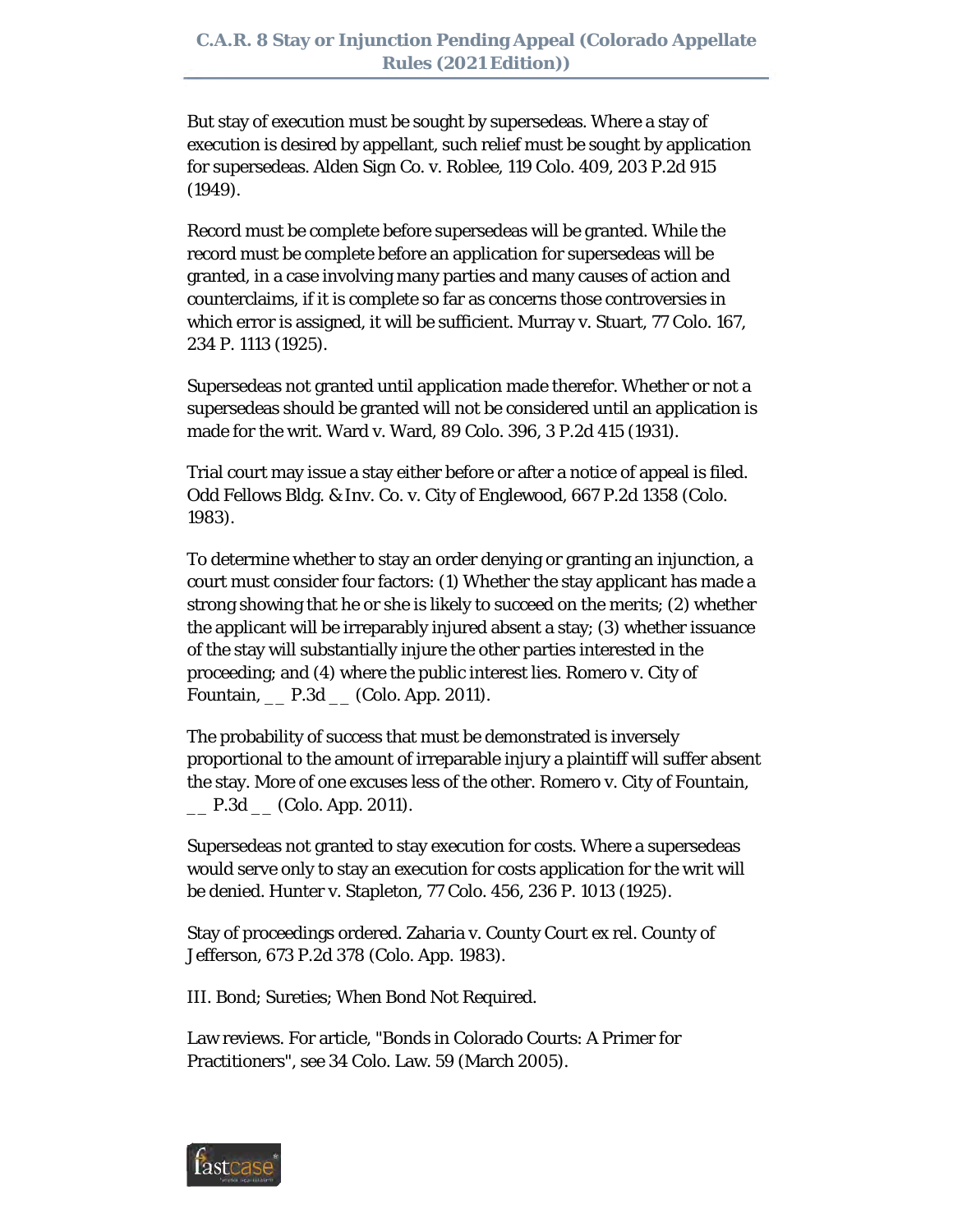But stay of execution must be sought by supersedeas. Where a stay of execution is desired by appellant, such relief must be sought by application for supersedeas. Alden Sign Co. v. Roblee, 119 Colo. 409, 203 P.2d 915 (1949).

Record must be complete before supersedeas will be granted. While the record must be complete before an application for supersedeas will be granted, in a case involving many parties and many causes of action and counterclaims, if it is complete so far as concerns those controversies in which error is assigned, it will be sufficient. Murray v. Stuart, 77 Colo. 167, 234 P. 1113 (1925).

Supersedeas not granted until application made therefor. Whether or not a supersedeas should be granted will not be considered until an application is made for the writ. Ward v. Ward, 89 Colo. 396, 3 P.2d 415 (1931).

Trial court may issue a stay either before or after a notice of appeal is filed. Odd Fellows Bldg. & Inv. Co. v. City of Englewood, 667 P.2d 1358 (Colo. 1983).

To determine whether to stay an order denying or granting an injunction, a court must consider four factors: (1) Whether the stay applicant has made a strong showing that he or she is likely to succeed on the merits; (2) whether the applicant will be irreparably injured absent a stay; (3) whether issuance of the stay will substantially injure the other parties interested in the proceeding; and (4) where the public interest lies. Romero v. City of Fountain, __ P.3d __ (Colo. App. 2011).

The probability of success that must be demonstrated is inversely proportional to the amount of irreparable injury a plaintiff will suffer absent the stay. More of one excuses less of the other. Romero v. City of Fountain, __ P.3d __ (Colo. App. 2011).

Supersedeas not granted to stay execution for costs. Where a supersedeas would serve only to stay an execution for costs application for the writ will be denied. Hunter v. Stapleton, 77 Colo. 456, 236 P. 1013 (1925).

Stay of proceedings ordered. Zaharia v. County Court ex rel. County of Jefferson, 673 P.2d 378 (Colo. App. 1983).

III. Bond; Sureties; When Bond Not Required.

Law reviews. For article, "Bonds in Colorado Courts: A Primer for Practitioners", see 34 Colo. Law. 59 (March 2005).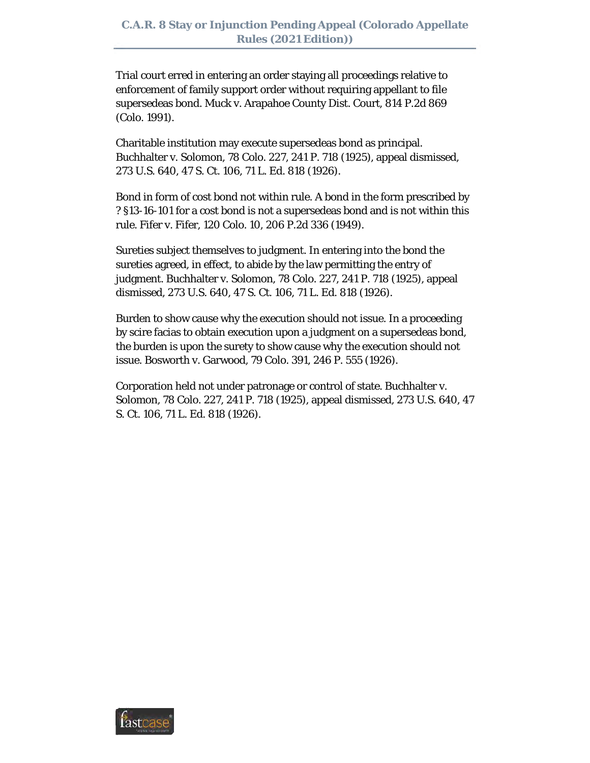Trial court erred in entering an order staying all proceedings relative to enforcement of family support order without requiring appellant to file supersedeas bond. Muck v. Arapahoe County Dist. Court, 814 P.2d 869 (Colo. 1991).

Charitable institution may execute supersedeas bond as principal. Buchhalter v. Solomon, 78 Colo. 227, 241 P. 718 (1925), appeal dismissed, 273 U.S. 640, 47 S. Ct. 106, 71 L. Ed. 818 (1926).

Bond in form of cost bond not within rule. A bond in the form prescribed by ? §13-16-101 for a cost bond is not a supersedeas bond and is not within this rule. Fifer v. Fifer, 120 Colo. 10, 206 P.2d 336 (1949).

Sureties subject themselves to judgment. In entering into the bond the sureties agreed, in effect, to abide by the law permitting the entry of judgment. Buchhalter v. Solomon, 78 Colo. 227, 241 P. 718 (1925), appeal dismissed, 273 U.S. 640, 47 S. Ct. 106, 71 L. Ed. 818 (1926).

Burden to show cause why the execution should not issue. In a proceeding by scire facias to obtain execution upon a judgment on a supersedeas bond, the burden is upon the surety to show cause why the execution should not issue. Bosworth v. Garwood, 79 Colo. 391, 246 P. 555 (1926).

Corporation held not under patronage or control of state. Buchhalter v. Solomon, 78 Colo. 227, 241 P. 718 (1925), appeal dismissed, 273 U.S. 640, 47 S. Ct. 106, 71 L. Ed. 818 (1926).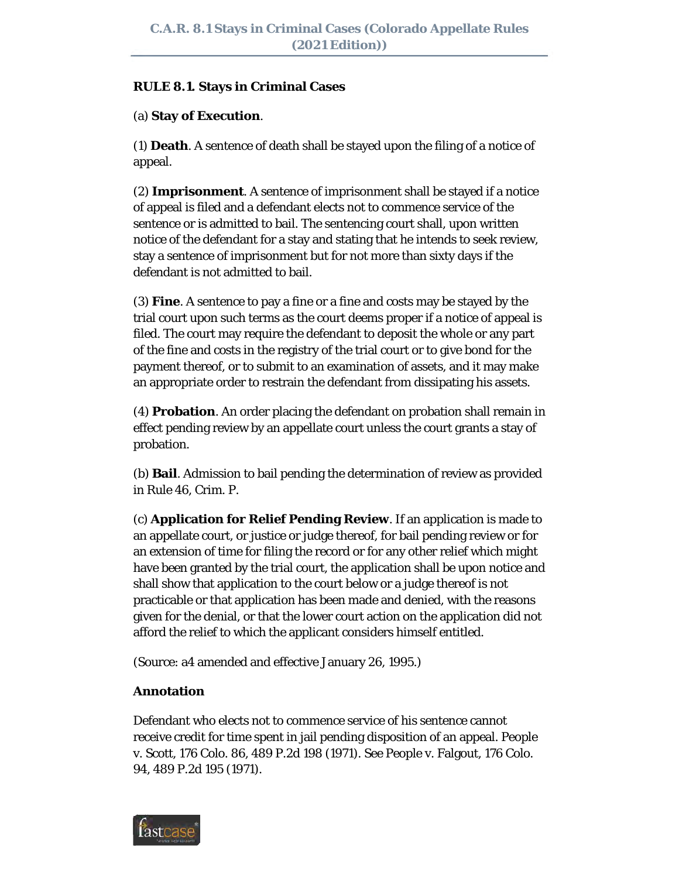## RULE 8.1. Stays in Criminal Cases

(a) **Stay of Execution**.

(1) **Death**. A sentence of death shall be stayed upon the filing of a notice of appeal.

(2) **Imprisonment**. A sentence of imprisonment shall be stayed if a notice of appeal is filed and a defendant elects not to commence service of the sentence or is admitted to bail. The sentencing court shall, upon written notice of the defendant for a stay and stating that he intends to seek review, stay a sentence of imprisonment but for not more than sixty days if the defendant is not admitted to bail.

(3) **Fine**. A sentence to pay a fine or a fine and costs may be stayed by the trial court upon such terms as the court deems proper if a notice of appeal is filed. The court may require the defendant to deposit the whole or any part of the fine and costs in the registry of the trial court or to give bond for the payment thereof, or to submit to an examination of assets, and it may make an appropriate order to restrain the defendant from dissipating his assets.

(4) **Probation**. An order placing the defendant on probation shall remain in effect pending review by an appellate court unless the court grants a stay of probation.

(b) **Bail**. Admission to bail pending the determination of review as provided in Rule 46, Crim. P.

(c) **Application for Relief Pending Review**. If an application is made to an appellate court, or justice or judge thereof, for bail pending review or for an extension of time for filing the record or for any other relief which might have been granted by the trial court, the application shall be upon notice and shall show that application to the court below or a judge thereof is not practicable or that application has been made and denied, with the reasons given for the denial, or that the lower court action on the application did not afford the relief to which the applicant considers himself entitled.

(Source: a4 amended and effective January 26, 1995.)

### Annotation

Defendant who elects not to commence service of his sentence cannot receive credit for time spent in jail pending disposition of an appeal. People v. Scott, 176 Colo. 86, 489 P.2d 198 (1971). See People v. Falgout, 176 Colo. 94, 489 P.2d 195 (1971).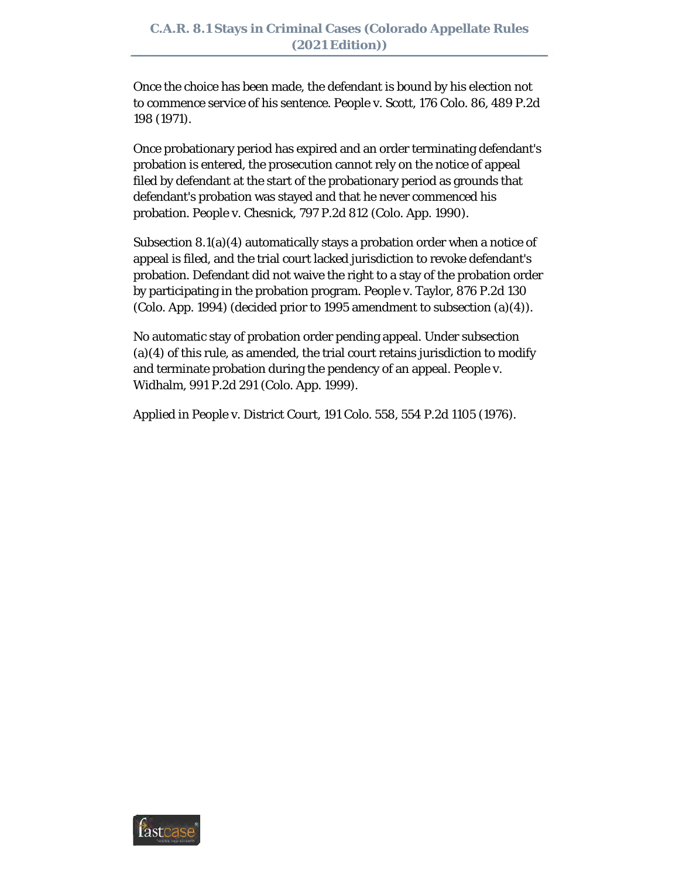Once the choice has been made, the defendant is bound by his election not to commence service of his sentence. People v. Scott, 176 Colo. 86, 489 P.2d 198 (1971).

Once probationary period has expired and an order terminating defendant's probation is entered, the prosecution cannot rely on the notice of appeal filed by defendant at the start of the probationary period as grounds that defendant's probation was stayed and that he never commenced his probation. People v. Chesnick, 797 P.2d 812 (Colo. App. 1990).

Subsection 8.1(a)(4) automatically stays a probation order when a notice of appeal is filed, and the trial court lacked jurisdiction to revoke defendant's probation. Defendant did not waive the right to a stay of the probation order by participating in the probation program. People v. Taylor, 876 P.2d 130 (Colo. App. 1994) (decided prior to 1995 amendment to subsection (a)(4)).

No automatic stay of probation order pending appeal. Under subsection (a)(4) of this rule, as amended, the trial court retains jurisdiction to modify and terminate probation during the pendency of an appeal. People v. Widhalm, 991 P.2d 291 (Colo. App. 1999).

Applied in People v. District Court, 191 Colo. 558, 554 P.2d 1105 (1976).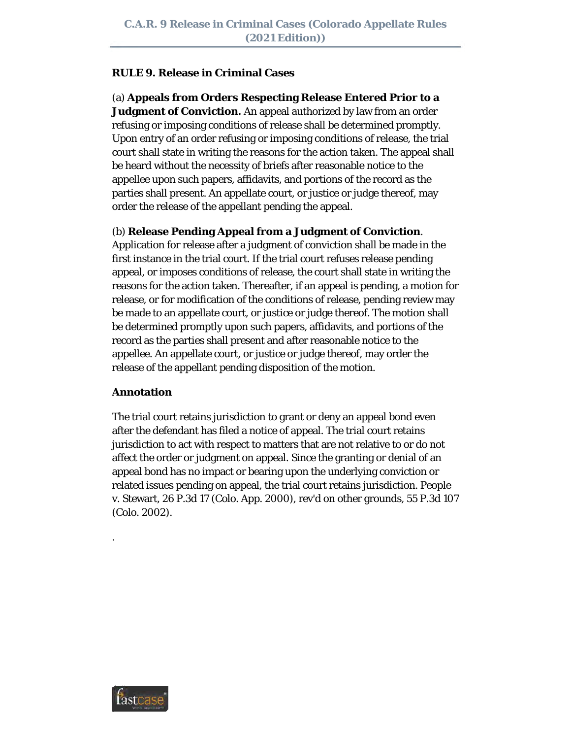**RULE 9. Release in Criminal Cases**

(a) **Appeals from Orders Respecting Release Entered Prior to a Judgment of Conviction.** An appeal authorized by law from an order refusing or imposing conditions of release shall be determined promptly. Upon entry of an order refusing or imposing conditions of release, the trial court shall state in writing the reasons for the action taken. The appeal shall be heard without the necessity of briefs after reasonable notice to the appellee upon such papers, affidavits, and portions of the record as the parties shall present. An appellate court, or justice or judge thereof, may order the release of the appellant pending the appeal.

(b) **Release Pending Appeal from a Judgment of Conviction**. Application for release after a judgment of conviction shall be made in the first instance in the trial court. If the trial court refuses release pending appeal, or imposes conditions of release, the court shall state in writing the reasons for the action taken. Thereafter, if an appeal is pending, a motion for release, or for modification of the conditions of release, pending review may be made to an appellate court, or justice or judge thereof. The motion shall be determined promptly upon such papers, affidavits, and portions of the record as the parties shall present and after reasonable notice to the appellee. An appellate court, or justice or judge thereof, may order the release of the appellant pending disposition of the motion.

**Annotation**

The trial court retains jurisdiction to grant or deny an appeal bond even after the defendant has filed a notice of appeal. The trial court retains jurisdiction to act with respect to matters that are not relative to or do not affect the order or judgment on appeal. Since the granting or denial of an appeal bond has no impact or bearing upon the underlying conviction or related issues pending on appeal, the trial court retains jurisdiction. People v. Stewart, 26 P.3d 17 (Colo. App. 2000), rev'd on other grounds, 55 P.3d 107 (Colo. 2002).

.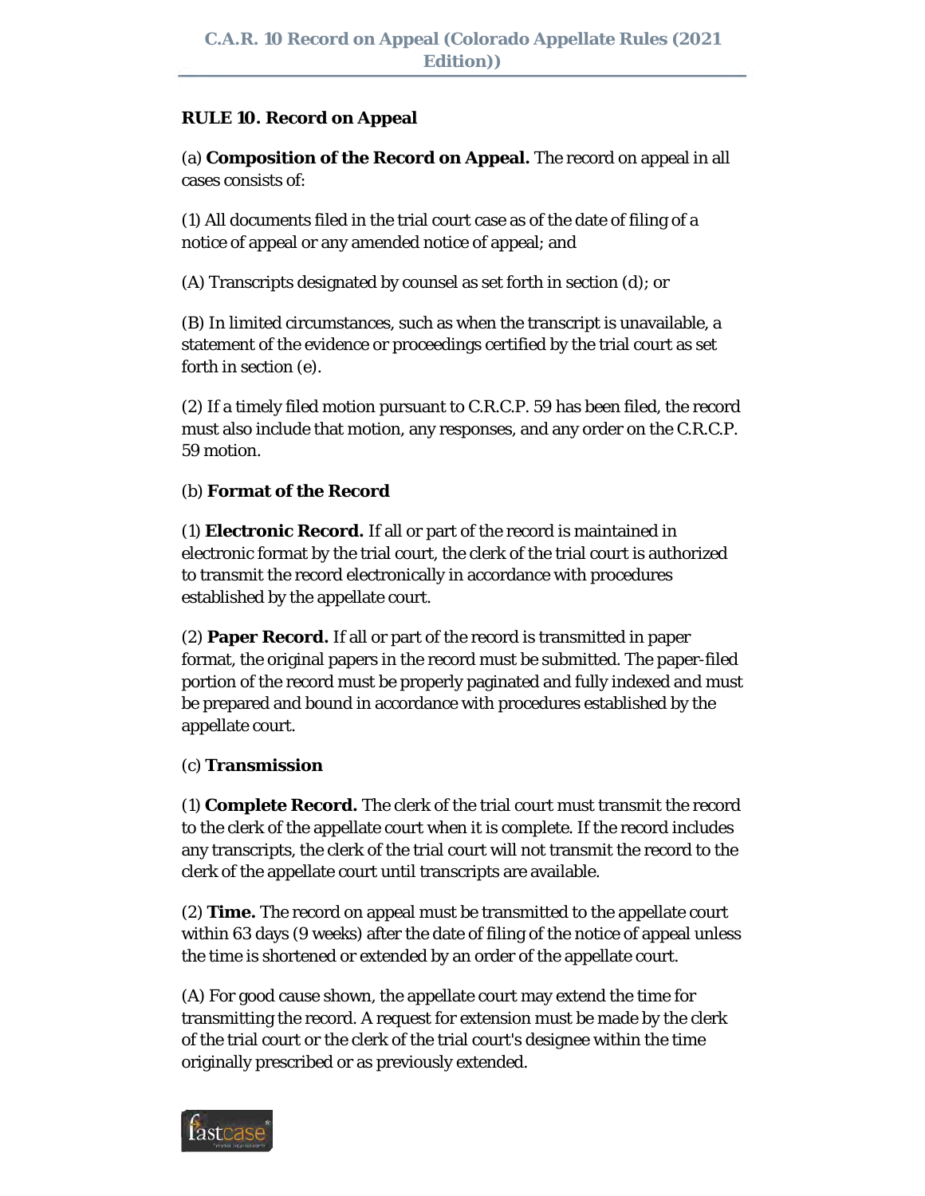**RULE 10. Record on Appeal**

(a) **Composition of the Record on Appeal.** The record on appeal in all cases consists of:

(1) All documents filed in the trial court case as of the date of filing of a notice of appeal or any amended notice of appeal; and

(A) Transcripts designated by counsel as set forth in section (d); or

(B) In limited circumstances, such as when the transcript is unavailable, a statement of the evidence or proceedings certified by the trial court as set forth in section (e).

(2) If a timely filed motion pursuant to C.R.C.P. 59 has been filed, the record must also include that motion, any responses, and any order on the C.R.C.P. 59 motion.

(b) **Format of the Record**

(1) **Electronic Record.** If all or part of the record is maintained in electronic format by the trial court, the clerk of the trial court is authorized to transmit the record electronically in accordance with procedures established by the appellate court.

(2) **Paper Record.** If all or part of the record is transmitted in paper format, the original papers in the record must be submitted. The paper-filed portion of the record must be properly paginated and fully indexed and must be prepared and bound in accordance with procedures established by the appellate court.

(c) **Transmission**

(1) **Complete Record.** The clerk of the trial court must transmit the record to the clerk of the appellate court when it is complete. If the record includes any transcripts, the clerk of the trial court will not transmit the record to the clerk of the appellate court until transcripts are available.

(2) **Time.** The record on appeal must be transmitted to the appellate court within 63 days (9 weeks) after the date of filing of the notice of appeal unless the time is shortened or extended by an order of the appellate court.

(A) For good cause shown, the appellate court may extend the time for transmitting the record. A request for extension must be made by the clerk of the trial court or the clerk of the trial court's designee within the time originally prescribed or as previously extended.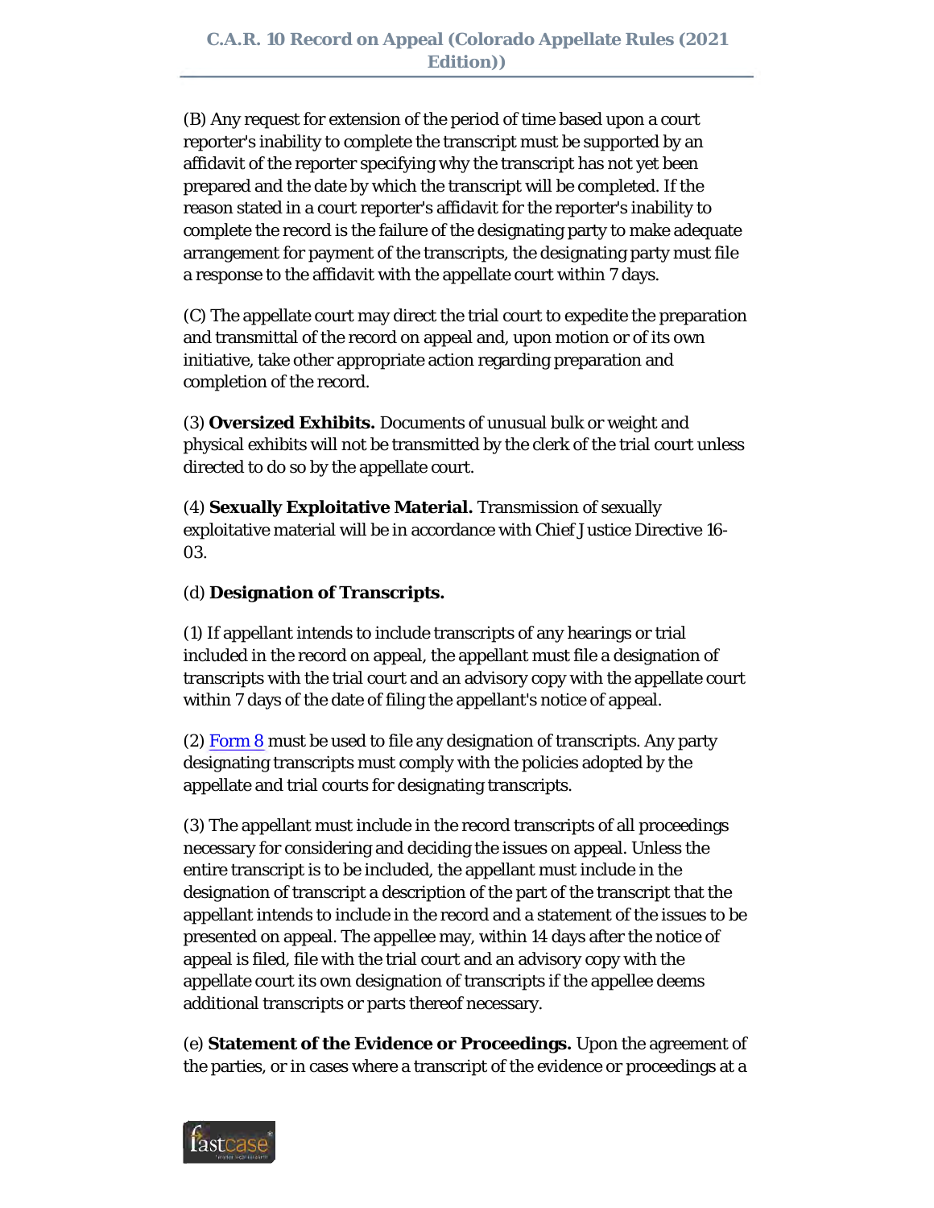(B) Any request for extension of the period of time based upon a court reporter's inability to complete the transcript must be supported by an affidavit of the reporter specifying why the transcript has not yet been prepared and the date by which the transcript will be completed. If the reason stated in a court reporter's affidavit for the reporter's inability to complete the record is the failure of the designating party to make adequate arrangement for payment of the transcripts, the designating party must file a response to the affidavit with the appellate court within 7 days.

(C) The appellate court may direct the trial court to expedite the preparation and transmittal of the record on appeal and, upon motion or of its own initiative, take other appropriate action regarding preparation and completion of the record.

(3) **Oversized Exhibits.** Documents of unusual bulk or weight and physical exhibits will not be transmitted by the clerk of the trial court unless directed to do so by the appellate court.

(4) **Sexually Exploitative Material.** Transmission of sexually exploitative material will be in accordance with Chief Justice Directive 16-03.

(d) **Designation of Transcripts.**

(1) If appellant intends to include transcripts of any hearings or trial included in the record on appeal, the appellant must file a designation of transcripts with the trial court and an advisory copy with the appellate court within 7 days of the date of filing the appellant's notice of appeal.

(2) Form 8 must be used to file any designation of transcripts. Any party designating transcripts must comply with the policies adopted by the appellate and trial courts for designating transcripts.

(3) The appellant must include in the record transcripts of all proceedings necessary for considering and deciding the issues on appeal. Unless the entire transcript is to be included, the appellant must include in the designation of transcript a description of the part of the transcript that the appellant intends to include in the record and a statement of the issues to be presented on appeal. The appellee may, within 14 days after the notice of appeal is filed, file with the trial court and an advisory copy with the appellate court its own designation of transcripts if the appellee deems additional transcripts or parts thereof necessary.

(e) **Statement of the Evidence or Proceedings.** Upon the agreement of the parties, or in cases where a transcript of the evidence or proceedings at a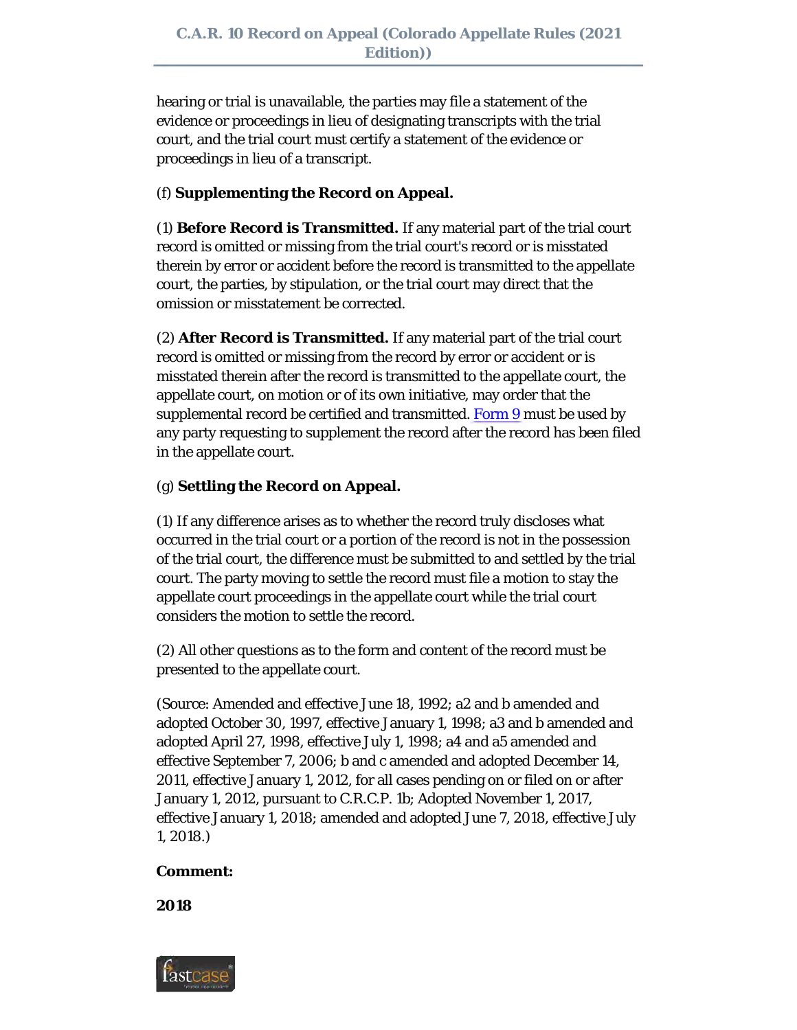hearing or trial is unavailable, the parties may file a statement of the evidence or proceedings in lieu of designating transcripts with the trial court, and the trial court must certify a statement of the evidence or proceedings in lieu of a transcript.

(f) **Supplementing the Record on Appeal.**

(1) **Before Record is Transmitted.** If any material part of the trial court record is omitted or missing from the trial court's record or is misstated therein by error or accident before the record is transmitted to the appellate court, the parties, by stipulation, or the trial court may direct that the omission or misstatement be corrected.

(2) **After Record is Transmitted.** If any material part of the trial court record is omitted or missing from the record by error or accident or is misstated therein after the record is transmitted to the appellate court, the appellate court, on motion or of its own initiative, may order that the supplemental record be certified and transmitted. Form 9 must be used by any party requesting to supplement the record after the record has been filed in the appellate court.

(g) **Settling the Record on Appeal.**

(1) If any difference arises as to whether the record truly discloses what occurred in the trial court or a portion of the record is not in the possession of the trial court, the difference must be submitted to and settled by the trial court. The party moving to settle the record must file a motion to stay the appellate court proceedings in the appellate court while the trial court considers the motion to settle the record.

(2) All other questions as to the form and content of the record must be presented to the appellate court.

(Source: Amended and effective June 18, 1992; a2 and b amended and adopted October 30, 1997, effective January 1, 1998; a3 and b amended and adopted April 27, 1998, effective July 1, 1998; a4 and a5 amended and effective September 7, 2006; b and c amended and adopted December 14, 2011, effective January 1, 2012, for all cases pending on or filed on or after January 1, 2012, pursuant to C.R.C.P. 1b; Adopted November 1, 2017, effective January 1, 2018; amended and adopted June 7, 2018, effective July 1, 2018.)

**Comment:**

**2018**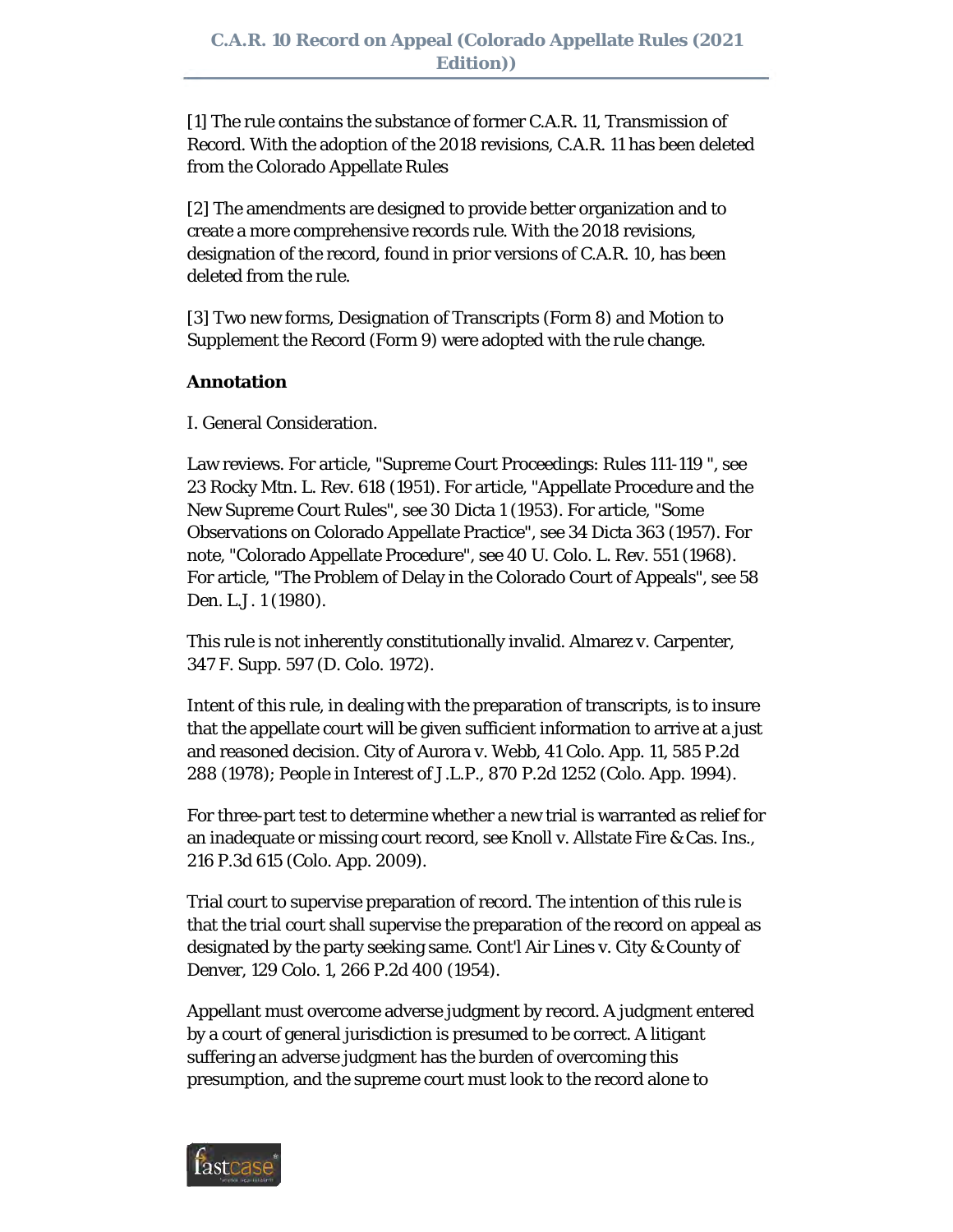[1] The rule contains the substance of former C.A.R. 11, Transmission of Record. With the adoption of the 2018 revisions, C.A.R. 11 has been deleted from the Colorado Appellate Rules

[2] The amendments are designed to provide better organization and to create a more comprehensive records rule. With the 2018 revisions, designation of the record, found in prior versions of C.A.R. 10, has been deleted from the rule.

[3] Two new forms, Designation of Transcripts (Form 8) and Motion to Supplement the Record (Form 9) were adopted with the rule change.

**Annotation**

I. General Consideration.

Law reviews. For article, "Supreme Court Proceedings: Rules 111-119 ", see 23 Rocky Mtn. L. Rev. 618 (1951). For article, "Appellate Procedure and the New Supreme Court Rules", see 30 Dicta 1 (1953). For article, "Some Observations on Colorado Appellate Practice", see 34 Dicta 363 (1957). For note, "Colorado Appellate Procedure", see 40 U. Colo. L. Rev. 551 (1968). For article, "The Problem of Delay in the Colorado Court of Appeals", see 58 Den. L.J. 1 (1980).

This rule is not inherently constitutionally invalid. Almarez v. Carpenter, 347 F. Supp. 597 (D. Colo. 1972).

Intent of this rule, in dealing with the preparation of transcripts, is to insure that the appellate court will be given sufficient information to arrive at a just and reasoned decision. City of Aurora v. Webb, 41 Colo. App. 11, 585 P.2d 288 (1978); People in Interest of J.L.P., 870 P.2d 1252 (Colo. App. 1994).

For three-part test to determine whether a new trial is warranted as relief for an inadequate or missing court record, see Knoll v. Allstate Fire & Cas. Ins., 216 P.3d 615 (Colo. App. 2009).

Trial court to supervise preparation of record. The intention of this rule is that the trial court shall supervise the preparation of the record on appeal as designated by the party seeking same. Cont'l Air Lines v. City & County of Denver, 129 Colo. 1, 266 P.2d 400 (1954).

Appellant must overcome adverse judgment by record. A judgment entered by a court of general jurisdiction is presumed to be correct. A litigant suffering an adverse judgment has the burden of overcoming this presumption, and the supreme court must look to the record alone to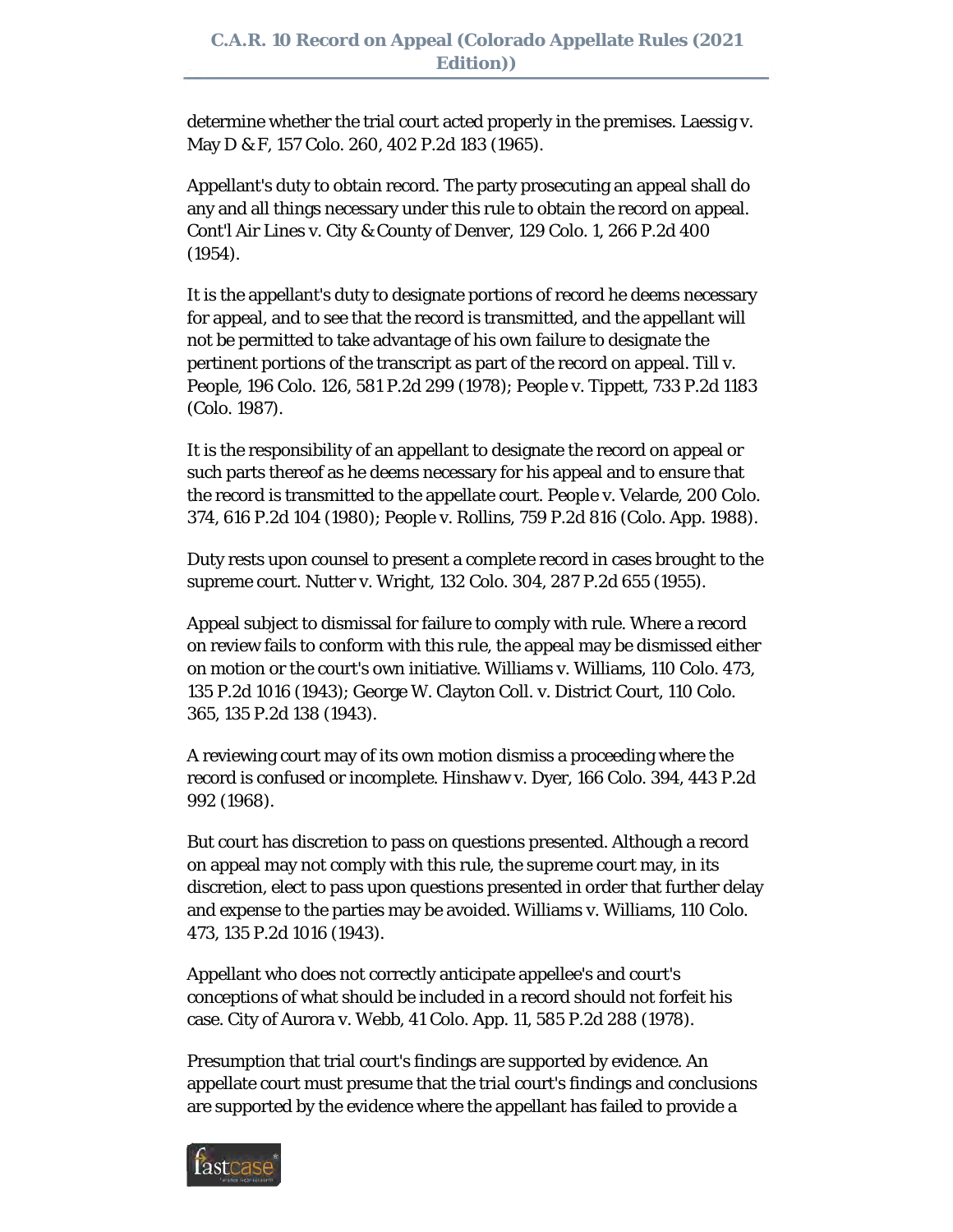determine whether the trial court acted properly in the premises. Laessig v. May D & F, 157 Colo. 260, 402 P.2d 183 (1965).

Appellant's duty to obtain record. The party prosecuting an appeal shall do any and all things necessary under this rule to obtain the record on appeal. Cont'l Air Lines v. City & County of Denver, 129 Colo. 1, 266 P.2d 400 (1954).

It is the appellant's duty to designate portions of record he deems necessary for appeal, and to see that the record is transmitted, and the appellant will not be permitted to take advantage of his own failure to designate the pertinent portions of the transcript as part of the record on appeal. Till v. People, 196 Colo. 126, 581 P.2d 299 (1978); People v. Tippett, 733 P.2d 1183 (Colo. 1987).

It is the responsibility of an appellant to designate the record on appeal or such parts thereof as he deems necessary for his appeal and to ensure that the record is transmitted to the appellate court. People v. Velarde, 200 Colo. 374, 616 P.2d 104 (1980); People v. Rollins, 759 P.2d 816 (Colo. App. 1988).

Duty rests upon counsel to present a complete record in cases brought to the supreme court. Nutter v. Wright, 132 Colo. 304, 287 P.2d 655 (1955).

Appeal subject to dismissal for failure to comply with rule. Where a record on review fails to conform with this rule, the appeal may be dismissed either on motion or the court's own initiative. Williams v. Williams, 110 Colo. 473, 135 P.2d 1016 (1943); George W. Clayton Coll. v. District Court, 110 Colo. 365, 135 P.2d 138 (1943).

A reviewing court may of its own motion dismiss a proceeding where the record is confused or incomplete. Hinshaw v. Dyer, 166 Colo. 394, 443 P.2d 992 (1968).

But court has discretion to pass on questions presented. Although a record on appeal may not comply with this rule, the supreme court may, in its discretion, elect to pass upon questions presented in order that further delay and expense to the parties may be avoided. Williams v. Williams, 110 Colo. 473, 135 P.2d 1016 (1943).

Appellant who does not correctly anticipate appellee's and court's conceptions of what should be included in a record should not forfeit his case. City of Aurora v. Webb, 41 Colo. App. 11, 585 P.2d 288 (1978).

Presumption that trial court's findings are supported by evidence. An appellate court must presume that the trial court's findings and conclusions are supported by the evidence where the appellant has failed to provide a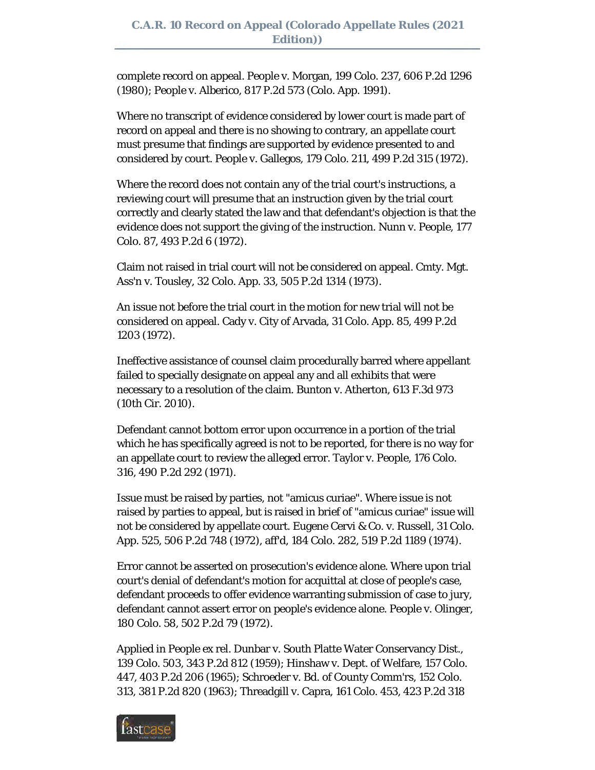complete record on appeal. People v. Morgan, 199 Colo. 237, 606 P.2d 1296 (1980); People v. Alberico, 817 P.2d 573 (Colo. App. 1991).

Where no transcript of evidence considered by lower court is made part of record on appeal and there is no showing to contrary, an appellate court must presume that findings are supported by evidence presented to and considered by court. People v. Gallegos, 179 Colo. 211, 499 P.2d 315 (1972).

Where the record does not contain any of the trial court's instructions, a reviewing court will presume that an instruction given by the trial court correctly and clearly stated the law and that defendant's objection is that the evidence does not support the giving of the instruction. Nunn v. People, 177 Colo. 87, 493 P.2d 6 (1972).

Claim not raised in trial court will not be considered on appeal. Cmty. Mgt. Ass'n v. Tousley, 32 Colo. App. 33, 505 P.2d 1314 (1973).

An issue not before the trial court in the motion for new trial will not be considered on appeal. Cady v. City of Arvada, 31 Colo. App. 85, 499 P.2d 1203 (1972).

Ineffective assistance of counsel claim procedurally barred where appellant failed to specially designate on appeal any and all exhibits that were necessary to a resolution of the claim. Bunton v. Atherton, 613 F.3d 973 (10th Cir. 2010).

Defendant cannot bottom error upon occurrence in a portion of the trial which he has specifically agreed is not to be reported, for there is no way for an appellate court to review the alleged error. Taylor v. People, 176 Colo. 316, 490 P.2d 292 (1971).

Issue must be raised by parties, not "amicus curiae". Where issue is not raised by parties to appeal, but is raised in brief of "amicus curiae" issue will not be considered by appellate court. Eugene Cervi & Co. v. Russell, 31 Colo. App. 525, 506 P.2d 748 (1972), aff'd, 184 Colo. 282, 519 P.2d 1189 (1974).

Error cannot be asserted on prosecution's evidence alone. Where upon trial court's denial of defendant's motion for acquittal at close of people's case, defendant proceeds to offer evidence warranting submission of case to jury, defendant cannot assert error on people's evidence alone. People v. Olinger, 180 Colo. 58, 502 P.2d 79 (1972).

Applied in People ex rel. Dunbar v. South Platte Water Conservancy Dist., 139 Colo. 503, 343 P.2d 812 (1959); Hinshaw v. Dept. of Welfare, 157 Colo. 447, 403 P.2d 206 (1965); Schroeder v. Bd. of County Comm'rs, 152 Colo. 313, 381 P.2d 820 (1963); Threadgill v. Capra, 161 Colo. 453, 423 P.2d 318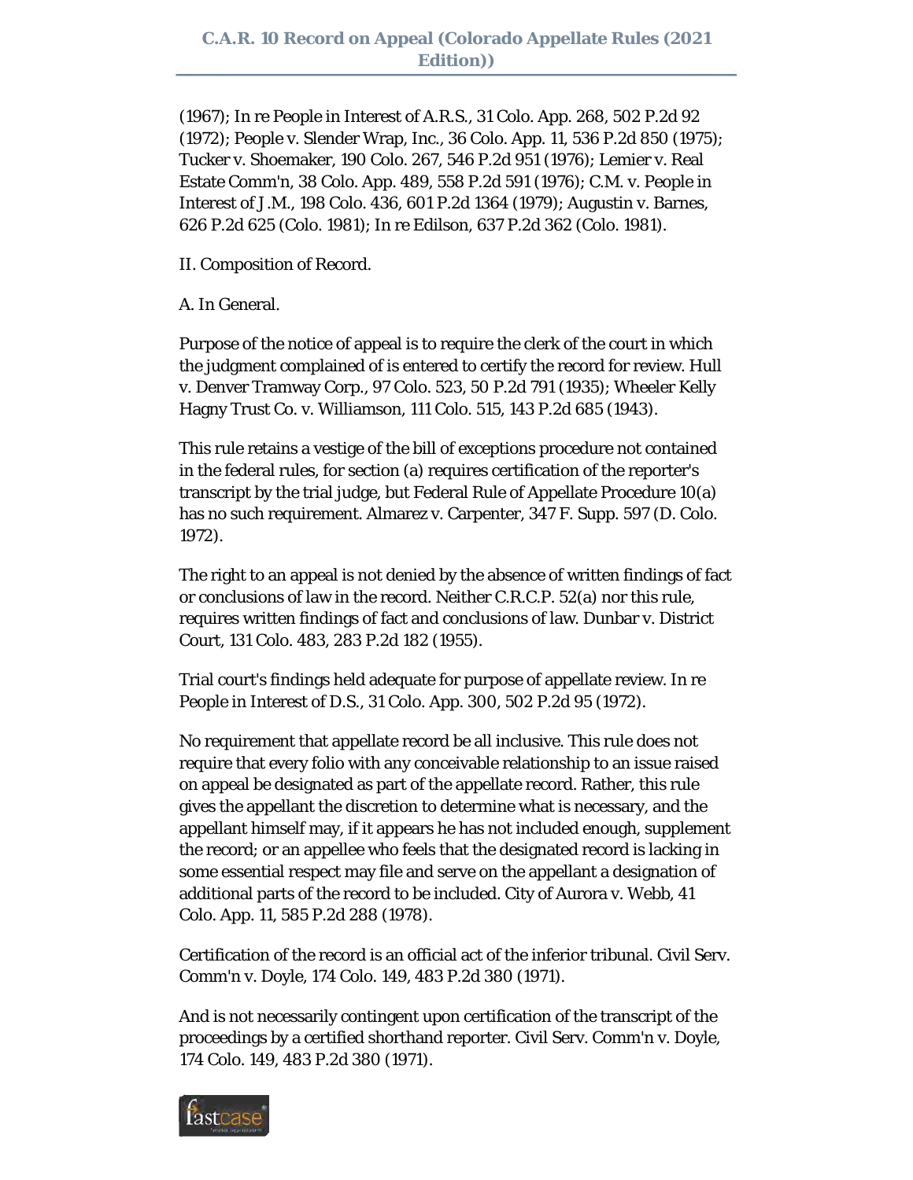(1967); In re People in Interest of A.R.S., 31 Colo. App. 268, 502 P.2d 92 (1972); People v. Slender Wrap, Inc., 36 Colo. App. 11, 536 P.2d 850 (1975); Tucker v. Shoemaker, 190 Colo. 267, 546 P.2d 951 (1976); Lemier v. Real Estate Comm'n, 38 Colo. App. 489, 558 P.2d 591 (1976); C.M. v. People in Interest of J.M., 198 Colo. 436, 601 P.2d 1364 (1979); Augustin v. Barnes, 626 P.2d 625 (Colo. 1981); In re Edilson, 637 P.2d 362 (Colo. 1981).

II. Composition of Record.

A. In General.

Purpose of the notice of appeal is to require the clerk of the court in which the judgment complained of is entered to certify the record for review. Hull v. Denver Tramway Corp., 97 Colo. 523, 50 P.2d 791 (1935); Wheeler Kelly Hagny Trust Co. v. Williamson, 111 Colo. 515, 143 P.2d 685 (1943).

This rule retains a vestige of the bill of exceptions procedure not contained in the federal rules, for section (a) requires certification of the reporter's transcript by the trial judge, but Federal Rule of Appellate Procedure 10(a) has no such requirement. Almarez v. Carpenter, 347 F. Supp. 597 (D. Colo. 1972).

The right to an appeal is not denied by the absence of written findings of fact or conclusions of law in the record. Neither C.R.C.P. 52(a) nor this rule, requires written findings of fact and conclusions of law. Dunbar v. District Court, 131 Colo. 483, 283 P.2d 182 (1955).

Trial court's findings held adequate for purpose of appellate review. In re People in Interest of D.S., 31 Colo. App. 300, 502 P.2d 95 (1972).

No requirement that appellate record be all inclusive. This rule does not require that every folio with any conceivable relationship to an issue raised on appeal be designated as part of the appellate record. Rather, this rule gives the appellant the discretion to determine what is necessary, and the appellant himself may, if it appears he has not included enough, supplement the record; or an appellee who feels that the designated record is lacking in some essential respect may file and serve on the appellant a designation of additional parts of the record to be included. City of Aurora v. Webb, 41 Colo. App. 11, 585 P.2d 288 (1978).

Certification of the record is an official act of the inferior tribunal. Civil Serv. Comm'n v. Doyle, 174 Colo. 149, 483 P.2d 380 (1971).

And is not necessarily contingent upon certification of the transcript of the proceedings by a certified shorthand reporter. Civil Serv. Comm'n v. Doyle, 174 Colo. 149, 483 P.2d 380 (1971).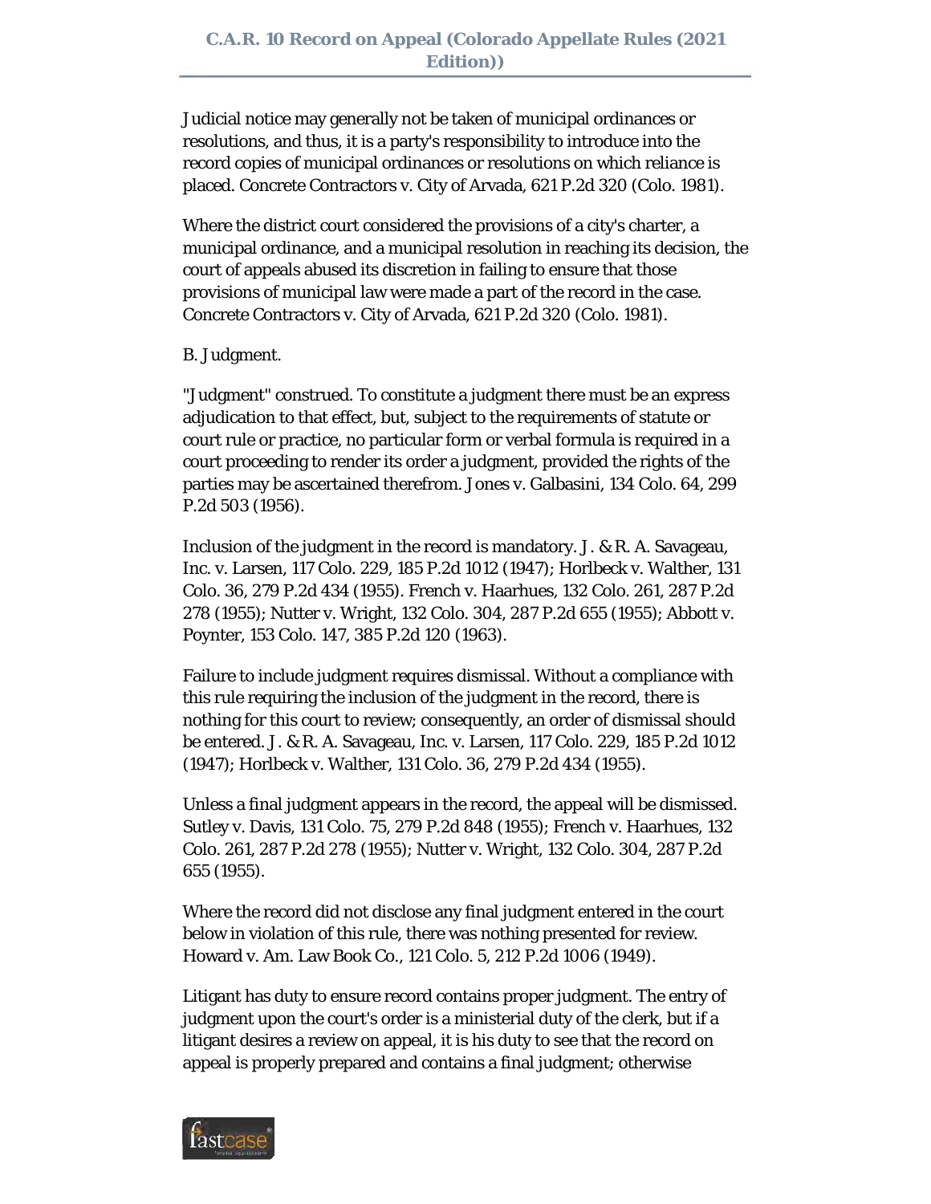Judicial notice may generally not be taken of municipal ordinances or resolutions, and thus, it is a party's responsibility to introduce into the record copies of municipal ordinances or resolutions on which reliance is placed. Concrete Contractors v. City of Arvada, 621 P.2d 320 (Colo. 1981).

Where the district court considered the provisions of a city's charter, a municipal ordinance, and a municipal resolution in reaching its decision, the court of appeals abused its discretion in failing to ensure that those provisions of municipal law were made a part of the record in the case. Concrete Contractors v. City of Arvada, 621 P.2d 320 (Colo. 1981).

B. Judgment.

"Judgment" construed. To constitute a judgment there must be an express adjudication to that effect, but, subject to the requirements of statute or court rule or practice, no particular form or verbal formula is required in a court proceeding to render its order a judgment, provided the rights of the parties may be ascertained therefrom. Jones v. Galbasini, 134 Colo. 64, 299 P.2d 503 (1956).

Inclusion of the judgment in the record is mandatory. J. & R. A. Savageau, Inc. v. Larsen, 117 Colo. 229, 185 P.2d 1012 (1947); Horlbeck v. Walther, 131 Colo. 36, 279 P.2d 434 (1955). French v. Haarhues, 132 Colo. 261, 287 P.2d 278 (1955); Nutter v. Wright, 132 Colo. 304, 287 P.2d 655 (1955); Abbott v. Poynter, 153 Colo. 147, 385 P.2d 120 (1963).

Failure to include judgment requires dismissal. Without a compliance with this rule requiring the inclusion of the judgment in the record, there is nothing for this court to review; consequently, an order of dismissal should be entered. J. & R. A. Savageau, Inc. v. Larsen, 117 Colo. 229, 185 P.2d 1012 (1947); Horlbeck v. Walther, 131 Colo. 36, 279 P.2d 434 (1955).

Unless a final judgment appears in the record, the appeal will be dismissed. Sutley v. Davis, 131 Colo. 75, 279 P.2d 848 (1955); French v. Haarhues, 132 Colo. 261, 287 P.2d 278 (1955); Nutter v. Wright, 132 Colo. 304, 287 P.2d 655 (1955).

Where the record did not disclose any final judgment entered in the court below in violation of this rule, there was nothing presented for review. Howard v. Am. Law Book Co., 121 Colo. 5, 212 P.2d 1006 (1949).

Litigant has duty to ensure record contains proper judgment. The entry of judgment upon the court's order is a ministerial duty of the clerk, but if a litigant desires a review on appeal, it is his duty to see that the record on appeal is properly prepared and contains a final judgment; otherwise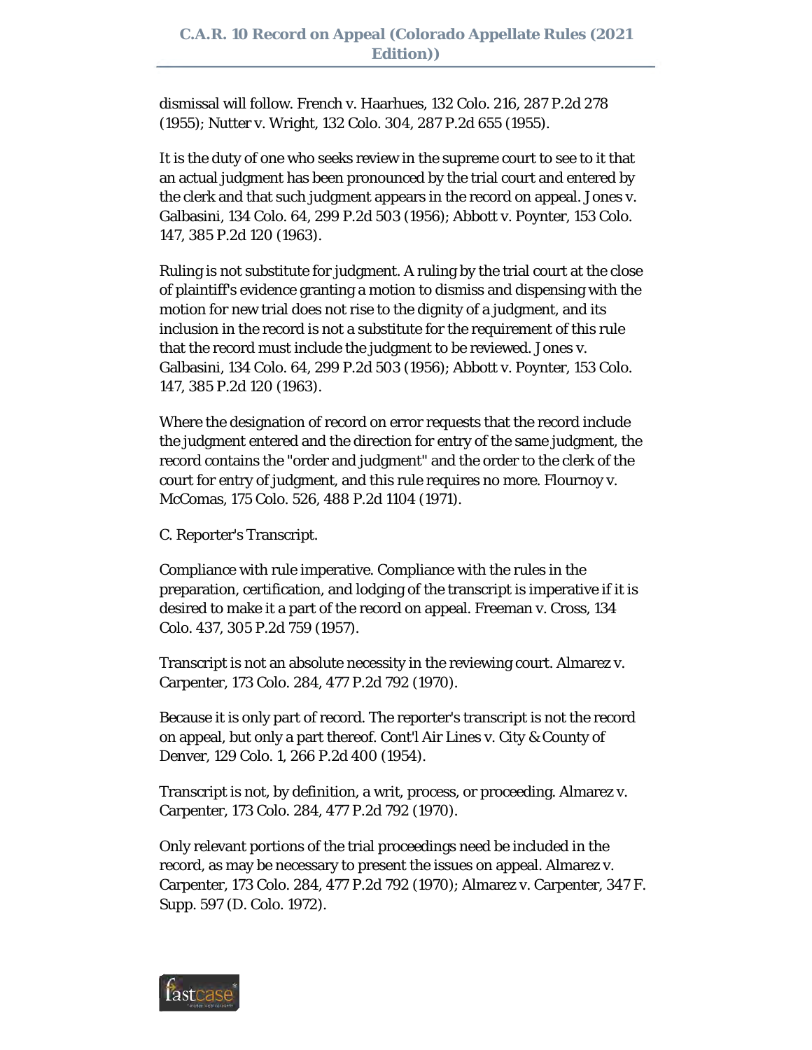dismissal will follow. French v. Haarhues, 132 Colo. 216, 287 P.2d 278 (1955); Nutter v. Wright, 132 Colo. 304, 287 P.2d 655 (1955).

It is the duty of one who seeks review in the supreme court to see to it that an actual judgment has been pronounced by the trial court and entered by the clerk and that such judgment appears in the record on appeal. Jones v. Galbasini, 134 Colo. 64, 299 P.2d 503 (1956); Abbott v. Poynter, 153 Colo. 147, 385 P.2d 120 (1963).

Ruling is not substitute for judgment. A ruling by the trial court at the close of plaintiff's evidence granting a motion to dismiss and dispensing with the motion for new trial does not rise to the dignity of a judgment, and its inclusion in the record is not a substitute for the requirement of this rule that the record must include the judgment to be reviewed. Jones v. Galbasini, 134 Colo. 64, 299 P.2d 503 (1956); Abbott v. Poynter, 153 Colo. 147, 385 P.2d 120 (1963).

Where the designation of record on error requests that the record include the judgment entered and the direction for entry of the same judgment, the record contains the "order and judgment" and the order to the clerk of the court for entry of judgment, and this rule requires no more. Flournoy v. McComas, 175 Colo. 526, 488 P.2d 1104 (1971).

C. Reporter's Transcript.

Compliance with rule imperative. Compliance with the rules in the preparation, certification, and lodging of the transcript is imperative if it is desired to make it a part of the record on appeal. Freeman v. Cross, 134 Colo. 437, 305 P.2d 759 (1957).

Transcript is not an absolute necessity in the reviewing court. Almarez v. Carpenter, 173 Colo. 284, 477 P.2d 792 (1970).

Because it is only part of record. The reporter's transcript is not the record on appeal, but only a part thereof. Cont'l Air Lines v. City & County of Denver, 129 Colo. 1, 266 P.2d 400 (1954).

Transcript is not, by definition, a writ, process, or proceeding. Almarez v. Carpenter, 173 Colo. 284, 477 P.2d 792 (1970).

Only relevant portions of the trial proceedings need be included in the record, as may be necessary to present the issues on appeal. Almarez v. Carpenter, 173 Colo. 284, 477 P.2d 792 (1970); Almarez v. Carpenter, 347 F. Supp. 597 (D. Colo. 1972).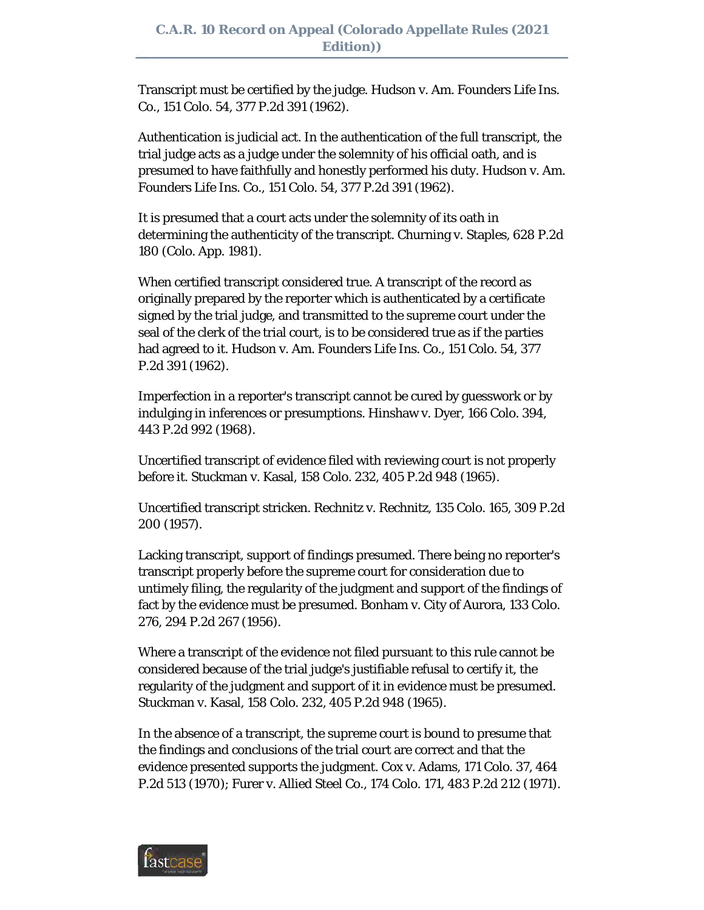Transcript must be certified by the judge. Hudson v. Am. Founders Life Ins. Co., 151 Colo. 54, 377 P.2d 391 (1962).

Authentication is judicial act. In the authentication of the full transcript, the trial judge acts as a judge under the solemnity of his official oath, and is presumed to have faithfully and honestly performed his duty. Hudson v. Am. Founders Life Ins. Co., 151 Colo. 54, 377 P.2d 391 (1962).

It is presumed that a court acts under the solemnity of its oath in determining the authenticity of the transcript. Churning v. Staples, 628 P.2d 180 (Colo. App. 1981).

When certified transcript considered true. A transcript of the record as originally prepared by the reporter which is authenticated by a certificate signed by the trial judge, and transmitted to the supreme court under the seal of the clerk of the trial court, is to be considered true as if the parties had agreed to it. Hudson v. Am. Founders Life Ins. Co., 151 Colo. 54, 377 P.2d 391 (1962).

Imperfection in a reporter's transcript cannot be cured by guesswork or by indulging in inferences or presumptions. Hinshaw v. Dyer, 166 Colo. 394, 443 P.2d 992 (1968).

Uncertified transcript of evidence filed with reviewing court is not properly before it. Stuckman v. Kasal, 158 Colo. 232, 405 P.2d 948 (1965).

Uncertified transcript stricken. Rechnitz v. Rechnitz, 135 Colo. 165, 309 P.2d 200 (1957).

Lacking transcript, support of findings presumed. There being no reporter's transcript properly before the supreme court for consideration due to untimely filing, the regularity of the judgment and support of the findings of fact by the evidence must be presumed. Bonham v. City of Aurora, 133 Colo. 276, 294 P.2d 267 (1956).

Where a transcript of the evidence not filed pursuant to this rule cannot be considered because of the trial judge's justifiable refusal to certify it, the regularity of the judgment and support of it in evidence must be presumed. Stuckman v. Kasal, 158 Colo. 232, 405 P.2d 948 (1965).

In the absence of a transcript, the supreme court is bound to presume that the findings and conclusions of the trial court are correct and that the evidence presented supports the judgment. Cox v. Adams, 171 Colo. 37, 464 P.2d 513 (1970); Furer v. Allied Steel Co., 174 Colo. 171, 483 P.2d 212 (1971).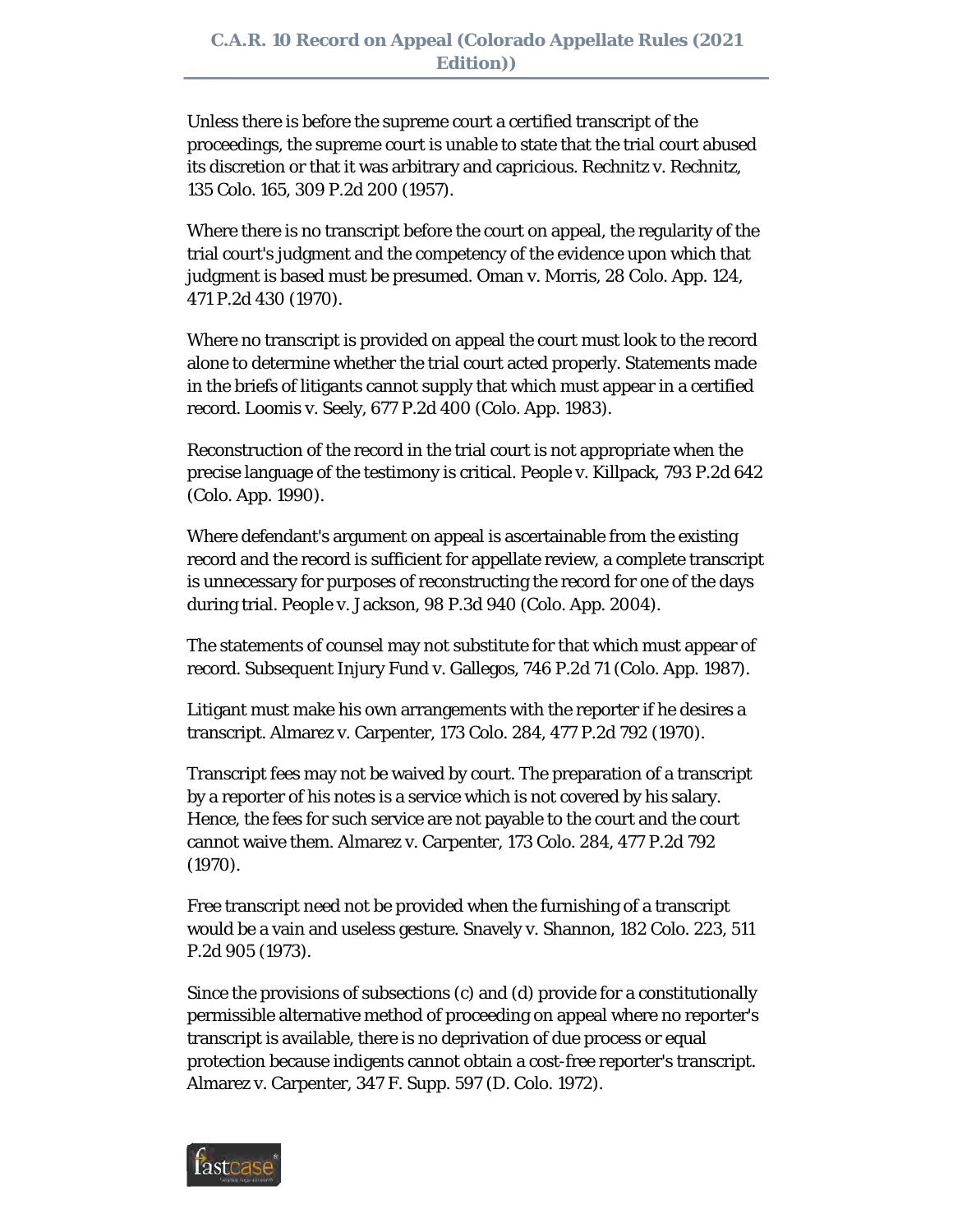Unless there is before the supreme court a certified transcript of the proceedings, the supreme court is unable to state that the trial court abused its discretion or that it was arbitrary and capricious. Rechnitz v. Rechnitz, 135 Colo. 165, 309 P.2d 200 (1957).

Where there is no transcript before the court on appeal, the regularity of the trial court's judgment and the competency of the evidence upon which that judgment is based must be presumed. Oman v. Morris, 28 Colo. App. 124, 471 P.2d 430 (1970).

Where no transcript is provided on appeal the court must look to the record alone to determine whether the trial court acted properly. Statements made in the briefs of litigants cannot supply that which must appear in a certified record. Loomis v. Seely, 677 P.2d 400 (Colo. App. 1983).

Reconstruction of the record in the trial court is not appropriate when the precise language of the testimony is critical. People v. Killpack, 793 P.2d 642 (Colo. App. 1990).

Where defendant's argument on appeal is ascertainable from the existing record and the record is sufficient for appellate review, a complete transcript is unnecessary for purposes of reconstructing the record for one of the days during trial. People v. Jackson, 98 P.3d 940 (Colo. App. 2004).

The statements of counsel may not substitute for that which must appear of record. Subsequent Injury Fund v. Gallegos, 746 P.2d 71 (Colo. App. 1987).

Litigant must make his own arrangements with the reporter if he desires a transcript. Almarez v. Carpenter, 173 Colo. 284, 477 P.2d 792 (1970).

Transcript fees may not be waived by court. The preparation of a transcript by a reporter of his notes is a service which is not covered by his salary. Hence, the fees for such service are not payable to the court and the court cannot waive them. Almarez v. Carpenter, 173 Colo. 284, 477 P.2d 792 (1970).

Free transcript need not be provided when the furnishing of a transcript would be a vain and useless gesture. Snavely v. Shannon, 182 Colo. 223, 511 P.2d 905 (1973).

Since the provisions of subsections (c) and (d) provide for a constitutionally permissible alternative method of proceeding on appeal where no reporter's transcript is available, there is no deprivation of due process or equal protection because indigents cannot obtain a cost-free reporter's transcript. Almarez v. Carpenter, 347 F. Supp. 597 (D. Colo. 1972).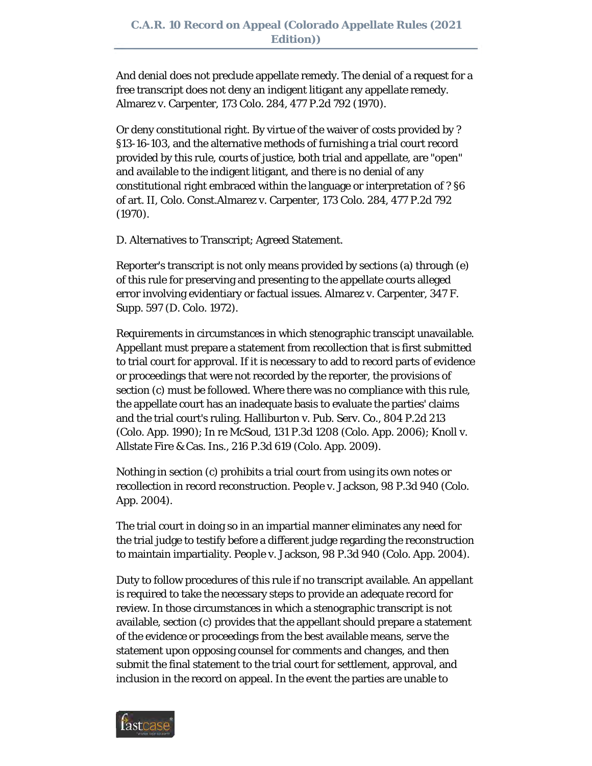And denial does not preclude appellate remedy. The denial of a request for a free transcript does not deny an indigent litigant any appellate remedy. Almarez v. Carpenter, 173 Colo. 284, 477 P.2d 792 (1970).

Or deny constitutional right. By virtue of the waiver of costs provided by ? §13-16-103, and the alternative methods of furnishing a trial court record provided by this rule, courts of justice, both trial and appellate, are "open" and available to the indigent litigant, and there is no denial of any constitutional right embraced within the language or interpretation of ? §6 of art. II, Colo. Const.Almarez v. Carpenter, 173 Colo. 284, 477 P.2d 792 (1970).

D. Alternatives to Transcript; Agreed Statement.

Reporter's transcript is not only means provided by sections (a) through (e) of this rule for preserving and presenting to the appellate courts alleged error involving evidentiary or factual issues. Almarez v. Carpenter, 347 F. Supp. 597 (D. Colo. 1972).

Requirements in circumstances in which stenographic transcipt unavailable. Appellant must prepare a statement from recollection that is first submitted to trial court for approval. If it is necessary to add to record parts of evidence or proceedings that were not recorded by the reporter, the provisions of section (c) must be followed. Where there was no compliance with this rule, the appellate court has an inadequate basis to evaluate the parties' claims and the trial court's ruling. Halliburton v. Pub. Serv. Co., 804 P.2d 213 (Colo. App. 1990); In re McSoud, 131 P.3d 1208 (Colo. App. 2006); Knoll v. Allstate Fire & Cas. Ins., 216 P.3d 619 (Colo. App. 2009).

Nothing in section (c) prohibits a trial court from using its own notes or recollection in record reconstruction. People v. Jackson, 98 P.3d 940 (Colo. App. 2004).

The trial court in doing so in an impartial manner eliminates any need for the trial judge to testify before a different judge regarding the reconstruction to maintain impartiality. People v. Jackson, 98 P.3d 940 (Colo. App. 2004).

Duty to follow procedures of this rule if no transcript available. An appellant is required to take the necessary steps to provide an adequate record for review. In those circumstances in which a stenographic transcript is not available, section (c) provides that the appellant should prepare a statement of the evidence or proceedings from the best available means, serve the statement upon opposing counsel for comments and changes, and then submit the final statement to the trial court for settlement, approval, and inclusion in the record on appeal. In the event the parties are unable to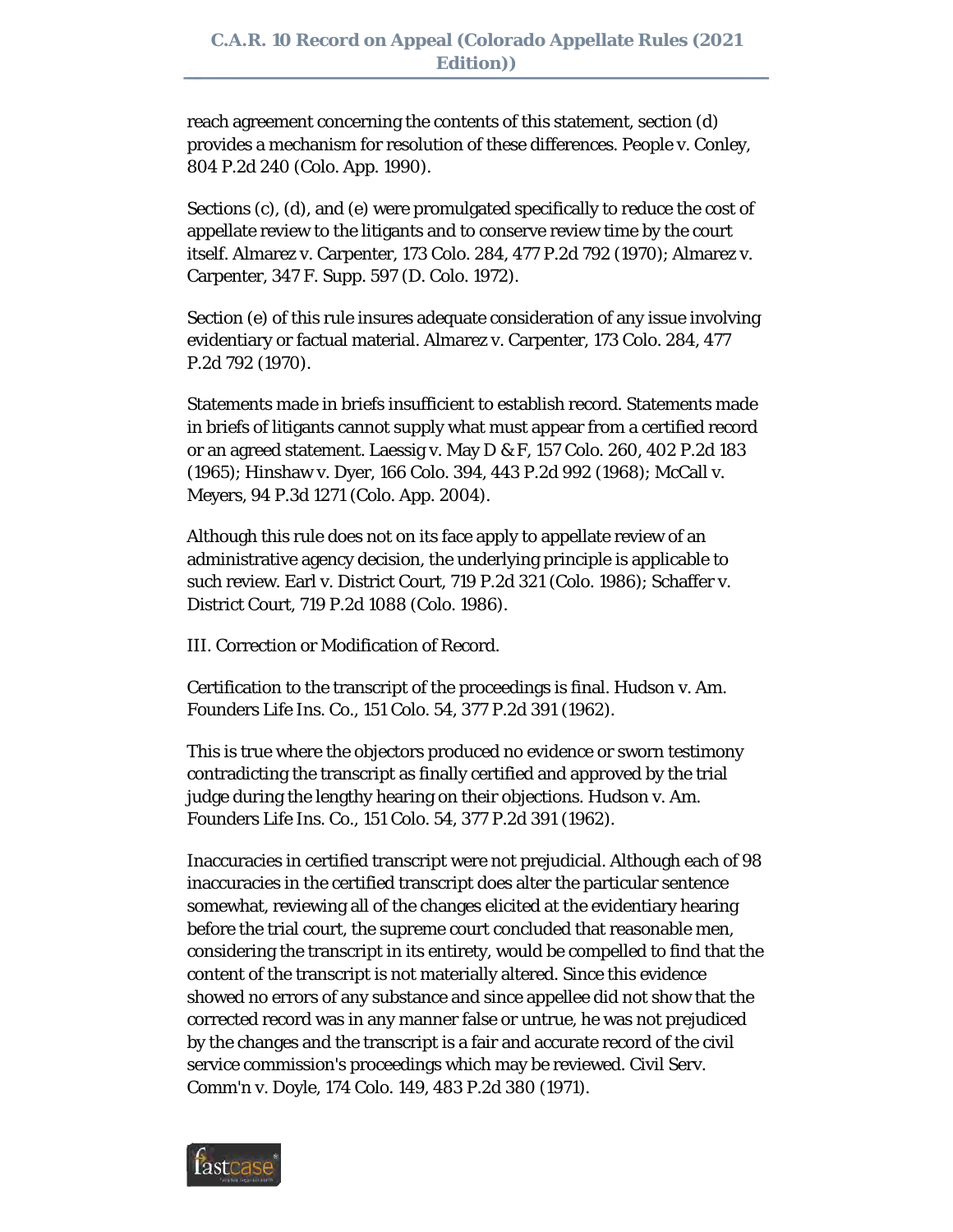reach agreement concerning the contents of this statement, section (d) provides a mechanism for resolution of these differences. People v. Conley, 804 P.2d 240 (Colo. App. 1990).

Sections (c), (d), and (e) were promulgated specifically to reduce the cost of appellate review to the litigants and to conserve review time by the court itself. Almarez v. Carpenter, 173 Colo. 284, 477 P.2d 792 (1970); Almarez v. Carpenter, 347 F. Supp. 597 (D. Colo. 1972).

Section (e) of this rule insures adequate consideration of any issue involving evidentiary or factual material. Almarez v. Carpenter, 173 Colo. 284, 477 P.2d 792 (1970).

Statements made in briefs insufficient to establish record. Statements made in briefs of litigants cannot supply what must appear from a certified record or an agreed statement. Laessig v. May D & F, 157 Colo. 260, 402 P.2d 183 (1965); Hinshaw v. Dyer, 166 Colo. 394, 443 P.2d 992 (1968); McCall v. Meyers, 94 P.3d 1271 (Colo. App. 2004).

Although this rule does not on its face apply to appellate review of an administrative agency decision, the underlying principle is applicable to such review. Earl v. District Court, 719 P.2d 321 (Colo. 1986); Schaffer v. District Court, 719 P.2d 1088 (Colo. 1986).

III. Correction or Modification of Record.

Certification to the transcript of the proceedings is final. Hudson v. Am. Founders Life Ins. Co., 151 Colo. 54, 377 P.2d 391 (1962).

This is true where the objectors produced no evidence or sworn testimony contradicting the transcript as finally certified and approved by the trial judge during the lengthy hearing on their objections. Hudson v. Am. Founders Life Ins. Co., 151 Colo. 54, 377 P.2d 391 (1962).

Inaccuracies in certified transcript were not prejudicial. Although each of 98 inaccuracies in the certified transcript does alter the particular sentence somewhat, reviewing all of the changes elicited at the evidentiary hearing before the trial court, the supreme court concluded that reasonable men, considering the transcript in its entirety, would be compelled to find that the content of the transcript is not materially altered. Since this evidence showed no errors of any substance and since appellee did not show that the corrected record was in any manner false or untrue, he was not prejudiced by the changes and the transcript is a fair and accurate record of the civil service commission's proceedings which may be reviewed. Civil Serv. Comm'n v. Doyle, 174 Colo. 149, 483 P.2d 380 (1971).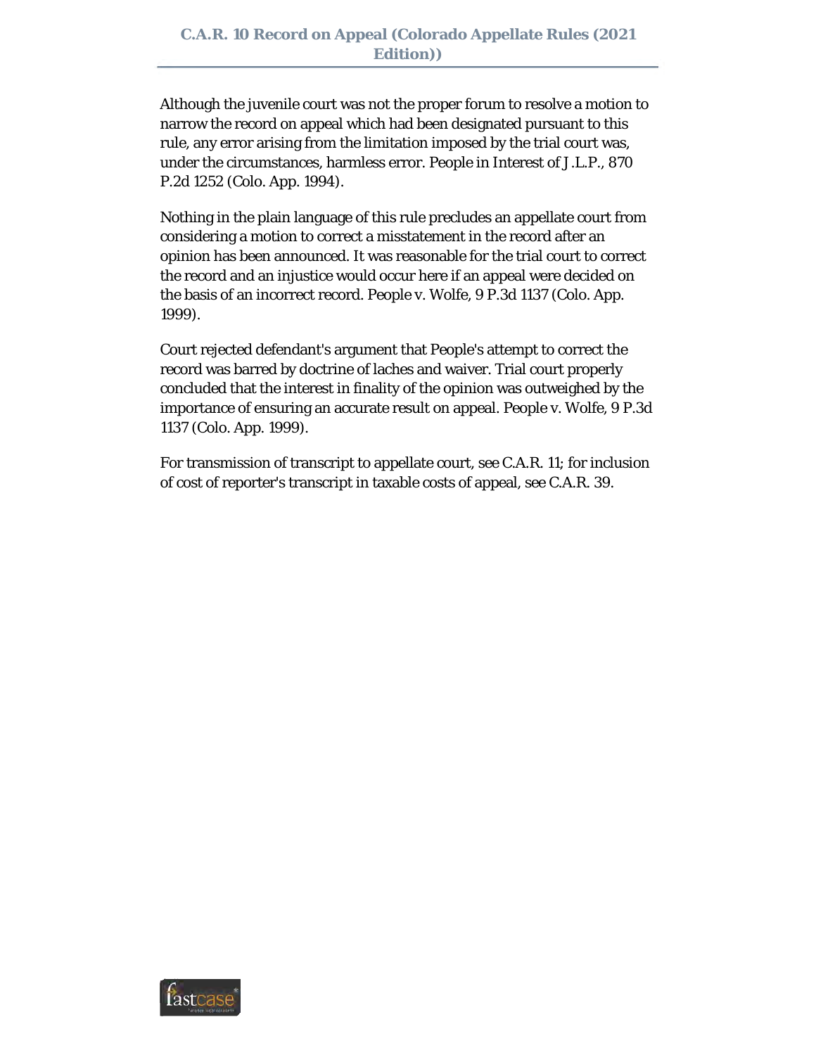Although the juvenile court was not the proper forum to resolve a motion to narrow the record on appeal which had been designated pursuant to this rule, any error arising from the limitation imposed by the trial court was, under the circumstances, harmless error. People in Interest of J.L.P., 870 P.2d 1252 (Colo. App. 1994).

Nothing in the plain language of this rule precludes an appellate court from considering a motion to correct a misstatement in the record after an opinion has been announced. It was reasonable for the trial court to correct the record and an injustice would occur here if an appeal were decided on the basis of an incorrect record. People v. Wolfe, 9 P.3d 1137 (Colo. App. 1999).

Court rejected defendant's argument that People's attempt to correct the record was barred by doctrine of laches and waiver. Trial court properly concluded that the interest in finality of the opinion was outweighed by the importance of ensuring an accurate result on appeal. People v. Wolfe, 9 P.3d 1137 (Colo. App. 1999).

For transmission of transcript to appellate court, see C.A.R. 11; for inclusion of cost of reporter's transcript in taxable costs of appeal, see C.A.R. 39.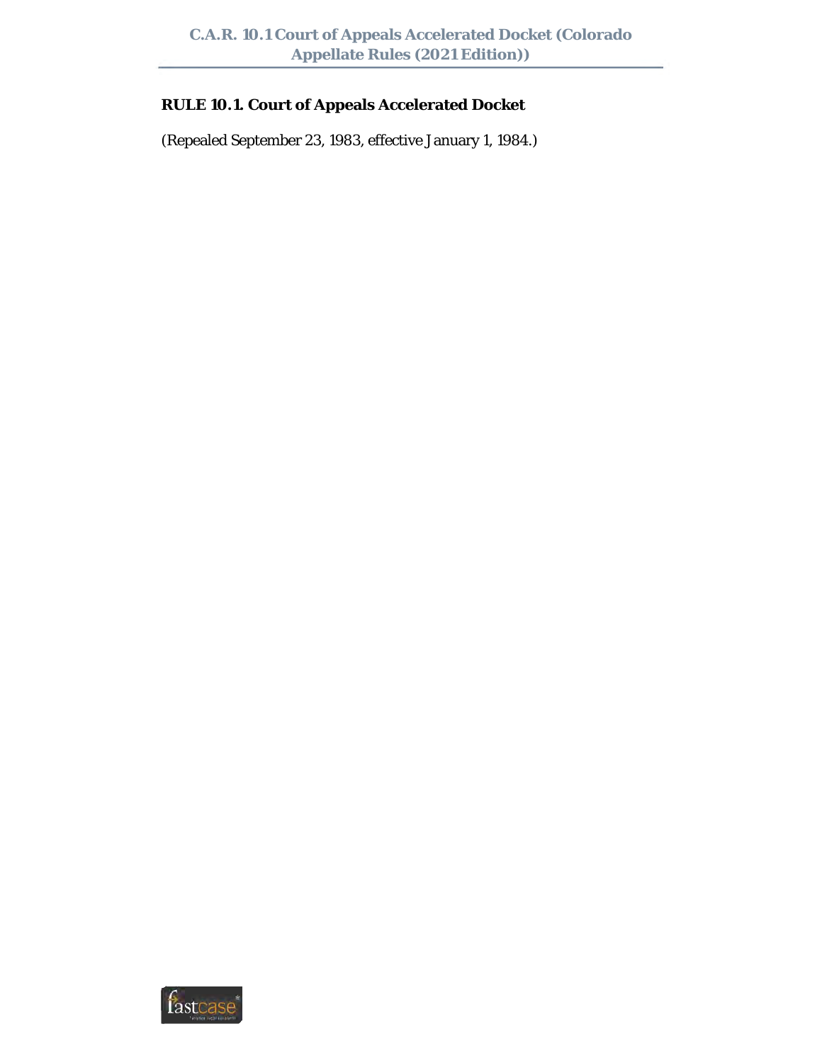**RULE 10.1. Court of Appeals Accelerated Docket**

(Repealed September 23, 1983, effective January 1, 1984.)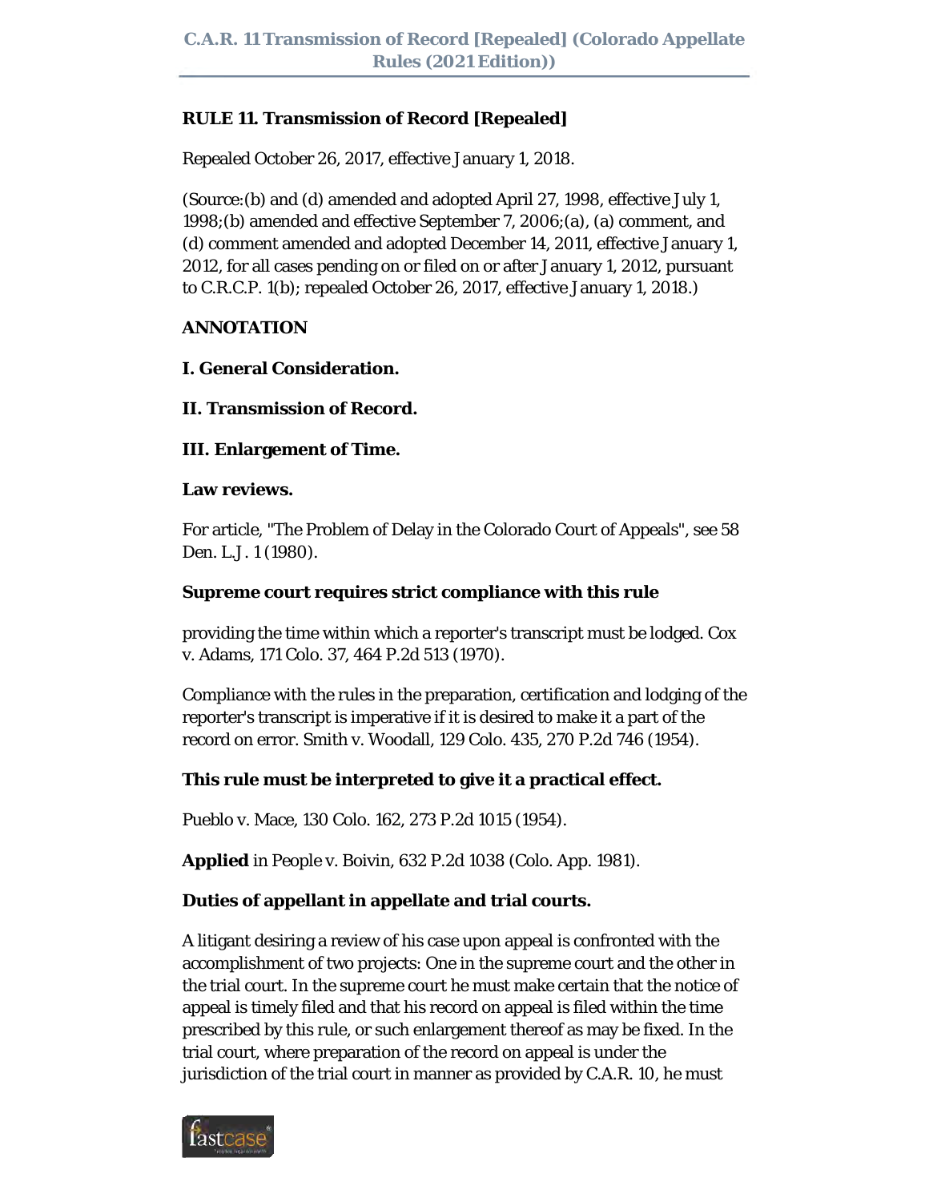**RULE 11. Transmission of Record [Repealed]**

Repealed October 26, 2017, effective January 1, 2018.

(Source:(b) and (d) amended and adopted April 27, 1998, effective July 1, 1998;(b) amended and effective September 7, 2006;(a), (a) comment, and (d) comment amended and adopted December 14, 2011, effective January 1, 2012, for all cases pending on or filed on or after January 1, 2012, pursuant to C.R.C.P. 1(b); repealed October 26, 2017, effective January 1, 2018.)

**ANNOTATION**

**I. General Consideration.**

**II. Transmission of Record.**

**III. Enlargement of Time.**

**Law reviews.**

For article, "The Problem of Delay in the Colorado Court of Appeals", see 58 Den. L.J. 1 (1980).

**Supreme court requires strict compliance with this rule**

providing the time within which a reporter's transcript must be lodged. Cox v. Adams, 171 Colo. 37, 464 P.2d 513 (1970).

Compliance with the rules in the preparation, certification and lodging of the reporter's transcript is imperative if it is desired to make it a part of the record on error. Smith v. Woodall, 129 Colo. 435, 270 P.2d 746 (1954).

**This rule must be interpreted to give it a practical effect.**

Pueblo v. Mace, 130 Colo. 162, 273 P.2d 1015 (1954).

**Applied** in People v. Boivin, 632 P.2d 1038 (Colo. App. 1981).

**Duties of appellant in appellate and trial courts.**

A litigant desiring a review of his case upon appeal is confronted with the accomplishment of two projects: One in the supreme court and the other in the trial court. In the supreme court he must make certain that the notice of appeal is timely filed and that his record on appeal is filed within the time prescribed by this rule, or such enlargement thereof as may be fixed. In the trial court, where preparation of the record on appeal is under the jurisdiction of the trial court in manner as provided by C.A.R. 10, he must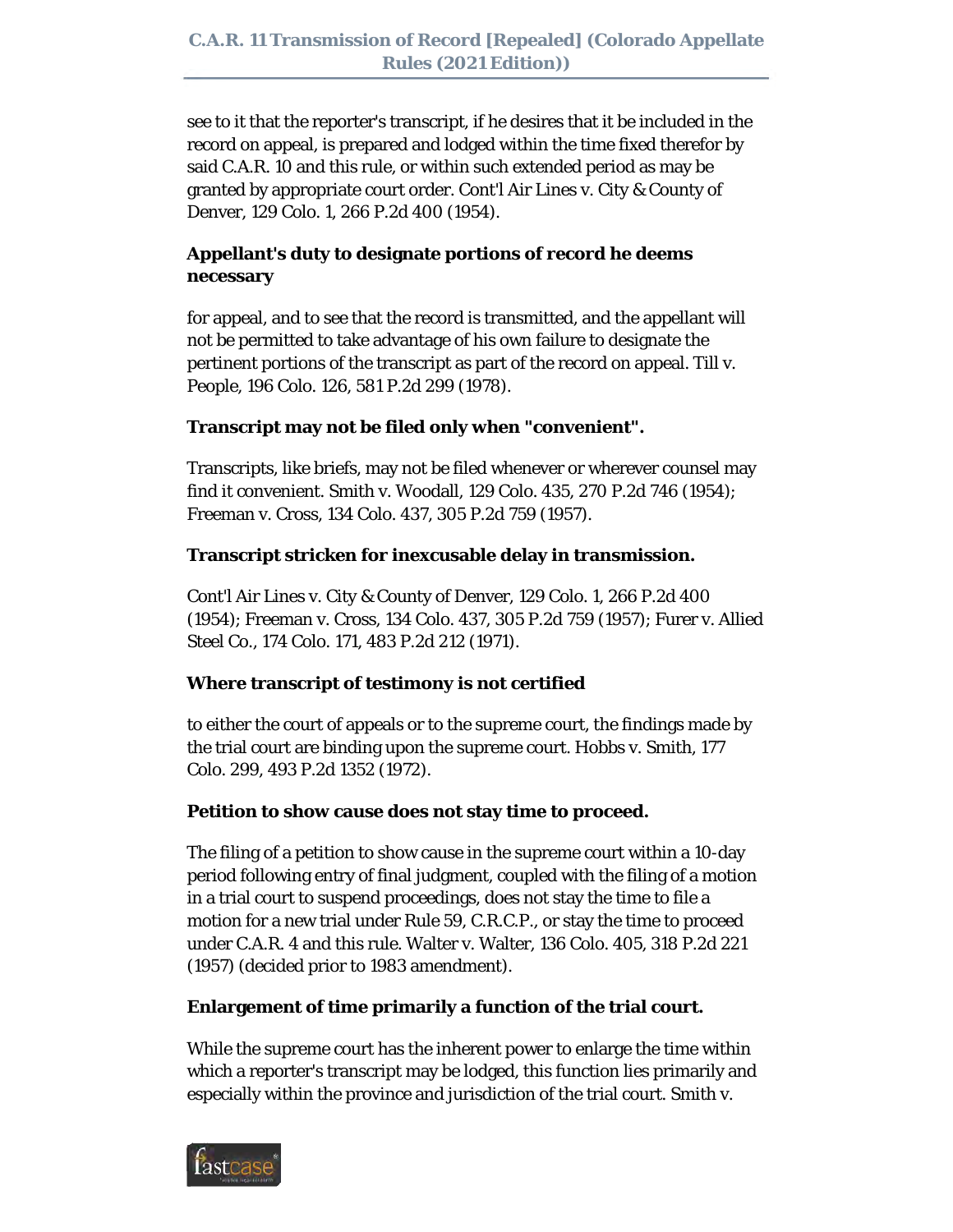see to it that the reporter's transcript, if he desires that it be included in the record on appeal, is prepared and lodged within the time fixed therefor by said C.A.R. 10 and this rule, or within such extended period as may be granted by appropriate court order. Cont'l Air Lines v. City & County of Denver, 129 Colo. 1, 266 P.2d 400 (1954).

**Appellant's duty to designate portions of record he deems necessary**

for appeal, and to see that the record is transmitted, and the appellant will not be permitted to take advantage of his own failure to designate the pertinent portions of the transcript as part of the record on appeal. Till v. People, 196 Colo. 126, 581 P.2d 299 (1978).

**Transcript may not be filed only when "convenient".**

Transcripts, like briefs, may not be filed whenever or wherever counsel may find it convenient. Smith v. Woodall, 129 Colo. 435, 270 P.2d 746 (1954); Freeman v. Cross, 134 Colo. 437, 305 P.2d 759 (1957).

**Transcript stricken for inexcusable delay in transmission.**

Cont'l Air Lines v. City & County of Denver, 129 Colo. 1, 266 P.2d 400 (1954); Freeman v. Cross, 134 Colo. 437, 305 P.2d 759 (1957); Furer v. Allied Steel Co., 174 Colo. 171, 483 P.2d 212 (1971).

**Where transcript of testimony is not certified**

to either the court of appeals or to the supreme court, the findings made by the trial court are binding upon the supreme court. Hobbs v. Smith, 177 Colo. 299, 493 P.2d 1352 (1972).

**Petition to show cause does not stay time to proceed.**

The filing of a petition to show cause in the supreme court within a 10-day period following entry of final judgment, coupled with the filing of a motion in a trial court to suspend proceedings, does not stay the time to file a motion for a new trial under Rule 59, C.R.C.P., or stay the time to proceed under C.A.R. 4 and this rule. Walter v. Walter, 136 Colo. 405, 318 P.2d 221 (1957) (decided prior to 1983 amendment).

**Enlargement of time primarily a function of the trial court.**

While the supreme court has the inherent power to enlarge the time within which a reporter's transcript may be lodged, this function lies primarily and especially within the province and jurisdiction of the trial court. Smith v.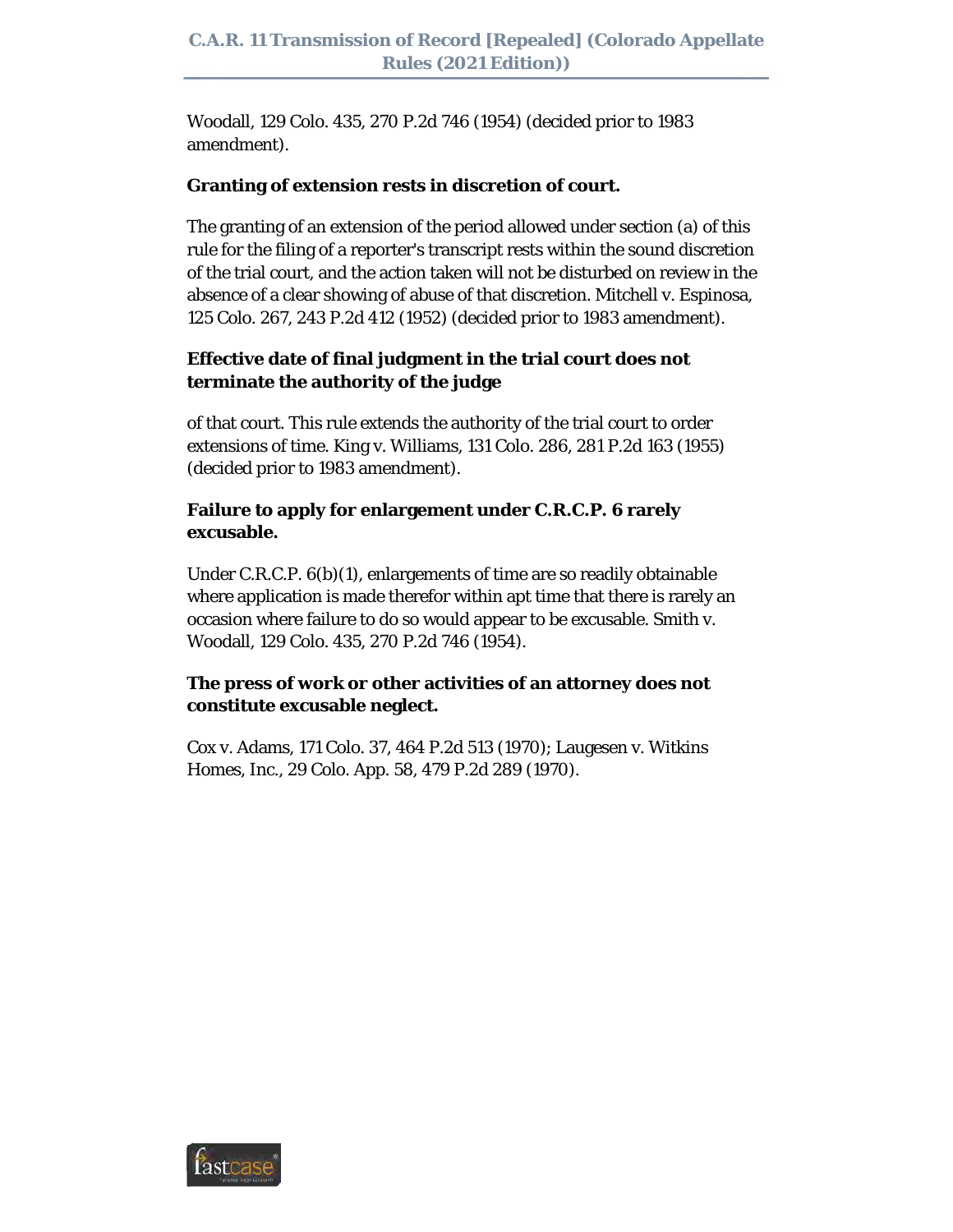Woodall, 129 Colo. 435, 270 P.2d 746 (1954) (decided prior to 1983 amendment).

**Granting of extension rests in discretion of court.**

The granting of an extension of the period allowed under section (a) of this rule for the filing of a reporter's transcript rests within the sound discretion of the trial court, and the action taken will not be disturbed on review in the absence of a clear showing of abuse of that discretion. Mitchell v. Espinosa, 125 Colo. 267, 243 P.2d 412 (1952) (decided prior to 1983 amendment).

**Effective date of final judgment in the trial court does not terminate the authority of the judge**

of that court. This rule extends the authority of the trial court to order extensions of time. King v. Williams, 131 Colo. 286, 281 P.2d 163 (1955) (decided prior to 1983 amendment).

**Failure to apply for enlargement under C.R.C.P. 6 rarely excusable.**

Under C.R.C.P. 6(b)(1), enlargements of time are so readily obtainable where application is made therefor within apt time that there is rarely an occasion where failure to do so would appear to be excusable. Smith v. Woodall, 129 Colo. 435, 270 P.2d 746 (1954).

**The press of work or other activities of an attorney does not constitute excusable neglect.**

Cox v. Adams, 171 Colo. 37, 464 P.2d 513 (1970); Laugesen v. Witkins Homes, Inc., 29 Colo. App. 58, 479 P.2d 289 (1970).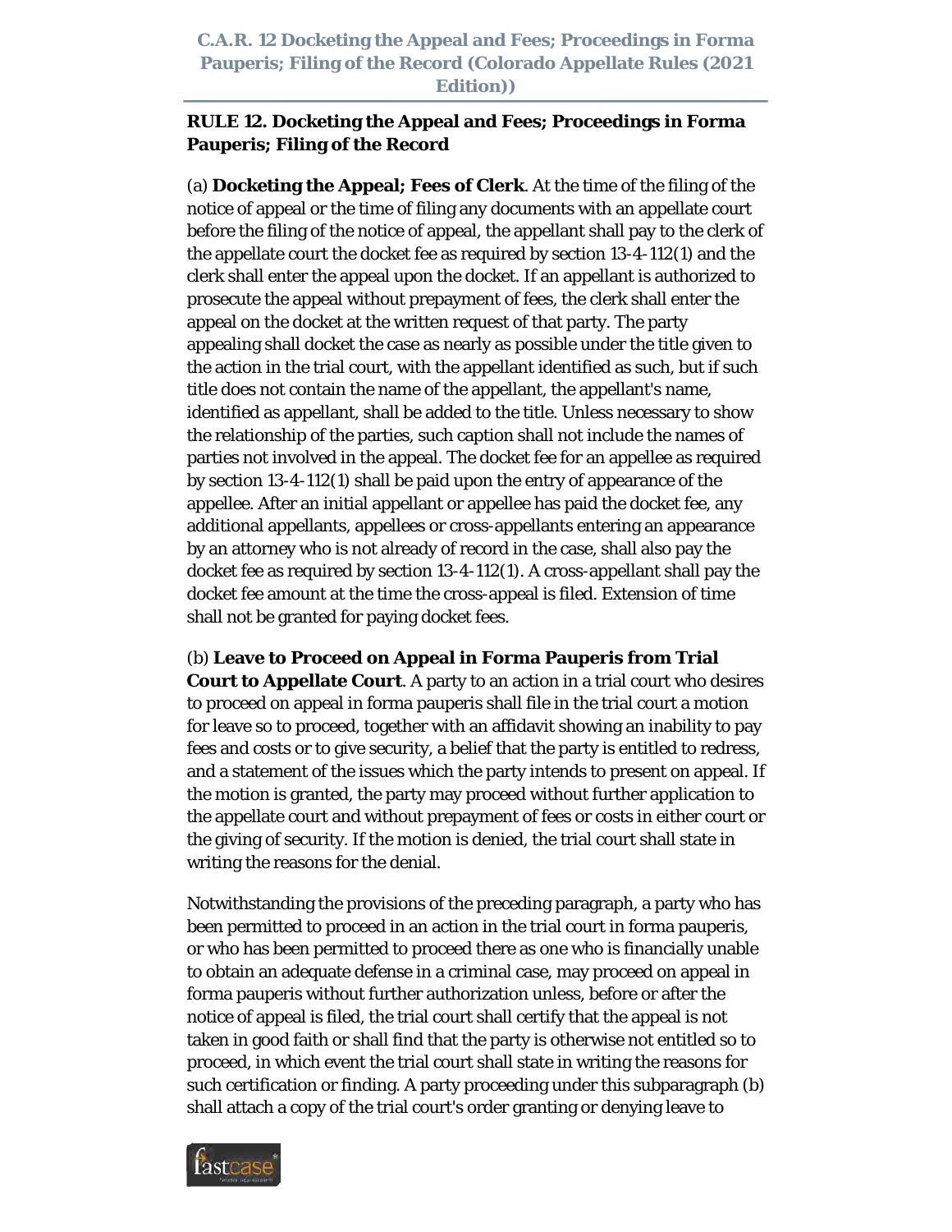## RULE 12. Docketing the Appeal and Fees; Proceedings in Forma Pauperis; Filing of the Record

(a) **Docketing the Appeal; Fees of Clerk**. At the time of the filing of the notice of appeal or the time of filing any documents with an appellate court before the filing of the notice of appeal, the appellant shall pay to the clerk of the appellate court the docket fee as required by section 13-4-112(1) and the clerk shall enter the appeal upon the docket. If an appellant is authorized to prosecute the appeal without prepayment of fees, the clerk shall enter the appeal on the docket at the written request of that party. The party appealing shall docket the case as nearly as possible under the title given to the action in the trial court, with the appellant identified as such, but if such title does not contain the name of the appellant, the appellant's name, identified as appellant, shall be added to the title. Unless necessary to show the relationship of the parties, such caption shall not include the names of parties not involved in the appeal. The docket fee for an appellee as required by section 13-4-112(1) shall be paid upon the entry of appearance of the appellee. After an initial appellant or appellee has paid the docket fee, any additional appellants, appellees or cross-appellants entering an appearance by an attorney who is not already of record in the case, shall also pay the docket fee as required by section 13-4-112(1). A cross-appellant shall pay the docket fee amount at the time the cross-appeal is filed. Extension of time shall not be granted for paying docket fees.

(b) **Leave to Proceed on Appeal in Forma Pauperis from Trial Court to Appellate Court**. A party to an action in a trial court who desires to proceed on appeal in forma pauperis shall file in the trial court a motion for leave so to proceed, together with an affidavit showing an inability to pay fees and costs or to give security, a belief that the party is entitled to redress, and a statement of the issues which the party intends to present on appeal. If the motion is granted, the party may proceed without further application to the appellate court and without prepayment of fees or costs in either court or the giving of security. If the motion is denied, the trial court shall state in writing the reasons for the denial.

Notwithstanding the provisions of the preceding paragraph, a party who has been permitted to proceed in an action in the trial court in forma pauperis, or who has been permitted to proceed there as one who is financially unable to obtain an adequate defense in a criminal case, may proceed on appeal in forma pauperis without further authorization unless, before or after the notice of appeal is filed, the trial court shall certify that the appeal is not taken in good faith or shall find that the party is otherwise not entitled so to proceed, in which event the trial court shall state in writing the reasons for such certification or finding. A party proceeding under this subparagraph (b) shall attach a copy of the trial court's order granting or denying leave to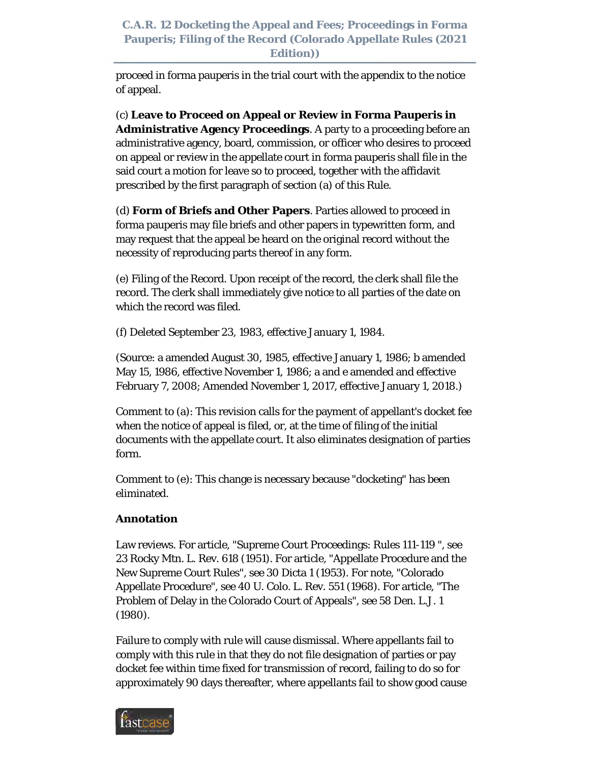proceed in forma pauperis in the trial court with the appendix to the notice of appeal.

(c) **Leave to Proceed on Appeal or Review in Forma Pauperis in Administrative Agency Proceedings**. A party to a proceeding before an administrative agency, board, commission, or officer who desires to proceed on appeal or review in the appellate court in forma pauperis shall file in the said court a motion for leave so to proceed, together with the affidavit prescribed by the first paragraph of section (a) of this Rule.

(d) **Form of Briefs and Other Papers**. Parties allowed to proceed in forma pauperis may file briefs and other papers in typewritten form, and may request that the appeal be heard on the original record without the necessity of reproducing parts thereof in any form.

(e) Filing of the Record. Upon receipt of the record, the clerk shall file the record. The clerk shall immediately give notice to all parties of the date on which the record was filed.

(f) Deleted September 23, 1983, effective January 1, 1984.

(Source: a amended August 30, 1985, effective January 1, 1986; b amended May 15, 1986, effective November 1, 1986; a and e amended and effective February 7, 2008; Amended November 1, 2017, effective January 1, 2018.)

Comment to (a): This revision calls for the payment of appellant's docket fee when the notice of appeal is filed, or, at the time of filing of the initial documents with the appellate court. It also eliminates designation of parties form.

Comment to (e): This change is necessary because "docketing" has been eliminated.

**Annotation**

Law reviews. For article, "Supreme Court Proceedings: Rules 111-119 ", see 23 Rocky Mtn. L. Rev. 618 (1951). For article, "Appellate Procedure and the New Supreme Court Rules", see 30 Dicta 1 (1953). For note, "Colorado Appellate Procedure", see 40 U. Colo. L. Rev. 551 (1968). For article, "The Problem of Delay in the Colorado Court of Appeals", see 58 Den. L.J. 1 (1980).

Failure to comply with rule will cause dismissal. Where appellants fail to comply with this rule in that they do not file designation of parties or pay docket fee within time fixed for transmission of record, failing to do so for approximately 90 days thereafter, where appellants fail to show good cause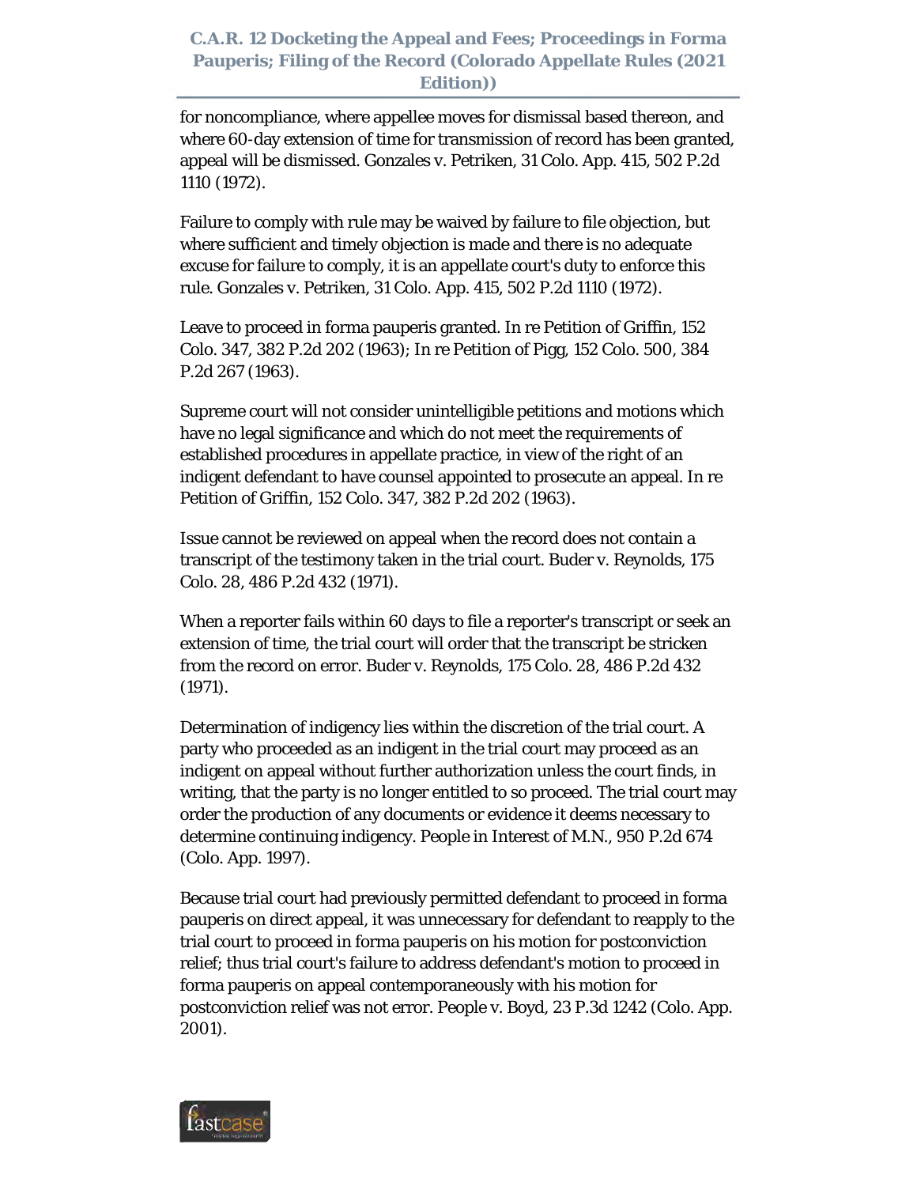for noncompliance, where appellee moves for dismissal based thereon, and where 60-day extension of time for transmission of record has been granted, appeal will be dismissed. Gonzales v. Petriken, 31 Colo. App. 415, 502 P.2d 1110 (1972).

Failure to comply with rule may be waived by failure to file objection, but where sufficient and timely objection is made and there is no adequate excuse for failure to comply, it is an appellate court's duty to enforce this rule. Gonzales v. Petriken, 31 Colo. App. 415, 502 P.2d 1110 (1972).

Leave to proceed in forma pauperis granted. In re Petition of Griffin, 152 Colo. 347, 382 P.2d 202 (1963); In re Petition of Pigg, 152 Colo. 500, 384 P.2d 267 (1963).

Supreme court will not consider unintelligible petitions and motions which have no legal significance and which do not meet the requirements of established procedures in appellate practice, in view of the right of an indigent defendant to have counsel appointed to prosecute an appeal. In re Petition of Griffin, 152 Colo. 347, 382 P.2d 202 (1963).

Issue cannot be reviewed on appeal when the record does not contain a transcript of the testimony taken in the trial court. Buder v. Reynolds, 175 Colo. 28, 486 P.2d 432 (1971).

When a reporter fails within 60 days to file a reporter's transcript or seek an extension of time, the trial court will order that the transcript be stricken from the record on error. Buder v. Reynolds, 175 Colo. 28, 486 P.2d 432 (1971).

Determination of indigency lies within the discretion of the trial court. A party who proceeded as an indigent in the trial court may proceed as an indigent on appeal without further authorization unless the court finds, in writing, that the party is no longer entitled to so proceed. The trial court may order the production of any documents or evidence it deems necessary to determine continuing indigency. People in Interest of M.N., 950 P.2d 674 (Colo. App. 1997).

Because trial court had previously permitted defendant to proceed in forma pauperis on direct appeal, it was unnecessary for defendant to reapply to the trial court to proceed in forma pauperis on his motion for postconviction relief; thus trial court's failure to address defendant's motion to proceed in forma pauperis on appeal contemporaneously with his motion for postconviction relief was not error. People v. Boyd, 23 P.3d 1242 (Colo. App. 2001).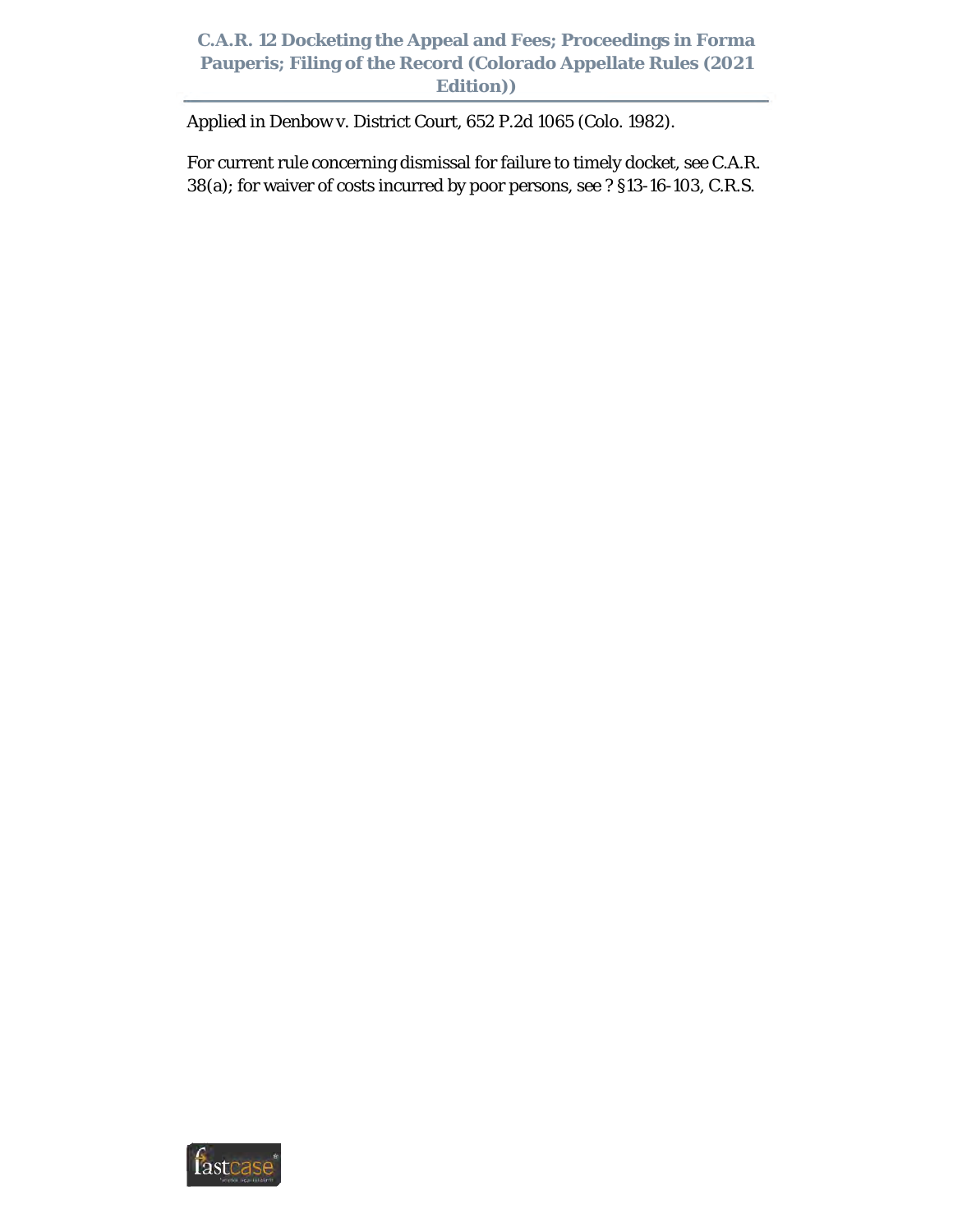Applied in Denbow v. District Court, 652 P.2d 1065 (Colo. 1982).

For current rule concerning dismissal for failure to timely docket, see C.A.R. 38(a); for waiver of costs incurred by poor persons, see ? §13-16-103, C.R.S.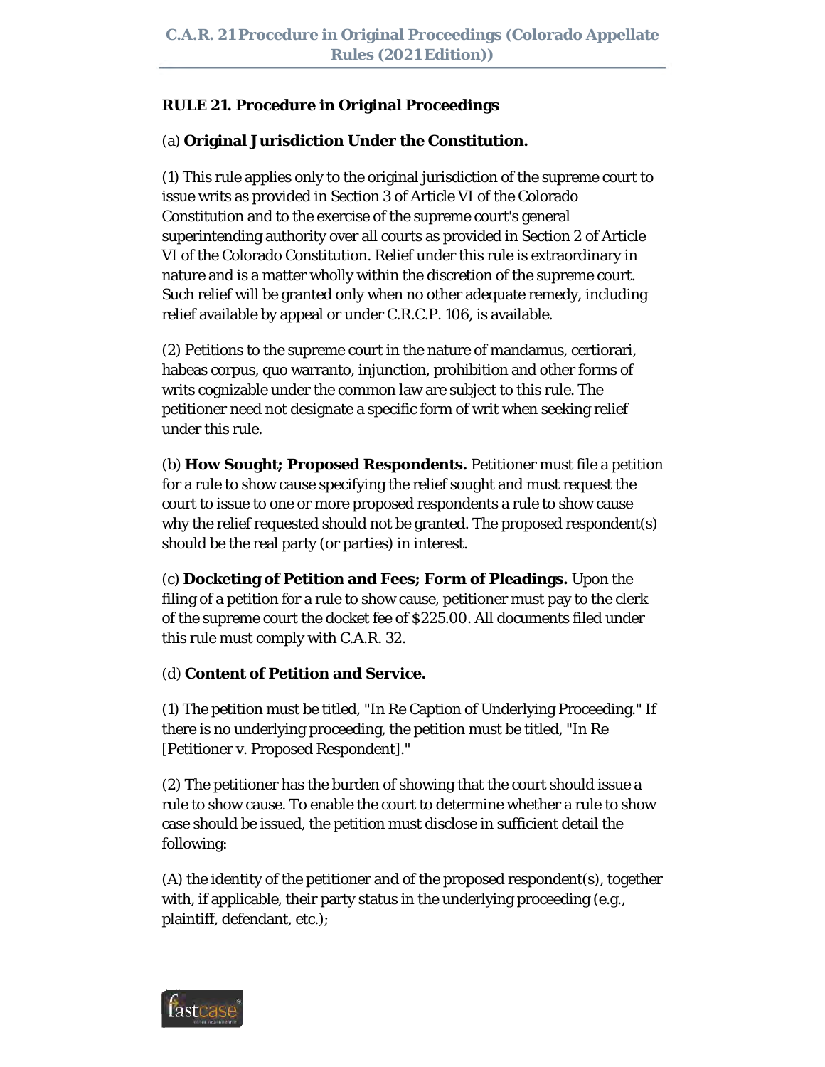**RULE 21. Procedure in Original Proceedings**

(a) **Original Jurisdiction Under the Constitution.**

(1) This rule applies only to the original jurisdiction of the supreme court to issue writs as provided in Section 3 of Article VI of the Colorado Constitution and to the exercise of the supreme court's general superintending authority over all courts as provided in Section 2 of Article VI of the Colorado Constitution. Relief under this rule is extraordinary in nature and is a matter wholly within the discretion of the supreme court. Such relief will be granted only when no other adequate remedy, including relief available by appeal or under C.R.C.P. 106, is available.

(2) Petitions to the supreme court in the nature of mandamus, certiorari, habeas corpus, quo warranto, injunction, prohibition and other forms of writs cognizable under the common law are subject to this rule. The petitioner need not designate a specific form of writ when seeking relief under this rule.

(b) **How Sought; Proposed Respondents.** Petitioner must file a petition for a rule to show cause specifying the relief sought and must request the court to issue to one or more proposed respondents a rule to show cause why the relief requested should not be granted. The proposed respondent(s) should be the real party (or parties) in interest.

(c) **Docketing of Petition and Fees; Form of Pleadings.** Upon the filing of a petition for a rule to show cause, petitioner must pay to the clerk of the supreme court the docket fee of $225.00. All documents filed under this rule must comply with C.A.R. 32.

(d) **Content of Petition and Service.**

(1) The petition must be titled, "In Re Caption of Underlying Proceeding." If there is no underlying proceeding, the petition must be titled, "In Re [Petitioner v. Proposed Respondent]."

(2) The petitioner has the burden of showing that the court should issue a rule to show cause. To enable the court to determine whether a rule to show case should be issued, the petition must disclose in sufficient detail the following:

(A) the identity of the petitioner and of the proposed respondent(s), together with, if applicable, their party status in the underlying proceeding (e.g., plaintiff, defendant, etc.);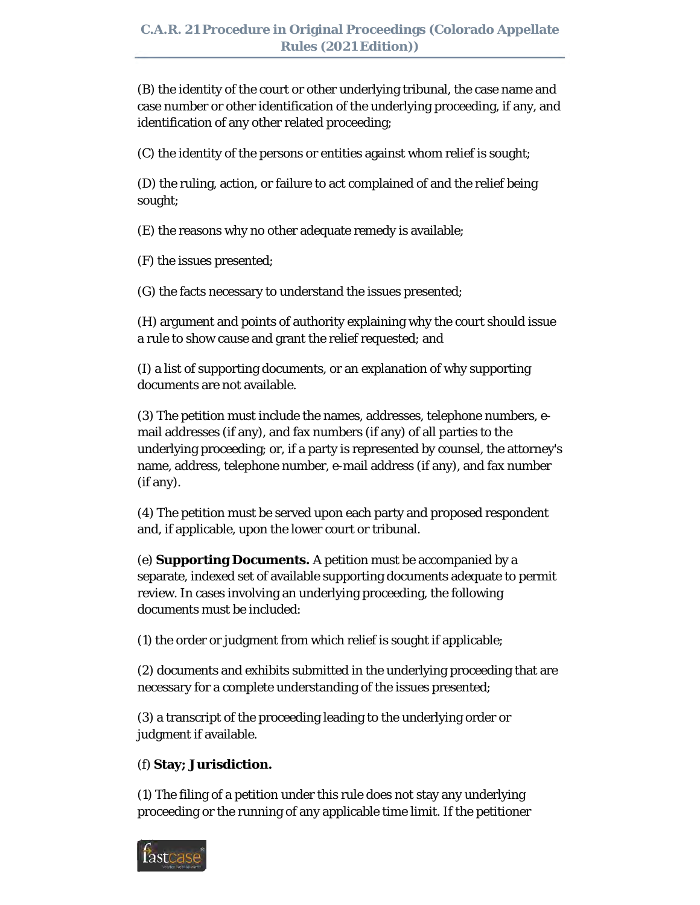(B) the identity of the court or other underlying tribunal, the case name and case number or other identification of the underlying proceeding, if any, and identification of any other related proceeding;

(C) the identity of the persons or entities against whom relief is sought;

(D) the ruling, action, or failure to act complained of and the relief being sought;

(E) the reasons why no other adequate remedy is available;

(F) the issues presented;

(G) the facts necessary to understand the issues presented;

(H) argument and points of authority explaining why the court should issue a rule to show cause and grant the relief requested; and

(I) a list of supporting documents, or an explanation of why supporting documents are not available.

(3) The petition must include the names, addresses, telephone numbers, e-mail addresses (if any), and fax numbers (if any) of all parties to the underlying proceeding; or, if a party is represented by counsel, the attorney's name, address, telephone number, e-mail address (if any), and fax number (if any).

(4) The petition must be served upon each party and proposed respondent and, if applicable, upon the lower court or tribunal.

(e) **Supporting Documents.** A petition must be accompanied by a separate, indexed set of available supporting documents adequate to permit review. In cases involving an underlying proceeding, the following documents must be included:

(1) the order or judgment from which relief is sought if applicable;

(2) documents and exhibits submitted in the underlying proceeding that are necessary for a complete understanding of the issues presented;

(3) a transcript of the proceeding leading to the underlying order or judgment if available.

(f) **Stay; Jurisdiction.**

(1) The filing of a petition under this rule does not stay any underlying proceeding or the running of any applicable time limit. If the petitioner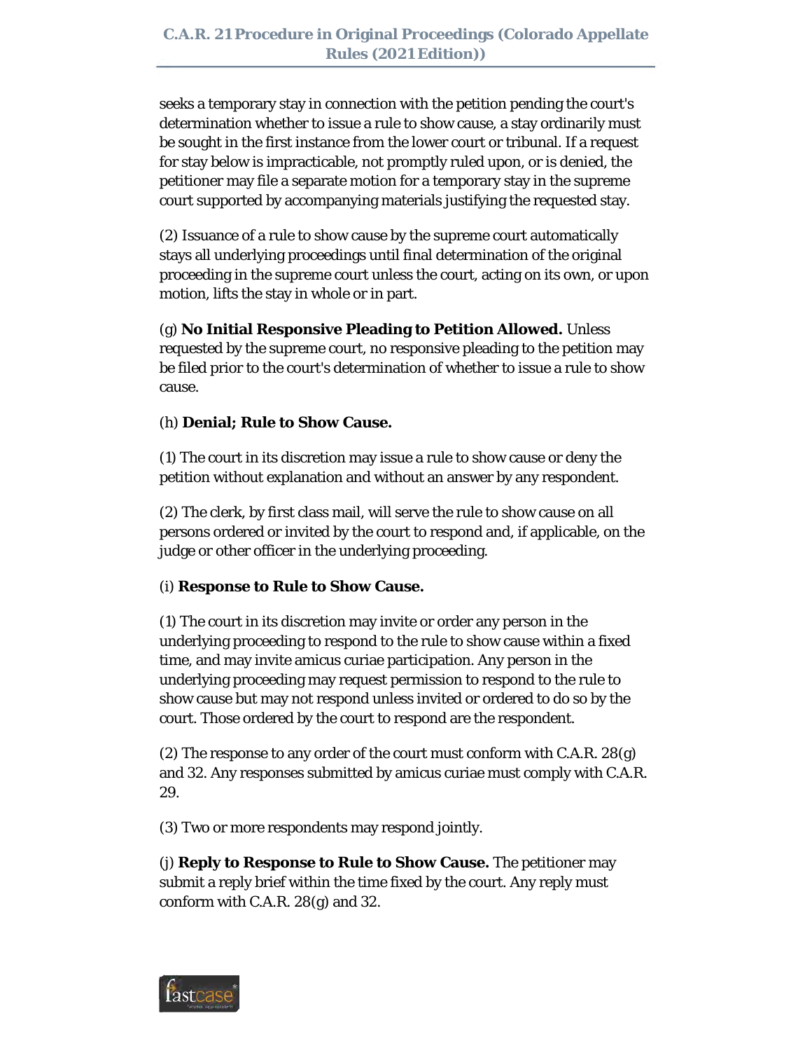seeks a temporary stay in connection with the petition pending the court's determination whether to issue a rule to show cause, a stay ordinarily must be sought in the first instance from the lower court or tribunal. If a request for stay below is impracticable, not promptly ruled upon, or is denied, the petitioner may file a separate motion for a temporary stay in the supreme court supported by accompanying materials justifying the requested stay.

(2) Issuance of a rule to show cause by the supreme court automatically stays all underlying proceedings until final determination of the original proceeding in the supreme court unless the court, acting on its own, or upon motion, lifts the stay in whole or in part.

(g) **No Initial Responsive Pleading to Petition Allowed.** Unless requested by the supreme court, no responsive pleading to the petition may be filed prior to the court's determination of whether to issue a rule to show cause.

(h) **Denial; Rule to Show Cause.**

(1) The court in its discretion may issue a rule to show cause or deny the petition without explanation and without an answer by any respondent.

(2) The clerk, by first class mail, will serve the rule to show cause on all persons ordered or invited by the court to respond and, if applicable, on the judge or other officer in the underlying proceeding.

(i) **Response to Rule to Show Cause.**

(1) The court in its discretion may invite or order any person in the underlying proceeding to respond to the rule to show cause within a fixed time, and may invite amicus curiae participation. Any person in the underlying proceeding may request permission to respond to the rule to show cause but may not respond unless invited or ordered to do so by the court. Those ordered by the court to respond are the respondent.

(2) The response to any order of the court must conform with C.A.R. 28(g) and 32. Any responses submitted by amicus curiae must comply with C.A.R. 29.

(3) Two or more respondents may respond jointly.

(j) **Reply to Response to Rule to Show Cause.** The petitioner may submit a reply brief within the time fixed by the court. Any reply must conform with C.A.R. 28(g) and 32.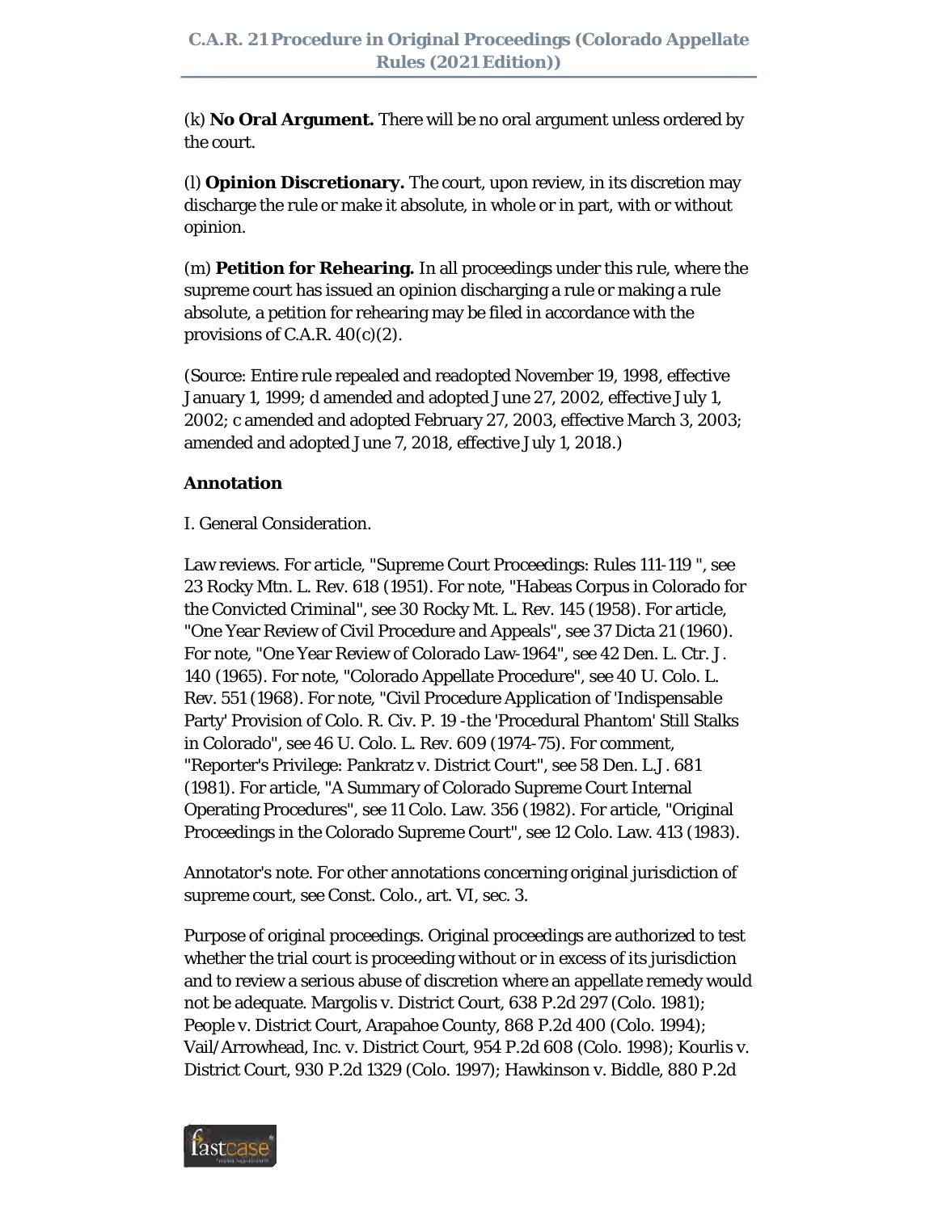(k) **No Oral Argument.** There will be no oral argument unless ordered by the court.

(l) **Opinion Discretionary.** The court, upon review, in its discretion may discharge the rule or make it absolute, in whole or in part, with or without opinion.

(m) **Petition for Rehearing.** In all proceedings under this rule, where the supreme court has issued an opinion discharging a rule or making a rule absolute, a petition for rehearing may be filed in accordance with the provisions of C.A.R. 40(c)(2).

(Source: Entire rule repealed and readopted November 19, 1998, effective January 1, 1999; d amended and adopted June 27, 2002, effective July 1, 2002; c amended and adopted February 27, 2003, effective March 3, 2003; amended and adopted June 7, 2018, effective July 1, 2018.)

**Annotation**

I. General Consideration.

Law reviews. For article, "Supreme Court Proceedings: Rules 111-119 ", see 23 Rocky Mtn. L. Rev. 618 (1951). For note, "Habeas Corpus in Colorado for the Convicted Criminal", see 30 Rocky Mt. L. Rev. 145 (1958). For article, "One Year Review of Civil Procedure and Appeals", see 37 Dicta 21 (1960). For note, "One Year Review of Colorado Law-1964", see 42 Den. L. Ctr. J. 140 (1965). For note, "Colorado Appellate Procedure", see 40 U. Colo. L. Rev. 551 (1968). For note, "Civil Procedure Application of 'Indispensable Party' Provision of Colo. R. Civ. P. 19 -the 'Procedural Phantom' Still Stalks in Colorado", see 46 U. Colo. L. Rev. 609 (1974-75). For comment, "Reporter's Privilege: Pankratz v. District Court", see 58 Den. L.J. 681 (1981). For article, "A Summary of Colorado Supreme Court Internal Operating Procedures", see 11 Colo. Law. 356 (1982). For article, "Original Proceedings in the Colorado Supreme Court", see 12 Colo. Law. 413 (1983).

Annotator's note. For other annotations concerning original jurisdiction of supreme court, see Const. Colo., art. VI, sec. 3.

Purpose of original proceedings. Original proceedings are authorized to test whether the trial court is proceeding without or in excess of its jurisdiction and to review a serious abuse of discretion where an appellate remedy would not be adequate. Margolis v. District Court, 638 P.2d 297 (Colo. 1981); People v. District Court, Arapahoe County, 868 P.2d 400 (Colo. 1994); Vail/Arrowhead, Inc. v. District Court, 954 P.2d 608 (Colo. 1998); Kourlis v. District Court, 930 P.2d 1329 (Colo. 1997); Hawkinson v. Biddle, 880 P.2d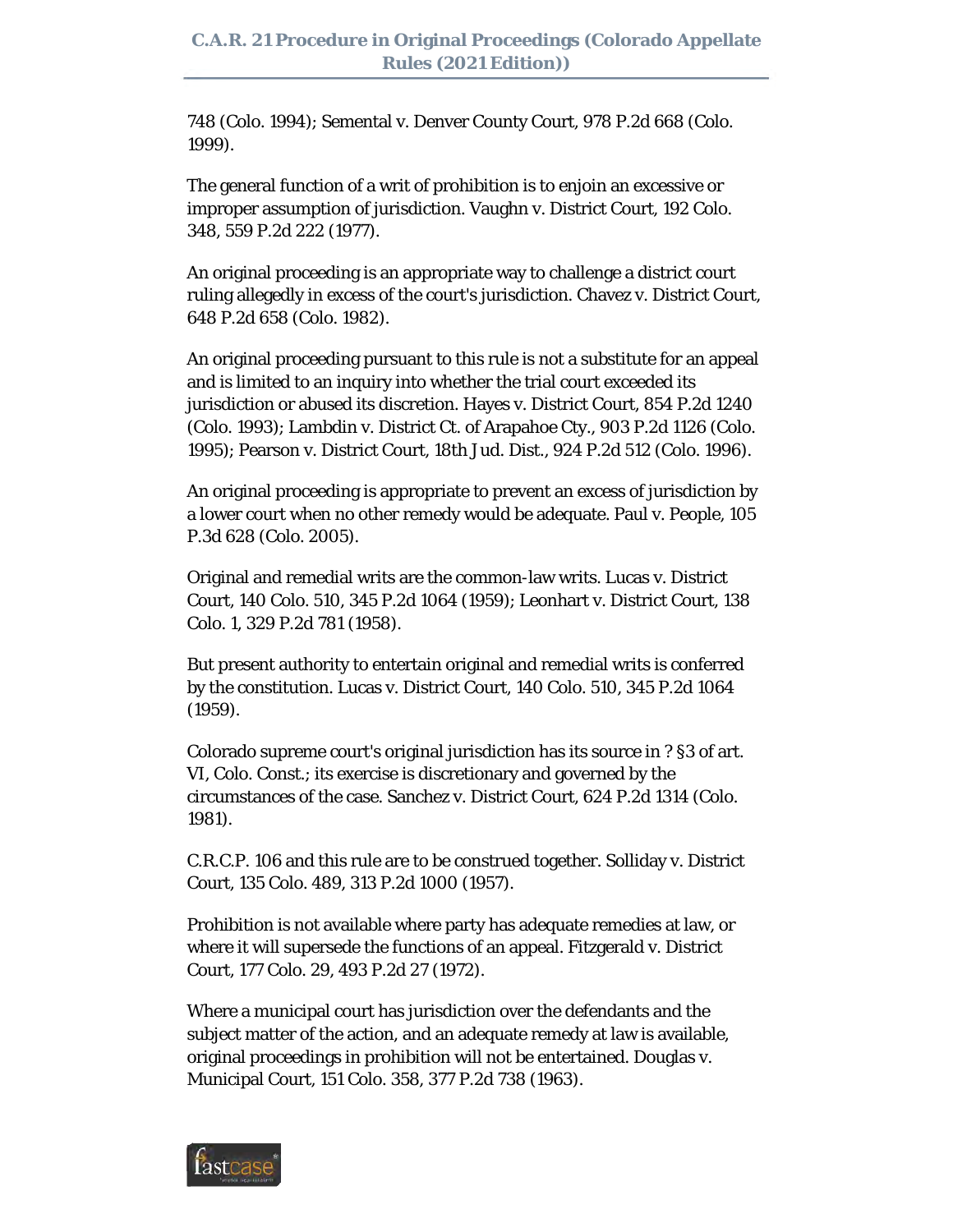748 (Colo. 1994); Semental v. Denver County Court, 978 P.2d 668 (Colo. 1999).

The general function of a writ of prohibition is to enjoin an excessive or improper assumption of jurisdiction. Vaughn v. District Court, 192 Colo. 348, 559 P.2d 222 (1977).

An original proceeding is an appropriate way to challenge a district court ruling allegedly in excess of the court's jurisdiction. Chavez v. District Court, 648 P.2d 658 (Colo. 1982).

An original proceeding pursuant to this rule is not a substitute for an appeal and is limited to an inquiry into whether the trial court exceeded its jurisdiction or abused its discretion. Hayes v. District Court, 854 P.2d 1240 (Colo. 1993); Lambdin v. District Ct. of Arapahoe Cty., 903 P.2d 1126 (Colo. 1995); Pearson v. District Court, 18th Jud. Dist., 924 P.2d 512 (Colo. 1996).

An original proceeding is appropriate to prevent an excess of jurisdiction by a lower court when no other remedy would be adequate. Paul v. People, 105 P.3d 628 (Colo. 2005).

Original and remedial writs are the common-law writs. Lucas v. District Court, 140 Colo. 510, 345 P.2d 1064 (1959); Leonhart v. District Court, 138 Colo. 1, 329 P.2d 781 (1958).

But present authority to entertain original and remedial writs is conferred by the constitution. Lucas v. District Court, 140 Colo. 510, 345 P.2d 1064 (1959).

Colorado supreme court's original jurisdiction has its source in ? §3 of art. VI, Colo. Const.; its exercise is discretionary and governed by the circumstances of the case. Sanchez v. District Court, 624 P.2d 1314 (Colo. 1981).

C.R.C.P. 106 and this rule are to be construed together. Solliday v. District Court, 135 Colo. 489, 313 P.2d 1000 (1957).

Prohibition is not available where party has adequate remedies at law, or where it will supersede the functions of an appeal. Fitzgerald v. District Court, 177 Colo. 29, 493 P.2d 27 (1972).

Where a municipal court has jurisdiction over the defendants and the subject matter of the action, and an adequate remedy at law is available, original proceedings in prohibition will not be entertained. Douglas v. Municipal Court, 151 Colo. 358, 377 P.2d 738 (1963).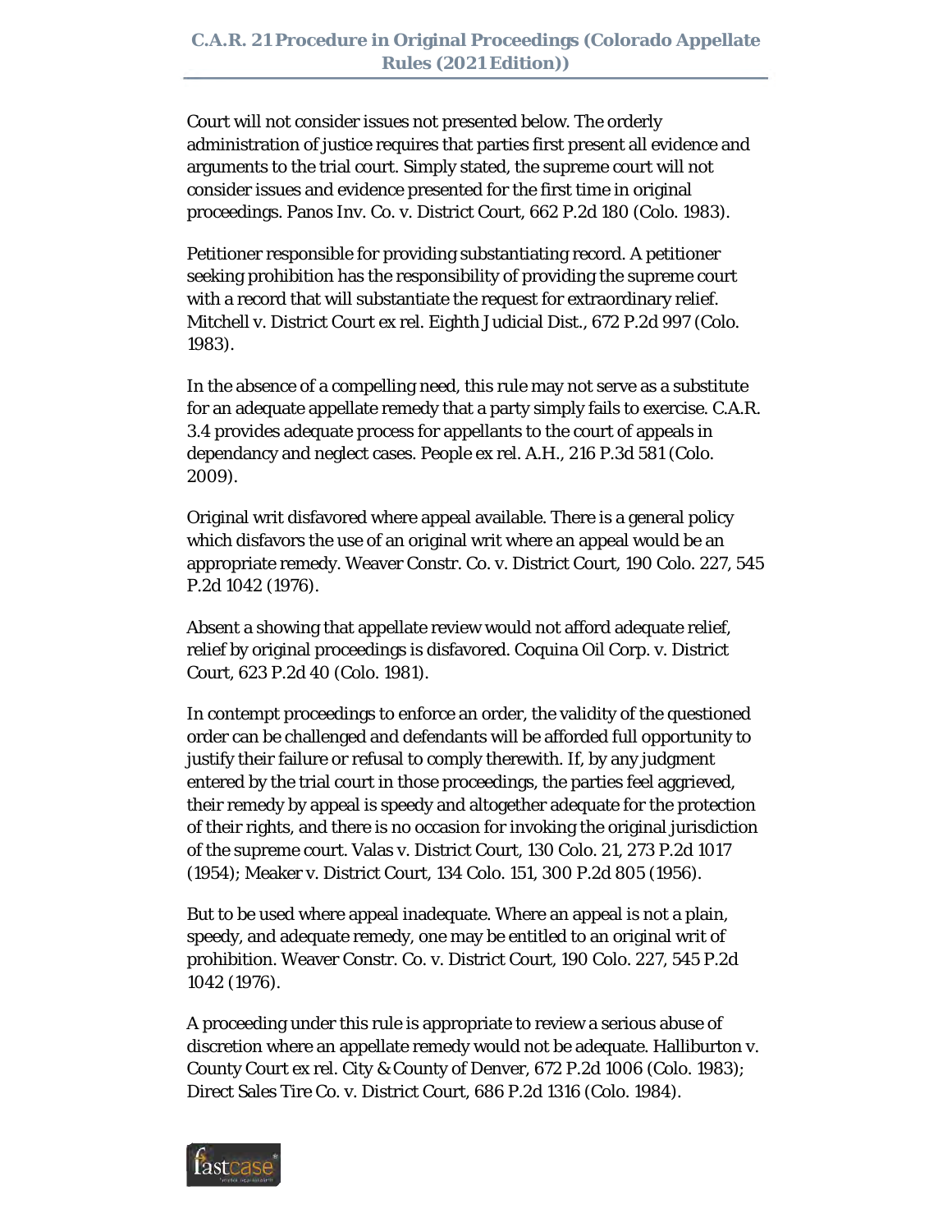Court will not consider issues not presented below. The orderly administration of justice requires that parties first present all evidence and arguments to the trial court. Simply stated, the supreme court will not consider issues and evidence presented for the first time in original proceedings. Panos Inv. Co. v. District Court, 662 P.2d 180 (Colo. 1983).

Petitioner responsible for providing substantiating record. A petitioner seeking prohibition has the responsibility of providing the supreme court with a record that will substantiate the request for extraordinary relief. Mitchell v. District Court ex rel. Eighth Judicial Dist., 672 P.2d 997 (Colo. 1983).

In the absence of a compelling need, this rule may not serve as a substitute for an adequate appellate remedy that a party simply fails to exercise. C.A.R. 3.4 provides adequate process for appellants to the court of appeals in dependancy and neglect cases. People ex rel. A.H., 216 P.3d 581 (Colo. 2009).

Original writ disfavored where appeal available. There is a general policy which disfavors the use of an original writ where an appeal would be an appropriate remedy. Weaver Constr. Co. v. District Court, 190 Colo. 227, 545 P.2d 1042 (1976).

Absent a showing that appellate review would not afford adequate relief, relief by original proceedings is disfavored. Coquina Oil Corp. v. District Court, 623 P.2d 40 (Colo. 1981).

In contempt proceedings to enforce an order, the validity of the questioned order can be challenged and defendants will be afforded full opportunity to justify their failure or refusal to comply therewith. If, by any judgment entered by the trial court in those proceedings, the parties feel aggrieved, their remedy by appeal is speedy and altogether adequate for the protection of their rights, and there is no occasion for invoking the original jurisdiction of the supreme court. Valas v. District Court, 130 Colo. 21, 273 P.2d 1017 (1954); Meaker v. District Court, 134 Colo. 151, 300 P.2d 805 (1956).

But to be used where appeal inadequate. Where an appeal is not a plain, speedy, and adequate remedy, one may be entitled to an original writ of prohibition. Weaver Constr. Co. v. District Court, 190 Colo. 227, 545 P.2d 1042 (1976).

A proceeding under this rule is appropriate to review a serious abuse of discretion where an appellate remedy would not be adequate. Halliburton v. County Court ex rel. City & County of Denver, 672 P.2d 1006 (Colo. 1983); Direct Sales Tire Co. v. District Court, 686 P.2d 1316 (Colo. 1984).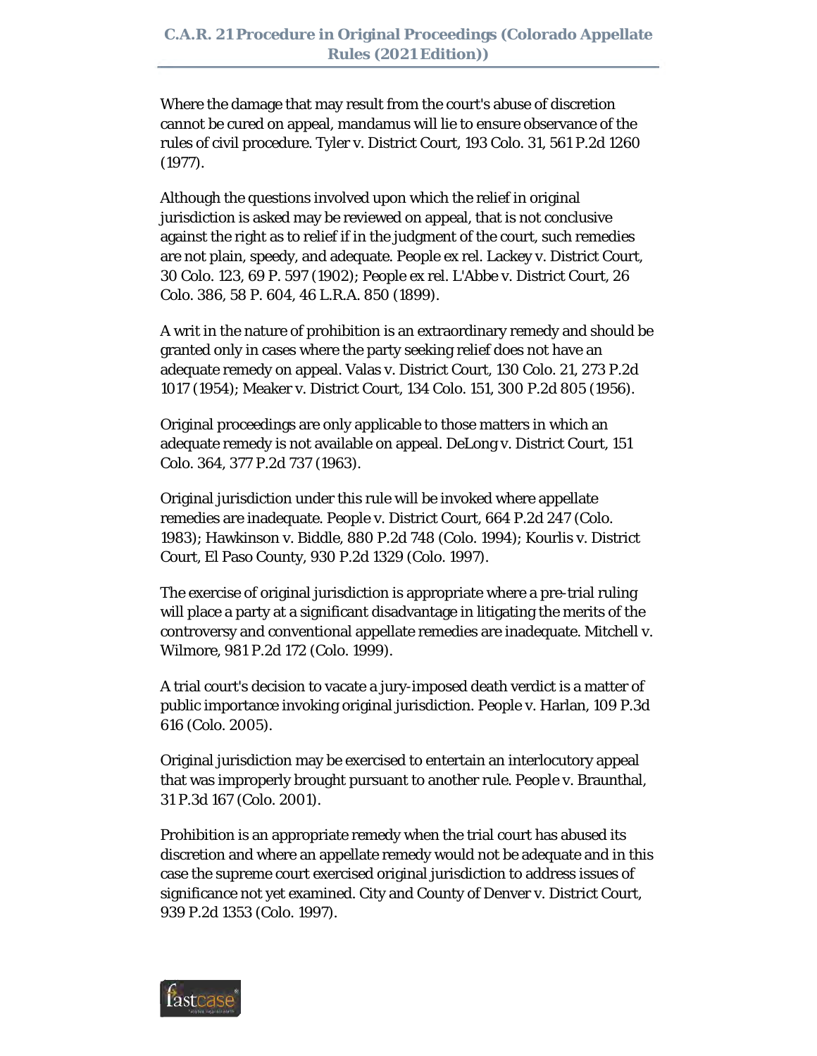Where the damage that may result from the court's abuse of discretion cannot be cured on appeal, mandamus will lie to ensure observance of the rules of civil procedure. Tyler v. District Court, 193 Colo. 31, 561 P.2d 1260 (1977).

Although the questions involved upon which the relief in original jurisdiction is asked may be reviewed on appeal, that is not conclusive against the right as to relief if in the judgment of the court, such remedies are not plain, speedy, and adequate. People ex rel. Lackey v. District Court, 30 Colo. 123, 69 P. 597 (1902); People ex rel. L'Abbe v. District Court, 26 Colo. 386, 58 P. 604, 46 L.R.A. 850 (1899).

A writ in the nature of prohibition is an extraordinary remedy and should be granted only in cases where the party seeking relief does not have an adequate remedy on appeal. Valas v. District Court, 130 Colo. 21, 273 P.2d 1017 (1954); Meaker v. District Court, 134 Colo. 151, 300 P.2d 805 (1956).

Original proceedings are only applicable to those matters in which an adequate remedy is not available on appeal. DeLong v. District Court, 151 Colo. 364, 377 P.2d 737 (1963).

Original jurisdiction under this rule will be invoked where appellate remedies are inadequate. People v. District Court, 664 P.2d 247 (Colo. 1983); Hawkinson v. Biddle, 880 P.2d 748 (Colo. 1994); Kourlis v. District Court, El Paso County, 930 P.2d 1329 (Colo. 1997).

The exercise of original jurisdiction is appropriate where a pre-trial ruling will place a party at a significant disadvantage in litigating the merits of the controversy and conventional appellate remedies are inadequate. Mitchell v. Wilmore, 981 P.2d 172 (Colo. 1999).

A trial court's decision to vacate a jury-imposed death verdict is a matter of public importance invoking original jurisdiction. People v. Harlan, 109 P.3d 616 (Colo. 2005).

Original jurisdiction may be exercised to entertain an interlocutory appeal that was improperly brought pursuant to another rule. People v. Braunthal, 31 P.3d 167 (Colo. 2001).

Prohibition is an appropriate remedy when the trial court has abused its discretion and where an appellate remedy would not be adequate and in this case the supreme court exercised original jurisdiction to address issues of significance not yet examined. City and County of Denver v. District Court, 939 P.2d 1353 (Colo. 1997).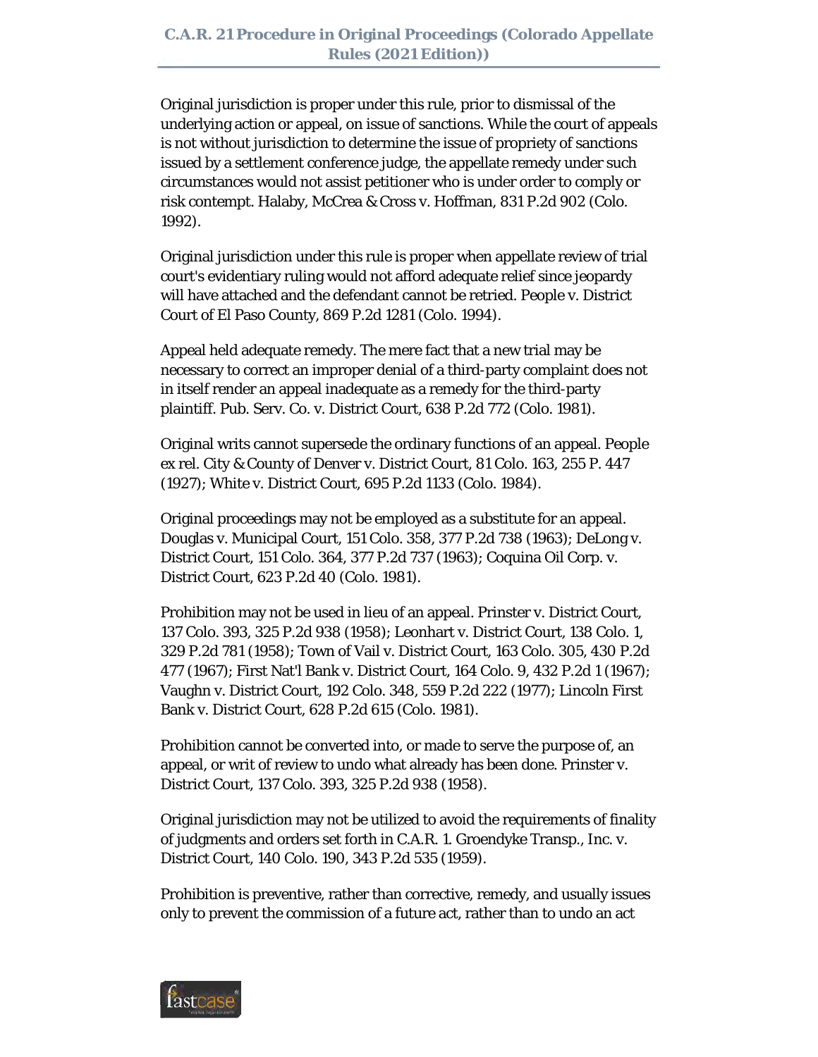Original jurisdiction is proper under this rule, prior to dismissal of the underlying action or appeal, on issue of sanctions. While the court of appeals is not without jurisdiction to determine the issue of propriety of sanctions issued by a settlement conference judge, the appellate remedy under such circumstances would not assist petitioner who is under order to comply or risk contempt. Halaby, McCrea & Cross v. Hoffman, 831 P.2d 902 (Colo. 1992).

Original jurisdiction under this rule is proper when appellate review of trial court's evidentiary ruling would not afford adequate relief since jeopardy will have attached and the defendant cannot be retried. People v. District Court of El Paso County, 869 P.2d 1281 (Colo. 1994).

Appeal held adequate remedy. The mere fact that a new trial may be necessary to correct an improper denial of a third-party complaint does not in itself render an appeal inadequate as a remedy for the third-party plaintiff. Pub. Serv. Co. v. District Court, 638 P.2d 772 (Colo. 1981).

Original writs cannot supersede the ordinary functions of an appeal. People ex rel. City & County of Denver v. District Court, 81 Colo. 163, 255 P. 447 (1927); White v. District Court, 695 P.2d 1133 (Colo. 1984).

Original proceedings may not be employed as a substitute for an appeal. Douglas v. Municipal Court, 151 Colo. 358, 377 P.2d 738 (1963); DeLong v. District Court, 151 Colo. 364, 377 P.2d 737 (1963); Coquina Oil Corp. v. District Court, 623 P.2d 40 (Colo. 1981).

Prohibition may not be used in lieu of an appeal. Prinster v. District Court, 137 Colo. 393, 325 P.2d 938 (1958); Leonhart v. District Court, 138 Colo. 1, 329 P.2d 781 (1958); Town of Vail v. District Court, 163 Colo. 305, 430 P.2d 477 (1967); First Nat'l Bank v. District Court, 164 Colo. 9, 432 P.2d 1 (1967); Vaughn v. District Court, 192 Colo. 348, 559 P.2d 222 (1977); Lincoln First Bank v. District Court, 628 P.2d 615 (Colo. 1981).

Prohibition cannot be converted into, or made to serve the purpose of, an appeal, or writ of review to undo what already has been done. Prinster v. District Court, 137 Colo. 393, 325 P.2d 938 (1958).

Original jurisdiction may not be utilized to avoid the requirements of finality of judgments and orders set forth in C.A.R. 1. Groendyke Transp., Inc. v. District Court, 140 Colo. 190, 343 P.2d 535 (1959).

Prohibition is preventive, rather than corrective, remedy, and usually issues only to prevent the commission of a future act, rather than to undo an act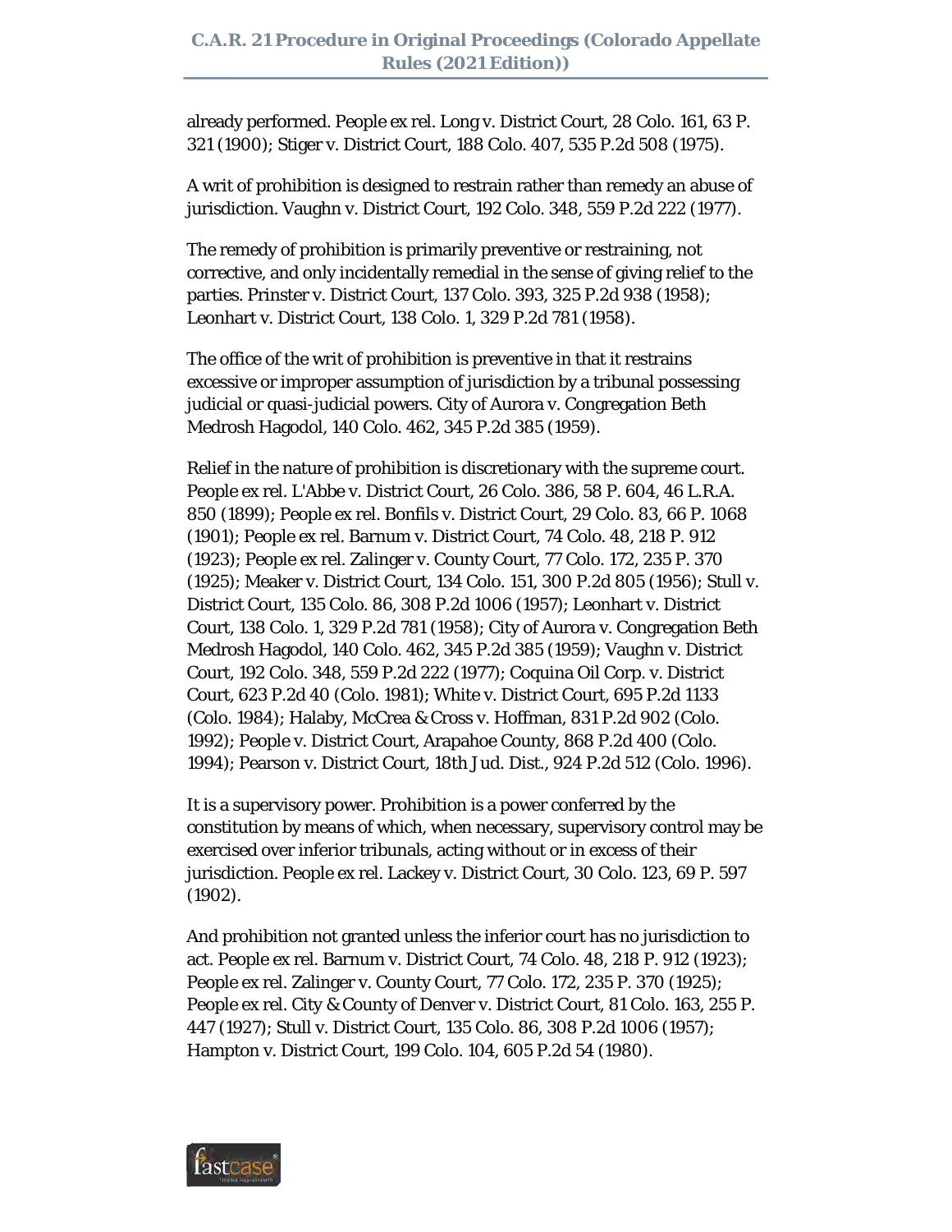already performed. People ex rel. Long v. District Court, 28 Colo. 161, 63 P. 321 (1900); Stiger v. District Court, 188 Colo. 407, 535 P.2d 508 (1975).

A writ of prohibition is designed to restrain rather than remedy an abuse of jurisdiction. Vaughn v. District Court, 192 Colo. 348, 559 P.2d 222 (1977).

The remedy of prohibition is primarily preventive or restraining, not corrective, and only incidentally remedial in the sense of giving relief to the parties. Prinster v. District Court, 137 Colo. 393, 325 P.2d 938 (1958); Leonhart v. District Court, 138 Colo. 1, 329 P.2d 781 (1958).

The office of the writ of prohibition is preventive in that it restrains excessive or improper assumption of jurisdiction by a tribunal possessing judicial or quasi-judicial powers. City of Aurora v. Congregation Beth Medrosh Hagodol, 140 Colo. 462, 345 P.2d 385 (1959).

Relief in the nature of prohibition is discretionary with the supreme court. People ex rel. L'Abbe v. District Court, 26 Colo. 386, 58 P. 604, 46 L.R.A. 850 (1899); People ex rel. Bonfils v. District Court, 29 Colo. 83, 66 P. 1068 (1901); People ex rel. Barnum v. District Court, 74 Colo. 48, 218 P. 912 (1923); People ex rel. Zalinger v. County Court, 77 Colo. 172, 235 P. 370 (1925); Meaker v. District Court, 134 Colo. 151, 300 P.2d 805 (1956); Stull v. District Court, 135 Colo. 86, 308 P.2d 1006 (1957); Leonhart v. District Court, 138 Colo. 1, 329 P.2d 781 (1958); City of Aurora v. Congregation Beth Medrosh Hagodol, 140 Colo. 462, 345 P.2d 385 (1959); Vaughn v. District Court, 192 Colo. 348, 559 P.2d 222 (1977); Coquina Oil Corp. v. District Court, 623 P.2d 40 (Colo. 1981); White v. District Court, 695 P.2d 1133 (Colo. 1984); Halaby, McCrea & Cross v. Hoffman, 831 P.2d 902 (Colo. 1992); People v. District Court, Arapahoe County, 868 P.2d 400 (Colo. 1994); Pearson v. District Court, 18th Jud. Dist., 924 P.2d 512 (Colo. 1996).

It is a supervisory power. Prohibition is a power conferred by the constitution by means of which, when necessary, supervisory control may be exercised over inferior tribunals, acting without or in excess of their jurisdiction. People ex rel. Lackey v. District Court, 30 Colo. 123, 69 P. 597 (1902).

And prohibition not granted unless the inferior court has no jurisdiction to act. People ex rel. Barnum v. District Court, 74 Colo. 48, 218 P. 912 (1923); People ex rel. Zalinger v. County Court, 77 Colo. 172, 235 P. 370 (1925); People ex rel. City & County of Denver v. District Court, 81 Colo. 163, 255 P. 447 (1927); Stull v. District Court, 135 Colo. 86, 308 P.2d 1006 (1957); Hampton v. District Court, 199 Colo. 104, 605 P.2d 54 (1980).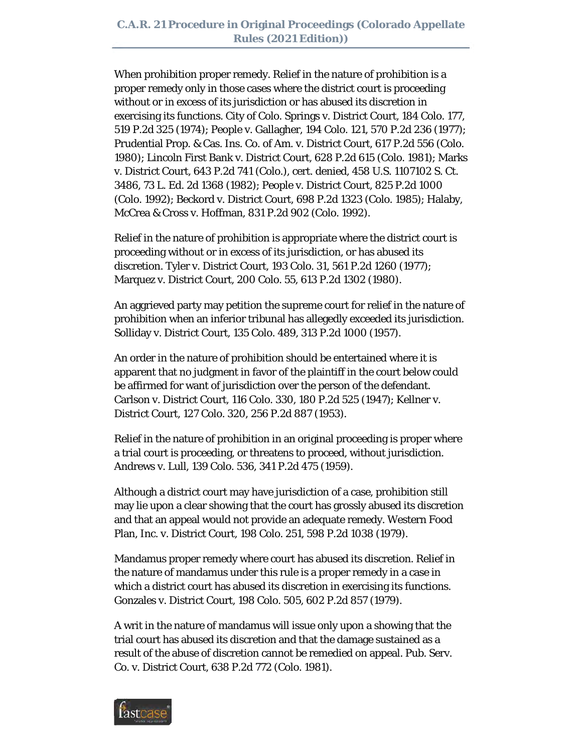When prohibition proper remedy. Relief in the nature of prohibition is a proper remedy only in those cases where the district court is proceeding without or in excess of its jurisdiction or has abused its discretion in exercising its functions. City of Colo. Springs v. District Court, 184 Colo. 177, 519 P.2d 325 (1974); People v. Gallagher, 194 Colo. 121, 570 P.2d 236 (1977); Prudential Prop. & Cas. Ins. Co. of Am. v. District Court, 617 P.2d 556 (Colo. 1980); Lincoln First Bank v. District Court, 628 P.2d 615 (Colo. 1981); Marks v. District Court, 643 P.2d 741 (Colo.), cert. denied, 458 U.S. 1107102 S. Ct. 3486, 73 L. Ed. 2d 1368 (1982); People v. District Court, 825 P.2d 1000 (Colo. 1992); Beckord v. District Court, 698 P.2d 1323 (Colo. 1985); Halaby, McCrea & Cross v. Hoffman, 831 P.2d 902 (Colo. 1992).

Relief in the nature of prohibition is appropriate where the district court is proceeding without or in excess of its jurisdiction, or has abused its discretion. Tyler v. District Court, 193 Colo. 31, 561 P.2d 1260 (1977); Marquez v. District Court, 200 Colo. 55, 613 P.2d 1302 (1980).

An aggrieved party may petition the supreme court for relief in the nature of prohibition when an inferior tribunal has allegedly exceeded its jurisdiction. Solliday v. District Court, 135 Colo. 489, 313 P.2d 1000 (1957).

An order in the nature of prohibition should be entertained where it is apparent that no judgment in favor of the plaintiff in the court below could be affirmed for want of jurisdiction over the person of the defendant. Carlson v. District Court, 116 Colo. 330, 180 P.2d 525 (1947); Kellner v. District Court, 127 Colo. 320, 256 P.2d 887 (1953).

Relief in the nature of prohibition in an original proceeding is proper where a trial court is proceeding, or threatens to proceed, without jurisdiction. Andrews v. Lull, 139 Colo. 536, 341 P.2d 475 (1959).

Although a district court may have jurisdiction of a case, prohibition still may lie upon a clear showing that the court has grossly abused its discretion and that an appeal would not provide an adequate remedy. Western Food Plan, Inc. v. District Court, 198 Colo. 251, 598 P.2d 1038 (1979).

Mandamus proper remedy where court has abused its discretion. Relief in the nature of mandamus under this rule is a proper remedy in a case in which a district court has abused its discretion in exercising its functions. Gonzales v. District Court, 198 Colo. 505, 602 P.2d 857 (1979).

A writ in the nature of mandamus will issue only upon a showing that the trial court has abused its discretion and that the damage sustained as a result of the abuse of discretion cannot be remedied on appeal. Pub. Serv. Co. v. District Court, 638 P.2d 772 (Colo. 1981).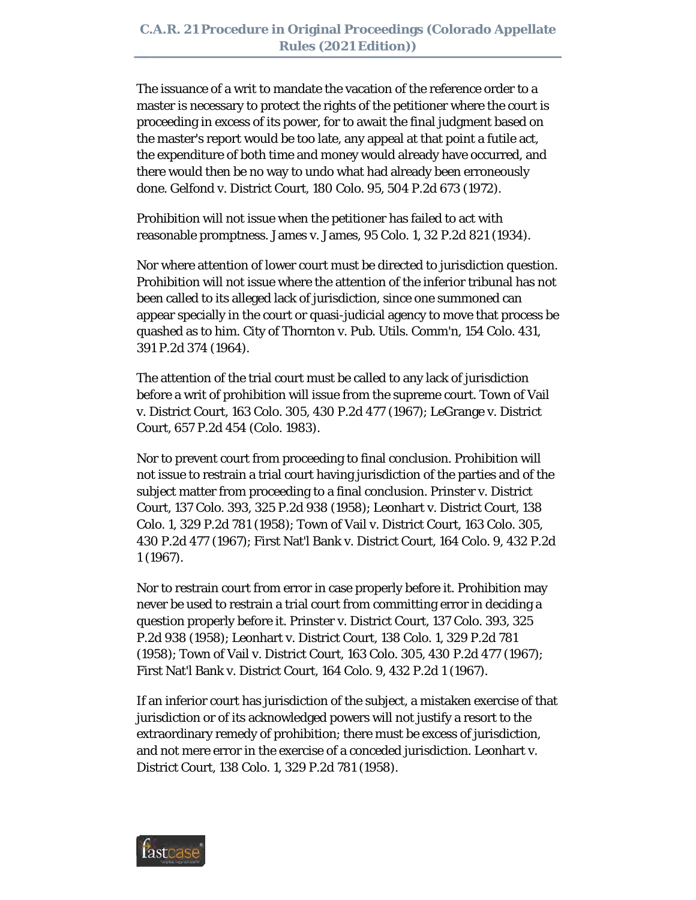The issuance of a writ to mandate the vacation of the reference order to a master is necessary to protect the rights of the petitioner where the court is proceeding in excess of its power, for to await the final judgment based on the master's report would be too late, any appeal at that point a futile act, the expenditure of both time and money would already have occurred, and there would then be no way to undo what had already been erroneously done. Gelfond v. District Court, 180 Colo. 95, 504 P.2d 673 (1972).

Prohibition will not issue when the petitioner has failed to act with reasonable promptness. James v. James, 95 Colo. 1, 32 P.2d 821 (1934).

Nor where attention of lower court must be directed to jurisdiction question. Prohibition will not issue where the attention of the inferior tribunal has not been called to its alleged lack of jurisdiction, since one summoned can appear specially in the court or quasi-judicial agency to move that process be quashed as to him. City of Thornton v. Pub. Utils. Comm'n, 154 Colo. 431, 391 P.2d 374 (1964).

The attention of the trial court must be called to any lack of jurisdiction before a writ of prohibition will issue from the supreme court. Town of Vail v. District Court, 163 Colo. 305, 430 P.2d 477 (1967); LeGrange v. District Court, 657 P.2d 454 (Colo. 1983).

Nor to prevent court from proceeding to final conclusion. Prohibition will not issue to restrain a trial court having jurisdiction of the parties and of the subject matter from proceeding to a final conclusion. Prinster v. District Court, 137 Colo. 393, 325 P.2d 938 (1958); Leonhart v. District Court, 138 Colo. 1, 329 P.2d 781 (1958); Town of Vail v. District Court, 163 Colo. 305, 430 P.2d 477 (1967); First Nat'l Bank v. District Court, 164 Colo. 9, 432 P.2d 1 (1967).

Nor to restrain court from error in case properly before it. Prohibition may never be used to restrain a trial court from committing error in deciding a question properly before it. Prinster v. District Court, 137 Colo. 393, 325 P.2d 938 (1958); Leonhart v. District Court, 138 Colo. 1, 329 P.2d 781 (1958); Town of Vail v. District Court, 163 Colo. 305, 430 P.2d 477 (1967); First Nat'l Bank v. District Court, 164 Colo. 9, 432 P.2d 1 (1967).

If an inferior court has jurisdiction of the subject, a mistaken exercise of that jurisdiction or of its acknowledged powers will not justify a resort to the extraordinary remedy of prohibition; there must be excess of jurisdiction, and not mere error in the exercise of a conceded jurisdiction. Leonhart v. District Court, 138 Colo. 1, 329 P.2d 781 (1958).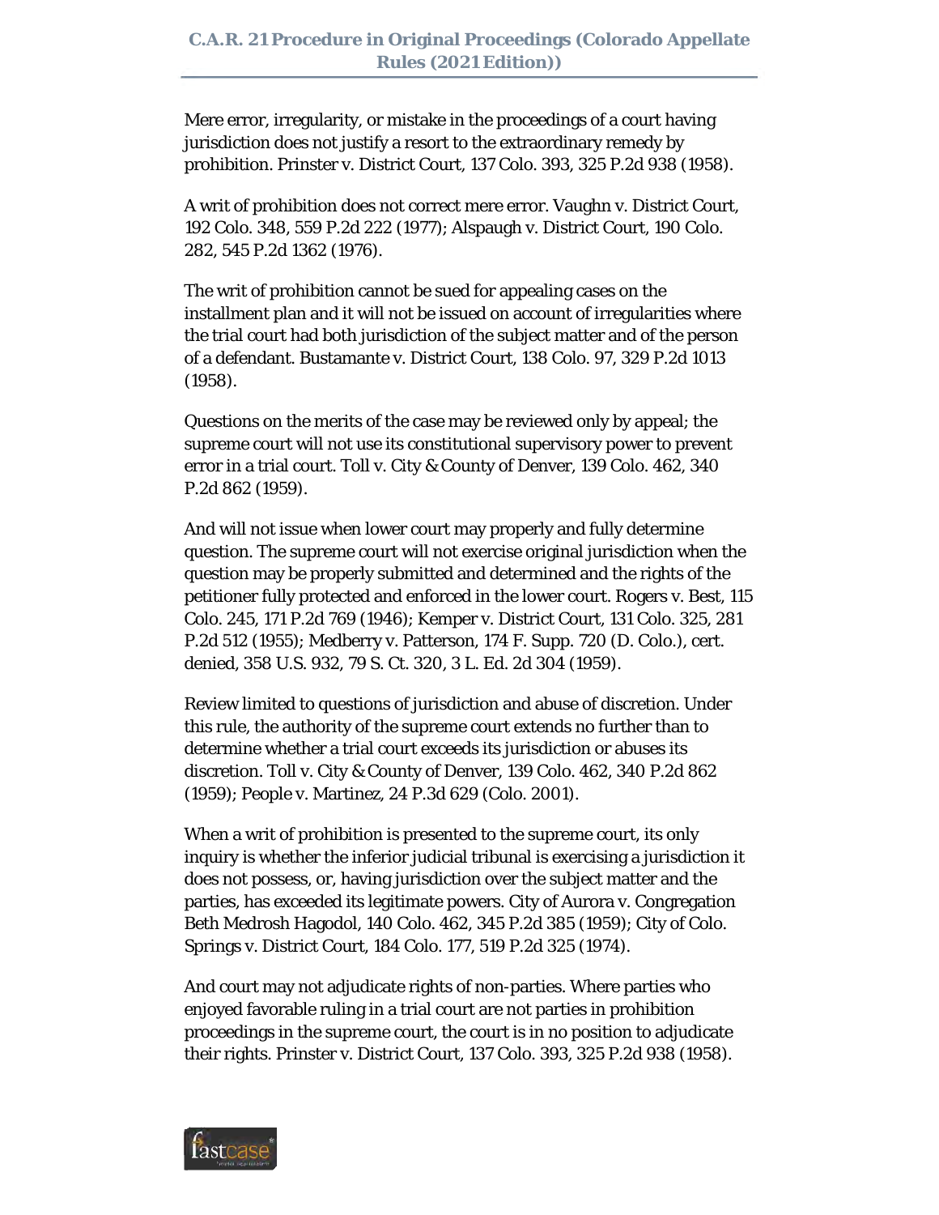Mere error, irregularity, or mistake in the proceedings of a court having jurisdiction does not justify a resort to the extraordinary remedy by prohibition. Prinster v. District Court, 137 Colo. 393, 325 P.2d 938 (1958).

A writ of prohibition does not correct mere error. Vaughn v. District Court, 192 Colo. 348, 559 P.2d 222 (1977); Alspaugh v. District Court, 190 Colo. 282, 545 P.2d 1362 (1976).

The writ of prohibition cannot be sued for appealing cases on the installment plan and it will not be issued on account of irregularities where the trial court had both jurisdiction of the subject matter and of the person of a defendant. Bustamante v. District Court, 138 Colo. 97, 329 P.2d 1013 (1958).

Questions on the merits of the case may be reviewed only by appeal; the supreme court will not use its constitutional supervisory power to prevent error in a trial court. Toll v. City & County of Denver, 139 Colo. 462, 340 P.2d 862 (1959).

And will not issue when lower court may properly and fully determine question. The supreme court will not exercise original jurisdiction when the question may be properly submitted and determined and the rights of the petitioner fully protected and enforced in the lower court. Rogers v. Best, 115 Colo. 245, 171 P.2d 769 (1946); Kemper v. District Court, 131 Colo. 325, 281 P.2d 512 (1955); Medberry v. Patterson, 174 F. Supp. 720 (D. Colo.), cert. denied, 358 U.S. 932, 79 S. Ct. 320, 3 L. Ed. 2d 304 (1959).

Review limited to questions of jurisdiction and abuse of discretion. Under this rule, the authority of the supreme court extends no further than to determine whether a trial court exceeds its jurisdiction or abuses its discretion. Toll v. City & County of Denver, 139 Colo. 462, 340 P.2d 862 (1959); People v. Martinez, 24 P.3d 629 (Colo. 2001).

When a writ of prohibition is presented to the supreme court, its only inquiry is whether the inferior judicial tribunal is exercising a jurisdiction it does not possess, or, having jurisdiction over the subject matter and the parties, has exceeded its legitimate powers. City of Aurora v. Congregation Beth Medrosh Hagodol, 140 Colo. 462, 345 P.2d 385 (1959); City of Colo. Springs v. District Court, 184 Colo. 177, 519 P.2d 325 (1974).

And court may not adjudicate rights of non-parties. Where parties who enjoyed favorable ruling in a trial court are not parties in prohibition proceedings in the supreme court, the court is in no position to adjudicate their rights. Prinster v. District Court, 137 Colo. 393, 325 P.2d 938 (1958).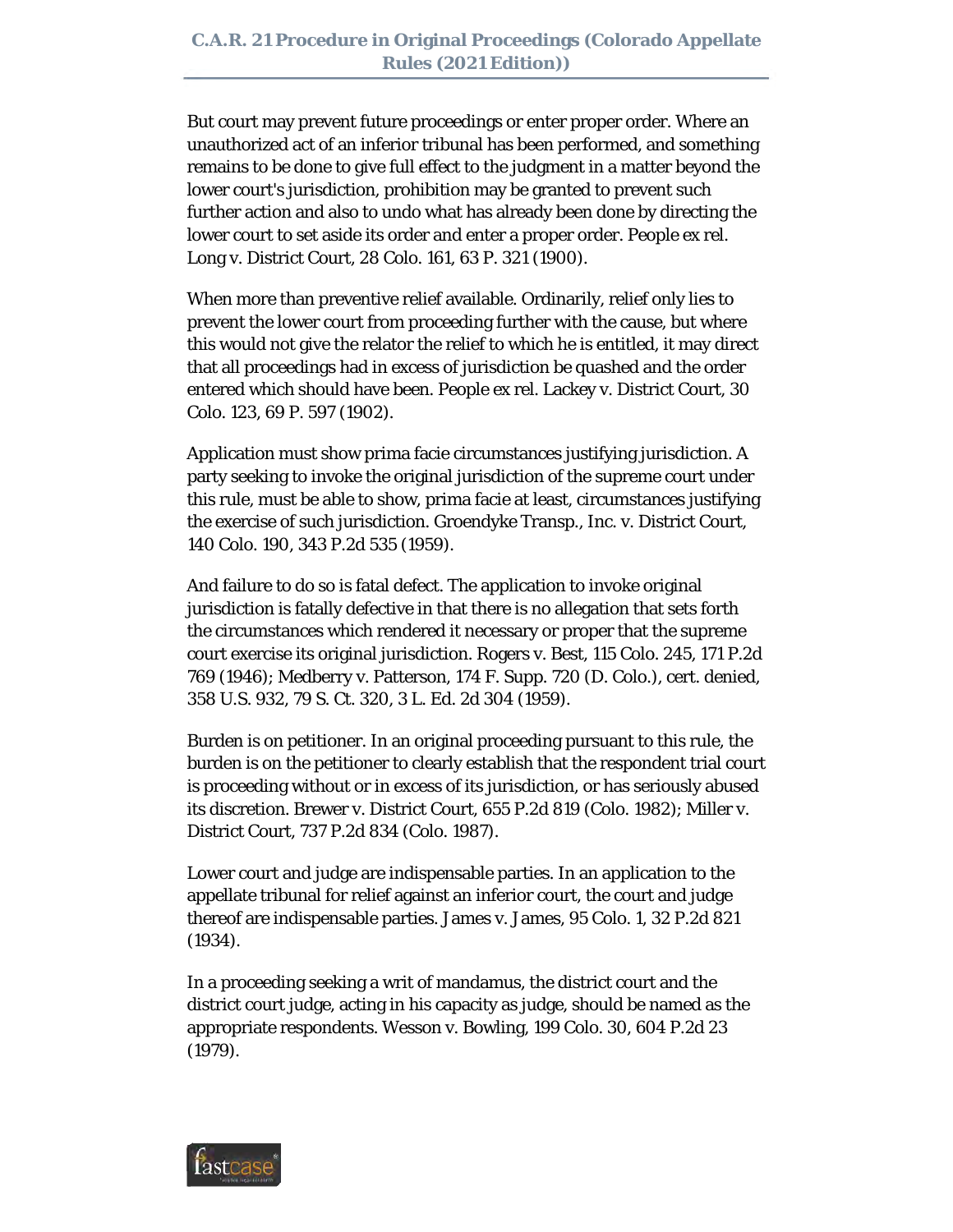But court may prevent future proceedings or enter proper order. Where an unauthorized act of an inferior tribunal has been performed, and something remains to be done to give full effect to the judgment in a matter beyond the lower court's jurisdiction, prohibition may be granted to prevent such further action and also to undo what has already been done by directing the lower court to set aside its order and enter a proper order. People ex rel. Long v. District Court, 28 Colo. 161, 63 P. 321 (1900).

When more than preventive relief available. Ordinarily, relief only lies to prevent the lower court from proceeding further with the cause, but where this would not give the relator the relief to which he is entitled, it may direct that all proceedings had in excess of jurisdiction be quashed and the order entered which should have been. People ex rel. Lackey v. District Court, 30 Colo. 123, 69 P. 597 (1902).

Application must show prima facie circumstances justifying jurisdiction. A party seeking to invoke the original jurisdiction of the supreme court under this rule, must be able to show, prima facie at least, circumstances justifying the exercise of such jurisdiction. Groendyke Transp., Inc. v. District Court, 140 Colo. 190, 343 P.2d 535 (1959).

And failure to do so is fatal defect. The application to invoke original jurisdiction is fatally defective in that there is no allegation that sets forth the circumstances which rendered it necessary or proper that the supreme court exercise its original jurisdiction. Rogers v. Best, 115 Colo. 245, 171 P.2d 769 (1946); Medberry v. Patterson, 174 F. Supp. 720 (D. Colo.), cert. denied, 358 U.S. 932, 79 S. Ct. 320, 3 L. Ed. 2d 304 (1959).

Burden is on petitioner. In an original proceeding pursuant to this rule, the burden is on the petitioner to clearly establish that the respondent trial court is proceeding without or in excess of its jurisdiction, or has seriously abused its discretion. Brewer v. District Court, 655 P.2d 819 (Colo. 1982); Miller v. District Court, 737 P.2d 834 (Colo. 1987).

Lower court and judge are indispensable parties. In an application to the appellate tribunal for relief against an inferior court, the court and judge thereof are indispensable parties. James v. James, 95 Colo. 1, 32 P.2d 821 (1934).

In a proceeding seeking a writ of mandamus, the district court and the district court judge, acting in his capacity as judge, should be named as the appropriate respondents. Wesson v. Bowling, 199 Colo. 30, 604 P.2d 23 (1979).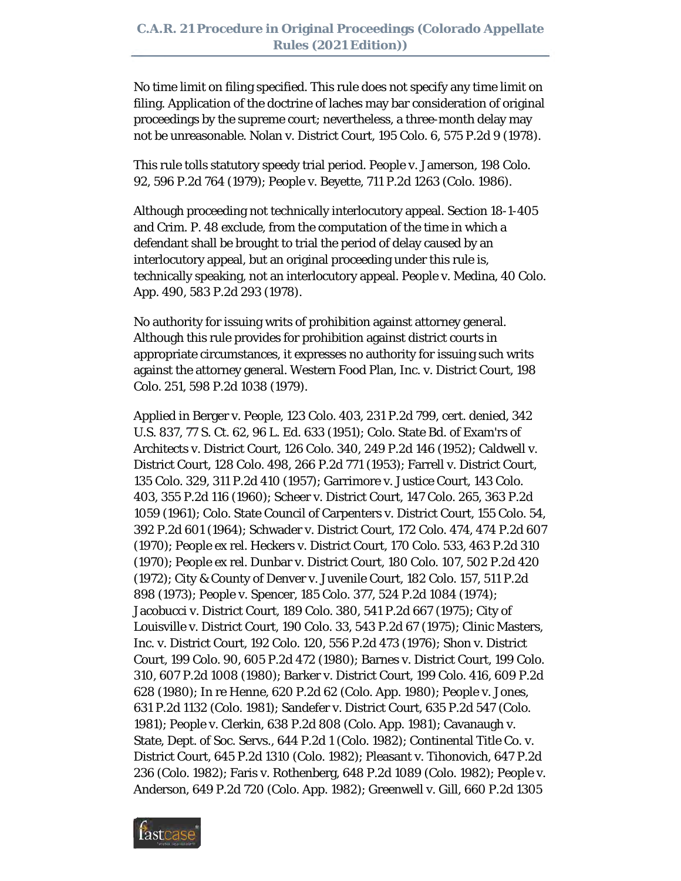No time limit on filing specified. This rule does not specify any time limit on filing. Application of the doctrine of laches may bar consideration of original proceedings by the supreme court; nevertheless, a three-month delay may not be unreasonable. Nolan v. District Court, 195 Colo. 6, 575 P.2d 9 (1978).

This rule tolls statutory speedy trial period. People v. Jamerson, 198 Colo. 92, 596 P.2d 764 (1979); People v. Beyette, 711 P.2d 1263 (Colo. 1986).

Although proceeding not technically interlocutory appeal. Section 18-1-405 and Crim. P. 48 exclude, from the computation of the time in which a defendant shall be brought to trial the period of delay caused by an interlocutory appeal, but an original proceeding under this rule is, technically speaking, not an interlocutory appeal. People v. Medina, 40 Colo. App. 490, 583 P.2d 293 (1978).

No authority for issuing writs of prohibition against attorney general. Although this rule provides for prohibition against district courts in appropriate circumstances, it expresses no authority for issuing such writs against the attorney general. Western Food Plan, Inc. v. District Court, 198 Colo. 251, 598 P.2d 1038 (1979).

Applied in Berger v. People, 123 Colo. 403, 231 P.2d 799, cert. denied, 342 U.S. 837, 77 S. Ct. 62, 96 L. Ed. 633 (1951); Colo. State Bd. of Exam'rs of Architects v. District Court, 126 Colo. 340, 249 P.2d 146 (1952); Caldwell v. District Court, 128 Colo. 498, 266 P.2d 771 (1953); Farrell v. District Court, 135 Colo. 329, 311 P.2d 410 (1957); Garrimore v. Justice Court, 143 Colo. 403, 355 P.2d 116 (1960); Scheer v. District Court, 147 Colo. 265, 363 P.2d 1059 (1961); Colo. State Council of Carpenters v. District Court, 155 Colo. 54, 392 P.2d 601 (1964); Schwader v. District Court, 172 Colo. 474, 474 P.2d 607 (1970); People ex rel. Heckers v. District Court, 170 Colo. 533, 463 P.2d 310 (1970); People ex rel. Dunbar v. District Court, 180 Colo. 107, 502 P.2d 420 (1972); City & County of Denver v. Juvenile Court, 182 Colo. 157, 511 P.2d 898 (1973); People v. Spencer, 185 Colo. 377, 524 P.2d 1084 (1974); Jacobucci v. District Court, 189 Colo. 380, 541 P.2d 667 (1975); City of Louisville v. District Court, 190 Colo. 33, 543 P.2d 67 (1975); Clinic Masters, Inc. v. District Court, 192 Colo. 120, 556 P.2d 473 (1976); Shon v. District Court, 199 Colo. 90, 605 P.2d 472 (1980); Barnes v. District Court, 199 Colo. 310, 607 P.2d 1008 (1980); Barker v. District Court, 199 Colo. 416, 609 P.2d 628 (1980); In re Henne, 620 P.2d 62 (Colo. App. 1980); People v. Jones, 631 P.2d 1132 (Colo. 1981); Sandefer v. District Court, 635 P.2d 547 (Colo. 1981); People v. Clerkin, 638 P.2d 808 (Colo. App. 1981); Cavanaugh v. State, Dept. of Soc. Servs., 644 P.2d 1 (Colo. 1982); Continental Title Co. v. District Court, 645 P.2d 1310 (Colo. 1982); Pleasant v. Tihonovich, 647 P.2d 236 (Colo. 1982); Faris v. Rothenberg, 648 P.2d 1089 (Colo. 1982); People v. Anderson, 649 P.2d 720 (Colo. App. 1982); Greenwell v. Gill, 660 P.2d 1305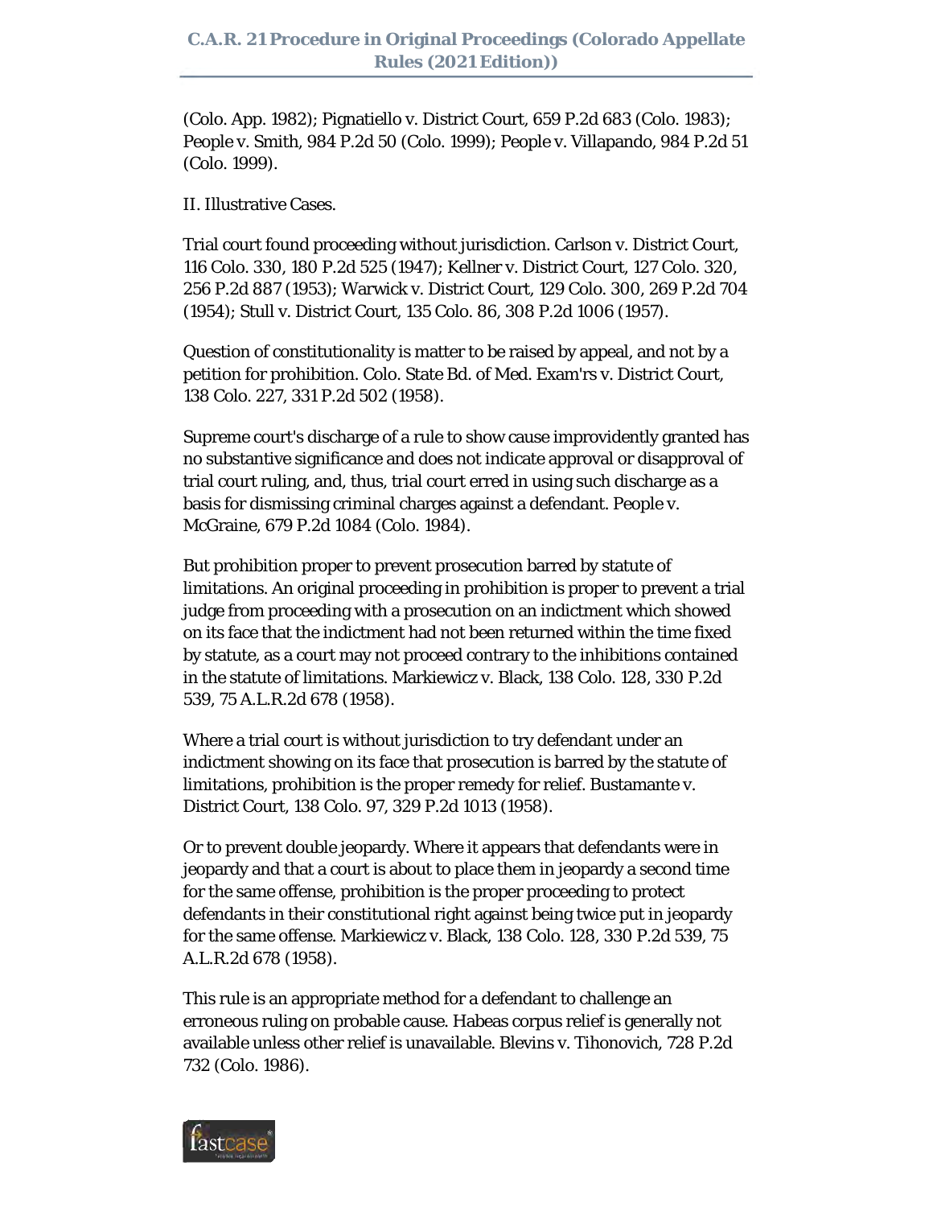(Colo. App. 1982); Pignatiello v. District Court, 659 P.2d 683 (Colo. 1983); People v. Smith, 984 P.2d 50 (Colo. 1999); People v. Villapando, 984 P.2d 51 (Colo. 1999).

II. Illustrative Cases.

Trial court found proceeding without jurisdiction. Carlson v. District Court, 116 Colo. 330, 180 P.2d 525 (1947); Kellner v. District Court, 127 Colo. 320, 256 P.2d 887 (1953); Warwick v. District Court, 129 Colo. 300, 269 P.2d 704 (1954); Stull v. District Court, 135 Colo. 86, 308 P.2d 1006 (1957).

Question of constitutionality is matter to be raised by appeal, and not by a petition for prohibition. Colo. State Bd. of Med. Exam'rs v. District Court, 138 Colo. 227, 331 P.2d 502 (1958).

Supreme court's discharge of a rule to show cause improvidently granted has no substantive significance and does not indicate approval or disapproval of trial court ruling, and, thus, trial court erred in using such discharge as a basis for dismissing criminal charges against a defendant. People v. McGraine, 679 P.2d 1084 (Colo. 1984).

But prohibition proper to prevent prosecution barred by statute of limitations. An original proceeding in prohibition is proper to prevent a trial judge from proceeding with a prosecution on an indictment which showed on its face that the indictment had not been returned within the time fixed by statute, as a court may not proceed contrary to the inhibitions contained in the statute of limitations. Markiewicz v. Black, 138 Colo. 128, 330 P.2d 539, 75 A.L.R.2d 678 (1958).

Where a trial court is without jurisdiction to try defendant under an indictment showing on its face that prosecution is barred by the statute of limitations, prohibition is the proper remedy for relief. Bustamante v. District Court, 138 Colo. 97, 329 P.2d 1013 (1958).

Or to prevent double jeopardy. Where it appears that defendants were in jeopardy and that a court is about to place them in jeopardy a second time for the same offense, prohibition is the proper proceeding to protect defendants in their constitutional right against being twice put in jeopardy for the same offense. Markiewicz v. Black, 138 Colo. 128, 330 P.2d 539, 75 A.L.R.2d 678 (1958).

This rule is an appropriate method for a defendant to challenge an erroneous ruling on probable cause. Habeas corpus relief is generally not available unless other relief is unavailable. Blevins v. Tihonovich, 728 P.2d 732 (Colo. 1986).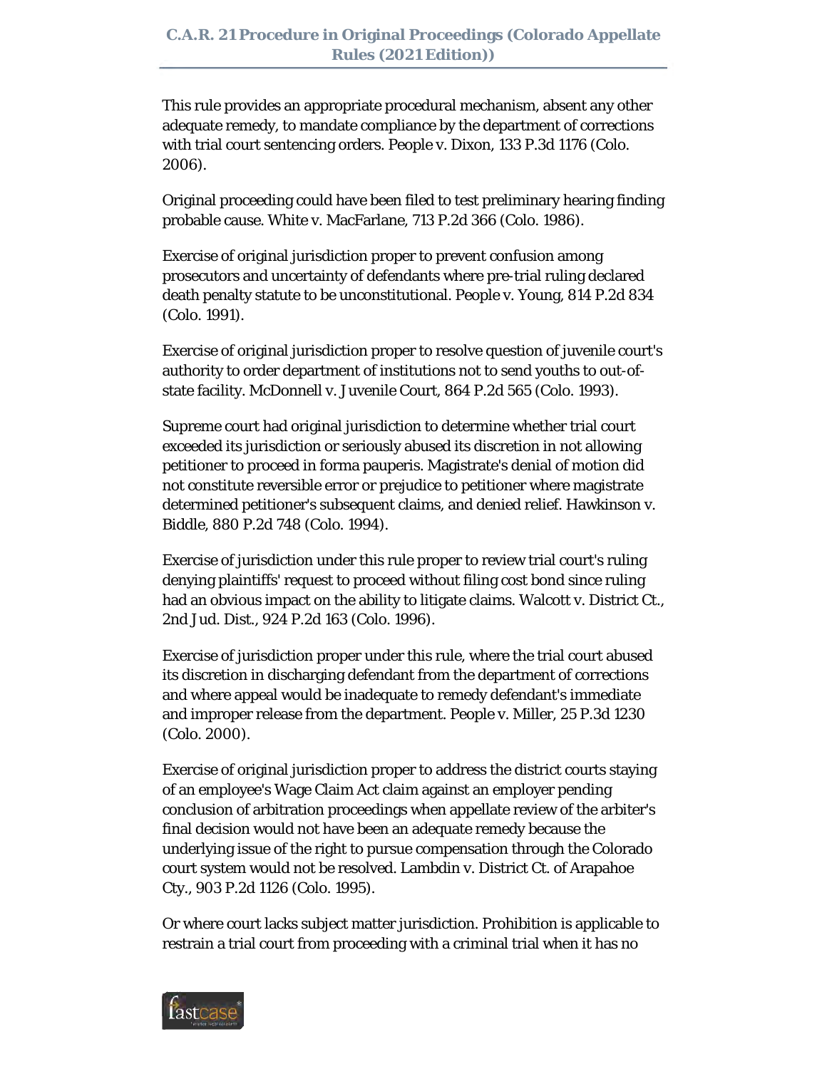This rule provides an appropriate procedural mechanism, absent any other adequate remedy, to mandate compliance by the department of corrections with trial court sentencing orders. People v. Dixon, 133 P.3d 1176 (Colo. 2006).

Original proceeding could have been filed to test preliminary hearing finding probable cause. White v. MacFarlane, 713 P.2d 366 (Colo. 1986).

Exercise of original jurisdiction proper to prevent confusion among prosecutors and uncertainty of defendants where pre-trial ruling declared death penalty statute to be unconstitutional. People v. Young, 814 P.2d 834 (Colo. 1991).

Exercise of original jurisdiction proper to resolve question of juvenile court's authority to order department of institutions not to send youths to out-of-state facility. McDonnell v. Juvenile Court, 864 P.2d 565 (Colo. 1993).

Supreme court had original jurisdiction to determine whether trial court exceeded its jurisdiction or seriously abused its discretion in not allowing petitioner to proceed in forma pauperis. Magistrate's denial of motion did not constitute reversible error or prejudice to petitioner where magistrate determined petitioner's subsequent claims, and denied relief. Hawkinson v. Biddle, 880 P.2d 748 (Colo. 1994).

Exercise of jurisdiction under this rule proper to review trial court's ruling denying plaintiffs' request to proceed without filing cost bond since ruling had an obvious impact on the ability to litigate claims. Walcott v. District Ct., 2nd Jud. Dist., 924 P.2d 163 (Colo. 1996).

Exercise of jurisdiction proper under this rule, where the trial court abused its discretion in discharging defendant from the department of corrections and where appeal would be inadequate to remedy defendant's immediate and improper release from the department. People v. Miller, 25 P.3d 1230 (Colo. 2000).

Exercise of original jurisdiction proper to address the district courts staying of an employee's Wage Claim Act claim against an employer pending conclusion of arbitration proceedings when appellate review of the arbiter's final decision would not have been an adequate remedy because the underlying issue of the right to pursue compensation through the Colorado court system would not be resolved. Lambdin v. District Ct. of Arapahoe Cty., 903 P.2d 1126 (Colo. 1995).

Or where court lacks subject matter jurisdiction. Prohibition is applicable to restrain a trial court from proceeding with a criminal trial when it has no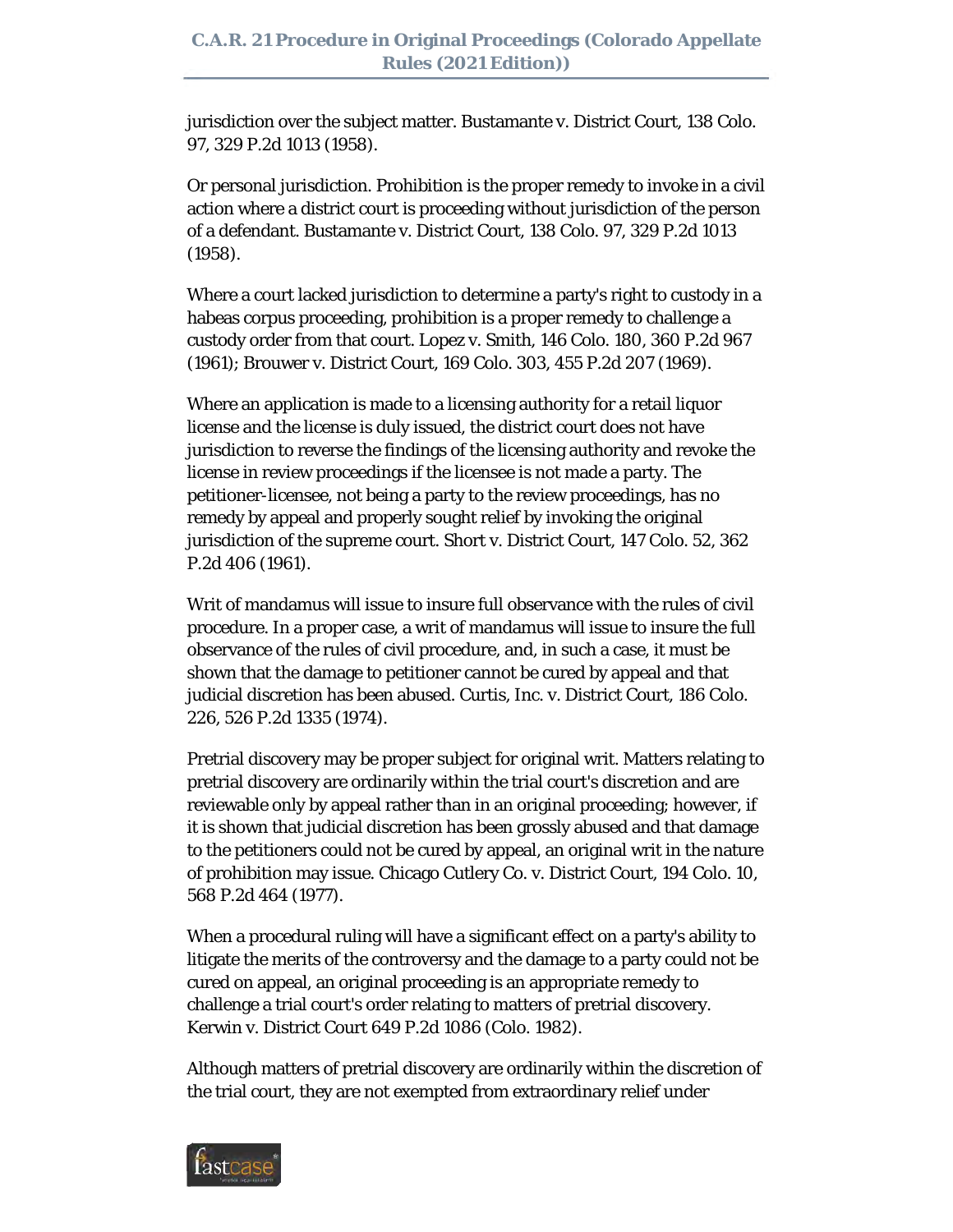jurisdiction over the subject matter. Bustamante v. District Court, 138 Colo. 97, 329 P.2d 1013 (1958).

Or personal jurisdiction. Prohibition is the proper remedy to invoke in a civil action where a district court is proceeding without jurisdiction of the person of a defendant. Bustamante v. District Court, 138 Colo. 97, 329 P.2d 1013 (1958).

Where a court lacked jurisdiction to determine a party's right to custody in a habeas corpus proceeding, prohibition is a proper remedy to challenge a custody order from that court. Lopez v. Smith, 146 Colo. 180, 360 P.2d 967 (1961); Brouwer v. District Court, 169 Colo. 303, 455 P.2d 207 (1969).

Where an application is made to a licensing authority for a retail liquor license and the license is duly issued, the district court does not have jurisdiction to reverse the findings of the licensing authority and revoke the license in review proceedings if the licensee is not made a party. The petitioner-licensee, not being a party to the review proceedings, has no remedy by appeal and properly sought relief by invoking the original jurisdiction of the supreme court. Short v. District Court, 147 Colo. 52, 362 P.2d 406 (1961).

Writ of mandamus will issue to insure full observance with the rules of civil procedure. In a proper case, a writ of mandamus will issue to insure the full observance of the rules of civil procedure, and, in such a case, it must be shown that the damage to petitioner cannot be cured by appeal and that judicial discretion has been abused. Curtis, Inc. v. District Court, 186 Colo. 226, 526 P.2d 1335 (1974).

Pretrial discovery may be proper subject for original writ. Matters relating to pretrial discovery are ordinarily within the trial court's discretion and are reviewable only by appeal rather than in an original proceeding; however, if it is shown that judicial discretion has been grossly abused and that damage to the petitioners could not be cured by appeal, an original writ in the nature of prohibition may issue. Chicago Cutlery Co. v. District Court, 194 Colo. 10, 568 P.2d 464 (1977).

When a procedural ruling will have a significant effect on a party's ability to litigate the merits of the controversy and the damage to a party could not be cured on appeal, an original proceeding is an appropriate remedy to challenge a trial court's order relating to matters of pretrial discovery. Kerwin v. District Court 649 P.2d 1086 (Colo. 1982).

Although matters of pretrial discovery are ordinarily within the discretion of the trial court, they are not exempted from extraordinary relief under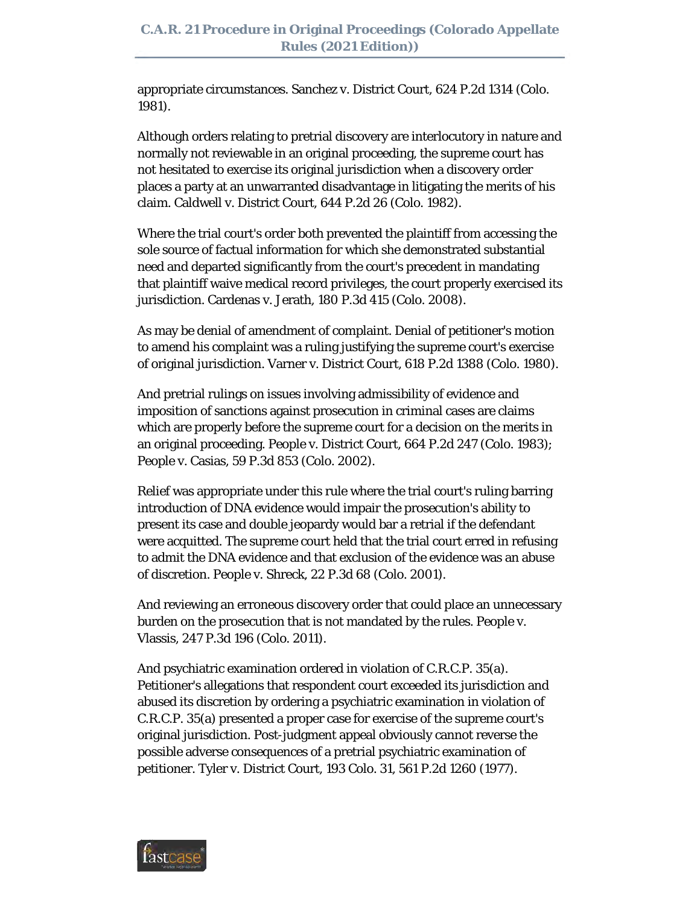appropriate circumstances. Sanchez v. District Court, 624 P.2d 1314 (Colo. 1981).

Although orders relating to pretrial discovery are interlocutory in nature and normally not reviewable in an original proceeding, the supreme court has not hesitated to exercise its original jurisdiction when a discovery order places a party at an unwarranted disadvantage in litigating the merits of his claim. Caldwell v. District Court, 644 P.2d 26 (Colo. 1982).

Where the trial court's order both prevented the plaintiff from accessing the sole source of factual information for which she demonstrated substantial need and departed significantly from the court's precedent in mandating that plaintiff waive medical record privileges, the court properly exercised its jurisdiction. Cardenas v. Jerath, 180 P.3d 415 (Colo. 2008).

As may be denial of amendment of complaint. Denial of petitioner's motion to amend his complaint was a ruling justifying the supreme court's exercise of original jurisdiction. Varner v. District Court, 618 P.2d 1388 (Colo. 1980).

And pretrial rulings on issues involving admissibility of evidence and imposition of sanctions against prosecution in criminal cases are claims which are properly before the supreme court for a decision on the merits in an original proceeding. People v. District Court, 664 P.2d 247 (Colo. 1983); People v. Casias, 59 P.3d 853 (Colo. 2002).

Relief was appropriate under this rule where the trial court's ruling barring introduction of DNA evidence would impair the prosecution's ability to present its case and double jeopardy would bar a retrial if the defendant were acquitted. The supreme court held that the trial court erred in refusing to admit the DNA evidence and that exclusion of the evidence was an abuse of discretion. People v. Shreck, 22 P.3d 68 (Colo. 2001).

And reviewing an erroneous discovery order that could place an unnecessary burden on the prosecution that is not mandated by the rules. People v. Vlassis, 247 P.3d 196 (Colo. 2011).

And psychiatric examination ordered in violation of C.R.C.P. 35(a). Petitioner's allegations that respondent court exceeded its jurisdiction and abused its discretion by ordering a psychiatric examination in violation of C.R.C.P. 35(a) presented a proper case for exercise of the supreme court's original jurisdiction. Post-judgment appeal obviously cannot reverse the possible adverse consequences of a pretrial psychiatric examination of petitioner. Tyler v. District Court, 193 Colo. 31, 561 P.2d 1260 (1977).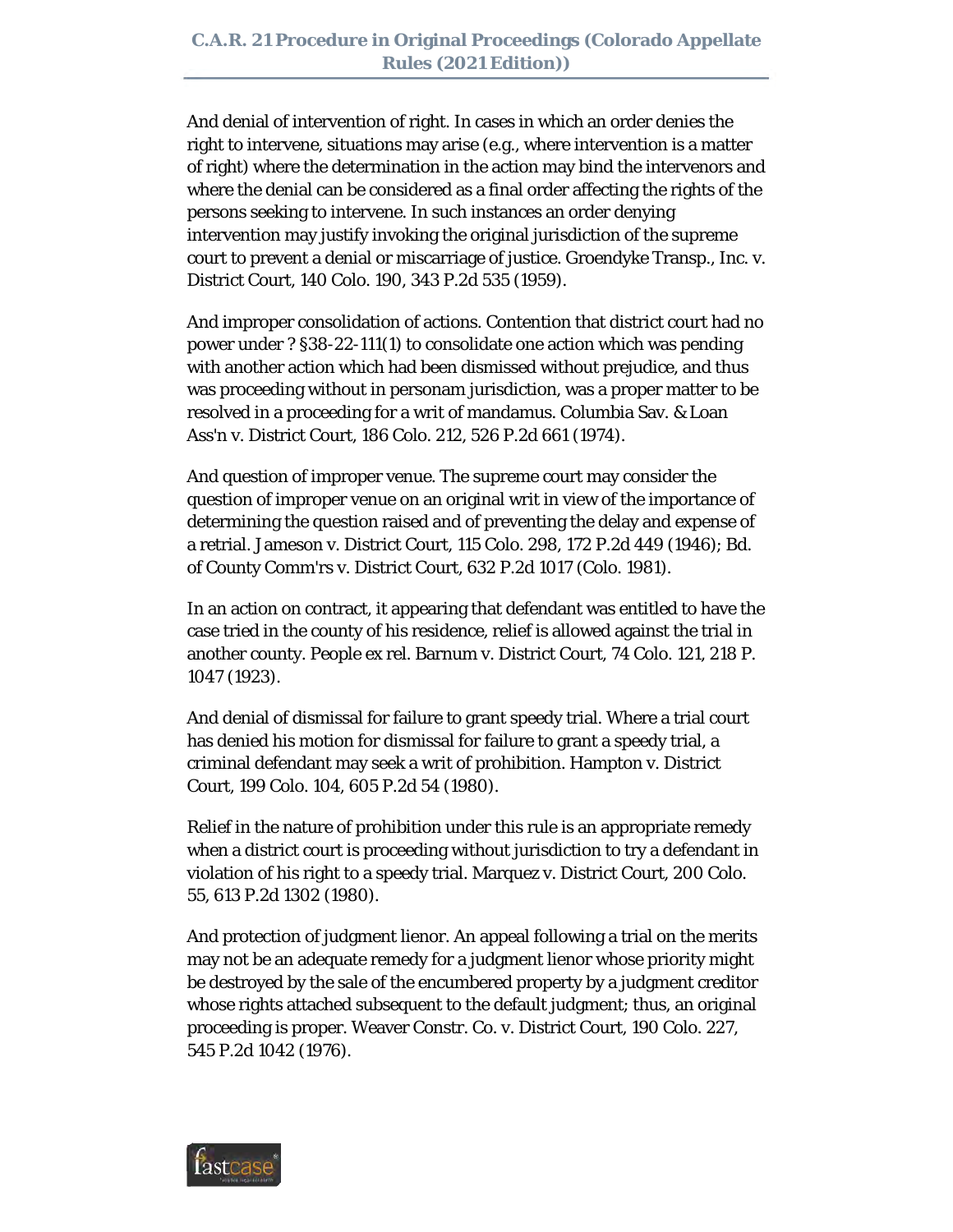And denial of intervention of right. In cases in which an order denies the right to intervene, situations may arise (e.g., where intervention is a matter of right) where the determination in the action may bind the intervenors and where the denial can be considered as a final order affecting the rights of the persons seeking to intervene. In such instances an order denying intervention may justify invoking the original jurisdiction of the supreme court to prevent a denial or miscarriage of justice. Groendyke Transp., Inc. v. District Court, 140 Colo. 190, 343 P.2d 535 (1959).

And improper consolidation of actions. Contention that district court had no power under ? §38-22-111(1) to consolidate one action which was pending with another action which had been dismissed without prejudice, and thus was proceeding without in personam jurisdiction, was a proper matter to be resolved in a proceeding for a writ of mandamus. Columbia Sav. & Loan Ass'n v. District Court, 186 Colo. 212, 526 P.2d 661 (1974).

And question of improper venue. The supreme court may consider the question of improper venue on an original writ in view of the importance of determining the question raised and of preventing the delay and expense of a retrial. Jameson v. District Court, 115 Colo. 298, 172 P.2d 449 (1946); Bd. of County Comm'rs v. District Court, 632 P.2d 1017 (Colo. 1981).

In an action on contract, it appearing that defendant was entitled to have the case tried in the county of his residence, relief is allowed against the trial in another county. People ex rel. Barnum v. District Court, 74 Colo. 121, 218 P. 1047 (1923).

And denial of dismissal for failure to grant speedy trial. Where a trial court has denied his motion for dismissal for failure to grant a speedy trial, a criminal defendant may seek a writ of prohibition. Hampton v. District Court, 199 Colo. 104, 605 P.2d 54 (1980).

Relief in the nature of prohibition under this rule is an appropriate remedy when a district court is proceeding without jurisdiction to try a defendant in violation of his right to a speedy trial. Marquez v. District Court, 200 Colo. 55, 613 P.2d 1302 (1980).

And protection of judgment lienor. An appeal following a trial on the merits may not be an adequate remedy for a judgment lienor whose priority might be destroyed by the sale of the encumbered property by a judgment creditor whose rights attached subsequent to the default judgment; thus, an original proceeding is proper. Weaver Constr. Co. v. District Court, 190 Colo. 227, 545 P.2d 1042 (1976).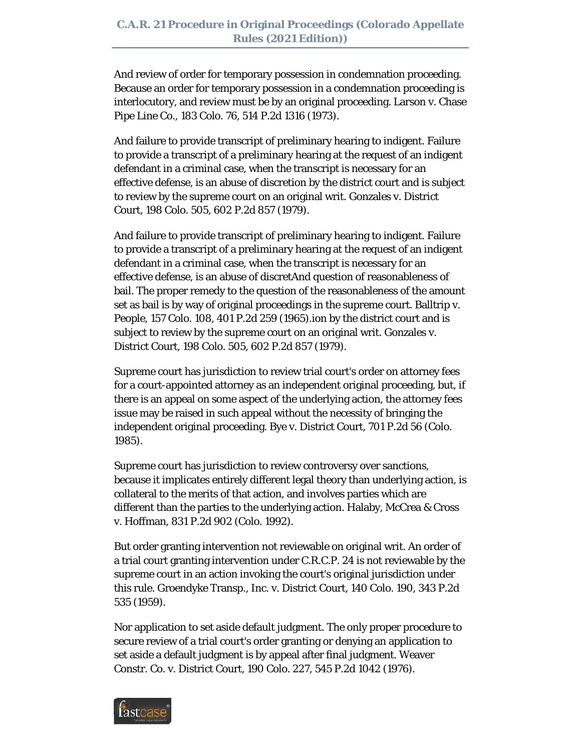And review of order for temporary possession in condemnation proceeding. Because an order for temporary possession in a condemnation proceeding is interlocutory, and review must be by an original proceeding. Larson v. Chase Pipe Line Co., 183 Colo. 76, 514 P.2d 1316 (1973).

And failure to provide transcript of preliminary hearing to indigent. Failure to provide a transcript of a preliminary hearing at the request of an indigent defendant in a criminal case, when the transcript is necessary for an effective defense, is an abuse of discretion by the district court and is subject to review by the supreme court on an original writ. Gonzales v. District Court, 198 Colo. 505, 602 P.2d 857 (1979).

And failure to provide transcript of preliminary hearing to indigent. Failure to provide a transcript of a preliminary hearing at the request of an indigent defendant in a criminal case, when the transcript is necessary for an effective defense, is an abuse of discretAnd question of reasonableness of bail. The proper remedy to the question of the reasonableness of the amount set as bail is by way of original proceedings in the supreme court. Balltrip v. People, 157 Colo. 108, 401 P.2d 259 (1965).ion by the district court and is subject to review by the supreme court on an original writ. Gonzales v. District Court, 198 Colo. 505, 602 P.2d 857 (1979).

Supreme court has jurisdiction to review trial court's order on attorney fees for a court-appointed attorney as an independent original proceeding, but, if there is an appeal on some aspect of the underlying action, the attorney fees issue may be raised in such appeal without the necessity of bringing the independent original proceeding. Bye v. District Court, 701 P.2d 56 (Colo. 1985).

Supreme court has jurisdiction to review controversy over sanctions, because it implicates entirely different legal theory than underlying action, is collateral to the merits of that action, and involves parties which are different than the parties to the underlying action. Halaby, McCrea & Cross v. Hoffman, 831 P.2d 902 (Colo. 1992).

But order granting intervention not reviewable on original writ. An order of a trial court granting intervention under C.R.C.P. 24 is not reviewable by the supreme court in an action invoking the court's original jurisdiction under this rule. Groendyke Transp., Inc. v. District Court, 140 Colo. 190, 343 P.2d 535 (1959).

Nor application to set aside default judgment. The only proper procedure to secure review of a trial court's order granting or denying an application to set aside a default judgment is by appeal after final judgment. Weaver Constr. Co. v. District Court, 190 Colo. 227, 545 P.2d 1042 (1976).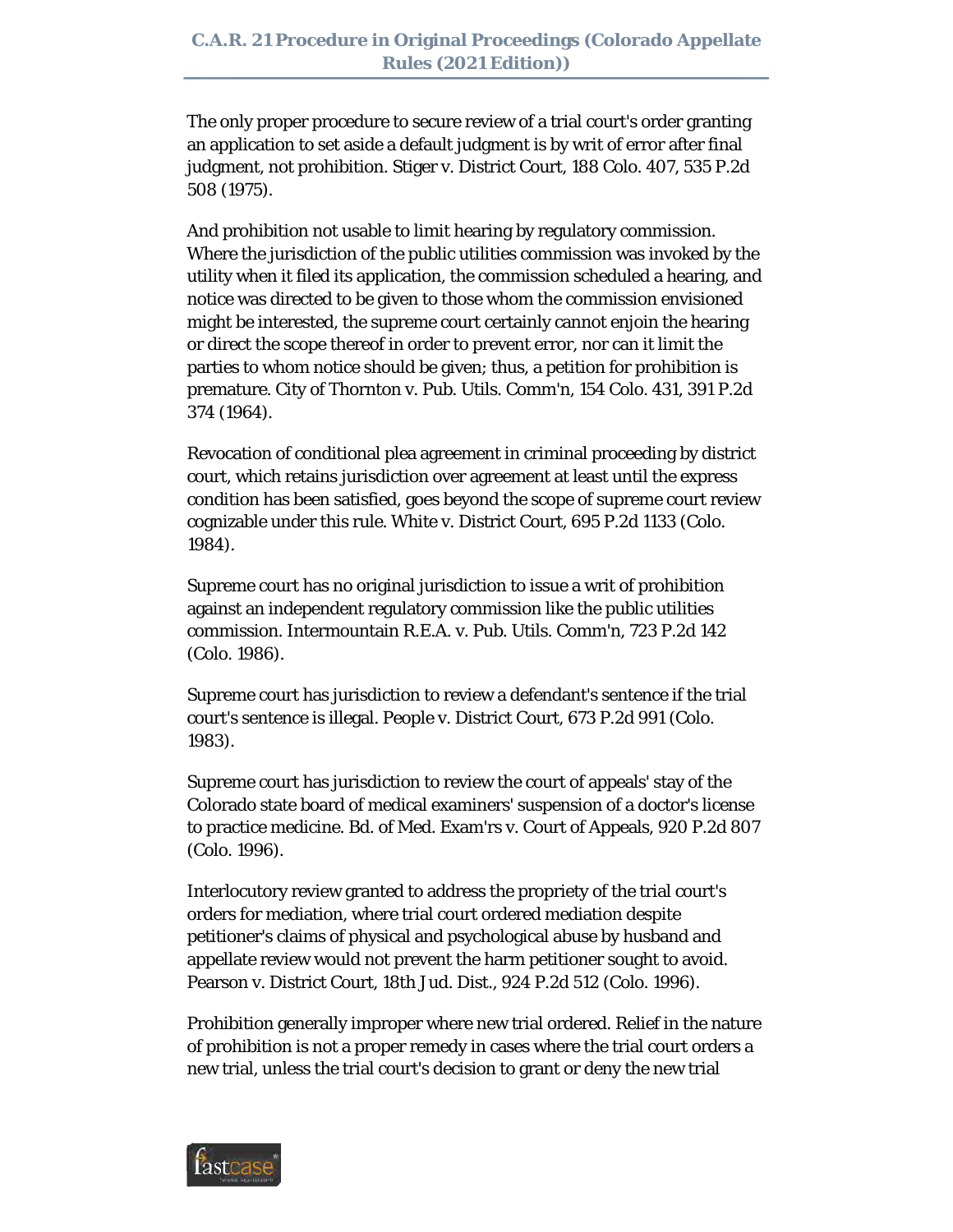The only proper procedure to secure review of a trial court's order granting an application to set aside a default judgment is by writ of error after final judgment, not prohibition. Stiger v. District Court, 188 Colo. 407, 535 P.2d 508 (1975).

And prohibition not usable to limit hearing by regulatory commission. Where the jurisdiction of the public utilities commission was invoked by the utility when it filed its application, the commission scheduled a hearing, and notice was directed to be given to those whom the commission envisioned might be interested, the supreme court certainly cannot enjoin the hearing or direct the scope thereof in order to prevent error, nor can it limit the parties to whom notice should be given; thus, a petition for prohibition is premature. City of Thornton v. Pub. Utils. Comm'n, 154 Colo. 431, 391 P.2d 374 (1964).

Revocation of conditional plea agreement in criminal proceeding by district court, which retains jurisdiction over agreement at least until the express condition has been satisfied, goes beyond the scope of supreme court review cognizable under this rule. White v. District Court, 695 P.2d 1133 (Colo. 1984).

Supreme court has no original jurisdiction to issue a writ of prohibition against an independent regulatory commission like the public utilities commission. Intermountain R.E.A. v. Pub. Utils. Comm'n, 723 P.2d 142 (Colo. 1986).

Supreme court has jurisdiction to review a defendant's sentence if the trial court's sentence is illegal. People v. District Court, 673 P.2d 991 (Colo. 1983).

Supreme court has jurisdiction to review the court of appeals' stay of the Colorado state board of medical examiners' suspension of a doctor's license to practice medicine. Bd. of Med. Exam'rs v. Court of Appeals, 920 P.2d 807 (Colo. 1996).

Interlocutory review granted to address the propriety of the trial court's orders for mediation, where trial court ordered mediation despite petitioner's claims of physical and psychological abuse by husband and appellate review would not prevent the harm petitioner sought to avoid. Pearson v. District Court, 18th Jud. Dist., 924 P.2d 512 (Colo. 1996).

Prohibition generally improper where new trial ordered. Relief in the nature of prohibition is not a proper remedy in cases where the trial court orders a new trial, unless the trial court's decision to grant or deny the new trial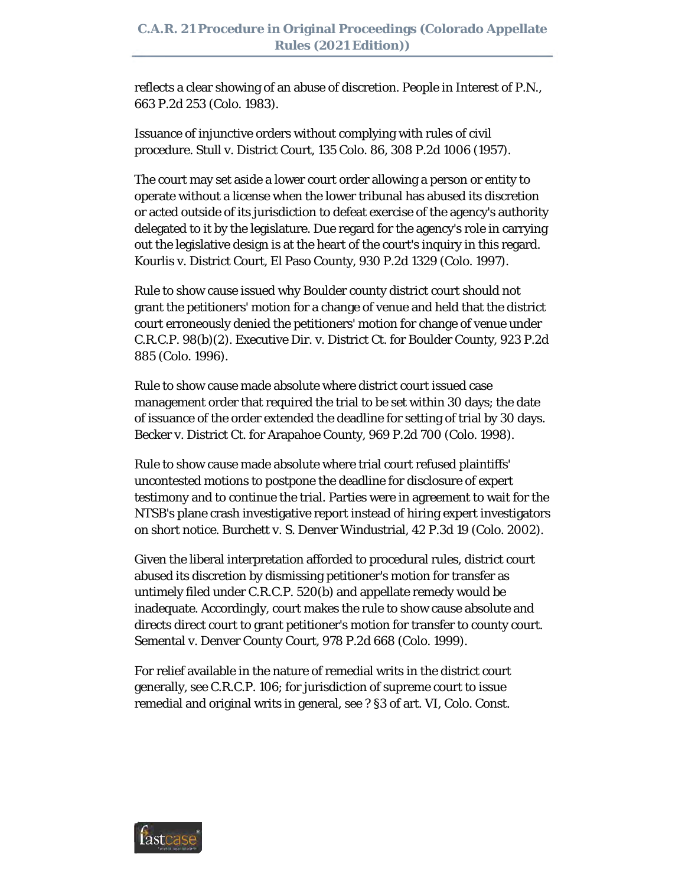reflects a clear showing of an abuse of discretion. People in Interest of P.N., 663 P.2d 253 (Colo. 1983).

Issuance of injunctive orders without complying with rules of civil procedure. Stull v. District Court, 135 Colo. 86, 308 P.2d 1006 (1957).

The court may set aside a lower court order allowing a person or entity to operate without a license when the lower tribunal has abused its discretion or acted outside of its jurisdiction to defeat exercise of the agency's authority delegated to it by the legislature. Due regard for the agency's role in carrying out the legislative design is at the heart of the court's inquiry in this regard. Kourlis v. District Court, El Paso County, 930 P.2d 1329 (Colo. 1997).

Rule to show cause issued why Boulder county district court should not grant the petitioners' motion for a change of venue and held that the district court erroneously denied the petitioners' motion for change of venue under C.R.C.P. 98(b)(2). Executive Dir. v. District Ct. for Boulder County, 923 P.2d 885 (Colo. 1996).

Rule to show cause made absolute where district court issued case management order that required the trial to be set within 30 days; the date of issuance of the order extended the deadline for setting of trial by 30 days. Becker v. District Ct. for Arapahoe County, 969 P.2d 700 (Colo. 1998).

Rule to show cause made absolute where trial court refused plaintiffs' uncontested motions to postpone the deadline for disclosure of expert testimony and to continue the trial. Parties were in agreement to wait for the NTSB's plane crash investigative report instead of hiring expert investigators on short notice. Burchett v. S. Denver Windustrial, 42 P.3d 19 (Colo. 2002).

Given the liberal interpretation afforded to procedural rules, district court abused its discretion by dismissing petitioner's motion for transfer as untimely filed under C.R.C.P. 520(b) and appellate remedy would be inadequate. Accordingly, court makes the rule to show cause absolute and directs direct court to grant petitioner's motion for transfer to county court. Semental v. Denver County Court, 978 P.2d 668 (Colo. 1999).

For relief available in the nature of remedial writs in the district court generally, see C.R.C.P. 106; for jurisdiction of supreme court to issue remedial and original writs in general, see ? §3 of art. VI, Colo. Const.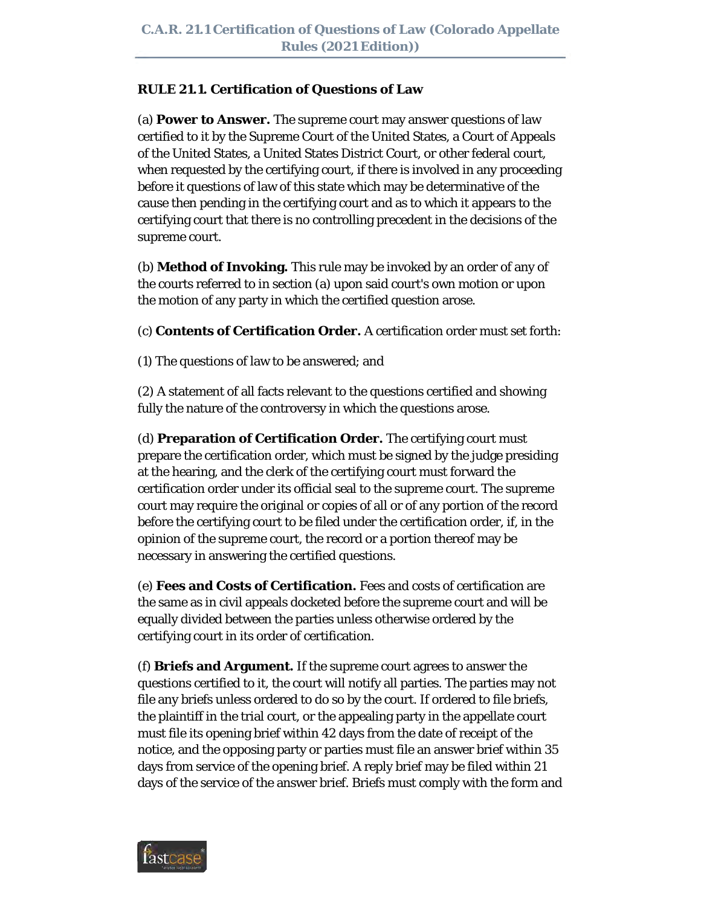**RULE 21.1. Certification of Questions of Law**

(a) **Power to Answer.** The supreme court may answer questions of law certified to it by the Supreme Court of the United States, a Court of Appeals of the United States, a United States District Court, or other federal court, when requested by the certifying court, if there is involved in any proceeding before it questions of law of this state which may be determinative of the cause then pending in the certifying court and as to which it appears to the certifying court that there is no controlling precedent in the decisions of the supreme court.

(b) **Method of Invoking.** This rule may be invoked by an order of any of the courts referred to in section (a) upon said court's own motion or upon the motion of any party in which the certified question arose.

(c) **Contents of Certification Order.** A certification order must set forth:

(1) The questions of law to be answered; and

(2) A statement of all facts relevant to the questions certified and showing fully the nature of the controversy in which the questions arose.

(d) **Preparation of Certification Order.** The certifying court must prepare the certification order, which must be signed by the judge presiding at the hearing, and the clerk of the certifying court must forward the certification order under its official seal to the supreme court. The supreme court may require the original or copies of all or of any portion of the record before the certifying court to be filed under the certification order, if, in the opinion of the supreme court, the record or a portion thereof may be necessary in answering the certified questions.

(e) **Fees and Costs of Certification.** Fees and costs of certification are the same as in civil appeals docketed before the supreme court and will be equally divided between the parties unless otherwise ordered by the certifying court in its order of certification.

(f) **Briefs and Argument.** If the supreme court agrees to answer the questions certified to it, the court will notify all parties. The parties may not file any briefs unless ordered to do so by the court. If ordered to file briefs, the plaintiff in the trial court, or the appealing party in the appellate court must file its opening brief within 42 days from the date of receipt of the notice, and the opposing party or parties must file an answer brief within 35 days from service of the opening brief. A reply brief may be filed within 21 days of the service of the answer brief. Briefs must comply with the form and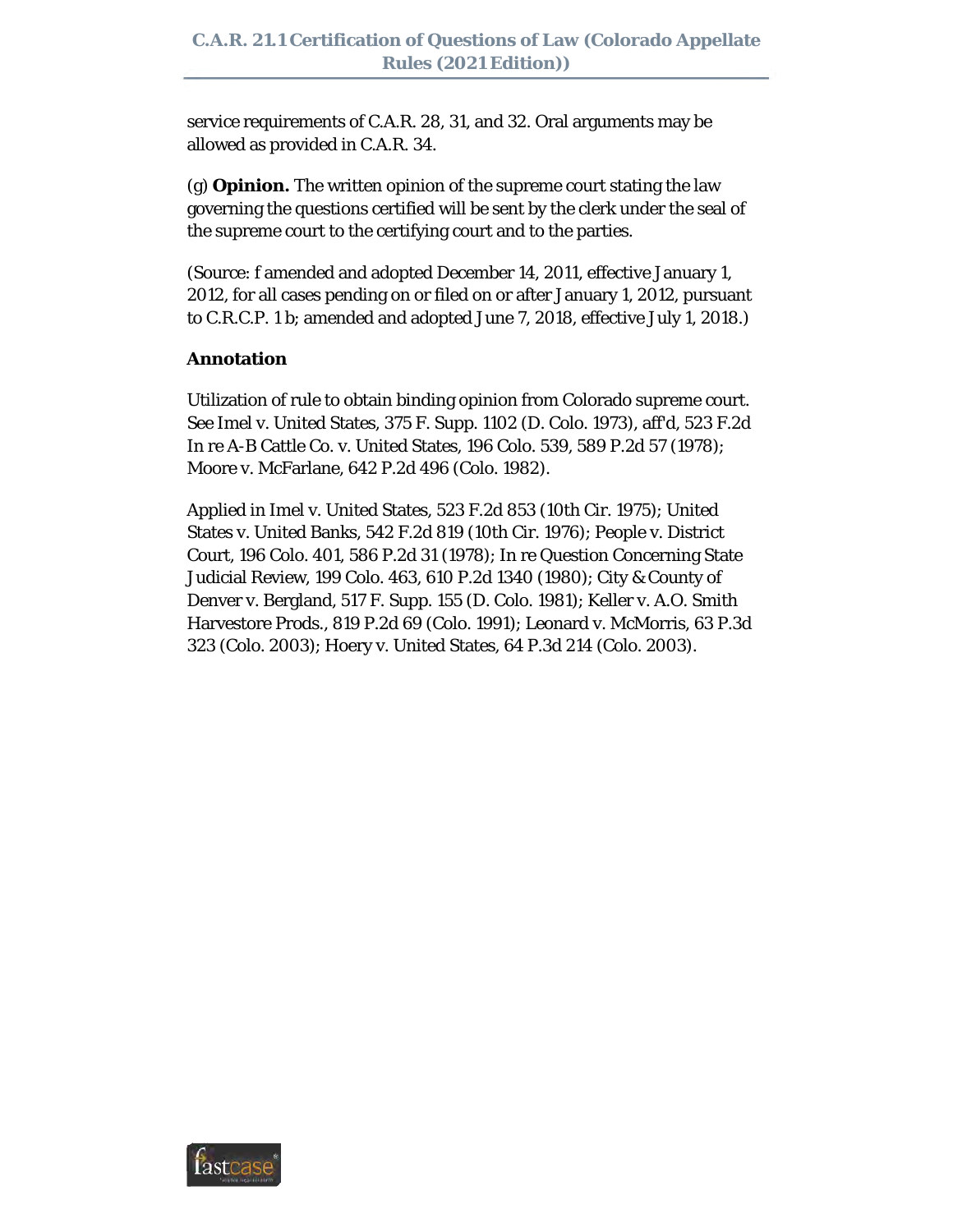service requirements of C.A.R. 28, 31, and 32. Oral arguments may be allowed as provided in C.A.R. 34.

(g) **Opinion.** The written opinion of the supreme court stating the law governing the questions certified will be sent by the clerk under the seal of the supreme court to the certifying court and to the parties.

(Source: f amended and adopted December 14, 2011, effective January 1, 2012, for all cases pending on or filed on or after January 1, 2012, pursuant to C.R.C.P. 1 b; amended and adopted June 7, 2018, effective July 1, 2018.)

**Annotation**

Utilization of rule to obtain binding opinion from Colorado supreme court. See Imel v. United States, 375 F. Supp. 1102 (D. Colo. 1973), aff'd, 523 F.2d In re A-B Cattle Co. v. United States, 196 Colo. 539, 589 P.2d 57 (1978); Moore v. McFarlane, 642 P.2d 496 (Colo. 1982).

Applied in Imel v. United States, 523 F.2d 853 (10th Cir. 1975); United States v. United Banks, 542 F.2d 819 (10th Cir. 1976); People v. District Court, 196 Colo. 401, 586 P.2d 31 (1978); In re Question Concerning State Judicial Review, 199 Colo. 463, 610 P.2d 1340 (1980); City & County of Denver v. Bergland, 517 F. Supp. 155 (D. Colo. 1981); Keller v. A.O. Smith Harvestore Prods., 819 P.2d 69 (Colo. 1991); Leonard v. McMorris, 63 P.3d 323 (Colo. 2003); Hoery v. United States, 64 P.3d 214 (Colo. 2003).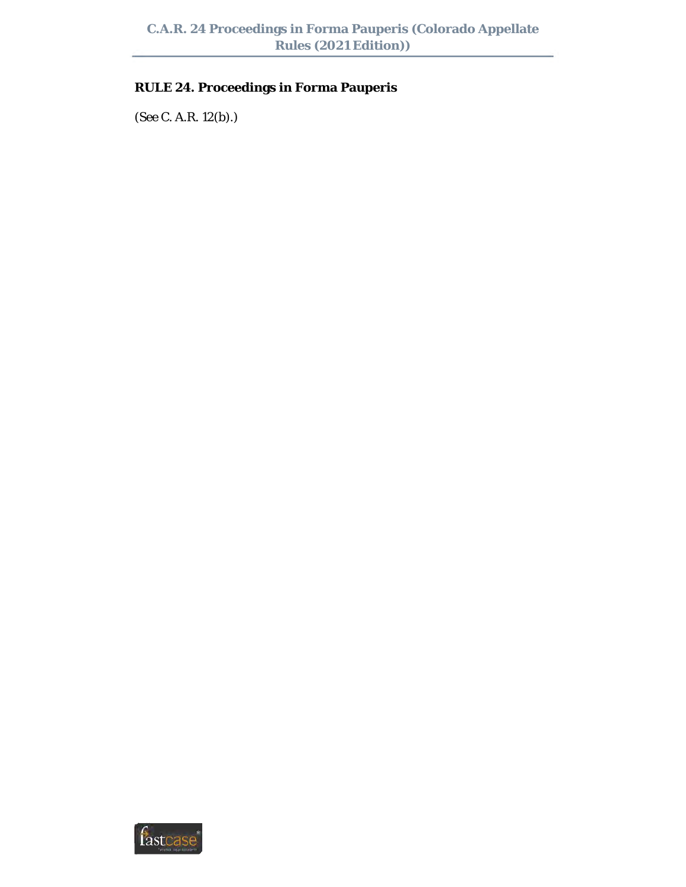## RULE 24. Proceedings in Forma Pauperis

(See C. A.R. 12(b).)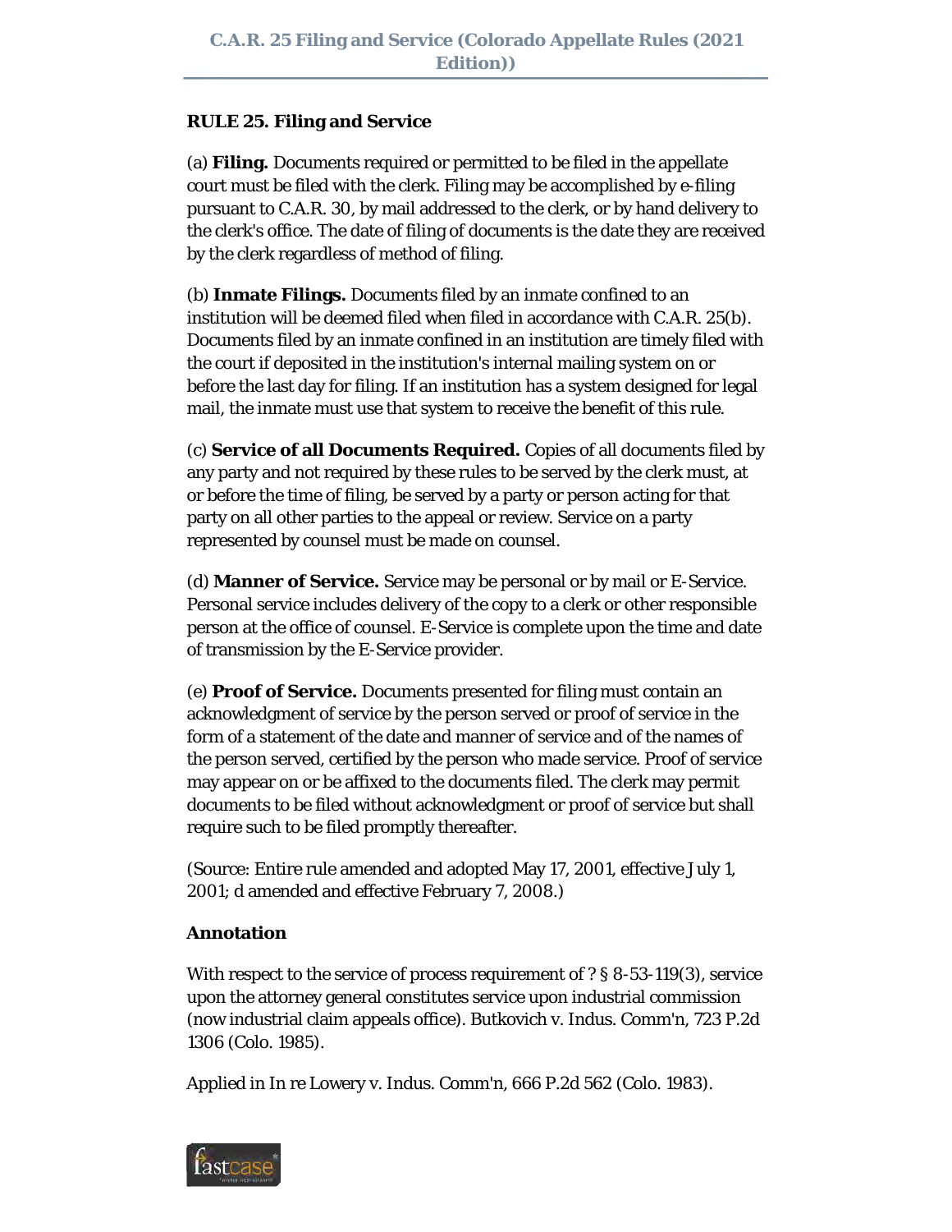## RULE 25. Filing and Service

(a) **Filing.** Documents required or permitted to be filed in the appellate court must be filed with the clerk. Filing may be accomplished by e-filing pursuant to C.A.R. 30, by mail addressed to the clerk, or by hand delivery to the clerk's office. The date of filing of documents is the date they are received by the clerk regardless of method of filing.

(b) **Inmate Filings.** Documents filed by an inmate confined to an institution will be deemed filed when filed in accordance with C.A.R. 25(b). Documents filed by an inmate confined in an institution are timely filed with the court if deposited in the institution's internal mailing system on or before the last day for filing. If an institution has a system designed for legal mail, the inmate must use that system to receive the benefit of this rule.

(c) **Service of all Documents Required.** Copies of all documents filed by any party and not required by these rules to be served by the clerk must, at or before the time of filing, be served by a party or person acting for that party on all other parties to the appeal or review. Service on a party represented by counsel must be made on counsel.

(d) **Manner of Service.** Service may be personal or by mail or E-Service. Personal service includes delivery of the copy to a clerk or other responsible person at the office of counsel. E-Service is complete upon the time and date of transmission by the E-Service provider.

(e) **Proof of Service.** Documents presented for filing must contain an acknowledgment of service by the person served or proof of service in the form of a statement of the date and manner of service and of the names of the person served, certified by the person who made service. Proof of service may appear on or be affixed to the documents filed. The clerk may permit documents to be filed without acknowledgment or proof of service but shall require such to be filed promptly thereafter.

(Source: Entire rule amended and adopted May 17, 2001, effective July 1, 2001; d amended and effective February 7, 2008.)

### Annotation

With respect to the service of process requirement of ? § 8-53-119(3), service upon the attorney general constitutes service upon industrial commission (now industrial claim appeals office). Butkovich v. Indus. Comm'n, 723 P.2d 1306 (Colo. 1985).

Applied in In re Lowery v. Indus. Comm'n, 666 P.2d 562 (Colo. 1983).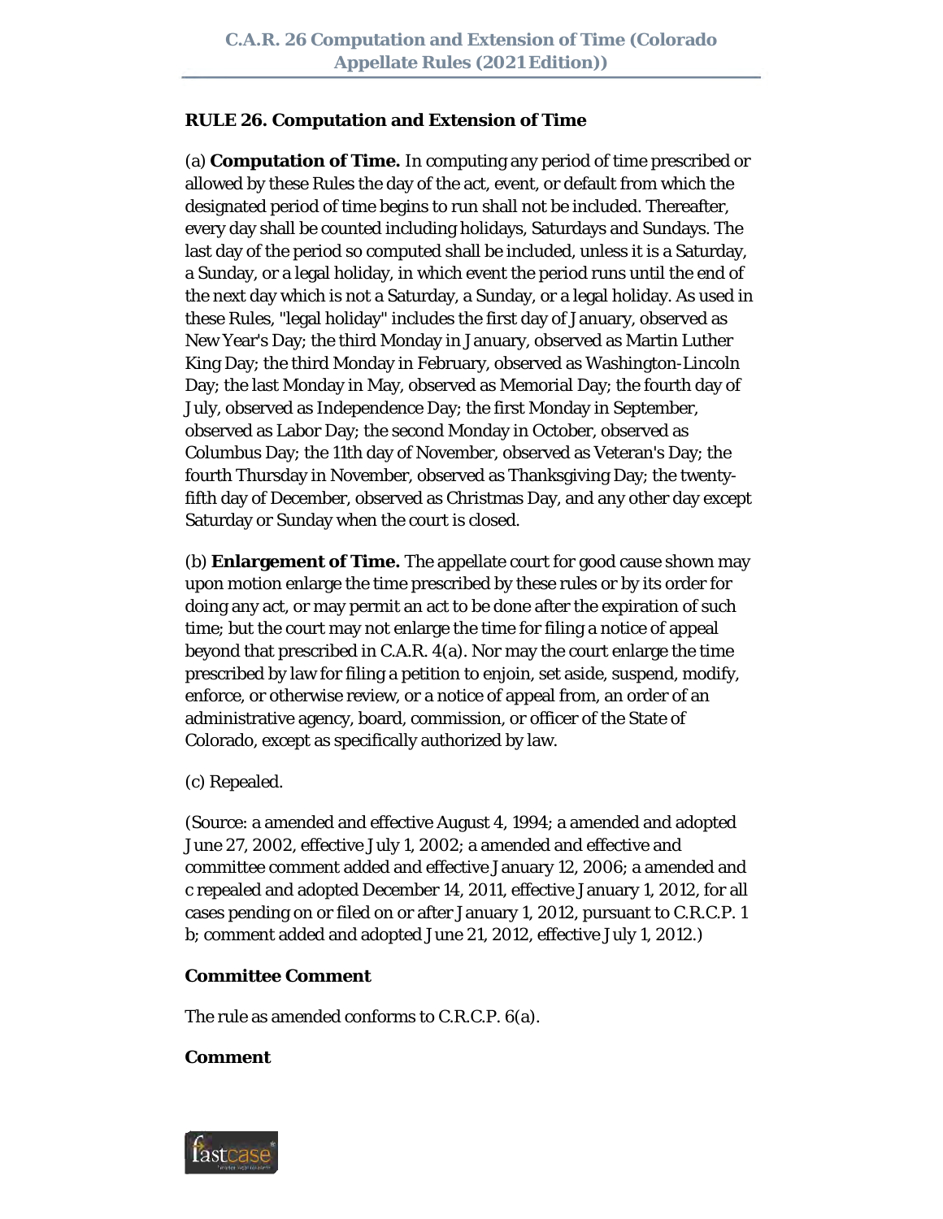## RULE 26. Computation and Extension of Time

(a) **Computation of Time.** In computing any period of time prescribed or allowed by these Rules the day of the act, event, or default from which the designated period of time begins to run shall not be included. Thereafter, every day shall be counted including holidays, Saturdays and Sundays. The last day of the period so computed shall be included, unless it is a Saturday, a Sunday, or a legal holiday, in which event the period runs until the end of the next day which is not a Saturday, a Sunday, or a legal holiday. As used in these Rules, "legal holiday" includes the first day of January, observed as New Year's Day; the third Monday in January, observed as Martin Luther King Day; the third Monday in February, observed as Washington-Lincoln Day; the last Monday in May, observed as Memorial Day; the fourth day of July, observed as Independence Day; the first Monday in September, observed as Labor Day; the second Monday in October, observed as Columbus Day; the 11th day of November, observed as Veteran's Day; the fourth Thursday in November, observed as Thanksgiving Day; the twenty-fifth day of December, observed as Christmas Day, and any other day except Saturday or Sunday when the court is closed.

(b) **Enlargement of Time.** The appellate court for good cause shown may upon motion enlarge the time prescribed by these rules or by its order for doing any act, or may permit an act to be done after the expiration of such time; but the court may not enlarge the time for filing a notice of appeal beyond that prescribed in C.A.R. 4(a). Nor may the court enlarge the time prescribed by law for filing a petition to enjoin, set aside, suspend, modify, enforce, or otherwise review, or a notice of appeal from, an order of an administrative agency, board, commission, or officer of the State of Colorado, except as specifically authorized by law.

(c) Repealed.

(Source: a amended and effective August 4, 1994; a amended and adopted June 27, 2002, effective July 1, 2002; a amended and effective and committee comment added and effective January 12, 2006; a amended and c repealed and adopted December 14, 2011, effective January 1, 2012, for all cases pending on or filed on or after January 1, 2012, pursuant to C.R.C.P. 1 b; comment added and adopted June 21, 2012, effective July 1, 2012.)

**Committee Comment**

The rule as amended conforms to C.R.C.P. 6(a).

**Comment**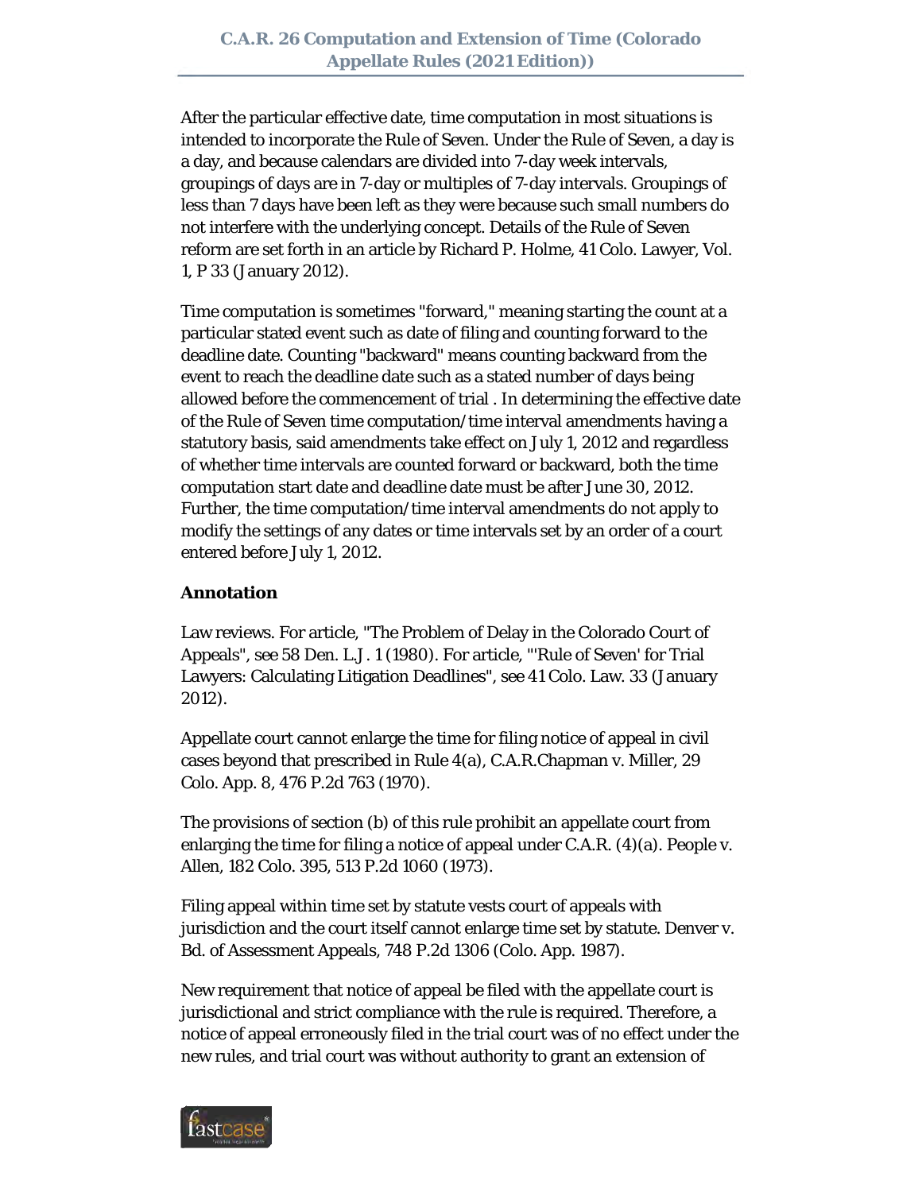After the particular effective date, time computation in most situations is intended to incorporate the Rule of Seven. Under the Rule of Seven, a day is a day, and because calendars are divided into 7-day week intervals, groupings of days are in 7-day or multiples of 7-day intervals. Groupings of less than 7 days have been left as they were because such small numbers do not interfere with the underlying concept. Details of the Rule of Seven reform are set forth in an article by Richard P. Holme, 41 Colo. Lawyer, Vol. 1, P 33 (January 2012).

Time computation is sometimes "forward," meaning starting the count at a particular stated event such as date of filing and counting forward to the deadline date. Counting "backward" means counting backward from the event to reach the deadline date such as a stated number of days being allowed before the commencement of trial . In determining the effective date of the Rule of Seven time computation/time interval amendments having a statutory basis, said amendments take effect on July 1, 2012 and regardless of whether time intervals are counted forward or backward, both the time computation start date and deadline date must be after June 30, 2012. Further, the time computation/time interval amendments do not apply to modify the settings of any dates or time intervals set by an order of a court entered before July 1, 2012.

**Annotation**

Law reviews. For article, "The Problem of Delay in the Colorado Court of Appeals", see 58 Den. L.J. 1 (1980). For article, "'Rule of Seven' for Trial Lawyers: Calculating Litigation Deadlines", see 41 Colo. Law. 33 (January 2012).

Appellate court cannot enlarge the time for filing notice of appeal in civil cases beyond that prescribed in Rule 4(a), C.A.R.Chapman v. Miller, 29 Colo. App. 8, 476 P.2d 763 (1970).

The provisions of section (b) of this rule prohibit an appellate court from enlarging the time for filing a notice of appeal under C.A.R. (4)(a). People v. Allen, 182 Colo. 395, 513 P.2d 1060 (1973).

Filing appeal within time set by statute vests court of appeals with jurisdiction and the court itself cannot enlarge time set by statute. Denver v. Bd. of Assessment Appeals, 748 P.2d 1306 (Colo. App. 1987).

New requirement that notice of appeal be filed with the appellate court is jurisdictional and strict compliance with the rule is required. Therefore, a notice of appeal erroneously filed in the trial court was of no effect under the new rules, and trial court was without authority to grant an extension of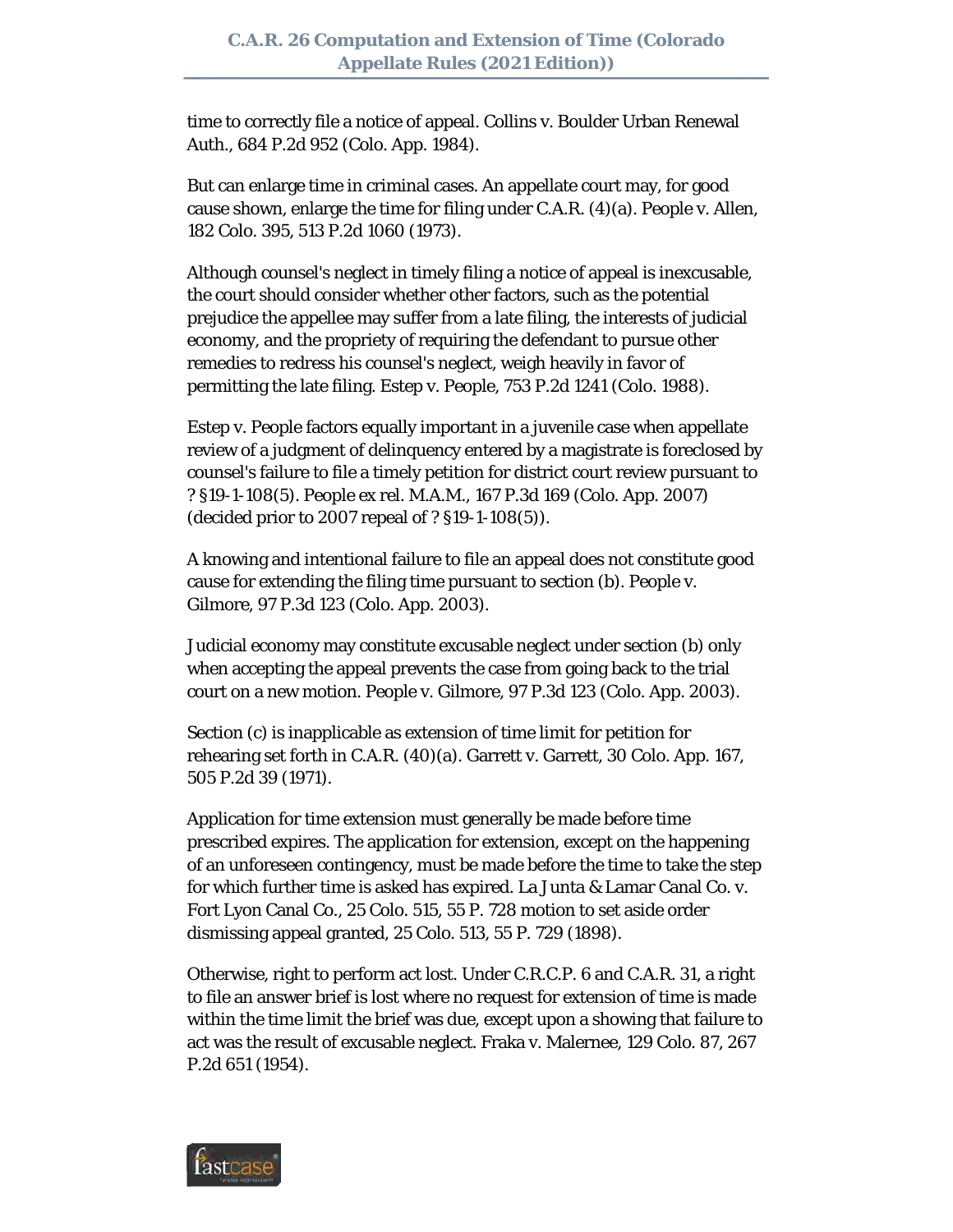time to correctly file a notice of appeal. Collins v. Boulder Urban Renewal Auth., 684 P.2d 952 (Colo. App. 1984).

But can enlarge time in criminal cases. An appellate court may, for good cause shown, enlarge the time for filing under C.A.R. (4)(a). People v. Allen, 182 Colo. 395, 513 P.2d 1060 (1973).

Although counsel's neglect in timely filing a notice of appeal is inexcusable, the court should consider whether other factors, such as the potential prejudice the appellee may suffer from a late filing, the interests of judicial economy, and the propriety of requiring the defendant to pursue other remedies to redress his counsel's neglect, weigh heavily in favor of permitting the late filing. Estep v. People, 753 P.2d 1241 (Colo. 1988).

Estep v. People factors equally important in a juvenile case when appellate review of a judgment of delinquency entered by a magistrate is foreclosed by counsel's failure to file a timely petition for district court review pursuant to ? §19-1-108(5). People ex rel. M.A.M., 167 P.3d 169 (Colo. App. 2007) (decided prior to 2007 repeal of ? §19-1-108(5)).

A knowing and intentional failure to file an appeal does not constitute good cause for extending the filing time pursuant to section (b). People v. Gilmore, 97 P.3d 123 (Colo. App. 2003).

Judicial economy may constitute excusable neglect under section (b) only when accepting the appeal prevents the case from going back to the trial court on a new motion. People v. Gilmore, 97 P.3d 123 (Colo. App. 2003).

Section (c) is inapplicable as extension of time limit for petition for rehearing set forth in C.A.R. (40)(a). Garrett v. Garrett, 30 Colo. App. 167, 505 P.2d 39 (1971).

Application for time extension must generally be made before time prescribed expires. The application for extension, except on the happening of an unforeseen contingency, must be made before the time to take the step for which further time is asked has expired. La Junta & Lamar Canal Co. v. Fort Lyon Canal Co., 25 Colo. 515, 55 P. 728 motion to set aside order dismissing appeal granted, 25 Colo. 513, 55 P. 729 (1898).

Otherwise, right to perform act lost. Under C.R.C.P. 6 and C.A.R. 31, a right to file an answer brief is lost where no request for extension of time is made within the time limit the brief was due, except upon a showing that failure to act was the result of excusable neglect. Fraka v. Malernee, 129 Colo. 87, 267 P.2d 651 (1954).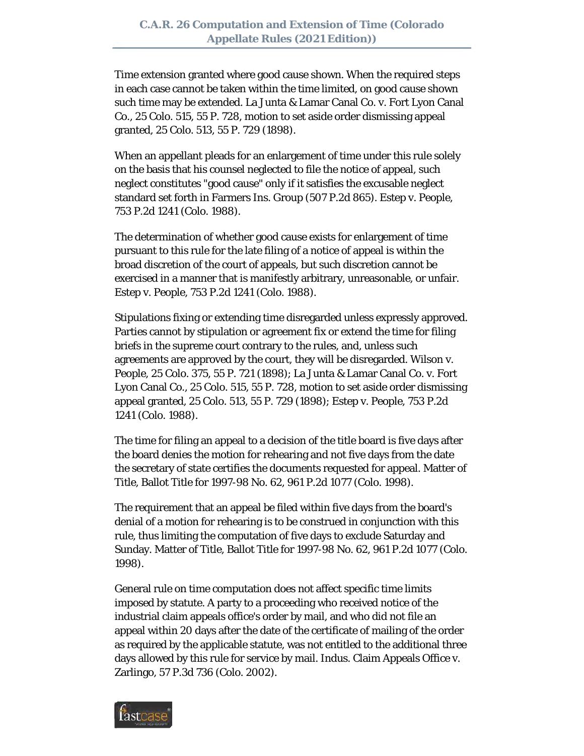Time extension granted where good cause shown. When the required steps in each case cannot be taken within the time limited, on good cause shown such time may be extended. La Junta & Lamar Canal Co. v. Fort Lyon Canal Co., 25 Colo. 515, 55 P. 728, motion to set aside order dismissing appeal granted, 25 Colo. 513, 55 P. 729 (1898).

When an appellant pleads for an enlargement of time under this rule solely on the basis that his counsel neglected to file the notice of appeal, such neglect constitutes "good cause" only if it satisfies the excusable neglect standard set forth in Farmers Ins. Group (507 P.2d 865). Estep v. People, 753 P.2d 1241 (Colo. 1988).

The determination of whether good cause exists for enlargement of time pursuant to this rule for the late filing of a notice of appeal is within the broad discretion of the court of appeals, but such discretion cannot be exercised in a manner that is manifestly arbitrary, unreasonable, or unfair. Estep v. People, 753 P.2d 1241 (Colo. 1988).

Stipulations fixing or extending time disregarded unless expressly approved. Parties cannot by stipulation or agreement fix or extend the time for filing briefs in the supreme court contrary to the rules, and, unless such agreements are approved by the court, they will be disregarded. Wilson v. People, 25 Colo. 375, 55 P. 721 (1898); La Junta & Lamar Canal Co. v. Fort Lyon Canal Co., 25 Colo. 515, 55 P. 728, motion to set aside order dismissing appeal granted, 25 Colo. 513, 55 P. 729 (1898); Estep v. People, 753 P.2d 1241 (Colo. 1988).

The time for filing an appeal to a decision of the title board is five days after the board denies the motion for rehearing and not five days from the date the secretary of state certifies the documents requested for appeal. Matter of Title, Ballot Title for 1997-98 No. 62, 961 P.2d 1077 (Colo. 1998).

The requirement that an appeal be filed within five days from the board's denial of a motion for rehearing is to be construed in conjunction with this rule, thus limiting the computation of five days to exclude Saturday and Sunday. Matter of Title, Ballot Title for 1997-98 No. 62, 961 P.2d 1077 (Colo. 1998).

General rule on time computation does not affect specific time limits imposed by statute. A party to a proceeding who received notice of the industrial claim appeals office's order by mail, and who did not file an appeal within 20 days after the date of the certificate of mailing of the order as required by the applicable statute, was not entitled to the additional three days allowed by this rule for service by mail. Indus. Claim Appeals Office v. Zarlingo, 57 P.3d 736 (Colo. 2002).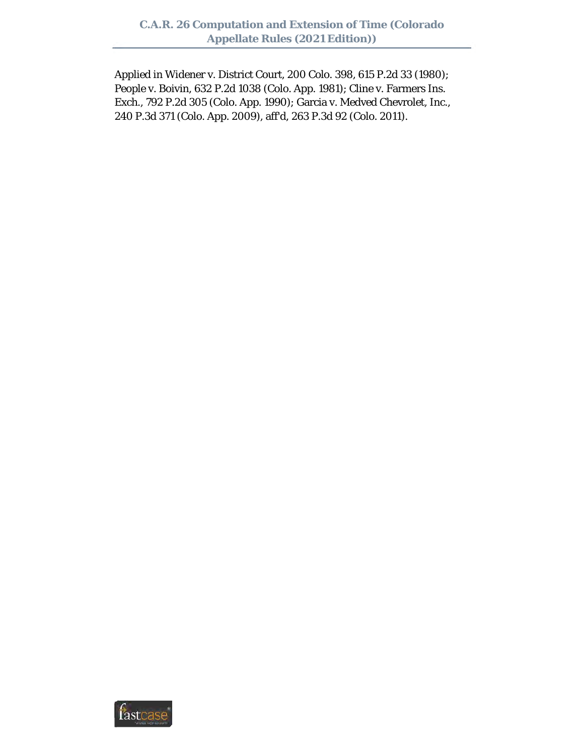Applied in Widener v. District Court, 200 Colo. 398, 615 P.2d 33 (1980); People v. Boivin, 632 P.2d 1038 (Colo. App. 1981); Cline v. Farmers Ins. Exch., 792 P.2d 305 (Colo. App. 1990); Garcia v. Medved Chevrolet, Inc., 240 P.3d 371 (Colo. App. 2009), aff'd, 263 P.3d 92 (Colo. 2011).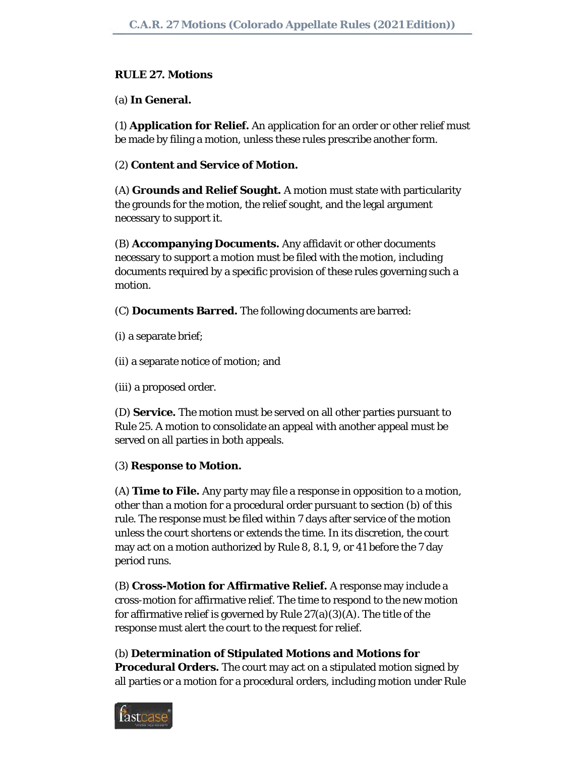**RULE 27. Motions**

(a) **In General.**

(1) **Application for Relief.** An application for an order or other relief must be made by filing a motion, unless these rules prescribe another form.

(2) **Content and Service of Motion.**

(A) **Grounds and Relief Sought.** A motion must state with particularity the grounds for the motion, the relief sought, and the legal argument necessary to support it.

(B) **Accompanying Documents.** Any affidavit or other documents necessary to support a motion must be filed with the motion, including documents required by a specific provision of these rules governing such a motion.

(C) **Documents Barred.** The following documents are barred:

(i) a separate brief;

(ii) a separate notice of motion; and

(iii) a proposed order.

(D) **Service.** The motion must be served on all other parties pursuant to Rule 25. A motion to consolidate an appeal with another appeal must be served on all parties in both appeals.

(3) **Response to Motion.**

(A) **Time to File.** Any party may file a response in opposition to a motion, other than a motion for a procedural order pursuant to section (b) of this rule. The response must be filed within 7 days after service of the motion unless the court shortens or extends the time. In its discretion, the court may act on a motion authorized by Rule 8, 8.1, 9, or 41 before the 7 day period runs.

(B) **Cross-Motion for Affirmative Relief.** A response may include a cross-motion for affirmative relief. The time to respond to the new motion for affirmative relief is governed by Rule 27(a)(3)(A). The title of the response must alert the court to the request for relief.

(b) **Determination of Stipulated Motions and Motions for Procedural Orders.** The court may act on a stipulated motion signed by all parties or a motion for a procedural orders, including motion under Rule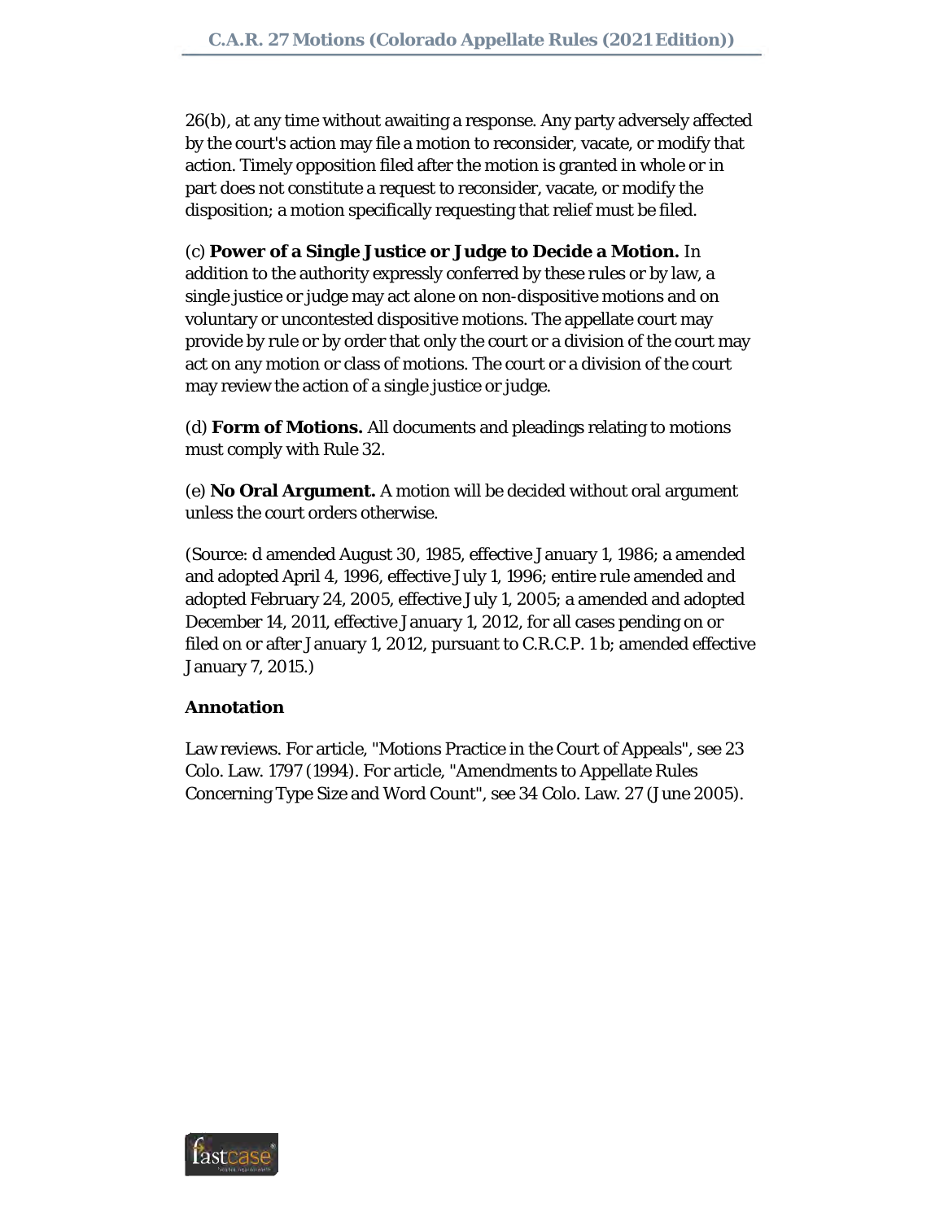26(b), at any time without awaiting a response. Any party adversely affected by the court's action may file a motion to reconsider, vacate, or modify that action. Timely opposition filed after the motion is granted in whole or in part does not constitute a request to reconsider, vacate, or modify the disposition; a motion specifically requesting that relief must be filed.

(c) **Power of a Single Justice or Judge to Decide a Motion.** In addition to the authority expressly conferred by these rules or by law, a single justice or judge may act alone on non-dispositive motions and on voluntary or uncontested dispositive motions. The appellate court may provide by rule or by order that only the court or a division of the court may act on any motion or class of motions. The court or a division of the court may review the action of a single justice or judge.

(d) **Form of Motions.** All documents and pleadings relating to motions must comply with Rule 32.

(e) **No Oral Argument.** A motion will be decided without oral argument unless the court orders otherwise.

(Source: d amended August 30, 1985, effective January 1, 1986; a amended and adopted April 4, 1996, effective July 1, 1996; entire rule amended and adopted February 24, 2005, effective July 1, 2005; a amended and adopted December 14, 2011, effective January 1, 2012, for all cases pending on or filed on or after January 1, 2012, pursuant to C.R.C.P. 1 b; amended effective January 7, 2015.)

**Annotation**

Law reviews. For article, "Motions Practice in the Court of Appeals", see 23 Colo. Law. 1797 (1994). For article, "Amendments to Appellate Rules Concerning Type Size and Word Count", see 34 Colo. Law. 27 (June 2005).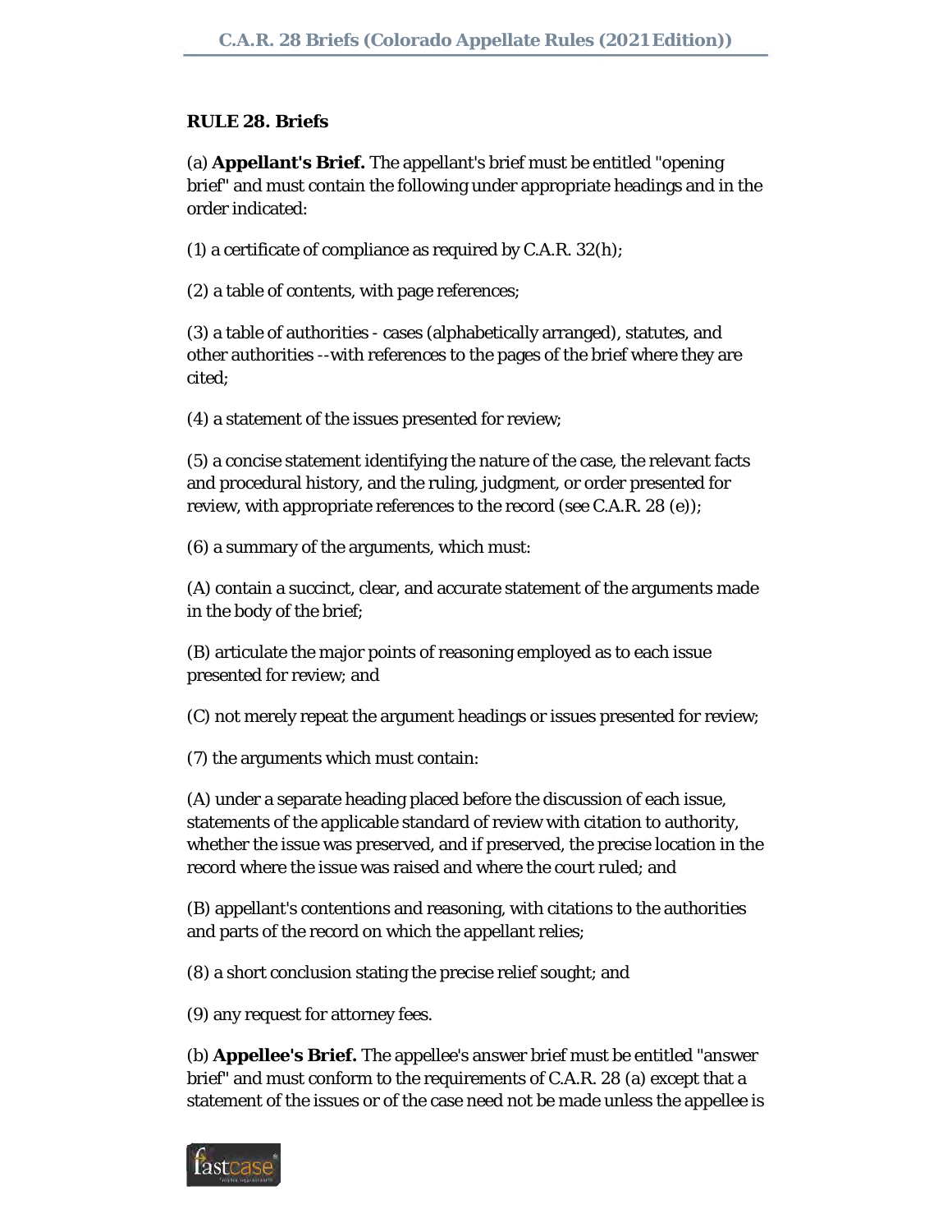**RULE 28. Briefs**

(a) **Appellant's Brief.** The appellant's brief must be entitled "opening brief" and must contain the following under appropriate headings and in the order indicated:

(1) a certificate of compliance as required by C.A.R. 32(h);

(2) a table of contents, with page references;

(3) a table of authorities - cases (alphabetically arranged), statutes, and other authorities --with references to the pages of the brief where they are cited;

(4) a statement of the issues presented for review;

(5) a concise statement identifying the nature of the case, the relevant facts and procedural history, and the ruling, judgment, or order presented for review, with appropriate references to the record (see C.A.R. 28 (e));

(6) a summary of the arguments, which must:

(A) contain a succinct, clear, and accurate statement of the arguments made in the body of the brief;

(B) articulate the major points of reasoning employed as to each issue presented for review; and

(C) not merely repeat the argument headings or issues presented for review;

(7) the arguments which must contain:

(A) under a separate heading placed before the discussion of each issue, statements of the applicable standard of review with citation to authority, whether the issue was preserved, and if preserved, the precise location in the record where the issue was raised and where the court ruled; and

(B) appellant's contentions and reasoning, with citations to the authorities and parts of the record on which the appellant relies;

(8) a short conclusion stating the precise relief sought; and

(9) any request for attorney fees.

(b) **Appellee's Brief.** The appellee's answer brief must be entitled "answer brief" and must conform to the requirements of C.A.R. 28 (a) except that a statement of the issues or of the case need not be made unless the appellee is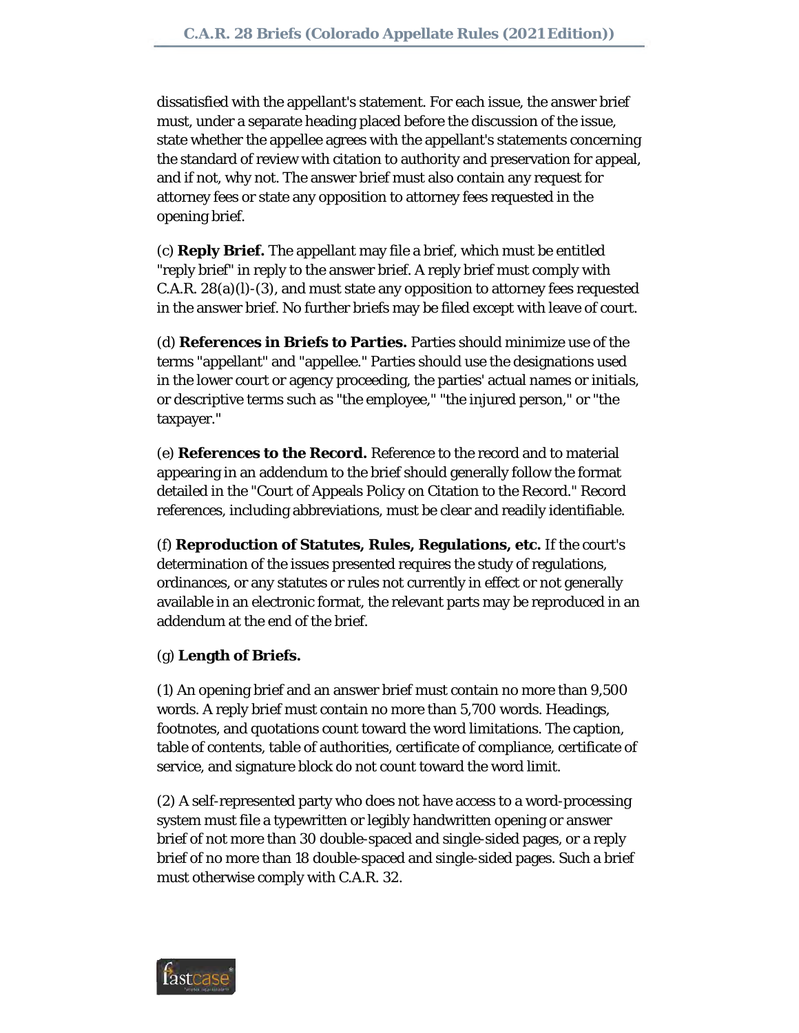dissatisfied with the appellant's statement. For each issue, the answer brief must, under a separate heading placed before the discussion of the issue, state whether the appellee agrees with the appellant's statements concerning the standard of review with citation to authority and preservation for appeal, and if not, why not. The answer brief must also contain any request for attorney fees or state any opposition to attorney fees requested in the opening brief.

(c) **Reply Brief.** The appellant may file a brief, which must be entitled "reply brief" in reply to the answer brief. A reply brief must comply with C.A.R. 28(a)(l)-(3), and must state any opposition to attorney fees requested in the answer brief. No further briefs may be filed except with leave of court.

(d) **References in Briefs to Parties.** Parties should minimize use of the terms "appellant" and "appellee." Parties should use the designations used in the lower court or agency proceeding, the parties' actual names or initials, or descriptive terms such as "the employee," "the injured person," or "the taxpayer."

(e) **References to the Record.** Reference to the record and to material appearing in an addendum to the brief should generally follow the format detailed in the "Court of Appeals Policy on Citation to the Record." Record references, including abbreviations, must be clear and readily identifiable.

(f) **Reproduction of Statutes, Rules, Regulations, etc.** If the court's determination of the issues presented requires the study of regulations, ordinances, or any statutes or rules not currently in effect or not generally available in an electronic format, the relevant parts may be reproduced in an addendum at the end of the brief.

(g) **Length of Briefs.**

(1) An opening brief and an answer brief must contain no more than 9,500 words. A reply brief must contain no more than 5,700 words. Headings, footnotes, and quotations count toward the word limitations. The caption, table of contents, table of authorities, certificate of compliance, certificate of service, and signature block do not count toward the word limit.

(2) A self-represented party who does not have access to a word-processing system must file a typewritten or legibly handwritten opening or answer brief of not more than 30 double-spaced and single-sided pages, or a reply brief of no more than 18 double-spaced and single-sided pages. Such a brief must otherwise comply with C.A.R. 32.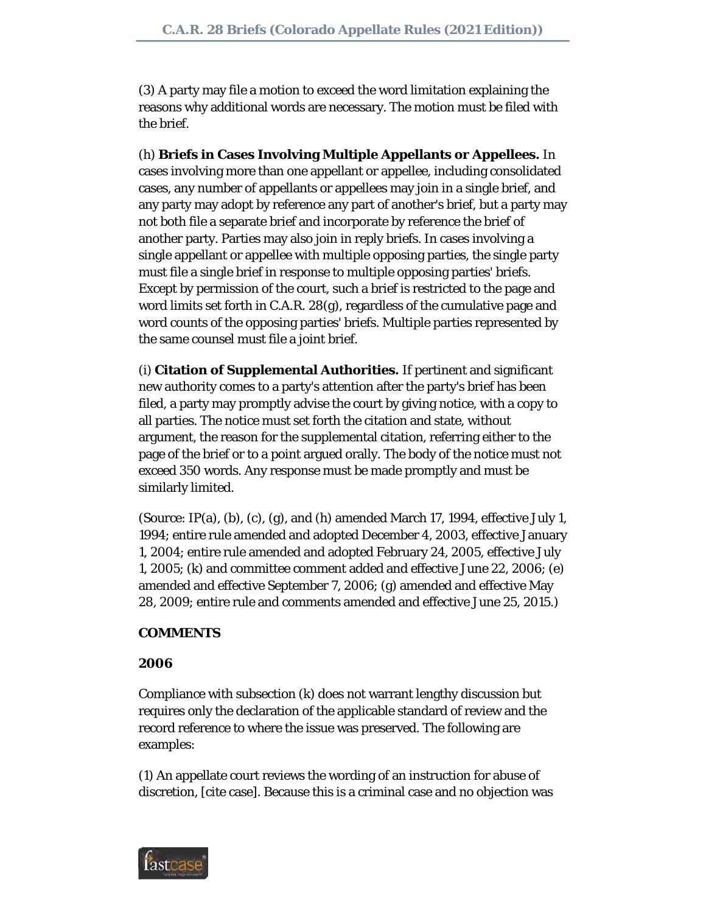(3) A party may file a motion to exceed the word limitation explaining the reasons why additional words are necessary. The motion must be filed with the brief.

(h) **Briefs in Cases Involving Multiple Appellants or Appellees.** In cases involving more than one appellant or appellee, including consolidated cases, any number of appellants or appellees may join in a single brief, and any party may adopt by reference any part of another's brief, but a party may not both file a separate brief and incorporate by reference the brief of another party. Parties may also join in reply briefs. In cases involving a single appellant or appellee with multiple opposing parties, the single party must file a single brief in response to multiple opposing parties' briefs. Except by permission of the court, such a brief is restricted to the page and word limits set forth in C.A.R. 28(g), regardless of the cumulative page and word counts of the opposing parties' briefs. Multiple parties represented by the same counsel must file a joint brief.

(i) **Citation of Supplemental Authorities.** If pertinent and significant new authority comes to a party's attention after the party's brief has been filed, a party may promptly advise the court by giving notice, with a copy to all parties. The notice must set forth the citation and state, without argument, the reason for the supplemental citation, referring either to the page of the brief or to a point argued orally. The body of the notice must not exceed 350 words. Any response must be made promptly and must be similarly limited.

(Source: IP(a), (b), (c), (g), and (h) amended March 17, 1994, effective July 1, 1994; entire rule amended and adopted December 4, 2003, effective January 1, 2004; entire rule amended and adopted February 24, 2005, effective July 1, 2005; (k) and committee comment added and effective June 22, 2006; (e) amended and effective September 7, 2006; (g) amended and effective May 28, 2009; entire rule and comments amended and effective June 25, 2015.)

**COMMENTS**

**2006**

Compliance with subsection (k) does not warrant lengthy discussion but requires only the declaration of the applicable standard of review and the record reference to where the issue was preserved. The following are examples:

(1) An appellate court reviews the wording of an instruction for abuse of discretion, [cite case]. Because this is a criminal case and no objection was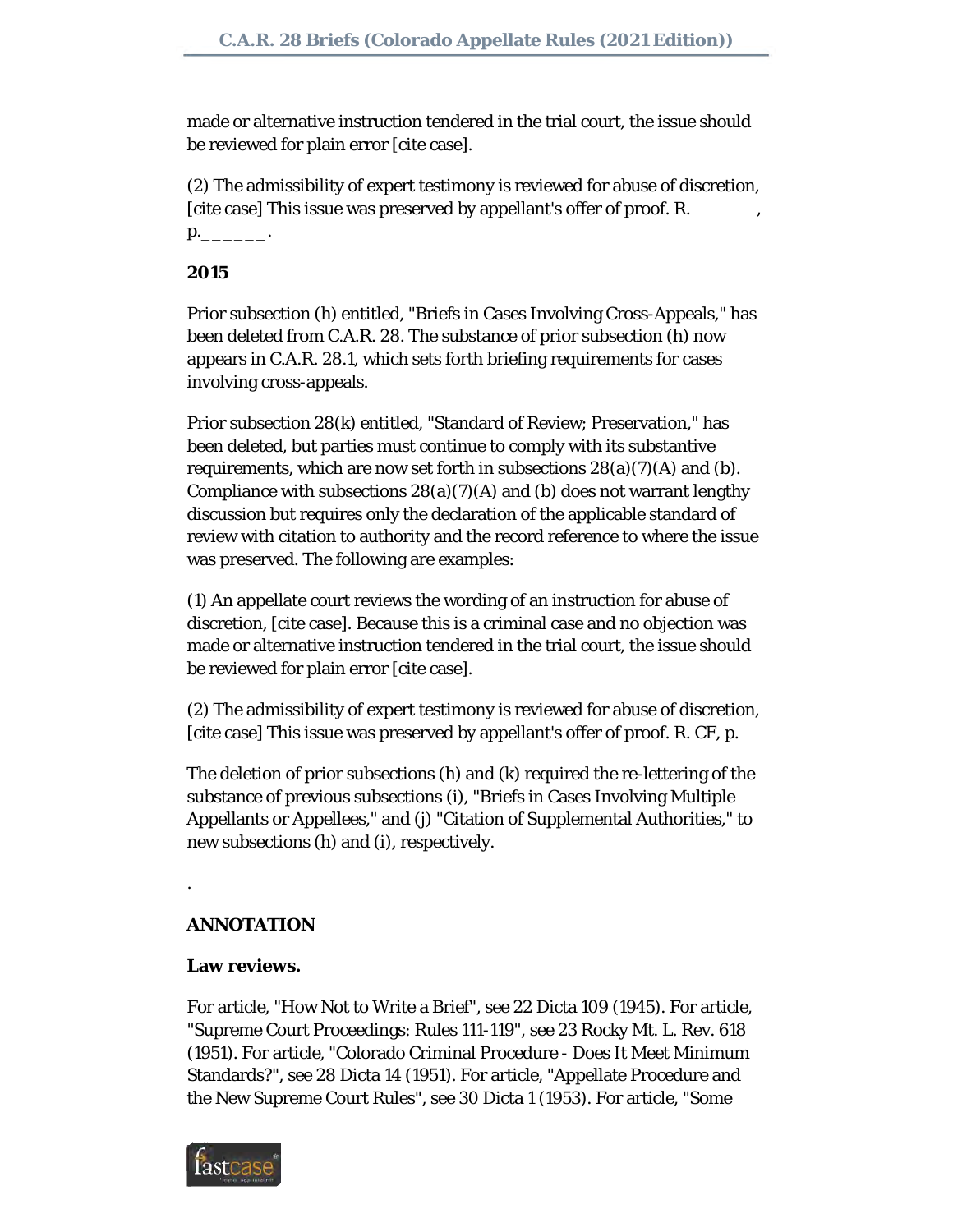made or alternative instruction tendered in the trial court, the issue should be reviewed for plain error [cite case].

(2) The admissibility of expert testimony is reviewed for abuse of discretion, [cite case] This issue was preserved by appellant's offer of proof. R.______, p.______.

**2015**

Prior subsection (h) entitled, "Briefs in Cases Involving Cross-Appeals," has been deleted from C.A.R. 28. The substance of prior subsection (h) now appears in C.A.R. 28.1, which sets forth briefing requirements for cases involving cross-appeals.

Prior subsection 28(k) entitled, "Standard of Review; Preservation," has been deleted, but parties must continue to comply with its substantive requirements, which are now set forth in subsections 28(a)(7)(A) and (b). Compliance with subsections 28(a)(7)(A) and (b) does not warrant lengthy discussion but requires only the declaration of the applicable standard of review with citation to authority and the record reference to where the issue was preserved. The following are examples:

(1) An appellate court reviews the wording of an instruction for abuse of discretion, [cite case]. Because this is a criminal case and no objection was made or alternative instruction tendered in the trial court, the issue should be reviewed for plain error [cite case].

(2) The admissibility of expert testimony is reviewed for abuse of discretion, [cite case] This issue was preserved by appellant's offer of proof. R. CF, p.

The deletion of prior subsections (h) and (k) required the re-lettering of the substance of previous subsections (i), "Briefs in Cases Involving Multiple Appellants or Appellees," and (j) "Citation of Supplemental Authorities," to new subsections (h) and (i), respectively.

.

**ANNOTATION**

**Law reviews.**

For article, "How Not to Write a Brief", see 22 Dicta 109 (1945). For article, "Supreme Court Proceedings: Rules 111-119", see 23 Rocky Mt. L. Rev. 618 (1951). For article, "Colorado Criminal Procedure - Does It Meet Minimum Standards?", see 28 Dicta 14 (1951). For article, "Appellate Procedure and the New Supreme Court Rules", see 30 Dicta 1 (1953). For article, "Some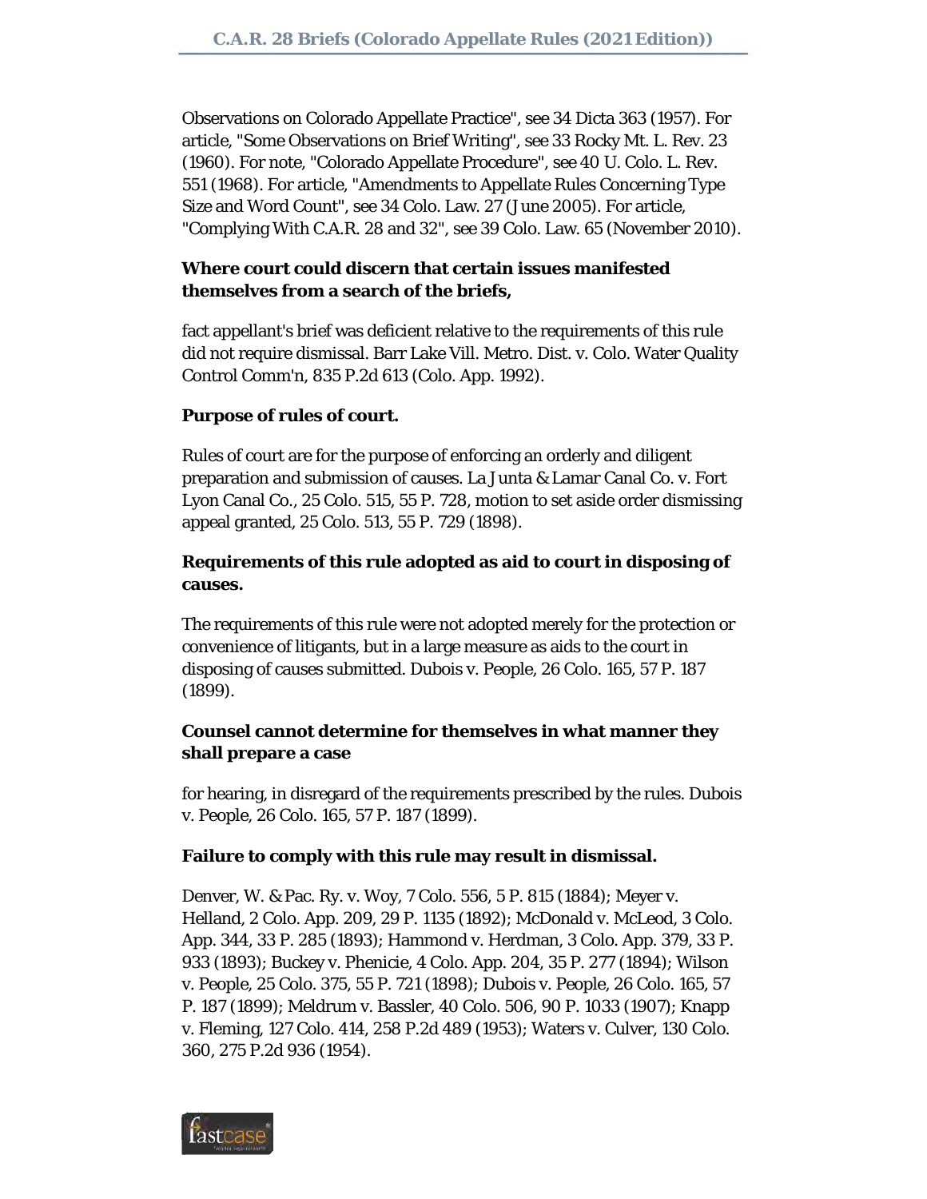Observations on Colorado Appellate Practice", see 34 Dicta 363 (1957). For article, "Some Observations on Brief Writing", see 33 Rocky Mt. L. Rev. 23 (1960). For note, "Colorado Appellate Procedure", see 40 U. Colo. L. Rev. 551 (1968). For article, "Amendments to Appellate Rules Concerning Type Size and Word Count", see 34 Colo. Law. 27 (June 2005). For article, "Complying With C.A.R. 28 and 32", see 39 Colo. Law. 65 (November 2010).

**Where court could discern that certain issues manifested themselves from a search of the briefs,**

fact appellant's brief was deficient relative to the requirements of this rule did not require dismissal. Barr Lake Vill. Metro. Dist. v. Colo. Water Quality Control Comm'n, 835 P.2d 613 (Colo. App. 1992).

**Purpose of rules of court.**

Rules of court are for the purpose of enforcing an orderly and diligent preparation and submission of causes. La Junta & Lamar Canal Co. v. Fort Lyon Canal Co., 25 Colo. 515, 55 P. 728, motion to set aside order dismissing appeal granted, 25 Colo. 513, 55 P. 729 (1898).

**Requirements of this rule adopted as aid to court in disposing of causes.**

The requirements of this rule were not adopted merely for the protection or convenience of litigants, but in a large measure as aids to the court in disposing of causes submitted. Dubois v. People, 26 Colo. 165, 57 P. 187 (1899).

**Counsel cannot determine for themselves in what manner they shall prepare a case**

for hearing, in disregard of the requirements prescribed by the rules. Dubois v. People, 26 Colo. 165, 57 P. 187 (1899).

**Failure to comply with this rule may result in dismissal.**

Denver, W. & Pac. Ry. v. Woy, 7 Colo. 556, 5 P. 815 (1884); Meyer v. Helland, 2 Colo. App. 209, 29 P. 1135 (1892); McDonald v. McLeod, 3 Colo. App. 344, 33 P. 285 (1893); Hammond v. Herdman, 3 Colo. App. 379, 33 P. 933 (1893); Buckey v. Phenicie, 4 Colo. App. 204, 35 P. 277 (1894); Wilson v. People, 25 Colo. 375, 55 P. 721 (1898); Dubois v. People, 26 Colo. 165, 57 P. 187 (1899); Meldrum v. Bassler, 40 Colo. 506, 90 P. 1033 (1907); Knapp v. Fleming, 127 Colo. 414, 258 P.2d 489 (1953); Waters v. Culver, 130 Colo. 360, 275 P.2d 936 (1954).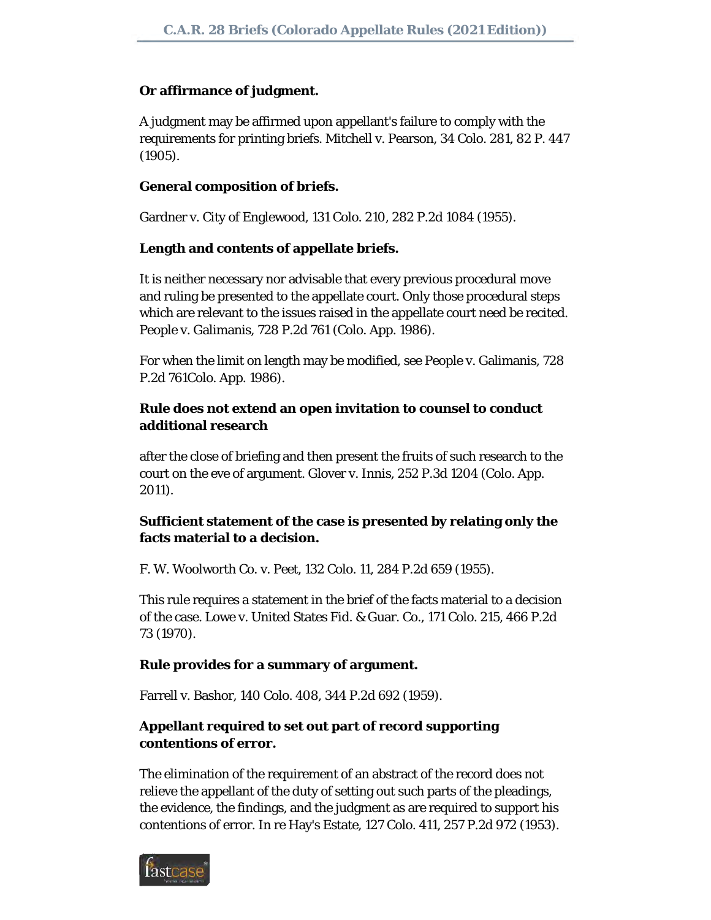**Or affirmance of judgment.**

A judgment may be affirmed upon appellant's failure to comply with the requirements for printing briefs. Mitchell v. Pearson, 34 Colo. 281, 82 P. 447 (1905).

**General composition of briefs.**

Gardner v. City of Englewood, 131 Colo. 210, 282 P.2d 1084 (1955).

**Length and contents of appellate briefs.**

It is neither necessary nor advisable that every previous procedural move and ruling be presented to the appellate court. Only those procedural steps which are relevant to the issues raised in the appellate court need be recited. People v. Galimanis, 728 P.2d 761 (Colo. App. 1986).

For when the limit on length may be modified, see People v. Galimanis, 728 P.2d 761Colo. App. 1986).

**Rule does not extend an open invitation to counsel to conduct additional research**

after the close of briefing and then present the fruits of such research to the court on the eve of argument. Glover v. Innis, 252 P.3d 1204 (Colo. App. 2011).

**Sufficient statement of the case is presented by relating only the facts material to a decision.**

F. W. Woolworth Co. v. Peet, 132 Colo. 11, 284 P.2d 659 (1955).

This rule requires a statement in the brief of the facts material to a decision of the case. Lowe v. United States Fid. & Guar. Co., 171 Colo. 215, 466 P.2d 73 (1970).

**Rule provides for a summary of argument.**

Farrell v. Bashor, 140 Colo. 408, 344 P.2d 692 (1959).

**Appellant required to set out part of record supporting contentions of error.**

The elimination of the requirement of an abstract of the record does not relieve the appellant of the duty of setting out such parts of the pleadings, the evidence, the findings, and the judgment as are required to support his contentions of error. In re Hay's Estate, 127 Colo. 411, 257 P.2d 972 (1953).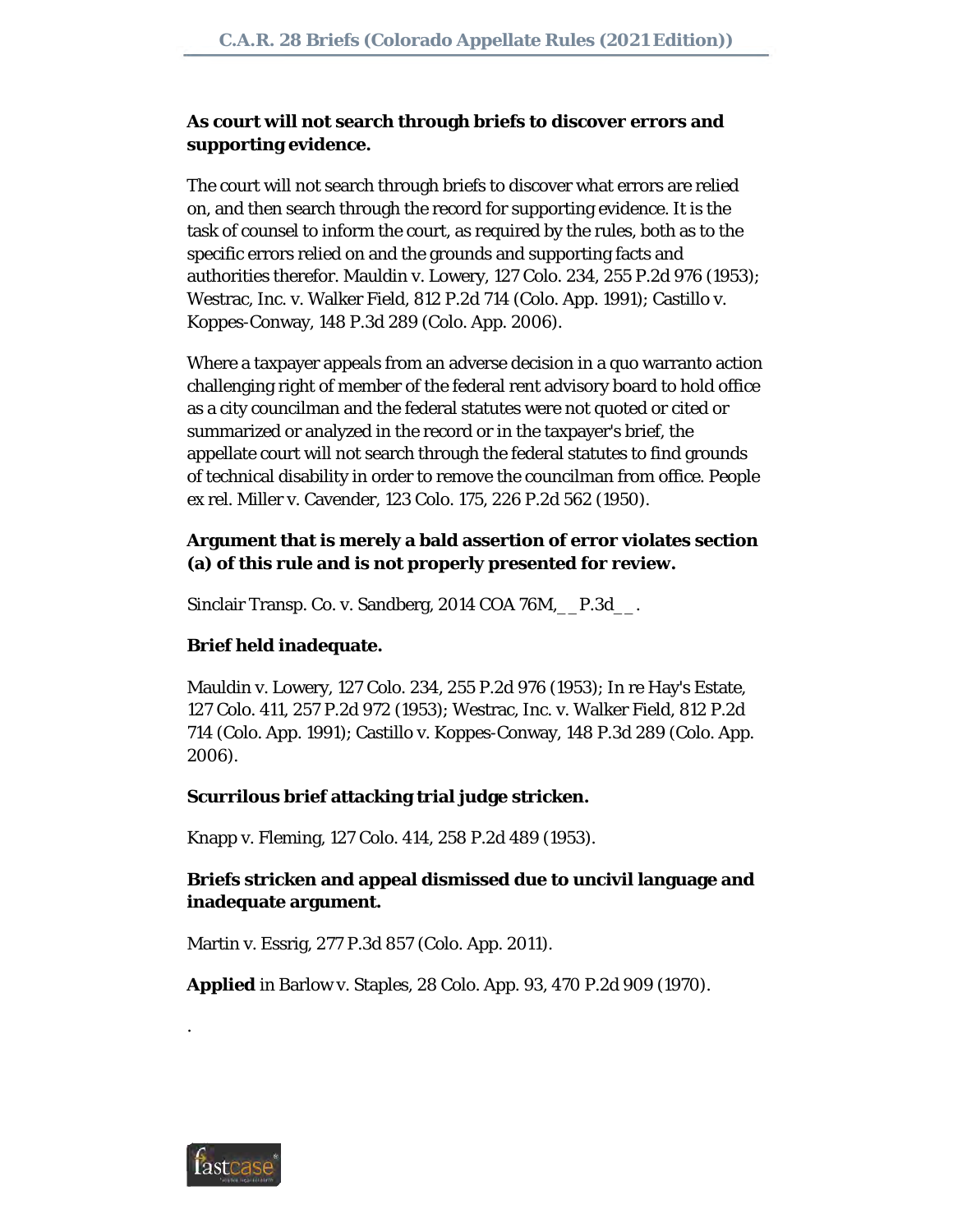**As court will not search through briefs to discover errors and supporting evidence.**

The court will not search through briefs to discover what errors are relied on, and then search through the record for supporting evidence. It is the task of counsel to inform the court, as required by the rules, both as to the specific errors relied on and the grounds and supporting facts and authorities therefor. Mauldin v. Lowery, 127 Colo. 234, 255 P.2d 976 (1953); Westrac, Inc. v. Walker Field, 812 P.2d 714 (Colo. App. 1991); Castillo v. Koppes-Conway, 148 P.3d 289 (Colo. App. 2006).

Where a taxpayer appeals from an adverse decision in a quo warranto action challenging right of member of the federal rent advisory board to hold office as a city councilman and the federal statutes were not quoted or cited or summarized or analyzed in the record or in the taxpayer's brief, the appellate court will not search through the federal statutes to find grounds of technical disability in order to remove the councilman from office. People ex rel. Miller v. Cavender, 123 Colo. 175, 226 P.2d 562 (1950).

**Argument that is merely a bald assertion of error violates section (a) of this rule and is not properly presented for review.**

Sinclair Transp. Co. v. Sandberg, 2014 COA 76M, __ P.3d__ .

**Brief held inadequate.**

Mauldin v. Lowery, 127 Colo. 234, 255 P.2d 976 (1953); In re Hay's Estate, 127 Colo. 411, 257 P.2d 972 (1953); Westrac, Inc. v. Walker Field, 812 P.2d 714 (Colo. App. 1991); Castillo v. Koppes-Conway, 148 P.3d 289 (Colo. App. 2006).

**Scurrilous brief attacking trial judge stricken.**

Knapp v. Fleming, 127 Colo. 414, 258 P.2d 489 (1953).

**Briefs stricken and appeal dismissed due to uncivil language and inadequate argument.**

Martin v. Essrig, 277 P.3d 857 (Colo. App. 2011).

**Applied** in Barlow v. Staples, 28 Colo. App. 93, 470 P.2d 909 (1970).

.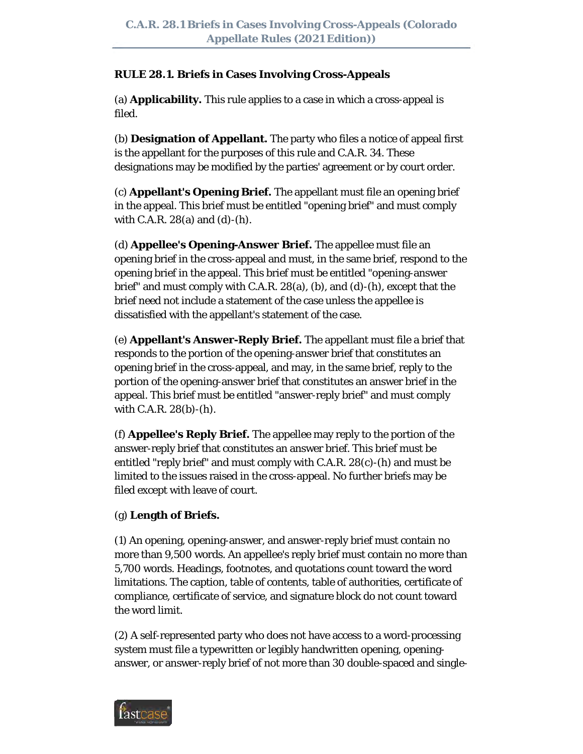**RULE 28.1. Briefs in Cases Involving Cross-Appeals**

(a) **Applicability.** This rule applies to a case in which a cross-appeal is filed.

(b) **Designation of Appellant.** The party who files a notice of appeal first is the appellant for the purposes of this rule and C.A.R. 34. These designations may be modified by the parties' agreement or by court order.

(c) **Appellant's Opening Brief.** The appellant must file an opening brief in the appeal. This brief must be entitled "opening brief" and must comply with C.A.R. 28(a) and (d)-(h).

(d) **Appellee's Opening-Answer Brief.** The appellee must file an opening brief in the cross-appeal and must, in the same brief, respond to the opening brief in the appeal. This brief must be entitled "opening-answer brief" and must comply with C.A.R. 28(a), (b), and (d)-(h), except that the brief need not include a statement of the case unless the appellee is dissatisfied with the appellant's statement of the case.

(e) **Appellant's Answer-Reply Brief.** The appellant must file a brief that responds to the portion of the opening-answer brief that constitutes an opening brief in the cross-appeal, and may, in the same brief, reply to the portion of the opening-answer brief that constitutes an answer brief in the appeal. This brief must be entitled "answer-reply brief" and must comply with C.A.R. 28(b)-(h).

(f) **Appellee's Reply Brief.** The appellee may reply to the portion of the answer-reply brief that constitutes an answer brief. This brief must be entitled "reply brief" and must comply with C.A.R. 28(c)-(h) and must be limited to the issues raised in the cross-appeal. No further briefs may be filed except with leave of court.

(g) **Length of Briefs.**

(1) An opening, opening-answer, and answer-reply brief must contain no more than 9,500 words. An appellee's reply brief must contain no more than 5,700 words. Headings, footnotes, and quotations count toward the word limitations. The caption, table of contents, table of authorities, certificate of compliance, certificate of service, and signature block do not count toward the word limit.

(2) A self-represented party who does not have access to a word-processing system must file a typewritten or legibly handwritten opening, opening-answer, or answer-reply brief of not more than 30 double-spaced and single-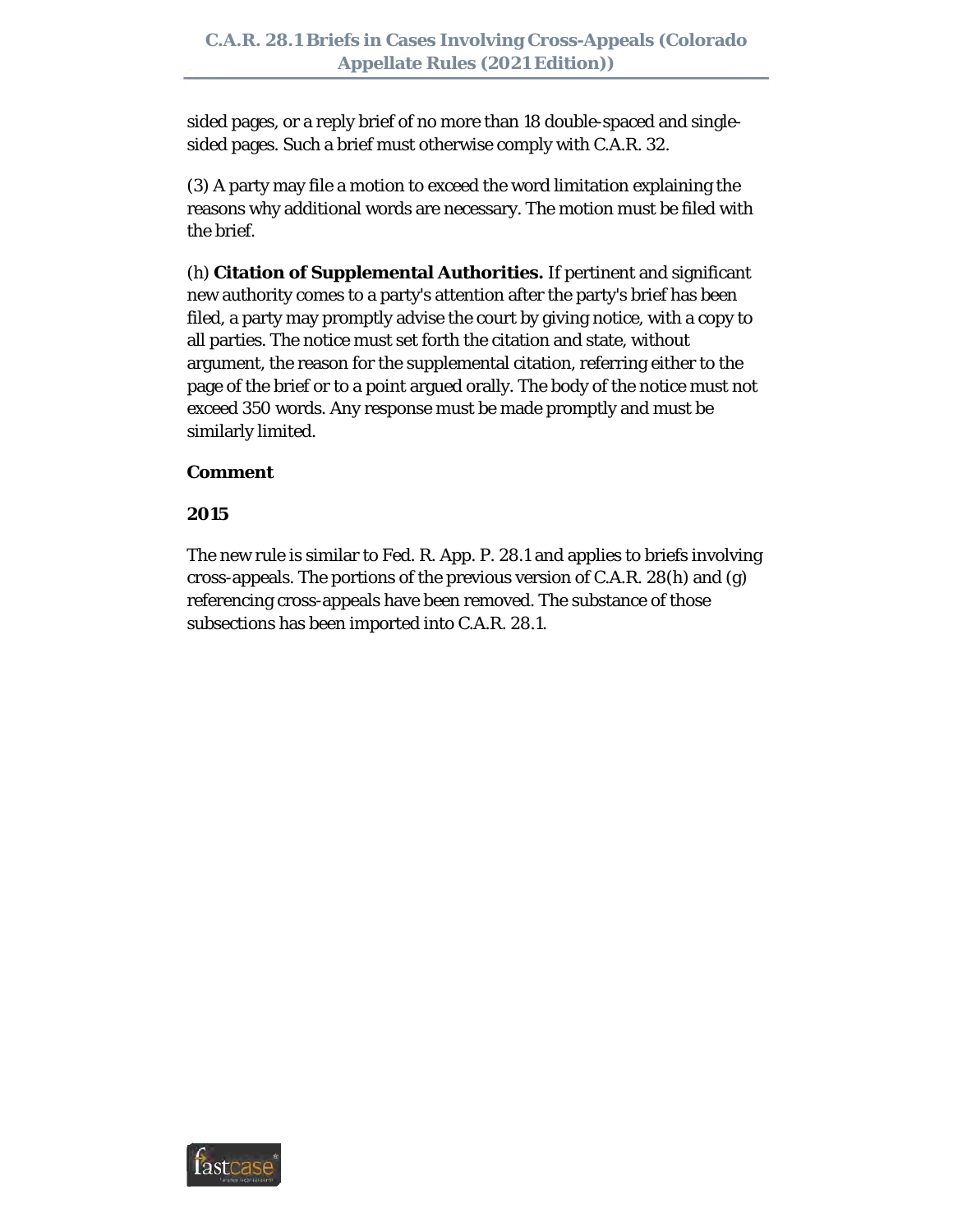sided pages, or a reply brief of no more than 18 double-spaced and single-sided pages. Such a brief must otherwise comply with C.A.R. 32.

(3) A party may file a motion to exceed the word limitation explaining the reasons why additional words are necessary. The motion must be filed with the brief.

(h) **Citation of Supplemental Authorities.** If pertinent and significant new authority comes to a party's attention after the party's brief has been filed, a party may promptly advise the court by giving notice, with a copy to all parties. The notice must set forth the citation and state, without argument, the reason for the supplemental citation, referring either to the page of the brief or to a point argued orally. The body of the notice must not exceed 350 words. Any response must be made promptly and must be similarly limited.

**Comment**

**2015**

The new rule is similar to Fed. R. App. P. 28.1 and applies to briefs involving cross-appeals. The portions of the previous version of C.A.R. 28(h) and (g) referencing cross-appeals have been removed. The substance of those subsections has been imported into C.A.R. 28.1.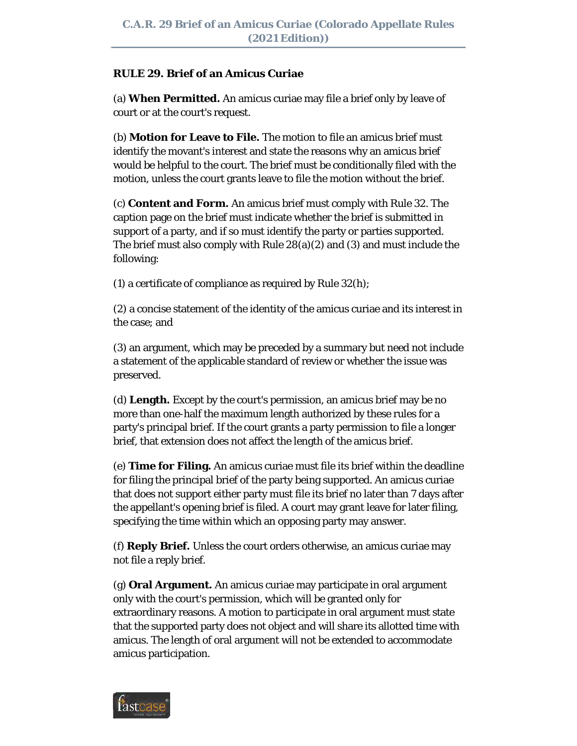## RULE 29. Brief of an Amicus Curiae

(a) **When Permitted.** An amicus curiae may file a brief only by leave of court or at the court's request.

(b) **Motion for Leave to File.** The motion to file an amicus brief must identify the movant's interest and state the reasons why an amicus brief would be helpful to the court. The brief must be conditionally filed with the motion, unless the court grants leave to file the motion without the brief.

(c) **Content and Form.** An amicus brief must comply with Rule 32. The caption page on the brief must indicate whether the brief is submitted in support of a party, and if so must identify the party or parties supported. The brief must also comply with Rule 28(a)(2) and (3) and must include the following:

(1) a certificate of compliance as required by Rule 32(h);

(2) a concise statement of the identity of the amicus curiae and its interest in the case; and

(3) an argument, which may be preceded by a summary but need not include a statement of the applicable standard of review or whether the issue was preserved.

(d) **Length.** Except by the court's permission, an amicus brief may be no more than one-half the maximum length authorized by these rules for a party's principal brief. If the court grants a party permission to file a longer brief, that extension does not affect the length of the amicus brief.

(e) **Time for Filing.** An amicus curiae must file its brief within the deadline for filing the principal brief of the party being supported. An amicus curiae that does not support either party must file its brief no later than 7 days after the appellant's opening brief is filed. A court may grant leave for later filing, specifying the time within which an opposing party may answer.

(f) **Reply Brief.** Unless the court orders otherwise, an amicus curiae may not file a reply brief.

(g) **Oral Argument.** An amicus curiae may participate in oral argument only with the court's permission, which will be granted only for extraordinary reasons. A motion to participate in oral argument must state that the supported party does not object and will share its allotted time with amicus. The length of oral argument will not be extended to accommodate amicus participation.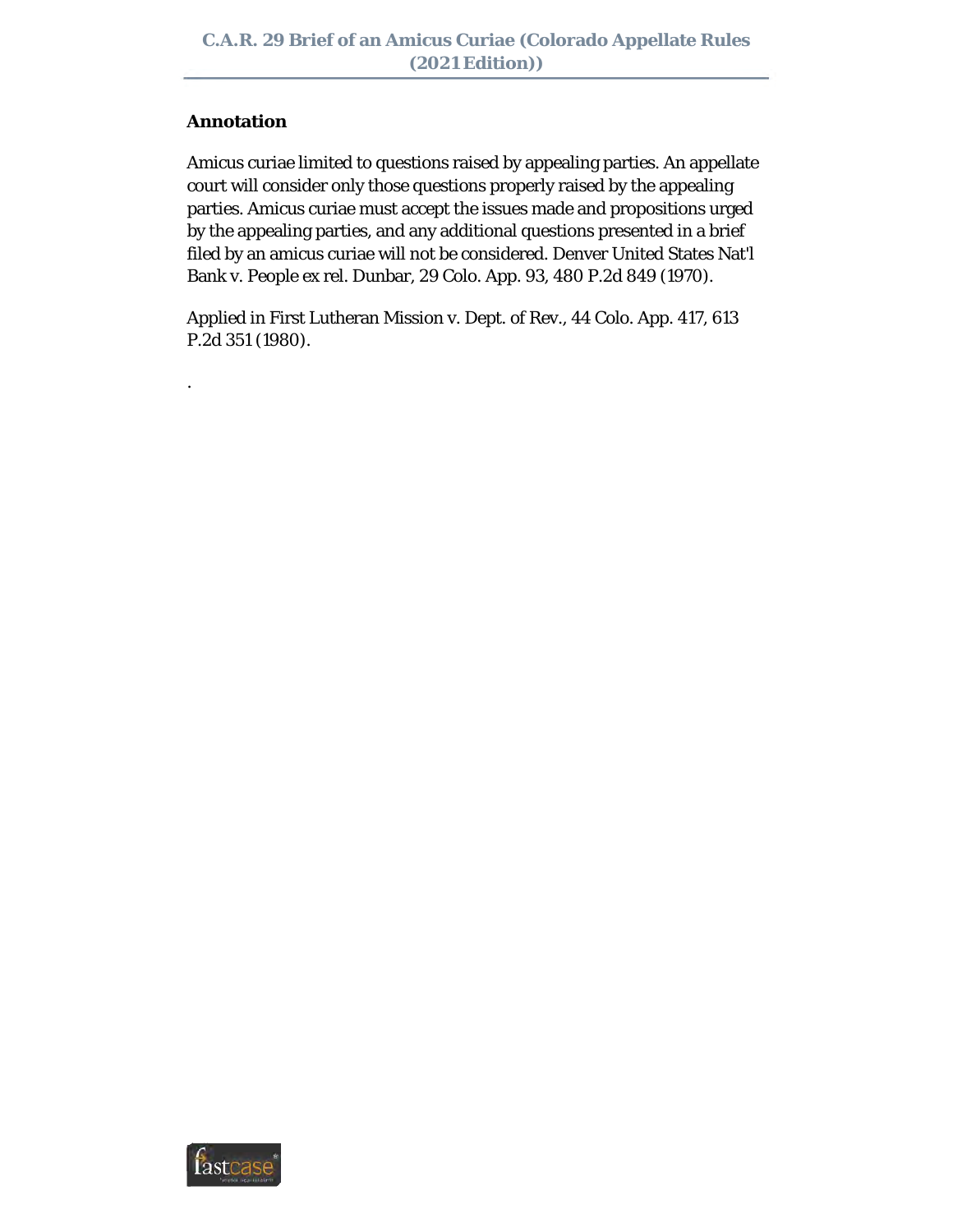**Annotation**

Amicus curiae limited to questions raised by appealing parties. An appellate court will consider only those questions properly raised by the appealing parties. Amicus curiae must accept the issues made and propositions urged by the appealing parties, and any additional questions presented in a brief filed by an amicus curiae will not be considered. Denver United States Nat'l Bank v. People ex rel. Dunbar, 29 Colo. App. 93, 480 P.2d 849 (1970).

Applied in First Lutheran Mission v. Dept. of Rev., 44 Colo. App. 417, 613 P.2d 351 (1980).

.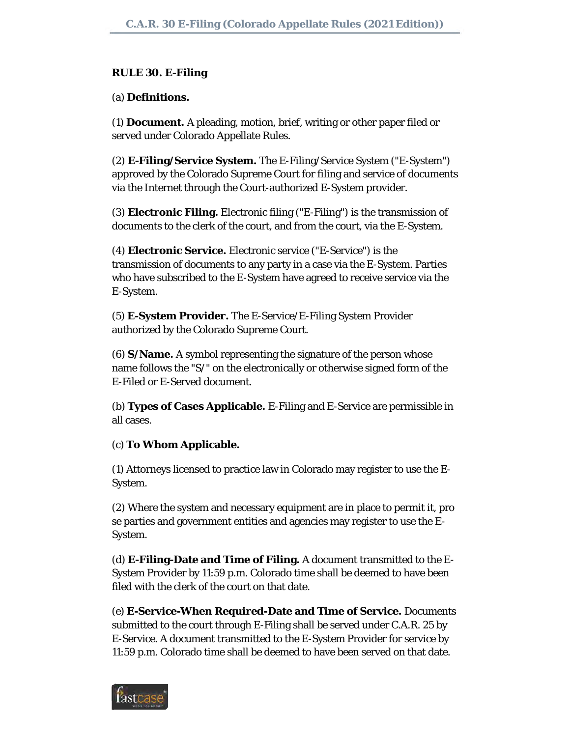**RULE 30. E-Filing**

(a) **Definitions.**

(1) **Document.** A pleading, motion, brief, writing or other paper filed or served under Colorado Appellate Rules.

(2) **E-Filing/Service System.** The E-Filing/Service System ("E-System") approved by the Colorado Supreme Court for filing and service of documents via the Internet through the Court-authorized E-System provider.

(3) **Electronic Filing.** Electronic filing ("E-Filing") is the transmission of documents to the clerk of the court, and from the court, via the E-System.

(4) **Electronic Service.** Electronic service ("E-Service") is the transmission of documents to any party in a case via the E-System. Parties who have subscribed to the E-System have agreed to receive service via the E-System.

(5) **E-System Provider.** The E-Service/E-Filing System Provider authorized by the Colorado Supreme Court.

(6) **S/Name.** A symbol representing the signature of the person whose name follows the "S/" on the electronically or otherwise signed form of the E-Filed or E-Served document.

(b) **Types of Cases Applicable.** E-Filing and E-Service are permissible in all cases.

(c) **To Whom Applicable.**

(1) Attorneys licensed to practice law in Colorado may register to use the E-System.

(2) Where the system and necessary equipment are in place to permit it, pro se parties and government entities and agencies may register to use the E-System.

(d) **E-Filing-Date and Time of Filing.** A document transmitted to the E-System Provider by 11:59 p.m. Colorado time shall be deemed to have been filed with the clerk of the court on that date.

(e) **E-Service-When Required-Date and Time of Service.** Documents submitted to the court through E-Filing shall be served under C.A.R. 25 by E-Service. A document transmitted to the E-System Provider for service by 11:59 p.m. Colorado time shall be deemed to have been served on that date.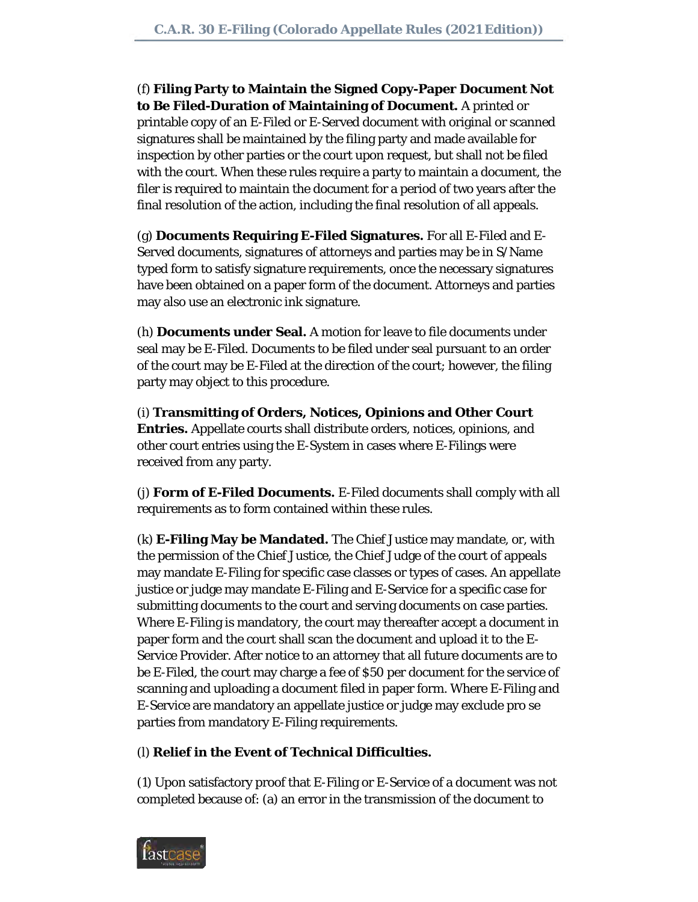(f) **Filing Party to Maintain the Signed Copy-Paper Document Not to Be Filed-Duration of Maintaining of Document.** A printed or printable copy of an E-Filed or E-Served document with original or scanned signatures shall be maintained by the filing party and made available for inspection by other parties or the court upon request, but shall not be filed with the court. When these rules require a party to maintain a document, the filer is required to maintain the document for a period of two years after the final resolution of the action, including the final resolution of all appeals.

(g) **Documents Requiring E-Filed Signatures.** For all E-Filed and E-Served documents, signatures of attorneys and parties may be in S/Name typed form to satisfy signature requirements, once the necessary signatures have been obtained on a paper form of the document. Attorneys and parties may also use an electronic ink signature.

(h) **Documents under Seal.** A motion for leave to file documents under seal may be E-Filed. Documents to be filed under seal pursuant to an order of the court may be E-Filed at the direction of the court; however, the filing party may object to this procedure.

(i) **Transmitting of Orders, Notices, Opinions and Other Court Entries.** Appellate courts shall distribute orders, notices, opinions, and other court entries using the E-System in cases where E-Filings were received from any party.

(j) **Form of E-Filed Documents.** E-Filed documents shall comply with all requirements as to form contained within these rules.

(k) **E-Filing May be Mandated.** The Chief Justice may mandate, or, with the permission of the Chief Justice, the Chief Judge of the court of appeals may mandate E-Filing for specific case classes or types of cases. An appellate justice or judge may mandate E-Filing and E-Service for a specific case for submitting documents to the court and serving documents on case parties. Where E-Filing is mandatory, the court may thereafter accept a document in paper form and the court shall scan the document and upload it to the E-Service Provider. After notice to an attorney that all future documents are to be E-Filed, the court may charge a fee of $50 per document for the service of scanning and uploading a document filed in paper form. Where E-Filing and E-Service are mandatory an appellate justice or judge may exclude pro se parties from mandatory E-Filing requirements.

(l) **Relief in the Event of Technical Difficulties.**

(1) Upon satisfactory proof that E-Filing or E-Service of a document was not completed because of: (a) an error in the transmission of the document to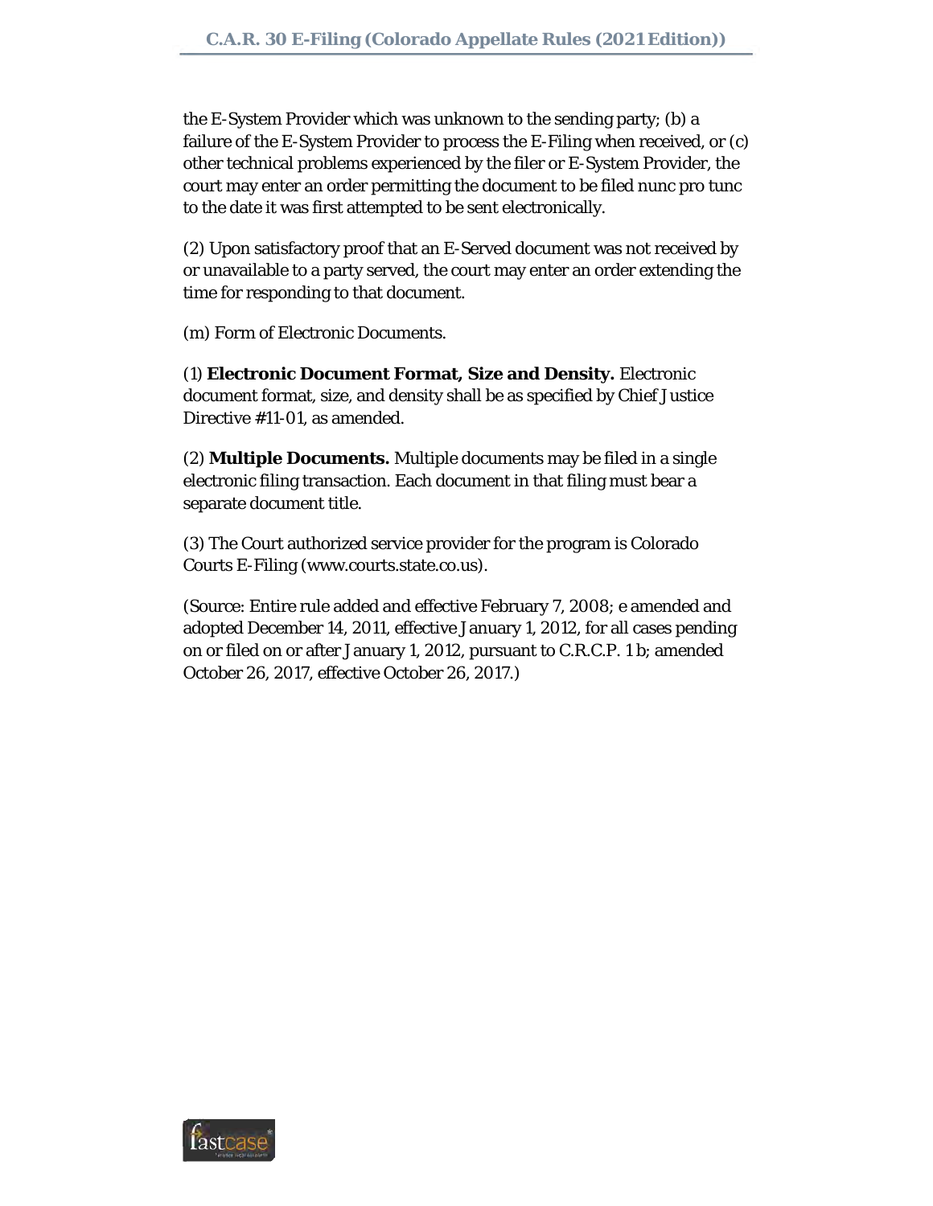the E-System Provider which was unknown to the sending party; (b) a failure of the E-System Provider to process the E-Filing when received, or (c) other technical problems experienced by the filer or E-System Provider, the court may enter an order permitting the document to be filed nunc pro tunc to the date it was first attempted to be sent electronically.

(2) Upon satisfactory proof that an E-Served document was not received by or unavailable to a party served, the court may enter an order extending the time for responding to that document.

(m) Form of Electronic Documents.

(1) **Electronic Document Format, Size and Density.** Electronic document format, size, and density shall be as specified by Chief Justice Directive #11-01, as amended.

(2) **Multiple Documents.** Multiple documents may be filed in a single electronic filing transaction. Each document in that filing must bear a separate document title.

(3) The Court authorized service provider for the program is Colorado Courts E-Filing (www.courts.state.co.us).

(Source: Entire rule added and effective February 7, 2008; e amended and adopted December 14, 2011, effective January 1, 2012, for all cases pending on or filed on or after January 1, 2012, pursuant to C.R.C.P. 1 b; amended October 26, 2017, effective October 26, 2017.)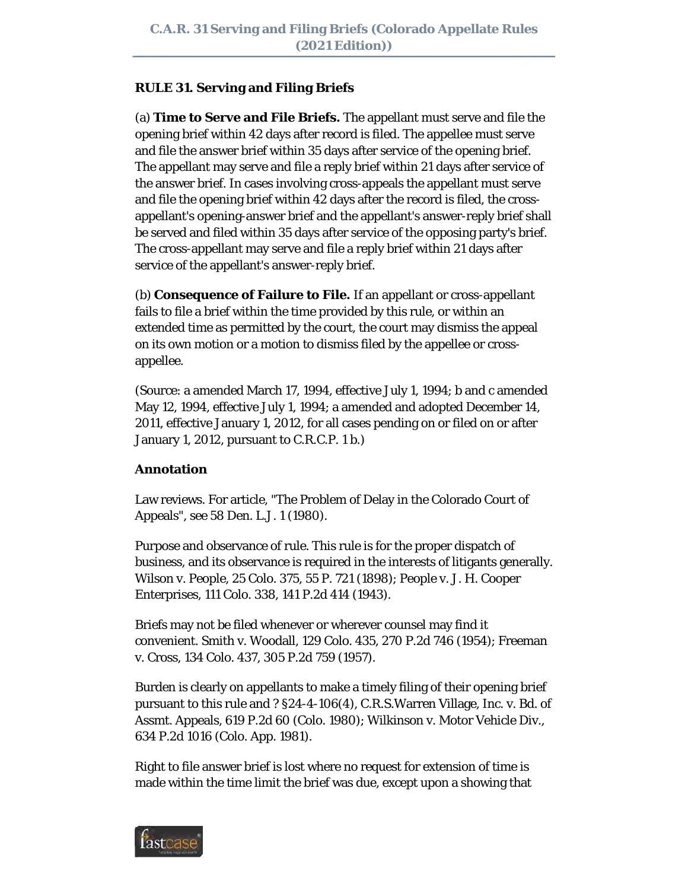**RULE 31. Serving and Filing Briefs**

(a) **Time to Serve and File Briefs.** The appellant must serve and file the opening brief within 42 days after record is filed. The appellee must serve and file the answer brief within 35 days after service of the opening brief. The appellant may serve and file a reply brief within 21 days after service of the answer brief. In cases involving cross-appeals the appellant must serve and file the opening brief within 42 days after the record is filed, the cross-appellant's opening-answer brief and the appellant's answer-reply brief shall be served and filed within 35 days after service of the opposing party's brief. The cross-appellant may serve and file a reply brief within 21 days after service of the appellant's answer-reply brief.

(b) **Consequence of Failure to File.** If an appellant or cross-appellant fails to file a brief within the time provided by this rule, or within an extended time as permitted by the court, the court may dismiss the appeal on its own motion or a motion to dismiss filed by the appellee or cross-appellee.

(Source: a amended March 17, 1994, effective July 1, 1994; b and c amended May 12, 1994, effective July 1, 1994; a amended and adopted December 14, 2011, effective January 1, 2012, for all cases pending on or filed on or after January 1, 2012, pursuant to C.R.C.P. 1 b.)

**Annotation**

Law reviews. For article, "The Problem of Delay in the Colorado Court of Appeals", see 58 Den. L.J. 1 (1980).

Purpose and observance of rule. This rule is for the proper dispatch of business, and its observance is required in the interests of litigants generally. Wilson v. People, 25 Colo. 375, 55 P. 721 (1898); People v. J. H. Cooper Enterprises, 111 Colo. 338, 141 P.2d 414 (1943).

Briefs may not be filed whenever or wherever counsel may find it convenient. Smith v. Woodall, 129 Colo. 435, 270 P.2d 746 (1954); Freeman v. Cross, 134 Colo. 437, 305 P.2d 759 (1957).

Burden is clearly on appellants to make a timely filing of their opening brief pursuant to this rule and ? §24-4-106(4), C.R.S.Warren Village, Inc. v. Bd. of Assmt. Appeals, 619 P.2d 60 (Colo. 1980); Wilkinson v. Motor Vehicle Div., 634 P.2d 1016 (Colo. App. 1981).

Right to file answer brief is lost where no request for extension of time is made within the time limit the brief was due, except upon a showing that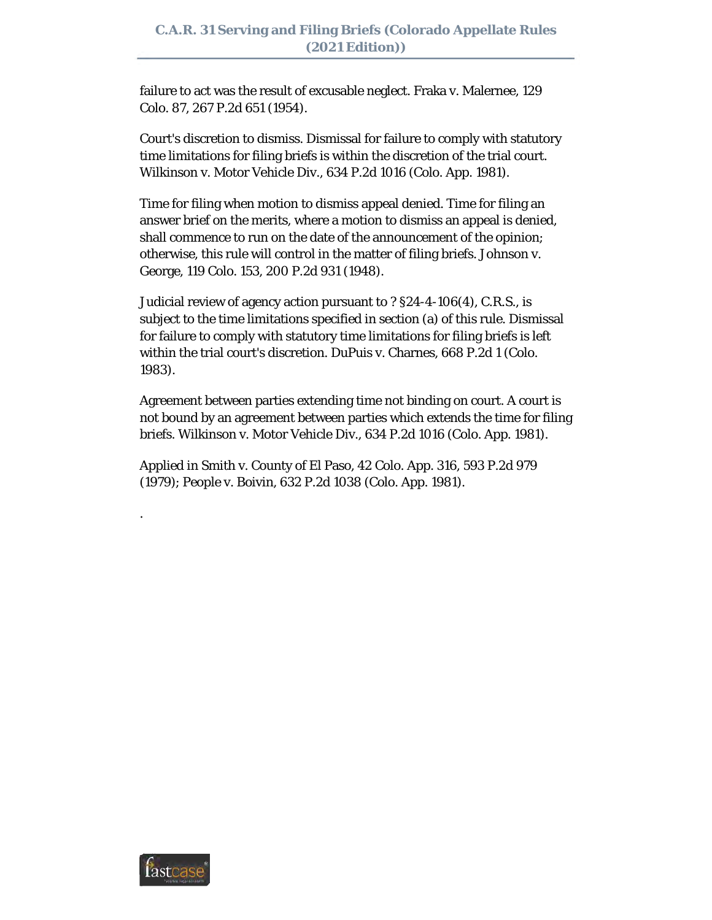failure to act was the result of excusable neglect. Fraka v. Malernee, 129 Colo. 87, 267 P.2d 651 (1954).

Court's discretion to dismiss. Dismissal for failure to comply with statutory time limitations for filing briefs is within the discretion of the trial court. Wilkinson v. Motor Vehicle Div., 634 P.2d 1016 (Colo. App. 1981).

Time for filing when motion to dismiss appeal denied. Time for filing an answer brief on the merits, where a motion to dismiss an appeal is denied, shall commence to run on the date of the announcement of the opinion; otherwise, this rule will control in the matter of filing briefs. Johnson v. George, 119 Colo. 153, 200 P.2d 931 (1948).

Judicial review of agency action pursuant to ? §24-4-106(4), C.R.S., is subject to the time limitations specified in section (a) of this rule. Dismissal for failure to comply with statutory time limitations for filing briefs is left within the trial court's discretion. DuPuis v. Charnes, 668 P.2d 1 (Colo. 1983).

Agreement between parties extending time not binding on court. A court is not bound by an agreement between parties which extends the time for filing briefs. Wilkinson v. Motor Vehicle Div., 634 P.2d 1016 (Colo. App. 1981).

Applied in Smith v. County of El Paso, 42 Colo. App. 316, 593 P.2d 979 (1979); People v. Boivin, 632 P.2d 1038 (Colo. App. 1981).

.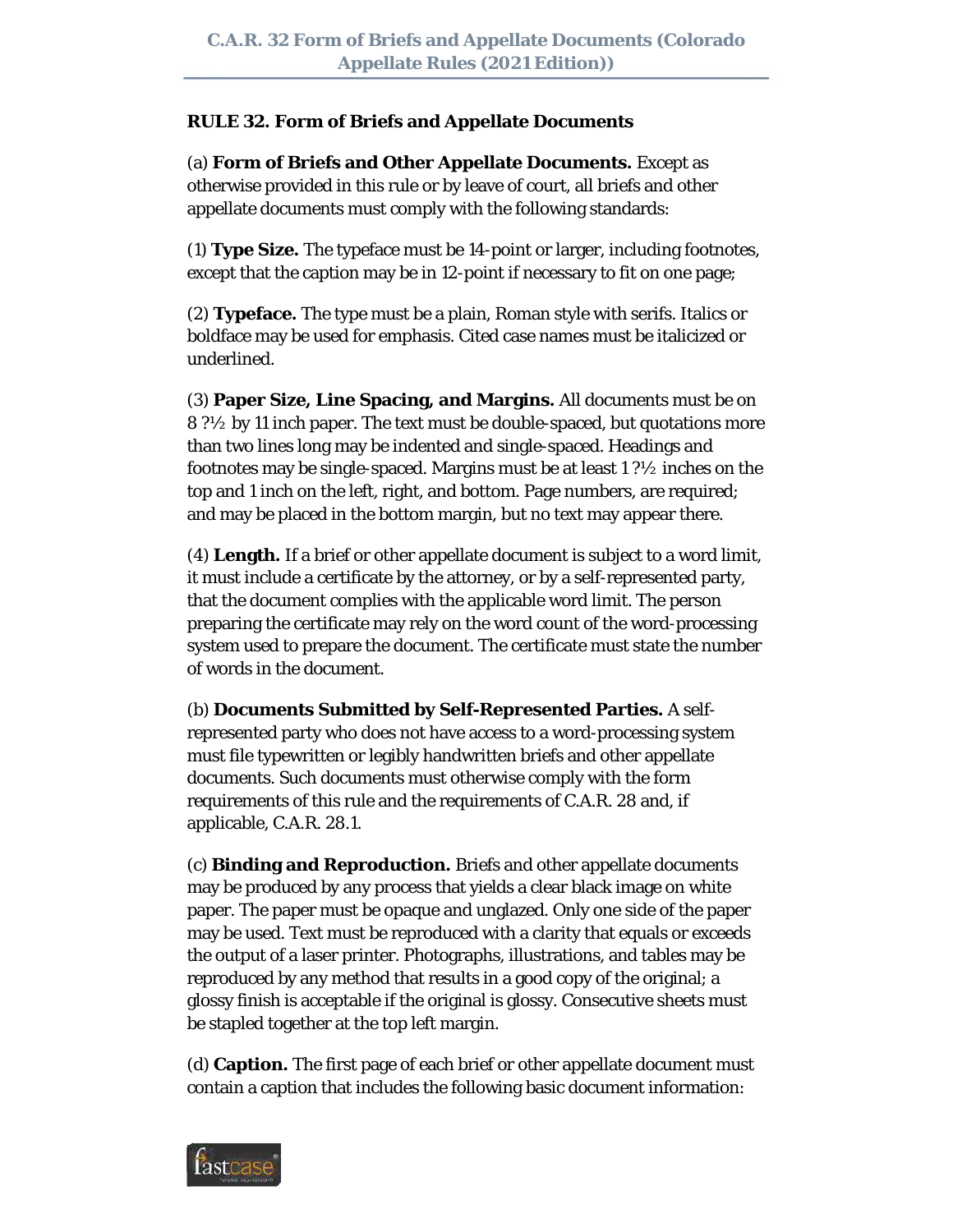**RULE 32. Form of Briefs and Appellate Documents**

(a) **Form of Briefs and Other Appellate Documents.** Except as otherwise provided in this rule or by leave of court, all briefs and other appellate documents must comply with the following standards:

(1) **Type Size.** The typeface must be 14-point or larger, including footnotes, except that the caption may be in 12-point if necessary to fit on one page;

(2) **Typeface.** The type must be a plain, Roman style with serifs. Italics or boldface may be used for emphasis. Cited case names must be italicized or underlined.

(3) **Paper Size, Line Spacing, and Margins.** All documents must be on 8 ?½ by 11 inch paper. The text must be double-spaced, but quotations more than two lines long may be indented and single-spaced. Headings and footnotes may be single-spaced. Margins must be at least 1 ?½ inches on the top and 1 inch on the left, right, and bottom. Page numbers, are required; and may be placed in the bottom margin, but no text may appear there.

(4) **Length.** If a brief or other appellate document is subject to a word limit, it must include a certificate by the attorney, or by a self-represented party, that the document complies with the applicable word limit. The person preparing the certificate may rely on the word count of the word-processing system used to prepare the document. The certificate must state the number of words in the document.

(b) **Documents Submitted by Self-Represented Parties.** A self-represented party who does not have access to a word-processing system must file typewritten or legibly handwritten briefs and other appellate documents. Such documents must otherwise comply with the form requirements of this rule and the requirements of C.A.R. 28 and, if applicable, C.A.R. 28.1.

(c) **Binding and Reproduction.** Briefs and other appellate documents may be produced by any process that yields a clear black image on white paper. The paper must be opaque and unglazed. Only one side of the paper may be used. Text must be reproduced with a clarity that equals or exceeds the output of a laser printer. Photographs, illustrations, and tables may be reproduced by any method that results in a good copy of the original; a glossy finish is acceptable if the original is glossy. Consecutive sheets must be stapled together at the top left margin.

(d) **Caption.** The first page of each brief or other appellate document must contain a caption that includes the following basic document information: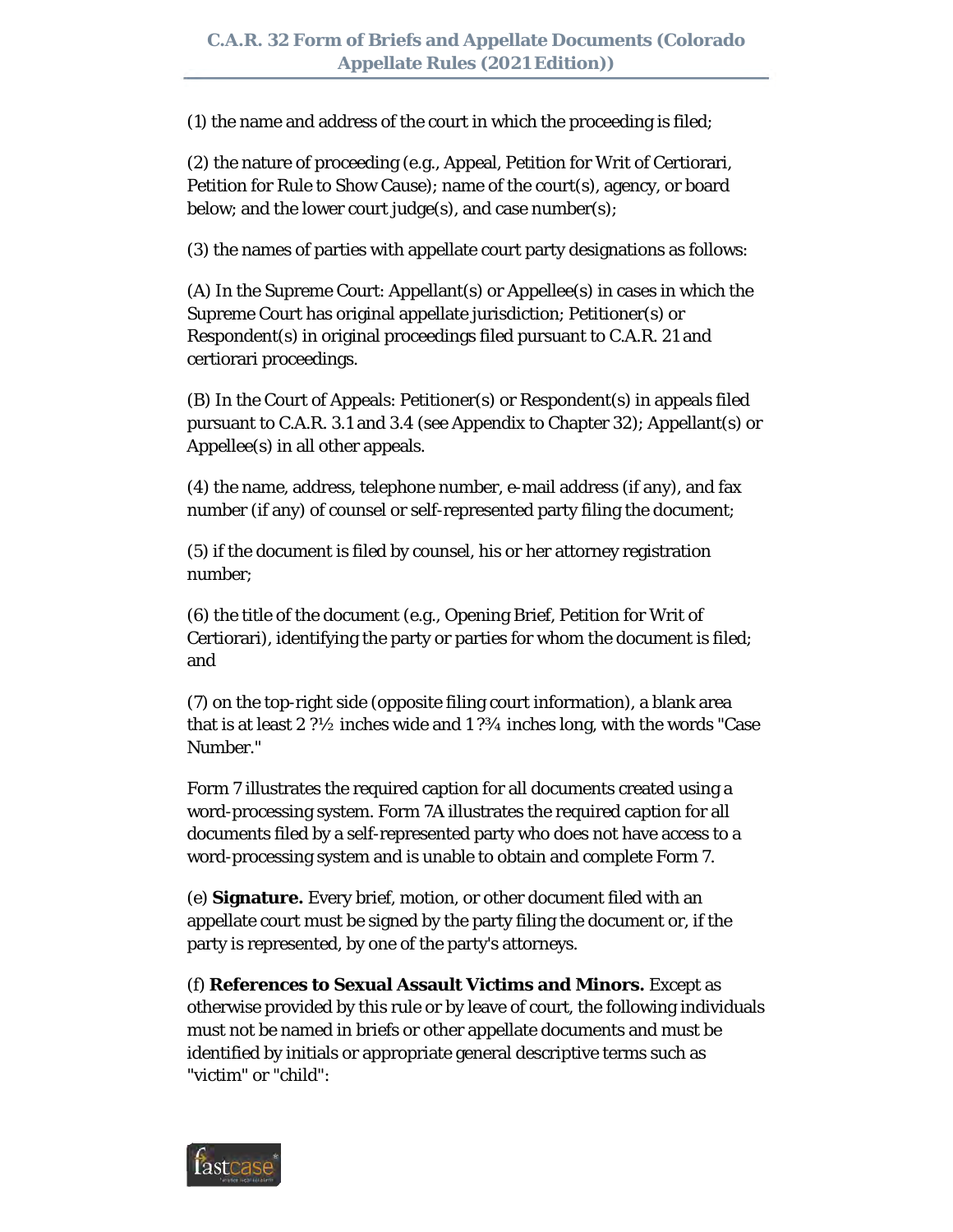(1) the name and address of the court in which the proceeding is filed;

(2) the nature of proceeding (e.g., Appeal, Petition for Writ of Certiorari, Petition for Rule to Show Cause); name of the court(s), agency, or board below; and the lower court judge(s), and case number(s);

(3) the names of parties with appellate court party designations as follows:

(A) In the Supreme Court: Appellant(s) or Appellee(s) in cases in which the Supreme Court has original appellate jurisdiction; Petitioner(s) or Respondent(s) in original proceedings filed pursuant to C.A.R. 21 and certiorari proceedings.

(B) In the Court of Appeals: Petitioner(s) or Respondent(s) in appeals filed pursuant to C.A.R. 3.1 and 3.4 (see Appendix to Chapter 32); Appellant(s) or Appellee(s) in all other appeals.

(4) the name, address, telephone number, e-mail address (if any), and fax number (if any) of counsel or self-represented party filing the document;

(5) if the document is filed by counsel, his or her attorney registration number;

(6) the title of the document (e.g., Opening Brief, Petition for Writ of Certiorari), identifying the party or parties for whom the document is filed; and

(7) on the top-right side (opposite filing court information), a blank area that is at least 2 ?½ inches wide and 1 ?¾ inches long, with the words "Case Number."

Form 7 illustrates the required caption for all documents created using a word-processing system. Form 7A illustrates the required caption for all documents filed by a self-represented party who does not have access to a word-processing system and is unable to obtain and complete Form 7.

(e) **Signature.** Every brief, motion, or other document filed with an appellate court must be signed by the party filing the document or, if the party is represented, by one of the party's attorneys.

(f) **References to Sexual Assault Victims and Minors.** Except as otherwise provided by this rule or by leave of court, the following individuals must not be named in briefs or other appellate documents and must be identified by initials or appropriate general descriptive terms such as "victim" or "child":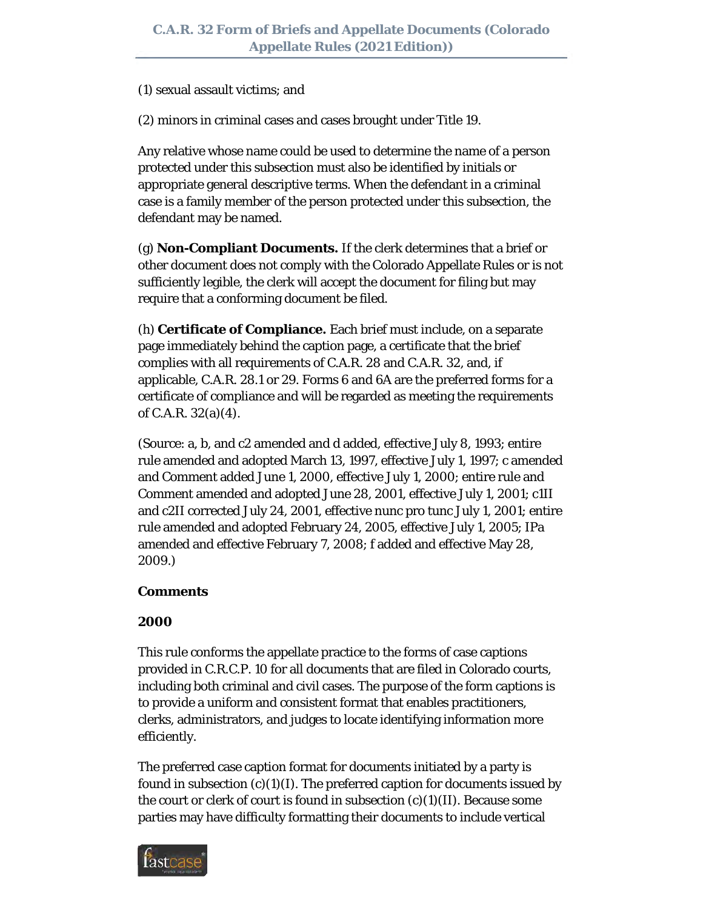(1) sexual assault victims; and

(2) minors in criminal cases and cases brought under Title 19.

Any relative whose name could be used to determine the name of a person protected under this subsection must also be identified by initials or appropriate general descriptive terms. When the defendant in a criminal case is a family member of the person protected under this subsection, the defendant may be named.

(g) **Non-Compliant Documents.** If the clerk determines that a brief or other document does not comply with the Colorado Appellate Rules or is not sufficiently legible, the clerk will accept the document for filing but may require that a conforming document be filed.

(h) **Certificate of Compliance.** Each brief must include, on a separate page immediately behind the caption page, a certificate that the brief complies with all requirements of C.A.R. 28 and C.A.R. 32, and, if applicable, C.A.R. 28.1 or 29. Forms 6 and 6A are the preferred forms for a certificate of compliance and will be regarded as meeting the requirements of C.A.R. 32(a)(4).

(Source: a, b, and c2 amended and d added, effective July 8, 1993; entire rule amended and adopted March 13, 1997, effective July 1, 1997; c amended and Comment added June 1, 2000, effective July 1, 2000; entire rule and Comment amended and adopted June 28, 2001, effective July 1, 2001; c1II and c2II corrected July 24, 2001, effective nunc pro tunc July 1, 2001; entire rule amended and adopted February 24, 2005, effective July 1, 2005; IPa amended and effective February 7, 2008; f added and effective May 28, 2009.)

**Comments**

**2000**

This rule conforms the appellate practice to the forms of case captions provided in C.R.C.P. 10 for all documents that are filed in Colorado courts, including both criminal and civil cases. The purpose of the form captions is to provide a uniform and consistent format that enables practitioners, clerks, administrators, and judges to locate identifying information more efficiently.

The preferred case caption format for documents initiated by a party is found in subsection (c)(1)(I). The preferred caption for documents issued by the court or clerk of court is found in subsection (c)(1)(II). Because some parties may have difficulty formatting their documents to include vertical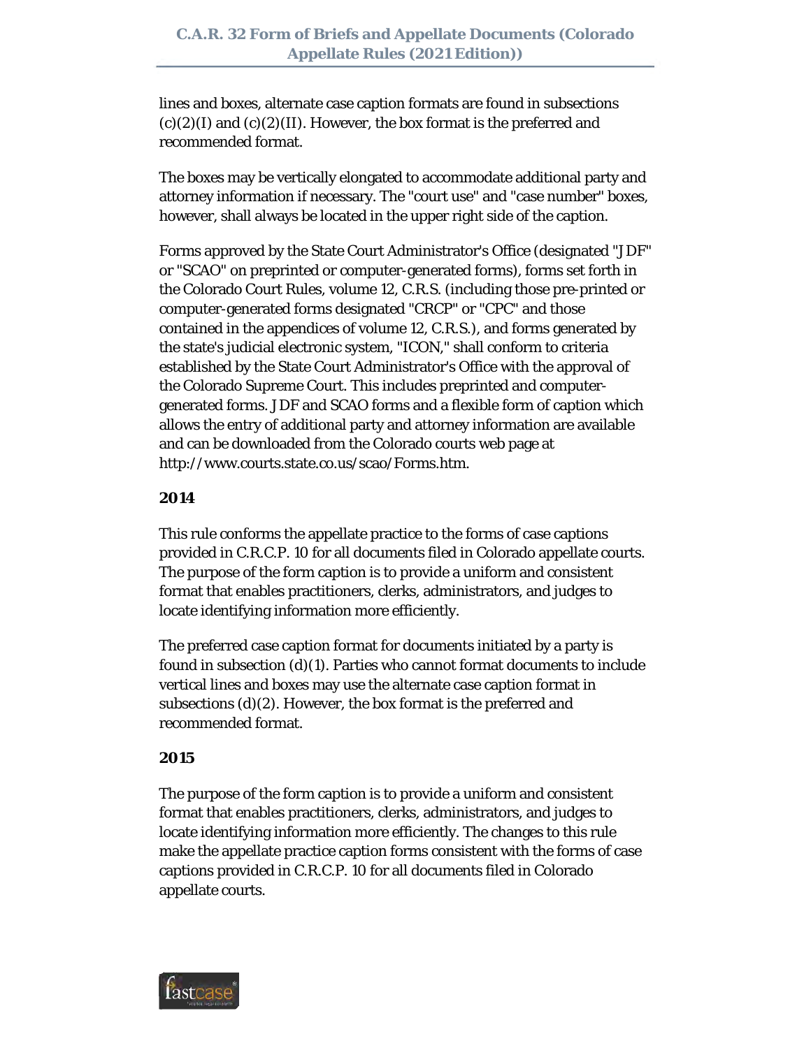lines and boxes, alternate case caption formats are found in subsections (c)(2)(I) and (c)(2)(II). However, the box format is the preferred and recommended format.

The boxes may be vertically elongated to accommodate additional party and attorney information if necessary. The "court use" and "case number" boxes, however, shall always be located in the upper right side of the caption.

Forms approved by the State Court Administrator's Office (designated "JDF" or "SCAO" on preprinted or computer-generated forms), forms set forth in the Colorado Court Rules, volume 12, C.R.S. (including those pre-printed or computer-generated forms designated "CRCP" or "CPC" and those contained in the appendices of volume 12, C.R.S.), and forms generated by the state's judicial electronic system, "ICON," shall conform to criteria established by the State Court Administrator's Office with the approval of the Colorado Supreme Court. This includes preprinted and computer-generated forms. JDF and SCAO forms and a flexible form of caption which allows the entry of additional party and attorney information are available and can be downloaded from the Colorado courts web page at http://www.courts.state.co.us/scao/Forms.htm.

**2014**

This rule conforms the appellate practice to the forms of case captions provided in C.R.C.P. 10 for all documents filed in Colorado appellate courts. The purpose of the form caption is to provide a uniform and consistent format that enables practitioners, clerks, administrators, and judges to locate identifying information more efficiently.

The preferred case caption format for documents initiated by a party is found in subsection (d)(1). Parties who cannot format documents to include vertical lines and boxes may use the alternate case caption format in subsections (d)(2). However, the box format is the preferred and recommended format.

**2015**

The purpose of the form caption is to provide a uniform and consistent format that enables practitioners, clerks, administrators, and judges to locate identifying information more efficiently. The changes to this rule make the appellate practice caption forms consistent with the forms of case captions provided in C.R.C.P. 10 for all documents filed in Colorado appellate courts.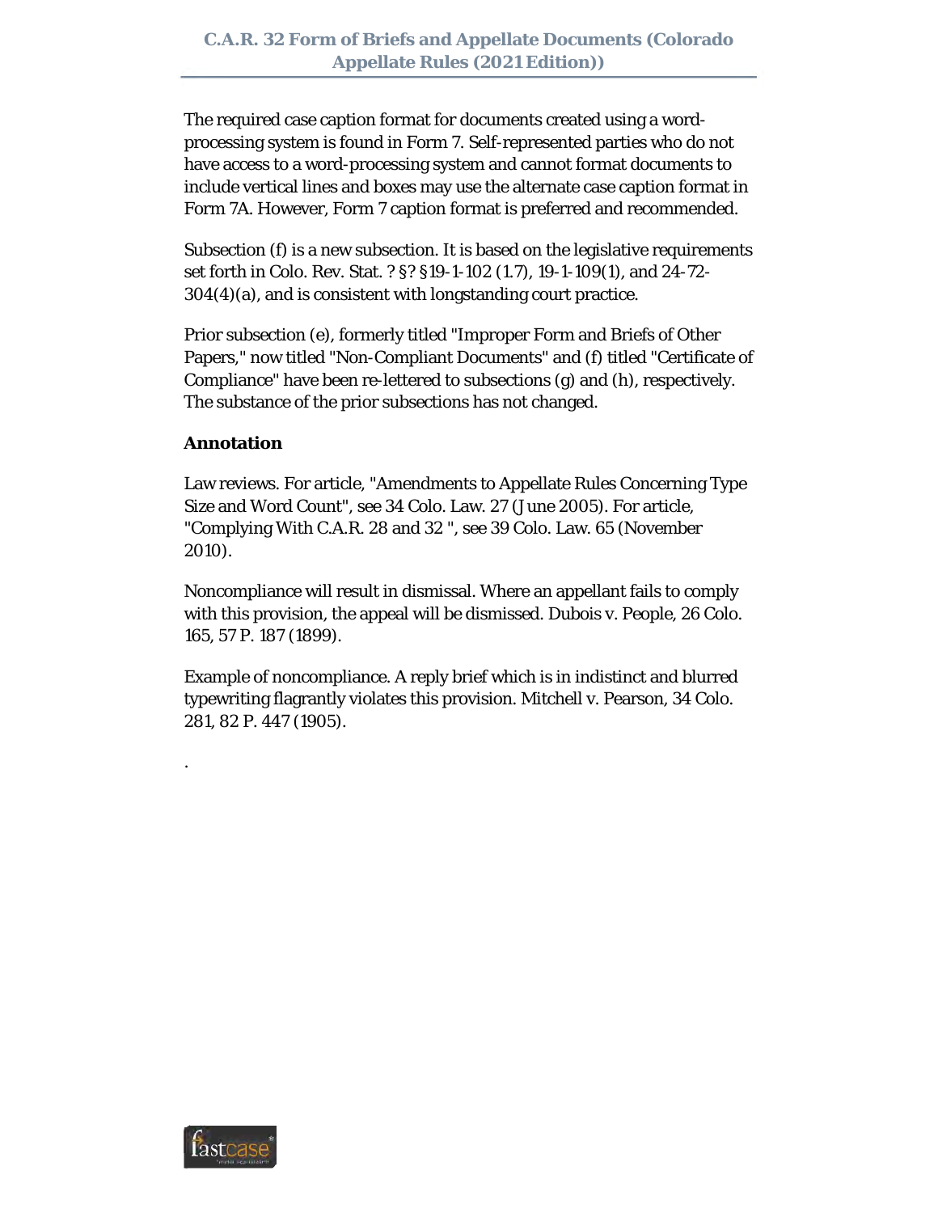The required case caption format for documents created using a word-processing system is found in Form 7. Self-represented parties who do not have access to a word-processing system and cannot format documents to include vertical lines and boxes may use the alternate case caption format in Form 7A. However, Form 7 caption format is preferred and recommended.

Subsection (f) is a new subsection. It is based on the legislative requirements set forth in Colo. Rev. Stat. ? §? §19-1-102 (1.7), 19-1-109(1), and 24-72-304(4)(a), and is consistent with longstanding court practice.

Prior subsection (e), formerly titled "Improper Form and Briefs of Other Papers," now titled "Non-Compliant Documents" and (f) titled "Certificate of Compliance" have been re-lettered to subsections (g) and (h), respectively. The substance of the prior subsections has not changed.

**Annotation**

Law reviews. For article, "Amendments to Appellate Rules Concerning Type Size and Word Count", see 34 Colo. Law. 27 (June 2005). For article, "Complying With C.A.R. 28 and 32 ", see 39 Colo. Law. 65 (November 2010).

Noncompliance will result in dismissal. Where an appellant fails to comply with this provision, the appeal will be dismissed. Dubois v. People, 26 Colo. 165, 57 P. 187 (1899).

Example of noncompliance. A reply brief which is in indistinct and blurred typewriting flagrantly violates this provision. Mitchell v. Pearson, 34 Colo. 281, 82 P. 447 (1905).

.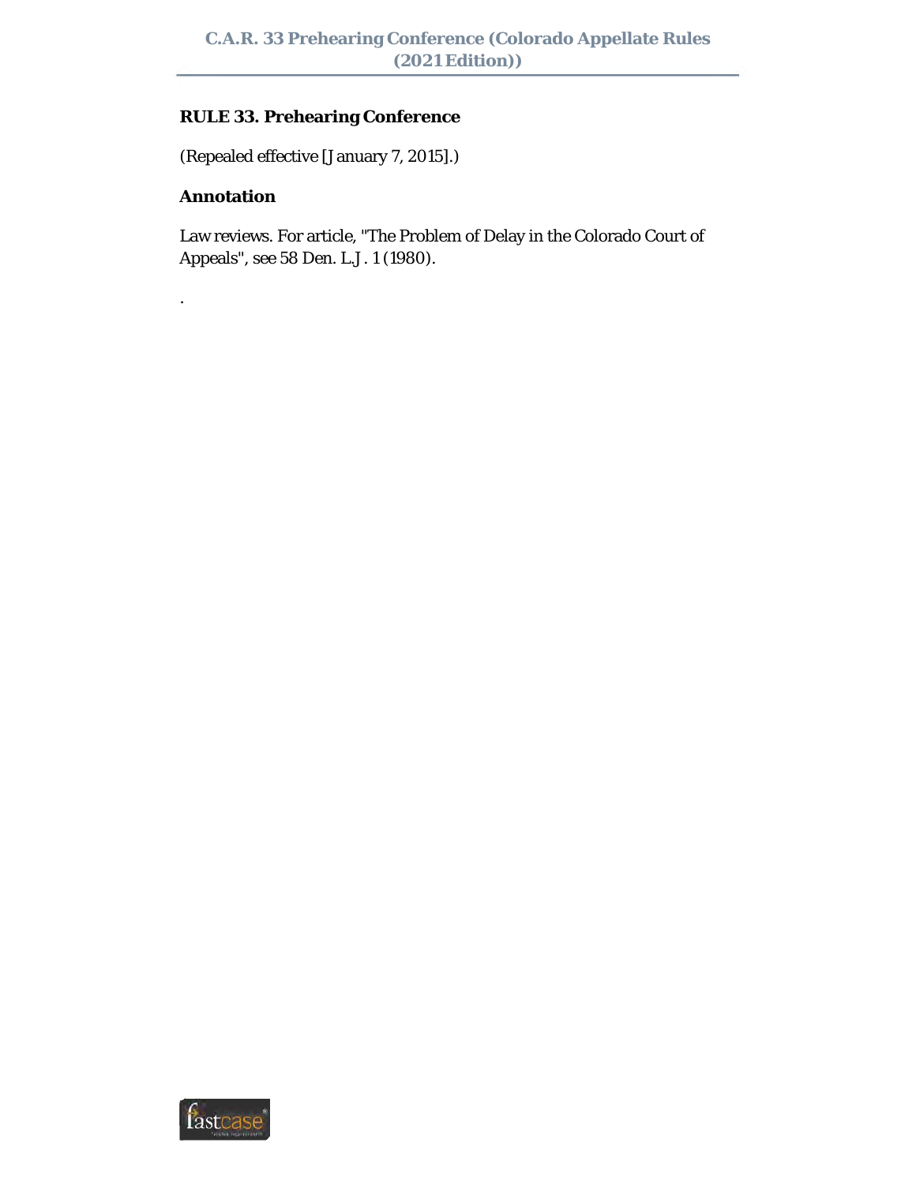## RULE 33. Prehearing Conference

(Repealed effective [January 7, 2015].)

## Annotation

Law reviews. For article, "The Problem of Delay in the Colorado Court of Appeals", see 58 Den. L.J. 1 (1980).

.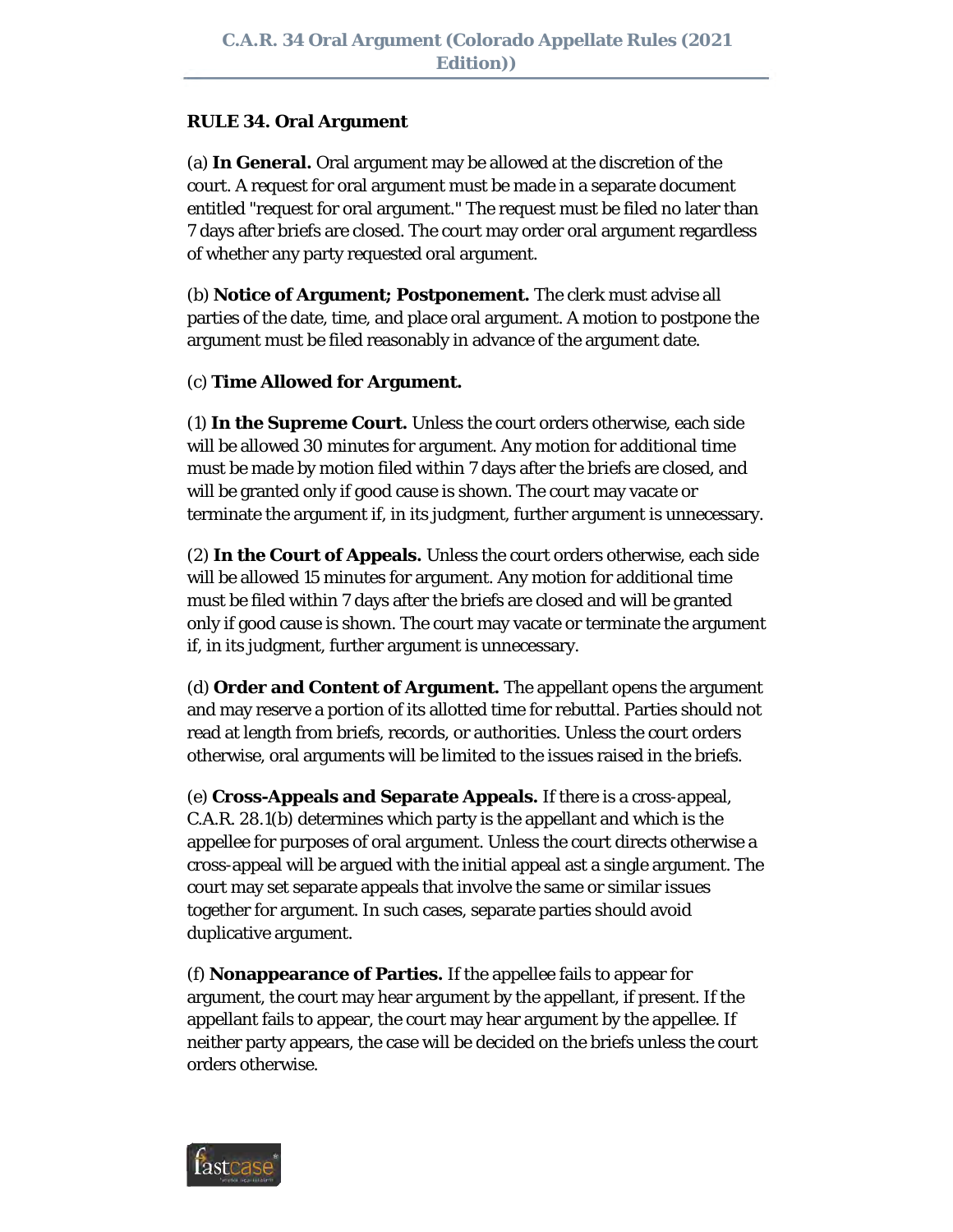**RULE 34. Oral Argument**

(a) **In General.** Oral argument may be allowed at the discretion of the court. A request for oral argument must be made in a separate document entitled "request for oral argument." The request must be filed no later than 7 days after briefs are closed. The court may order oral argument regardless of whether any party requested oral argument.

(b) **Notice of Argument; Postponement.** The clerk must advise all parties of the date, time, and place oral argument. A motion to postpone the argument must be filed reasonably in advance of the argument date.

(c) **Time Allowed for Argument.**

(1) **In the Supreme Court.** Unless the court orders otherwise, each side will be allowed 30 minutes for argument. Any motion for additional time must be made by motion filed within 7 days after the briefs are closed, and will be granted only if good cause is shown. The court may vacate or terminate the argument if, in its judgment, further argument is unnecessary.

(2) **In the Court of Appeals.** Unless the court orders otherwise, each side will be allowed 15 minutes for argument. Any motion for additional time must be filed within 7 days after the briefs are closed and will be granted only if good cause is shown. The court may vacate or terminate the argument if, in its judgment, further argument is unnecessary.

(d) **Order and Content of Argument.** The appellant opens the argument and may reserve a portion of its allotted time for rebuttal. Parties should not read at length from briefs, records, or authorities. Unless the court orders otherwise, oral arguments will be limited to the issues raised in the briefs.

(e) **Cross-Appeals and Separate Appeals.** If there is a cross-appeal, C.A.R. 28.1(b) determines which party is the appellant and which is the appellee for purposes of oral argument. Unless the court directs otherwise a cross-appeal will be argued with the initial appeal ast a single argument. The court may set separate appeals that involve the same or similar issues together for argument. In such cases, separate parties should avoid duplicative argument.

(f) **Nonappearance of Parties.** If the appellee fails to appear for argument, the court may hear argument by the appellant, if present. If the appellant fails to appear, the court may hear argument by the appellee. If neither party appears, the case will be decided on the briefs unless the court orders otherwise.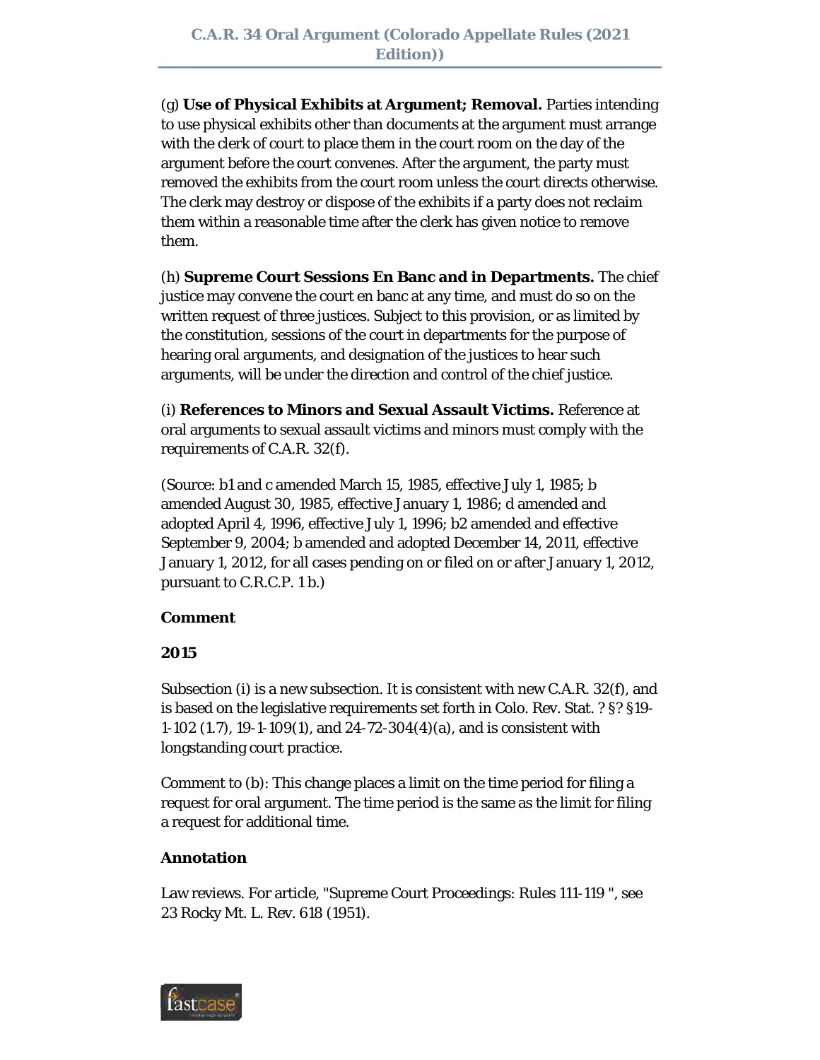(g) **Use of Physical Exhibits at Argument; Removal.** Parties intending to use physical exhibits other than documents at the argument must arrange with the clerk of court to place them in the court room on the day of the argument before the court convenes. After the argument, the party must removed the exhibits from the court room unless the court directs otherwise. The clerk may destroy or dispose of the exhibits if a party does not reclaim them within a reasonable time after the clerk has given notice to remove them.

(h) **Supreme Court Sessions En Banc and in Departments.** The chief justice may convene the court en banc at any time, and must do so on the written request of three justices. Subject to this provision, or as limited by the constitution, sessions of the court in departments for the purpose of hearing oral arguments, and designation of the justices to hear such arguments, will be under the direction and control of the chief justice.

(i) **References to Minors and Sexual Assault Victims.** Reference at oral arguments to sexual assault victims and minors must comply with the requirements of C.A.R. 32(f).

(Source: b1 and c amended March 15, 1985, effective July 1, 1985; b amended August 30, 1985, effective January 1, 1986; d amended and adopted April 4, 1996, effective July 1, 1996; b2 amended and effective September 9, 2004; b amended and adopted December 14, 2011, effective January 1, 2012, for all cases pending on or filed on or after January 1, 2012, pursuant to C.R.C.P. 1 b.)

**Comment**

**2015**

Subsection (i) is a new subsection. It is consistent with new C.A.R. 32(f), and is based on the legislative requirements set forth in Colo. Rev. Stat. ? §? §19-1-102 (1.7), 19-1-109(1), and 24-72-304(4)(a), and is consistent with longstanding court practice.

Comment to (b): This change places a limit on the time period for filing a request for oral argument. The time period is the same as the limit for filing a request for additional time.

**Annotation**

Law reviews. For article, "Supreme Court Proceedings: Rules 111-119 ", see 23 Rocky Mt. L. Rev. 618 (1951).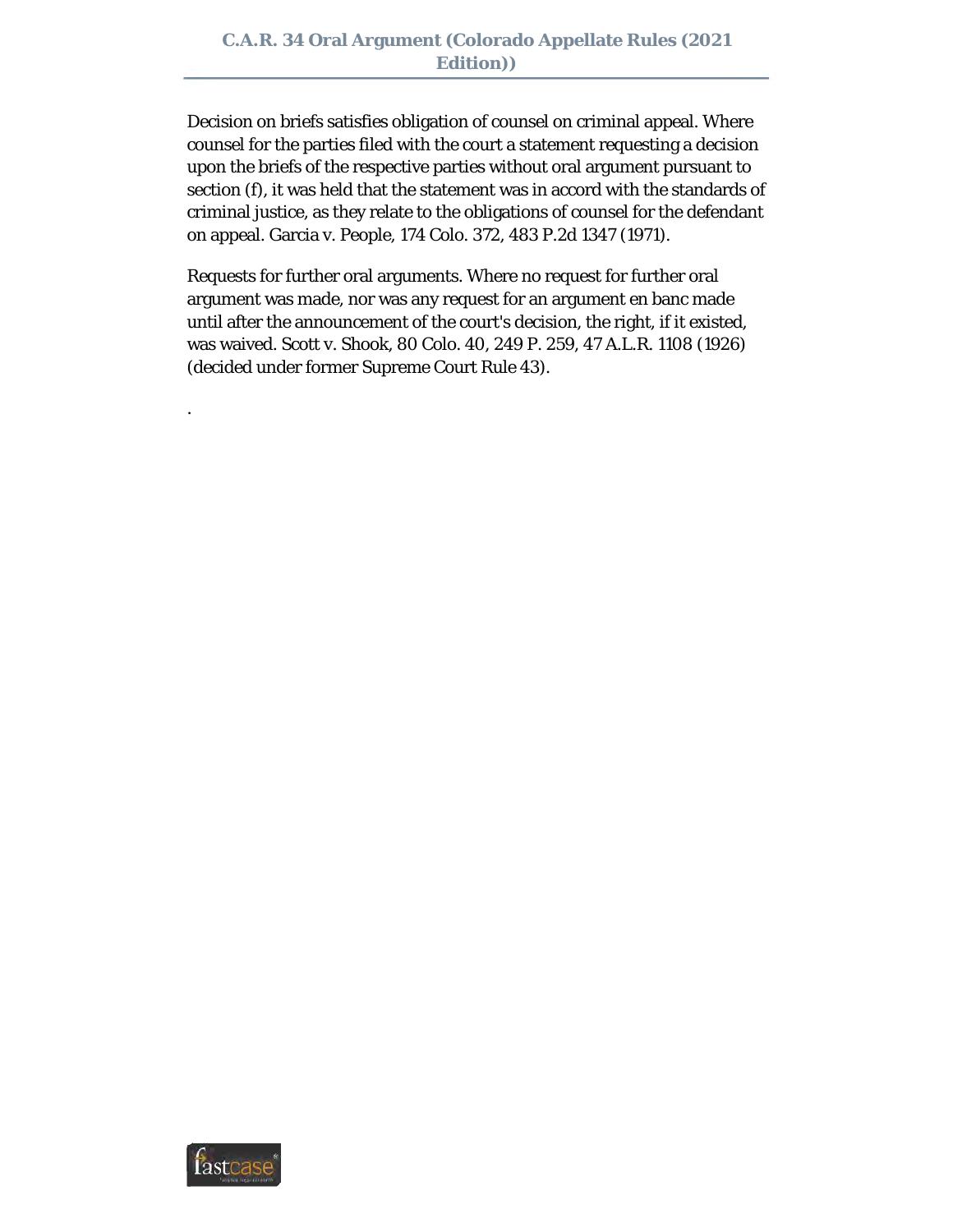Decision on briefs satisfies obligation of counsel on criminal appeal. Where counsel for the parties filed with the court a statement requesting a decision upon the briefs of the respective parties without oral argument pursuant to section (f), it was held that the statement was in accord with the standards of criminal justice, as they relate to the obligations of counsel for the defendant on appeal. Garcia v. People, 174 Colo. 372, 483 P.2d 1347 (1971).

Requests for further oral arguments. Where no request for further oral argument was made, nor was any request for an argument en banc made until after the announcement of the court's decision, the right, if it existed, was waived. Scott v. Shook, 80 Colo. 40, 249 P. 259, 47 A.L.R. 1108 (1926) (decided under former Supreme Court Rule 43).

.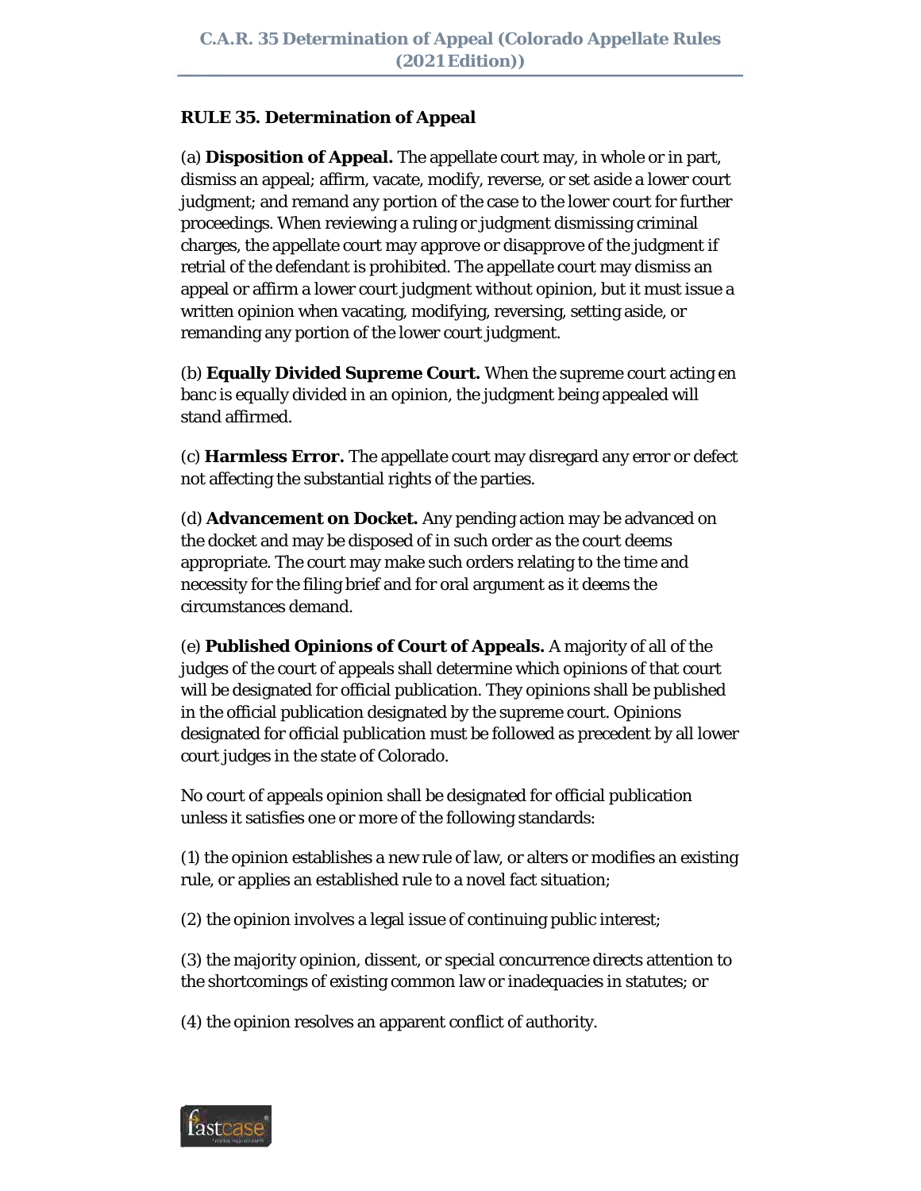## RULE 35. Determination of Appeal

(a) **Disposition of Appeal.** The appellate court may, in whole or in part, dismiss an appeal; affirm, vacate, modify, reverse, or set aside a lower court judgment; and remand any portion of the case to the lower court for further proceedings. When reviewing a ruling or judgment dismissing criminal charges, the appellate court may approve or disapprove of the judgment if retrial of the defendant is prohibited. The appellate court may dismiss an appeal or affirm a lower court judgment without opinion, but it must issue a written opinion when vacating, modifying, reversing, setting aside, or remanding any portion of the lower court judgment.

(b) **Equally Divided Supreme Court.** When the supreme court acting en banc is equally divided in an opinion, the judgment being appealed will stand affirmed.

(c) **Harmless Error.** The appellate court may disregard any error or defect not affecting the substantial rights of the parties.

(d) **Advancement on Docket.** Any pending action may be advanced on the docket and may be disposed of in such order as the court deems appropriate. The court may make such orders relating to the time and necessity for the filing brief and for oral argument as it deems the circumstances demand.

(e) **Published Opinions of Court of Appeals.** A majority of all of the judges of the court of appeals shall determine which opinions of that court will be designated for official publication. They opinions shall be published in the official publication designated by the supreme court. Opinions designated for official publication must be followed as precedent by all lower court judges in the state of Colorado.

No court of appeals opinion shall be designated for official publication unless it satisfies one or more of the following standards:

(1) the opinion establishes a new rule of law, or alters or modifies an existing rule, or applies an established rule to a novel fact situation;

(2) the opinion involves a legal issue of continuing public interest;

(3) the majority opinion, dissent, or special concurrence directs attention to the shortcomings of existing common law or inadequacies in statutes; or

(4) the opinion resolves an apparent conflict of authority.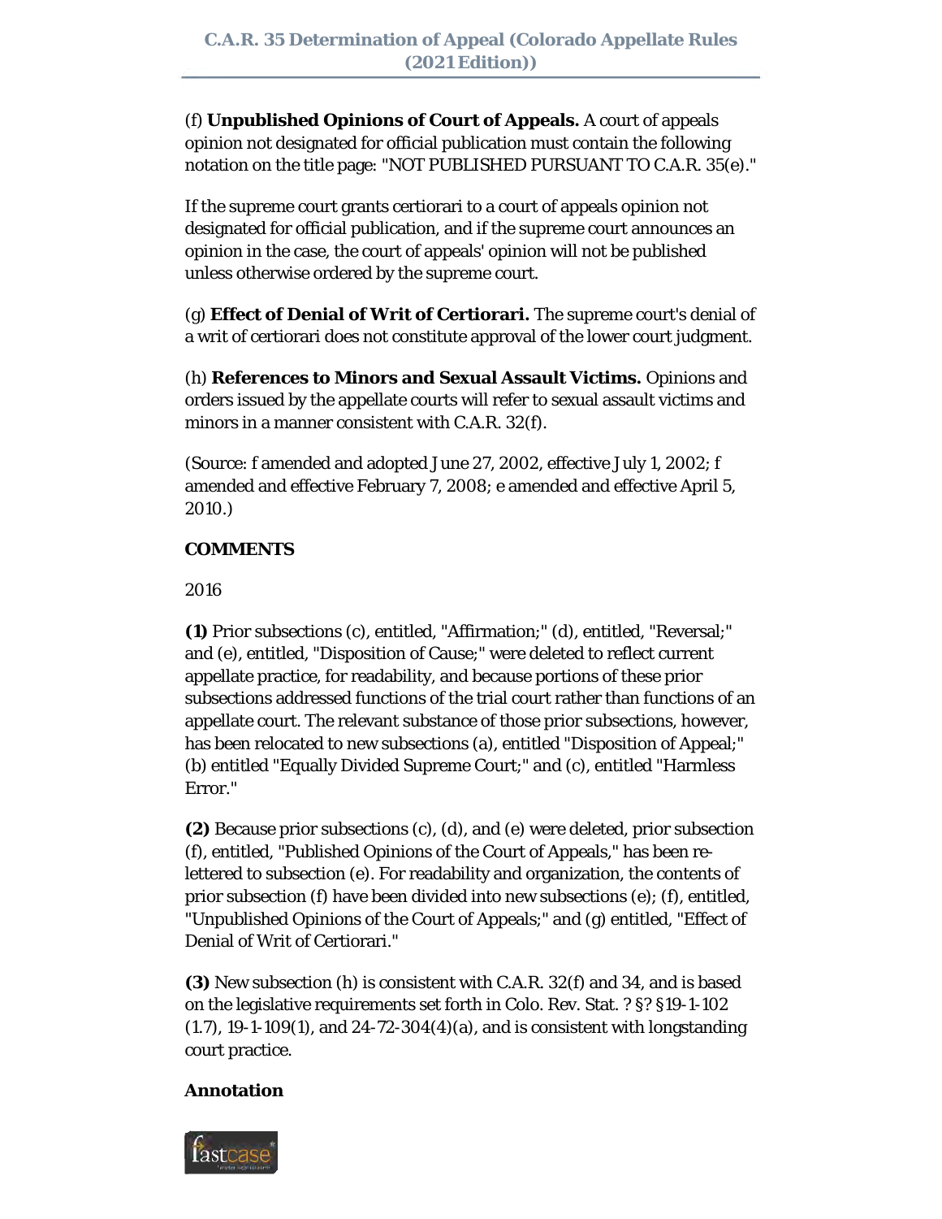(f) **Unpublished Opinions of Court of Appeals.** A court of appeals opinion not designated for official publication must contain the following notation on the title page: "NOT PUBLISHED PURSUANT TO C.A.R. 35(e)."

If the supreme court grants certiorari to a court of appeals opinion not designated for official publication, and if the supreme court announces an opinion in the case, the court of appeals' opinion will not be published unless otherwise ordered by the supreme court.

(g) **Effect of Denial of Writ of Certiorari.** The supreme court's denial of a writ of certiorari does not constitute approval of the lower court judgment.

(h) **References to Minors and Sexual Assault Victims.** Opinions and orders issued by the appellate courts will refer to sexual assault victims and minors in a manner consistent with C.A.R. 32(f).

(Source: f amended and adopted June 27, 2002, effective July 1, 2002; f amended and effective February 7, 2008; e amended and effective April 5, 2010.)

**COMMENTS**

2016

**(1)** Prior subsections (c), entitled, "Affirmation;" (d), entitled, "Reversal;" and (e), entitled, "Disposition of Cause;" were deleted to reflect current appellate practice, for readability, and because portions of these prior subsections addressed functions of the trial court rather than functions of an appellate court. The relevant substance of those prior subsections, however, has been relocated to new subsections (a), entitled "Disposition of Appeal;" (b) entitled "Equally Divided Supreme Court;" and (c), entitled "Harmless Error."

**(2)** Because prior subsections (c), (d), and (e) were deleted, prior subsection (f), entitled, "Published Opinions of the Court of Appeals," has been re-lettered to subsection (e). For readability and organization, the contents of prior subsection (f) have been divided into new subsections (e); (f), entitled, "Unpublished Opinions of the Court of Appeals;" and (g) entitled, "Effect of Denial of Writ of Certiorari."

**(3)** New subsection (h) is consistent with C.A.R. 32(f) and 34, and is based on the legislative requirements set forth in Colo. Rev. Stat. ? §? §19-1-102 (1.7), 19-1-109(1), and 24-72-304(4)(a), and is consistent with longstanding court practice.

**Annotation**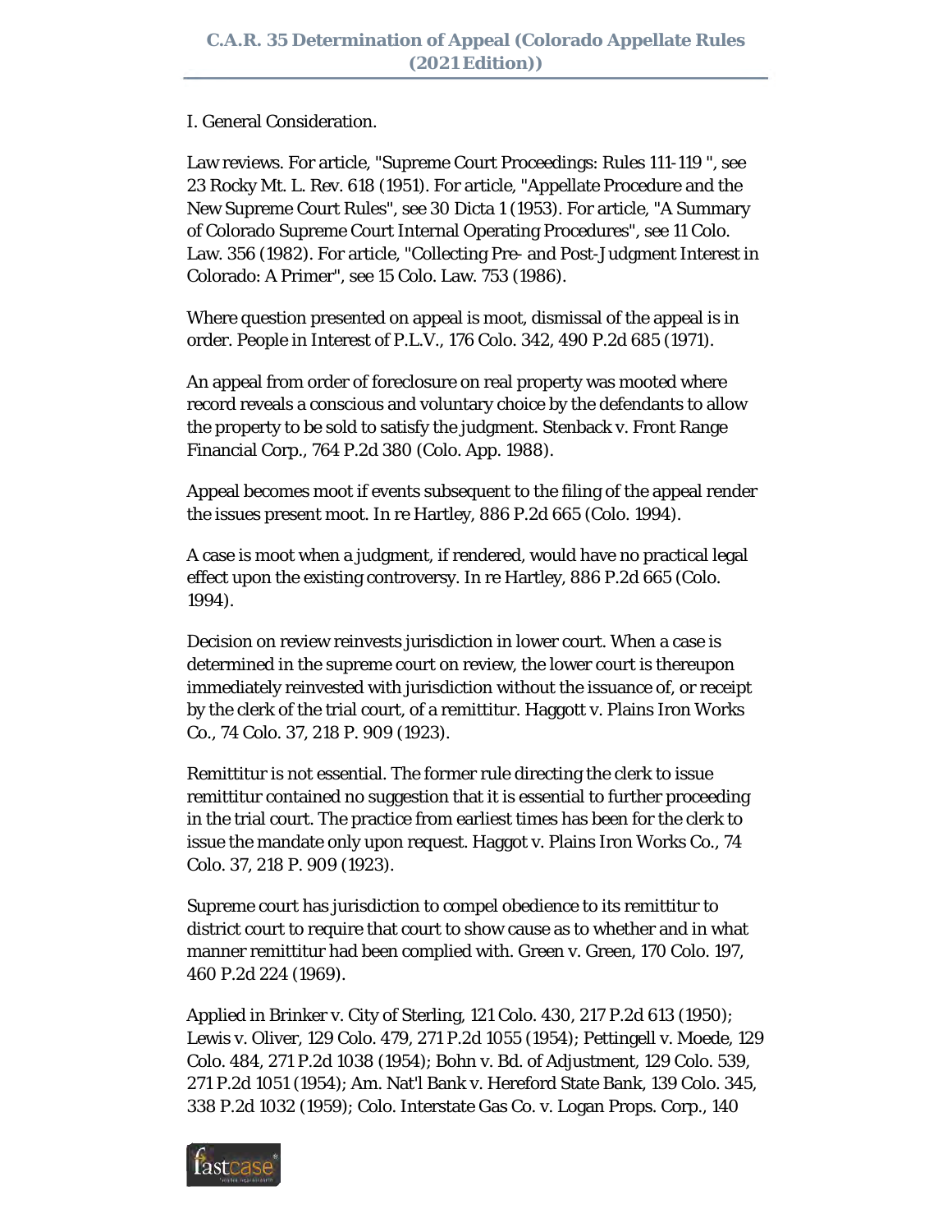I. General Consideration.

Law reviews. For article, "Supreme Court Proceedings: Rules 111-119 ", see 23 Rocky Mt. L. Rev. 618 (1951). For article, "Appellate Procedure and the New Supreme Court Rules", see 30 Dicta 1 (1953). For article, "A Summary of Colorado Supreme Court Internal Operating Procedures", see 11 Colo. Law. 356 (1982). For article, "Collecting Pre- and Post-Judgment Interest in Colorado: A Primer", see 15 Colo. Law. 753 (1986).

Where question presented on appeal is moot, dismissal of the appeal is in order. People in Interest of P.L.V., 176 Colo. 342, 490 P.2d 685 (1971).

An appeal from order of foreclosure on real property was mooted where record reveals a conscious and voluntary choice by the defendants to allow the property to be sold to satisfy the judgment. Stenback v. Front Range Financial Corp., 764 P.2d 380 (Colo. App. 1988).

Appeal becomes moot if events subsequent to the filing of the appeal render the issues present moot. In re Hartley, 886 P.2d 665 (Colo. 1994).

A case is moot when a judgment, if rendered, would have no practical legal effect upon the existing controversy. In re Hartley, 886 P.2d 665 (Colo. 1994).

Decision on review reinvests jurisdiction in lower court. When a case is determined in the supreme court on review, the lower court is thereupon immediately reinvested with jurisdiction without the issuance of, or receipt by the clerk of the trial court, of a remittitur. Haggott v. Plains Iron Works Co., 74 Colo. 37, 218 P. 909 (1923).

Remittitur is not essential. The former rule directing the clerk to issue remittitur contained no suggestion that it is essential to further proceeding in the trial court. The practice from earliest times has been for the clerk to issue the mandate only upon request. Haggot v. Plains Iron Works Co., 74 Colo. 37, 218 P. 909 (1923).

Supreme court has jurisdiction to compel obedience to its remittitur to district court to require that court to show cause as to whether and in what manner remittitur had been complied with. Green v. Green, 170 Colo. 197, 460 P.2d 224 (1969).

Applied in Brinker v. City of Sterling, 121 Colo. 430, 217 P.2d 613 (1950); Lewis v. Oliver, 129 Colo. 479, 271 P.2d 1055 (1954); Pettingell v. Moede, 129 Colo. 484, 271 P.2d 1038 (1954); Bohn v. Bd. of Adjustment, 129 Colo. 539, 271 P.2d 1051 (1954); Am. Nat'l Bank v. Hereford State Bank, 139 Colo. 345, 338 P.2d 1032 (1959); Colo. Interstate Gas Co. v. Logan Props. Corp., 140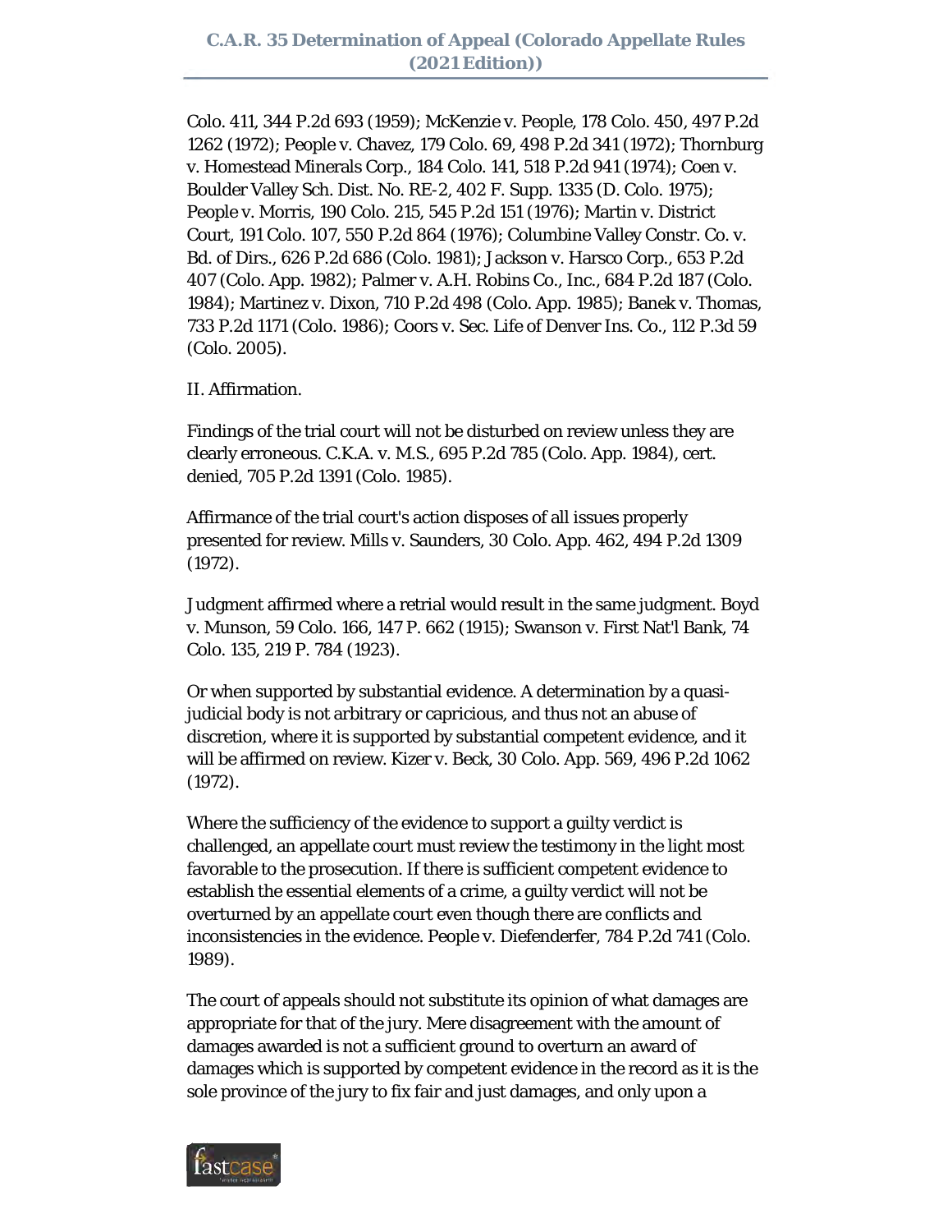Colo. 411, 344 P.2d 693 (1959); McKenzie v. People, 178 Colo. 450, 497 P.2d 1262 (1972); People v. Chavez, 179 Colo. 69, 498 P.2d 341 (1972); Thornburg v. Homestead Minerals Corp., 184 Colo. 141, 518 P.2d 941 (1974); Coen v. Boulder Valley Sch. Dist. No. RE-2, 402 F. Supp. 1335 (D. Colo. 1975); People v. Morris, 190 Colo. 215, 545 P.2d 151 (1976); Martin v. District Court, 191 Colo. 107, 550 P.2d 864 (1976); Columbine Valley Constr. Co. v. Bd. of Dirs., 626 P.2d 686 (Colo. 1981); Jackson v. Harsco Corp., 653 P.2d 407 (Colo. App. 1982); Palmer v. A.H. Robins Co., Inc., 684 P.2d 187 (Colo. 1984); Martinez v. Dixon, 710 P.2d 498 (Colo. App. 1985); Banek v. Thomas, 733 P.2d 1171 (Colo. 1986); Coors v. Sec. Life of Denver Ins. Co., 112 P.3d 59 (Colo. 2005).

II. Affirmation.

Findings of the trial court will not be disturbed on review unless they are clearly erroneous. C.K.A. v. M.S., 695 P.2d 785 (Colo. App. 1984), cert. denied, 705 P.2d 1391 (Colo. 1985).

Affirmance of the trial court's action disposes of all issues properly presented for review. Mills v. Saunders, 30 Colo. App. 462, 494 P.2d 1309 (1972).

Judgment affirmed where a retrial would result in the same judgment. Boyd v. Munson, 59 Colo. 166, 147 P. 662 (1915); Swanson v. First Nat'l Bank, 74 Colo. 135, 219 P. 784 (1923).

Or when supported by substantial evidence. A determination by a quasi-judicial body is not arbitrary or capricious, and thus not an abuse of discretion, where it is supported by substantial competent evidence, and it will be affirmed on review. Kizer v. Beck, 30 Colo. App. 569, 496 P.2d 1062 (1972).

Where the sufficiency of the evidence to support a guilty verdict is challenged, an appellate court must review the testimony in the light most favorable to the prosecution. If there is sufficient competent evidence to establish the essential elements of a crime, a guilty verdict will not be overturned by an appellate court even though there are conflicts and inconsistencies in the evidence. People v. Diefenderfer, 784 P.2d 741 (Colo. 1989).

The court of appeals should not substitute its opinion of what damages are appropriate for that of the jury. Mere disagreement with the amount of damages awarded is not a sufficient ground to overturn an award of damages which is supported by competent evidence in the record as it is the sole province of the jury to fix fair and just damages, and only upon a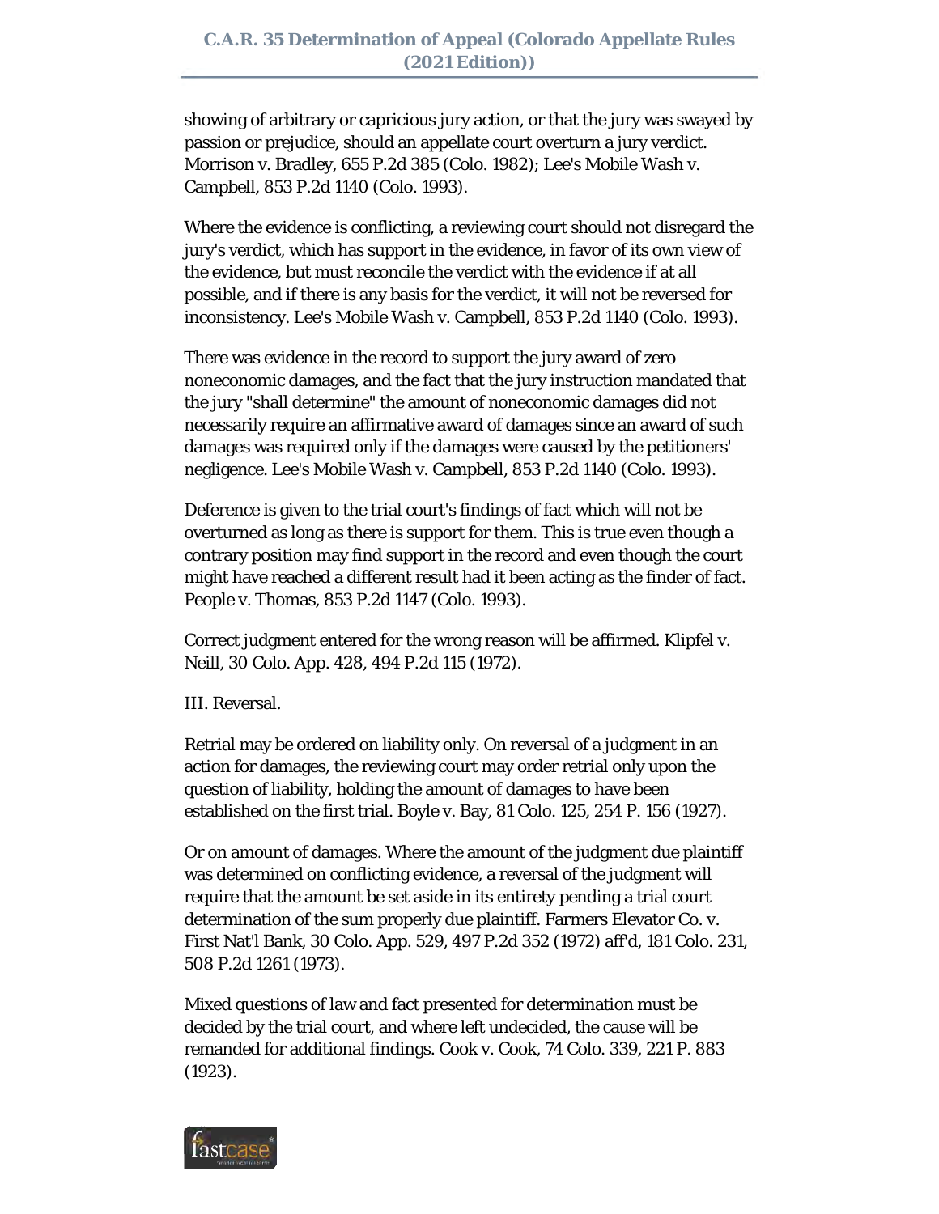showing of arbitrary or capricious jury action, or that the jury was swayed by passion or prejudice, should an appellate court overturn a jury verdict. Morrison v. Bradley, 655 P.2d 385 (Colo. 1982); Lee's Mobile Wash v. Campbell, 853 P.2d 1140 (Colo. 1993).

Where the evidence is conflicting, a reviewing court should not disregard the jury's verdict, which has support in the evidence, in favor of its own view of the evidence, but must reconcile the verdict with the evidence if at all possible, and if there is any basis for the verdict, it will not be reversed for inconsistency. Lee's Mobile Wash v. Campbell, 853 P.2d 1140 (Colo. 1993).

There was evidence in the record to support the jury award of zero noneconomic damages, and the fact that the jury instruction mandated that the jury "shall determine" the amount of noneconomic damages did not necessarily require an affirmative award of damages since an award of such damages was required only if the damages were caused by the petitioners' negligence. Lee's Mobile Wash v. Campbell, 853 P.2d 1140 (Colo. 1993).

Deference is given to the trial court's findings of fact which will not be overturned as long as there is support for them. This is true even though a contrary position may find support in the record and even though the court might have reached a different result had it been acting as the finder of fact. People v. Thomas, 853 P.2d 1147 (Colo. 1993).

Correct judgment entered for the wrong reason will be affirmed. Klipfel v. Neill, 30 Colo. App. 428, 494 P.2d 115 (1972).

III. Reversal.

Retrial may be ordered on liability only. On reversal of a judgment in an action for damages, the reviewing court may order retrial only upon the question of liability, holding the amount of damages to have been established on the first trial. Boyle v. Bay, 81 Colo. 125, 254 P. 156 (1927).

Or on amount of damages. Where the amount of the judgment due plaintiff was determined on conflicting evidence, a reversal of the judgment will require that the amount be set aside in its entirety pending a trial court determination of the sum properly due plaintiff. Farmers Elevator Co. v. First Nat'l Bank, 30 Colo. App. 529, 497 P.2d 352 (1972) aff'd, 181 Colo. 231, 508 P.2d 1261 (1973).

Mixed questions of law and fact presented for determination must be decided by the trial court, and where left undecided, the cause will be remanded for additional findings. Cook v. Cook, 74 Colo. 339, 221 P. 883 (1923).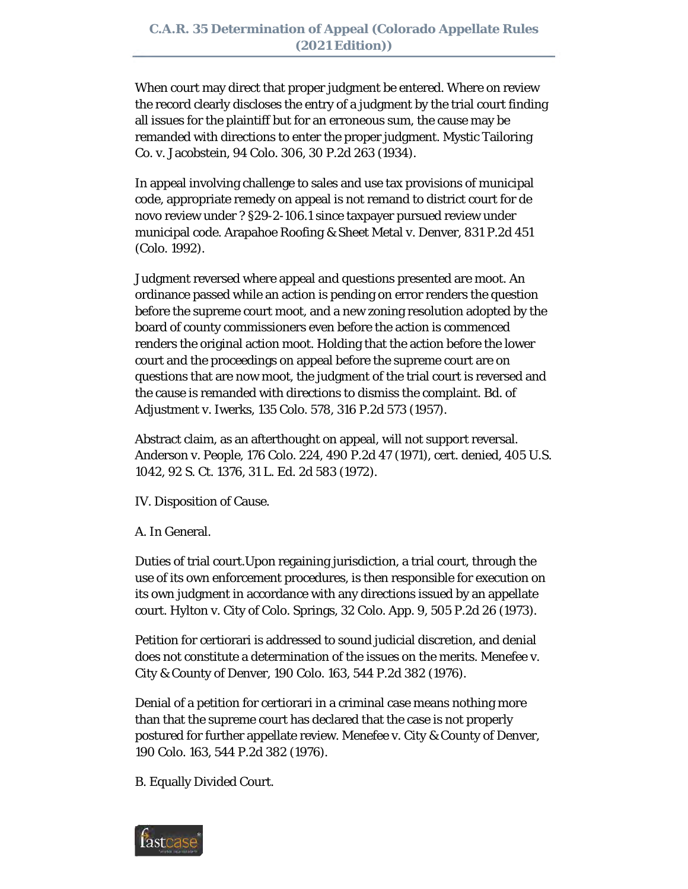When court may direct that proper judgment be entered. Where on review the record clearly discloses the entry of a judgment by the trial court finding all issues for the plaintiff but for an erroneous sum, the cause may be remanded with directions to enter the proper judgment. Mystic Tailoring Co. v. Jacobstein, 94 Colo. 306, 30 P.2d 263 (1934).

In appeal involving challenge to sales and use tax provisions of municipal code, appropriate remedy on appeal is not remand to district court for de novo review under ? §29-2-106.1 since taxpayer pursued review under municipal code. Arapahoe Roofing & Sheet Metal v. Denver, 831 P.2d 451 (Colo. 1992).

Judgment reversed where appeal and questions presented are moot. An ordinance passed while an action is pending on error renders the question before the supreme court moot, and a new zoning resolution adopted by the board of county commissioners even before the action is commenced renders the original action moot. Holding that the action before the lower court and the proceedings on appeal before the supreme court are on questions that are now moot, the judgment of the trial court is reversed and the cause is remanded with directions to dismiss the complaint. Bd. of Adjustment v. Iwerks, 135 Colo. 578, 316 P.2d 573 (1957).

Abstract claim, as an afterthought on appeal, will not support reversal. Anderson v. People, 176 Colo. 224, 490 P.2d 47 (1971), cert. denied, 405 U.S. 1042, 92 S. Ct. 1376, 31 L. Ed. 2d 583 (1972).

IV. Disposition of Cause.

A. In General.

Duties of trial court.Upon regaining jurisdiction, a trial court, through the use of its own enforcement procedures, is then responsible for execution on its own judgment in accordance with any directions issued by an appellate court. Hylton v. City of Colo. Springs, 32 Colo. App. 9, 505 P.2d 26 (1973).

Petition for certiorari is addressed to sound judicial discretion, and denial does not constitute a determination of the issues on the merits. Menefee v. City & County of Denver, 190 Colo. 163, 544 P.2d 382 (1976).

Denial of a petition for certiorari in a criminal case means nothing more than that the supreme court has declared that the case is not properly postured for further appellate review. Menefee v. City & County of Denver, 190 Colo. 163, 544 P.2d 382 (1976).

B. Equally Divided Court.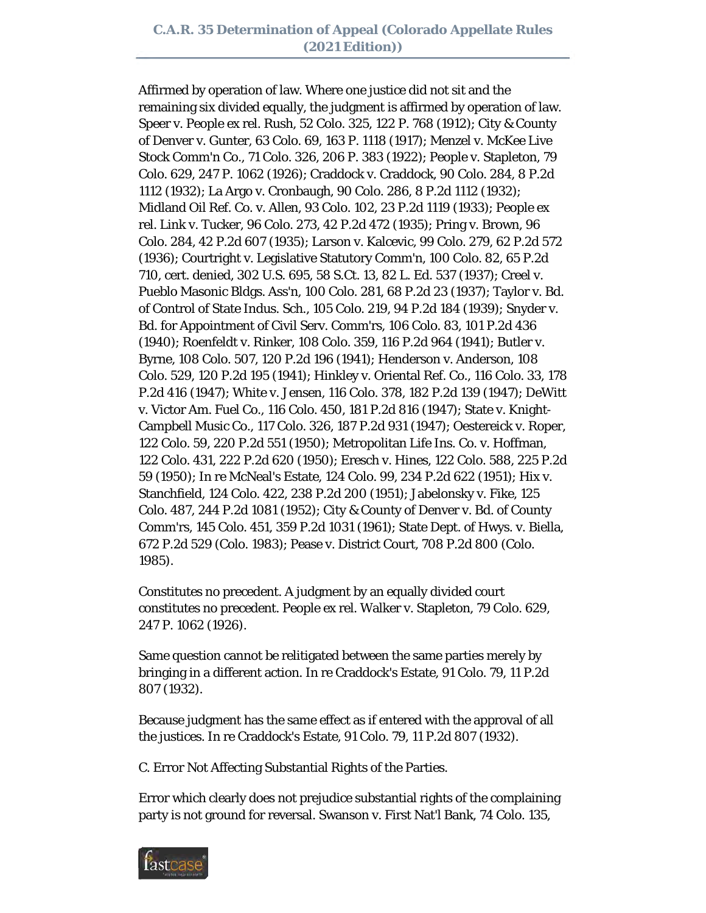Affirmed by operation of law. Where one justice did not sit and the remaining six divided equally, the judgment is affirmed by operation of law. Speer v. People ex rel. Rush, 52 Colo. 325, 122 P. 768 (1912); City & County of Denver v. Gunter, 63 Colo. 69, 163 P. 1118 (1917); Menzel v. McKee Live Stock Comm'n Co., 71 Colo. 326, 206 P. 383 (1922); People v. Stapleton, 79 Colo. 629, 247 P. 1062 (1926); Craddock v. Craddock, 90 Colo. 284, 8 P.2d 1112 (1932); La Argo v. Cronbaugh, 90 Colo. 286, 8 P.2d 1112 (1932); Midland Oil Ref. Co. v. Allen, 93 Colo. 102, 23 P.2d 1119 (1933); People ex rel. Link v. Tucker, 96 Colo. 273, 42 P.2d 472 (1935); Pring v. Brown, 96 Colo. 284, 42 P.2d 607 (1935); Larson v. Kalcevic, 99 Colo. 279, 62 P.2d 572 (1936); Courtright v. Legislative Statutory Comm'n, 100 Colo. 82, 65 P.2d 710, cert. denied, 302 U.S. 695, 58 S.Ct. 13, 82 L. Ed. 537 (1937); Creel v. Pueblo Masonic Bldgs. Ass'n, 100 Colo. 281, 68 P.2d 23 (1937); Taylor v. Bd. of Control of State Indus. Sch., 105 Colo. 219, 94 P.2d 184 (1939); Snyder v. Bd. for Appointment of Civil Serv. Comm'rs, 106 Colo. 83, 101 P.2d 436 (1940); Roenfeldt v. Rinker, 108 Colo. 359, 116 P.2d 964 (1941); Butler v. Byrne, 108 Colo. 507, 120 P.2d 196 (1941); Henderson v. Anderson, 108 Colo. 529, 120 P.2d 195 (1941); Hinkley v. Oriental Ref. Co., 116 Colo. 33, 178 P.2d 416 (1947); White v. Jensen, 116 Colo. 378, 182 P.2d 139 (1947); DeWitt v. Victor Am. Fuel Co., 116 Colo. 450, 181 P.2d 816 (1947); State v. Knight-Campbell Music Co., 117 Colo. 326, 187 P.2d 931 (1947); Oestereick v. Roper, 122 Colo. 59, 220 P.2d 551 (1950); Metropolitan Life Ins. Co. v. Hoffman, 122 Colo. 431, 222 P.2d 620 (1950); Eresch v. Hines, 122 Colo. 588, 225 P.2d 59 (1950); In re McNeal's Estate, 124 Colo. 99, 234 P.2d 622 (1951); Hix v. Stanchfield, 124 Colo. 422, 238 P.2d 200 (1951); Jabelonsky v. Fike, 125 Colo. 487, 244 P.2d 1081 (1952); City & County of Denver v. Bd. of County Comm'rs, 145 Colo. 451, 359 P.2d 1031 (1961); State Dept. of Hwys. v. Biella, 672 P.2d 529 (Colo. 1983); Pease v. District Court, 708 P.2d 800 (Colo. 1985).

Constitutes no precedent. A judgment by an equally divided court constitutes no precedent. People ex rel. Walker v. Stapleton, 79 Colo. 629, 247 P. 1062 (1926).

Same question cannot be relitigated between the same parties merely by bringing in a different action. In re Craddock's Estate, 91 Colo. 79, 11 P.2d 807 (1932).

Because judgment has the same effect as if entered with the approval of all the justices. In re Craddock's Estate, 91 Colo. 79, 11 P.2d 807 (1932).

C. Error Not Affecting Substantial Rights of the Parties.

Error which clearly does not prejudice substantial rights of the complaining party is not ground for reversal. Swanson v. First Nat'l Bank, 74 Colo. 135,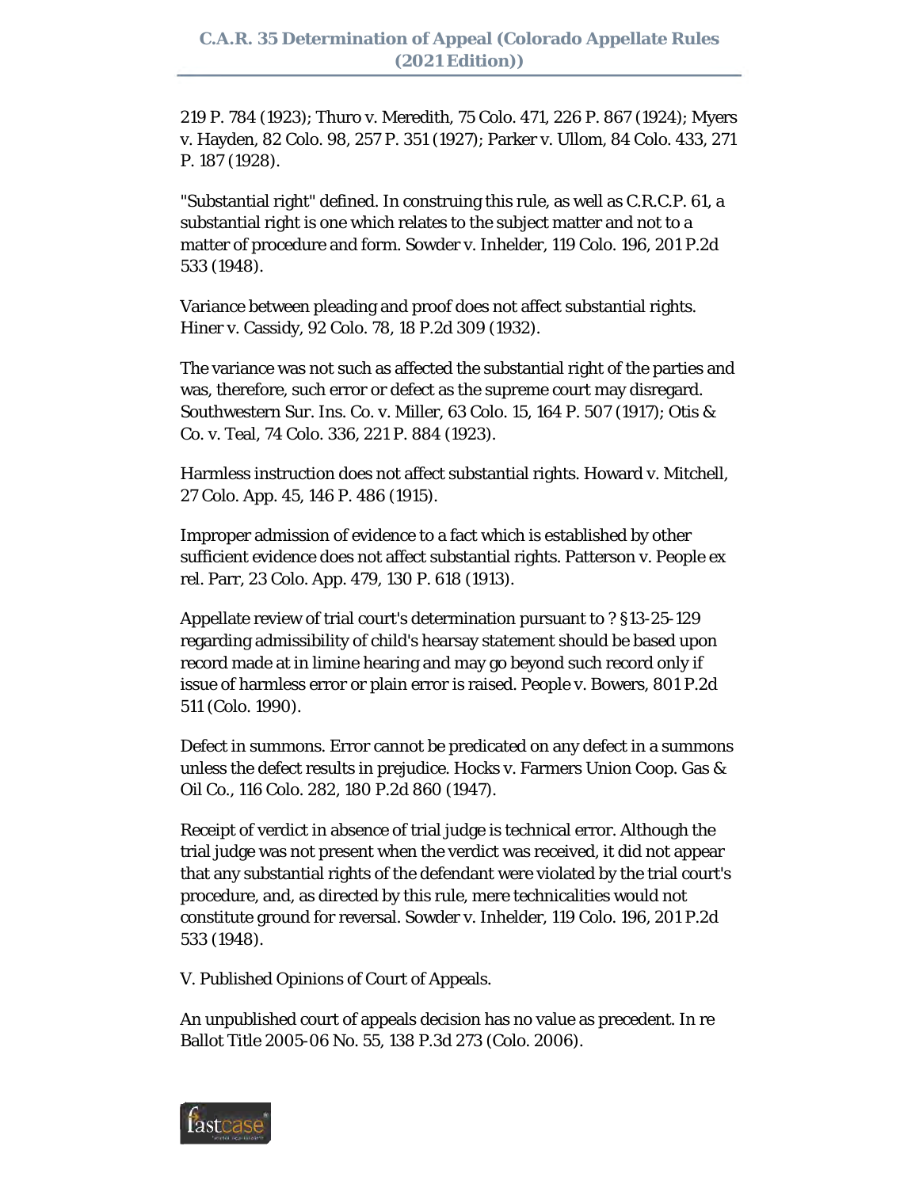219 P. 784 (1923); Thuro v. Meredith, 75 Colo. 471, 226 P. 867 (1924); Myers v. Hayden, 82 Colo. 98, 257 P. 351 (1927); Parker v. Ullom, 84 Colo. 433, 271 P. 187 (1928).

"Substantial right" defined. In construing this rule, as well as C.R.C.P. 61, a substantial right is one which relates to the subject matter and not to a matter of procedure and form. Sowder v. Inhelder, 119 Colo. 196, 201 P.2d 533 (1948).

Variance between pleading and proof does not affect substantial rights. Hiner v. Cassidy, 92 Colo. 78, 18 P.2d 309 (1932).

The variance was not such as affected the substantial right of the parties and was, therefore, such error or defect as the supreme court may disregard. Southwestern Sur. Ins. Co. v. Miller, 63 Colo. 15, 164 P. 507 (1917); Otis & Co. v. Teal, 74 Colo. 336, 221 P. 884 (1923).

Harmless instruction does not affect substantial rights. Howard v. Mitchell, 27 Colo. App. 45, 146 P. 486 (1915).

Improper admission of evidence to a fact which is established by other sufficient evidence does not affect substantial rights. Patterson v. People ex rel. Parr, 23 Colo. App. 479, 130 P. 618 (1913).

Appellate review of trial court's determination pursuant to ? §13-25-129 regarding admissibility of child's hearsay statement should be based upon record made at in limine hearing and may go beyond such record only if issue of harmless error or plain error is raised. People v. Bowers, 801 P.2d 511 (Colo. 1990).

Defect in summons. Error cannot be predicated on any defect in a summons unless the defect results in prejudice. Hocks v. Farmers Union Coop. Gas & Oil Co., 116 Colo. 282, 180 P.2d 860 (1947).

Receipt of verdict in absence of trial judge is technical error. Although the trial judge was not present when the verdict was received, it did not appear that any substantial rights of the defendant were violated by the trial court's procedure, and, as directed by this rule, mere technicalities would not constitute ground for reversal. Sowder v. Inhelder, 119 Colo. 196, 201 P.2d 533 (1948).

V. Published Opinions of Court of Appeals.

An unpublished court of appeals decision has no value as precedent. In re Ballot Title 2005-06 No. 55, 138 P.3d 273 (Colo. 2006).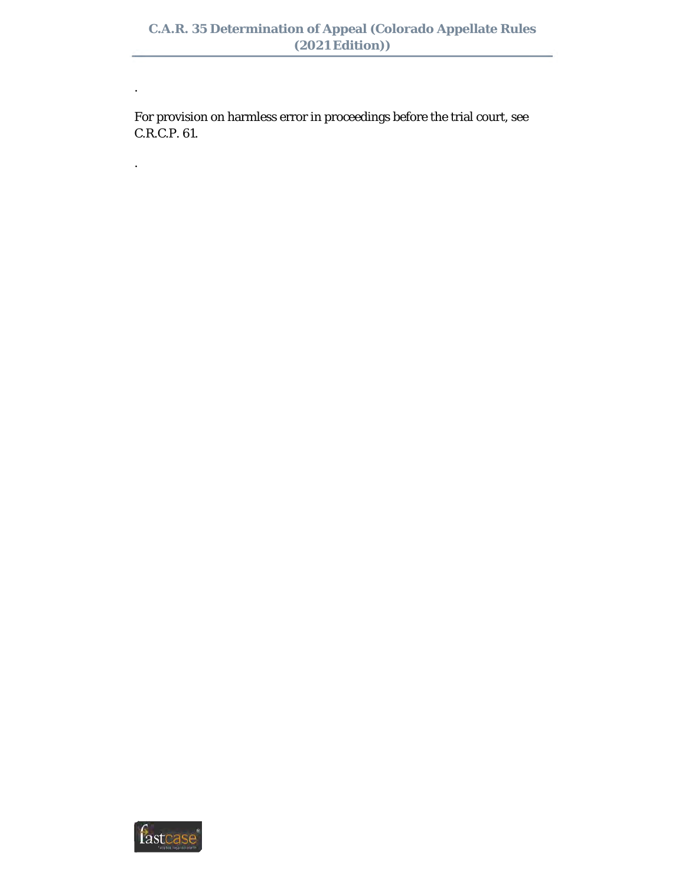.

For provision on harmless error in proceedings before the trial court, see C.R.C.P. 61.

.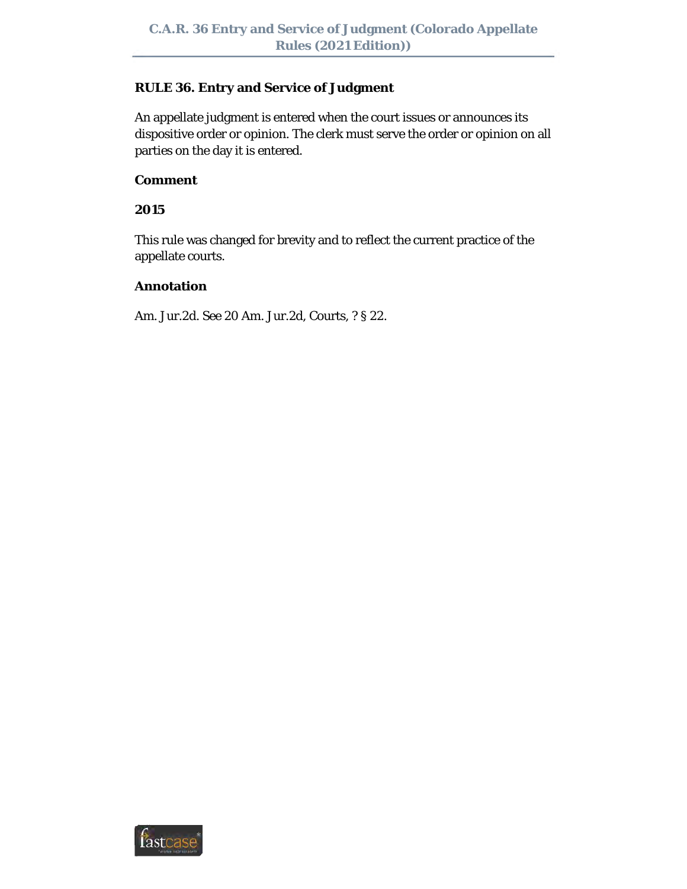**RULE 36. Entry and Service of Judgment**

An appellate judgment is entered when the court issues or announces its dispositive order or opinion. The clerk must serve the order or opinion on all parties on the day it is entered.

**Comment**

**2015**

This rule was changed for brevity and to reflect the current practice of the appellate courts.

**Annotation**

Am. Jur.2d. See 20 Am. Jur.2d, Courts, ? § 22.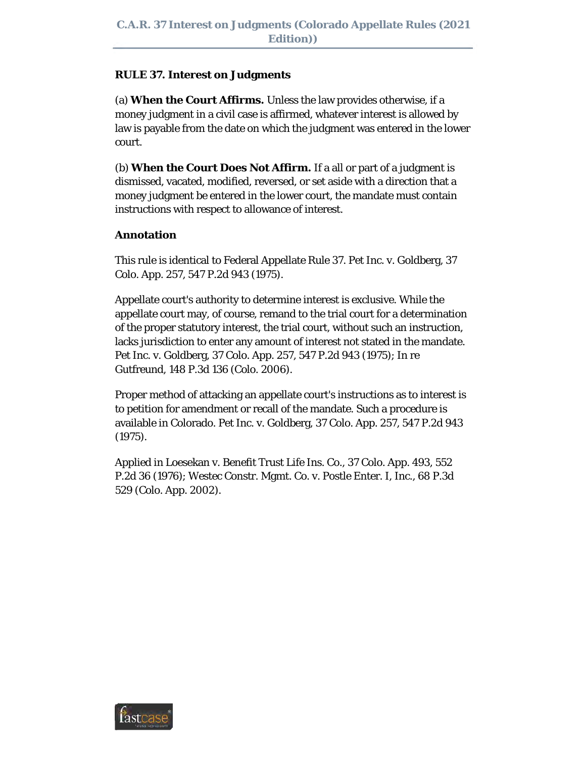## RULE 37. Interest on Judgments

(a) **When the Court Affirms.** Unless the law provides otherwise, if a money judgment in a civil case is affirmed, whatever interest is allowed by law is payable from the date on which the judgment was entered in the lower court.

(b) **When the Court Does Not Affirm.** If a all or part of a judgment is dismissed, vacated, modified, reversed, or set aside with a direction that a money judgment be entered in the lower court, the mandate must contain instructions with respect to allowance of interest.

### Annotation

This rule is identical to Federal Appellate Rule 37. Pet Inc. v. Goldberg, 37 Colo. App. 257, 547 P.2d 943 (1975).

Appellate court's authority to determine interest is exclusive. While the appellate court may, of course, remand to the trial court for a determination of the proper statutory interest, the trial court, without such an instruction, lacks jurisdiction to enter any amount of interest not stated in the mandate. Pet Inc. v. Goldberg, 37 Colo. App. 257, 547 P.2d 943 (1975); In re Gutfreund, 148 P.3d 136 (Colo. 2006).

Proper method of attacking an appellate court's instructions as to interest is to petition for amendment or recall of the mandate. Such a procedure is available in Colorado. Pet Inc. v. Goldberg, 37 Colo. App. 257, 547 P.2d 943 (1975).

Applied in Loesekan v. Benefit Trust Life Ins. Co., 37 Colo. App. 493, 552 P.2d 36 (1976); Westec Constr. Mgmt. Co. v. Postle Enter. I, Inc., 68 P.3d 529 (Colo. App. 2002).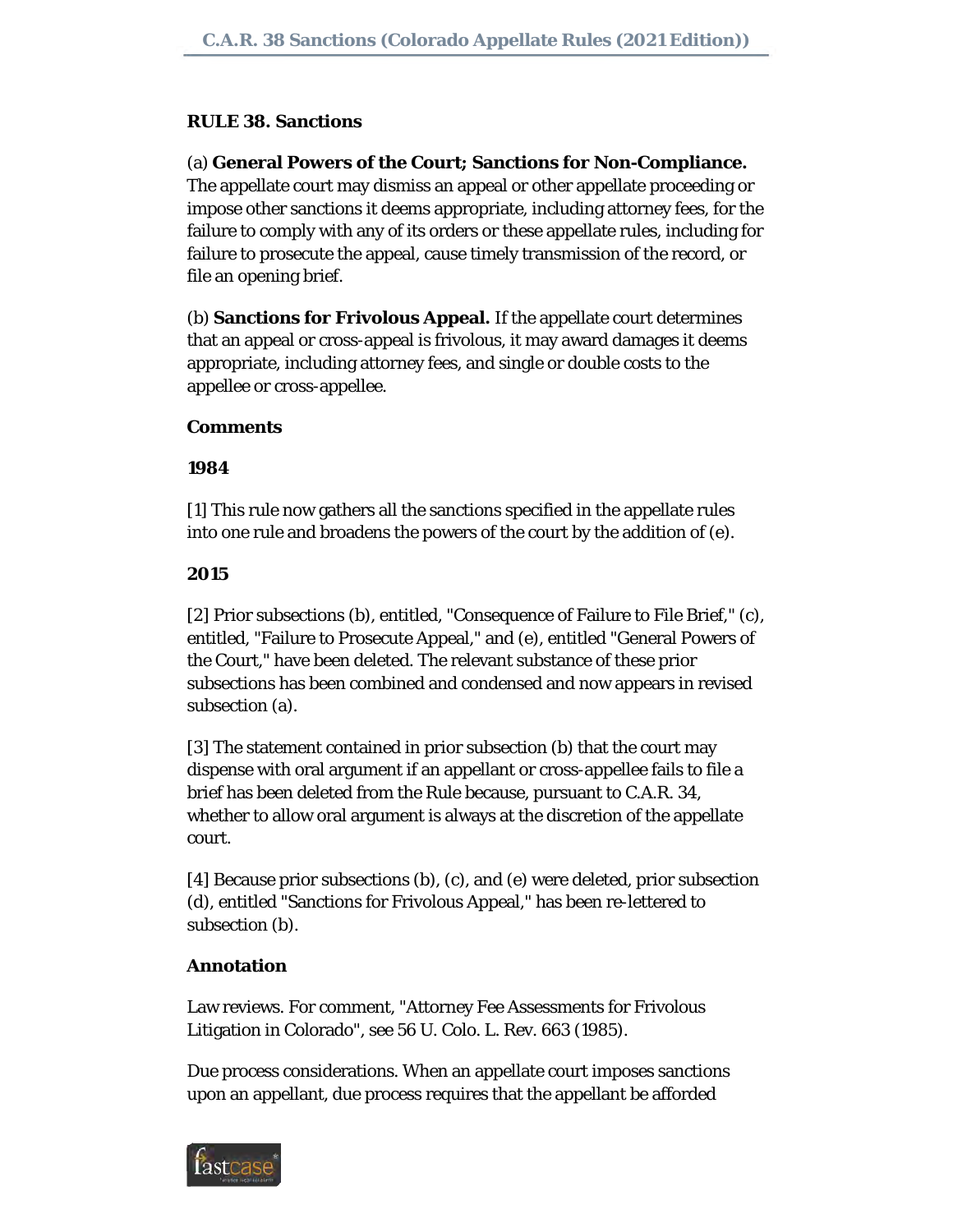**RULE 38. Sanctions**

(a) **General Powers of the Court; Sanctions for Non-Compliance.** The appellate court may dismiss an appeal or other appellate proceeding or impose other sanctions it deems appropriate, including attorney fees, for the failure to comply with any of its orders or these appellate rules, including for failure to prosecute the appeal, cause timely transmission of the record, or file an opening brief.

(b) **Sanctions for Frivolous Appeal.** If the appellate court determines that an appeal or cross-appeal is frivolous, it may award damages it deems appropriate, including attorney fees, and single or double costs to the appellee or cross-appellee.

**Comments**

**1984**

[1] This rule now gathers all the sanctions specified in the appellate rules into one rule and broadens the powers of the court by the addition of (e).

**2015**

[2] Prior subsections (b), entitled, "Consequence of Failure to File Brief," (c), entitled, "Failure to Prosecute Appeal," and (e), entitled "General Powers of the Court," have been deleted. The relevant substance of these prior subsections has been combined and condensed and now appears in revised subsection (a).

[3] The statement contained in prior subsection (b) that the court may dispense with oral argument if an appellant or cross-appellee fails to file a brief has been deleted from the Rule because, pursuant to C.A.R. 34, whether to allow oral argument is always at the discretion of the appellate court.

[4] Because prior subsections (b), (c), and (e) were deleted, prior subsection (d), entitled "Sanctions for Frivolous Appeal," has been re-lettered to subsection (b).

**Annotation**

Law reviews. For comment, "Attorney Fee Assessments for Frivolous Litigation in Colorado", see 56 U. Colo. L. Rev. 663 (1985).

Due process considerations. When an appellate court imposes sanctions upon an appellant, due process requires that the appellant be afforded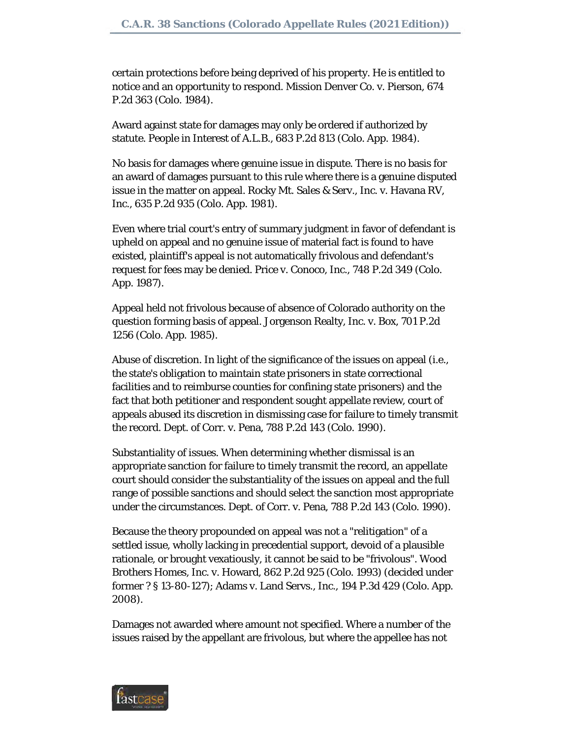certain protections before being deprived of his property. He is entitled to notice and an opportunity to respond. Mission Denver Co. v. Pierson, 674 P.2d 363 (Colo. 1984).

Award against state for damages may only be ordered if authorized by statute. People in Interest of A.L.B., 683 P.2d 813 (Colo. App. 1984).

No basis for damages where genuine issue in dispute. There is no basis for an award of damages pursuant to this rule where there is a genuine disputed issue in the matter on appeal. Rocky Mt. Sales & Serv., Inc. v. Havana RV, Inc., 635 P.2d 935 (Colo. App. 1981).

Even where trial court's entry of summary judgment in favor of defendant is upheld on appeal and no genuine issue of material fact is found to have existed, plaintiff's appeal is not automatically frivolous and defendant's request for fees may be denied. Price v. Conoco, Inc., 748 P.2d 349 (Colo. App. 1987).

Appeal held not frivolous because of absence of Colorado authority on the question forming basis of appeal. Jorgenson Realty, Inc. v. Box, 701 P.2d 1256 (Colo. App. 1985).

Abuse of discretion. In light of the significance of the issues on appeal (i.e., the state's obligation to maintain state prisoners in state correctional facilities and to reimburse counties for confining state prisoners) and the fact that both petitioner and respondent sought appellate review, court of appeals abused its discretion in dismissing case for failure to timely transmit the record. Dept. of Corr. v. Pena, 788 P.2d 143 (Colo. 1990).

Substantiality of issues. When determining whether dismissal is an appropriate sanction for failure to timely transmit the record, an appellate court should consider the substantiality of the issues on appeal and the full range of possible sanctions and should select the sanction most appropriate under the circumstances. Dept. of Corr. v. Pena, 788 P.2d 143 (Colo. 1990).

Because the theory propounded on appeal was not a "relitigation" of a settled issue, wholly lacking in precedential support, devoid of a plausible rationale, or brought vexatiously, it cannot be said to be "frivolous". Wood Brothers Homes, Inc. v. Howard, 862 P.2d 925 (Colo. 1993) (decided under former ? § 13-80-127); Adams v. Land Servs., Inc., 194 P.3d 429 (Colo. App. 2008).

Damages not awarded where amount not specified. Where a number of the issues raised by the appellant are frivolous, but where the appellee has not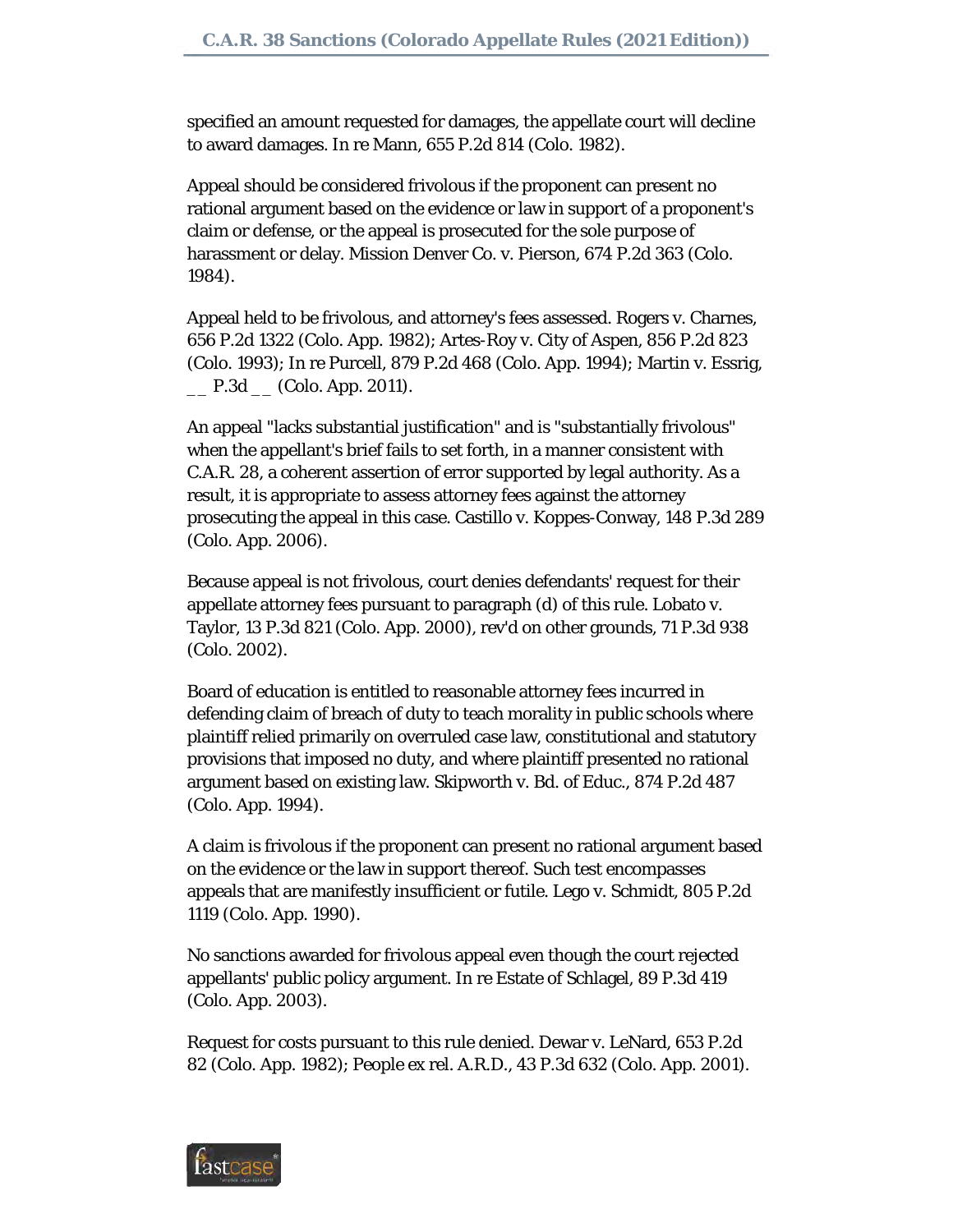specified an amount requested for damages, the appellate court will decline to award damages. In re Mann, 655 P.2d 814 (Colo. 1982).

Appeal should be considered frivolous if the proponent can present no rational argument based on the evidence or law in support of a proponent's claim or defense, or the appeal is prosecuted for the sole purpose of harassment or delay. Mission Denver Co. v. Pierson, 674 P.2d 363 (Colo. 1984).

Appeal held to be frivolous, and attorney's fees assessed. Rogers v. Charnes, 656 P.2d 1322 (Colo. App. 1982); Artes-Roy v. City of Aspen, 856 P.2d 823 (Colo. 1993); In re Purcell, 879 P.2d 468 (Colo. App. 1994); Martin v. Essrig, __ P.3d __ (Colo. App. 2011).

An appeal "lacks substantial justification" and is "substantially frivolous" when the appellant's brief fails to set forth, in a manner consistent with C.A.R. 28, a coherent assertion of error supported by legal authority. As a result, it is appropriate to assess attorney fees against the attorney prosecuting the appeal in this case. Castillo v. Koppes-Conway, 148 P.3d 289 (Colo. App. 2006).

Because appeal is not frivolous, court denies defendants' request for their appellate attorney fees pursuant to paragraph (d) of this rule. Lobato v. Taylor, 13 P.3d 821 (Colo. App. 2000), rev'd on other grounds, 71 P.3d 938 (Colo. 2002).

Board of education is entitled to reasonable attorney fees incurred in defending claim of breach of duty to teach morality in public schools where plaintiff relied primarily on overruled case law, constitutional and statutory provisions that imposed no duty, and where plaintiff presented no rational argument based on existing law. Skipworth v. Bd. of Educ., 874 P.2d 487 (Colo. App. 1994).

A claim is frivolous if the proponent can present no rational argument based on the evidence or the law in support thereof. Such test encompasses appeals that are manifestly insufficient or futile. Lego v. Schmidt, 805 P.2d 1119 (Colo. App. 1990).

No sanctions awarded for frivolous appeal even though the court rejected appellants' public policy argument. In re Estate of Schlagel, 89 P.3d 419 (Colo. App. 2003).

Request for costs pursuant to this rule denied. Dewar v. LeNard, 653 P.2d 82 (Colo. App. 1982); People ex rel. A.R.D., 43 P.3d 632 (Colo. App. 2001).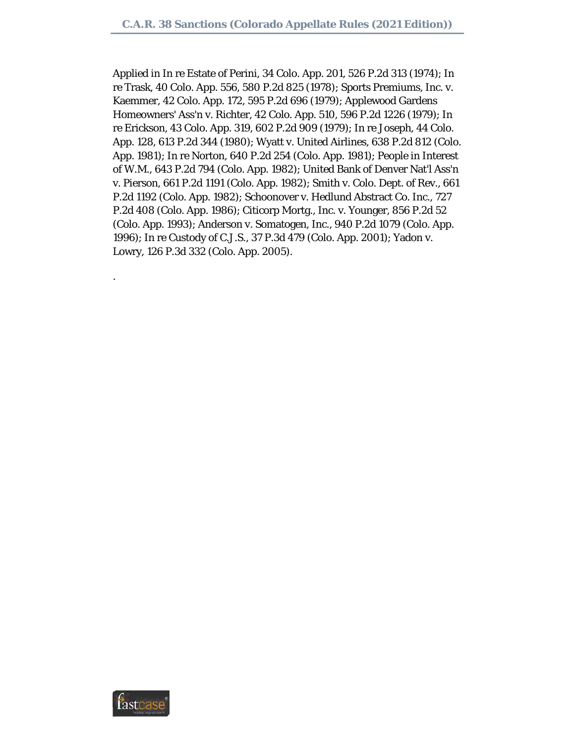Applied in In re Estate of Perini, 34 Colo. App. 201, 526 P.2d 313 (1974); In re Trask, 40 Colo. App. 556, 580 P.2d 825 (1978); Sports Premiums, Inc. v. Kaemmer, 42 Colo. App. 172, 595 P.2d 696 (1979); Applewood Gardens Homeowners' Ass'n v. Richter, 42 Colo. App. 510, 596 P.2d 1226 (1979); In re Erickson, 43 Colo. App. 319, 602 P.2d 909 (1979); In re Joseph, 44 Colo. App. 128, 613 P.2d 344 (1980); Wyatt v. United Airlines, 638 P.2d 812 (Colo. App. 1981); In re Norton, 640 P.2d 254 (Colo. App. 1981); People in Interest of W.M., 643 P.2d 794 (Colo. App. 1982); United Bank of Denver Nat'l Ass'n v. Pierson, 661 P.2d 1191 (Colo. App. 1982); Smith v. Colo. Dept. of Rev., 661 P.2d 1192 (Colo. App. 1982); Schoonover v. Hedlund Abstract Co. Inc., 727 P.2d 408 (Colo. App. 1986); Citicorp Mortg., Inc. v. Younger, 856 P.2d 52 (Colo. App. 1993); Anderson v. Somatogen, Inc., 940 P.2d 1079 (Colo. App. 1996); In re Custody of C.J.S., 37 P.3d 479 (Colo. App. 2001); Yadon v. Lowry, 126 P.3d 332 (Colo. App. 2005).

.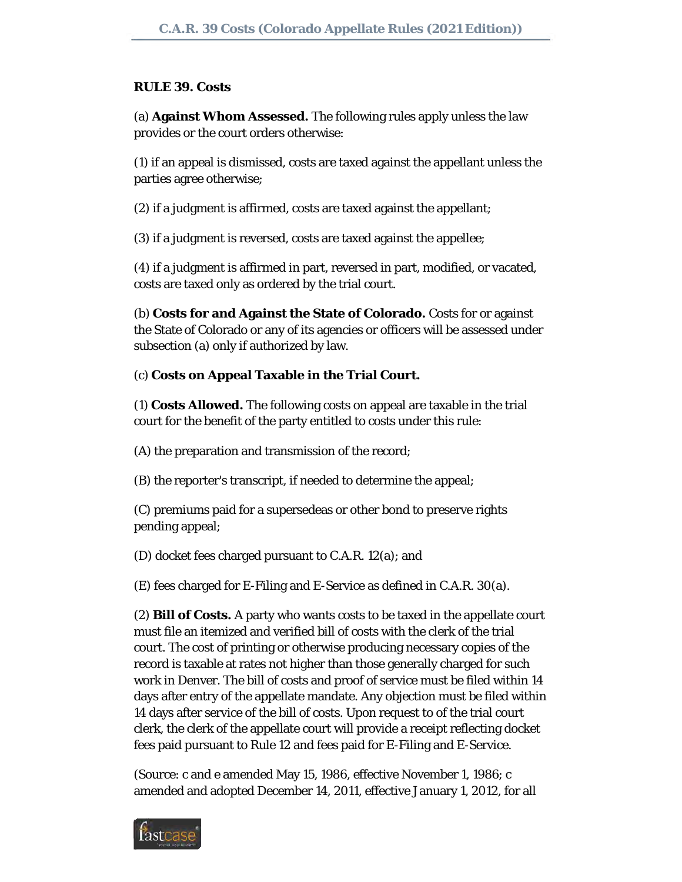**RULE 39. Costs**

(a) **Against Whom Assessed.** The following rules apply unless the law provides or the court orders otherwise:

(1) if an appeal is dismissed, costs are taxed against the appellant unless the parties agree otherwise;

(2) if a judgment is affirmed, costs are taxed against the appellant;

(3) if a judgment is reversed, costs are taxed against the appellee;

(4) if a judgment is affirmed in part, reversed in part, modified, or vacated, costs are taxed only as ordered by the trial court.

(b) **Costs for and Against the State of Colorado.** Costs for or against the State of Colorado or any of its agencies or officers will be assessed under subsection (a) only if authorized by law.

(c) **Costs on Appeal Taxable in the Trial Court.**

(1) **Costs Allowed.** The following costs on appeal are taxable in the trial court for the benefit of the party entitled to costs under this rule:

(A) the preparation and transmission of the record;

(B) the reporter's transcript, if needed to determine the appeal;

(C) premiums paid for a supersedeas or other bond to preserve rights pending appeal;

(D) docket fees charged pursuant to C.A.R. 12(a); and

(E) fees charged for E-Filing and E-Service as defined in C.A.R. 30(a).

(2) **Bill of Costs.** A party who wants costs to be taxed in the appellate court must file an itemized and verified bill of costs with the clerk of the trial court. The cost of printing or otherwise producing necessary copies of the record is taxable at rates not higher than those generally charged for such work in Denver. The bill of costs and proof of service must be filed within 14 days after entry of the appellate mandate. Any objection must be filed within 14 days after service of the bill of costs. Upon request to of the trial court clerk, the clerk of the appellate court will provide a receipt reflecting docket fees paid pursuant to Rule 12 and fees paid for E-Filing and E-Service.

(Source: c and e amended May 15, 1986, effective November 1, 1986; c amended and adopted December 14, 2011, effective January 1, 2012, for all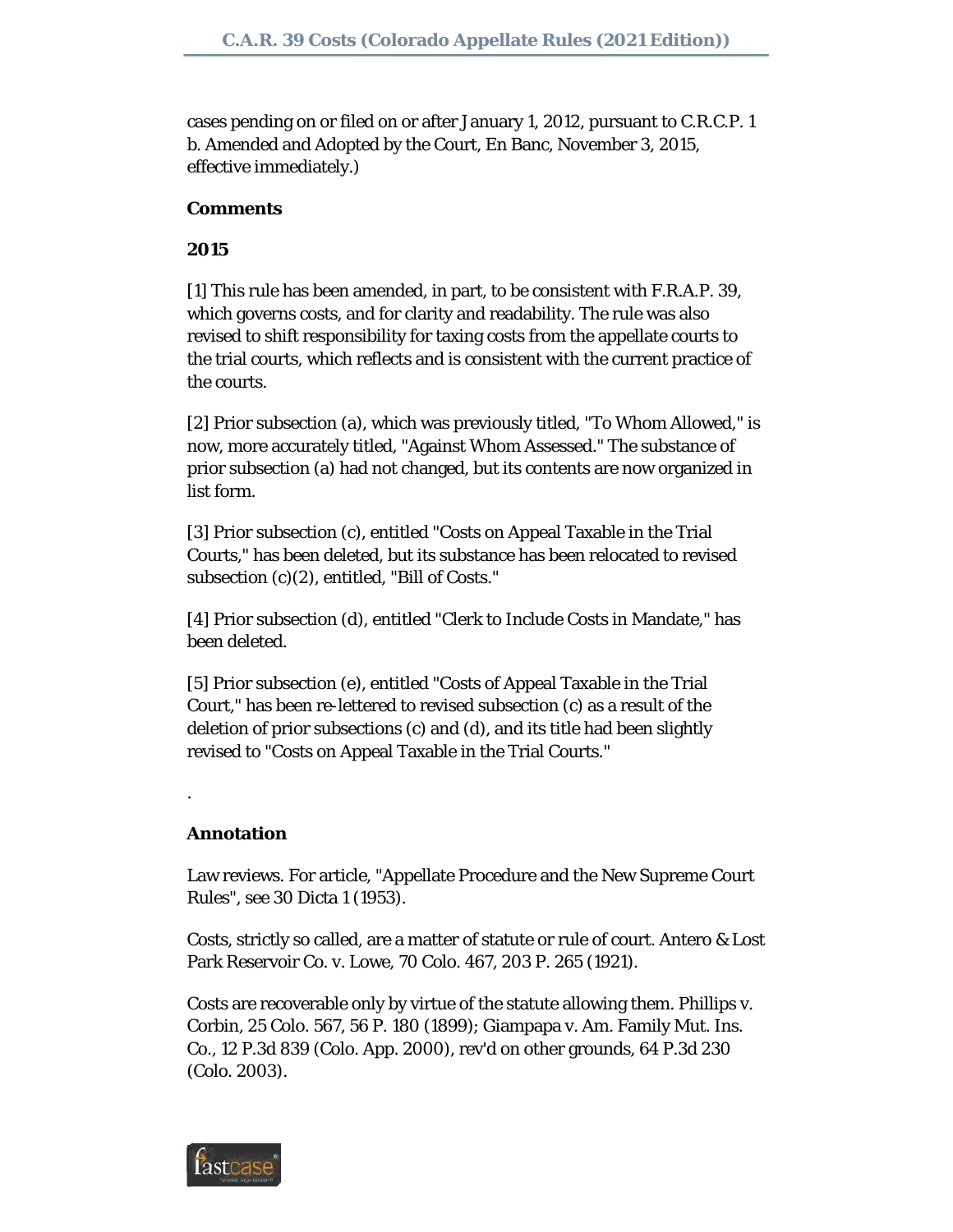cases pending on or filed on or after January 1, 2012, pursuant to C.R.C.P. 1 b. Amended and Adopted by the Court, En Banc, November 3, 2015, effective immediately.)

**Comments**

**2015**

[1] This rule has been amended, in part, to be consistent with F.R.A.P. 39, which governs costs, and for clarity and readability. The rule was also revised to shift responsibility for taxing costs from the appellate courts to the trial courts, which reflects and is consistent with the current practice of the courts.

[2] Prior subsection (a), which was previously titled, "To Whom Allowed," is now, more accurately titled, "Against Whom Assessed." The substance of prior subsection (a) had not changed, but its contents are now organized in list form.

[3] Prior subsection (c), entitled "Costs on Appeal Taxable in the Trial Courts," has been deleted, but its substance has been relocated to revised subsection (c)(2), entitled, "Bill of Costs."

[4] Prior subsection (d), entitled "Clerk to Include Costs in Mandate," has been deleted.

[5] Prior subsection (e), entitled "Costs of Appeal Taxable in the Trial Court," has been re-lettered to revised subsection (c) as a result of the deletion of prior subsections (c) and (d), and its title had been slightly revised to "Costs on Appeal Taxable in the Trial Courts."

.

**Annotation**

Law reviews. For article, "Appellate Procedure and the New Supreme Court Rules", see 30 Dicta 1 (1953).

Costs, strictly so called, are a matter of statute or rule of court. Antero & Lost Park Reservoir Co. v. Lowe, 70 Colo. 467, 203 P. 265 (1921).

Costs are recoverable only by virtue of the statute allowing them. Phillips v. Corbin, 25 Colo. 567, 56 P. 180 (1899); Giampapa v. Am. Family Mut. Ins. Co., 12 P.3d 839 (Colo. App. 2000), rev'd on other grounds, 64 P.3d 230 (Colo. 2003).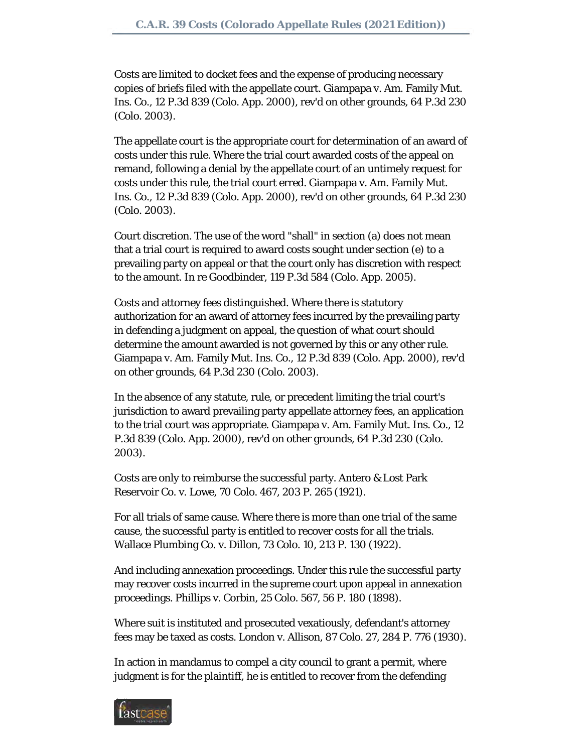Costs are limited to docket fees and the expense of producing necessary copies of briefs filed with the appellate court. Giampapa v. Am. Family Mut. Ins. Co., 12 P.3d 839 (Colo. App. 2000), rev'd on other grounds, 64 P.3d 230 (Colo. 2003).

The appellate court is the appropriate court for determination of an award of costs under this rule. Where the trial court awarded costs of the appeal on remand, following a denial by the appellate court of an untimely request for costs under this rule, the trial court erred. Giampapa v. Am. Family Mut. Ins. Co., 12 P.3d 839 (Colo. App. 2000), rev'd on other grounds, 64 P.3d 230 (Colo. 2003).

Court discretion. The use of the word "shall" in section (a) does not mean that a trial court is required to award costs sought under section (e) to a prevailing party on appeal or that the court only has discretion with respect to the amount. In re Goodbinder, 119 P.3d 584 (Colo. App. 2005).

Costs and attorney fees distinguished. Where there is statutory authorization for an award of attorney fees incurred by the prevailing party in defending a judgment on appeal, the question of what court should determine the amount awarded is not governed by this or any other rule. Giampapa v. Am. Family Mut. Ins. Co., 12 P.3d 839 (Colo. App. 2000), rev'd on other grounds, 64 P.3d 230 (Colo. 2003).

In the absence of any statute, rule, or precedent limiting the trial court's jurisdiction to award prevailing party appellate attorney fees, an application to the trial court was appropriate. Giampapa v. Am. Family Mut. Ins. Co., 12 P.3d 839 (Colo. App. 2000), rev'd on other grounds, 64 P.3d 230 (Colo. 2003).

Costs are only to reimburse the successful party. Antero & Lost Park Reservoir Co. v. Lowe, 70 Colo. 467, 203 P. 265 (1921).

For all trials of same cause. Where there is more than one trial of the same cause, the successful party is entitled to recover costs for all the trials. Wallace Plumbing Co. v. Dillon, 73 Colo. 10, 213 P. 130 (1922).

And including annexation proceedings. Under this rule the successful party may recover costs incurred in the supreme court upon appeal in annexation proceedings. Phillips v. Corbin, 25 Colo. 567, 56 P. 180 (1898).

Where suit is instituted and prosecuted vexatiously, defendant's attorney fees may be taxed as costs. London v. Allison, 87 Colo. 27, 284 P. 776 (1930).

In action in mandamus to compel a city council to grant a permit, where judgment is for the plaintiff, he is entitled to recover from the defending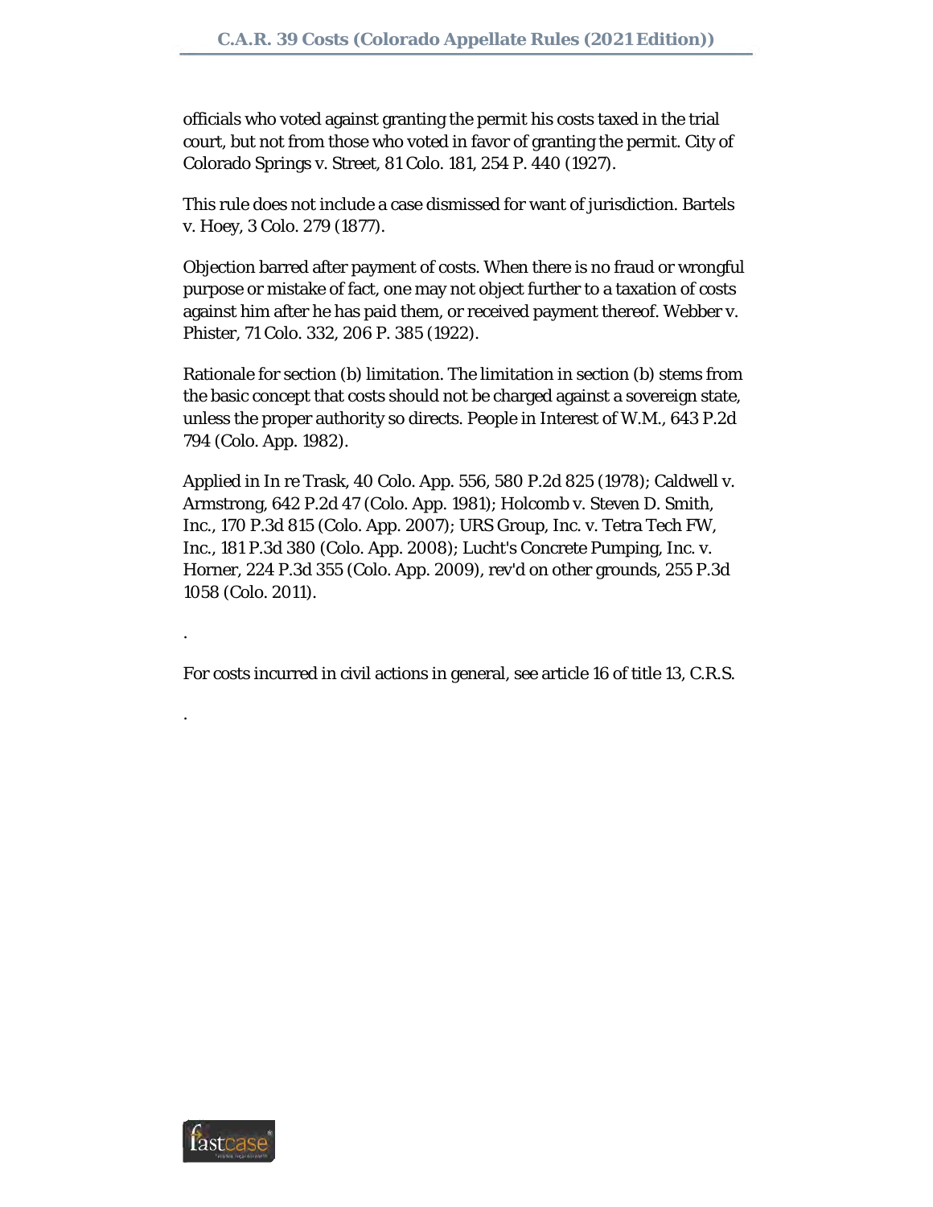officials who voted against granting the permit his costs taxed in the trial court, but not from those who voted in favor of granting the permit. City of Colorado Springs v. Street, 81 Colo. 181, 254 P. 440 (1927).

This rule does not include a case dismissed for want of jurisdiction. Bartels v. Hoey, 3 Colo. 279 (1877).

Objection barred after payment of costs. When there is no fraud or wrongful purpose or mistake of fact, one may not object further to a taxation of costs against him after he has paid them, or received payment thereof. Webber v. Phister, 71 Colo. 332, 206 P. 385 (1922).

Rationale for section (b) limitation. The limitation in section (b) stems from the basic concept that costs should not be charged against a sovereign state, unless the proper authority so directs. People in Interest of W.M., 643 P.2d 794 (Colo. App. 1982).

Applied in In re Trask, 40 Colo. App. 556, 580 P.2d 825 (1978); Caldwell v. Armstrong, 642 P.2d 47 (Colo. App. 1981); Holcomb v. Steven D. Smith, Inc., 170 P.3d 815 (Colo. App. 2007); URS Group, Inc. v. Tetra Tech FW, Inc., 181 P.3d 380 (Colo. App. 2008); Lucht's Concrete Pumping, Inc. v. Horner, 224 P.3d 355 (Colo. App. 2009), rev'd on other grounds, 255 P.3d 1058 (Colo. 2011).

.

For costs incurred in civil actions in general, see article 16 of title 13, C.R.S.

.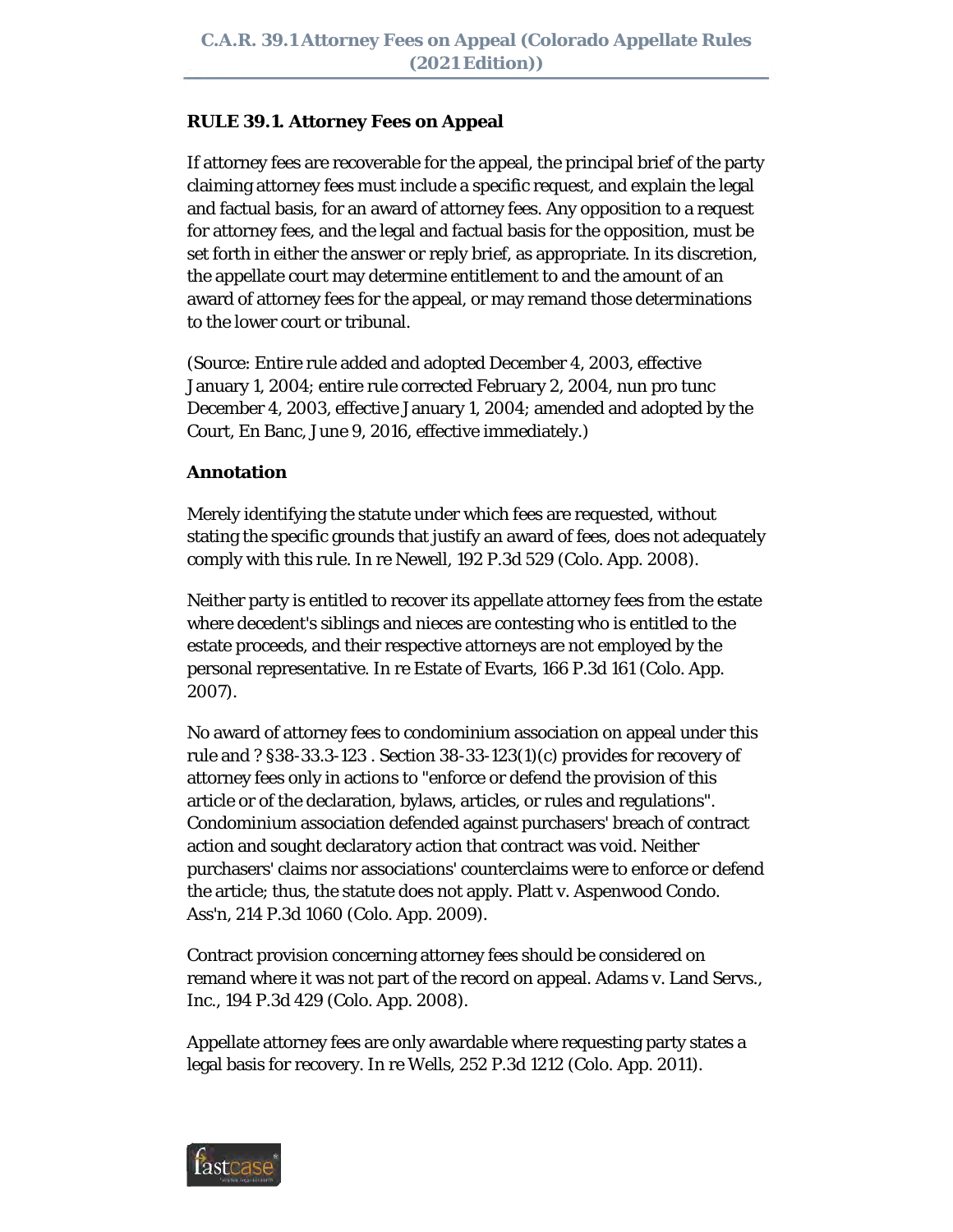### RULE 39.1. Attorney Fees on Appeal

If attorney fees are recoverable for the appeal, the principal brief of the party claiming attorney fees must include a specific request, and explain the legal and factual basis, for an award of attorney fees. Any opposition to a request for attorney fees, and the legal and factual basis for the opposition, must be set forth in either the answer or reply brief, as appropriate. In its discretion, the appellate court may determine entitlement to and the amount of an award of attorney fees for the appeal, or may remand those determinations to the lower court or tribunal.

(Source: Entire rule added and adopted December 4, 2003, effective January 1, 2004; entire rule corrected February 2, 2004, nun pro tunc December 4, 2003, effective January 1, 2004; amended and adopted by the Court, En Banc, June 9, 2016, effective immediately.)

### Annotation

Merely identifying the statute under which fees are requested, without stating the specific grounds that justify an award of fees, does not adequately comply with this rule. In re Newell, 192 P.3d 529 (Colo. App. 2008).

Neither party is entitled to recover its appellate attorney fees from the estate where decedent's siblings and nieces are contesting who is entitled to the estate proceeds, and their respective attorneys are not employed by the personal representative. In re Estate of Evarts, 166 P.3d 161 (Colo. App. 2007).

No award of attorney fees to condominium association on appeal under this rule and ? §38-33.3-123 . Section 38-33-123(1)(c) provides for recovery of attorney fees only in actions to "enforce or defend the provision of this article or of the declaration, bylaws, articles, or rules and regulations". Condominium association defended against purchasers' breach of contract action and sought declaratory action that contract was void. Neither purchasers' claims nor associations' counterclaims were to enforce or defend the article; thus, the statute does not apply. Platt v. Aspenwood Condo. Ass'n, 214 P.3d 1060 (Colo. App. 2009).

Contract provision concerning attorney fees should be considered on remand where it was not part of the record on appeal. Adams v. Land Servs., Inc., 194 P.3d 429 (Colo. App. 2008).

Appellate attorney fees are only awardable where requesting party states a legal basis for recovery. In re Wells, 252 P.3d 1212 (Colo. App. 2011).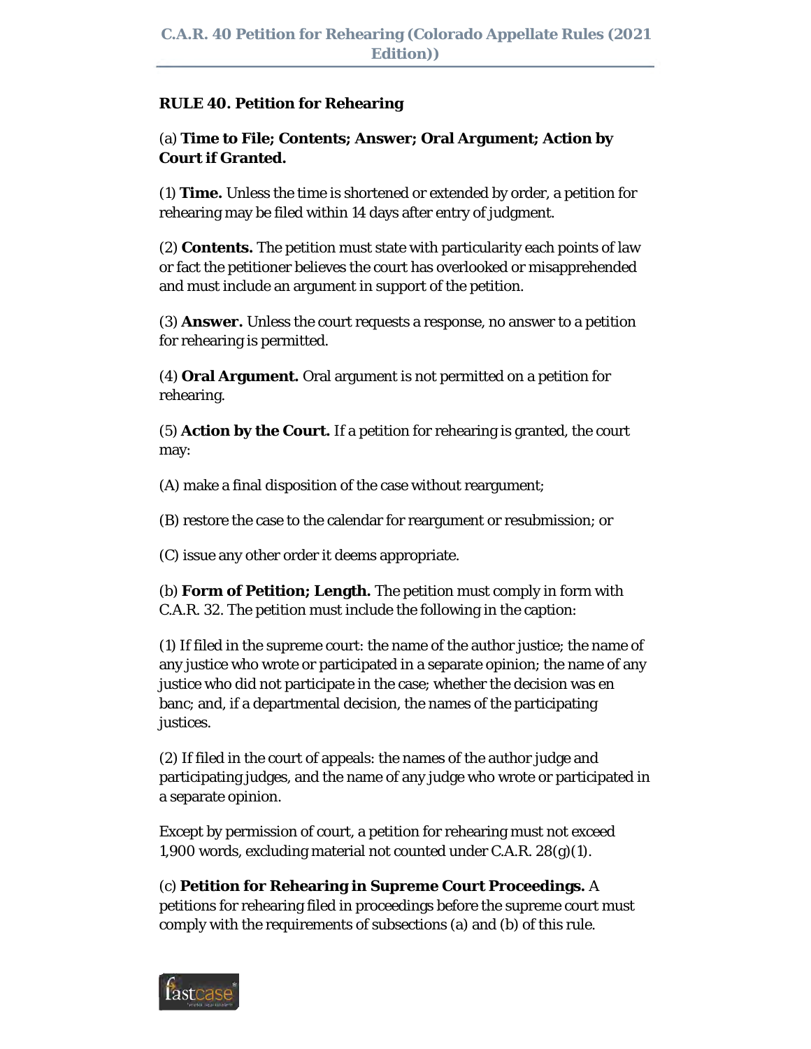**RULE 40. Petition for Rehearing**

(a) **Time to File; Contents; Answer; Oral Argument; Action by Court if Granted.**

(1) **Time.** Unless the time is shortened or extended by order, a petition for rehearing may be filed within 14 days after entry of judgment.

(2) **Contents.** The petition must state with particularity each points of law or fact the petitioner believes the court has overlooked or misapprehended and must include an argument in support of the petition.

(3) **Answer.** Unless the court requests a response, no answer to a petition for rehearing is permitted.

(4) **Oral Argument.** Oral argument is not permitted on a petition for rehearing.

(5) **Action by the Court.** If a petition for rehearing is granted, the court may:

(A) make a final disposition of the case without reargument;

(B) restore the case to the calendar for reargument or resubmission; or

(C) issue any other order it deems appropriate.

(b) **Form of Petition; Length.** The petition must comply in form with C.A.R. 32. The petition must include the following in the caption:

(1) If filed in the supreme court: the name of the author justice; the name of any justice who wrote or participated in a separate opinion; the name of any justice who did not participate in the case; whether the decision was en banc; and, if a departmental decision, the names of the participating justices.

(2) If filed in the court of appeals: the names of the author judge and participating judges, and the name of any judge who wrote or participated in a separate opinion.

Except by permission of court, a petition for rehearing must not exceed 1,900 words, excluding material not counted under C.A.R. 28(g)(1).

(c) **Petition for Rehearing in Supreme Court Proceedings.** A petitions for rehearing filed in proceedings before the supreme court must comply with the requirements of subsections (a) and (b) of this rule.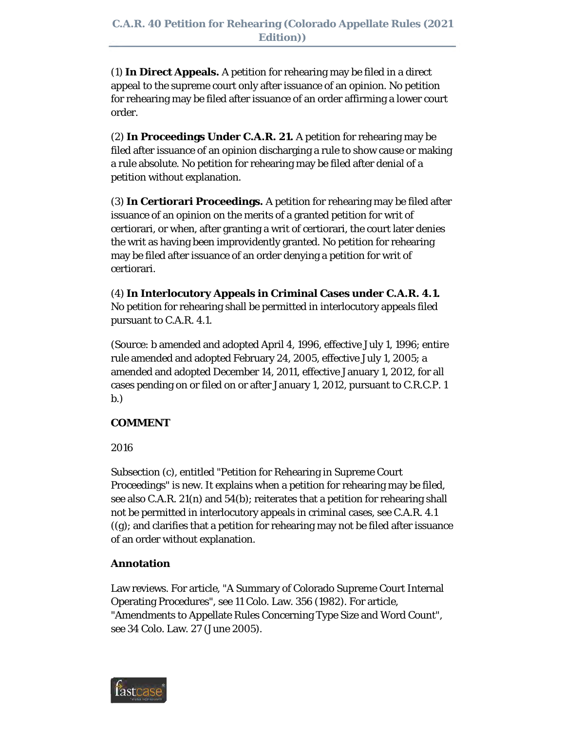(1) **In Direct Appeals.** A petition for rehearing may be filed in a direct appeal to the supreme court only after issuance of an opinion. No petition for rehearing may be filed after issuance of an order affirming a lower court order.

(2) **In Proceedings Under C.A.R. 21.** A petition for rehearing may be filed after issuance of an opinion discharging a rule to show cause or making a rule absolute. No petition for rehearing may be filed after denial of a petition without explanation.

(3) **In Certiorari Proceedings.** A petition for rehearing may be filed after issuance of an opinion on the merits of a granted petition for writ of certiorari, or when, after granting a writ of certiorari, the court later denies the writ as having been improvidently granted. No petition for rehearing may be filed after issuance of an order denying a petition for writ of certiorari.

(4) **In Interlocutory Appeals in Criminal Cases under C.A.R. 4.1.** No petition for rehearing shall be permitted in interlocutory appeals filed pursuant to C.A.R. 4.1.

(Source: b amended and adopted April 4, 1996, effective July 1, 1996; entire rule amended and adopted February 24, 2005, effective July 1, 2005; a amended and adopted December 14, 2011, effective January 1, 2012, for all cases pending on or filed on or after January 1, 2012, pursuant to C.R.C.P. 1 b.)

**COMMENT**

2016

Subsection (c), entitled "Petition for Rehearing in Supreme Court Proceedings" is new. It explains when a petition for rehearing may be filed, see also C.A.R. 21(n) and 54(b); reiterates that a petition for rehearing shall not be permitted in interlocutory appeals in criminal cases, see C.A.R. 4.1 ((g); and clarifies that a petition for rehearing may not be filed after issuance of an order without explanation.

**Annotation**

Law reviews. For article, "A Summary of Colorado Supreme Court Internal Operating Procedures", see 11 Colo. Law. 356 (1982). For article, "Amendments to Appellate Rules Concerning Type Size and Word Count", see 34 Colo. Law. 27 (June 2005).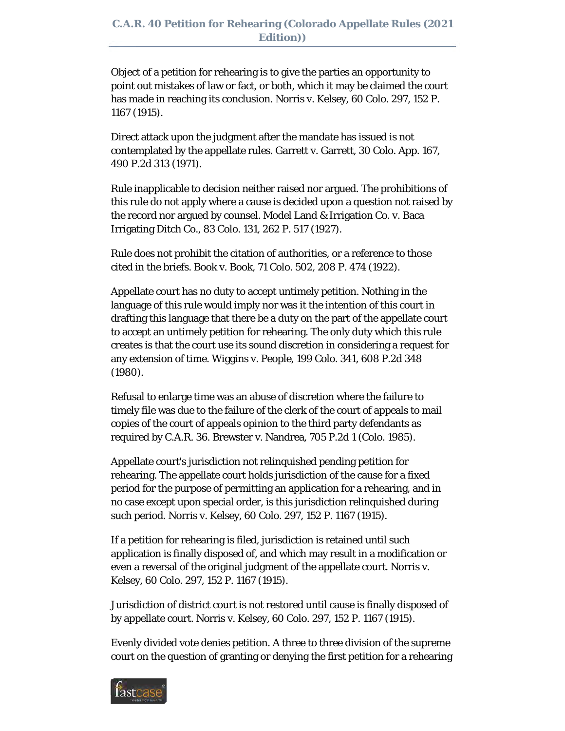Object of a petition for rehearing is to give the parties an opportunity to point out mistakes of law or fact, or both, which it may be claimed the court has made in reaching its conclusion. Norris v. Kelsey, 60 Colo. 297, 152 P. 1167 (1915).

Direct attack upon the judgment after the mandate has issued is not contemplated by the appellate rules. Garrett v. Garrett, 30 Colo. App. 167, 490 P.2d 313 (1971).

Rule inapplicable to decision neither raised nor argued. The prohibitions of this rule do not apply where a cause is decided upon a question not raised by the record nor argued by counsel. Model Land & Irrigation Co. v. Baca Irrigating Ditch Co., 83 Colo. 131, 262 P. 517 (1927).

Rule does not prohibit the citation of authorities, or a reference to those cited in the briefs. Book v. Book, 71 Colo. 502, 208 P. 474 (1922).

Appellate court has no duty to accept untimely petition. Nothing in the language of this rule would imply nor was it the intention of this court in drafting this language that there be a duty on the part of the appellate court to accept an untimely petition for rehearing. The only duty which this rule creates is that the court use its sound discretion in considering a request for any extension of time. Wiggins v. People, 199 Colo. 341, 608 P.2d 348 (1980).

Refusal to enlarge time was an abuse of discretion where the failure to timely file was due to the failure of the clerk of the court of appeals to mail copies of the court of appeals opinion to the third party defendants as required by C.A.R. 36. Brewster v. Nandrea, 705 P.2d 1 (Colo. 1985).

Appellate court's jurisdiction not relinquished pending petition for rehearing. The appellate court holds jurisdiction of the cause for a fixed period for the purpose of permitting an application for a rehearing, and in no case except upon special order, is this jurisdiction relinquished during such period. Norris v. Kelsey, 60 Colo. 297, 152 P. 1167 (1915).

If a petition for rehearing is filed, jurisdiction is retained until such application is finally disposed of, and which may result in a modification or even a reversal of the original judgment of the appellate court. Norris v. Kelsey, 60 Colo. 297, 152 P. 1167 (1915).

Jurisdiction of district court is not restored until cause is finally disposed of by appellate court. Norris v. Kelsey, 60 Colo. 297, 152 P. 1167 (1915).

Evenly divided vote denies petition. A three to three division of the supreme court on the question of granting or denying the first petition for a rehearing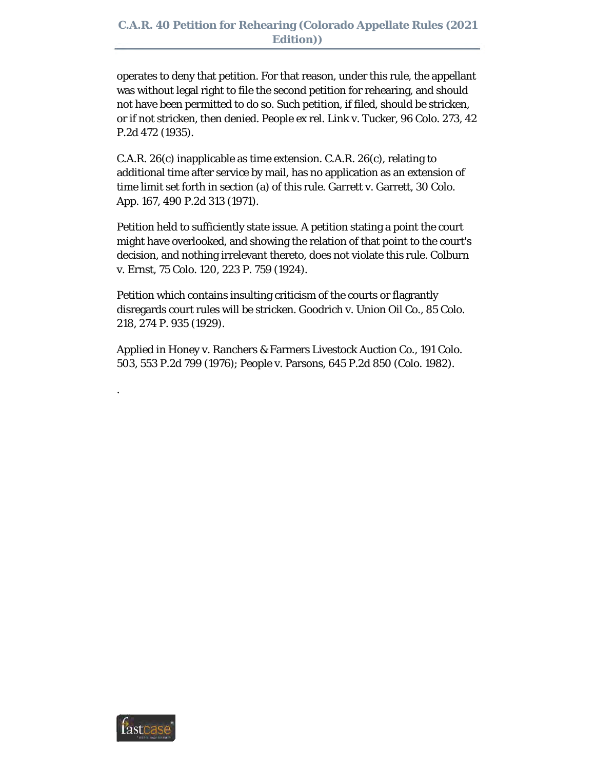operates to deny that petition. For that reason, under this rule, the appellant was without legal right to file the second petition for rehearing, and should not have been permitted to do so. Such petition, if filed, should be stricken, or if not stricken, then denied. People ex rel. Link v. Tucker, 96 Colo. 273, 42 P.2d 472 (1935).

C.A.R. 26(c) inapplicable as time extension. C.A.R. 26(c), relating to additional time after service by mail, has no application as an extension of time limit set forth in section (a) of this rule. Garrett v. Garrett, 30 Colo. App. 167, 490 P.2d 313 (1971).

Petition held to sufficiently state issue. A petition stating a point the court might have overlooked, and showing the relation of that point to the court's decision, and nothing irrelevant thereto, does not violate this rule. Colburn v. Ernst, 75 Colo. 120, 223 P. 759 (1924).

Petition which contains insulting criticism of the courts or flagrantly disregards court rules will be stricken. Goodrich v. Union Oil Co., 85 Colo. 218, 274 P. 935 (1929).

Applied in Honey v. Ranchers & Farmers Livestock Auction Co., 191 Colo. 503, 553 P.2d 799 (1976); People v. Parsons, 645 P.2d 850 (Colo. 1982).

.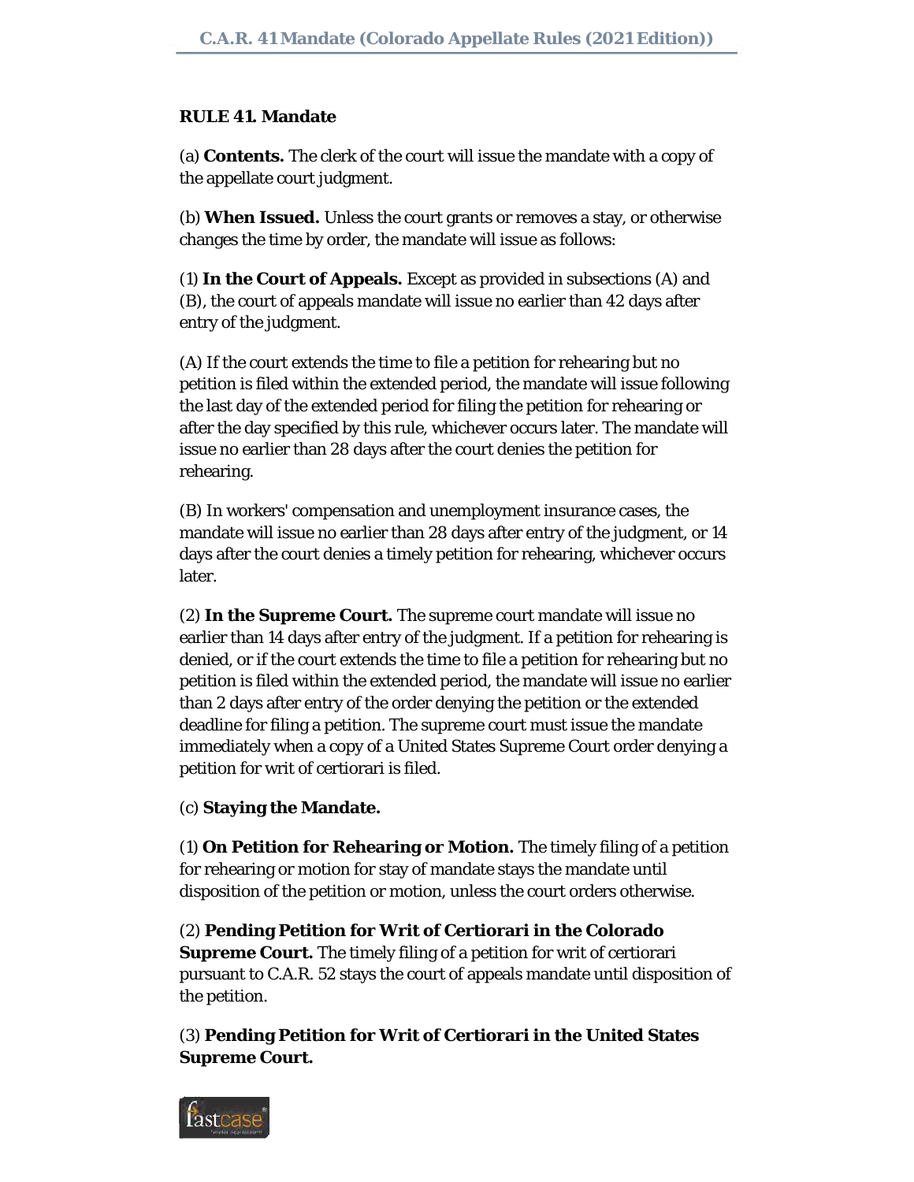**RULE 41. Mandate**

(a) **Contents.** The clerk of the court will issue the mandate with a copy of the appellate court judgment.

(b) **When Issued.** Unless the court grants or removes a stay, or otherwise changes the time by order, the mandate will issue as follows:

(1) **In the Court of Appeals.** Except as provided in subsections (A) and (B), the court of appeals mandate will issue no earlier than 42 days after entry of the judgment.

(A) If the court extends the time to file a petition for rehearing but no petition is filed within the extended period, the mandate will issue following the last day of the extended period for filing the petition for rehearing or after the day specified by this rule, whichever occurs later. The mandate will issue no earlier than 28 days after the court denies the petition for rehearing.

(B) In workers' compensation and unemployment insurance cases, the mandate will issue no earlier than 28 days after entry of the judgment, or 14 days after the court denies a timely petition for rehearing, whichever occurs later.

(2) **In the Supreme Court.** The supreme court mandate will issue no earlier than 14 days after entry of the judgment. If a petition for rehearing is denied, or if the court extends the time to file a petition for rehearing but no petition is filed within the extended period, the mandate will issue no earlier than 2 days after entry of the order denying the petition or the extended deadline for filing a petition. The supreme court must issue the mandate immediately when a copy of a United States Supreme Court order denying a petition for writ of certiorari is filed.

(c) **Staying the Mandate.**

(1) **On Petition for Rehearing or Motion.** The timely filing of a petition for rehearing or motion for stay of mandate stays the mandate until disposition of the petition or motion, unless the court orders otherwise.

(2) **Pending Petition for Writ of Certiorari in the Colorado Supreme Court.** The timely filing of a petition for writ of certiorari pursuant to C.A.R. 52 stays the court of appeals mandate until disposition of the petition.

(3) **Pending Petition for Writ of Certiorari in the United States Supreme Court.**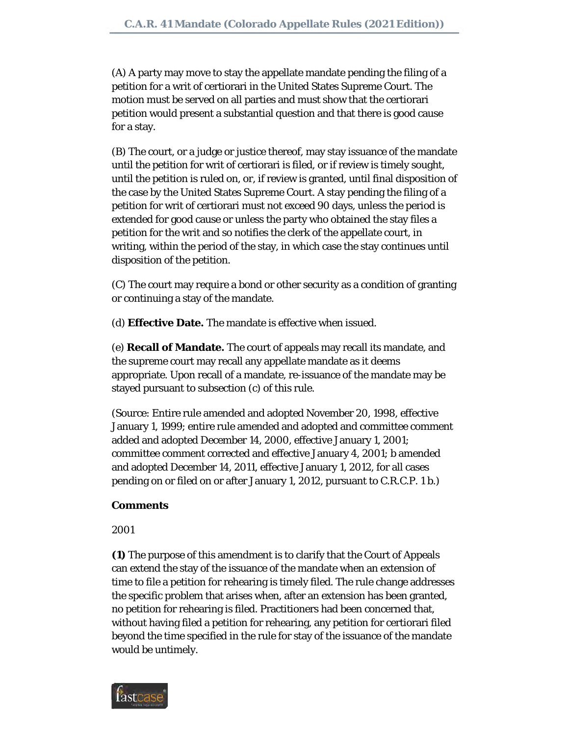(A) A party may move to stay the appellate mandate pending the filing of a petition for a writ of certiorari in the United States Supreme Court. The motion must be served on all parties and must show that the certiorari petition would present a substantial question and that there is good cause for a stay.

(B) The court, or a judge or justice thereof, may stay issuance of the mandate until the petition for writ of certiorari is filed, or if review is timely sought, until the petition is ruled on, or, if review is granted, until final disposition of the case by the United States Supreme Court. A stay pending the filing of a petition for writ of certiorari must not exceed 90 days, unless the period is extended for good cause or unless the party who obtained the stay files a petition for the writ and so notifies the clerk of the appellate court, in writing, within the period of the stay, in which case the stay continues until disposition of the petition.

(C) The court may require a bond or other security as a condition of granting or continuing a stay of the mandate.

(d) **Effective Date.** The mandate is effective when issued.

(e) **Recall of Mandate.** The court of appeals may recall its mandate, and the supreme court may recall any appellate mandate as it deems appropriate. Upon recall of a mandate, re-issuance of the mandate may be stayed pursuant to subsection (c) of this rule.

(Source: Entire rule amended and adopted November 20, 1998, effective January 1, 1999; entire rule amended and adopted and committee comment added and adopted December 14, 2000, effective January 1, 2001; committee comment corrected and effective January 4, 2001; b amended and adopted December 14, 2011, effective January 1, 2012, for all cases pending on or filed on or after January 1, 2012, pursuant to C.R.C.P. 1 b.)

**Comments**

2001

**(1)** The purpose of this amendment is to clarify that the Court of Appeals can extend the stay of the issuance of the mandate when an extension of time to file a petition for rehearing is timely filed. The rule change addresses the specific problem that arises when, after an extension has been granted, no petition for rehearing is filed. Practitioners had been concerned that, without having filed a petition for rehearing, any petition for certiorari filed beyond the time specified in the rule for stay of the issuance of the mandate would be untimely.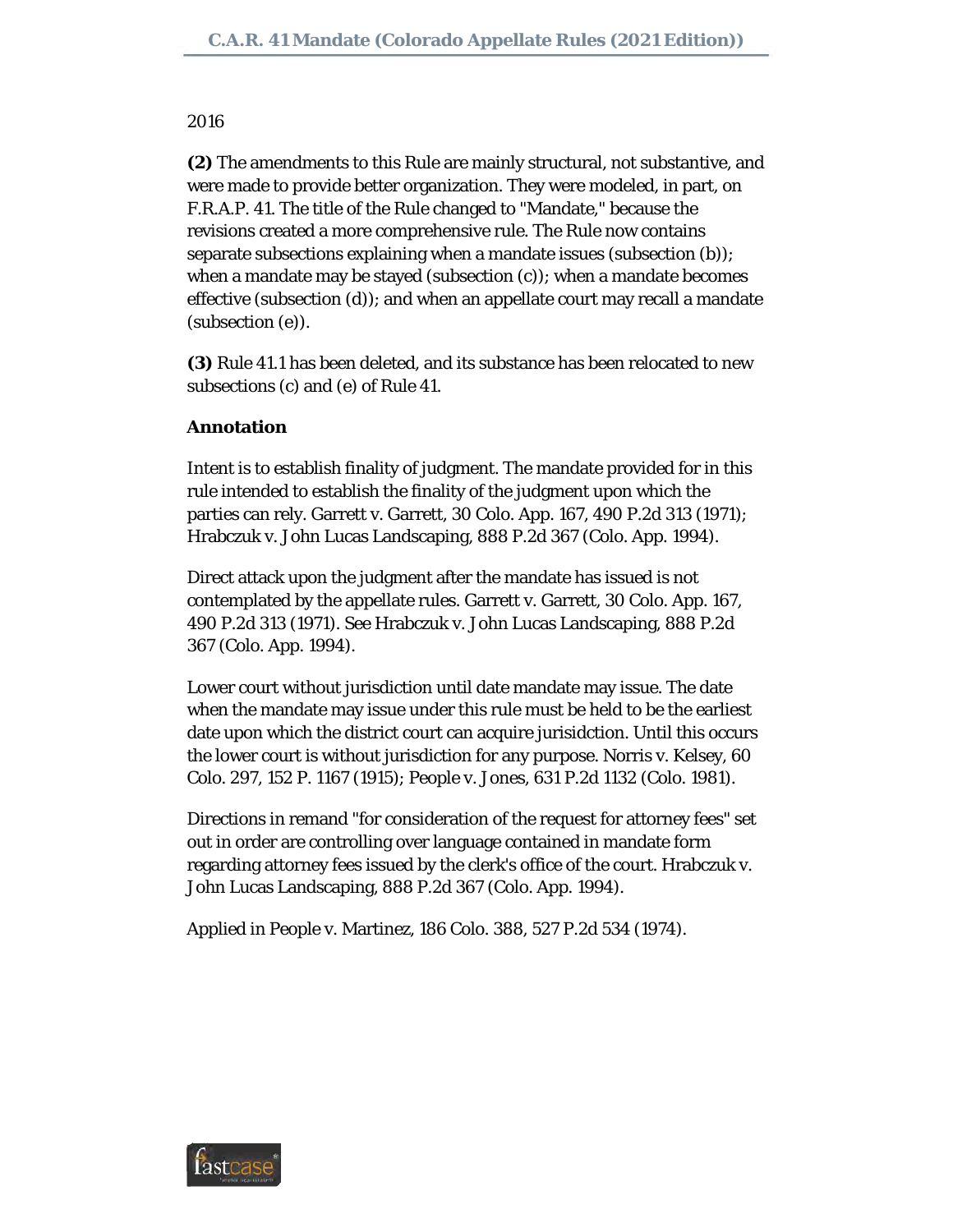2016

**(2)** The amendments to this Rule are mainly structural, not substantive, and were made to provide better organization. They were modeled, in part, on F.R.A.P. 41. The title of the Rule changed to "Mandate," because the revisions created a more comprehensive rule. The Rule now contains separate subsections explaining when a mandate issues (subsection (b)); when a mandate may be stayed (subsection (c)); when a mandate becomes effective (subsection (d)); and when an appellate court may recall a mandate (subsection (e)).

**(3)** Rule 41.1 has been deleted, and its substance has been relocated to new subsections (c) and (e) of Rule 41.

**Annotation**

Intent is to establish finality of judgment. The mandate provided for in this rule intended to establish the finality of the judgment upon which the parties can rely. Garrett v. Garrett, 30 Colo. App. 167, 490 P.2d 313 (1971); Hrabczuk v. John Lucas Landscaping, 888 P.2d 367 (Colo. App. 1994).

Direct attack upon the judgment after the mandate has issued is not contemplated by the appellate rules. Garrett v. Garrett, 30 Colo. App. 167, 490 P.2d 313 (1971). See Hrabczuk v. John Lucas Landscaping, 888 P.2d 367 (Colo. App. 1994).

Lower court without jurisdiction until date mandate may issue. The date when the mandate may issue under this rule must be held to be the earliest date upon which the district court can acquire jurisidction. Until this occurs the lower court is without jurisdiction for any purpose. Norris v. Kelsey, 60 Colo. 297, 152 P. 1167 (1915); People v. Jones, 631 P.2d 1132 (Colo. 1981).

Directions in remand "for consideration of the request for attorney fees" set out in order are controlling over language contained in mandate form regarding attorney fees issued by the clerk's office of the court. Hrabczuk v. John Lucas Landscaping, 888 P.2d 367 (Colo. App. 1994).

Applied in People v. Martinez, 186 Colo. 388, 527 P.2d 534 (1974).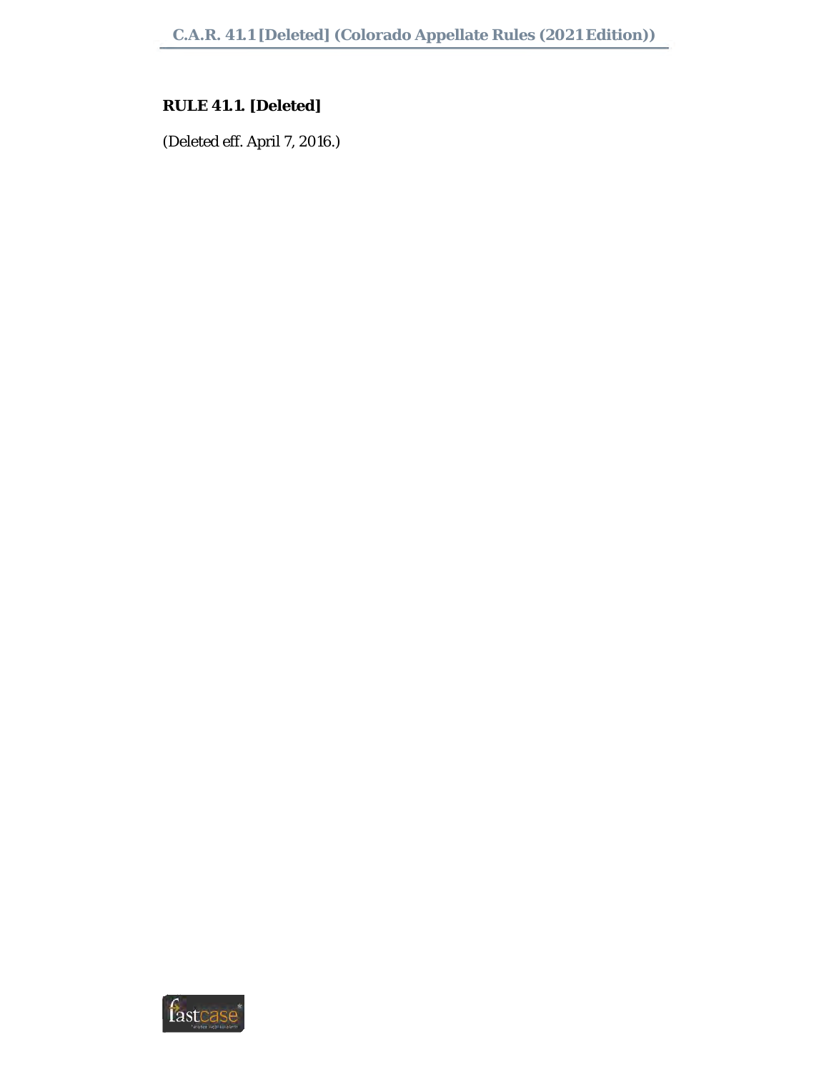**RULE 41.1. [Deleted]**

(Deleted eff. April 7, 2016.)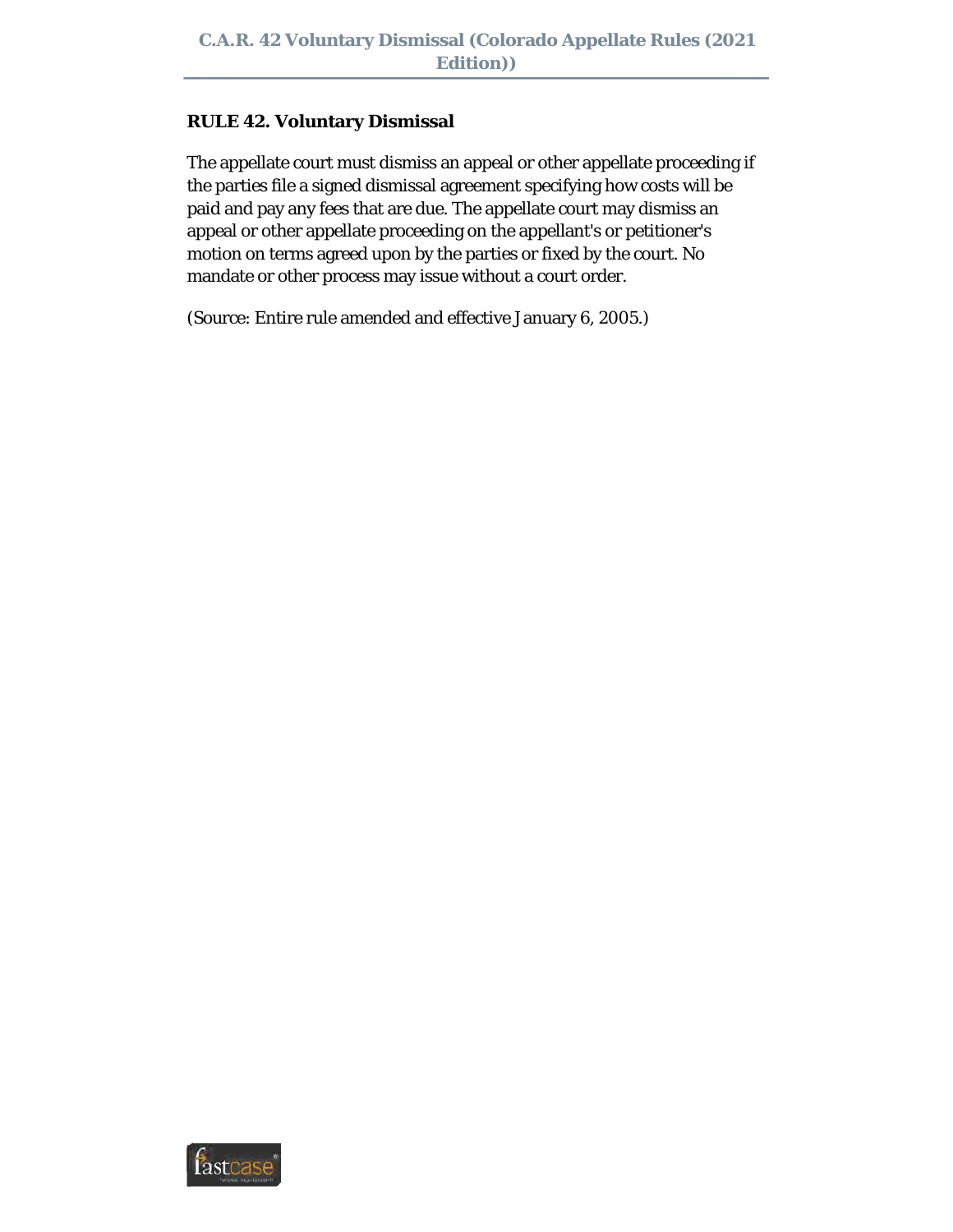**RULE 42. Voluntary Dismissal**

The appellate court must dismiss an appeal or other appellate proceeding if the parties file a signed dismissal agreement specifying how costs will be paid and pay any fees that are due. The appellate court may dismiss an appeal or other appellate proceeding on the appellant's or petitioner's motion on terms agreed upon by the parties or fixed by the court. No mandate or other process may issue without a court order.

(Source: Entire rule amended and effective January 6, 2005.)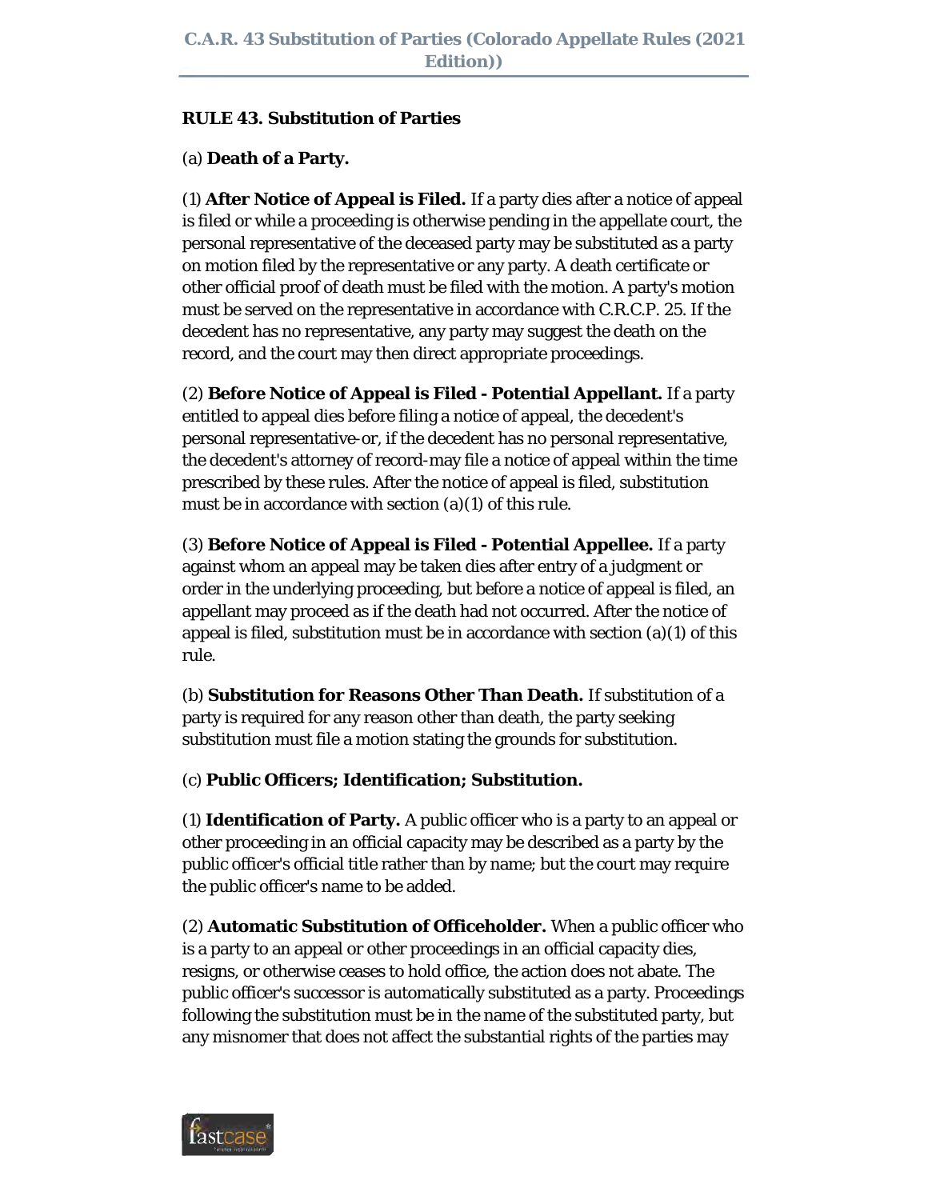**RULE 43. Substitution of Parties**

(a) **Death of a Party.**

(1) **After Notice of Appeal is Filed.** If a party dies after a notice of appeal is filed or while a proceeding is otherwise pending in the appellate court, the personal representative of the deceased party may be substituted as a party on motion filed by the representative or any party. A death certificate or other official proof of death must be filed with the motion. A party's motion must be served on the representative in accordance with C.R.C.P. 25. If the decedent has no representative, any party may suggest the death on the record, and the court may then direct appropriate proceedings.

(2) **Before Notice of Appeal is Filed - Potential Appellant.** If a party entitled to appeal dies before filing a notice of appeal, the decedent's personal representative-or, if the decedent has no personal representative, the decedent's attorney of record-may file a notice of appeal within the time prescribed by these rules. After the notice of appeal is filed, substitution must be in accordance with section (a)(1) of this rule.

(3) **Before Notice of Appeal is Filed - Potential Appellee.** If a party against whom an appeal may be taken dies after entry of a judgment or order in the underlying proceeding, but before a notice of appeal is filed, an appellant may proceed as if the death had not occurred. After the notice of appeal is filed, substitution must be in accordance with section (a)(1) of this rule.

(b) **Substitution for Reasons Other Than Death.** If substitution of a party is required for any reason other than death, the party seeking substitution must file a motion stating the grounds for substitution.

(c) **Public Officers; Identification; Substitution.**

(1) **Identification of Party.** A public officer who is a party to an appeal or other proceeding in an official capacity may be described as a party by the public officer's official title rather than by name; but the court may require the public officer's name to be added.

(2) **Automatic Substitution of Officeholder.** When a public officer who is a party to an appeal or other proceedings in an official capacity dies, resigns, or otherwise ceases to hold office, the action does not abate. The public officer's successor is automatically substituted as a party. Proceedings following the substitution must be in the name of the substituted party, but any misnomer that does not affect the substantial rights of the parties may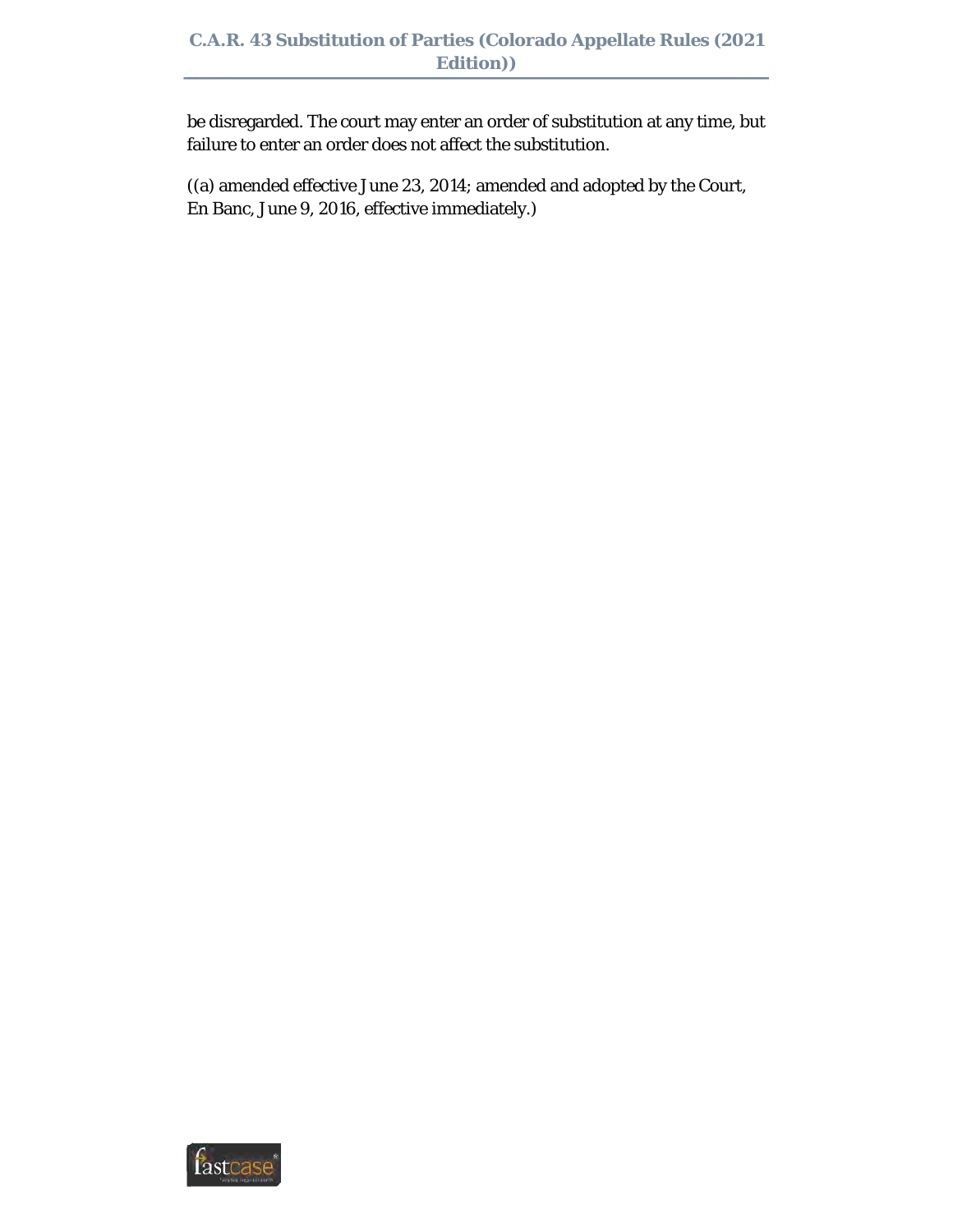be disregarded. The court may enter an order of substitution at any time, but failure to enter an order does not affect the substitution.

((a) amended effective June 23, 2014; amended and adopted by the Court, En Banc, June 9, 2016, effective immediately.)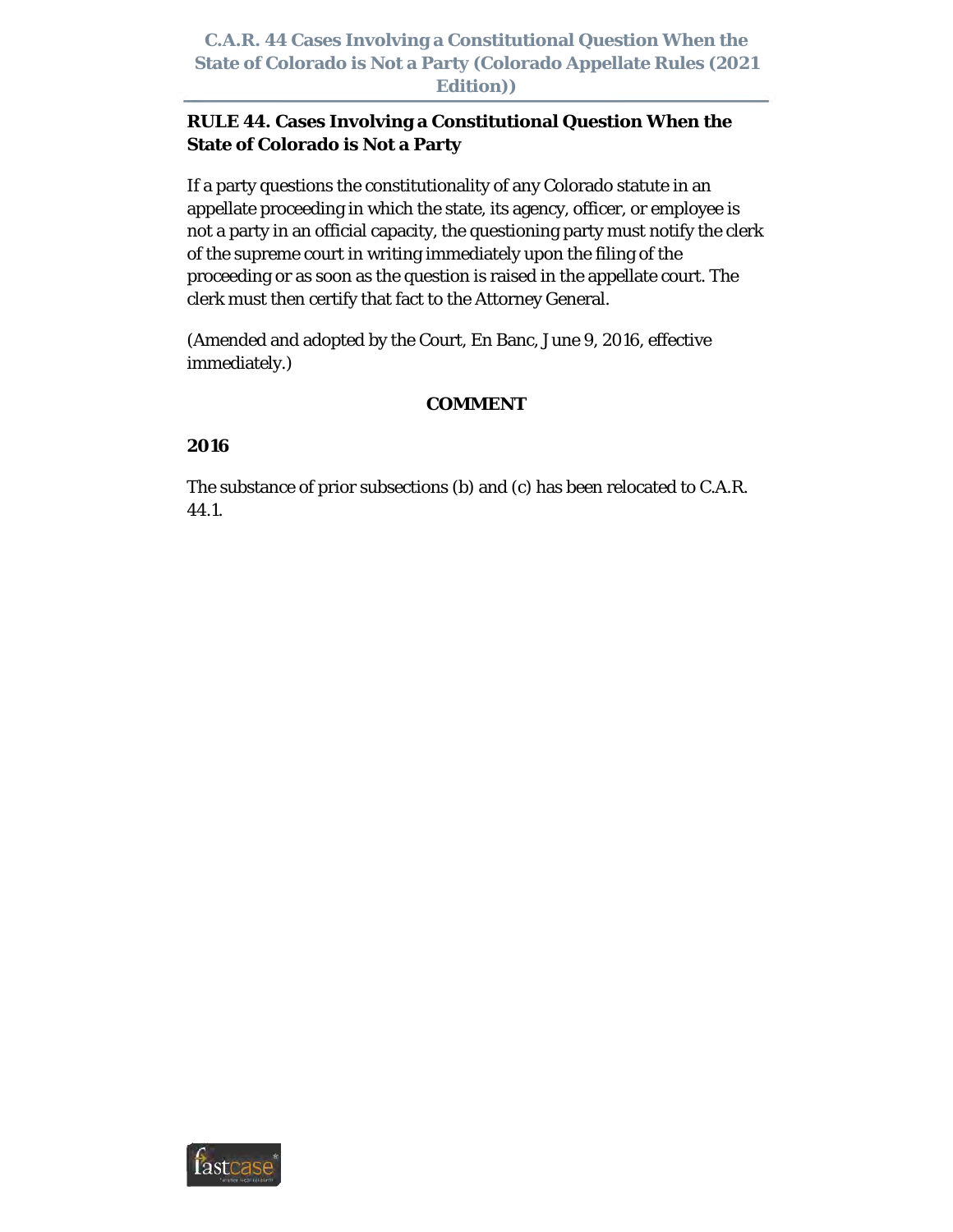## RULE 44. Cases Involving a Constitutional Question When the State of Colorado is Not a Party

If a party questions the constitutionality of any Colorado statute in an appellate proceeding in which the state, its agency, officer, or employee is not a party in an official capacity, the questioning party must notify the clerk of the supreme court in writing immediately upon the filing of the proceeding or as soon as the question is raised in the appellate court. The clerk must then certify that fact to the Attorney General.

(Amended and adopted by the Court, En Banc, June 9, 2016, effective immediately.)

**COMMENT**

**2016**

The substance of prior subsections (b) and (c) has been relocated to C.A.R. 44.1.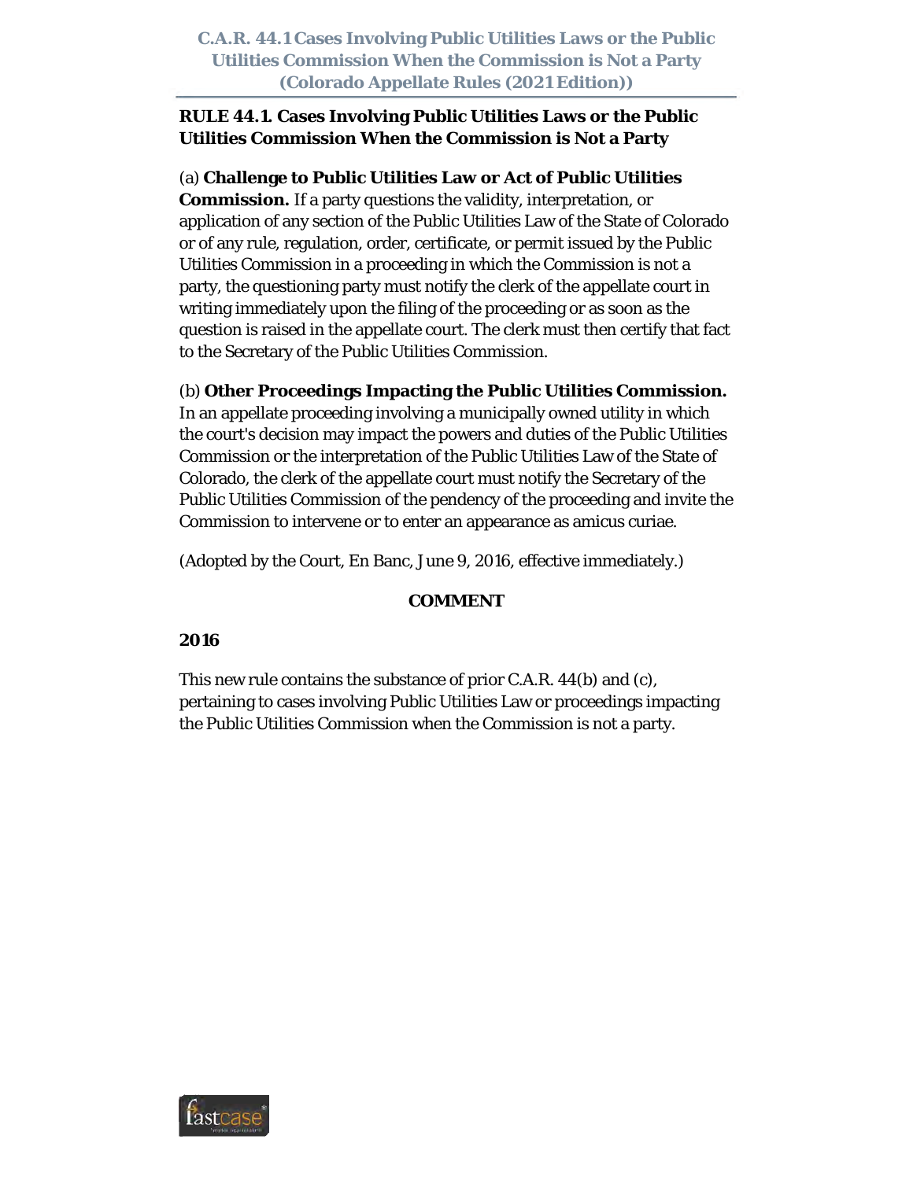## RULE 44.1. Cases Involving Public Utilities Laws or the Public Utilities Commission When the Commission is Not a Party

(a) **Challenge to Public Utilities Law or Act of Public Utilities Commission.** If a party questions the validity, interpretation, or application of any section of the Public Utilities Law of the State of Colorado or of any rule, regulation, order, certificate, or permit issued by the Public Utilities Commission in a proceeding in which the Commission is not a party, the questioning party must notify the clerk of the appellate court in writing immediately upon the filing of the proceeding or as soon as the question is raised in the appellate court. The clerk must then certify that fact to the Secretary of the Public Utilities Commission.

(b) **Other Proceedings Impacting the Public Utilities Commission.** In an appellate proceeding involving a municipally owned utility in which the court's decision may impact the powers and duties of the Public Utilities Commission or the interpretation of the Public Utilities Law of the State of Colorado, the clerk of the appellate court must notify the Secretary of the Public Utilities Commission of the pendency of the proceeding and invite the Commission to intervene or to enter an appearance as amicus curiae.

(Adopted by the Court, En Banc, June 9, 2016, effective immediately.)

### COMMENT

**2016**

This new rule contains the substance of prior C.A.R. 44(b) and (c), pertaining to cases involving Public Utilities Law or proceedings impacting the Public Utilities Commission when the Commission is not a party.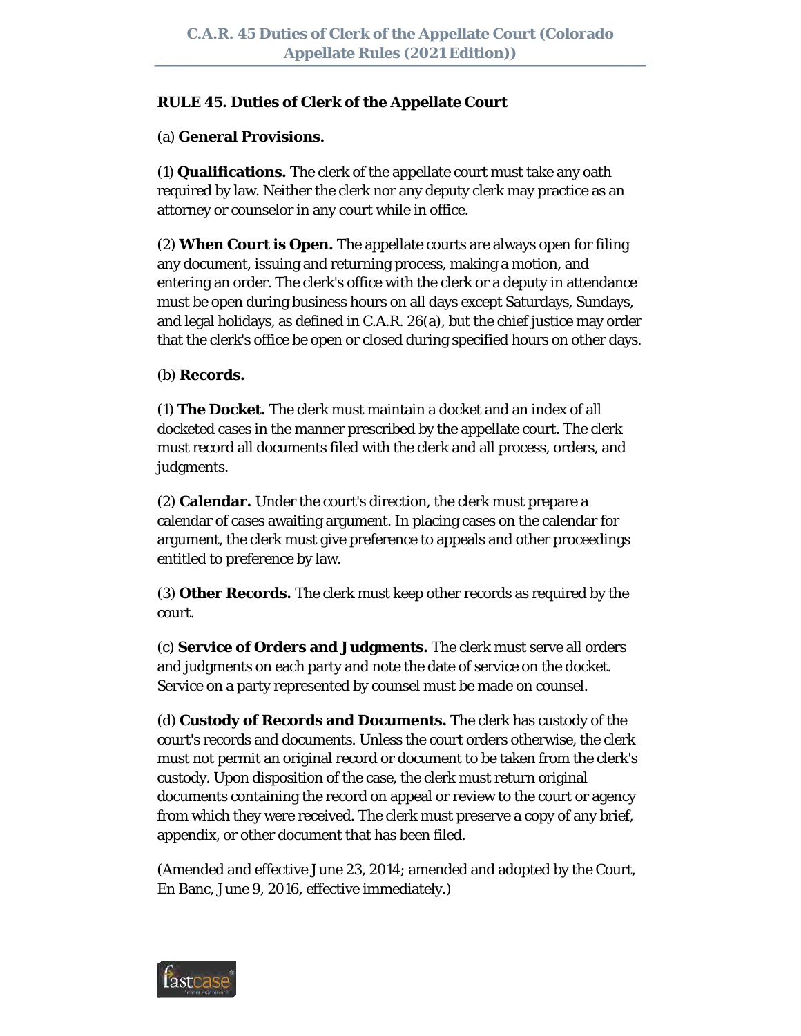**RULE 45. Duties of Clerk of the Appellate Court**

(a) **General Provisions.**

(1) **Qualifications.** The clerk of the appellate court must take any oath required by law. Neither the clerk nor any deputy clerk may practice as an attorney or counselor in any court while in office.

(2) **When Court is Open.** The appellate courts are always open for filing any document, issuing and returning process, making a motion, and entering an order. The clerk's office with the clerk or a deputy in attendance must be open during business hours on all days except Saturdays, Sundays, and legal holidays, as defined in C.A.R. 26(a), but the chief justice may order that the clerk's office be open or closed during specified hours on other days.

(b) **Records.**

(1) **The Docket.** The clerk must maintain a docket and an index of all docketed cases in the manner prescribed by the appellate court. The clerk must record all documents filed with the clerk and all process, orders, and judgments.

(2) **Calendar.** Under the court's direction, the clerk must prepare a calendar of cases awaiting argument. In placing cases on the calendar for argument, the clerk must give preference to appeals and other proceedings entitled to preference by law.

(3) **Other Records.** The clerk must keep other records as required by the court.

(c) **Service of Orders and Judgments.** The clerk must serve all orders and judgments on each party and note the date of service on the docket. Service on a party represented by counsel must be made on counsel.

(d) **Custody of Records and Documents.** The clerk has custody of the court's records and documents. Unless the court orders otherwise, the clerk must not permit an original record or document to be taken from the clerk's custody. Upon disposition of the case, the clerk must return original documents containing the record on appeal or review to the court or agency from which they were received. The clerk must preserve a copy of any brief, appendix, or other document that has been filed.

(Amended and effective June 23, 2014; amended and adopted by the Court, En Banc, June 9, 2016, effective immediately.)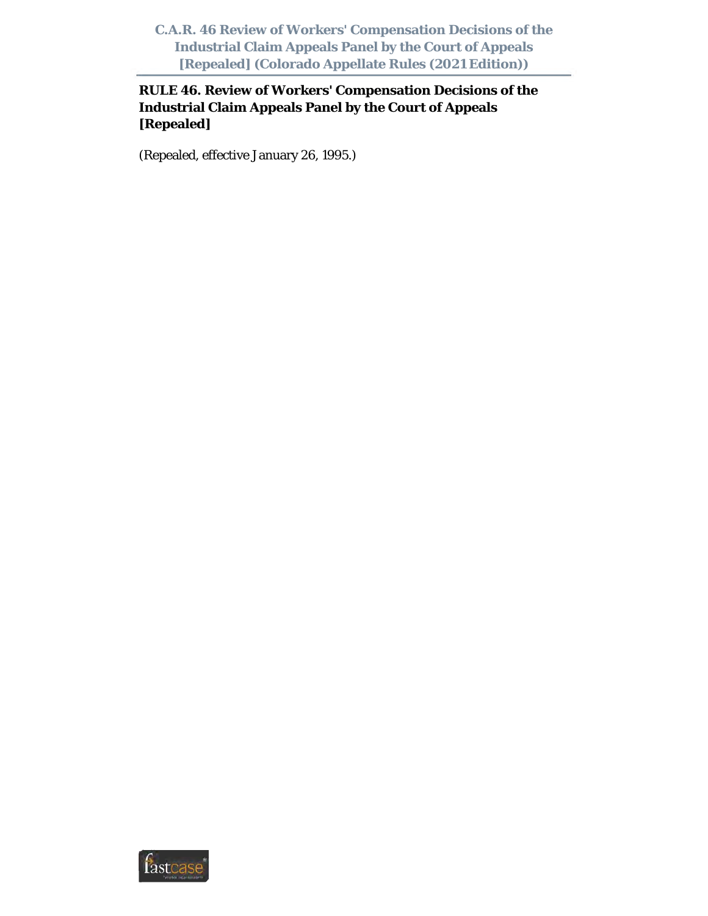## RULE 46. Review of Workers' Compensation Decisions of the Industrial Claim Appeals Panel by the Court of Appeals [Repealed]

(Repealed, effective January 26, 1995.)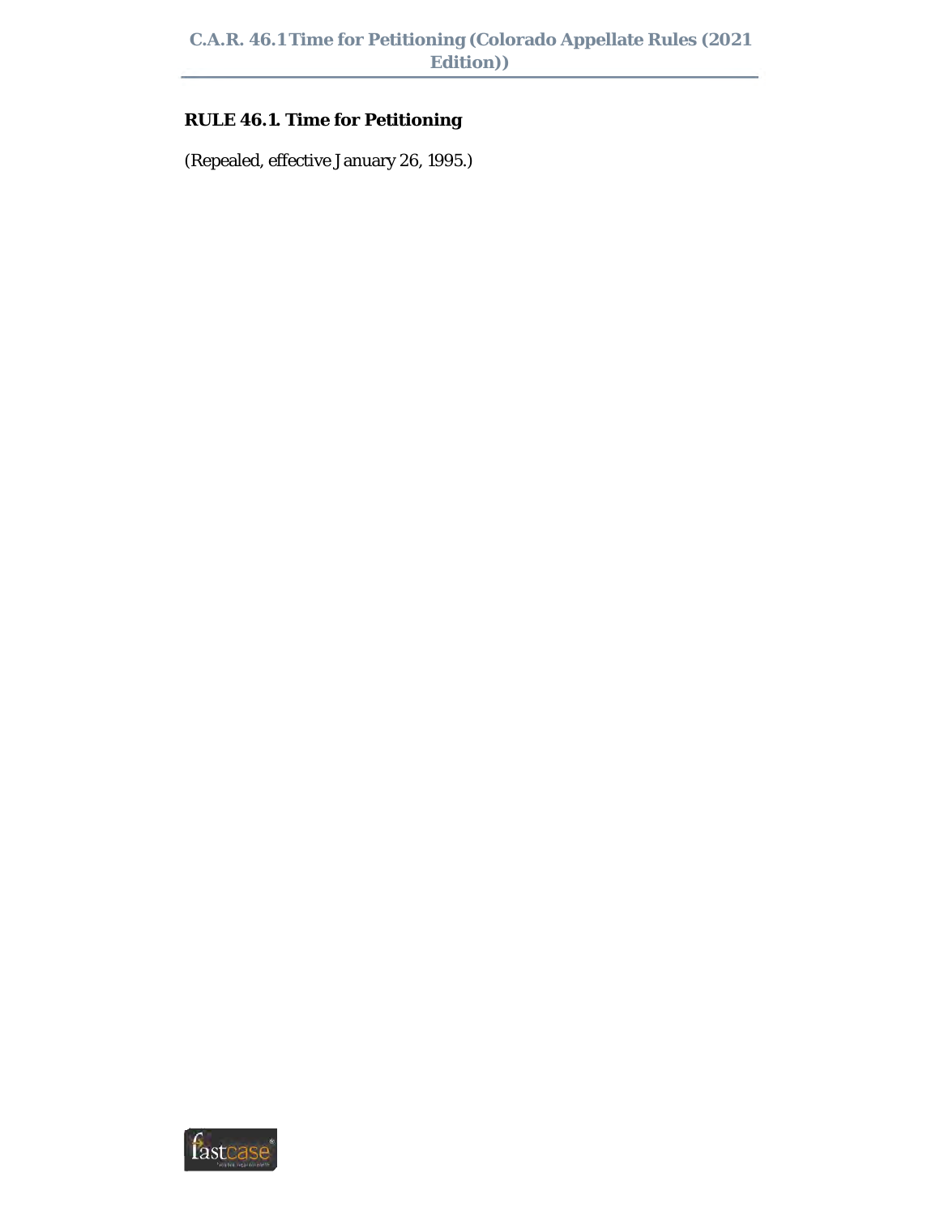## RULE 46.1. Time for Petitioning

(Repealed, effective January 26, 1995.)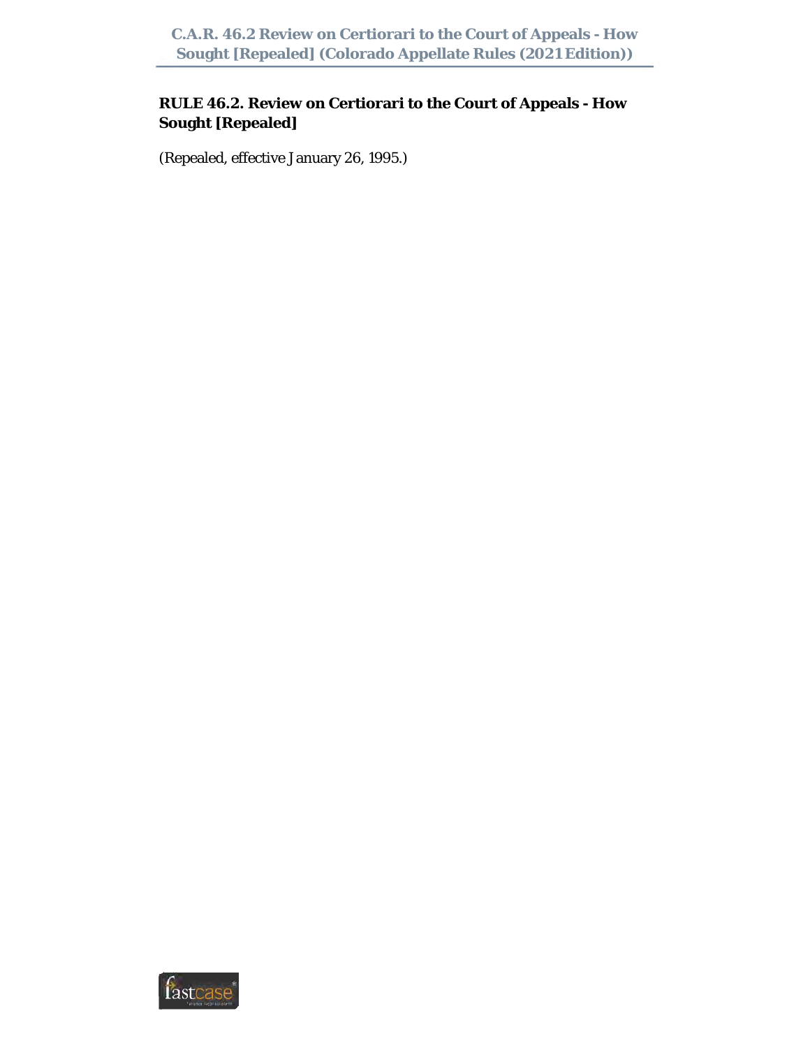## RULE 46.2. Review on Certiorari to the Court of Appeals - How Sought [Repealed]

(Repealed, effective January 26, 1995.)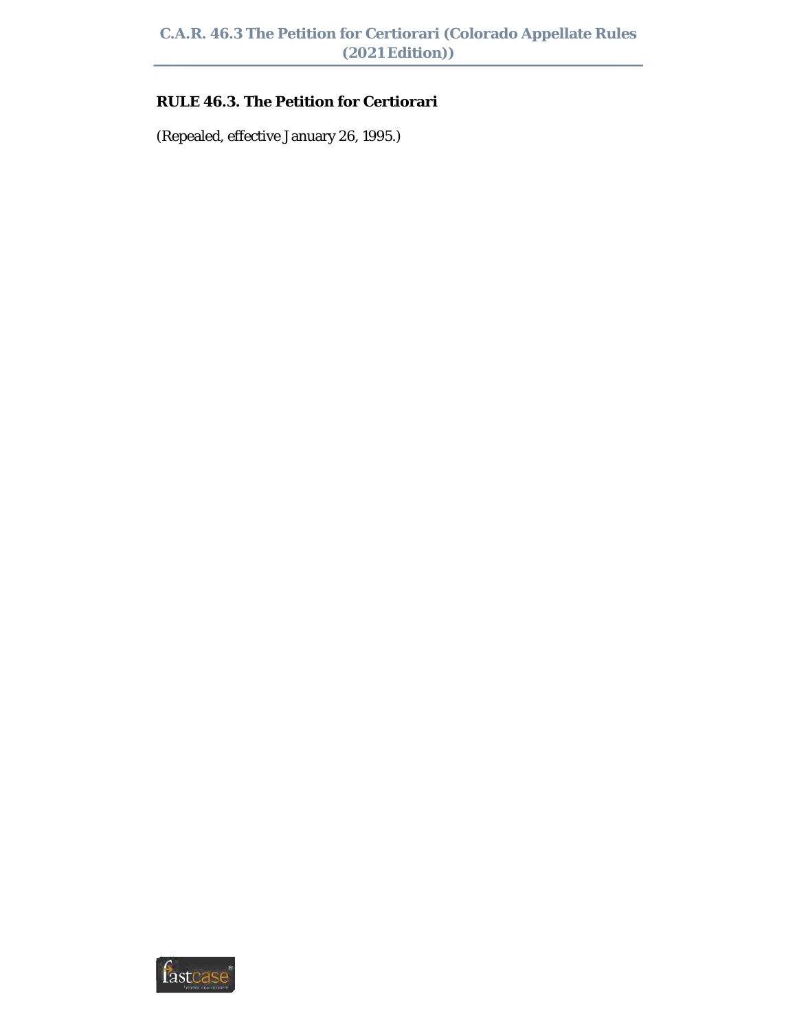## RULE 46.3. The Petition for Certiorari

(Repealed, effective January 26, 1995.)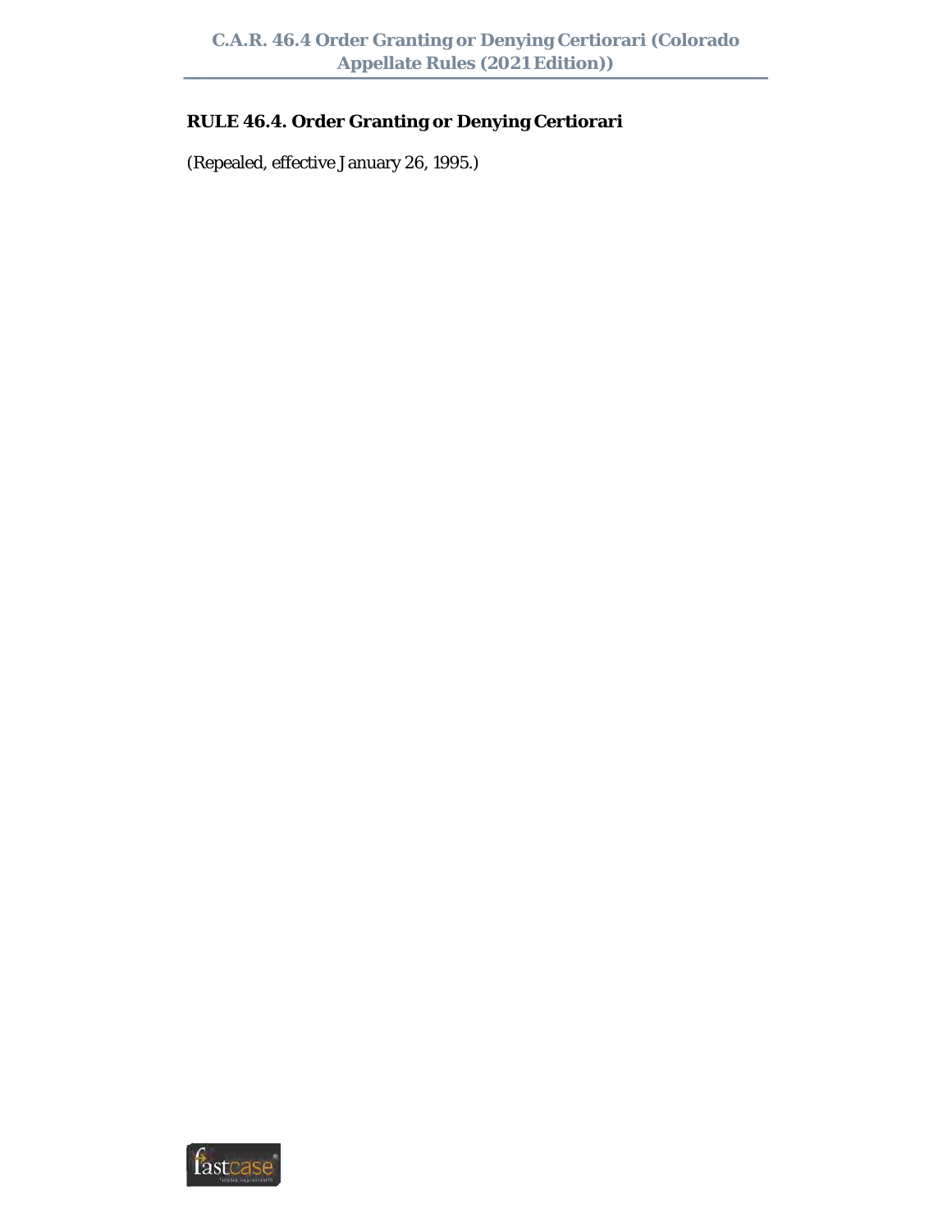## RULE 46.4. Order Granting or Denying Certiorari

(Repealed, effective January 26, 1995.)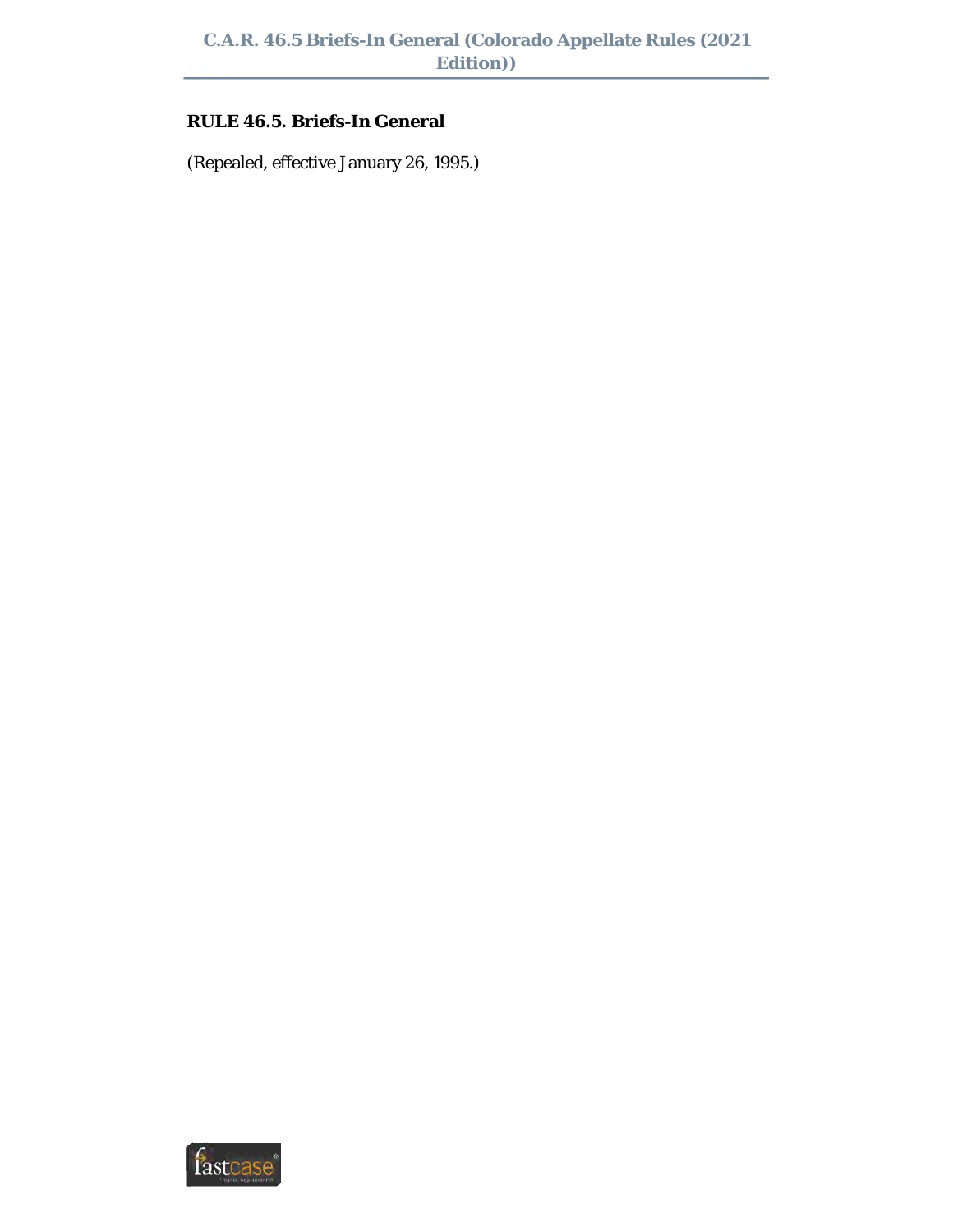## RULE 46.5. Briefs-In General

(Repealed, effective January 26, 1995.)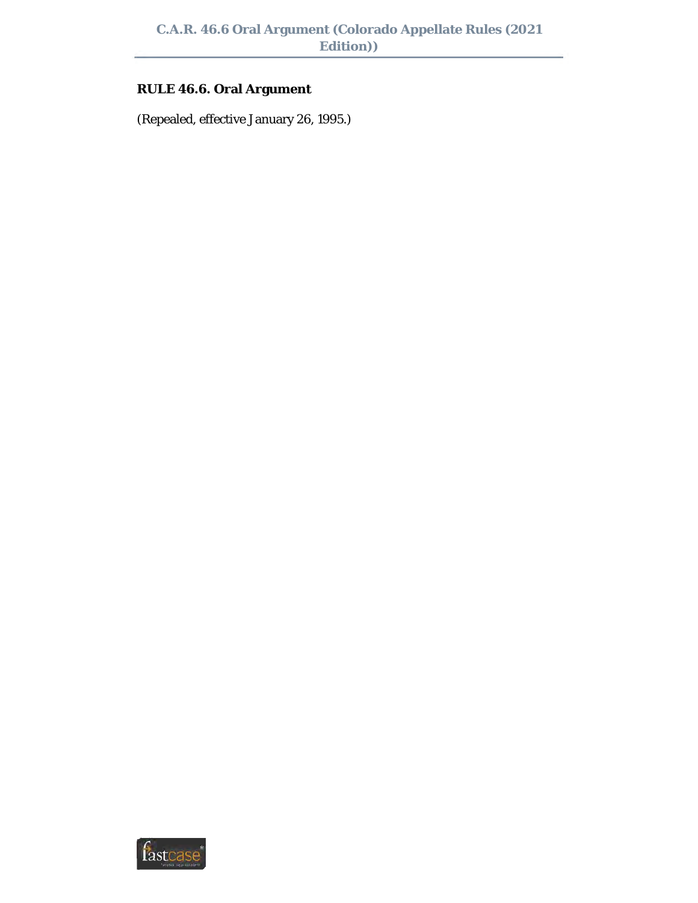**RULE 46.6. Oral Argument**

(Repealed, effective January 26, 1995.)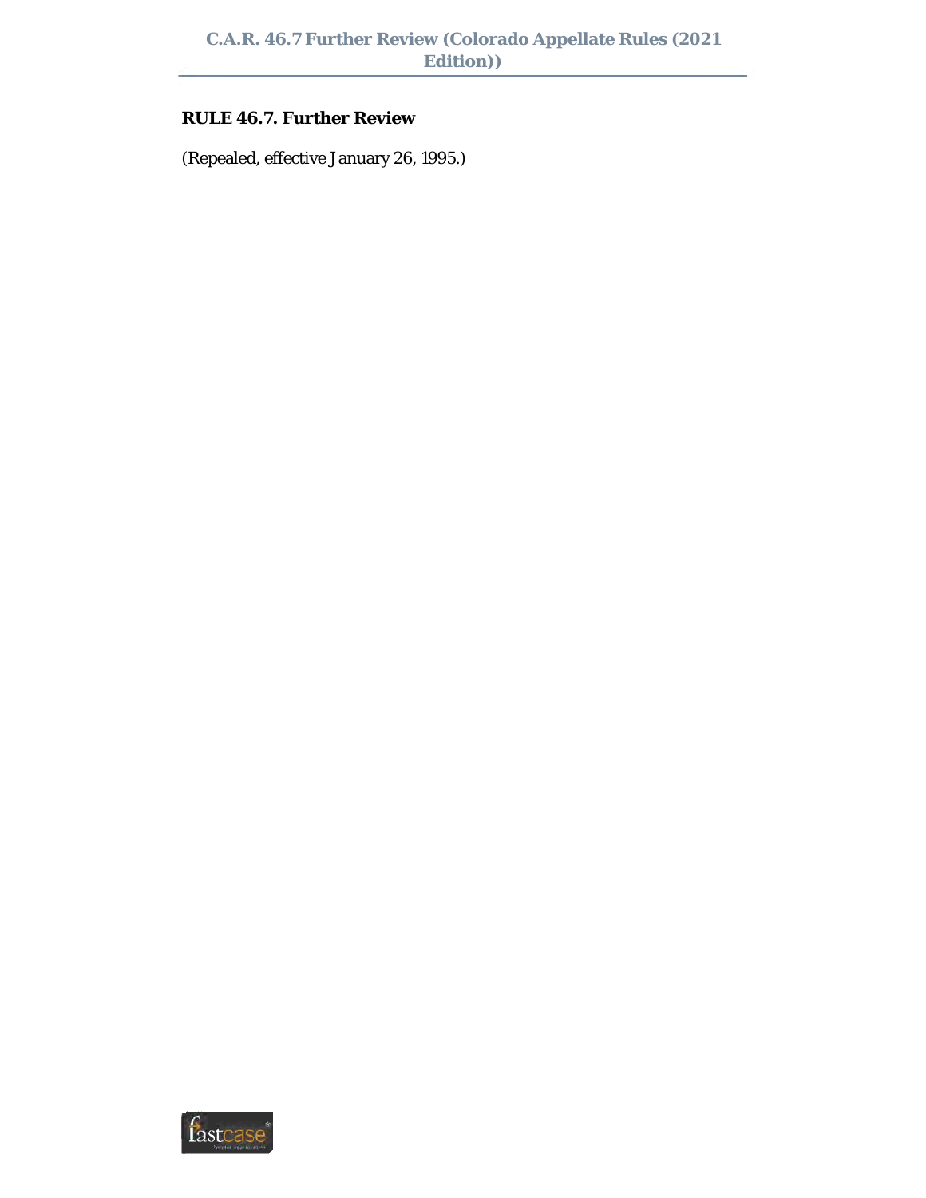**RULE 46.7. Further Review**

(Repealed, effective January 26, 1995.)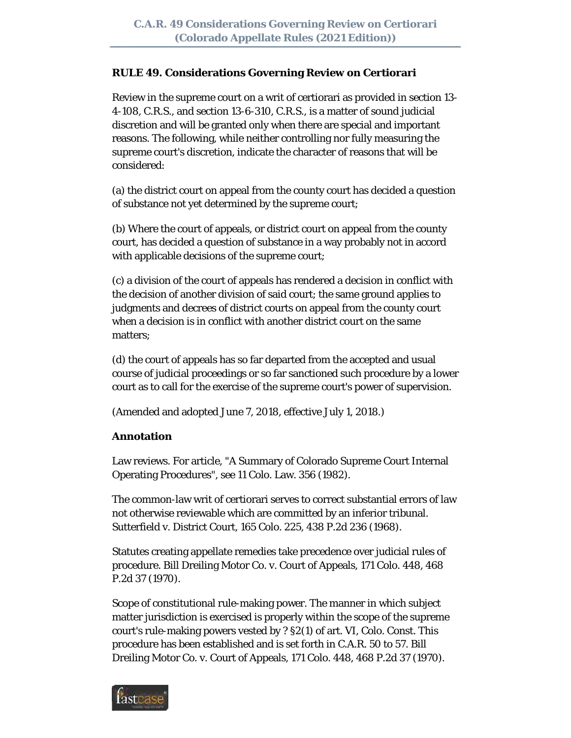## RULE 49. Considerations Governing Review on Certiorari

Review in the supreme court on a writ of certiorari as provided in section 13-4-108, C.R.S., and section 13-6-310, C.R.S., is a matter of sound judicial discretion and will be granted only when there are special and important reasons. The following, while neither controlling nor fully measuring the supreme court's discretion, indicate the character of reasons that will be considered:

(a) the district court on appeal from the county court has decided a question of substance not yet determined by the supreme court;

(b) Where the court of appeals, or district court on appeal from the county court, has decided a question of substance in a way probably not in accord with applicable decisions of the supreme court;

(c) a division of the court of appeals has rendered a decision in conflict with the decision of another division of said court; the same ground applies to judgments and decrees of district courts on appeal from the county court when a decision is in conflict with another district court on the same matters;

(d) the court of appeals has so far departed from the accepted and usual course of judicial proceedings or so far sanctioned such procedure by a lower court as to call for the exercise of the supreme court's power of supervision.

(Amended and adopted June 7, 2018, effective July 1, 2018.)

### Annotation

Law reviews. For article, "A Summary of Colorado Supreme Court Internal Operating Procedures", see 11 Colo. Law. 356 (1982).

The common-law writ of certiorari serves to correct substantial errors of law not otherwise reviewable which are committed by an inferior tribunal. Sutterfield v. District Court, 165 Colo. 225, 438 P.2d 236 (1968).

Statutes creating appellate remedies take precedence over judicial rules of procedure. Bill Dreiling Motor Co. v. Court of Appeals, 171 Colo. 448, 468 P.2d 37 (1970).

Scope of constitutional rule-making power. The manner in which subject matter jurisdiction is exercised is properly within the scope of the supreme court's rule-making powers vested by ? §2(1) of art. VI, Colo. Const. This procedure has been established and is set forth in C.A.R. 50 to 57. Bill Dreiling Motor Co. v. Court of Appeals, 171 Colo. 448, 468 P.2d 37 (1970).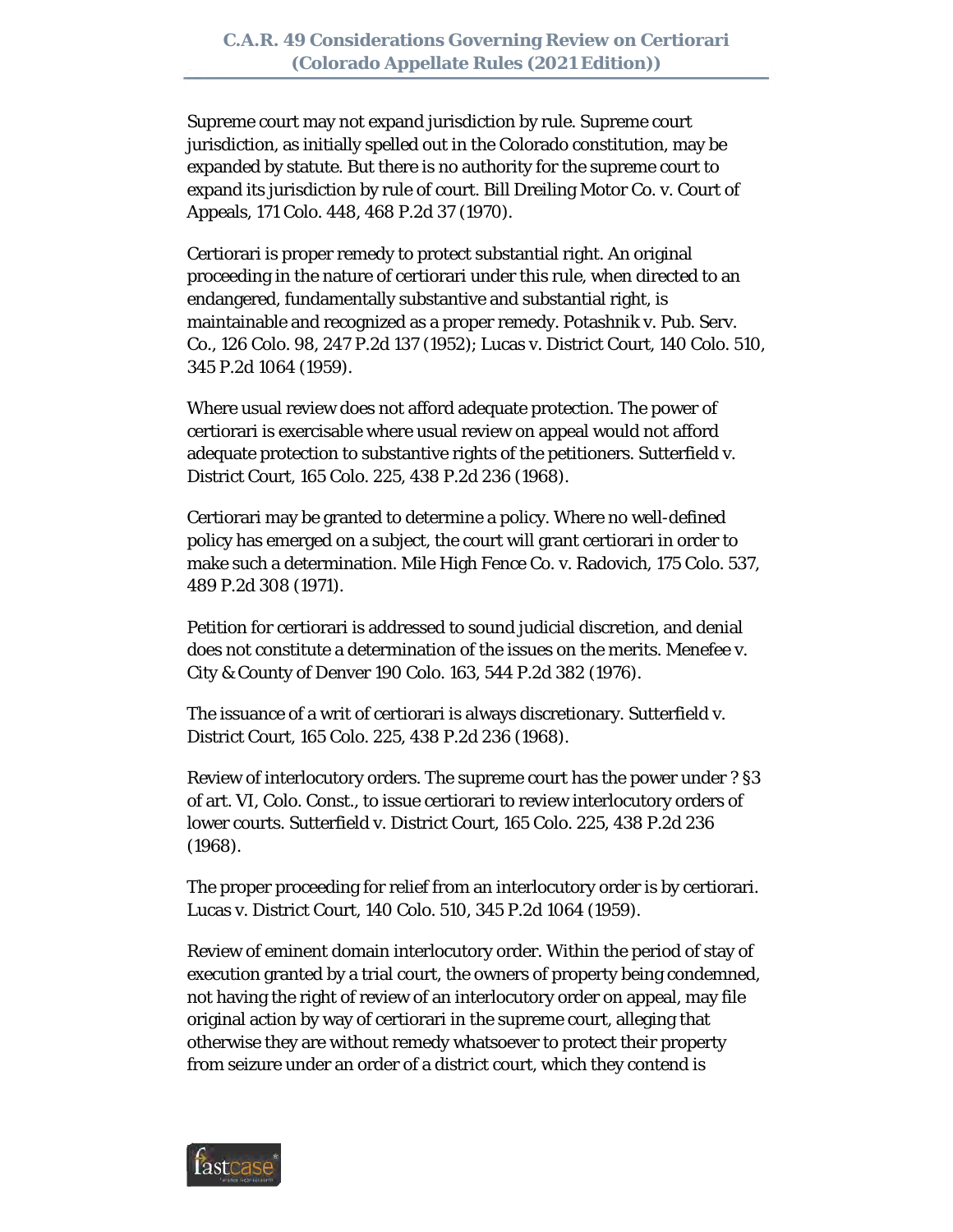Supreme court may not expand jurisdiction by rule. Supreme court jurisdiction, as initially spelled out in the Colorado constitution, may be expanded by statute. But there is no authority for the supreme court to expand its jurisdiction by rule of court. Bill Dreiling Motor Co. v. Court of Appeals, 171 Colo. 448, 468 P.2d 37 (1970).

Certiorari is proper remedy to protect substantial right. An original proceeding in the nature of certiorari under this rule, when directed to an endangered, fundamentally substantive and substantial right, is maintainable and recognized as a proper remedy. Potashnik v. Pub. Serv. Co., 126 Colo. 98, 247 P.2d 137 (1952); Lucas v. District Court, 140 Colo. 510, 345 P.2d 1064 (1959).

Where usual review does not afford adequate protection. The power of certiorari is exercisable where usual review on appeal would not afford adequate protection to substantive rights of the petitioners. Sutterfield v. District Court, 165 Colo. 225, 438 P.2d 236 (1968).

Certiorari may be granted to determine a policy. Where no well-defined policy has emerged on a subject, the court will grant certiorari in order to make such a determination. Mile High Fence Co. v. Radovich, 175 Colo. 537, 489 P.2d 308 (1971).

Petition for certiorari is addressed to sound judicial discretion, and denial does not constitute a determination of the issues on the merits. Menefee v. City & County of Denver 190 Colo. 163, 544 P.2d 382 (1976).

The issuance of a writ of certiorari is always discretionary. Sutterfield v. District Court, 165 Colo. 225, 438 P.2d 236 (1968).

Review of interlocutory orders. The supreme court has the power under ? §3 of art. VI, Colo. Const., to issue certiorari to review interlocutory orders of lower courts. Sutterfield v. District Court, 165 Colo. 225, 438 P.2d 236 (1968).

The proper proceeding for relief from an interlocutory order is by certiorari. Lucas v. District Court, 140 Colo. 510, 345 P.2d 1064 (1959).

Review of eminent domain interlocutory order. Within the period of stay of execution granted by a trial court, the owners of property being condemned, not having the right of review of an interlocutory order on appeal, may file original action by way of certiorari in the supreme court, alleging that otherwise they are without remedy whatsoever to protect their property from seizure under an order of a district court, which they contend is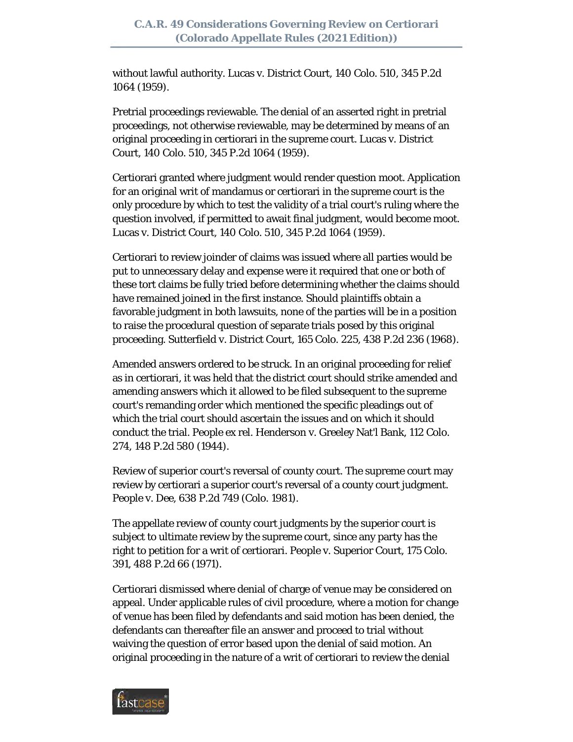without lawful authority. Lucas v. District Court, 140 Colo. 510, 345 P.2d 1064 (1959).

Pretrial proceedings reviewable. The denial of an asserted right in pretrial proceedings, not otherwise reviewable, may be determined by means of an original proceeding in certiorari in the supreme court. Lucas v. District Court, 140 Colo. 510, 345 P.2d 1064 (1959).

Certiorari granted where judgment would render question moot. Application for an original writ of mandamus or certiorari in the supreme court is the only procedure by which to test the validity of a trial court's ruling where the question involved, if permitted to await final judgment, would become moot. Lucas v. District Court, 140 Colo. 510, 345 P.2d 1064 (1959).

Certiorari to review joinder of claims was issued where all parties would be put to unnecessary delay and expense were it required that one or both of these tort claims be fully tried before determining whether the claims should have remained joined in the first instance. Should plaintiffs obtain a favorable judgment in both lawsuits, none of the parties will be in a position to raise the procedural question of separate trials posed by this original proceeding. Sutterfield v. District Court, 165 Colo. 225, 438 P.2d 236 (1968).

Amended answers ordered to be struck. In an original proceeding for relief as in certiorari, it was held that the district court should strike amended and amending answers which it allowed to be filed subsequent to the supreme court's remanding order which mentioned the specific pleadings out of which the trial court should ascertain the issues and on which it should conduct the trial. People ex rel. Henderson v. Greeley Nat'l Bank, 112 Colo. 274, 148 P.2d 580 (1944).

Review of superior court's reversal of county court. The supreme court may review by certiorari a superior court's reversal of a county court judgment. People v. Dee, 638 P.2d 749 (Colo. 1981).

The appellate review of county court judgments by the superior court is subject to ultimate review by the supreme court, since any party has the right to petition for a writ of certiorari. People v. Superior Court, 175 Colo. 391, 488 P.2d 66 (1971).

Certiorari dismissed where denial of charge of venue may be considered on appeal. Under applicable rules of civil procedure, where a motion for change of venue has been filed by defendants and said motion has been denied, the defendants can thereafter file an answer and proceed to trial without waiving the question of error based upon the denial of said motion. An original proceeding in the nature of a writ of certiorari to review the denial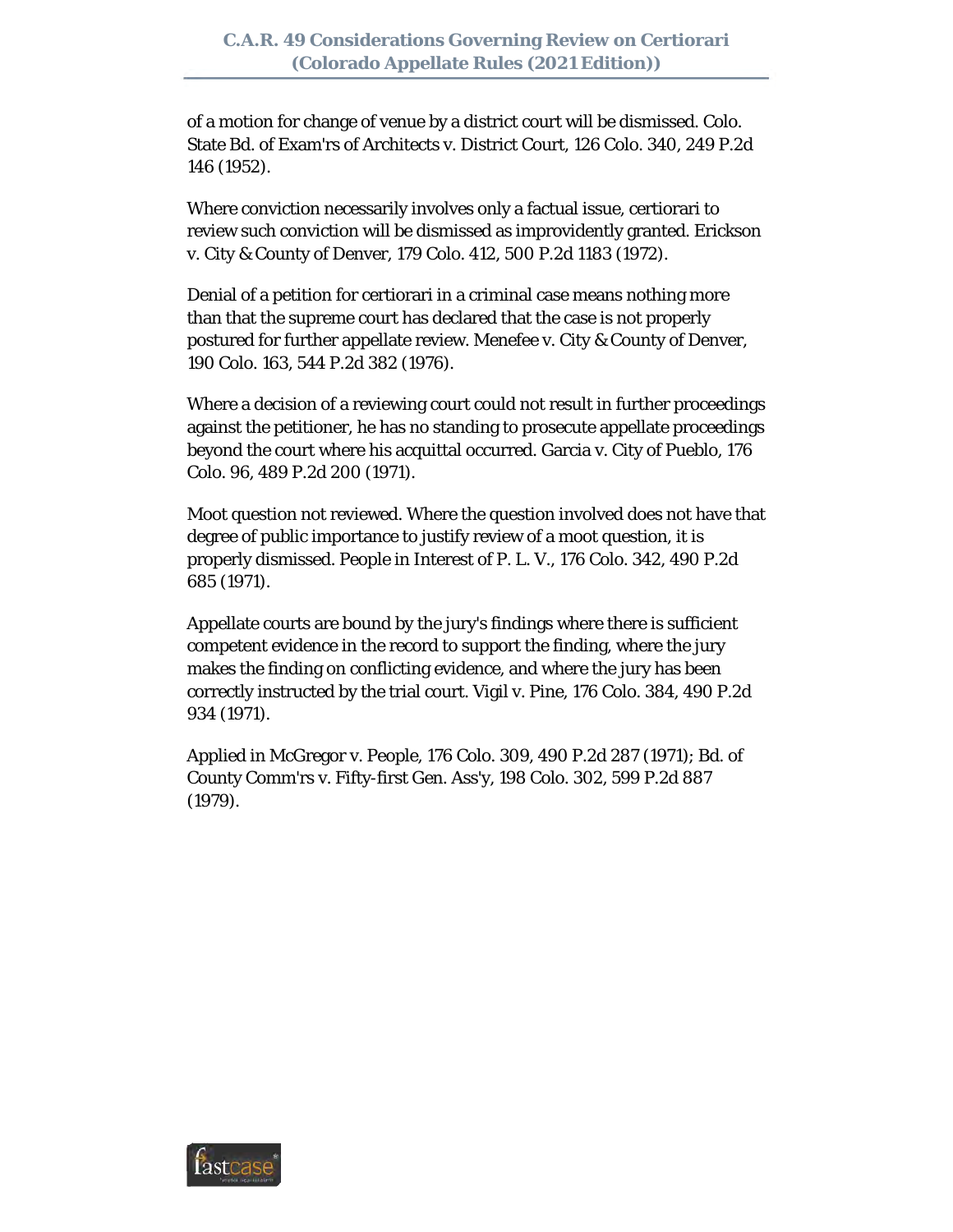of a motion for change of venue by a district court will be dismissed. Colo. State Bd. of Exam'rs of Architects v. District Court, 126 Colo. 340, 249 P.2d 146 (1952).

Where conviction necessarily involves only a factual issue, certiorari to review such conviction will be dismissed as improvidently granted. Erickson v. City & County of Denver, 179 Colo. 412, 500 P.2d 1183 (1972).

Denial of a petition for certiorari in a criminal case means nothing more than that the supreme court has declared that the case is not properly postured for further appellate review. Menefee v. City & County of Denver, 190 Colo. 163, 544 P.2d 382 (1976).

Where a decision of a reviewing court could not result in further proceedings against the petitioner, he has no standing to prosecute appellate proceedings beyond the court where his acquittal occurred. Garcia v. City of Pueblo, 176 Colo. 96, 489 P.2d 200 (1971).

Moot question not reviewed. Where the question involved does not have that degree of public importance to justify review of a moot question, it is properly dismissed. People in Interest of P. L. V., 176 Colo. 342, 490 P.2d 685 (1971).

Appellate courts are bound by the jury's findings where there is sufficient competent evidence in the record to support the finding, where the jury makes the finding on conflicting evidence, and where the jury has been correctly instructed by the trial court. Vigil v. Pine, 176 Colo. 384, 490 P.2d 934 (1971).

Applied in McGregor v. People, 176 Colo. 309, 490 P.2d 287 (1971); Bd. of County Comm'rs v. Fifty-first Gen. Ass'y, 198 Colo. 302, 599 P.2d 887 (1979).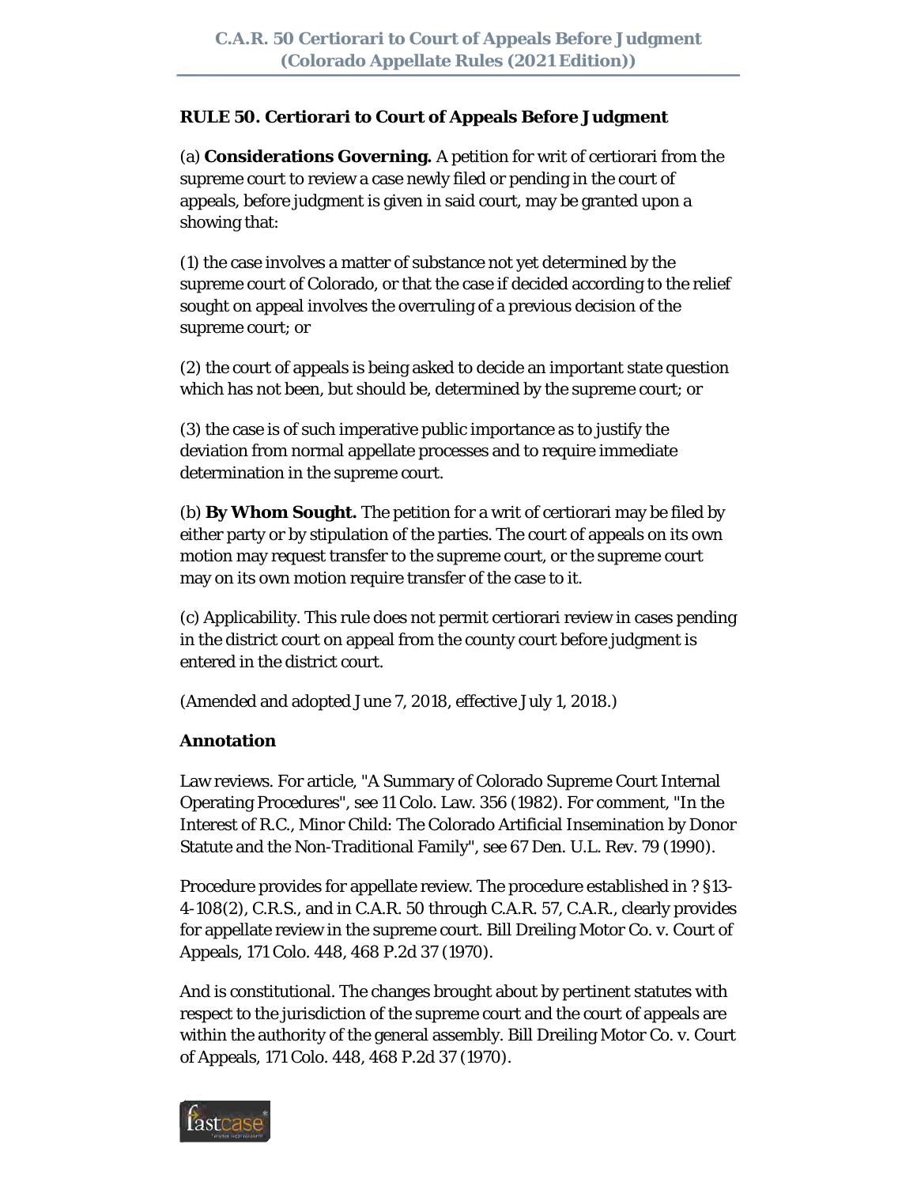## RULE 50. Certiorari to Court of Appeals Before Judgment

(a) **Considerations Governing.** A petition for writ of certiorari from the supreme court to review a case newly filed or pending in the court of appeals, before judgment is given in said court, may be granted upon a showing that:

(1) the case involves a matter of substance not yet determined by the supreme court of Colorado, or that the case if decided according to the relief sought on appeal involves the overruling of a previous decision of the supreme court; or

(2) the court of appeals is being asked to decide an important state question which has not been, but should be, determined by the supreme court; or

(3) the case is of such imperative public importance as to justify the deviation from normal appellate processes and to require immediate determination in the supreme court.

(b) **By Whom Sought.** The petition for a writ of certiorari may be filed by either party or by stipulation of the parties. The court of appeals on its own motion may request transfer to the supreme court, or the supreme court may on its own motion require transfer of the case to it.

(c) Applicability. This rule does not permit certiorari review in cases pending in the district court on appeal from the county court before judgment is entered in the district court.

(Amended and adopted June 7, 2018, effective July 1, 2018.)

### Annotation

Law reviews. For article, "A Summary of Colorado Supreme Court Internal Operating Procedures", see 11 Colo. Law. 356 (1982). For comment, "In the Interest of R.C., Minor Child: The Colorado Artificial Insemination by Donor Statute and the Non-Traditional Family", see 67 Den. U.L. Rev. 79 (1990).

Procedure provides for appellate review. The procedure established in ? §13-4-108(2), C.R.S., and in C.A.R. 50 through C.A.R. 57, C.A.R., clearly provides for appellate review in the supreme court. Bill Dreiling Motor Co. v. Court of Appeals, 171 Colo. 448, 468 P.2d 37 (1970).

And is constitutional. The changes brought about by pertinent statutes with respect to the jurisdiction of the supreme court and the court of appeals are within the authority of the general assembly. Bill Dreiling Motor Co. v. Court of Appeals, 171 Colo. 448, 468 P.2d 37 (1970).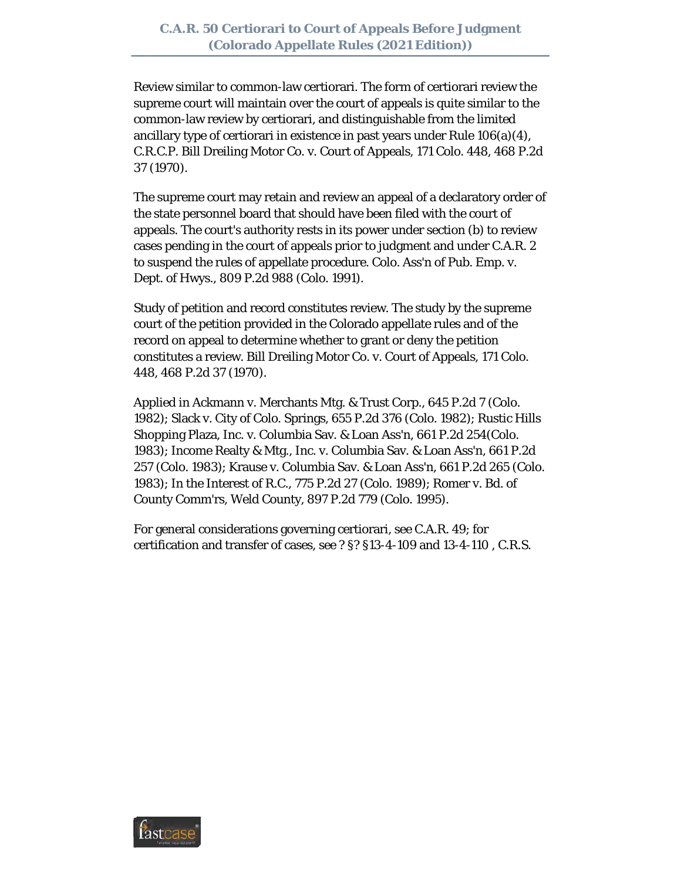Review similar to common-law certiorari. The form of certiorari review the supreme court will maintain over the court of appeals is quite similar to the common-law review by certiorari, and distinguishable from the limited ancillary type of certiorari in existence in past years under Rule 106(a)(4), C.R.C.P. Bill Dreiling Motor Co. v. Court of Appeals, 171 Colo. 448, 468 P.2d 37 (1970).

The supreme court may retain and review an appeal of a declaratory order of the state personnel board that should have been filed with the court of appeals. The court's authority rests in its power under section (b) to review cases pending in the court of appeals prior to judgment and under C.A.R. 2 to suspend the rules of appellate procedure. Colo. Ass'n of Pub. Emp. v. Dept. of Hwys., 809 P.2d 988 (Colo. 1991).

Study of petition and record constitutes review. The study by the supreme court of the petition provided in the Colorado appellate rules and of the record on appeal to determine whether to grant or deny the petition constitutes a review. Bill Dreiling Motor Co. v. Court of Appeals, 171 Colo. 448, 468 P.2d 37 (1970).

Applied in Ackmann v. Merchants Mtg. & Trust Corp., 645 P.2d 7 (Colo. 1982); Slack v. City of Colo. Springs, 655 P.2d 376 (Colo. 1982); Rustic Hills Shopping Plaza, Inc. v. Columbia Sav. & Loan Ass'n, 661 P.2d 254(Colo. 1983); Income Realty & Mtg., Inc. v. Columbia Sav. & Loan Ass'n, 661 P.2d 257 (Colo. 1983); Krause v. Columbia Sav. & Loan Ass'n, 661 P.2d 265 (Colo. 1983); In the Interest of R.C., 775 P.2d 27 (Colo. 1989); Romer v. Bd. of County Comm'rs, Weld County, 897 P.2d 779 (Colo. 1995).

For general considerations governing certiorari, see C.A.R. 49; for certification and transfer of cases, see ? §? §13-4-109 and 13-4-110 , C.R.S.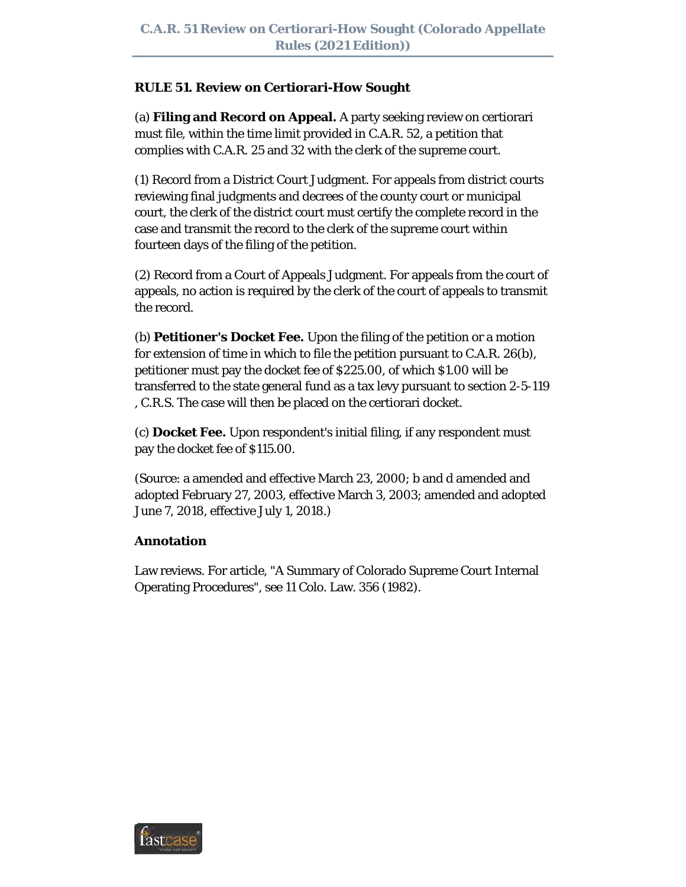## RULE 51. Review on Certiorari-How Sought

(a) **Filing and Record on Appeal.** A party seeking review on certiorari must file, within the time limit provided in C.A.R. 52, a petition that complies with C.A.R. 25 and 32 with the clerk of the supreme court.

(1) Record from a District Court Judgment. For appeals from district courts reviewing final judgments and decrees of the county court or municipal court, the clerk of the district court must certify the complete record in the case and transmit the record to the clerk of the supreme court within fourteen days of the filing of the petition.

(2) Record from a Court of Appeals Judgment. For appeals from the court of appeals, no action is required by the clerk of the court of appeals to transmit the record.

(b) **Petitioner's Docket Fee.** Upon the filing of the petition or a motion for extension of time in which to file the petition pursuant to C.A.R. 26(b), petitioner must pay the docket fee of $225.00, of which $1.00 will be transferred to the state general fund as a tax levy pursuant to section 2-5-119 , C.R.S. The case will then be placed on the certiorari docket.

(c) **Docket Fee.** Upon respondent's initial filing, if any respondent must pay the docket fee of $115.00.

(Source: a amended and effective March 23, 2000; b and d amended and adopted February 27, 2003, effective March 3, 2003; amended and adopted June 7, 2018, effective July 1, 2018.)

### Annotation

Law reviews. For article, "A Summary of Colorado Supreme Court Internal Operating Procedures", see 11 Colo. Law. 356 (1982).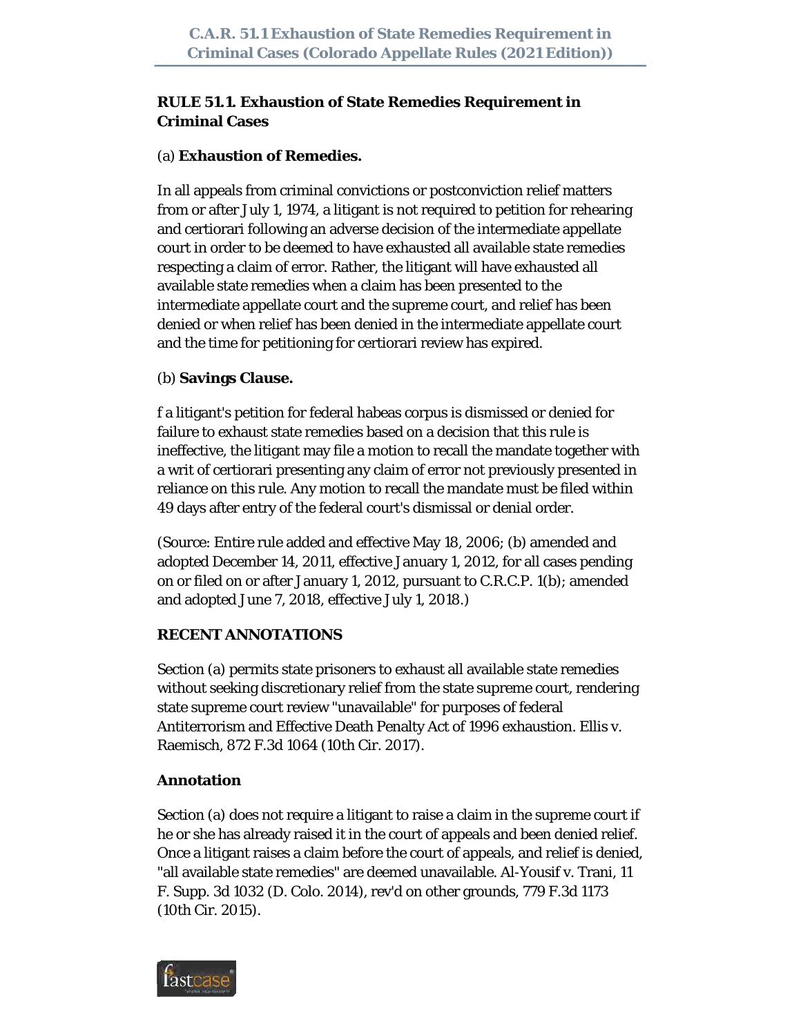**RULE 51.1. Exhaustion of State Remedies Requirement in Criminal Cases**

(a) **Exhaustion of Remedies.**

In all appeals from criminal convictions or postconviction relief matters from or after July 1, 1974, a litigant is not required to petition for rehearing and certiorari following an adverse decision of the intermediate appellate court in order to be deemed to have exhausted all available state remedies respecting a claim of error. Rather, the litigant will have exhausted all available state remedies when a claim has been presented to the intermediate appellate court and the supreme court, and relief has been denied or when relief has been denied in the intermediate appellate court and the time for petitioning for certiorari review has expired.

(b) **Savings Clause.**

f a litigant's petition for federal habeas corpus is dismissed or denied for failure to exhaust state remedies based on a decision that this rule is ineffective, the litigant may file a motion to recall the mandate together with a writ of certiorari presenting any claim of error not previously presented in reliance on this rule. Any motion to recall the mandate must be filed within 49 days after entry of the federal court's dismissal or denial order.

(Source: Entire rule added and effective May 18, 2006; (b) amended and adopted December 14, 2011, effective January 1, 2012, for all cases pending on or filed on or after January 1, 2012, pursuant to C.R.C.P. 1(b); amended and adopted June 7, 2018, effective July 1, 2018.)

**RECENT ANNOTATIONS**

Section (a) permits state prisoners to exhaust all available state remedies without seeking discretionary relief from the state supreme court, rendering state supreme court review "unavailable" for purposes of federal Antiterrorism and Effective Death Penalty Act of 1996 exhaustion. Ellis v. Raemisch, 872 F.3d 1064 (10th Cir. 2017).

**Annotation**

Section (a) does not require a litigant to raise a claim in the supreme court if he or she has already raised it in the court of appeals and been denied relief. Once a litigant raises a claim before the court of appeals, and relief is denied, "all available state remedies" are deemed unavailable. Al-Yousif v. Trani, 11 F. Supp. 3d 1032 (D. Colo. 2014), rev'd on other grounds, 779 F.3d 1173 (10th Cir. 2015).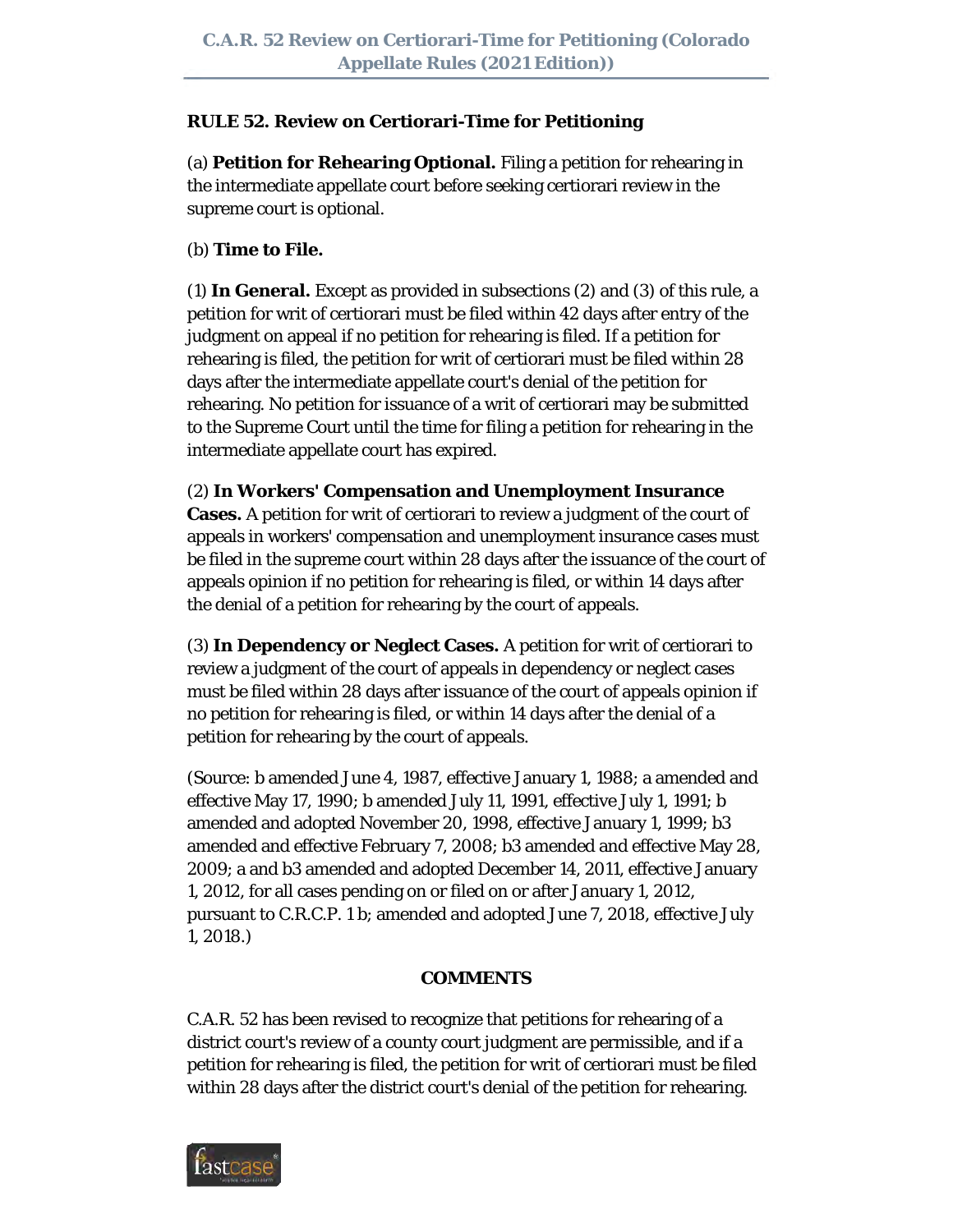**RULE 52. Review on Certiorari-Time for Petitioning**

(a) **Petition for Rehearing Optional.** Filing a petition for rehearing in the intermediate appellate court before seeking certiorari review in the supreme court is optional.

(b) **Time to File.**

(1) **In General.** Except as provided in subsections (2) and (3) of this rule, a petition for writ of certiorari must be filed within 42 days after entry of the judgment on appeal if no petition for rehearing is filed. If a petition for rehearing is filed, the petition for writ of certiorari must be filed within 28 days after the intermediate appellate court's denial of the petition for rehearing. No petition for issuance of a writ of certiorari may be submitted to the Supreme Court until the time for filing a petition for rehearing in the intermediate appellate court has expired.

(2) **In Workers' Compensation and Unemployment Insurance Cases.** A petition for writ of certiorari to review a judgment of the court of appeals in workers' compensation and unemployment insurance cases must be filed in the supreme court within 28 days after the issuance of the court of appeals opinion if no petition for rehearing is filed, or within 14 days after the denial of a petition for rehearing by the court of appeals.

(3) **In Dependency or Neglect Cases.** A petition for writ of certiorari to review a judgment of the court of appeals in dependency or neglect cases must be filed within 28 days after issuance of the court of appeals opinion if no petition for rehearing is filed, or within 14 days after the denial of a petition for rehearing by the court of appeals.

(Source: b amended June 4, 1987, effective January 1, 1988; a amended and effective May 17, 1990; b amended July 11, 1991, effective July 1, 1991; b amended and adopted November 20, 1998, effective January 1, 1999; b3 amended and effective February 7, 2008; b3 amended and effective May 28, 2009; a and b3 amended and adopted December 14, 2011, effective January 1, 2012, for all cases pending on or filed on or after January 1, 2012, pursuant to C.R.C.P. 1 b; amended and adopted June 7, 2018, effective July 1, 2018.)

**COMMENTS**

C.A.R. 52 has been revised to recognize that petitions for rehearing of a district court's review of a county court judgment are permissible, and if a petition for rehearing is filed, the petition for writ of certiorari must be filed within 28 days after the district court's denial of the petition for rehearing.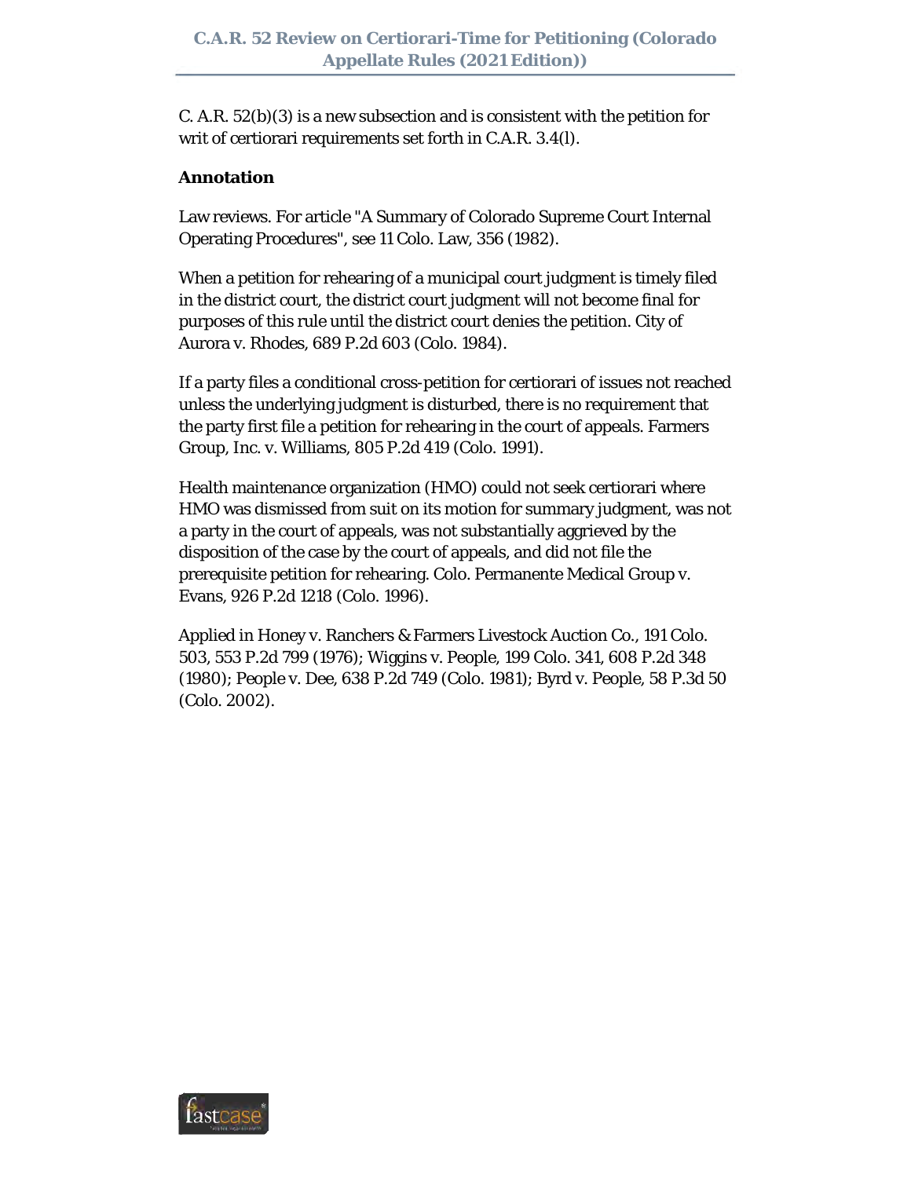C. A.R. 52(b)(3) is a new subsection and is consistent with the petition for writ of certiorari requirements set forth in C.A.R. 3.4(l).

**Annotation**

Law reviews. For article "A Summary of Colorado Supreme Court Internal Operating Procedures", see 11 Colo. Law, 356 (1982).

When a petition for rehearing of a municipal court judgment is timely filed in the district court, the district court judgment will not become final for purposes of this rule until the district court denies the petition. City of Aurora v. Rhodes, 689 P.2d 603 (Colo. 1984).

If a party files a conditional cross-petition for certiorari of issues not reached unless the underlying judgment is disturbed, there is no requirement that the party first file a petition for rehearing in the court of appeals. Farmers Group, Inc. v. Williams, 805 P.2d 419 (Colo. 1991).

Health maintenance organization (HMO) could not seek certiorari where HMO was dismissed from suit on its motion for summary judgment, was not a party in the court of appeals, was not substantially aggrieved by the disposition of the case by the court of appeals, and did not file the prerequisite petition for rehearing. Colo. Permanente Medical Group v. Evans, 926 P.2d 1218 (Colo. 1996).

Applied in Honey v. Ranchers & Farmers Livestock Auction Co., 191 Colo. 503, 553 P.2d 799 (1976); Wiggins v. People, 199 Colo. 341, 608 P.2d 348 (1980); People v. Dee, 638 P.2d 749 (Colo. 1981); Byrd v. People, 58 P.3d 50 (Colo. 2002).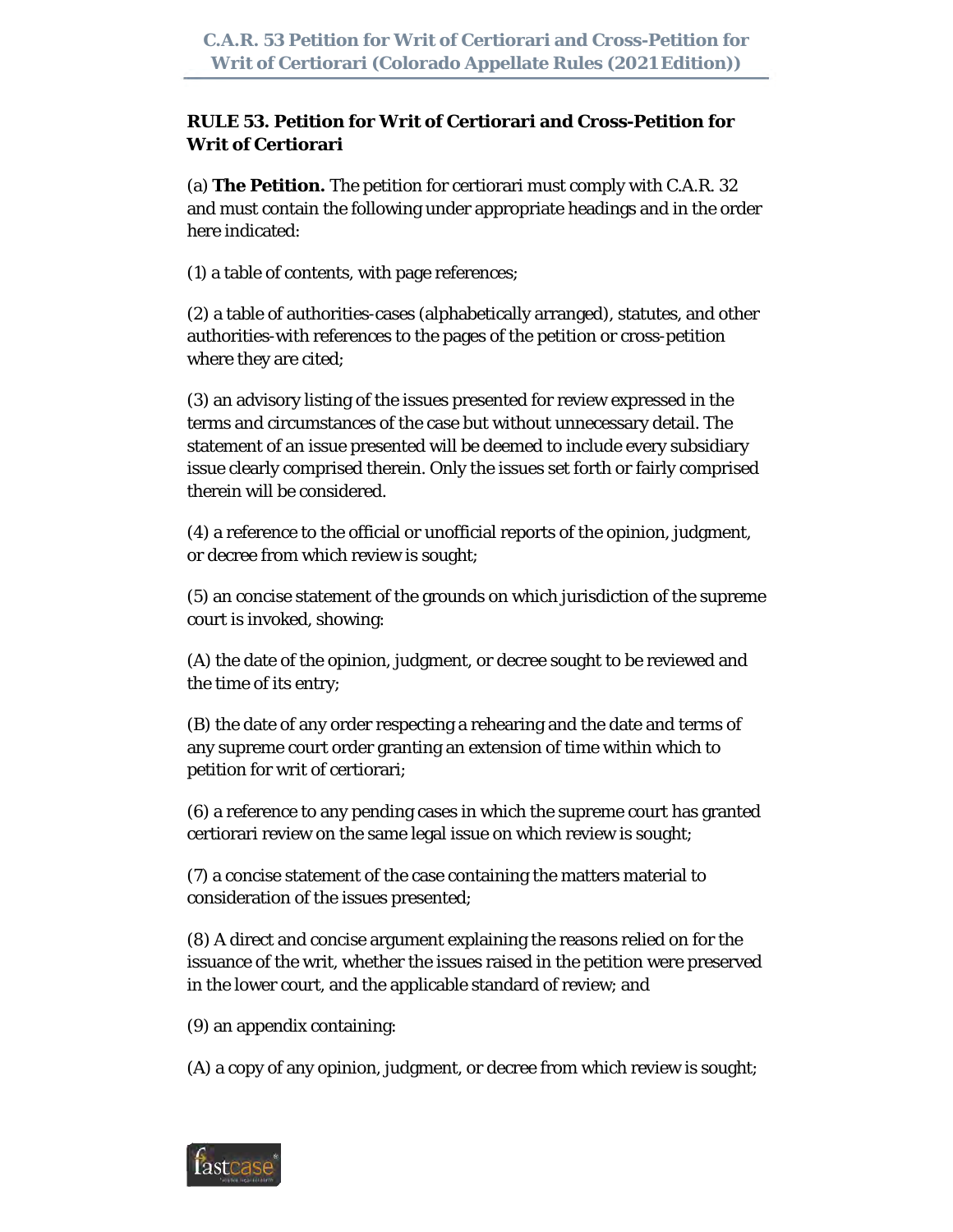**RULE 53. Petition for Writ of Certiorari and Cross-Petition for Writ of Certiorari**

(a) **The Petition.** The petition for certiorari must comply with C.A.R. 32 and must contain the following under appropriate headings and in the order here indicated:

(1) a table of contents, with page references;

(2) a table of authorities-cases (alphabetically arranged), statutes, and other authorities-with references to the pages of the petition or cross-petition where they are cited;

(3) an advisory listing of the issues presented for review expressed in the terms and circumstances of the case but without unnecessary detail. The statement of an issue presented will be deemed to include every subsidiary issue clearly comprised therein. Only the issues set forth or fairly comprised therein will be considered.

(4) a reference to the official or unofficial reports of the opinion, judgment, or decree from which review is sought;

(5) an concise statement of the grounds on which jurisdiction of the supreme court is invoked, showing:

(A) the date of the opinion, judgment, or decree sought to be reviewed and the time of its entry;

(B) the date of any order respecting a rehearing and the date and terms of any supreme court order granting an extension of time within which to petition for writ of certiorari;

(6) a reference to any pending cases in which the supreme court has granted certiorari review on the same legal issue on which review is sought;

(7) a concise statement of the case containing the matters material to consideration of the issues presented;

(8) A direct and concise argument explaining the reasons relied on for the issuance of the writ, whether the issues raised in the petition were preserved in the lower court, and the applicable standard of review; and

(9) an appendix containing:

(A) a copy of any opinion, judgment, or decree from which review is sought;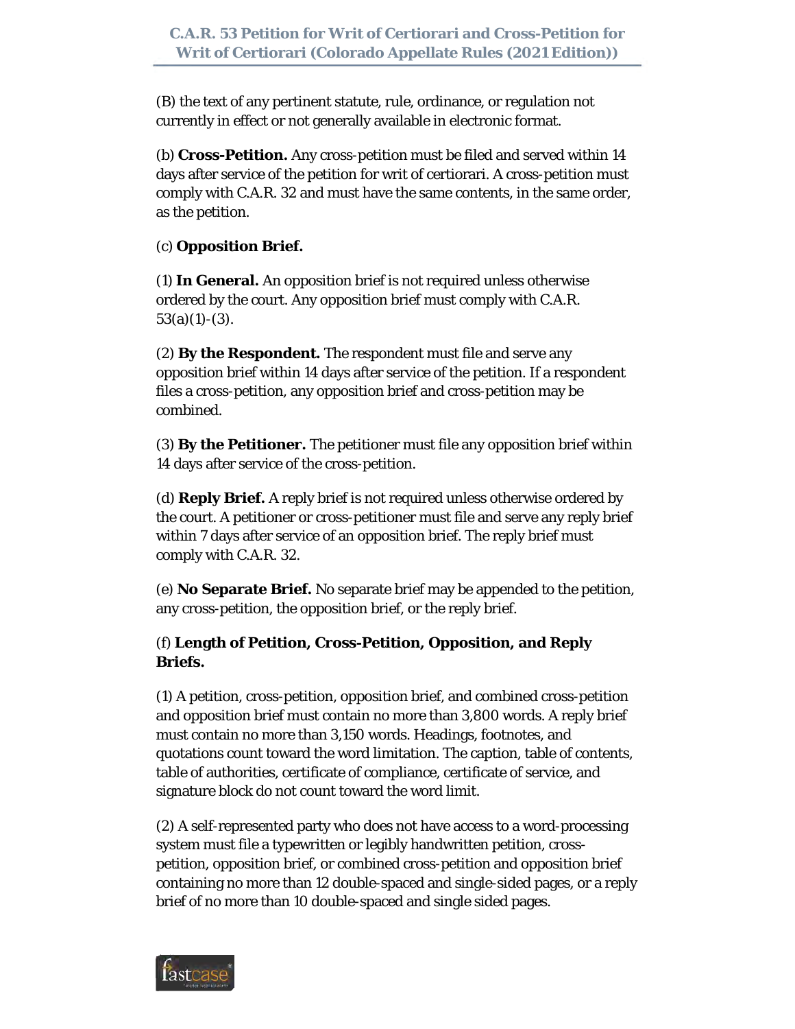(B) the text of any pertinent statute, rule, ordinance, or regulation not currently in effect or not generally available in electronic format.

(b) **Cross-Petition.** Any cross-petition must be filed and served within 14 days after service of the petition for writ of certiorari. A cross-petition must comply with C.A.R. 32 and must have the same contents, in the same order, as the petition.

(c) **Opposition Brief.**

(1) **In General.** An opposition brief is not required unless otherwise ordered by the court. Any opposition brief must comply with C.A.R. 53(a)(1)-(3).

(2) **By the Respondent.** The respondent must file and serve any opposition brief within 14 days after service of the petition. If a respondent files a cross-petition, any opposition brief and cross-petition may be combined.

(3) **By the Petitioner.** The petitioner must file any opposition brief within 14 days after service of the cross-petition.

(d) **Reply Brief.** A reply brief is not required unless otherwise ordered by the court. A petitioner or cross-petitioner must file and serve any reply brief within 7 days after service of an opposition brief. The reply brief must comply with C.A.R. 32.

(e) **No Separate Brief.** No separate brief may be appended to the petition, any cross-petition, the opposition brief, or the reply brief.

(f) **Length of Petition, Cross-Petition, Opposition, and Reply Briefs.**

(1) A petition, cross-petition, opposition brief, and combined cross-petition and opposition brief must contain no more than 3,800 words. A reply brief must contain no more than 3,150 words. Headings, footnotes, and quotations count toward the word limitation. The caption, table of contents, table of authorities, certificate of compliance, certificate of service, and signature block do not count toward the word limit.

(2) A self-represented party who does not have access to a word-processing system must file a typewritten or legibly handwritten petition, cross-petition, opposition brief, or combined cross-petition and opposition brief containing no more than 12 double-spaced and single-sided pages, or a reply brief of no more than 10 double-spaced and single sided pages.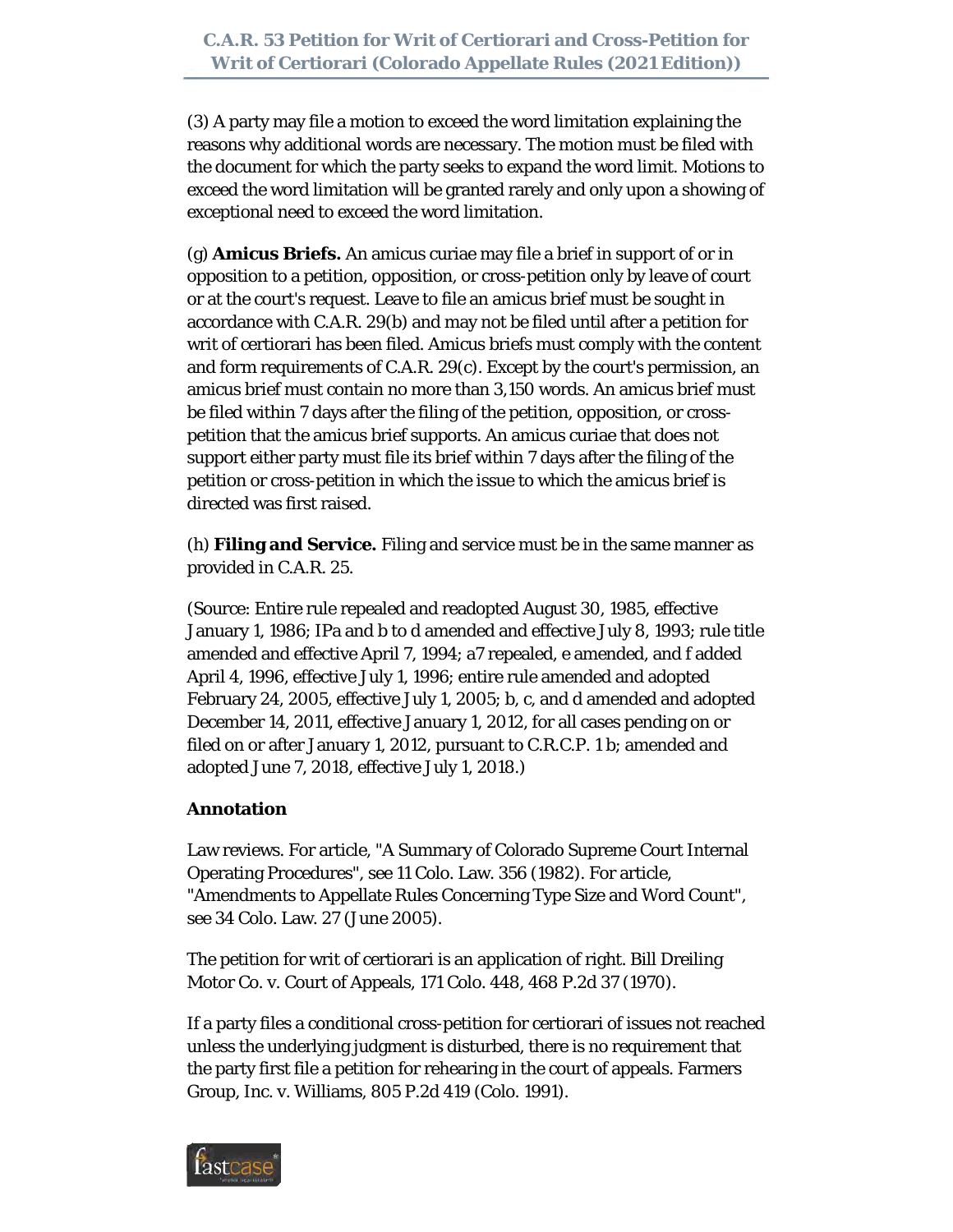(3) A party may file a motion to exceed the word limitation explaining the reasons why additional words are necessary. The motion must be filed with the document for which the party seeks to expand the word limit. Motions to exceed the word limitation will be granted rarely and only upon a showing of exceptional need to exceed the word limitation.

(g) **Amicus Briefs.** An amicus curiae may file a brief in support of or in opposition to a petition, opposition, or cross-petition only by leave of court or at the court's request. Leave to file an amicus brief must be sought in accordance with C.A.R. 29(b) and may not be filed until after a petition for writ of certiorari has been filed. Amicus briefs must comply with the content and form requirements of C.A.R. 29(c). Except by the court's permission, an amicus brief must contain no more than 3,150 words. An amicus brief must be filed within 7 days after the filing of the petition, opposition, or cross-petition that the amicus brief supports. An amicus curiae that does not support either party must file its brief within 7 days after the filing of the petition or cross-petition in which the issue to which the amicus brief is directed was first raised.

(h) **Filing and Service.** Filing and service must be in the same manner as provided in C.A.R. 25.

(Source: Entire rule repealed and readopted August 30, 1985, effective January 1, 1986; IPa and b to d amended and effective July 8, 1993; rule title amended and effective April 7, 1994; a7 repealed, e amended, and f added April 4, 1996, effective July 1, 1996; entire rule amended and adopted February 24, 2005, effective July 1, 2005; b, c, and d amended and adopted December 14, 2011, effective January 1, 2012, for all cases pending on or filed on or after January 1, 2012, pursuant to C.R.C.P. 1 b; amended and adopted June 7, 2018, effective July 1, 2018.)

**Annotation**

Law reviews. For article, "A Summary of Colorado Supreme Court Internal Operating Procedures", see 11 Colo. Law. 356 (1982). For article, "Amendments to Appellate Rules Concerning Type Size and Word Count", see 34 Colo. Law. 27 (June 2005).

The petition for writ of certiorari is an application of right. Bill Dreiling Motor Co. v. Court of Appeals, 171 Colo. 448, 468 P.2d 37 (1970).

If a party files a conditional cross-petition for certiorari of issues not reached unless the underlying judgment is disturbed, there is no requirement that the party first file a petition for rehearing in the court of appeals. Farmers Group, Inc. v. Williams, 805 P.2d 419 (Colo. 1991).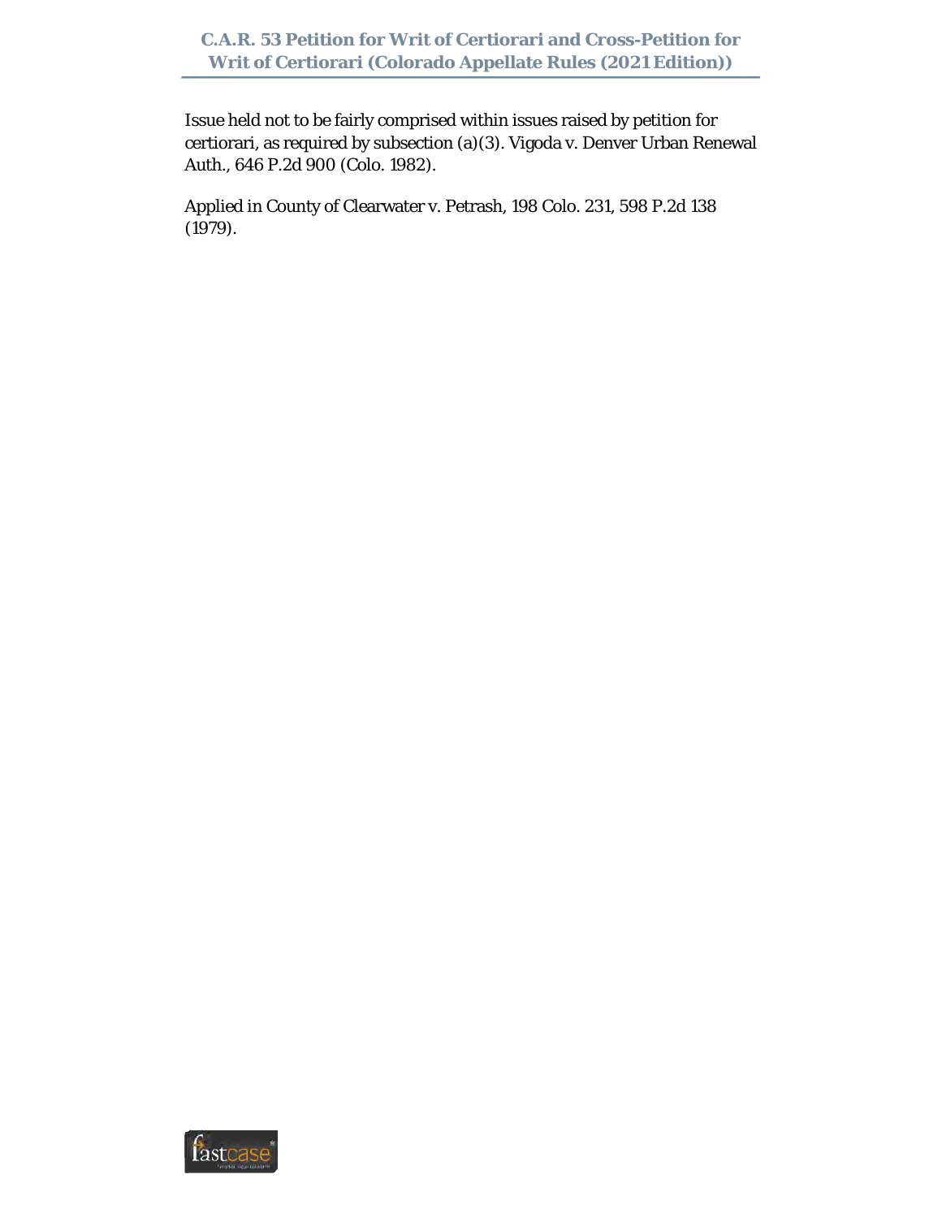Issue held not to be fairly comprised within issues raised by petition for certiorari, as required by subsection (a)(3). Vigoda v. Denver Urban Renewal Auth., 646 P.2d 900 (Colo. 1982).

Applied in County of Clearwater v. Petrash, 198 Colo. 231, 598 P.2d 138 (1979).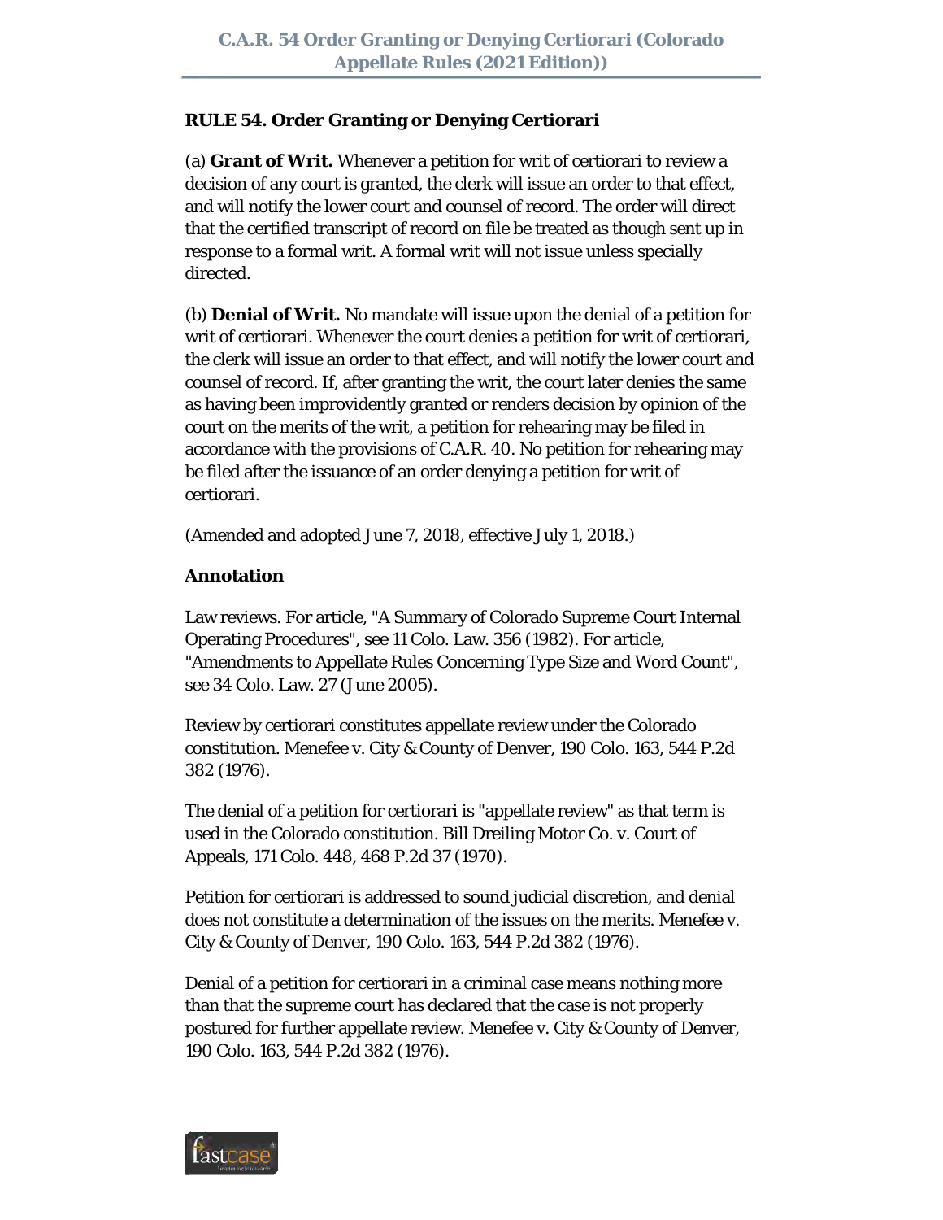**RULE 54. Order Granting or Denying Certiorari**

(a) **Grant of Writ.** Whenever a petition for writ of certiorari to review a decision of any court is granted, the clerk will issue an order to that effect, and will notify the lower court and counsel of record. The order will direct that the certified transcript of record on file be treated as though sent up in response to a formal writ. A formal writ will not issue unless specially directed.

(b) **Denial of Writ.** No mandate will issue upon the denial of a petition for writ of certiorari. Whenever the court denies a petition for writ of certiorari, the clerk will issue an order to that effect, and will notify the lower court and counsel of record. If, after granting the writ, the court later denies the same as having been improvidently granted or renders decision by opinion of the court on the merits of the writ, a petition for rehearing may be filed in accordance with the provisions of C.A.R. 40. No petition for rehearing may be filed after the issuance of an order denying a petition for writ of certiorari.

(Amended and adopted June 7, 2018, effective July 1, 2018.)

**Annotation**

Law reviews. For article, "A Summary of Colorado Supreme Court Internal Operating Procedures", see 11 Colo. Law. 356 (1982). For article, "Amendments to Appellate Rules Concerning Type Size and Word Count", see 34 Colo. Law. 27 (June 2005).

Review by certiorari constitutes appellate review under the Colorado constitution. Menefee v. City & County of Denver, 190 Colo. 163, 544 P.2d 382 (1976).

The denial of a petition for certiorari is "appellate review" as that term is used in the Colorado constitution. Bill Dreiling Motor Co. v. Court of Appeals, 171 Colo. 448, 468 P.2d 37 (1970).

Petition for certiorari is addressed to sound judicial discretion, and denial does not constitute a determination of the issues on the merits. Menefee v. City & County of Denver, 190 Colo. 163, 544 P.2d 382 (1976).

Denial of a petition for certiorari in a criminal case means nothing more than that the supreme court has declared that the case is not properly postured for further appellate review. Menefee v. City & County of Denver, 190 Colo. 163, 544 P.2d 382 (1976).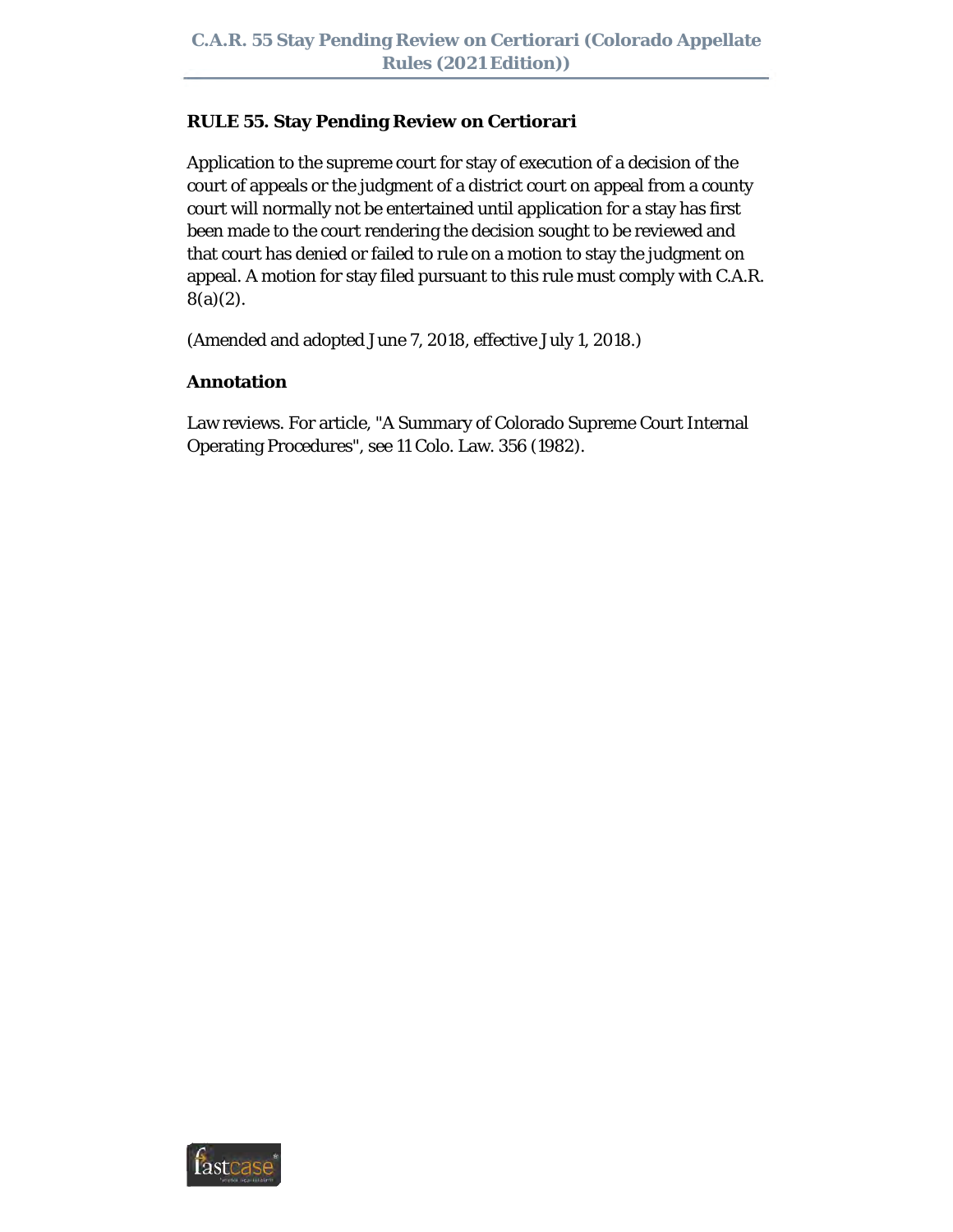## RULE 55. Stay Pending Review on Certiorari

Application to the supreme court for stay of execution of a decision of the court of appeals or the judgment of a district court on appeal from a county court will normally not be entertained until application for a stay has first been made to the court rendering the decision sought to be reviewed and that court has denied or failed to rule on a motion to stay the judgment on appeal. A motion for stay filed pursuant to this rule must comply with C.A.R. 8(a)(2).

(Amended and adopted June 7, 2018, effective July 1, 2018.)

### Annotation

Law reviews. For article, "A Summary of Colorado Supreme Court Internal Operating Procedures", see 11 Colo. Law. 356 (1982).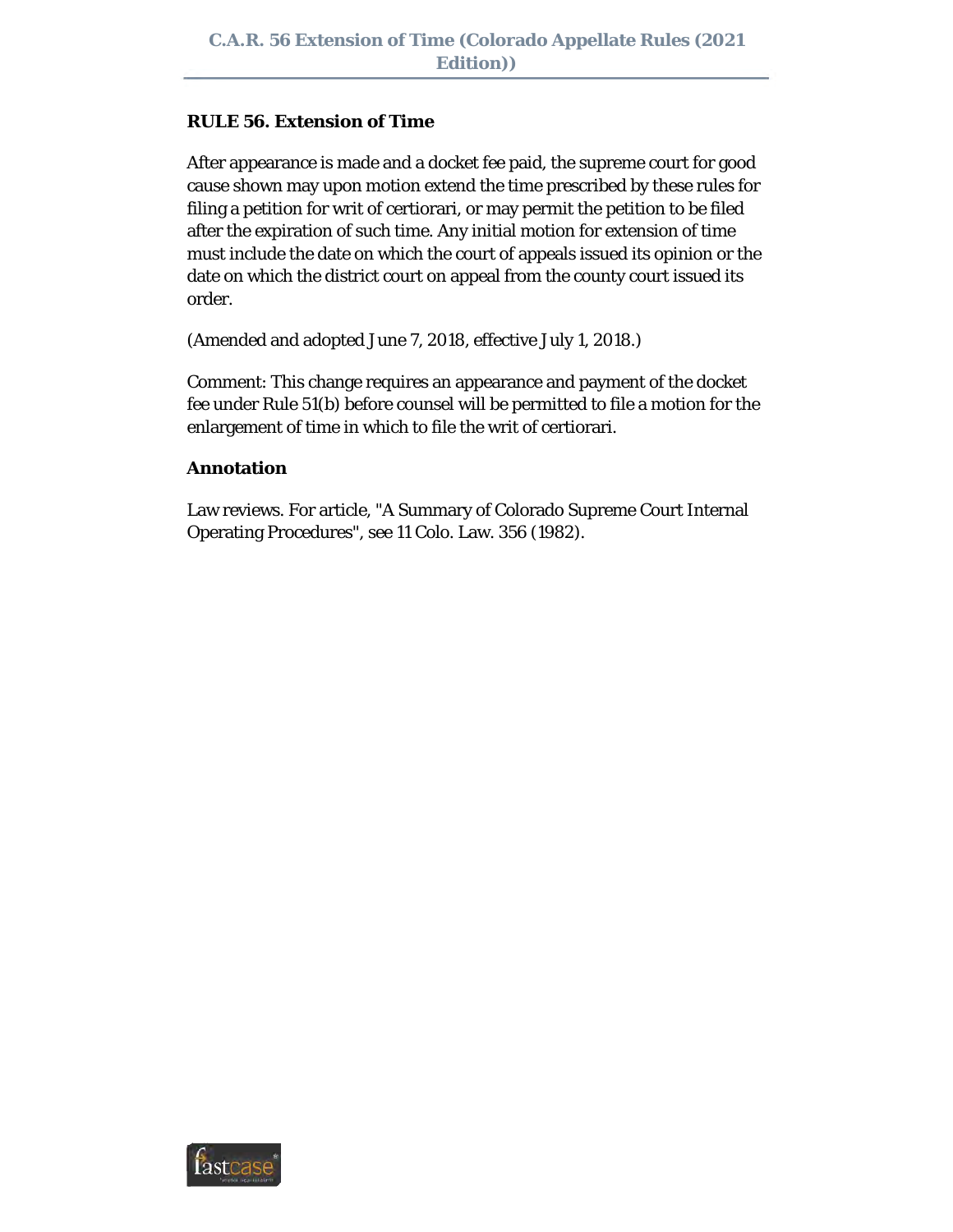## RULE 56. Extension of Time

After appearance is made and a docket fee paid, the supreme court for good cause shown may upon motion extend the time prescribed by these rules for filing a petition for writ of certiorari, or may permit the petition to be filed after the expiration of such time. Any initial motion for extension of time must include the date on which the court of appeals issued its opinion or the date on which the district court on appeal from the county court issued its order.

(Amended and adopted June 7, 2018, effective July 1, 2018.)

Comment: This change requires an appearance and payment of the docket fee under Rule 51(b) before counsel will be permitted to file a motion for the enlargement of time in which to file the writ of certiorari.

### Annotation

Law reviews. For article, "A Summary of Colorado Supreme Court Internal Operating Procedures", see 11 Colo. Law. 356 (1982).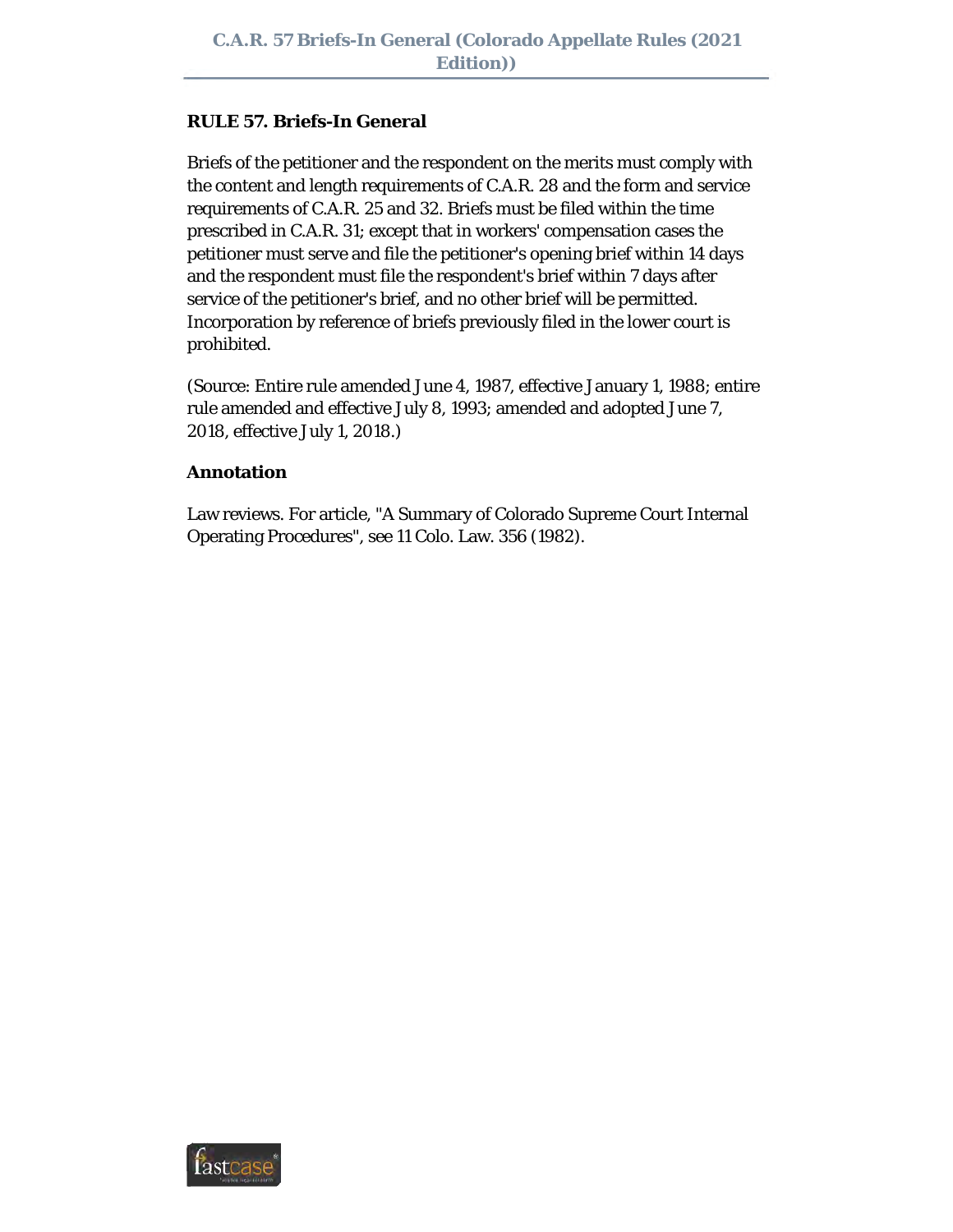## RULE 57. Briefs-In General

Briefs of the petitioner and the respondent on the merits must comply with the content and length requirements of C.A.R. 28 and the form and service requirements of C.A.R. 25 and 32. Briefs must be filed within the time prescribed in C.A.R. 31; except that in workers' compensation cases the petitioner must serve and file the petitioner's opening brief within 14 days and the respondent must file the respondent's brief within 7 days after service of the petitioner's brief, and no other brief will be permitted. Incorporation by reference of briefs previously filed in the lower court is prohibited.

(Source: Entire rule amended June 4, 1987, effective January 1, 1988; entire rule amended and effective July 8, 1993; amended and adopted June 7, 2018, effective July 1, 2018.)

### Annotation

Law reviews. For article, "A Summary of Colorado Supreme Court Internal Operating Procedures", see 11 Colo. Law. 356 (1982).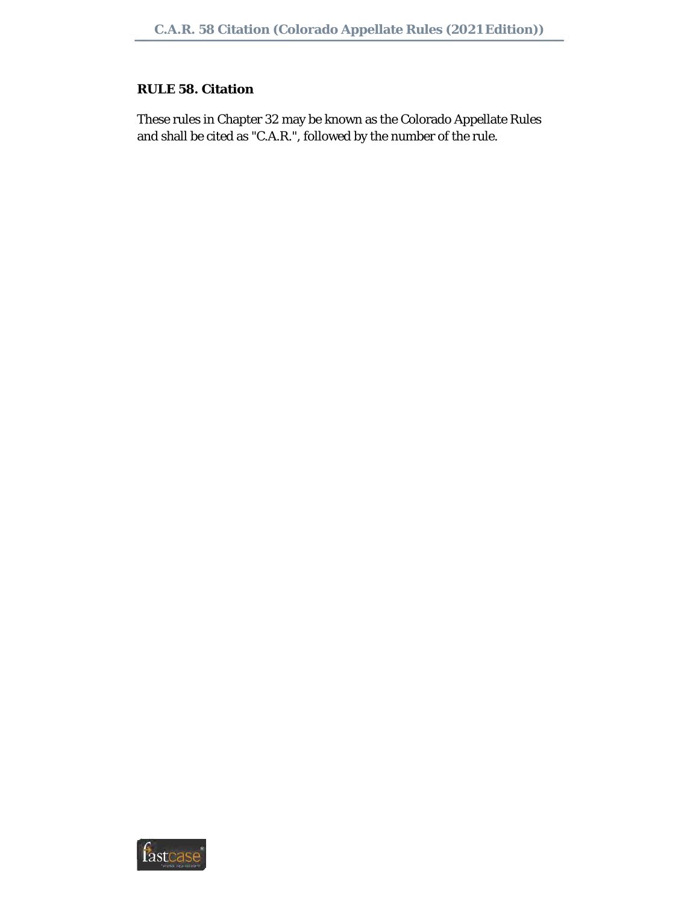**RULE 58. Citation**

These rules in Chapter 32 may be known as the Colorado Appellate Rules and shall be cited as "C.A.R.", followed by the number of the rule.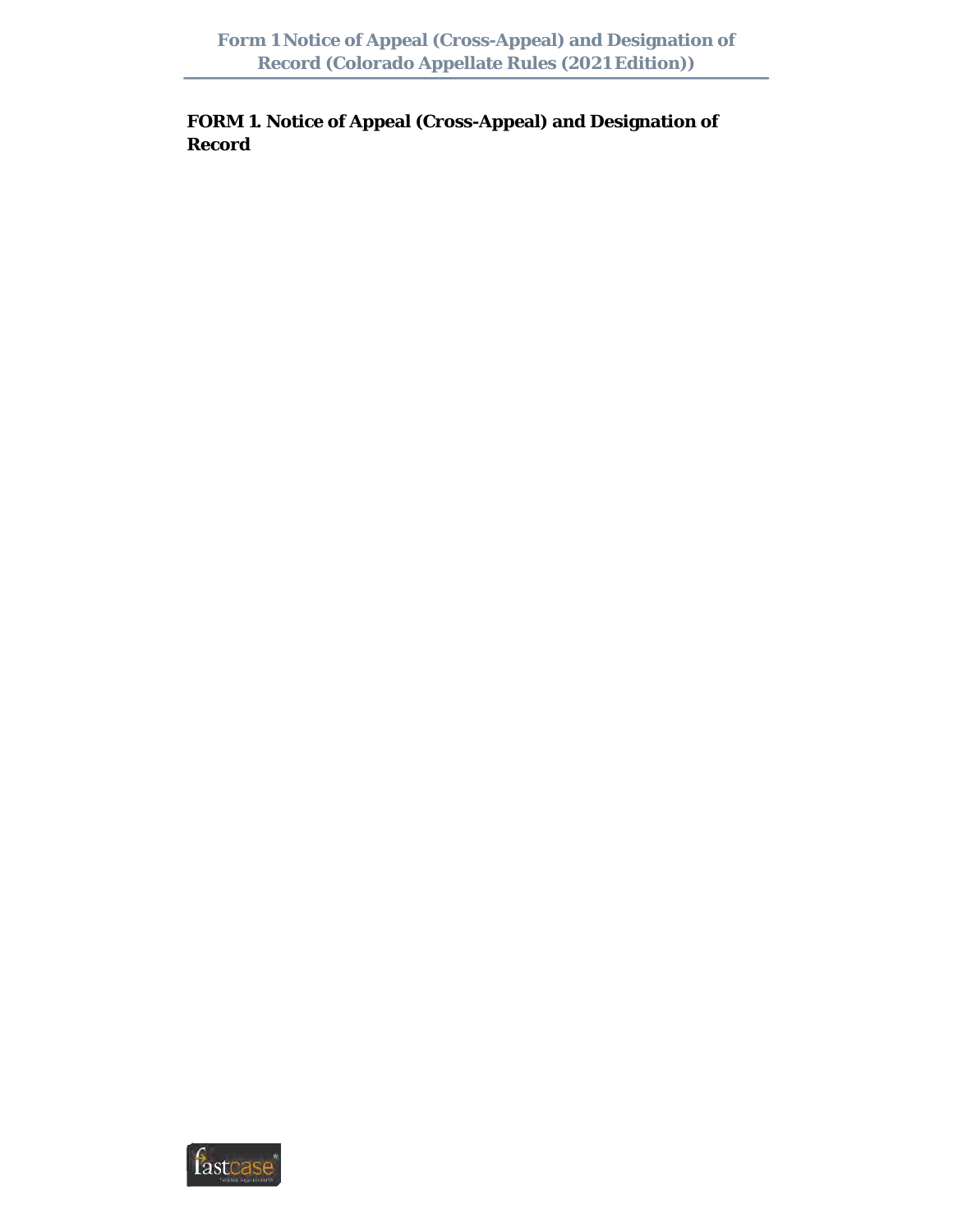**FORM 1. Notice of Appeal (Cross-Appeal) and Designation of Record**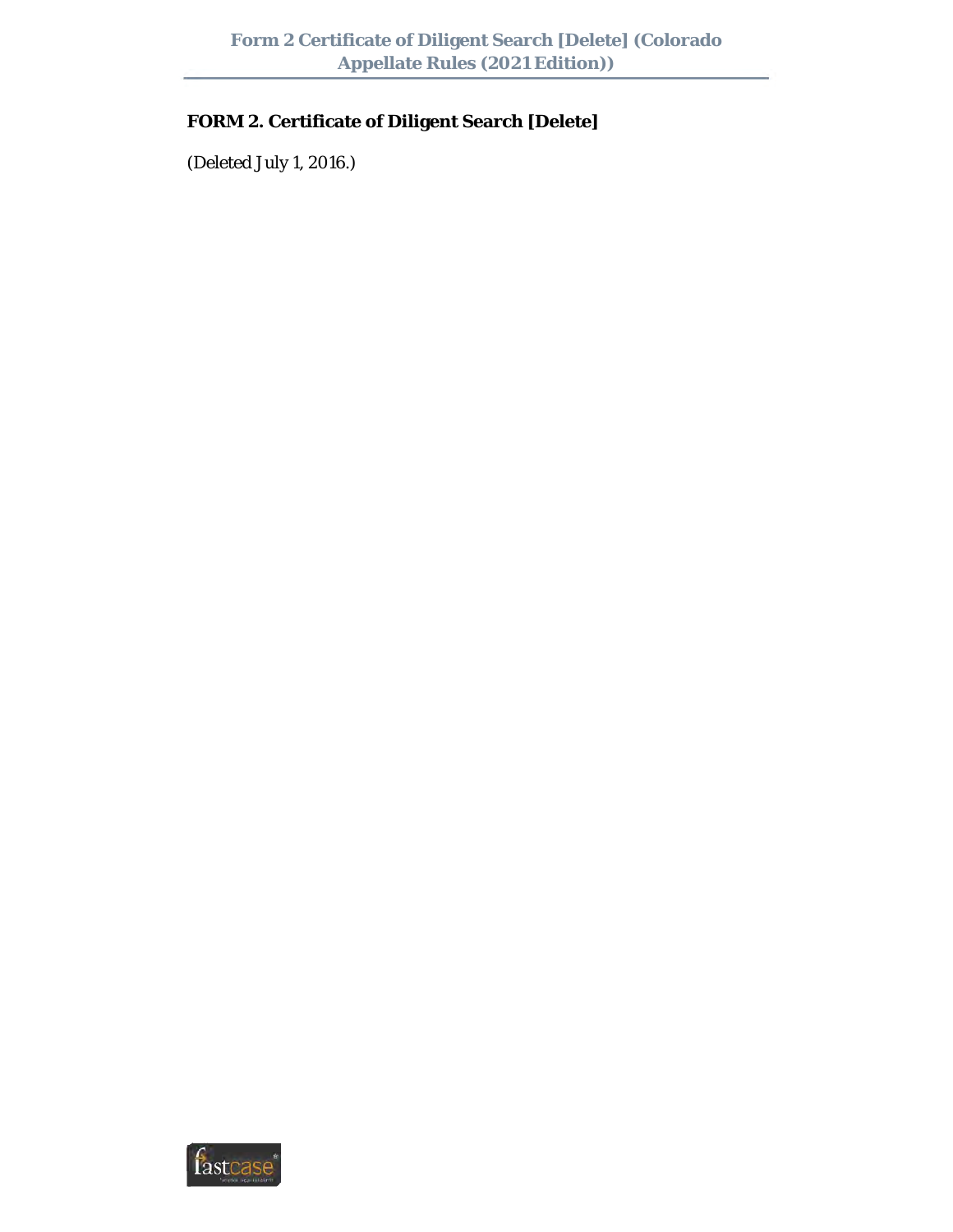**FORM 2. Certificate of Diligent Search [Delete]**

(Deleted July 1, 2016.)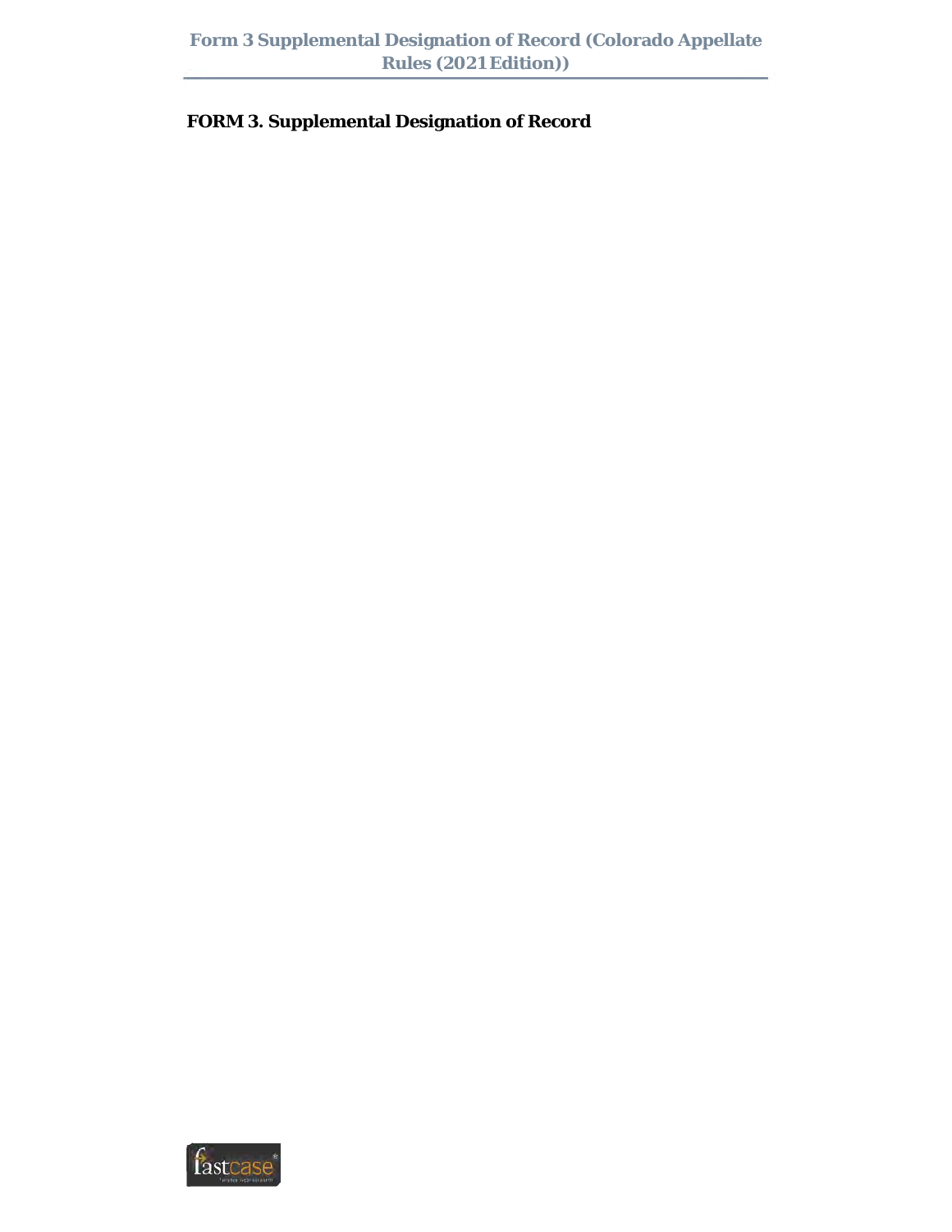**FORM 3. Supplemental Designation of Record**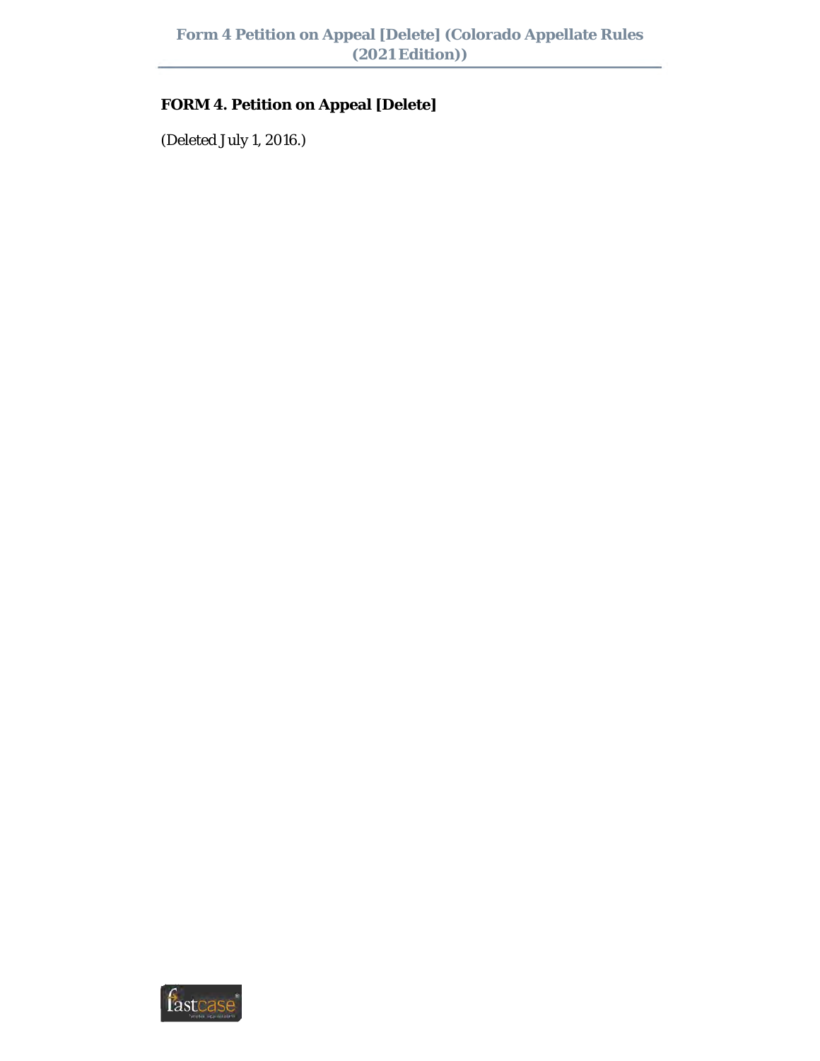**FORM 4. Petition on Appeal [Delete]**

(Deleted July 1, 2016.)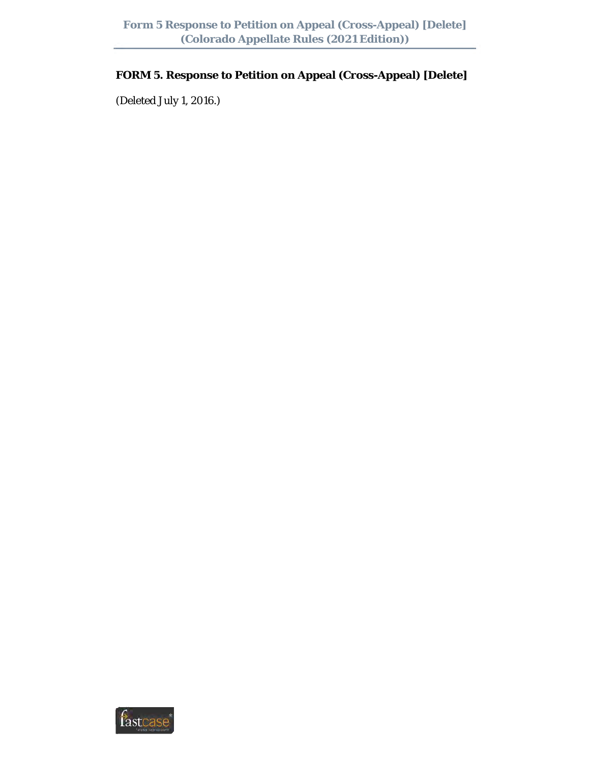**FORM 5. Response to Petition on Appeal (Cross-Appeal) [Delete]**

(Deleted July 1, 2016.)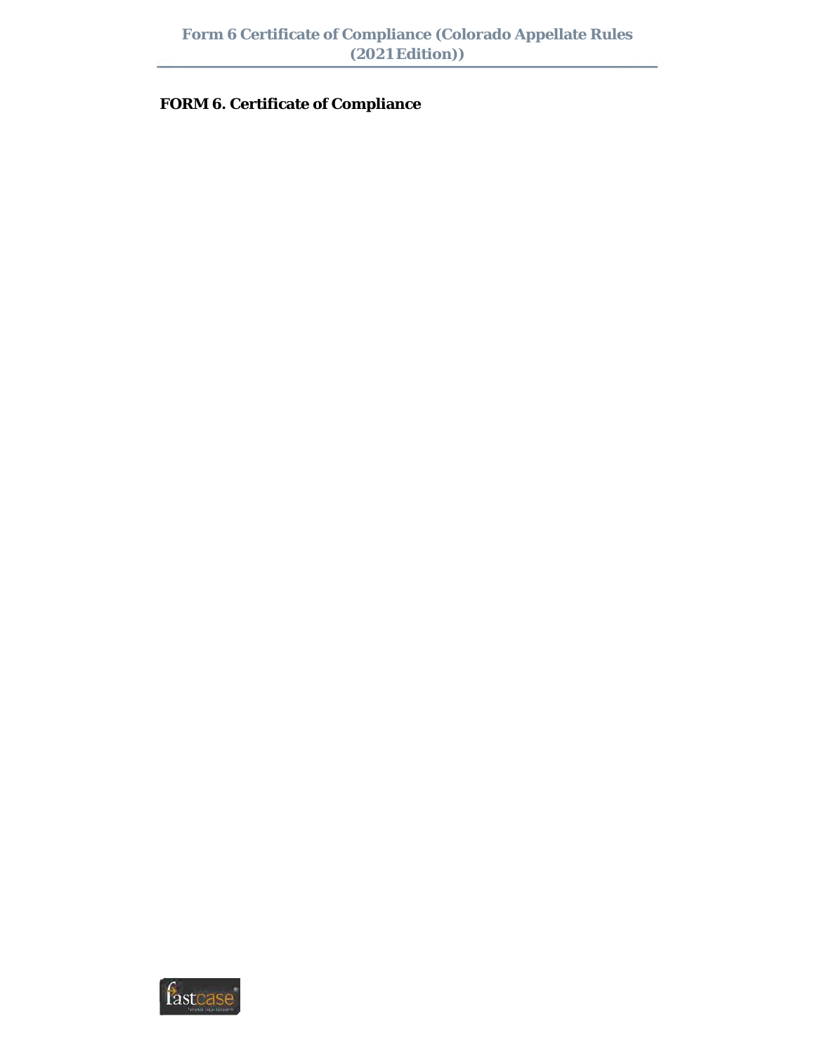**FORM 6. Certificate of Compliance**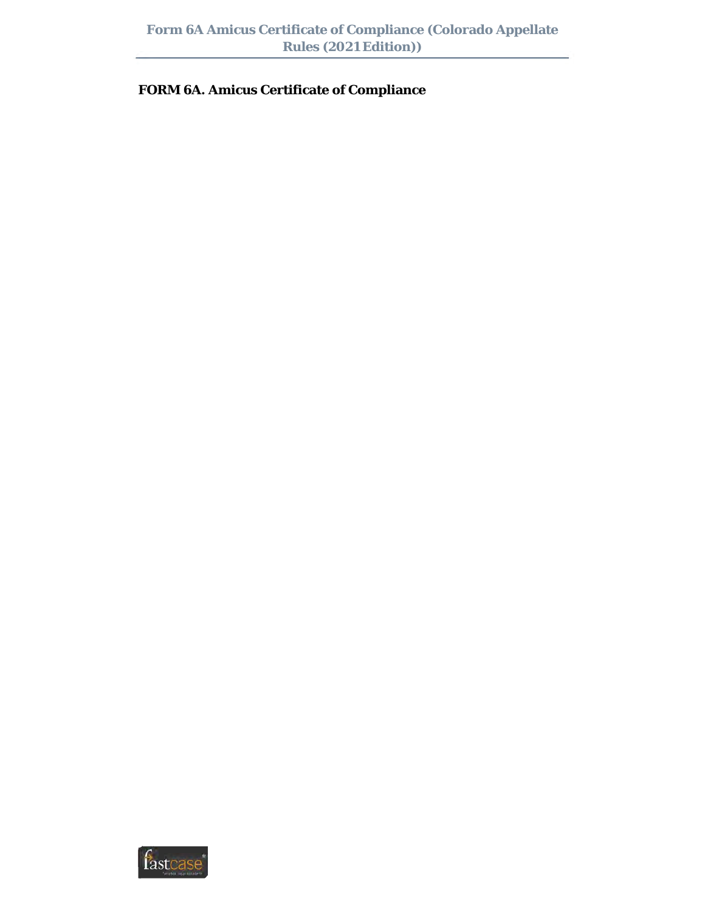**FORM 6A. Amicus Certificate of Compliance**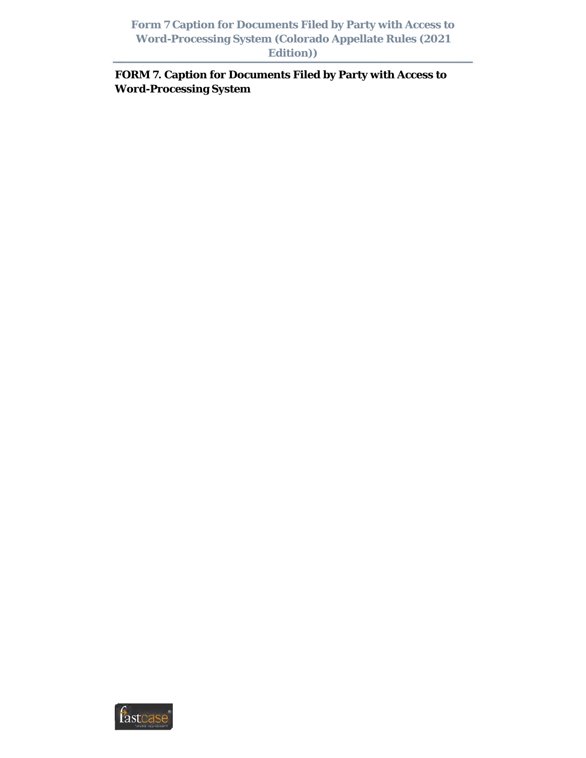# FORM 7. Caption for Documents Filed by Party with Access to Word-Processing System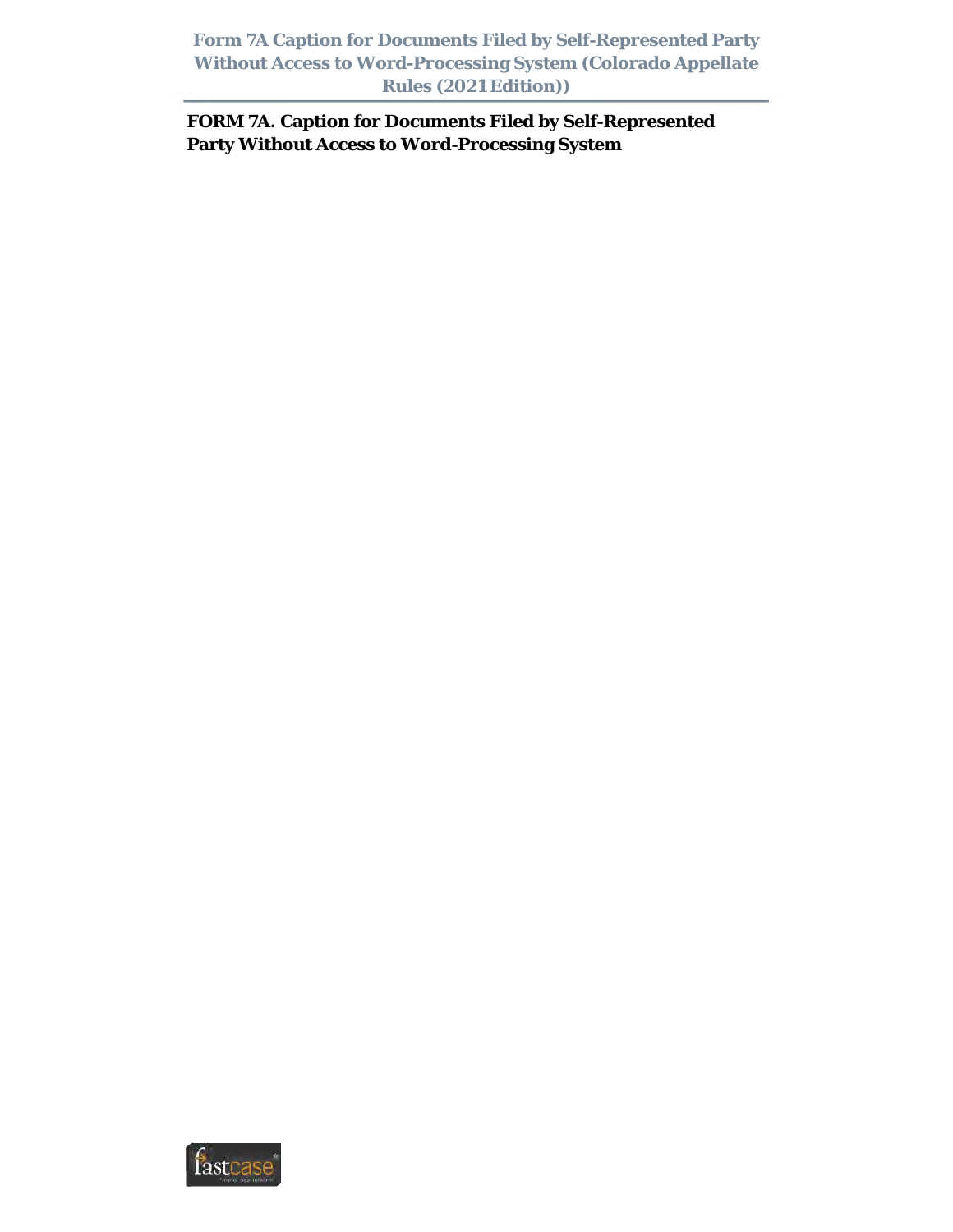**FORM 7A. Caption for Documents Filed by Self-Represented Party Without Access to Word-Processing System**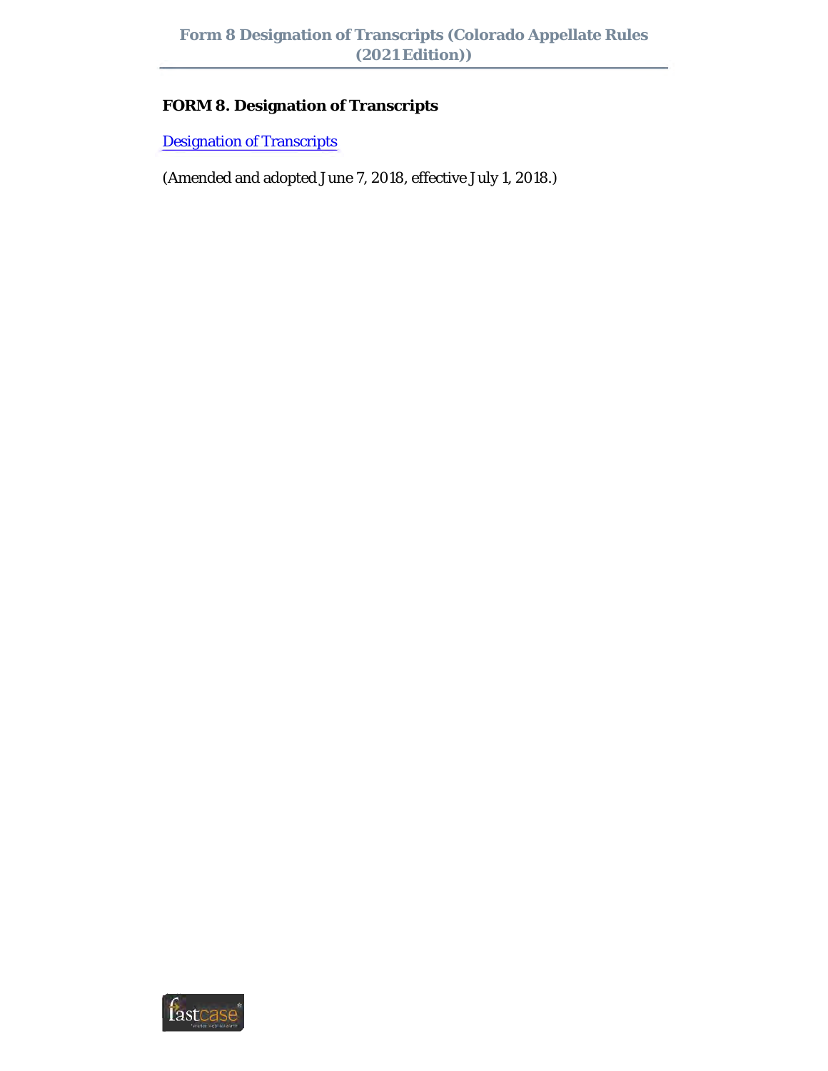# FORM 8. Designation of Transcripts

Designation of Transcripts

(Amended and adopted June 7, 2018, effective July 1, 2018.)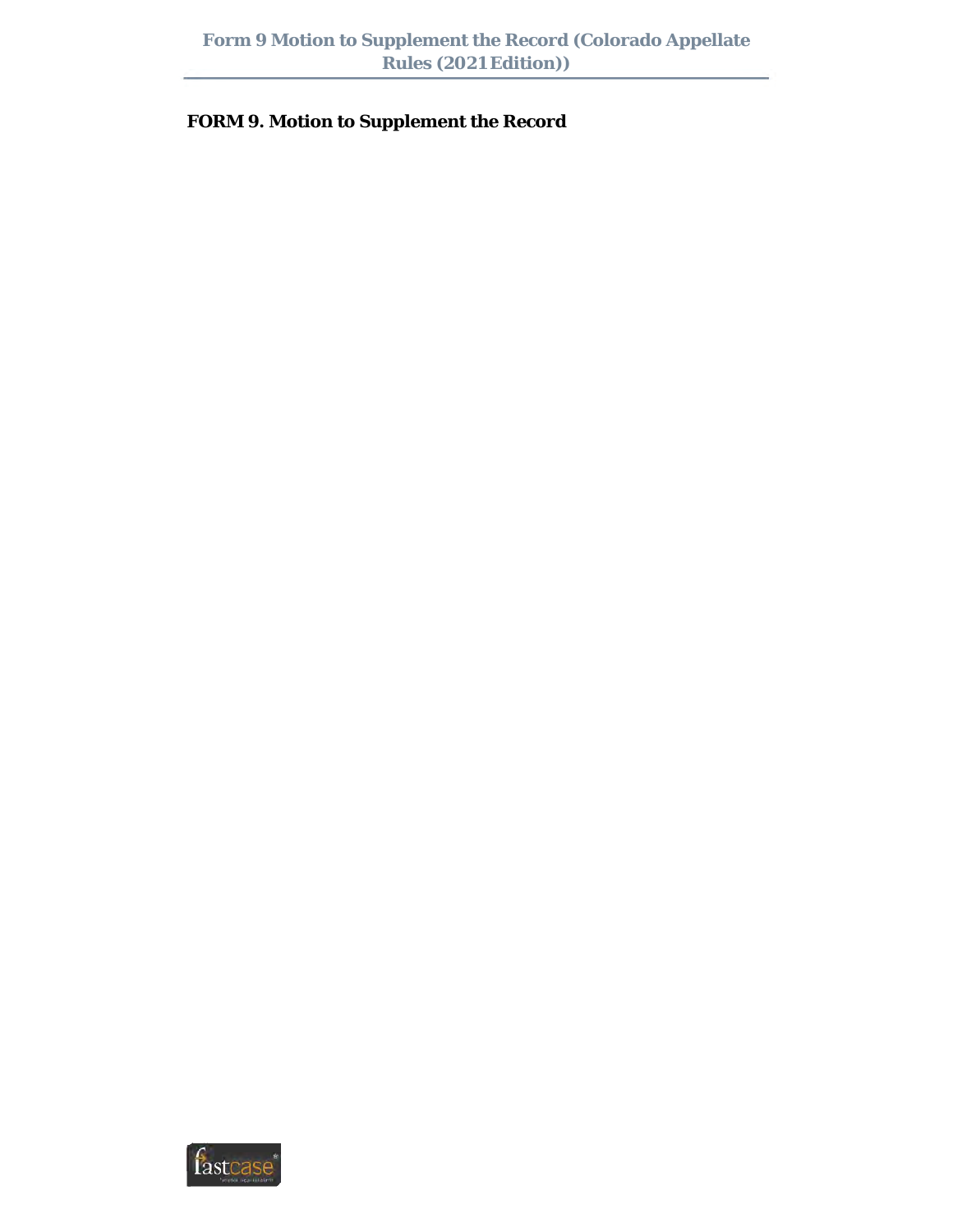**FORM 9. Motion to Supplement the Record**